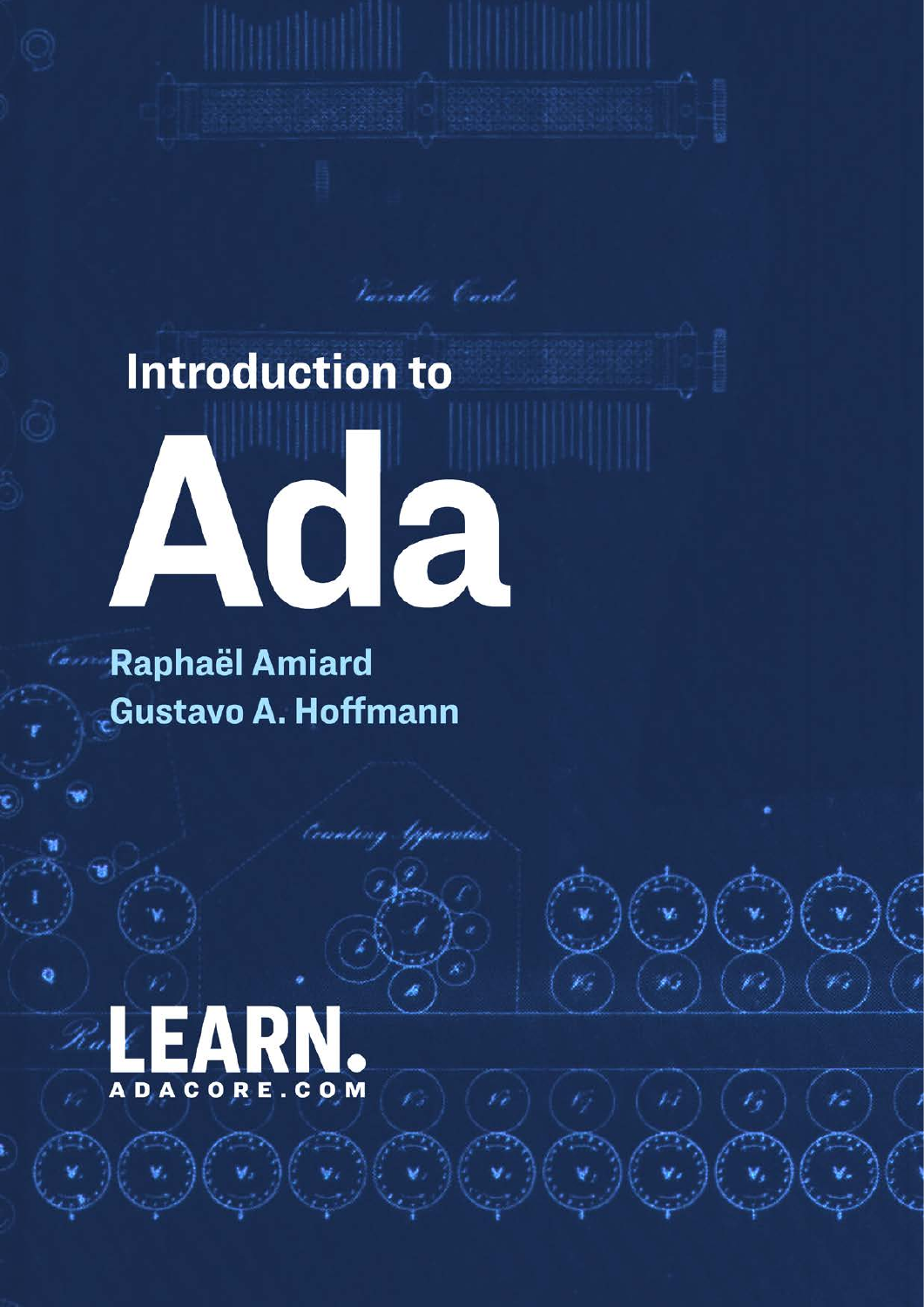# Introduction to Ada

**Raphaël Amiard**
**Gustavo A. Hoffmann**

LEARN.
ADACORE.COM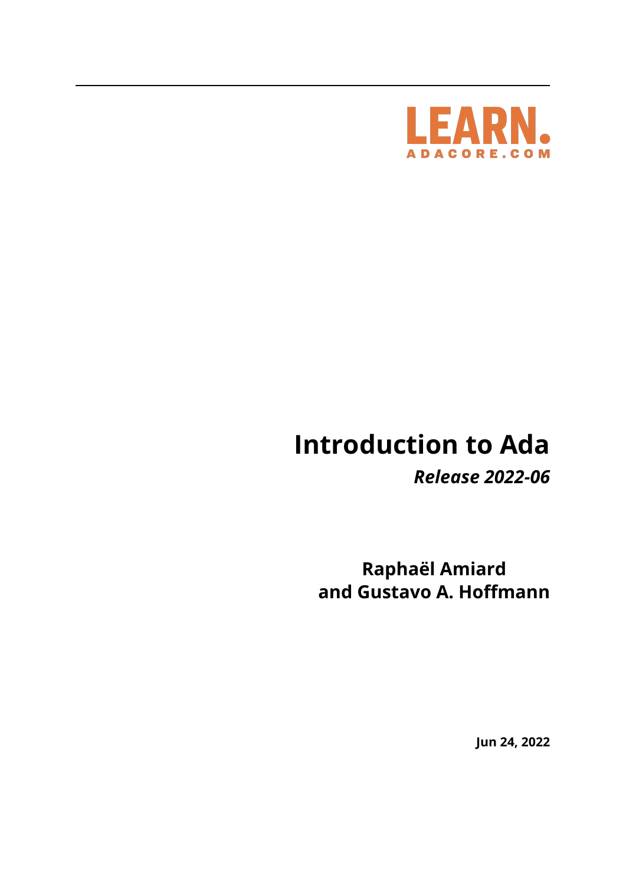LEARN.
ADACORE.COM

# Introduction to Ada

*Release 2022-06*

**Raphaël Amiard**
**and Gustavo A. Hoffmann**

**Jun 24, 2022**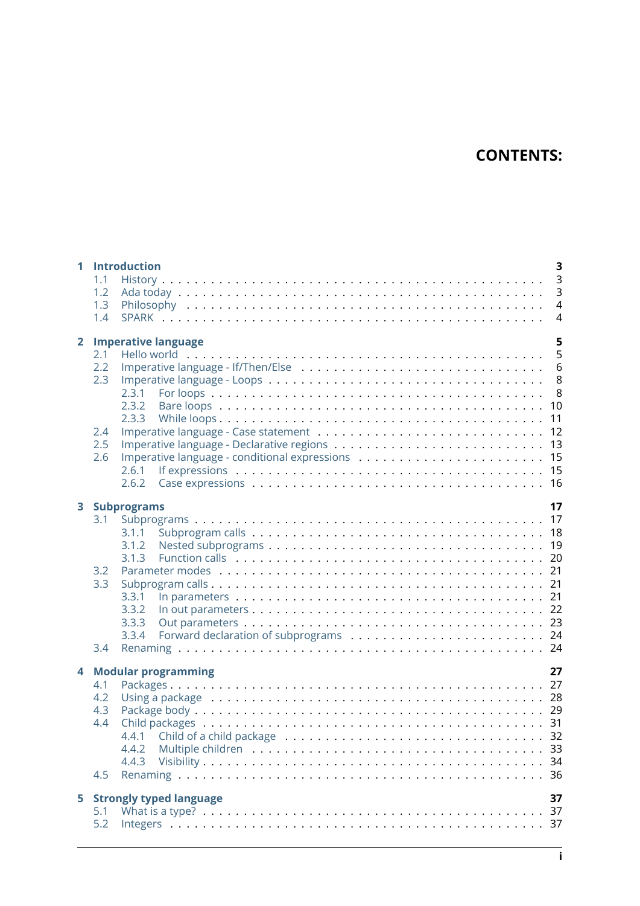# CONTENTS:

- **1 Introduction** — **3**
  - 1.1 History — 3
  - 1.2 Ada today — 3
  - 1.3 Philosophy — 4
  - 1.4 SPARK — 4
- **2 Imperative language** — **5**
  - 2.1 Hello world — 5
  - 2.2 Imperative language - If/Then/Else — 6
  - 2.3 Imperative language - Loops — 8
    - 2.3.1 For loops — 8
    - 2.3.2 Bare loops — 10
    - 2.3.3 While loops — 11
  - 2.4 Imperative language - Case statement — 12
  - 2.5 Imperative language - Declarative regions — 13
  - 2.6 Imperative language - conditional expressions — 15
    - 2.6.1 If expressions — 15
    - 2.6.2 Case expressions — 16
- **3 Subprograms** — **17**
  - 3.1 Subprograms — 17
    - 3.1.1 Subprogram calls — 18
    - 3.1.2 Nested subprograms — 19
    - 3.1.3 Function calls — 20
  - 3.2 Parameter modes — 21
  - 3.3 Subprogram calls — 21
    - 3.3.1 In parameters — 21
    - 3.3.2 In out parameters — 22
    - 3.3.3 Out parameters — 23
    - 3.3.4 Forward declaration of subprograms — 24
  - 3.4 Renaming — 24
- **4 Modular programming** — **27**
  - 4.1 Packages — 27
  - 4.2 Using a package — 28
  - 4.3 Package body — 29
  - 4.4 Child packages — 31
    - 4.4.1 Child of a child package — 32
    - 4.4.2 Multiple children — 33
    - 4.4.3 Visibility — 34
  - 4.5 Renaming — 36
- **5 Strongly typed language** — **37**
  - 5.1 What is a type? — 37
  - 5.2 Integers — 37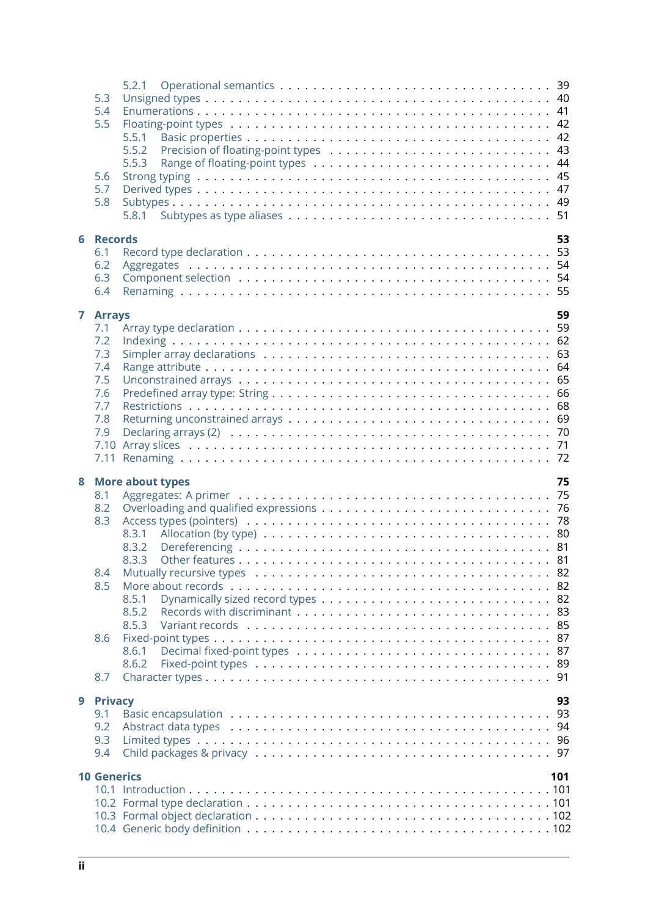- 5.2.1 Operational semantics . . . . . 39
- 5.3 Unsigned types . . . . . 40
- 5.4 Enumerations . . . . . 41
- 5.5 Floating-point types . . . . . 42
  - 5.5.1 Basic properties . . . . . 42
  - 5.5.2 Precision of floating-point types . . . . . 43
  - 5.5.3 Range of floating-point types . . . . . 44
- 5.6 Strong typing . . . . . 45
- 5.7 Derived types . . . . . 47
- 5.8 Subtypes . . . . . 49
  - 5.8.1 Subtypes as type aliases . . . . . 51

**6 Records** **53**

- 6.1 Record type declaration . . . . . 53
- 6.2 Aggregates . . . . . 54
- 6.3 Component selection . . . . . 54
- 6.4 Renaming . . . . . 55

**7 Arrays** **59**

- 7.1 Array type declaration . . . . . 59
- 7.2 Indexing . . . . . 62
- 7.3 Simpler array declarations . . . . . 63
- 7.4 Range attribute . . . . . 64
- 7.5 Unconstrained arrays . . . . . 65
- 7.6 Predefined array type: String . . . . . 66
- 7.7 Restrictions . . . . . 68
- 7.8 Returning unconstrained arrays . . . . . 69
- 7.9 Declaring arrays (2) . . . . . 70
- 7.10 Array slices . . . . . 71
- 7.11 Renaming . . . . . 72

**8 More about types** **75**

- 8.1 Aggregates: A primer . . . . . 75
- 8.2 Overloading and qualified expressions . . . . . 76
- 8.3 Access types (pointers) . . . . . 78
  - 8.3.1 Allocation (by type) . . . . . 80
  - 8.3.2 Dereferencing . . . . . 81
  - 8.3.3 Other features . . . . . 81
- 8.4 Mutually recursive types . . . . . 82
- 8.5 More about records . . . . . 82
  - 8.5.1 Dynamically sized record types . . . . . 82
  - 8.5.2 Records with discriminant . . . . . 83
  - 8.5.3 Variant records . . . . . 85
- 8.6 Fixed-point types . . . . . 87
  - 8.6.1 Decimal fixed-point types . . . . . 87
  - 8.6.2 Fixed-point types . . . . . 89
- 8.7 Character types . . . . . 91

**9 Privacy** **93**

- 9.1 Basic encapsulation . . . . . 93
- 9.2 Abstract data types . . . . . 94
- 9.3 Limited types . . . . . 96
- 9.4 Child packages & privacy . . . . . 97

**10 Generics** **101**

- 10.1 Introduction . . . . . 101
- 10.2 Formal type declaration . . . . . 101
- 10.3 Formal object declaration . . . . . 102
- 10.4 Generic body definition . . . . . 102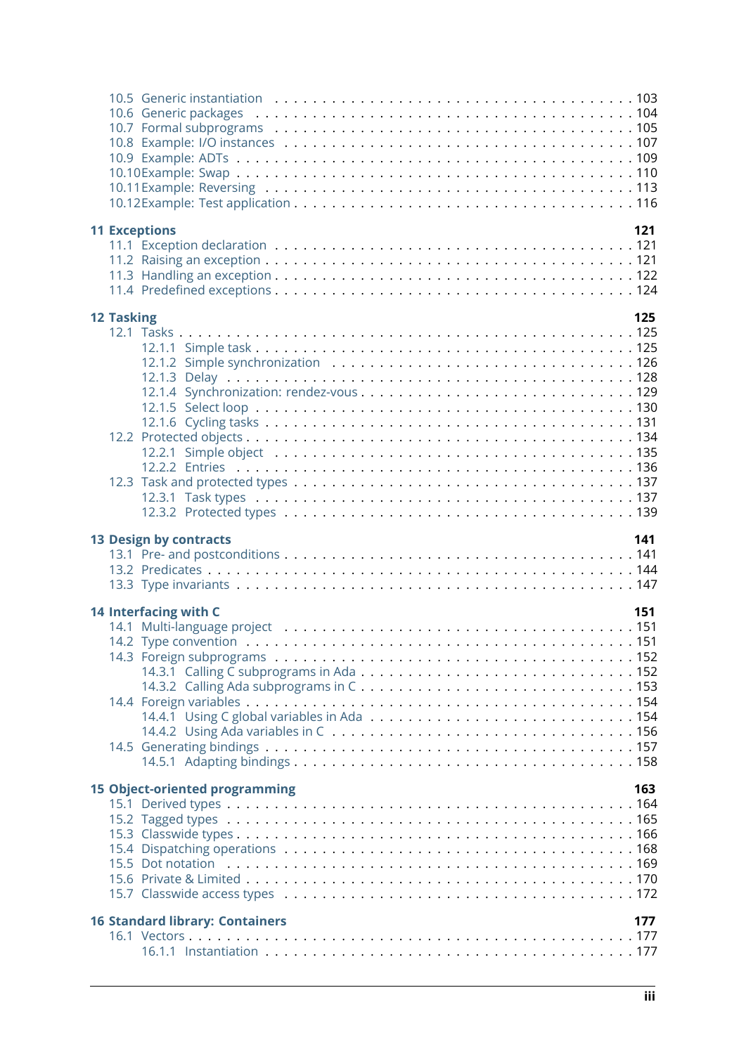- 10.5 Generic instantiation . . . 103
- 10.6 Generic packages . . . 104
- 10.7 Formal subprograms . . . 105
- 10.8 Example: I/O instances . . . 107
- 10.9 Example: ADTs . . . 109
- 10.10 Example: Swap . . . 110
- 10.11 Example: Reversing . . . 113
- 10.12 Example: Test application . . . 116

**11 Exceptions** **121**

- 11.1 Exception declaration . . . 121
- 11.2 Raising an exception . . . 121
- 11.3 Handling an exception . . . 122
- 11.4 Predefined exceptions . . . 124

**12 Tasking** **125**

- 12.1 Tasks . . . 125
  - 12.1.1 Simple task . . . 125
  - 12.1.2 Simple synchronization . . . 126
  - 12.1.3 Delay . . . 128
  - 12.1.4 Synchronization: rendez-vous . . . 129
  - 12.1.5 Select loop . . . 130
  - 12.1.6 Cycling tasks . . . 131
- 12.2 Protected objects . . . 134
  - 12.2.1 Simple object . . . 135
  - 12.2.2 Entries . . . 136
- 12.3 Task and protected types . . . 137
  - 12.3.1 Task types . . . 137
  - 12.3.2 Protected types . . . 139

**13 Design by contracts** **141**

- 13.1 Pre- and postconditions . . . 141
- 13.2 Predicates . . . 144
- 13.3 Type invariants . . . 147

**14 Interfacing with C** **151**

- 14.1 Multi-language project . . . 151
- 14.2 Type convention . . . 151
- 14.3 Foreign subprograms . . . 152
  - 14.3.1 Calling C subprograms in Ada . . . 152
  - 14.3.2 Calling Ada subprograms in C . . . 153
- 14.4 Foreign variables . . . 154
  - 14.4.1 Using C global variables in Ada . . . 154
  - 14.4.2 Using Ada variables in C . . . 156
- 14.5 Generating bindings . . . 157
  - 14.5.1 Adapting bindings . . . 158

**15 Object-oriented programming** **163**

- 15.1 Derived types . . . 164
- 15.2 Tagged types . . . 165
- 15.3 Classwide types . . . 166
- 15.4 Dispatching operations . . . 168
- 15.5 Dot notation . . . 169
- 15.6 Private & Limited . . . 170
- 15.7 Classwide access types . . . 172

**16 Standard library: Containers** **177**

- 16.1 Vectors . . . 177
  - 16.1.1 Instantiation . . . 177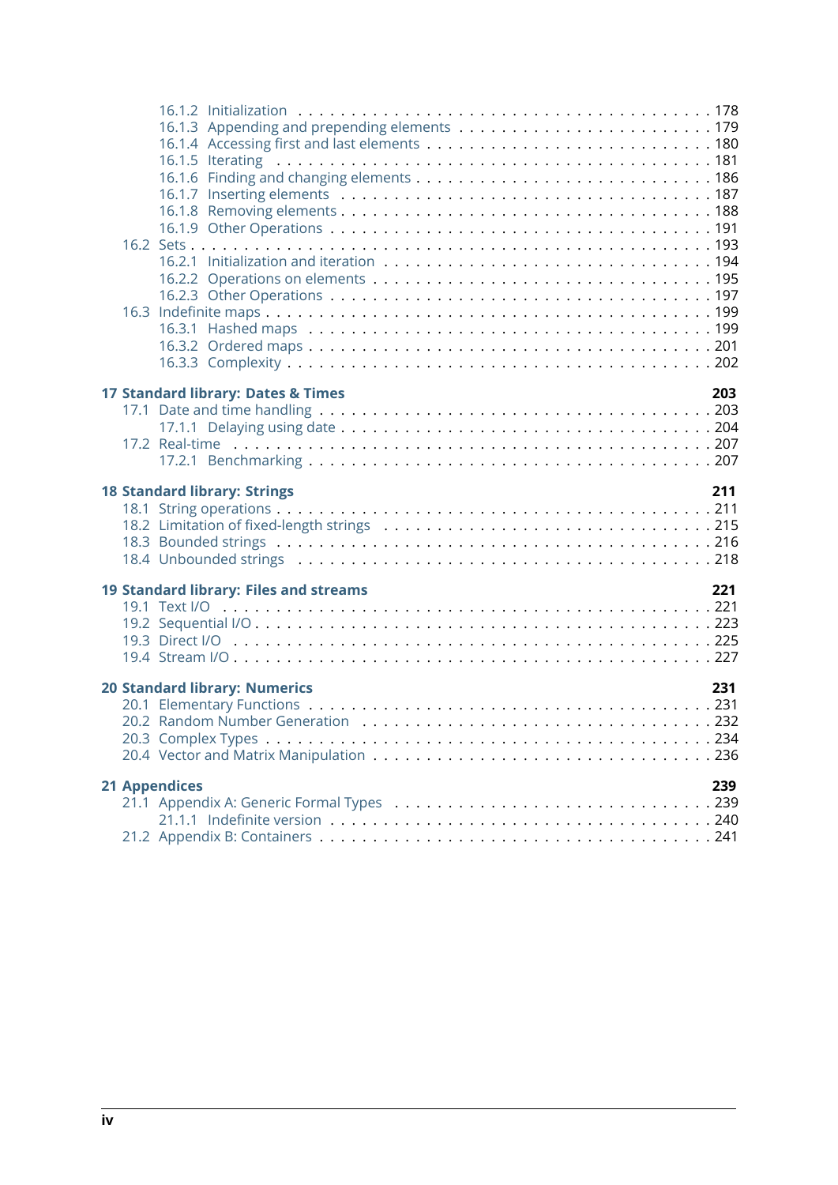16.1.2 Initialization . . . . . . . . . . . . . . . . . . . . . . . . . . . . . . 178
16.1.3 Appending and prepending elements . . . . . . . . . . . . . . . . . . . 179
16.1.4 Accessing first and last elements . . . . . . . . . . . . . . . . . . . . 180
16.1.5 Iterating . . . . . . . . . . . . . . . . . . . . . . . . . . . . . . . 181
16.1.6 Finding and changing elements . . . . . . . . . . . . . . . . . . . . . 186
16.1.7 Inserting elements . . . . . . . . . . . . . . . . . . . . . . . . . . . 187
16.1.8 Removing elements . . . . . . . . . . . . . . . . . . . . . . . . . . . 188
16.1.9 Other Operations . . . . . . . . . . . . . . . . . . . . . . . . . . . . 191
16.2 Sets . . . . . . . . . . . . . . . . . . . . . . . . . . . . . . . . . . . . 193
16.2.1 Initialization and iteration . . . . . . . . . . . . . . . . . . . . . . . 194
16.2.2 Operations on elements . . . . . . . . . . . . . . . . . . . . . . . . . 195
16.2.3 Other Operations . . . . . . . . . . . . . . . . . . . . . . . . . . . . 197
16.3 Indefinite maps . . . . . . . . . . . . . . . . . . . . . . . . . . . . . . . 199
16.3.1 Hashed maps . . . . . . . . . . . . . . . . . . . . . . . . . . . . . . 199
16.3.2 Ordered maps . . . . . . . . . . . . . . . . . . . . . . . . . . . . . . 201
16.3.3 Complexity . . . . . . . . . . . . . . . . . . . . . . . . . . . . . . . 202

**17 Standard library: Dates & Times** **203**
17.1 Date and time handling . . . . . . . . . . . . . . . . . . . . . . . . . . . 203
17.1.1 Delaying using date . . . . . . . . . . . . . . . . . . . . . . . . . . . 204
17.2 Real-time . . . . . . . . . . . . . . . . . . . . . . . . . . . . . . . . . . 207
17.2.1 Benchmarking . . . . . . . . . . . . . . . . . . . . . . . . . . . . . . 207

**18 Standard library: Strings** **211**
18.1 String operations . . . . . . . . . . . . . . . . . . . . . . . . . . . . . . 211
18.2 Limitation of fixed-length strings . . . . . . . . . . . . . . . . . . . . . 215
18.3 Bounded strings . . . . . . . . . . . . . . . . . . . . . . . . . . . . . . . 216
18.4 Unbounded strings . . . . . . . . . . . . . . . . . . . . . . . . . . . . . . 218

**19 Standard library: Files and streams** **221**
19.1 Text I/O . . . . . . . . . . . . . . . . . . . . . . . . . . . . . . . . . . 221
19.2 Sequential I/O . . . . . . . . . . . . . . . . . . . . . . . . . . . . . . . 223
19.3 Direct I/O . . . . . . . . . . . . . . . . . . . . . . . . . . . . . . . . . 225
19.4 Stream I/O . . . . . . . . . . . . . . . . . . . . . . . . . . . . . . . . . 227

**20 Standard library: Numerics** **231**
20.1 Elementary Functions . . . . . . . . . . . . . . . . . . . . . . . . . . . . 231
20.2 Random Number Generation . . . . . . . . . . . . . . . . . . . . . . . . . 232
20.3 Complex Types . . . . . . . . . . . . . . . . . . . . . . . . . . . . . . . 234
20.4 Vector and Matrix Manipulation . . . . . . . . . . . . . . . . . . . . . . . 236

**21 Appendices** **239**
21.1 Appendix A: Generic Formal Types . . . . . . . . . . . . . . . . . . . . . 239
21.1.1 Indefinite version . . . . . . . . . . . . . . . . . . . . . . . . . . . . 240
21.2 Appendix B: Containers . . . . . . . . . . . . . . . . . . . . . . . . . . . 241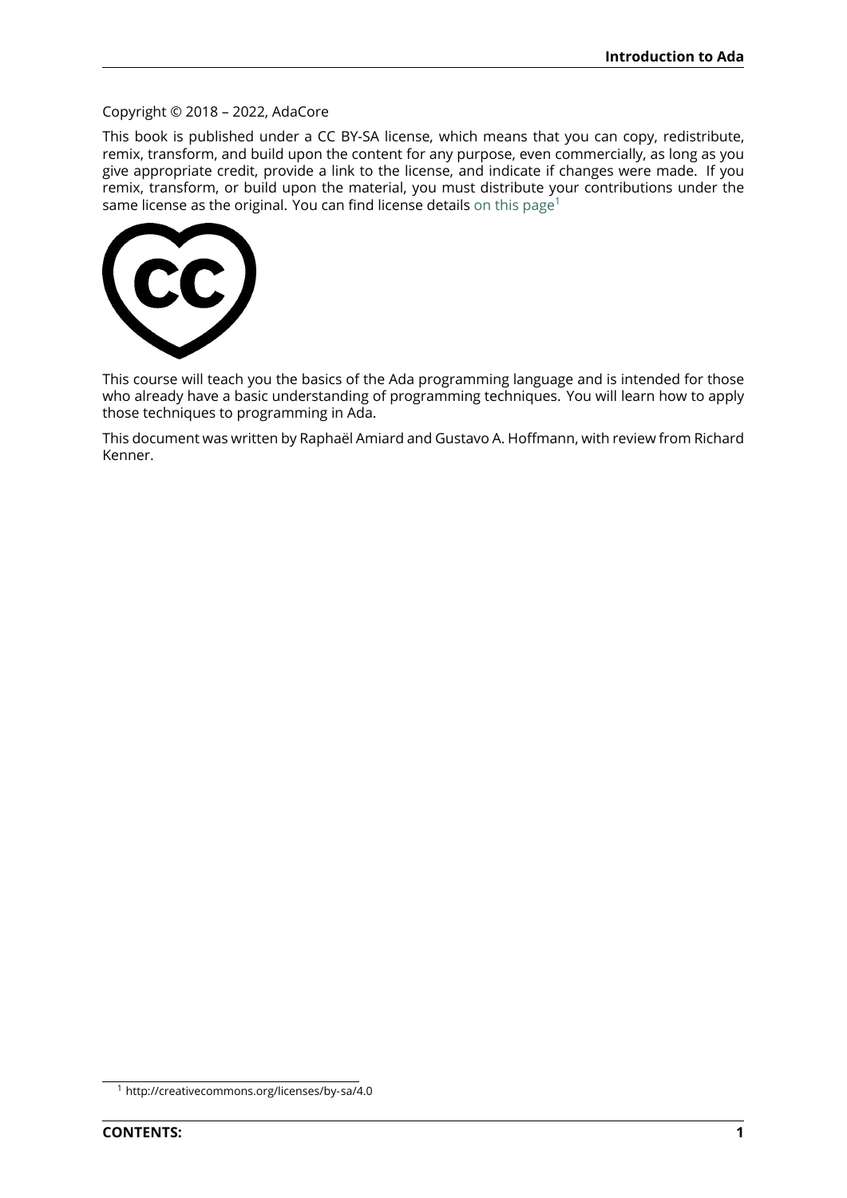Copyright © 2018 – 2022, AdaCore

This book is published under a CC BY-SA license, which means that you can copy, redistribute, remix, transform, and build upon the content for any purpose, even commercially, as long as you give appropriate credit, provide a link to the license, and indicate if changes were made. If you remix, transform, or build upon the material, you must distribute your contributions under the same license as the original. You can find license details on this page[1]

This course will teach you the basics of the Ada programming language and is intended for those who already have a basic understanding of programming techniques. You will learn how to apply those techniques to programming in Ada.

This document was written by Raphaël Amiard and Gustavo A. Hoffmann, with review from Richard Kenner.

[1] http://creativecommons.org/licenses/by-sa/4.0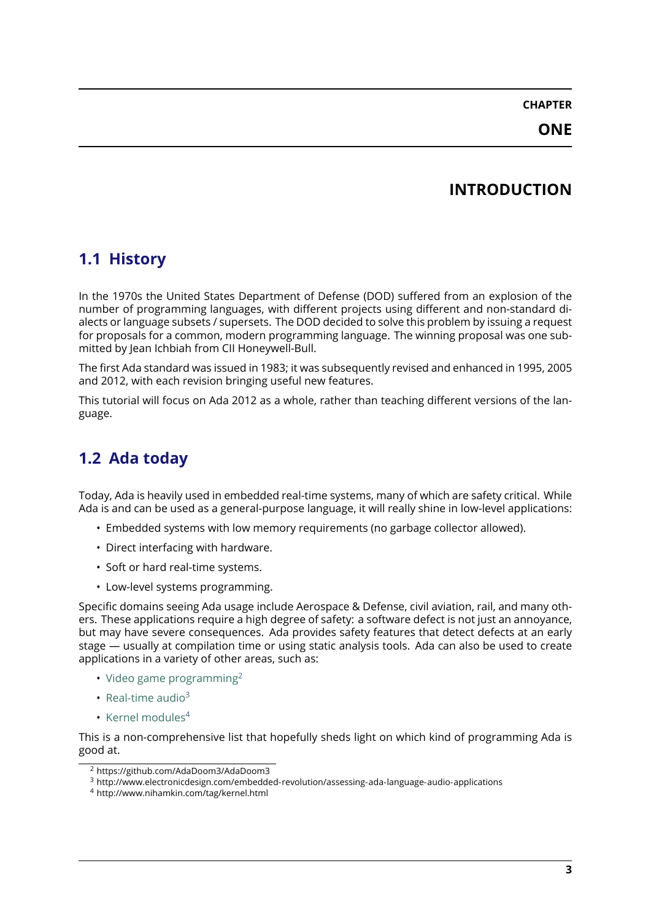# CHAPTER ONE

# INTRODUCTION

## 1.1 History

In the 1970s the United States Department of Defense (DOD) suffered from an explosion of the number of programming languages, with different projects using different and non-standard dialects or language subsets / supersets. The DOD decided to solve this problem by issuing a request for proposals for a common, modern programming language. The winning proposal was one submitted by Jean Ichbiah from CII Honeywell-Bull.

The first Ada standard was issued in 1983; it was subsequently revised and enhanced in 1995, 2005 and 2012, with each revision bringing useful new features.

This tutorial will focus on Ada 2012 as a whole, rather than teaching different versions of the language.

## 1.2 Ada today

Today, Ada is heavily used in embedded real-time systems, many of which are safety critical. While Ada is and can be used as a general-purpose language, it will really shine in low-level applications:

- Embedded systems with low memory requirements (no garbage collector allowed).
- Direct interfacing with hardware.
- Soft or hard real-time systems.
- Low-level systems programming.

Specific domains seeing Ada usage include Aerospace & Defense, civil aviation, rail, and many others. These applications require a high degree of safety: a software defect is not just an annoyance, but may have severe consequences. Ada provides safety features that detect defects at an early stage — usually at compilation time or using static analysis tools. Ada can also be used to create applications in a variety of other areas, such as:

- Video game programming[2]
- Real-time audio[3]
- Kernel modules[4]

This is a non-comprehensive list that hopefully sheds light on which kind of programming Ada is good at.

[2] https://github.com/AdaDoom3/AdaDoom3
[3] http://www.electronicdesign.com/embedded-revolution/assessing-ada-language-audio-applications
[4] http://www.nihamkin.com/tag/kernel.html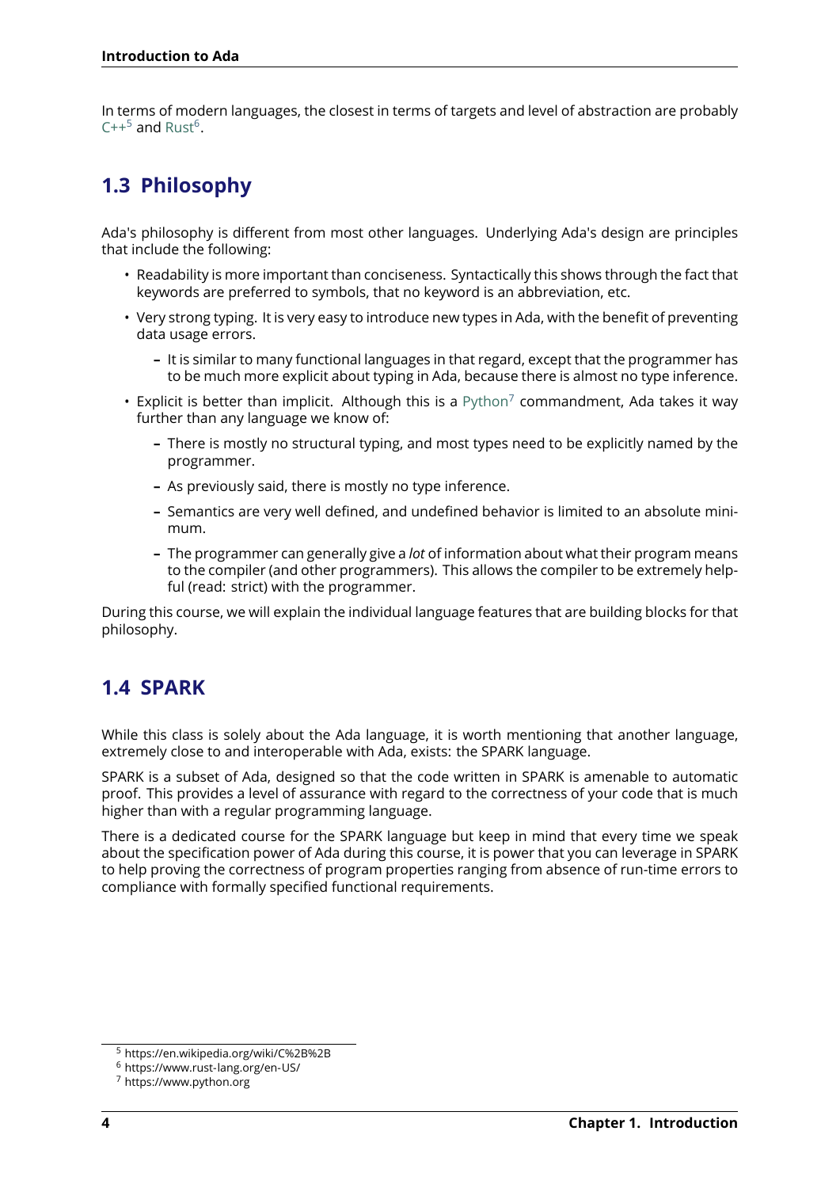In terms of modern languages, the closest in terms of targets and level of abstraction are probably C++[5] and Rust[6].

## 1.3 Philosophy

Ada's philosophy is different from most other languages. Underlying Ada's design are principles that include the following:

- Readability is more important than conciseness. Syntactically this shows through the fact that keywords are preferred to symbols, that no keyword is an abbreviation, etc.
- Very strong typing. It is very easy to introduce new types in Ada, with the benefit of preventing data usage errors.
  - It is similar to many functional languages in that regard, except that the programmer has to be much more explicit about typing in Ada, because there is almost no type inference.
- Explicit is better than implicit. Although this is a Python[7] commandment, Ada takes it way further than any language we know of:
  - There is mostly no structural typing, and most types need to be explicitly named by the programmer.
  - As previously said, there is mostly no type inference.
  - Semantics are very well defined, and undefined behavior is limited to an absolute minimum.
  - The programmer can generally give a *lot* of information about what their program means to the compiler (and other programmers). This allows the compiler to be extremely helpful (read: strict) with the programmer.

During this course, we will explain the individual language features that are building blocks for that philosophy.

## 1.4 SPARK

While this class is solely about the Ada language, it is worth mentioning that another language, extremely close to and interoperable with Ada, exists: the SPARK language.

SPARK is a subset of Ada, designed so that the code written in SPARK is amenable to automatic proof. This provides a level of assurance with regard to the correctness of your code that is much higher than with a regular programming language.

There is a dedicated course for the SPARK language but keep in mind that every time we speak about the specification power of Ada during this course, it is power that you can leverage in SPARK to help proving the correctness of program properties ranging from absence of run-time errors to compliance with formally specified functional requirements.

[5] https://en.wikipedia.org/wiki/C%2B%2B

[6] https://www.rust-lang.org/en-US/

[7] https://www.python.org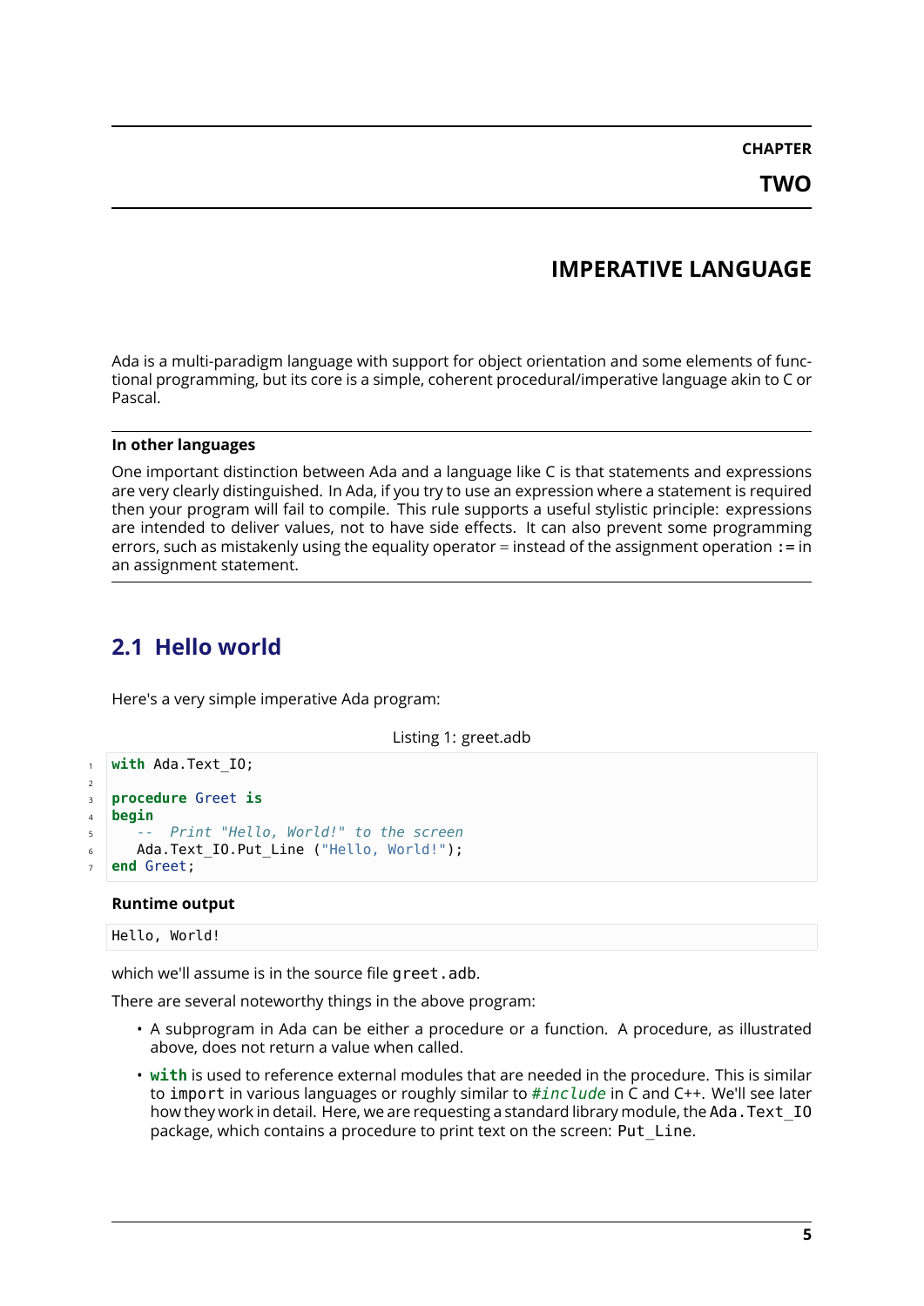# CHAPTER TWO

# IMPERATIVE LANGUAGE

Ada is a multi-paradigm language with support for object orientation and some elements of functional programming, but its core is a simple, coherent procedural/imperative language akin to C or Pascal.

**In other languages**

One important distinction between Ada and a language like C is that statements and expressions are very clearly distinguished. In Ada, if you try to use an expression where a statement is required then your program will fail to compile. This rule supports a useful stylistic principle: expressions are intended to deliver values, not to have side effects. It can also prevent some programming errors, such as mistakenly using the equality operator = instead of the assignment operation := in an assignment statement.

## 2.1 Hello world

Here's a very simple imperative Ada program:

Listing 1: greet.adb

```
with Ada.Text_IO;

procedure Greet is
begin
   --  Print "Hello, World!" to the screen
   Ada.Text_IO.Put_Line ("Hello, World!");
end Greet;
```

**Runtime output**

```
Hello, World!
```

which we'll assume is in the source file `greet.adb`.

There are several noteworthy things in the above program:

- A subprogram in Ada can be either a procedure or a function. A procedure, as illustrated above, does not return a value when called.
- **with** is used to reference external modules that are needed in the procedure. This is similar to `import` in various languages or roughly similar to *#include* in C and C++. We'll see later how they work in detail. Here, we are requesting a standard library module, the `Ada.Text_IO` package, which contains a procedure to print text on the screen: `Put_Line`.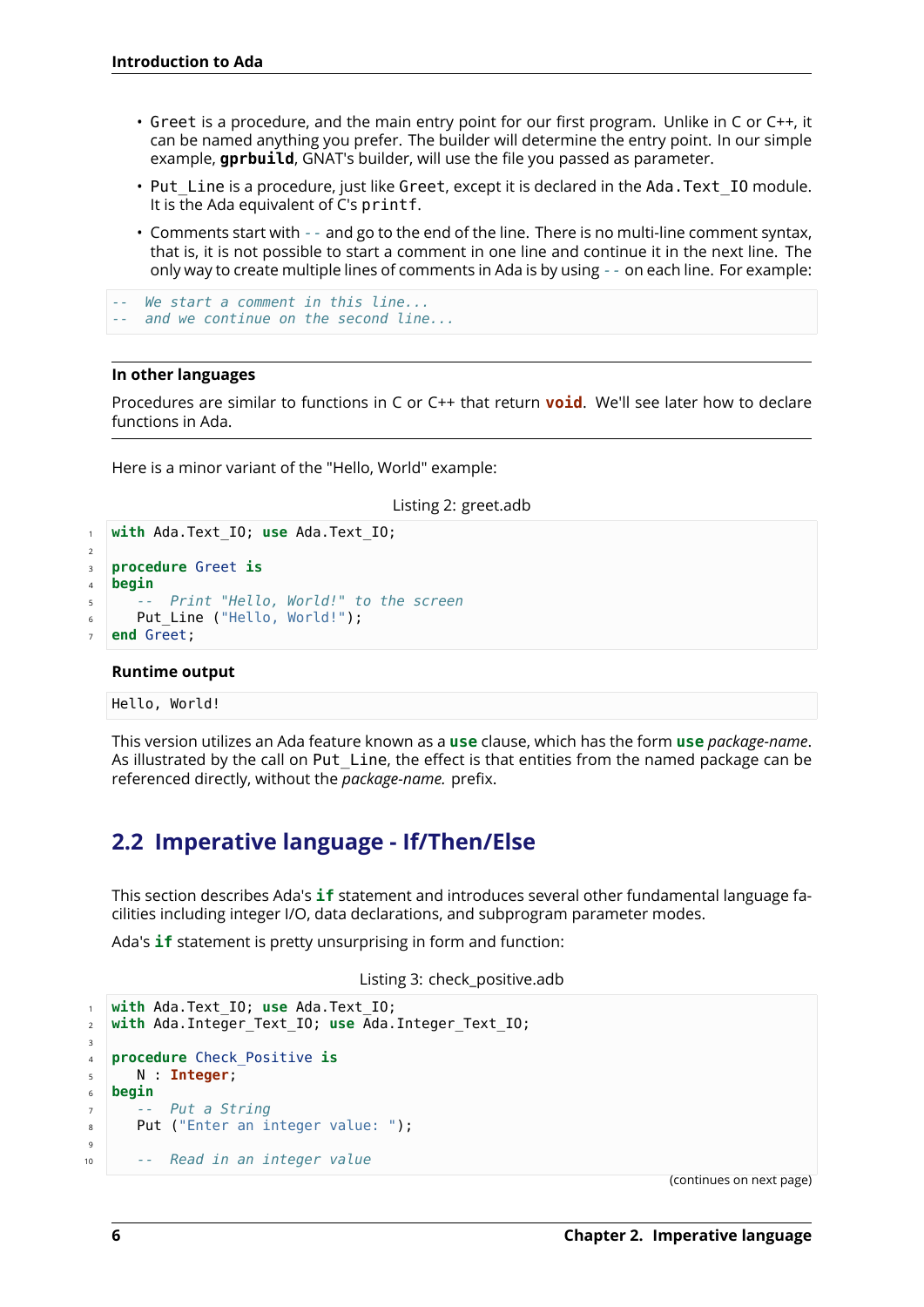- `Greet` is a procedure, and the main entry point for our first program. Unlike in C or C++, it can be named anything you prefer. The builder will determine the entry point. In our simple example, **gprbuild**, GNAT's builder, will use the file you passed as parameter.
- `Put_Line` is a procedure, just like `Greet`, except it is declared in the `Ada.Text_IO` module. It is the Ada equivalent of C's `printf`.
- Comments start with `--` and go to the end of the line. There is no multi-line comment syntax, that is, it is not possible to start a comment in one line and continue it in the next line. The only way to create multiple lines of comments in Ada is by using `--` on each line. For example:

```
--  We start a comment in this line...
--  and we continue on the second line...
```

**In other languages**

Procedures are similar to functions in C or C++ that return **void**. We'll see later how to declare functions in Ada.

Here is a minor variant of the "Hello, World" example:

Listing 2: greet.adb

```ada
with Ada.Text_IO; use Ada.Text_IO;

procedure Greet is
begin
   --  Print "Hello, World!" to the screen
   Put_Line ("Hello, World!");
end Greet;
```

**Runtime output**

```
Hello, World!
```

This version utilizes an Ada feature known as a **use** clause, which has the form **use** *package-name*. As illustrated by the call on `Put_Line`, the effect is that entities from the named package can be referenced directly, without the *package-name.* prefix.

## 2.2 Imperative language - If/Then/Else

This section describes Ada's **if** statement and introduces several other fundamental language facilities including integer I/O, data declarations, and subprogram parameter modes.

Ada's **if** statement is pretty unsurprising in form and function:

Listing 3: check_positive.adb

```ada
with Ada.Text_IO; use Ada.Text_IO;
with Ada.Integer_Text_IO; use Ada.Integer_Text_IO;

procedure Check_Positive is
   N : Integer;
begin
   --  Put a String
   Put ("Enter an integer value: ");

   --  Read in an integer value
```

(continues on next page)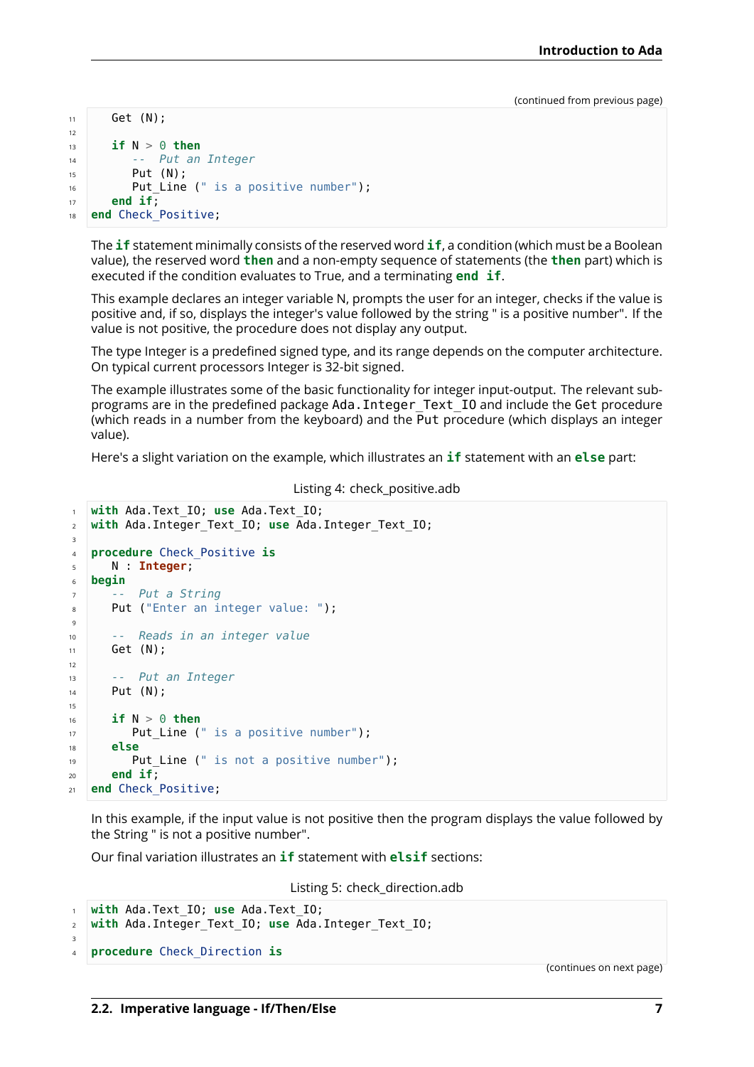(continued from previous page)

```ada
   Get (N);

   if N > 0 then
      --  Put an Integer
      Put (N);
      Put_Line (" is a positive number");
   end if;
end Check_Positive;
```

The **if** statement minimally consists of the reserved word **if**, a condition (which must be a Boolean value), the reserved word **then** and a non-empty sequence of statements (the **then** part) which is executed if the condition evaluates to True, and a terminating **end if**.

This example declares an integer variable N, prompts the user for an integer, checks if the value is positive and, if so, displays the integer's value followed by the string " is a positive number". If the value is not positive, the procedure does not display any output.

The type Integer is a predefined signed type, and its range depends on the computer architecture. On typical current processors Integer is 32-bit signed.

The example illustrates some of the basic functionality for integer input-output. The relevant subprograms are in the predefined package `Ada.Integer_Text_IO` and include the `Get` procedure (which reads in a number from the keyboard) and the `Put` procedure (which displays an integer value).

Here's a slight variation on the example, which illustrates an **if** statement with an **else** part:

Listing 4: check_positive.adb

```ada
with Ada.Text_IO; use Ada.Text_IO;
with Ada.Integer_Text_IO; use Ada.Integer_Text_IO;

procedure Check_Positive is
   N : Integer;
begin
   --  Put a String
   Put ("Enter an integer value: ");

   --  Reads in an integer value
   Get (N);

   --  Put an Integer
   Put (N);

   if N > 0 then
      Put_Line (" is a positive number");
   else
      Put_Line (" is not a positive number");
   end if;
end Check_Positive;
```

In this example, if the input value is not positive then the program displays the value followed by the String " is not a positive number".

Our final variation illustrates an **if** statement with **elsif** sections:

Listing 5: check_direction.adb

```ada
with Ada.Text_IO; use Ada.Text_IO;
with Ada.Integer_Text_IO; use Ada.Integer_Text_IO;

procedure Check_Direction is
```

(continues on next page)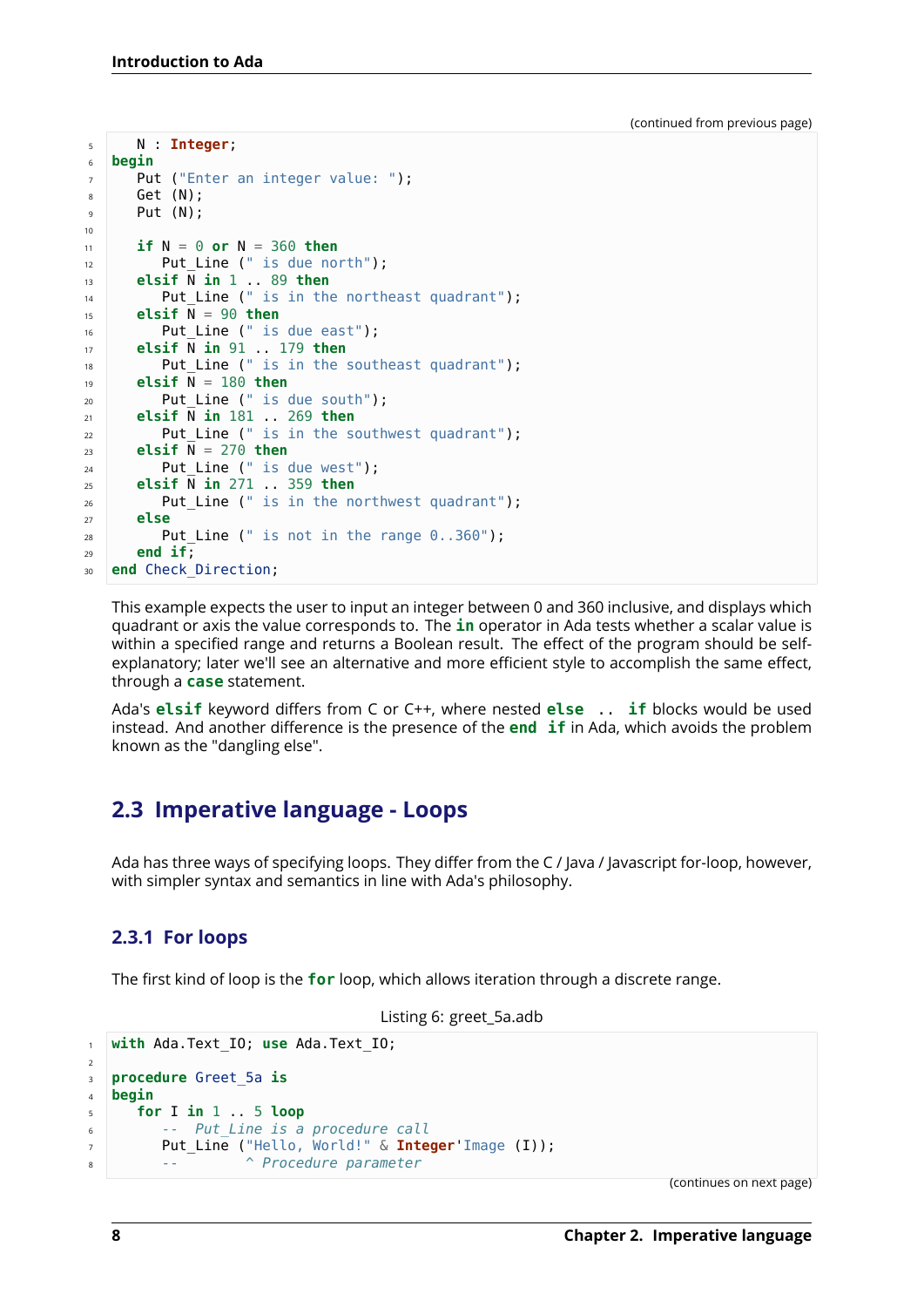(continued from previous page)

```
   N : Integer;
begin
   Put ("Enter an integer value: ");
   Get (N);
   Put (N);

   if N = 0 or N = 360 then
      Put_Line (" is due north");
   elsif N in 1 .. 89 then
      Put_Line (" is in the northeast quadrant");
   elsif N = 90 then
      Put_Line (" is due east");
   elsif N in 91 .. 179 then
      Put_Line (" is in the southeast quadrant");
   elsif N = 180 then
      Put_Line (" is due south");
   elsif N in 181 .. 269 then
      Put_Line (" is in the southwest quadrant");
   elsif N = 270 then
      Put_Line (" is due west");
   elsif N in 271 .. 359 then
      Put_Line (" is in the northwest quadrant");
   else
      Put_Line (" is not in the range 0..360");
   end if;
end Check_Direction;
```

This example expects the user to input an integer between 0 and 360 inclusive, and displays which quadrant or axis the value corresponds to. The **in** operator in Ada tests whether a scalar value is within a specified range and returns a Boolean result. The effect of the program should be self-explanatory; later we'll see an alternative and more efficient style to accomplish the same effect, through a **case** statement.

Ada's **elsif** keyword differs from C or C++, where nested **else .. if** blocks would be used instead. And another difference is the presence of the **end if** in Ada, which avoids the problem known as the "dangling else".

## 2.3 Imperative language - Loops

Ada has three ways of specifying loops. They differ from the C / Java / Javascript for-loop, however, with simpler syntax and semantics in line with Ada's philosophy.

### 2.3.1 For loops

The first kind of loop is the **for** loop, which allows iteration through a discrete range.

Listing 6: greet_5a.adb

```
with Ada.Text_IO; use Ada.Text_IO;

procedure Greet_5a is
begin
   for I in 1 .. 5 loop
      --  Put_Line is a procedure call
      Put_Line ("Hello, World!" & Integer'Image (I));
      --        ^ Procedure parameter
```

(continues on next page)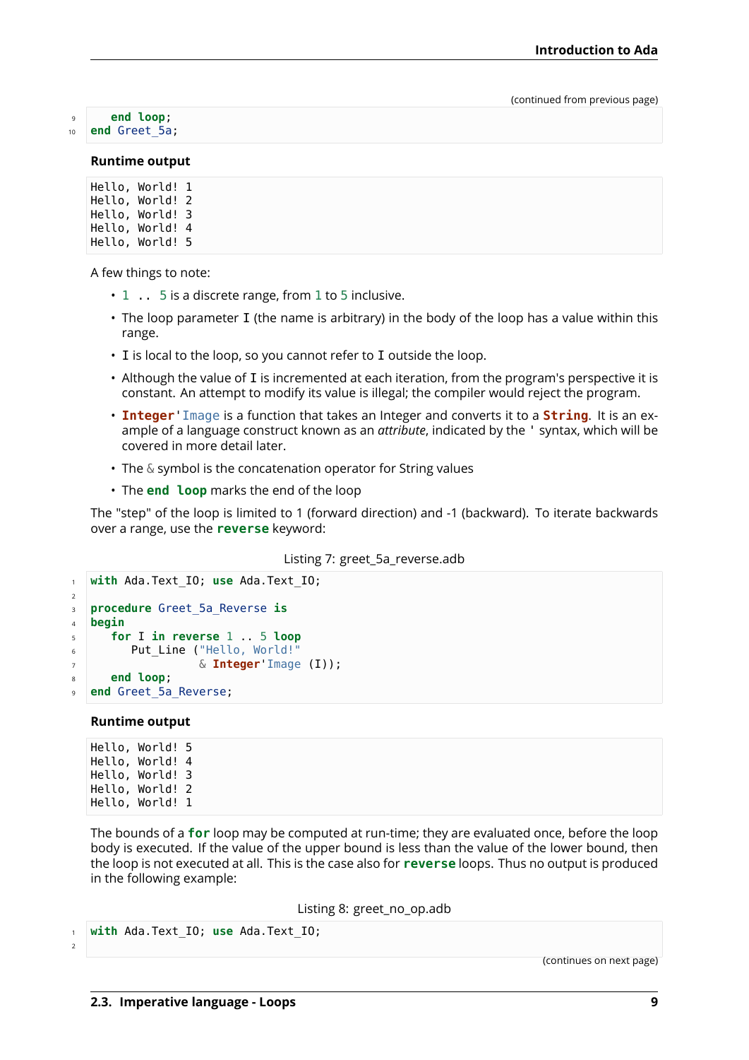(continued from previous page)

```
   end loop;
end Greet_5a;
```

**Runtime output**

```
Hello, World! 1
Hello, World! 2
Hello, World! 3
Hello, World! 4
Hello, World! 5
```

A few things to note:

- `1 .. 5` is a discrete range, from `1` to `5` inclusive.
- The loop parameter `I` (the name is arbitrary) in the body of the loop has a value within this range.
- `I` is local to the loop, so you cannot refer to `I` outside the loop.
- Although the value of `I` is incremented at each iteration, from the program's perspective it is constant. An attempt to modify its value is illegal; the compiler would reject the program.
- `Integer'Image` is a function that takes an Integer and converts it to a `String`. It is an example of a language construct known as an *attribute*, indicated by the `'` syntax, which will be covered in more detail later.
- The `&` symbol is the concatenation operator for String values
- The `end loop` marks the end of the loop

The "step" of the loop is limited to 1 (forward direction) and -1 (backward). To iterate backwards over a range, use the `reverse` keyword:

Listing 7: greet_5a_reverse.adb

```
with Ada.Text_IO; use Ada.Text_IO;

procedure Greet_5a_Reverse is
begin
   for I in reverse 1 .. 5 loop
      Put_Line ("Hello, World!"
                & Integer'Image (I));
   end loop;
end Greet_5a_Reverse;
```

**Runtime output**

```
Hello, World! 5
Hello, World! 4
Hello, World! 3
Hello, World! 2
Hello, World! 1
```

The bounds of a `for` loop may be computed at run-time; they are evaluated once, before the loop body is executed. If the value of the upper bound is less than the value of the lower bound, then the loop is not executed at all. This is the case also for `reverse` loops. Thus no output is produced in the following example:

Listing 8: greet_no_op.adb

```
with Ada.Text_IO; use Ada.Text_IO;

```

(continues on next page)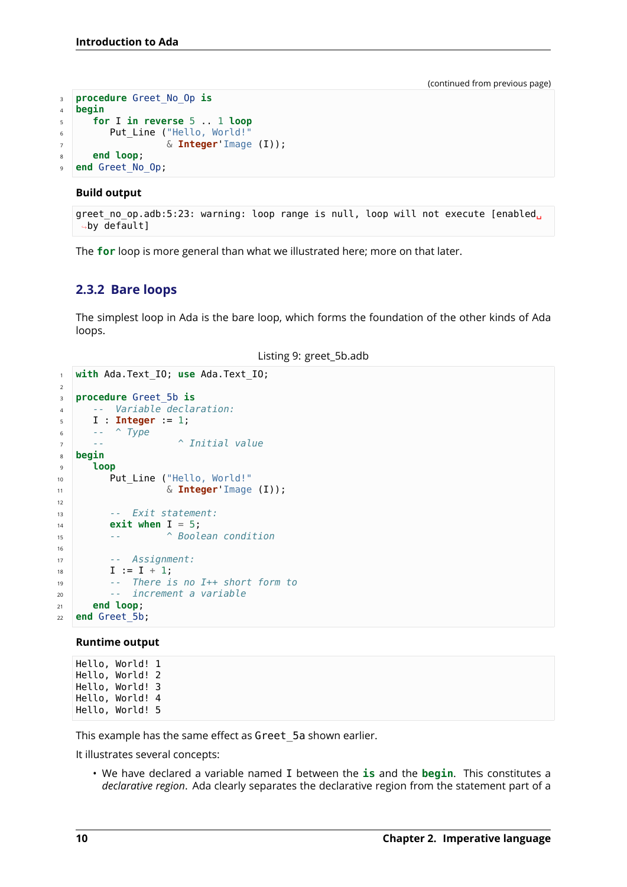(continued from previous page)

```ada
procedure Greet_No_Op is
begin
   for I in reverse 5 .. 1 loop
      Put_Line ("Hello, World!"
                & Integer'Image (I));
   end loop;
end Greet_No_Op;
```

**Build output**

```
greet_no_op.adb:5:23: warning: loop range is null, loop will not execute [enabled by default]
```

The **for** loop is more general than what we illustrated here; more on that later.

### 2.3.2 Bare loops

The simplest loop in Ada is the bare loop, which forms the foundation of the other kinds of Ada loops.

Listing 9: greet_5b.adb

```ada
with Ada.Text_IO; use Ada.Text_IO;

procedure Greet_5b is
   --  Variable declaration:
   I : Integer := 1;
   --  ^ Type
   --             ^ Initial value
begin
   loop
      Put_Line ("Hello, World!"
                & Integer'Image (I));

      --  Exit statement:
      exit when I = 5;
      --        ^ Boolean condition

      --  Assignment:
      I := I + 1;
      --  There is no I++ short form to
      --  increment a variable
   end loop;
end Greet_5b;
```

**Runtime output**

```
Hello, World! 1
Hello, World! 2
Hello, World! 3
Hello, World! 4
Hello, World! 5
```

This example has the same effect as `Greet_5a` shown earlier.

It illustrates several concepts:

- We have declared a variable named `I` between the **is** and the **begin**. This constitutes a *declarative region*. Ada clearly separates the declarative region from the statement part of a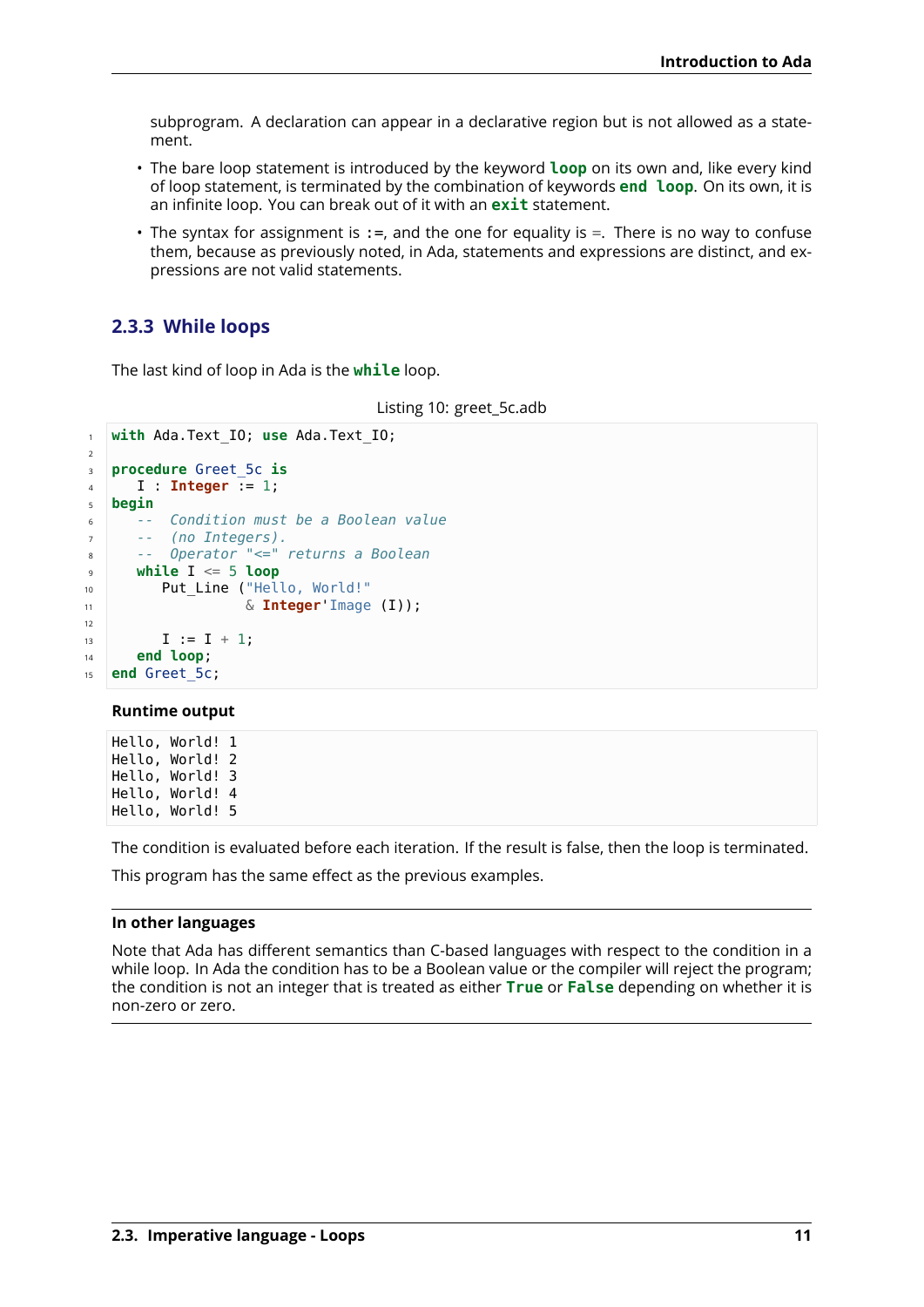subprogram. A declaration can appear in a declarative region but is not allowed as a statement.

- The bare loop statement is introduced by the keyword **loop** on its own and, like every kind of loop statement, is terminated by the combination of keywords **end loop**. On its own, it is an infinite loop. You can break out of it with an **exit** statement.
- The syntax for assignment is `:=`, and the one for equality is `=`. There is no way to confuse them, because as previously noted, in Ada, statements and expressions are distinct, and expressions are not valid statements.

### 2.3.3 While loops

The last kind of loop in Ada is the **while** loop.

Listing 10: greet_5c.adb

```ada
with Ada.Text_IO; use Ada.Text_IO;

procedure Greet_5c is
   I : Integer := 1;
begin
   --  Condition must be a Boolean value
   --  (no Integers).
   --  Operator "<=" returns a Boolean
   while I <= 5 loop
      Put_Line ("Hello, World!"
                & Integer'Image (I));

      I := I + 1;
   end loop;
end Greet_5c;
```

**Runtime output**

```
Hello, World! 1
Hello, World! 2
Hello, World! 3
Hello, World! 4
Hello, World! 5
```

The condition is evaluated before each iteration. If the result is false, then the loop is terminated.

This program has the same effect as the previous examples.

**In other languages**

Note that Ada has different semantics than C-based languages with respect to the condition in a while loop. In Ada the condition has to be a Boolean value or the compiler will reject the program; the condition is not an integer that is treated as either **True** or **False** depending on whether it is non-zero or zero.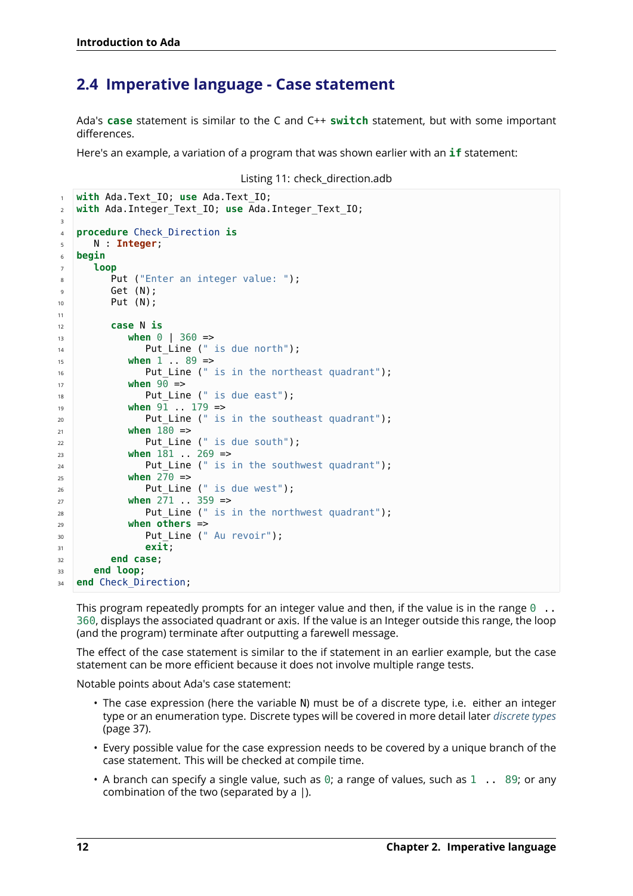## 2.4 Imperative language - Case statement

Ada's **case** statement is similar to the C and C++ **switch** statement, but with some important differences.

Here's an example, a variation of a program that was shown earlier with an **if** statement:

Listing 11: check_direction.adb

```ada
with Ada.Text_IO; use Ada.Text_IO;
with Ada.Integer_Text_IO; use Ada.Integer_Text_IO;

procedure Check_Direction is
   N : Integer;
begin
   loop
      Put ("Enter an integer value: ");
      Get (N);
      Put (N);

      case N is
         when 0 | 360 =>
            Put_Line (" is due north");
         when 1 .. 89 =>
            Put_Line (" is in the northeast quadrant");
         when 90 =>
            Put_Line (" is due east");
         when 91 .. 179 =>
            Put_Line (" is in the southeast quadrant");
         when 180 =>
            Put_Line (" is due south");
         when 181 .. 269 =>
            Put_Line (" is in the southwest quadrant");
         when 270 =>
            Put_Line (" is due west");
         when 271 .. 359 =>
            Put_Line (" is in the northwest quadrant");
         when others =>
            Put_Line (" Au revoir");
            exit;
      end case;
   end loop;
end Check_Direction;
```

This program repeatedly prompts for an integer value and then, if the value is in the range `0 .. 360`, displays the associated quadrant or axis. If the value is an Integer outside this range, the loop (and the program) terminate after outputting a farewell message.

The effect of the case statement is similar to the if statement in an earlier example, but the case statement can be more efficient because it does not involve multiple range tests.

Notable points about Ada's case statement:

- The case expression (here the variable `N`) must be of a discrete type, i.e. either an integer type or an enumeration type. Discrete types will be covered in more detail later *discrete types* (page 37).
- Every possible value for the case expression needs to be covered by a unique branch of the case statement. This will be checked at compile time.
- A branch can specify a single value, such as `0`; a range of values, such as `1 .. 89`; or any combination of the two (separated by a `|`).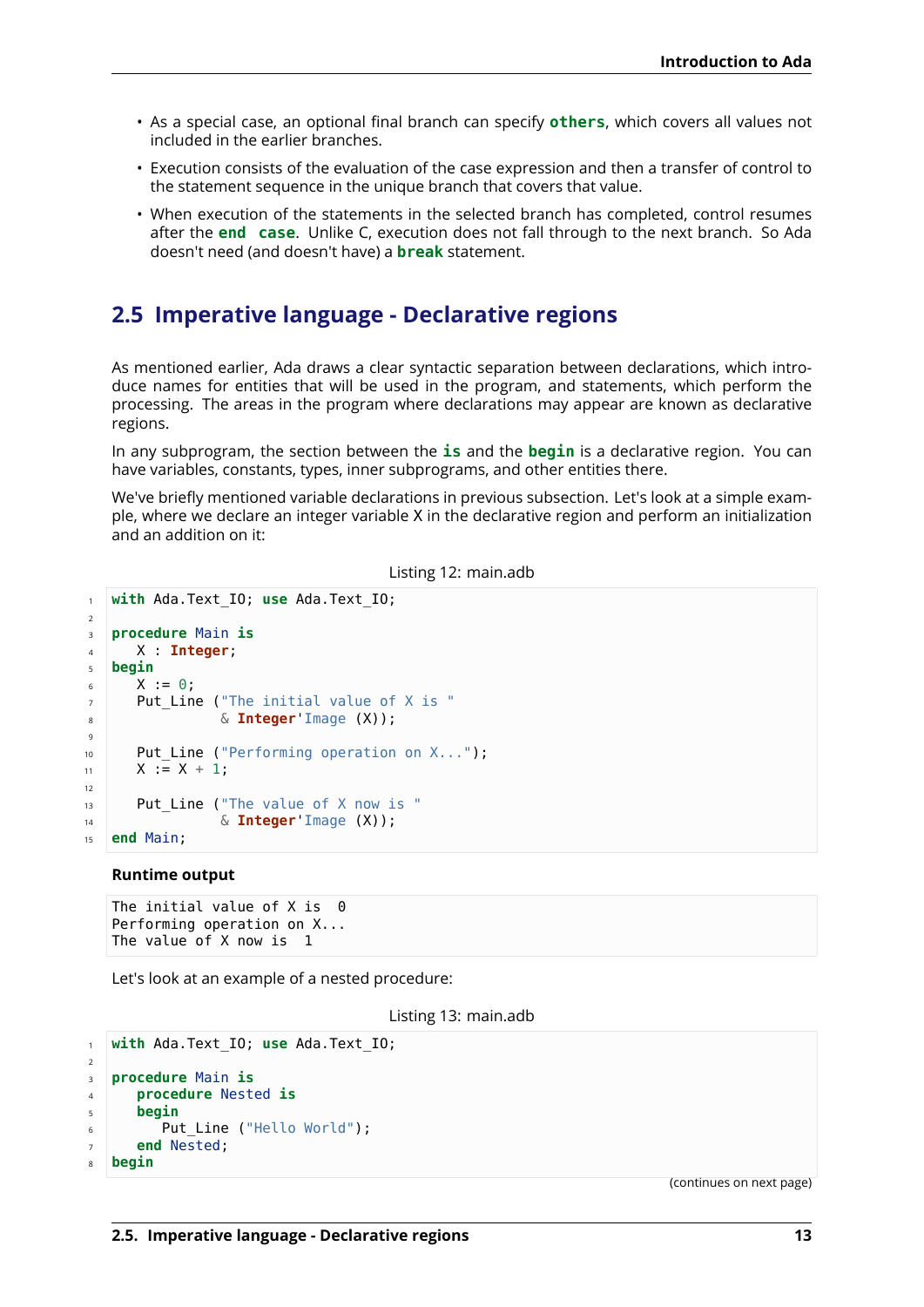- As a special case, an optional final branch can specify **others**, which covers all values not included in the earlier branches.
- Execution consists of the evaluation of the case expression and then a transfer of control to the statement sequence in the unique branch that covers that value.
- When execution of the statements in the selected branch has completed, control resumes after the **end case**. Unlike C, execution does not fall through to the next branch. So Ada doesn't need (and doesn't have) a **break** statement.

## 2.5 Imperative language - Declarative regions

As mentioned earlier, Ada draws a clear syntactic separation between declarations, which introduce names for entities that will be used in the program, and statements, which perform the processing. The areas in the program where declarations may appear are known as declarative regions.

In any subprogram, the section between the **is** and the **begin** is a declarative region. You can have variables, constants, types, inner subprograms, and other entities there.

We've briefly mentioned variable declarations in previous subsection. Let's look at a simple example, where we declare an integer variable X in the declarative region and perform an initialization and an addition on it:

Listing 12: main.adb

```ada
with Ada.Text_IO; use Ada.Text_IO;

procedure Main is
   X : Integer;
begin
   X := 0;
   Put_Line ("The initial value of X is "
             & Integer'Image (X));

   Put_Line ("Performing operation on X...");
   X := X + 1;

   Put_Line ("The value of X now is "
             & Integer'Image (X));
end Main;
```

**Runtime output**

```
The initial value of X is  0
Performing operation on X...
The value of X now is  1
```

Let's look at an example of a nested procedure:

Listing 13: main.adb

```ada
with Ada.Text_IO; use Ada.Text_IO;

procedure Main is
   procedure Nested is
   begin
      Put_Line ("Hello World");
   end Nested;
begin
```

(continues on next page)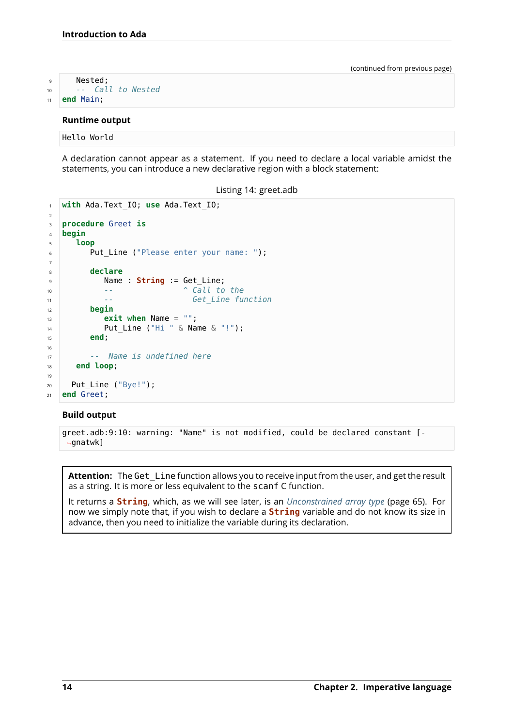(continued from previous page)

```
   Nested;
   --  Call to Nested
end Main;
```

**Runtime output**

```
Hello World
```

A declaration cannot appear as a statement. If you need to declare a local variable amidst the statements, you can introduce a new declarative region with a block statement:

Listing 14: greet.adb

```ada
with Ada.Text_IO; use Ada.Text_IO;

procedure Greet is
begin
   loop
      Put_Line ("Please enter your name: ");

      declare
         Name : String := Get_Line;
         --               ^ Call to the
         --                 Get_Line function
      begin
         exit when Name = "";
         Put_Line ("Hi " & Name & "!");
      end;

      --  Name is undefined here
   end loop;

  Put_Line ("Bye!");
end Greet;
```

**Build output**

```
greet.adb:9:10: warning: "Name" is not modified, could be declared constant [-gnatwk]
```

> **Attention:** The `Get_Line` function allows you to receive input from the user, and get the result as a string. It is more or less equivalent to the `scanf` C function.
>
> It returns a **`String`**, which, as we will see later, is an *Unconstrained array type* (page 65). For now we simply note that, if you wish to declare a **`String`** variable and do not know its size in advance, then you need to initialize the variable during its declaration.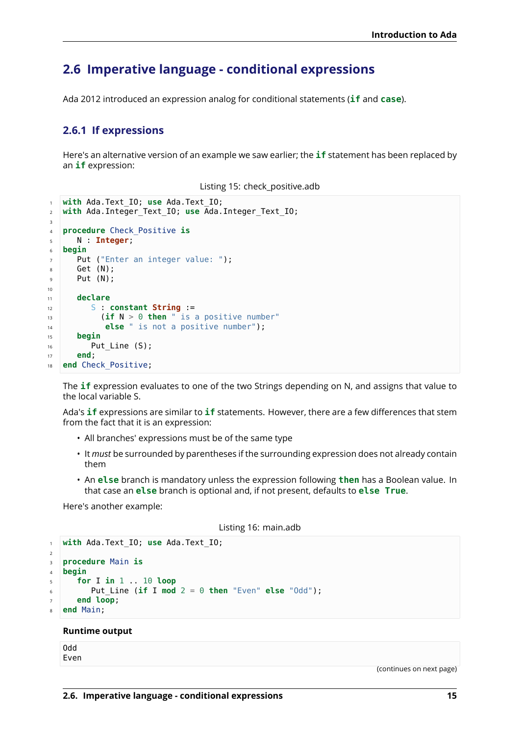## 2.6 Imperative language - conditional expressions

Ada 2012 introduced an expression analog for conditional statements (**if** and **case**).

### 2.6.1 If expressions

Here's an alternative version of an example we saw earlier; the **if** statement has been replaced by an **if** expression:

Listing 15: check_positive.adb

```
with Ada.Text_IO; use Ada.Text_IO;
with Ada.Integer_Text_IO; use Ada.Integer_Text_IO;

procedure Check_Positive is
   N : Integer;
begin
   Put ("Enter an integer value: ");
   Get (N);
   Put (N);

   declare
      S : constant String :=
        (if N > 0 then " is a positive number"
         else " is not a positive number");
   begin
      Put_Line (S);
   end;
end Check_Positive;
```

The **if** expression evaluates to one of the two Strings depending on N, and assigns that value to the local variable S.

Ada's **if** expressions are similar to **if** statements. However, there are a few differences that stem from the fact that it is an expression:

- All branches' expressions must be of the same type
- It *must* be surrounded by parentheses if the surrounding expression does not already contain them
- An **else** branch is mandatory unless the expression following **then** has a Boolean value. In that case an **else** branch is optional and, if not present, defaults to **else True**.

Here's another example:

Listing 16: main.adb

```
with Ada.Text_IO; use Ada.Text_IO;

procedure Main is
begin
   for I in 1 .. 10 loop
      Put_Line (if I mod 2 = 0 then "Even" else "Odd");
   end loop;
end Main;
```

**Runtime output**

```
Odd
Even
```

(continues on next page)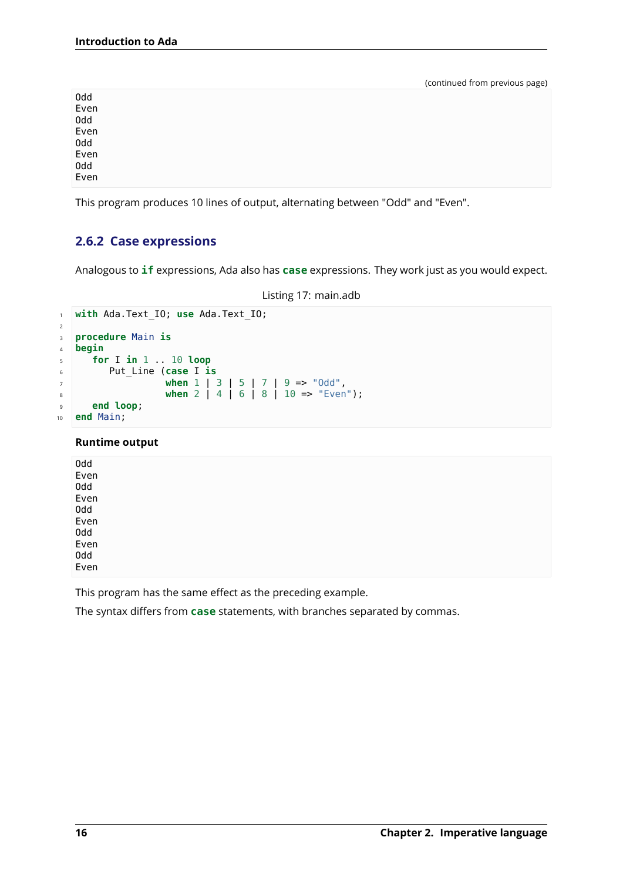(continued from previous page)

```
Odd
Even
Odd
Even
Odd
Even
Odd
Even
```

This program produces 10 lines of output, alternating between "Odd" and "Even".

### 2.6.2 Case expressions

Analogous to **if** expressions, Ada also has **case** expressions. They work just as you would expect.

Listing 17: main.adb

```ada
with Ada.Text_IO; use Ada.Text_IO;

procedure Main is
begin
   for I in 1 .. 10 loop
      Put_Line (case I is
                when 1 | 3 | 5 | 7 | 9 => "Odd",
                when 2 | 4 | 6 | 8 | 10 => "Even");
   end loop;
end Main;
```

**Runtime output**

```
Odd
Even
Odd
Even
Odd
Even
Odd
Even
Odd
Even
```

This program has the same effect as the preceding example.

The syntax differs from **case** statements, with branches separated by commas.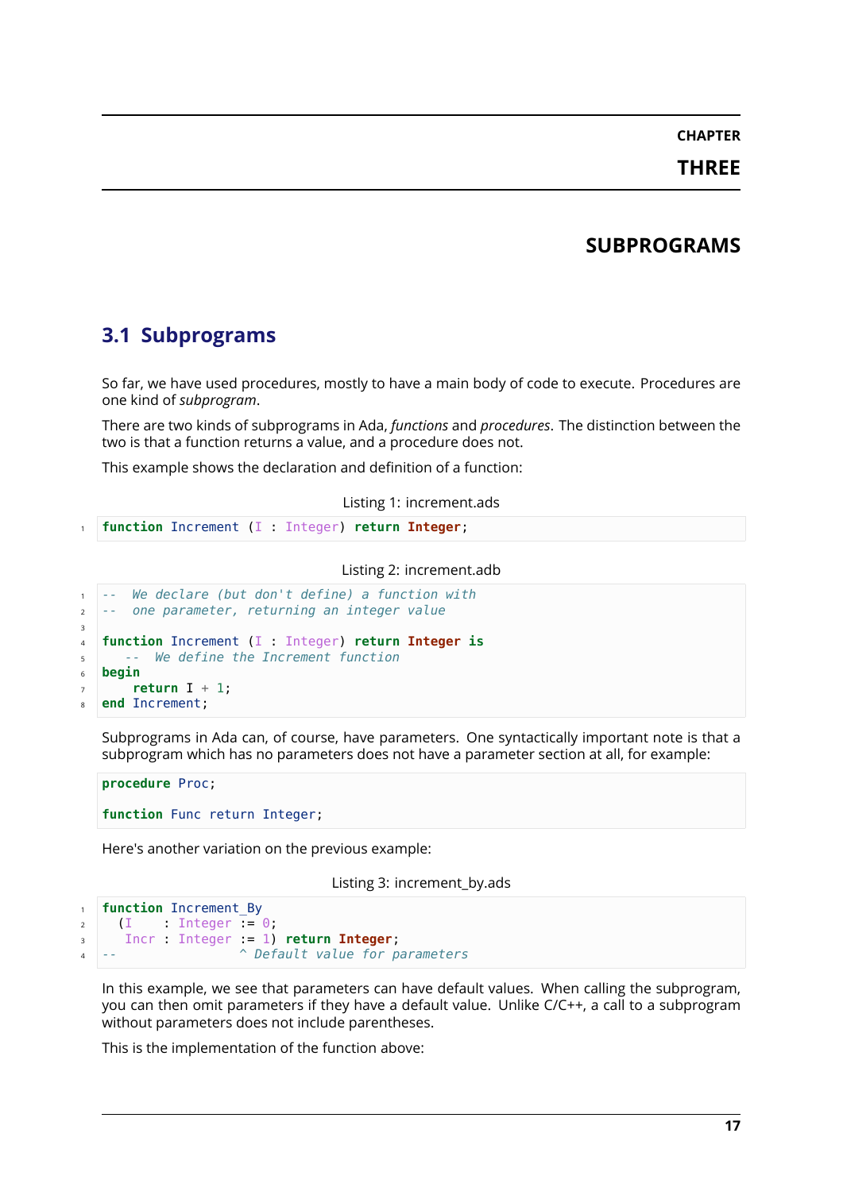# CHAPTER THREE

# SUBPROGRAMS

## 3.1 Subprograms

So far, we have used procedures, mostly to have a main body of code to execute. Procedures are one kind of *subprogram*.

There are two kinds of subprograms in Ada, *functions* and *procedures*. The distinction between the two is that a function returns a value, and a procedure does not.

This example shows the declaration and definition of a function:

Listing 1: increment.ads

```ada
function Increment (I : Integer) return Integer;
```

Listing 2: increment.adb

```ada
--  We declare (but don't define) a function with
--  one parameter, returning an integer value

function Increment (I : Integer) return Integer is
   --  We define the Increment function
begin
    return I + 1;
end Increment;
```

Subprograms in Ada can, of course, have parameters. One syntactically important note is that a subprogram which has no parameters does not have a parameter section at all, for example:

```ada
procedure Proc;

function Func return Integer;
```

Here's another variation on the previous example:

Listing 3: increment_by.ads

```ada
function Increment_By
  (I    : Integer := 0;
   Incr : Integer := 1) return Integer;
--                ^ Default value for parameters
```

In this example, we see that parameters can have default values. When calling the subprogram, you can then omit parameters if they have a default value. Unlike C/C++, a call to a subprogram without parameters does not include parentheses.

This is the implementation of the function above: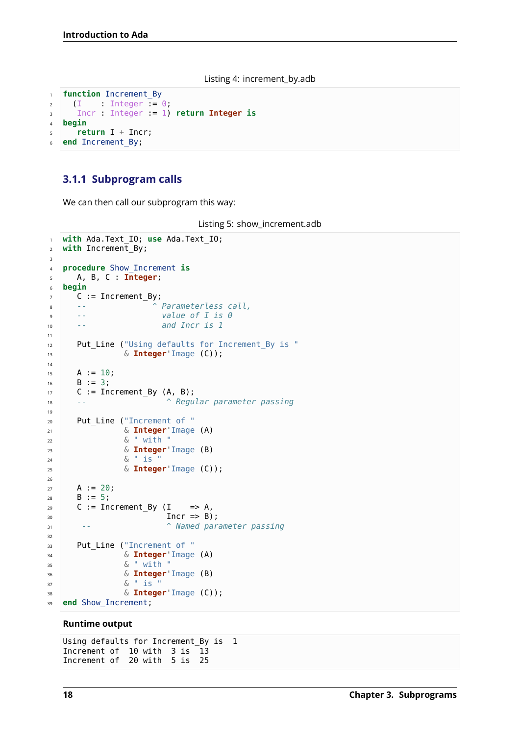Listing 4: increment_by.adb

```ada
function Increment_By
  (I    : Integer := 0;
   Incr : Integer := 1) return Integer is
begin
   return I + Incr;
end Increment_By;
```

### 3.1.1 Subprogram calls

We can then call our subprogram this way:

Listing 5: show_increment.adb

```ada
with Ada.Text_IO; use Ada.Text_IO;
with Increment_By;

procedure Show_Increment is
   A, B, C : Integer;
begin
   C := Increment_By;
   --              ^ Parameterless call,
   --                value of I is 0
   --                and Incr is 1

   Put_Line ("Using defaults for Increment_By is "
             & Integer'Image (C));

   A := 10;
   B := 3;
   C := Increment_By (A, B);
   --                 ^ Regular parameter passing

   Put_Line ("Increment of "
             & Integer'Image (A)
             & " with "
             & Integer'Image (B)
             & " is "
             & Integer'Image (C));

   A := 20;
   B := 5;
   C := Increment_By (I    => A,
                      Incr => B);
    --                ^ Named parameter passing

   Put_Line ("Increment of "
             & Integer'Image (A)
             & " with "
             & Integer'Image (B)
             & " is "
             & Integer'Image (C));
end Show_Increment;
```

**Runtime output**

```
Using defaults for Increment_By is  1
Increment of  10 with  3 is  13
Increment of  20 with  5 is  25
```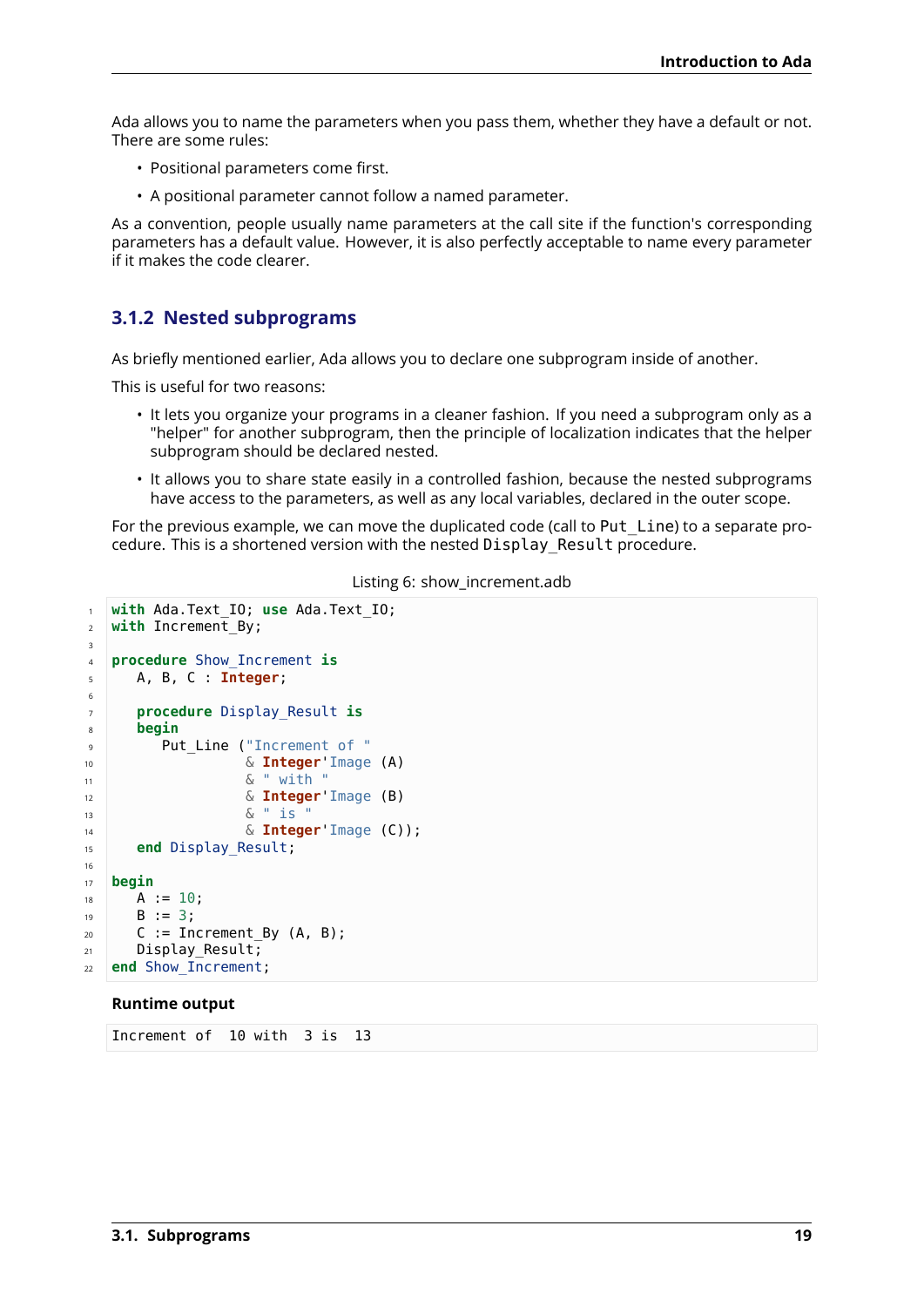Ada allows you to name the parameters when you pass them, whether they have a default or not. There are some rules:

- Positional parameters come first.
- A positional parameter cannot follow a named parameter.

As a convention, people usually name parameters at the call site if the function's corresponding parameters has a default value. However, it is also perfectly acceptable to name every parameter if it makes the code clearer.

### 3.1.2 Nested subprograms

As briefly mentioned earlier, Ada allows you to declare one subprogram inside of another.

This is useful for two reasons:

- It lets you organize your programs in a cleaner fashion. If you need a subprogram only as a "helper" for another subprogram, then the principle of localization indicates that the helper subprogram should be declared nested.
- It allows you to share state easily in a controlled fashion, because the nested subprograms have access to the parameters, as well as any local variables, declared in the outer scope.

For the previous example, we can move the duplicated code (call to `Put_Line`) to a separate procedure. This is a shortened version with the nested `Display_Result` procedure.

Listing 6: show_increment.adb

```ada
with Ada.Text_IO; use Ada.Text_IO;
with Increment_By;

procedure Show_Increment is
   A, B, C : Integer;

   procedure Display_Result is
   begin
      Put_Line ("Increment of "
                & Integer'Image (A)
                & " with "
                & Integer'Image (B)
                & " is "
                & Integer'Image (C));
   end Display_Result;

begin
   A := 10;
   B := 3;
   C := Increment_By (A, B);
   Display_Result;
end Show_Increment;
```

**Runtime output**

```
Increment of  10 with  3 is  13
```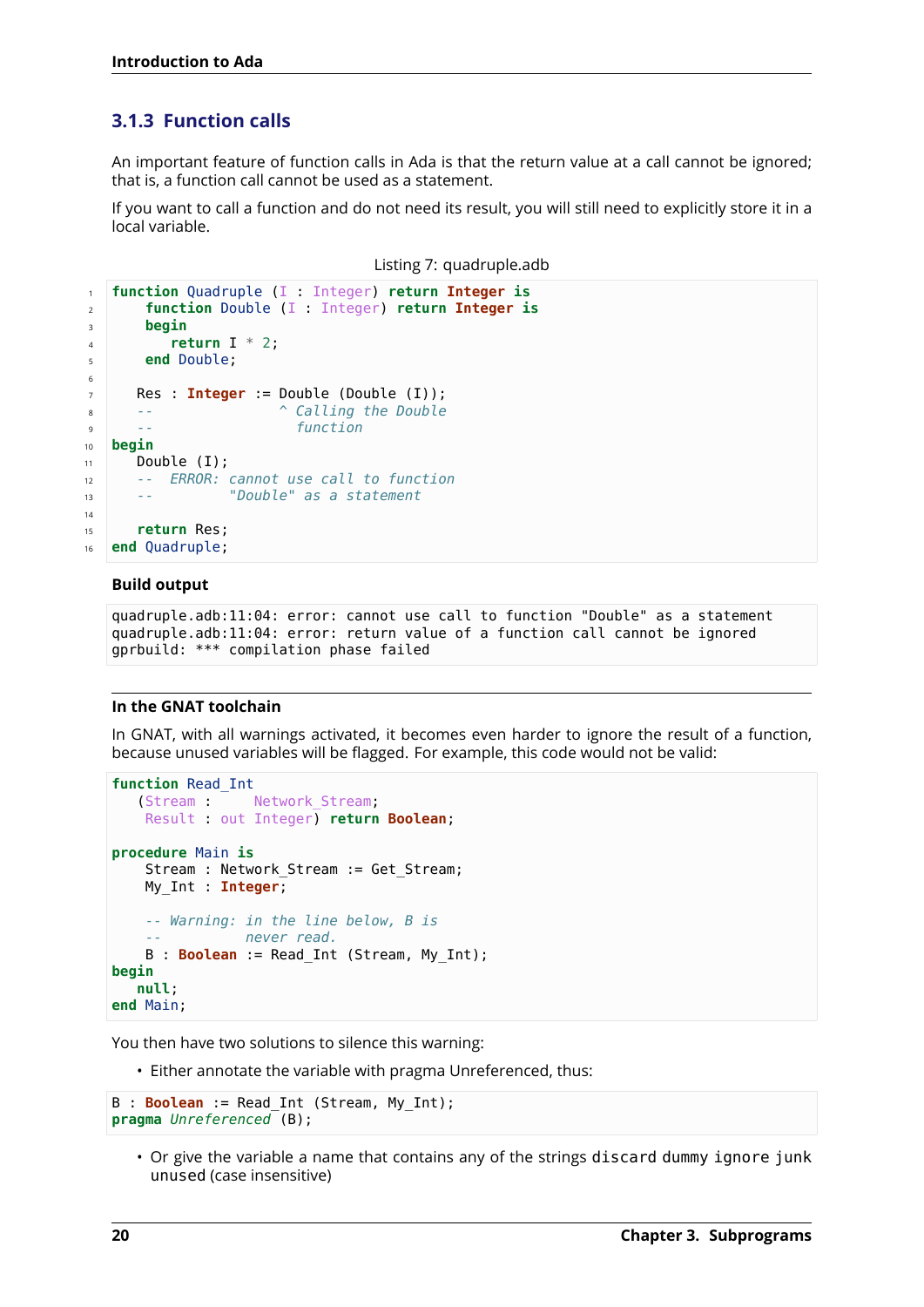### 3.1.3 Function calls

An important feature of function calls in Ada is that the return value at a call cannot be ignored; that is, a function call cannot be used as a statement.

If you want to call a function and do not need its result, you will still need to explicitly store it in a local variable.

Listing 7: quadruple.adb

```ada
function Quadruple (I : Integer) return Integer is
    function Double (I : Integer) return Integer is
    begin
       return I * 2;
    end Double;

   Res : Integer := Double (Double (I));
   --               ^ Calling the Double
   --                 function
begin
   Double (I);
   --  ERROR: cannot use call to function
   --         "Double" as a statement

   return Res;
end Quadruple;
```

**Build output**

```
quadruple.adb:11:04: error: cannot use call to function "Double" as a statement
quadruple.adb:11:04: error: return value of a function call cannot be ignored
gprbuild: *** compilation phase failed
```

**In the GNAT toolchain**

In GNAT, with all warnings activated, it becomes even harder to ignore the result of a function, because unused variables will be flagged. For example, this code would not be valid:

```ada
function Read_Int
   (Stream :     Network_Stream;
    Result : out Integer) return Boolean;

procedure Main is
    Stream : Network_Stream := Get_Stream;
    My_Int : Integer;

    -- Warning: in the line below, B is
    --          never read.
    B : Boolean := Read_Int (Stream, My_Int);
begin
   null;
end Main;
```

You then have two solutions to silence this warning:

- Either annotate the variable with pragma Unreferenced, thus:

```ada
B : Boolean := Read_Int (Stream, My_Int);
pragma Unreferenced (B);
```

- Or give the variable a name that contains any of the strings `discard` `dummy` `ignore` `junk` `unused` (case insensitive)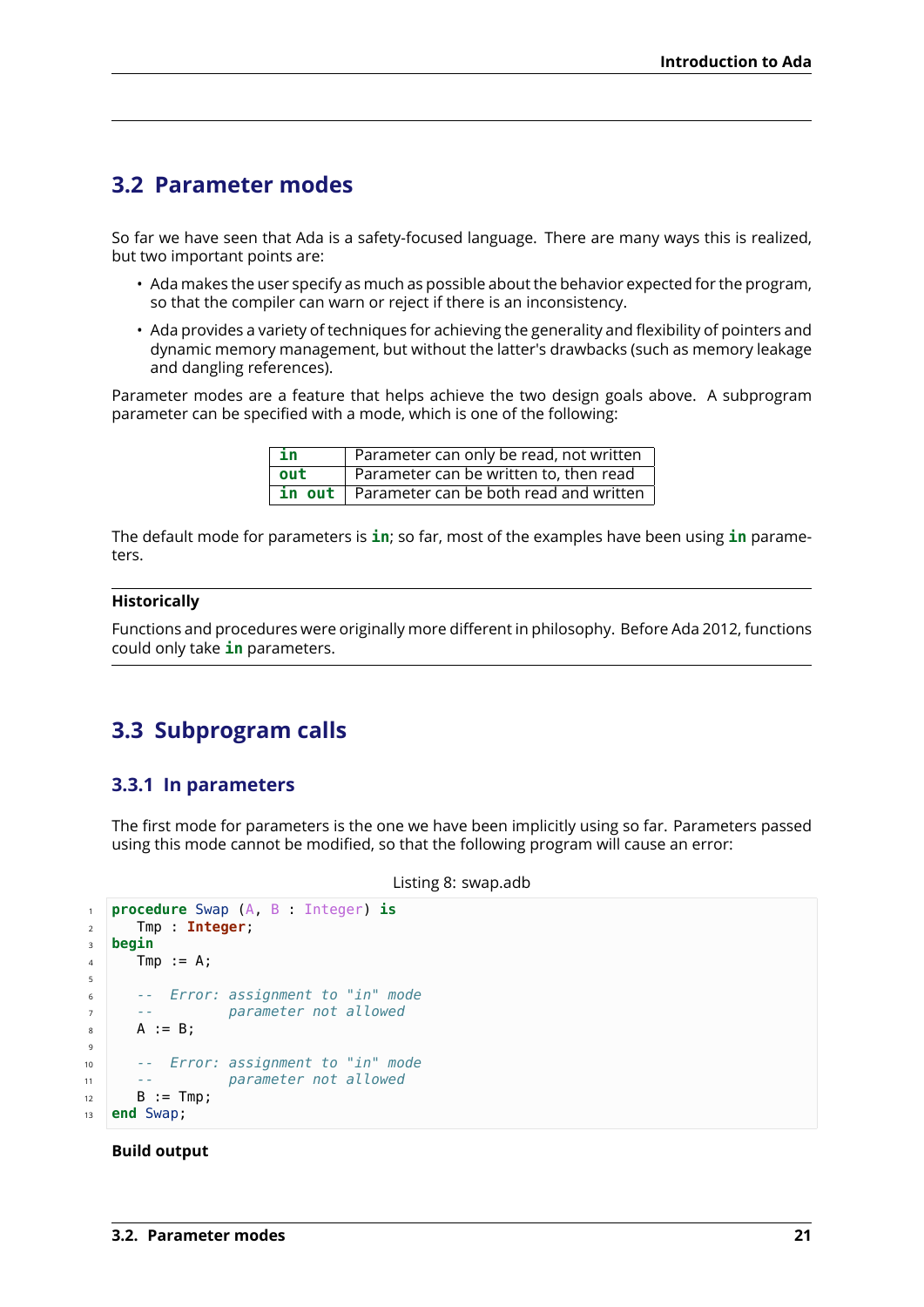## 3.2 Parameter modes

So far we have seen that Ada is a safety-focused language. There are many ways this is realized, but two important points are:

- Ada makes the user specify as much as possible about the behavior expected for the program, so that the compiler can warn or reject if there is an inconsistency.
- Ada provides a variety of techniques for achieving the generality and flexibility of pointers and dynamic memory management, but without the latter's drawbacks (such as memory leakage and dangling references).

Parameter modes are a feature that helps achieve the two design goals above. A subprogram parameter can be specified with a mode, which is one of the following:

| | |
|---|---|
| **in** | Parameter can only be read, not written |
| **out** | Parameter can be written to, then read |
| **in out** | Parameter can be both read and written |

The default mode for parameters is **in**; so far, most of the examples have been using **in** parameters.

**Historically**

Functions and procedures were originally more different in philosophy. Before Ada 2012, functions could only take **in** parameters.

## 3.3 Subprogram calls

### 3.3.1 In parameters

The first mode for parameters is the one we have been implicitly using so far. Parameters passed using this mode cannot be modified, so that the following program will cause an error:

Listing 8: swap.adb

```ada
procedure Swap (A, B : Integer) is
   Tmp : Integer;
begin
   Tmp := A;

   --  Error: assignment to "in" mode
   --         parameter not allowed
   A := B;

   --  Error: assignment to "in" mode
   --         parameter not allowed
   B := Tmp;
end Swap;
```

**Build output**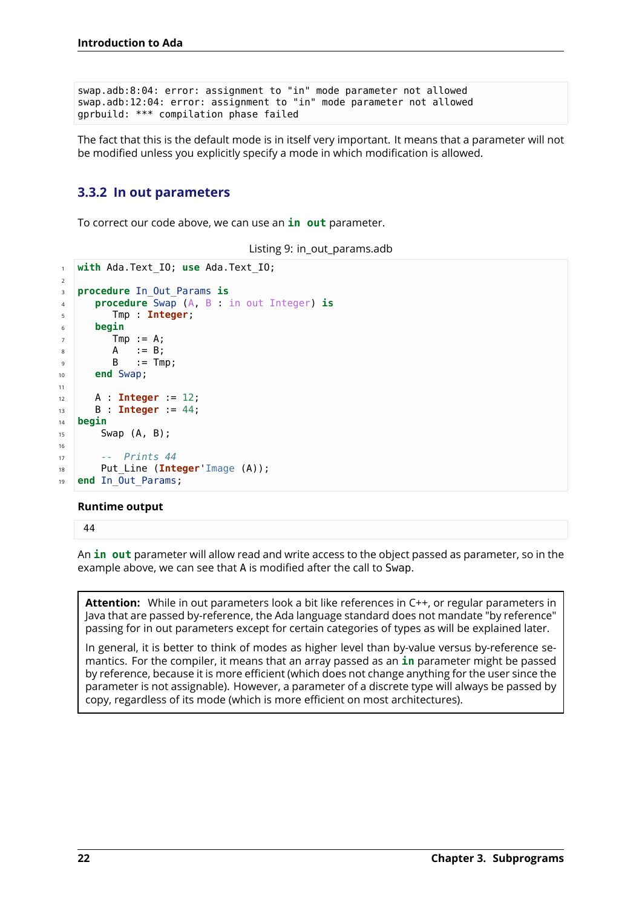```
swap.adb:8:04: error: assignment to "in" mode parameter not allowed
swap.adb:12:04: error: assignment to "in" mode parameter not allowed
gprbuild: *** compilation phase failed
```

The fact that this is the default mode is in itself very important. It means that a parameter will not be modified unless you explicitly specify a mode in which modification is allowed.

### 3.3.2 In out parameters

To correct our code above, we can use an **in out** parameter.

Listing 9: in_out_params.adb

```ada
with Ada.Text_IO; use Ada.Text_IO;

procedure In_Out_Params is
   procedure Swap (A, B : in out Integer) is
      Tmp : Integer;
   begin
      Tmp := A;
      A   := B;
      B   := Tmp;
   end Swap;

   A : Integer := 12;
   B : Integer := 44;
begin
    Swap (A, B);

    --  Prints 44
    Put_Line (Integer'Image (A));
end In_Out_Params;
```

**Runtime output**

```
 44
```

An **in out** parameter will allow read and write access to the object passed as parameter, so in the example above, we can see that A is modified after the call to Swap.

> **Attention:** While in out parameters look a bit like references in C++, or regular parameters in Java that are passed by-reference, the Ada language standard does not mandate "by reference" passing for in out parameters except for certain categories of types as will be explained later.
>
> In general, it is better to think of modes as higher level than by-value versus by-reference semantics. For the compiler, it means that an array passed as an **in** parameter might be passed by reference, because it is more efficient (which does not change anything for the user since the parameter is not assignable). However, a parameter of a discrete type will always be passed by copy, regardless of its mode (which is more efficient on most architectures).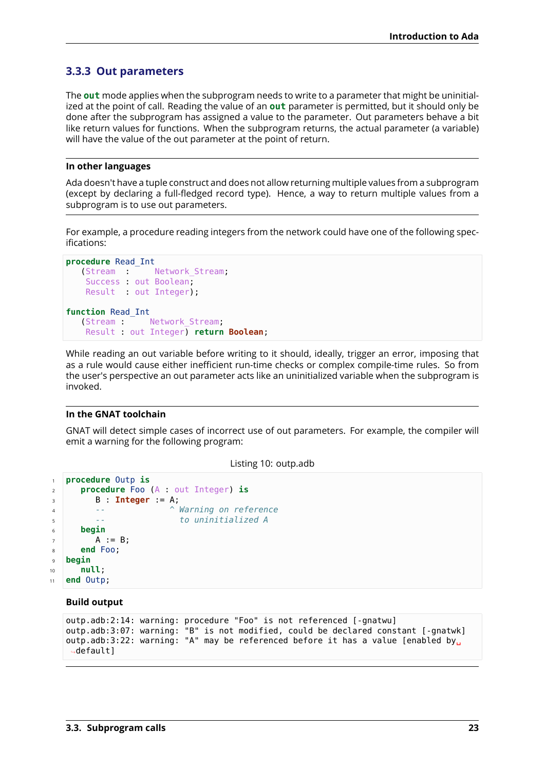### 3.3.3 Out parameters

The **out** mode applies when the subprogram needs to write to a parameter that might be uninitialized at the point of call. Reading the value of an **out** parameter is permitted, but it should only be done after the subprogram has assigned a value to the parameter. Out parameters behave a bit like return values for functions. When the subprogram returns, the actual parameter (a variable) will have the value of the out parameter at the point of return.

**In other languages**

Ada doesn't have a tuple construct and does not allow returning multiple values from a subprogram (except by declaring a full-fledged record type). Hence, a way to return multiple values from a subprogram is to use out parameters.

For example, a procedure reading integers from the network could have one of the following specifications:

```
procedure Read_Int
   (Stream  :     Network_Stream;
    Success : out Boolean;
    Result  : out Integer);

function Read_Int
   (Stream :     Network_Stream;
    Result : out Integer) return Boolean;
```

While reading an out variable before writing to it should, ideally, trigger an error, imposing that as a rule would cause either inefficient run-time checks or complex compile-time rules. So from the user's perspective an out parameter acts like an uninitialized variable when the subprogram is invoked.

**In the GNAT toolchain**

GNAT will detect simple cases of incorrect use of out parameters. For example, the compiler will emit a warning for the following program:

Listing 10: outp.adb

```
procedure Outp is
   procedure Foo (A : out Integer) is
      B : Integer := A;
      --             ^ Warning on reference
      --               to uninitialized A
   begin
      A := B;
   end Foo;
begin
   null;
end Outp;
```

**Build output**

```
outp.adb:2:14: warning: procedure "Foo" is not referenced [-gnatwu]
outp.adb:3:07: warning: "B" is not modified, could be declared constant [-gnatwk]
outp.adb:3:22: warning: "A" may be referenced before it has a value [enabled by default]
```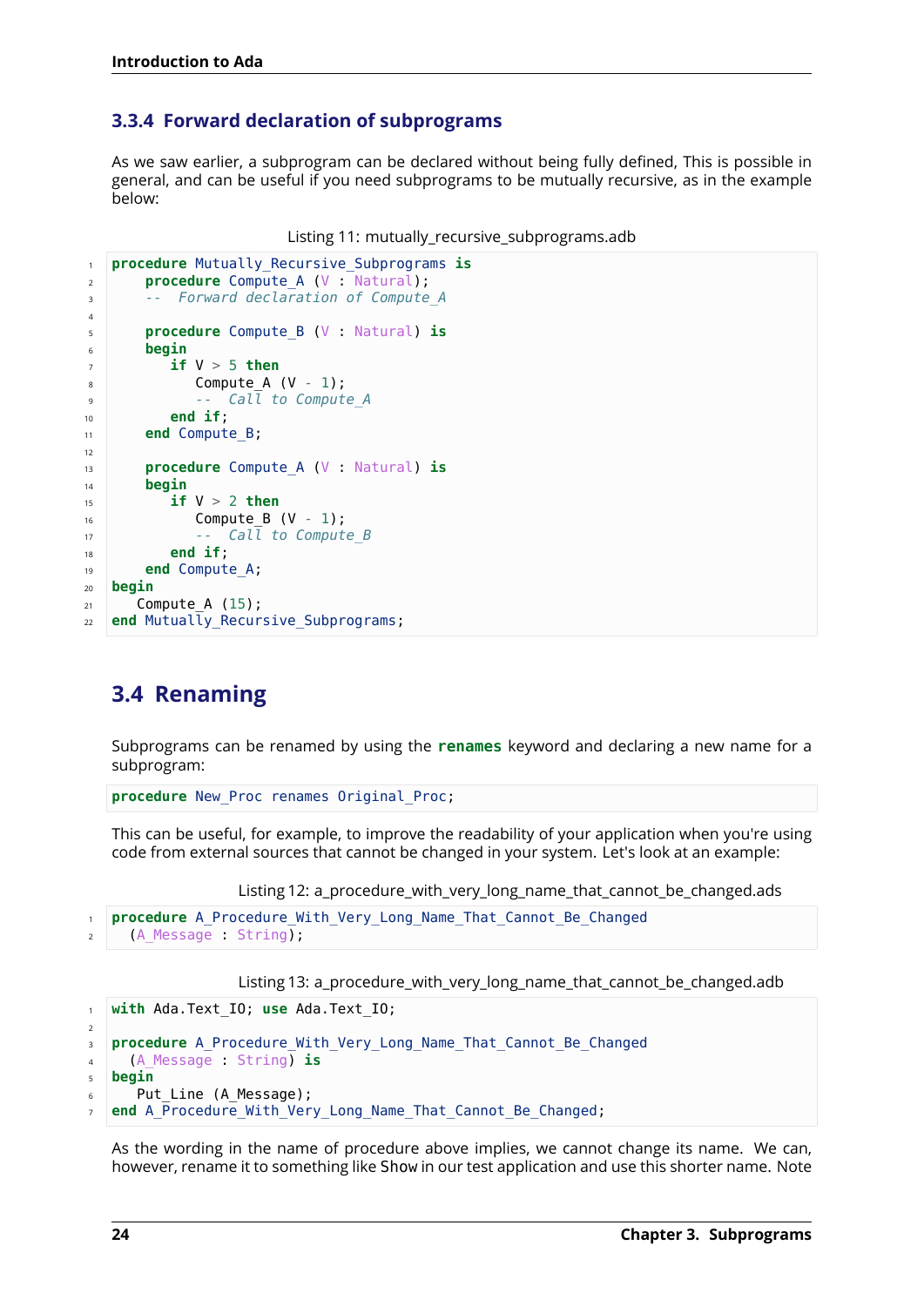### 3.3.4 Forward declaration of subprograms

As we saw earlier, a subprogram can be declared without being fully defined, This is possible in general, and can be useful if you need subprograms to be mutually recursive, as in the example below:

Listing 11: mutually_recursive_subprograms.adb

```
procedure Mutually_Recursive_Subprograms is
    procedure Compute_A (V : Natural);
    --  Forward declaration of Compute_A

    procedure Compute_B (V : Natural) is
    begin
       if V > 5 then
          Compute_A (V - 1);
          --  Call to Compute_A
       end if;
    end Compute_B;

    procedure Compute_A (V : Natural) is
    begin
       if V > 2 then
          Compute_B (V - 1);
          --  Call to Compute_B
       end if;
    end Compute_A;
begin
   Compute_A (15);
end Mutually_Recursive_Subprograms;
```

## 3.4 Renaming

Subprograms can be renamed by using the **renames** keyword and declaring a new name for a subprogram:

```
procedure New_Proc renames Original_Proc;
```

This can be useful, for example, to improve the readability of your application when you're using code from external sources that cannot be changed in your system. Let's look at an example:

Listing 12: a_procedure_with_very_long_name_that_cannot_be_changed.ads

```
procedure A_Procedure_With_Very_Long_Name_That_Cannot_Be_Changed
  (A_Message : String);
```

Listing 13: a_procedure_with_very_long_name_that_cannot_be_changed.adb

```
with Ada.Text_IO; use Ada.Text_IO;

procedure A_Procedure_With_Very_Long_Name_That_Cannot_Be_Changed
  (A_Message : String) is
begin
   Put_Line (A_Message);
end A_Procedure_With_Very_Long_Name_That_Cannot_Be_Changed;
```

As the wording in the name of procedure above implies, we cannot change its name. We can, however, rename it to something like Show in our test application and use this shorter name. Note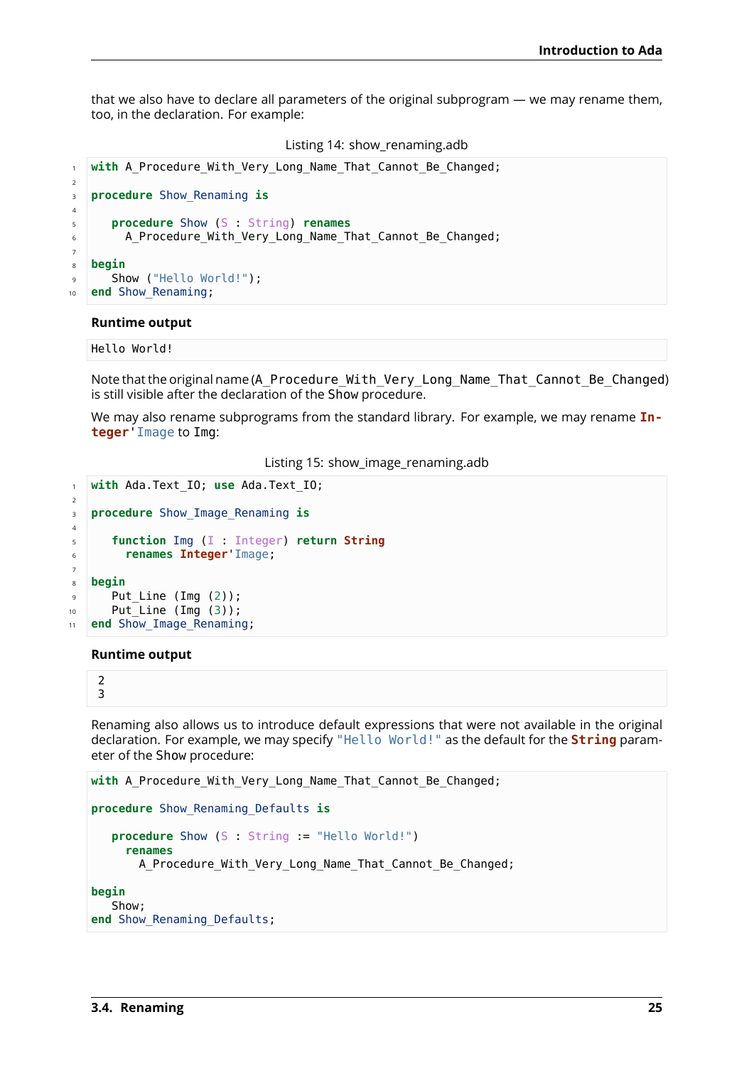that we also have to declare all parameters of the original subprogram — we may rename them, too, in the declaration. For example:

Listing 14: show_renaming.adb

```
with A_Procedure_With_Very_Long_Name_That_Cannot_Be_Changed;

procedure Show_Renaming is

   procedure Show (S : String) renames
     A_Procedure_With_Very_Long_Name_That_Cannot_Be_Changed;

begin
   Show ("Hello World!");
end Show_Renaming;
```

**Runtime output**

```
Hello World!
```

Note that the original name (`A_Procedure_With_Very_Long_Name_That_Cannot_Be_Changed`) is still visible after the declaration of the Show procedure.

We may also rename subprograms from the standard library. For example, we may rename `Integer'Image` to `Img`:

Listing 15: show_image_renaming.adb

```
with Ada.Text_IO; use Ada.Text_IO;

procedure Show_Image_Renaming is

   function Img (I : Integer) return String
     renames Integer'Image;

begin
   Put_Line (Img (2));
   Put_Line (Img (3));
end Show_Image_Renaming;
```

**Runtime output**

```
 2
 3
```

Renaming also allows us to introduce default expressions that were not available in the original declaration. For example, we may specify `"Hello World!"` as the default for the `String` parameter of the Show procedure:

```
with A_Procedure_With_Very_Long_Name_That_Cannot_Be_Changed;

procedure Show_Renaming_Defaults is

   procedure Show (S : String := "Hello World!")
     renames
       A_Procedure_With_Very_Long_Name_That_Cannot_Be_Changed;

begin
   Show;
end Show_Renaming_Defaults;
```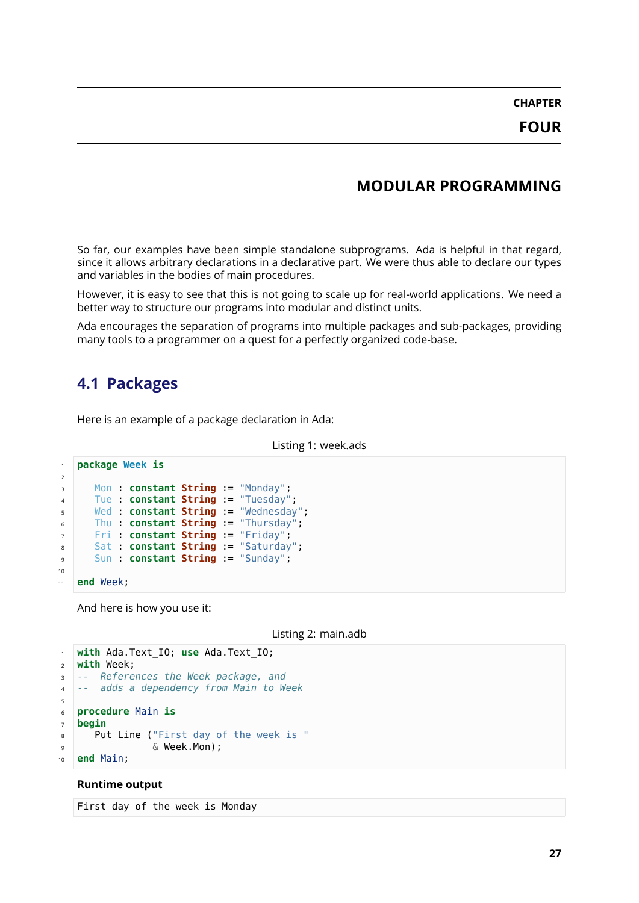# CHAPTER FOUR

# MODULAR PROGRAMMING

So far, our examples have been simple standalone subprograms. Ada is helpful in that regard, since it allows arbitrary declarations in a declarative part. We were thus able to declare our types and variables in the bodies of main procedures.

However, it is easy to see that this is not going to scale up for real-world applications. We need a better way to structure our programs into modular and distinct units.

Ada encourages the separation of programs into multiple packages and sub-packages, providing many tools to a programmer on a quest for a perfectly organized code-base.

## 4.1 Packages

Here is an example of a package declaration in Ada:

Listing 1: week.ads

```
package Week is

   Mon : constant String := "Monday";
   Tue : constant String := "Tuesday";
   Wed : constant String := "Wednesday";
   Thu : constant String := "Thursday";
   Fri : constant String := "Friday";
   Sat : constant String := "Saturday";
   Sun : constant String := "Sunday";

end Week;
```

And here is how you use it:

Listing 2: main.adb

```
with Ada.Text_IO; use Ada.Text_IO;
with Week;
--  References the Week package, and
--  adds a dependency from Main to Week

procedure Main is
begin
   Put_Line ("First day of the week is "
             & Week.Mon);
end Main;
```

**Runtime output**

```
First day of the week is Monday
```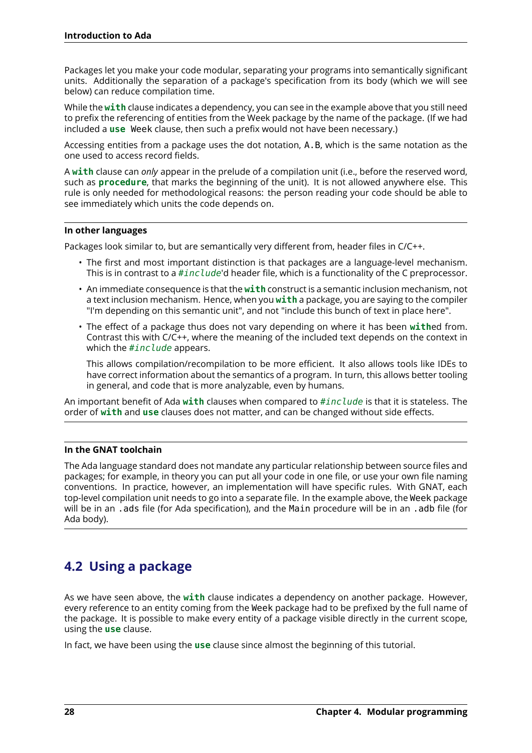Packages let you make your code modular, separating your programs into semantically significant units. Additionally the separation of a package's specification from its body (which we will see below) can reduce compilation time.

While the **with** clause indicates a dependency, you can see in the example above that you still need to prefix the referencing of entities from the Week package by the name of the package. (If we had included a **use** Week clause, then such a prefix would not have been necessary.)

Accessing entities from a package uses the dot notation, `A.B`, which is the same notation as the one used to access record fields.

A **with** clause can *only* appear in the prelude of a compilation unit (i.e., before the reserved word, such as **procedure**, that marks the beginning of the unit). It is not allowed anywhere else. This rule is only needed for methodological reasons: the person reading your code should be able to see immediately which units the code depends on.

---

**In other languages**

Packages look similar to, but are semantically very different from, header files in C/C++.

- The first and most important distinction is that packages are a language-level mechanism. This is in contrast to a *#include*'d header file, which is a functionality of the C preprocessor.
- An immediate consequence is that the **with** construct is a semantic inclusion mechanism, not a text inclusion mechanism. Hence, when you **with** a package, you are saying to the compiler "I'm depending on this semantic unit", and not "include this bunch of text in place here".
- The effect of a package thus does not vary depending on where it has been **with**ed from. Contrast this with C/C++, where the meaning of the included text depends on the context in which the *#include* appears.

  This allows compilation/recompilation to be more efficient. It also allows tools like IDEs to have correct information about the semantics of a program. In turn, this allows better tooling in general, and code that is more analyzable, even by humans.

An important benefit of Ada **with** clauses when compared to *#include* is that it is stateless. The order of **with** and **use** clauses does not matter, and can be changed without side effects.

---

**In the GNAT toolchain**

The Ada language standard does not mandate any particular relationship between source files and packages; for example, in theory you can put all your code in one file, or use your own file naming conventions. In practice, however, an implementation will have specific rules. With GNAT, each top-level compilation unit needs to go into a separate file. In the example above, the `Week` package will be in an `.ads` file (for Ada specification), and the `Main` procedure will be in an `.adb` file (for Ada body).

---

## 4.2 Using a package

As we have seen above, the **with** clause indicates a dependency on another package. However, every reference to an entity coming from the `Week` package had to be prefixed by the full name of the package. It is possible to make every entity of a package visible directly in the current scope, using the **use** clause.

In fact, we have been using the **use** clause since almost the beginning of this tutorial.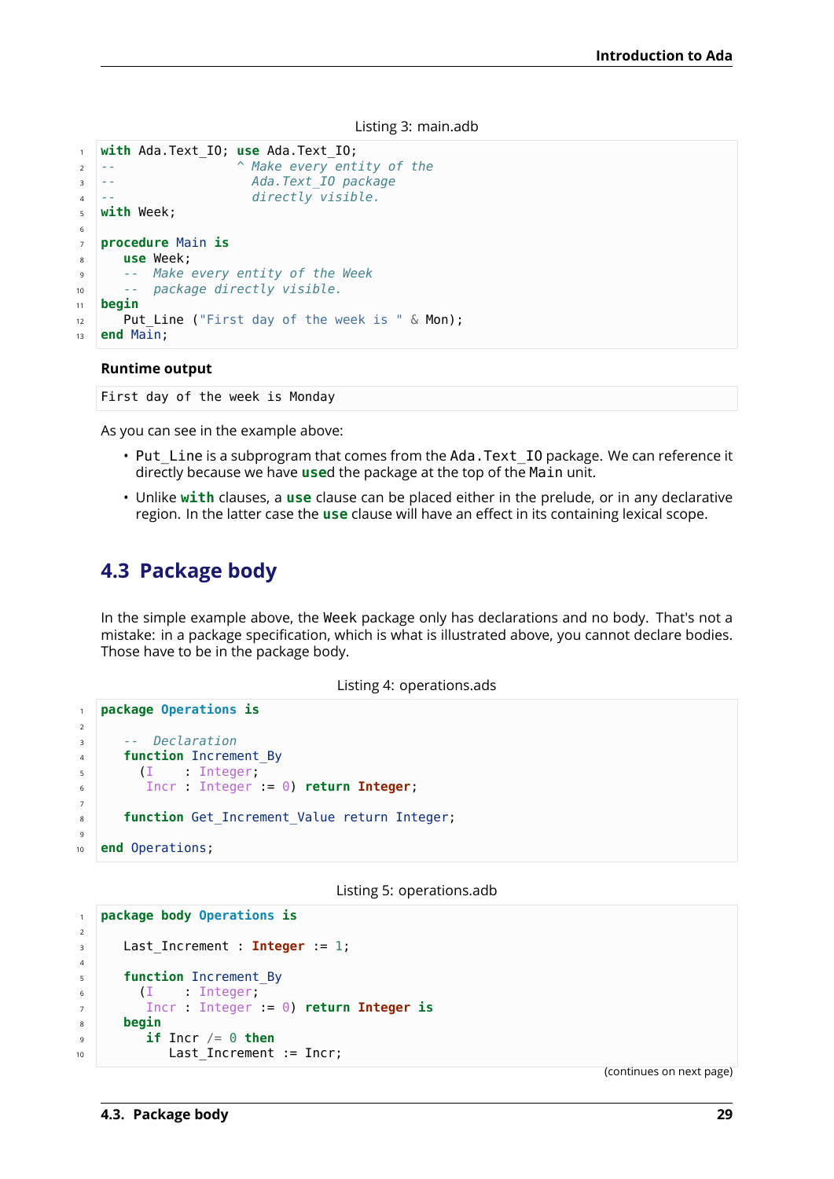Listing 3: main.adb

```ada
with Ada.Text_IO; use Ada.Text_IO;
--                ^ Make every entity of the
--                  Ada.Text_IO package
--                  directly visible.
with Week;

procedure Main is
   use Week;
   --  Make every entity of the Week
   --  package directly visible.
begin
   Put_Line ("First day of the week is " & Mon);
end Main;
```

**Runtime output**

```
First day of the week is Monday
```

As you can see in the example above:

- Put_Line is a subprogram that comes from the Ada.Text_IO package. We can reference it directly because we have **use**d the package at the top of the Main unit.
- Unlike **with** clauses, a **use** clause can be placed either in the prelude, or in any declarative region. In the latter case the **use** clause will have an effect in its containing lexical scope.

## 4.3 Package body

In the simple example above, the Week package only has declarations and no body. That's not a mistake: in a package specification, which is what is illustrated above, you cannot declare bodies. Those have to be in the package body.

Listing 4: operations.ads

```ada
package Operations is

   --  Declaration
   function Increment_By
     (I    : Integer;
      Incr : Integer := 0) return Integer;

   function Get_Increment_Value return Integer;

end Operations;
```

Listing 5: operations.adb

```ada
package body Operations is

   Last_Increment : Integer := 1;

   function Increment_By
     (I    : Integer;
      Incr : Integer := 0) return Integer is
   begin
      if Incr /= 0 then
         Last_Increment := Incr;
```

(continues on next page)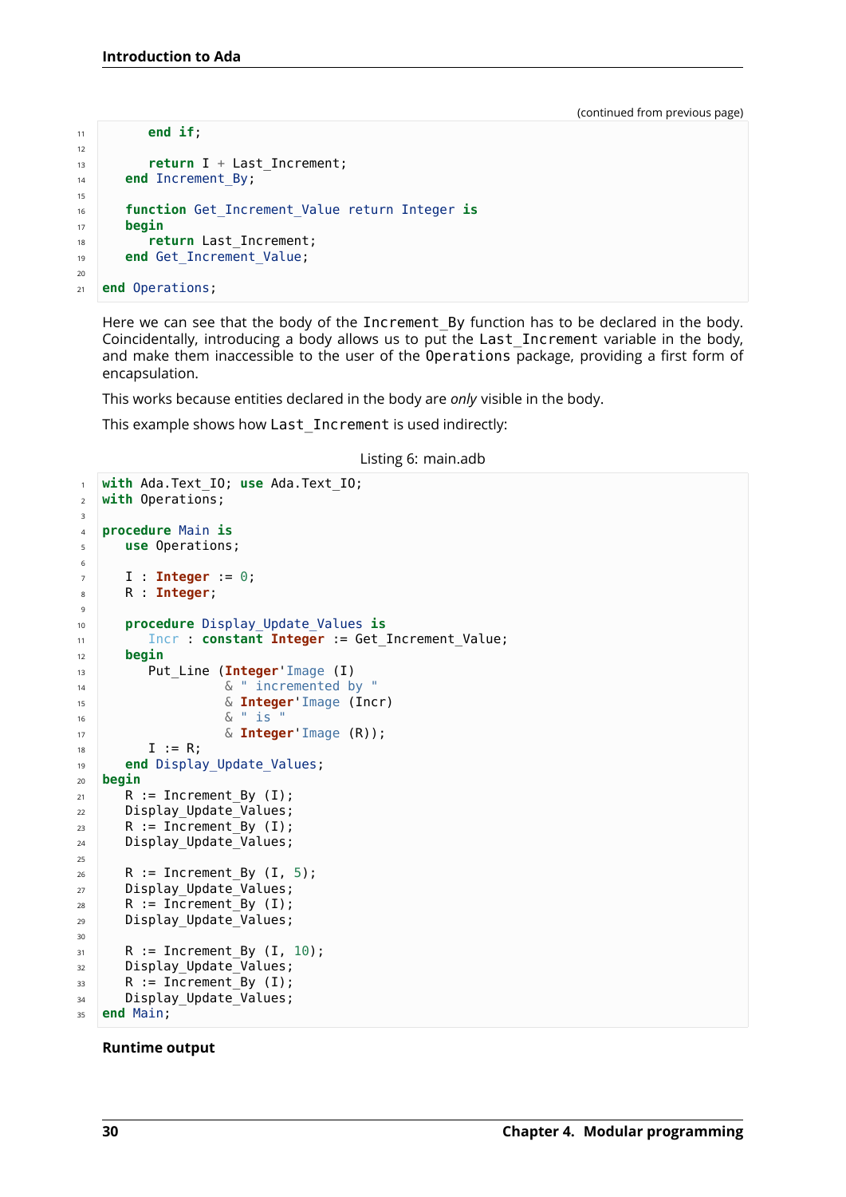(continued from previous page)

```ada
      end if;

      return I + Last_Increment;
   end Increment_By;

   function Get_Increment_Value return Integer is
   begin
      return Last_Increment;
   end Get_Increment_Value;

end Operations;
```

Here we can see that the body of the `Increment_By` function has to be declared in the body. Coincidentally, introducing a body allows us to put the `Last_Increment` variable in the body, and make them inaccessible to the user of the `Operations` package, providing a first form of encapsulation.

This works because entities declared in the body are *only* visible in the body.

This example shows how `Last_Increment` is used indirectly:

Listing 6: main.adb

```ada
with Ada.Text_IO; use Ada.Text_IO;
with Operations;

procedure Main is
   use Operations;

   I : Integer := 0;
   R : Integer;

   procedure Display_Update_Values is
      Incr : constant Integer := Get_Increment_Value;
   begin
      Put_Line (Integer'Image (I)
                & " incremented by "
                & Integer'Image (Incr)
                & " is "
                & Integer'Image (R));
      I := R;
   end Display_Update_Values;
begin
   R := Increment_By (I);
   Display_Update_Values;
   R := Increment_By (I);
   Display_Update_Values;

   R := Increment_By (I, 5);
   Display_Update_Values;
   R := Increment_By (I);
   Display_Update_Values;

   R := Increment_By (I, 10);
   Display_Update_Values;
   R := Increment_By (I);
   Display_Update_Values;
end Main;
```

**Runtime output**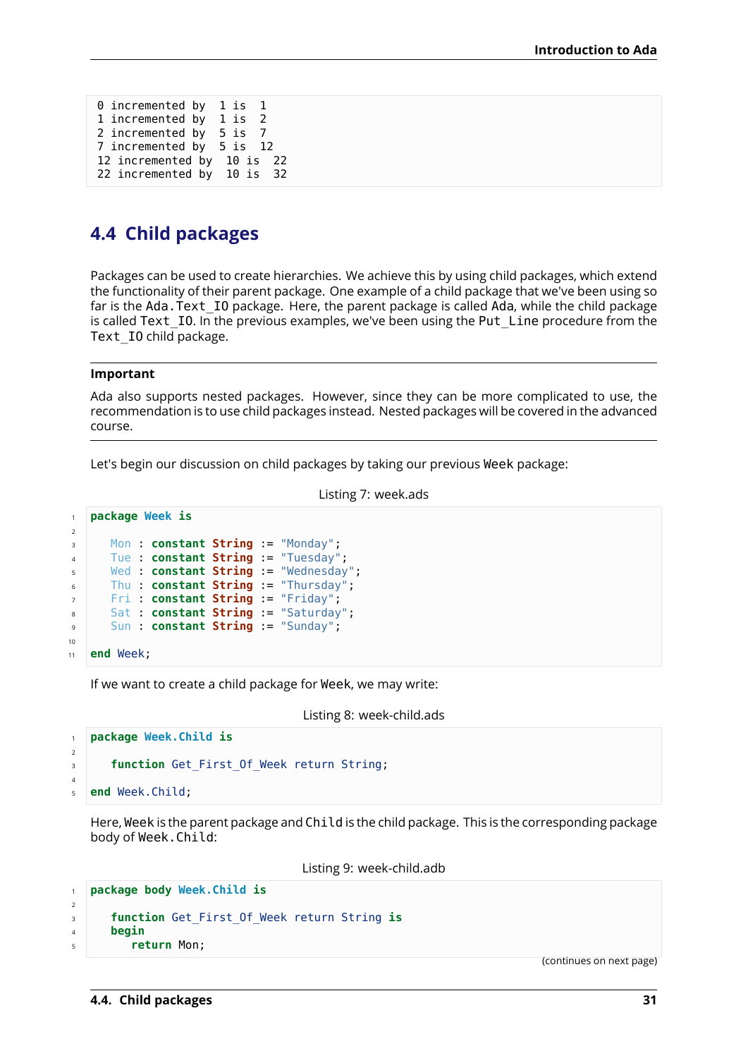```
0 incremented by  1 is  1
1 incremented by  1 is  2
2 incremented by  5 is  7
7 incremented by  5 is  12
12 incremented by  10 is  22
22 incremented by  10 is  32
```

## 4.4 Child packages

Packages can be used to create hierarchies. We achieve this by using child packages, which extend the functionality of their parent package. One example of a child package that we've been using so far is the `Ada.Text_IO` package. Here, the parent package is called `Ada`, while the child package is called `Text_IO`. In the previous examples, we've been using the `Put_Line` procedure from the `Text_IO` child package.

---

**Important**

Ada also supports nested packages. However, since they can be more complicated to use, the recommendation is to use child packages instead. Nested packages will be covered in the advanced course.

---

Let's begin our discussion on child packages by taking our previous `Week` package:

Listing 7: week.ads

```
package Week is

   Mon : constant String := "Monday";
   Tue : constant String := "Tuesday";
   Wed : constant String := "Wednesday";
   Thu : constant String := "Thursday";
   Fri : constant String := "Friday";
   Sat : constant String := "Saturday";
   Sun : constant String := "Sunday";

end Week;
```

If we want to create a child package for `Week`, we may write:

Listing 8: week-child.ads

```
package Week.Child is

   function Get_First_Of_Week return String;

end Week.Child;
```

Here, `Week` is the parent package and `Child` is the child package. This is the corresponding package body of `Week.Child`:

Listing 9: week-child.adb

```
package body Week.Child is

   function Get_First_Of_Week return String is
   begin
      return Mon;
```

(continues on next page)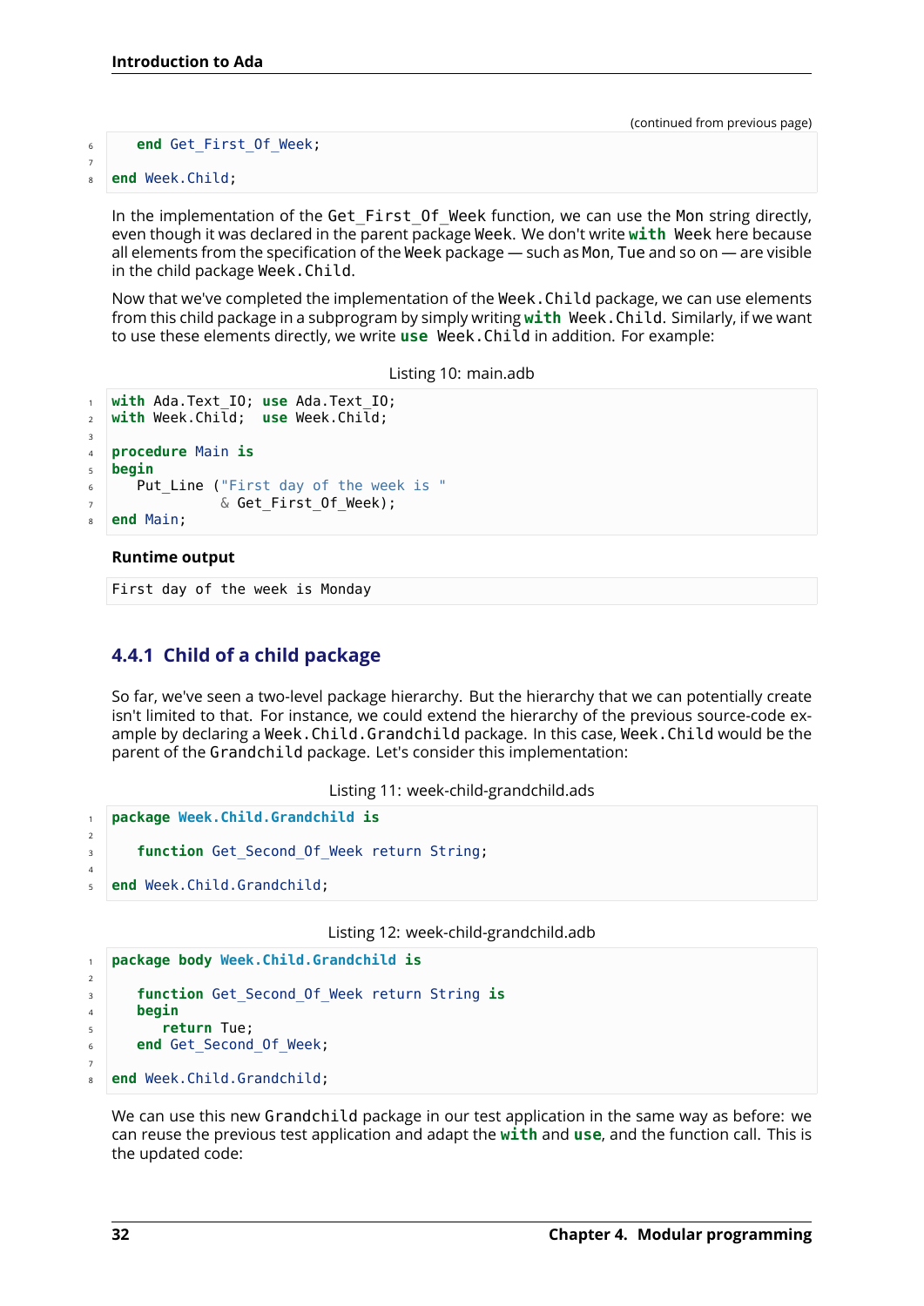(continued from previous page)

```ada
   end Get_First_Of_Week;

end Week.Child;
```

In the implementation of the `Get_First_Of_Week` function, we can use the `Mon` string directly, even though it was declared in the parent package `Week`. We don't write **with** `Week` here because all elements from the specification of the `Week` package — such as `Mon`, `Tue` and so on — are visible in the child package `Week.Child`.

Now that we've completed the implementation of the `Week.Child` package, we can use elements from this child package in a subprogram by simply writing **with** `Week.Child`. Similarly, if we want to use these elements directly, we write **use** `Week.Child` in addition. For example:

Listing 10: main.adb

```ada
with Ada.Text_IO; use Ada.Text_IO;
with Week.Child;  use Week.Child;

procedure Main is
begin
   Put_Line ("First day of the week is "
             & Get_First_Of_Week);
end Main;
```

**Runtime output**

```
First day of the week is Monday
```

### 4.4.1 Child of a child package

So far, we've seen a two-level package hierarchy. But the hierarchy that we can potentially create isn't limited to that. For instance, we could extend the hierarchy of the previous source-code example by declaring a `Week.Child.Grandchild` package. In this case, `Week.Child` would be the parent of the `Grandchild` package. Let's consider this implementation:

Listing 11: week-child-grandchild.ads

```ada
package Week.Child.Grandchild is

   function Get_Second_Of_Week return String;

end Week.Child.Grandchild;
```

Listing 12: week-child-grandchild.adb

```ada
package body Week.Child.Grandchild is

   function Get_Second_Of_Week return String is
   begin
      return Tue;
   end Get_Second_Of_Week;

end Week.Child.Grandchild;
```

We can use this new `Grandchild` package in our test application in the same way as before: we can reuse the previous test application and adapt the **with** and **use**, and the function call. This is the updated code: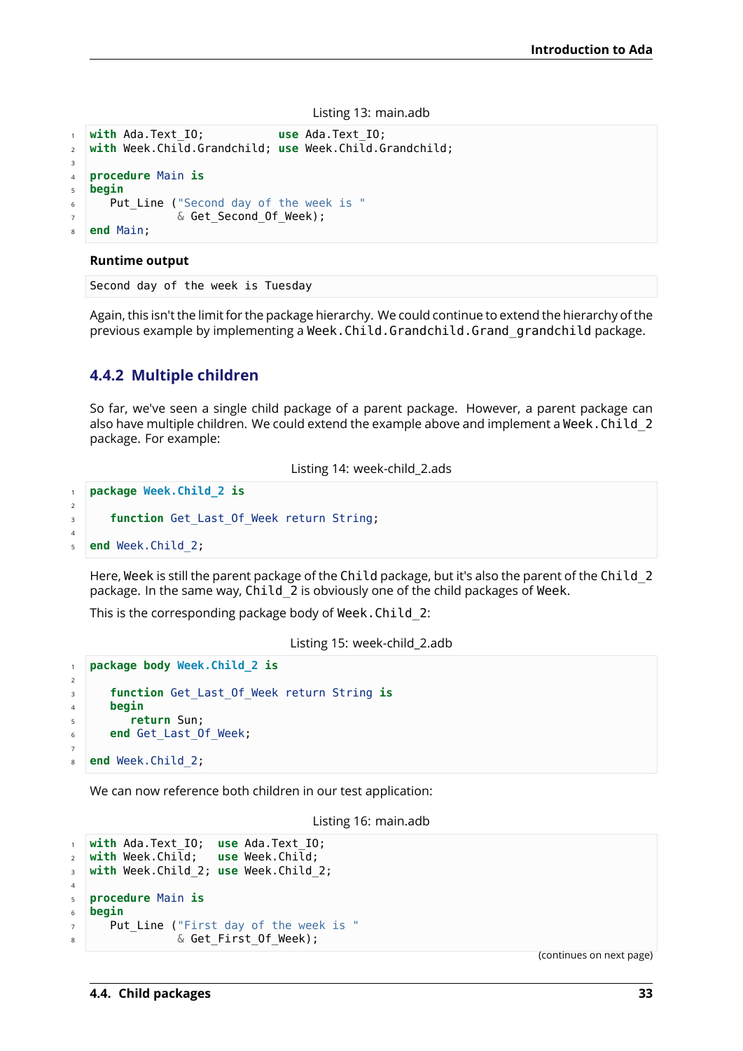Listing 13: main.adb

```
with Ada.Text_IO;           use Ada.Text_IO;
with Week.Child.Grandchild; use Week.Child.Grandchild;

procedure Main is
begin
   Put_Line ("Second day of the week is "
             & Get_Second_Of_Week);
end Main;
```

**Runtime output**

```
Second day of the week is Tuesday
```

Again, this isn't the limit for the package hierarchy. We could continue to extend the hierarchy of the previous example by implementing a `Week.Child.Grandchild.Grand_grandchild` package.

### 4.4.2 Multiple children

So far, we've seen a single child package of a parent package. However, a parent package can also have multiple children. We could extend the example above and implement a `Week.Child_2` package. For example:

Listing 14: week-child_2.ads

```
package Week.Child_2 is

   function Get_Last_Of_Week return String;

end Week.Child_2;
```

Here, `Week` is still the parent package of the `Child` package, but it's also the parent of the `Child_2` package. In the same way, `Child_2` is obviously one of the child packages of `Week`.

This is the corresponding package body of `Week.Child_2`:

Listing 15: week-child_2.adb

```
package body Week.Child_2 is

   function Get_Last_Of_Week return String is
   begin
      return Sun;
   end Get_Last_Of_Week;

end Week.Child_2;
```

We can now reference both children in our test application:

Listing 16: main.adb

```
with Ada.Text_IO;  use Ada.Text_IO;
with Week.Child;   use Week.Child;
with Week.Child_2; use Week.Child_2;

procedure Main is
begin
   Put_Line ("First day of the week is "
             & Get_First_Of_Week);
```

(continues on next page)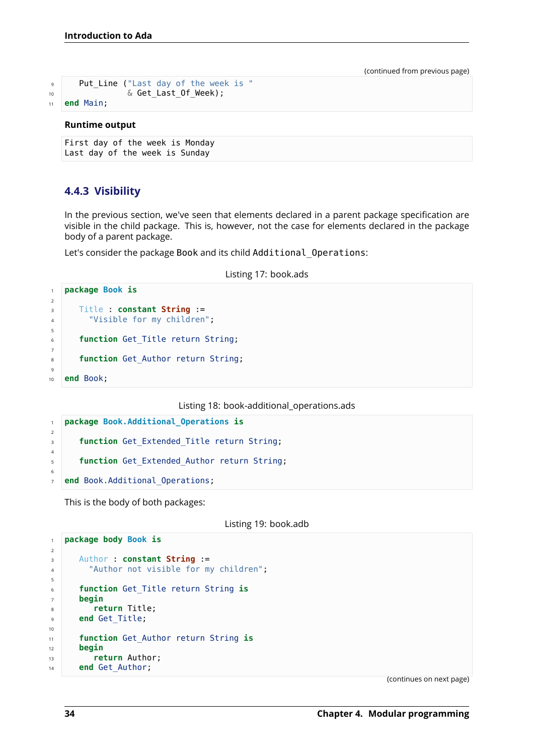(continued from previous page)

```ada
   Put_Line ("Last day of the week is "
             & Get_Last_Of_Week);
end Main;
```

**Runtime output**

```
First day of the week is Monday
Last day of the week is Sunday
```

### 4.4.3 Visibility

In the previous section, we've seen that elements declared in a parent package specification are visible in the child package. This is, however, not the case for elements declared in the package body of a parent package.

Let's consider the package Book and its child Additional_Operations:

Listing 17: book.ads

```ada
package Book is

   Title : constant String :=
     "Visible for my children";

   function Get_Title return String;

   function Get_Author return String;

end Book;
```

Listing 18: book-additional_operations.ads

```ada
package Book.Additional_Operations is

   function Get_Extended_Title return String;

   function Get_Extended_Author return String;

end Book.Additional_Operations;
```

This is the body of both packages:

Listing 19: book.adb

```ada
package body Book is

   Author : constant String :=
     "Author not visible for my children";

   function Get_Title return String is
   begin
      return Title;
   end Get_Title;

   function Get_Author return String is
   begin
      return Author;
   end Get_Author;
```

(continues on next page)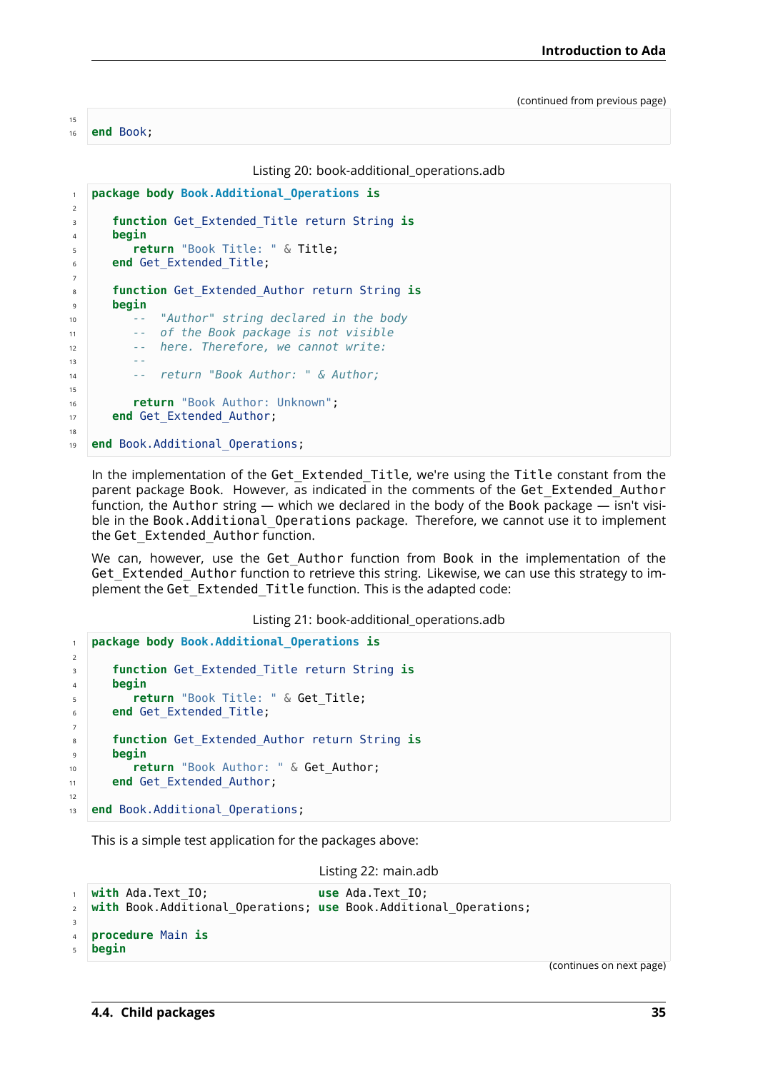(continued from previous page)

```

end Book;
```

Listing 20: book-additional_operations.adb

```
package body Book.Additional_Operations is

   function Get_Extended_Title return String is
   begin
      return "Book Title: " & Title;
   end Get_Extended_Title;

   function Get_Extended_Author return String is
   begin
      --  "Author" string declared in the body
      --  of the Book package is not visible
      --  here. Therefore, we cannot write:
      --
      --  return "Book Author: " & Author;

      return "Book Author: Unknown";
   end Get_Extended_Author;

end Book.Additional_Operations;
```

In the implementation of the `Get_Extended_Title`, we're using the `Title` constant from the parent package `Book`. However, as indicated in the comments of the `Get_Extended_Author` function, the `Author` string — which we declared in the body of the `Book` package — isn't visible in the `Book.Additional_Operations` package. Therefore, we cannot use it to implement the `Get_Extended_Author` function.

We can, however, use the `Get_Author` function from `Book` in the implementation of the `Get_Extended_Author` function to retrieve this string. Likewise, we can use this strategy to implement the `Get_Extended_Title` function. This is the adapted code:

Listing 21: book-additional_operations.adb

```
package body Book.Additional_Operations is

   function Get_Extended_Title return String is
   begin
      return "Book Title: " & Get_Title;
   end Get_Extended_Title;

   function Get_Extended_Author return String is
   begin
      return "Book Author: " & Get_Author;
   end Get_Extended_Author;

end Book.Additional_Operations;
```

This is a simple test application for the packages above:

Listing 22: main.adb

```
with Ada.Text_IO;                use Ada.Text_IO;
with Book.Additional_Operations; use Book.Additional_Operations;

procedure Main is
begin
```

(continues on next page)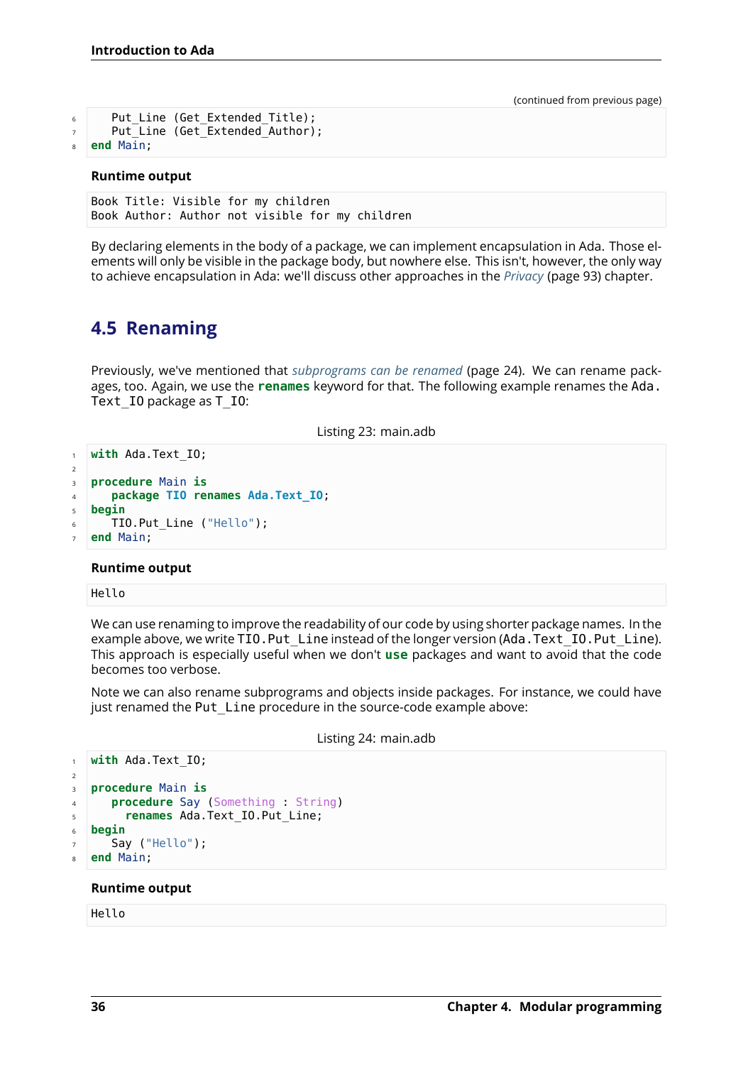(continued from previous page)

```ada
    Put_Line (Get_Extended_Title);
    Put_Line (Get_Extended_Author);
end Main;
```

**Runtime output**

```
Book Title: Visible for my children
Book Author: Author not visible for my children
```

By declaring elements in the body of a package, we can implement encapsulation in Ada. Those elements will only be visible in the package body, but nowhere else. This isn't, however, the only way to achieve encapsulation in Ada: we'll discuss other approaches in the *Privacy* (page 93) chapter.

## 4.5 Renaming

Previously, we've mentioned that *subprograms can be renamed* (page 24). We can rename packages, too. Again, we use the **renames** keyword for that. The following example renames the Ada.Text_IO package as T_IO:

Listing 23: main.adb

```ada
with Ada.Text_IO;

procedure Main is
   package TIO renames Ada.Text_IO;
begin
   TIO.Put_Line ("Hello");
end Main;
```

**Runtime output**

```
Hello
```

We can use renaming to improve the readability of our code by using shorter package names. In the example above, we write TIO.Put_Line instead of the longer version (Ada.Text_IO.Put_Line). This approach is especially useful when we don't **use** packages and want to avoid that the code becomes too verbose.

Note we can also rename subprograms and objects inside packages. For instance, we could have just renamed the Put_Line procedure in the source-code example above:

Listing 24: main.adb

```ada
with Ada.Text_IO;

procedure Main is
   procedure Say (Something : String)
     renames Ada.Text_IO.Put_Line;
begin
   Say ("Hello");
end Main;
```

**Runtime output**

```
Hello
```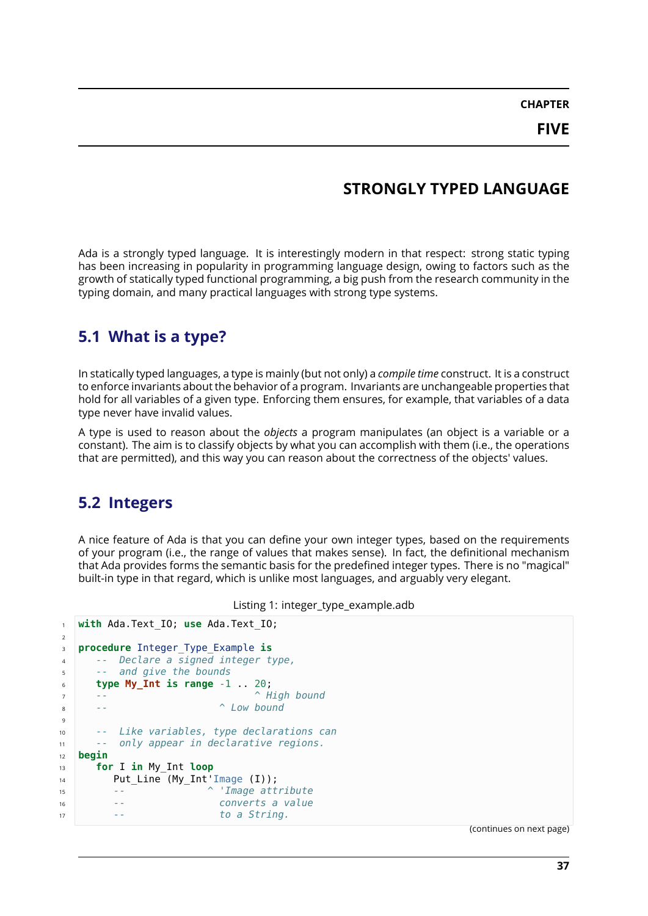# Chapter Five

# STRONGLY TYPED LANGUAGE

Ada is a strongly typed language. It is interestingly modern in that respect: strong static typing has been increasing in popularity in programming language design, owing to factors such as the growth of statically typed functional programming, a big push from the research community in the typing domain, and many practical languages with strong type systems.

## 5.1 What is a type?

In statically typed languages, a type is mainly (but not only) a *compile time* construct. It is a construct to enforce invariants about the behavior of a program. Invariants are unchangeable properties that hold for all variables of a given type. Enforcing them ensures, for example, that variables of a data type never have invalid values.

A type is used to reason about the *objects* a program manipulates (an object is a variable or a constant). The aim is to classify objects by what you can accomplish with them (i.e., the operations that are permitted), and this way you can reason about the correctness of the objects' values.

## 5.2 Integers

A nice feature of Ada is that you can define your own integer types, based on the requirements of your program (i.e., the range of values that makes sense). In fact, the definitional mechanism that Ada provides forms the semantic basis for the predefined integer types. There is no "magical" built-in type in that regard, which is unlike most languages, and arguably very elegant.

Listing 1: integer_type_example.adb

```
with Ada.Text_IO; use Ada.Text_IO;

procedure Integer_Type_Example is
   --  Declare a signed integer type,
   --  and give the bounds
   type My_Int is range -1 .. 20;
   --                         ^ High bound
   --                   ^ Low bound

   --  Like variables, type declarations can
   --  only appear in declarative regions.
begin
   for I in My_Int loop
      Put_Line (My_Int'Image (I));
      --              ^ 'Image attribute
      --                converts a value
      --                to a String.
```

(continues on next page)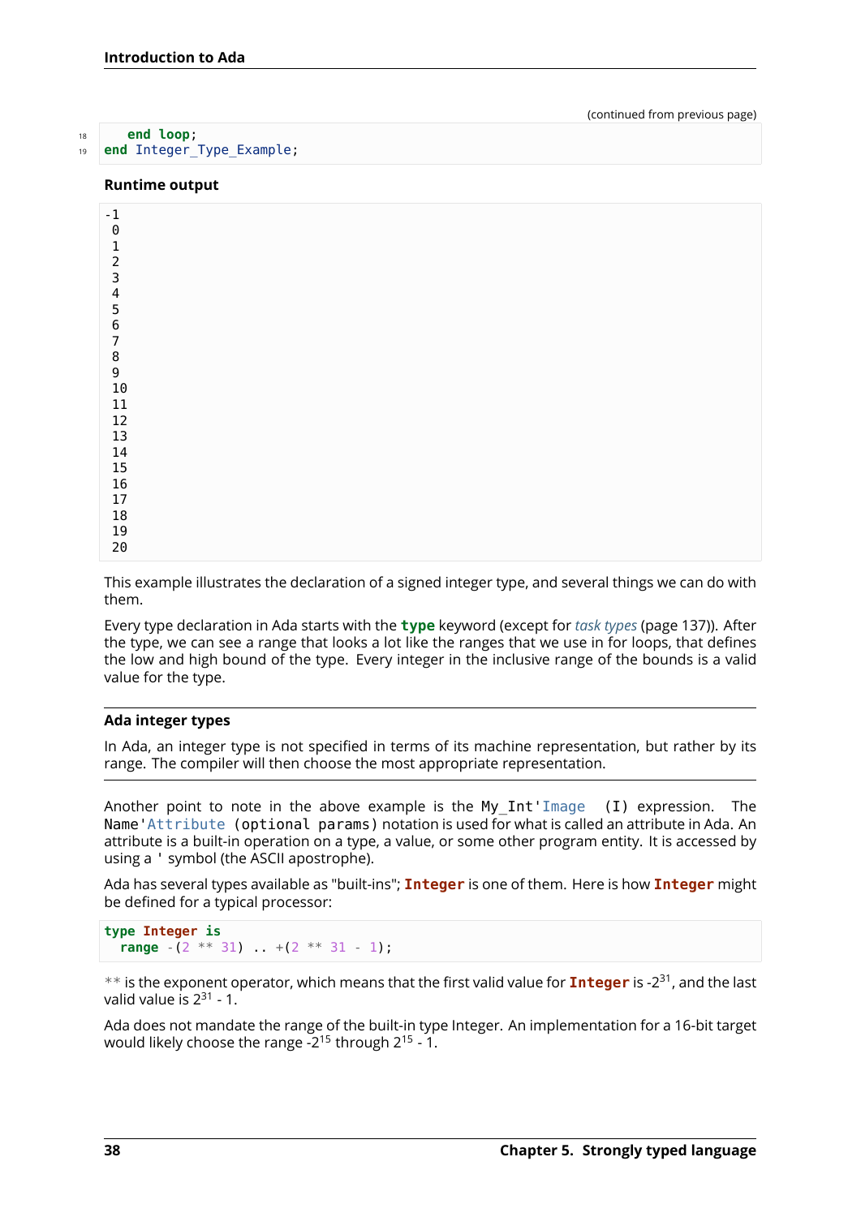(continued from previous page)

```
    end loop;
end Integer_Type_Example;
```

**Runtime output**

```
-1
 0
 1
 2
 3
 4
 5
 6
 7
 8
 9
 10
 11
 12
 13
 14
 15
 16
 17
 18
 19
 20
```

This example illustrates the declaration of a signed integer type, and several things we can do with them.

Every type declaration in Ada starts with the **type** keyword (except for *task types* (page 137)). After the type, we can see a range that looks a lot like the ranges that we use in for loops, that defines the low and high bound of the type. Every integer in the inclusive range of the bounds is a valid value for the type.

---

**Ada integer types**

In Ada, an integer type is not specified in terms of its machine representation, but rather by its range. The compiler will then choose the most appropriate representation.

---

Another point to note in the above example is the `My_Int'Image (I)` expression. The `Name'Attribute (optional params)` notation is used for what is called an attribute in Ada. An attribute is a built-in operation on a type, a value, or some other program entity. It is accessed by using a `'` symbol (the ASCII apostrophe).

Ada has several types available as "built-ins"; `Integer` is one of them. Here is how `Integer` might be defined for a typical processor:

```
type Integer is
  range -(2 ** 31) .. +(2 ** 31 - 1);
```

`**` is the exponent operator, which means that the first valid value for `Integer` is $-2^{31}$, and the last valid value is $2^{31} - 1$.

Ada does not mandate the range of the built-in type Integer. An implementation for a 16-bit target would likely choose the range $-2^{15}$ through $2^{15} - 1$.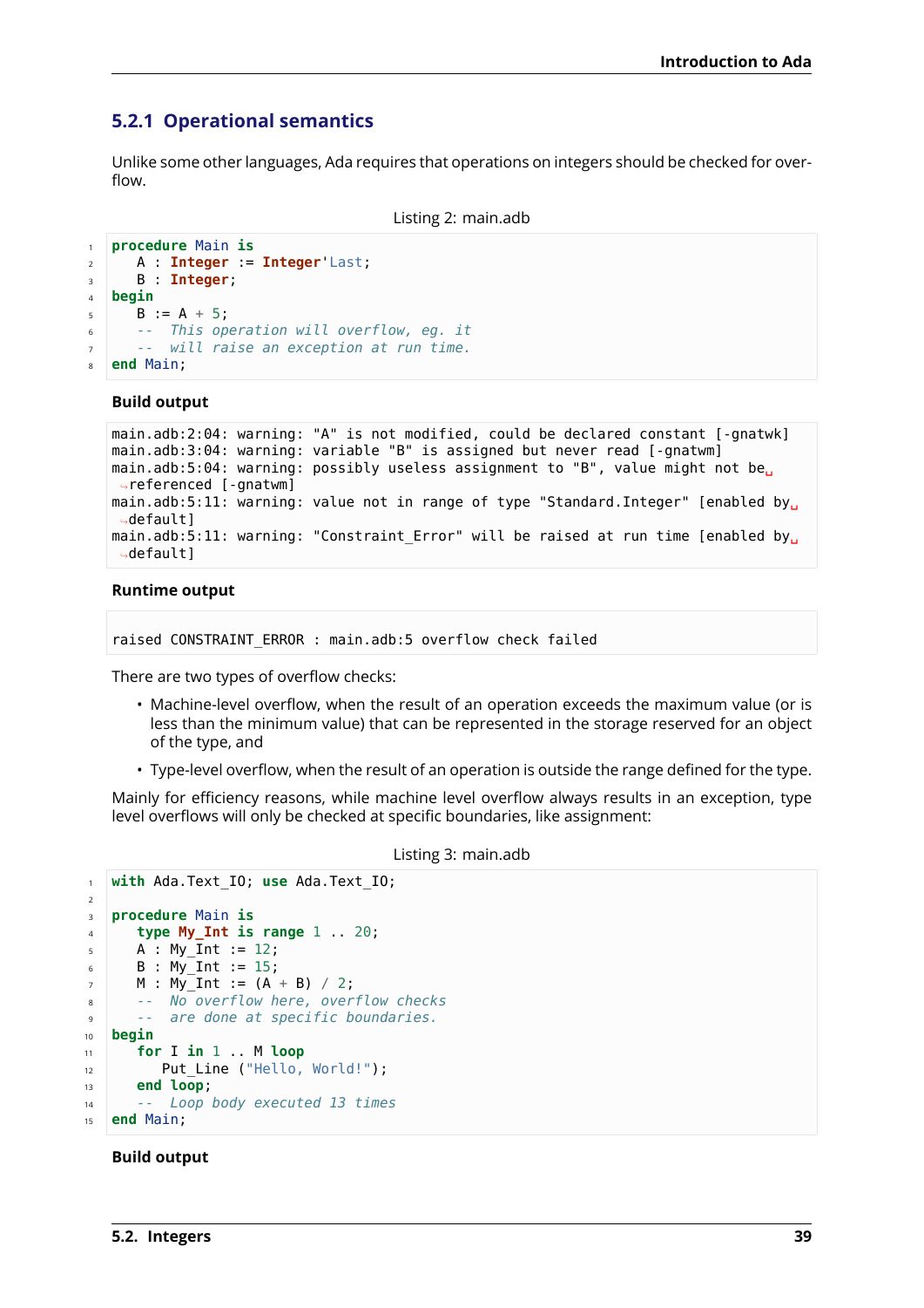### 5.2.1 Operational semantics

Unlike some other languages, Ada requires that operations on integers should be checked for overflow.

Listing 2: main.adb

```ada
procedure Main is
   A : Integer := Integer'Last;
   B : Integer;
begin
   B := A + 5;
   --  This operation will overflow, eg. it
   --  will raise an exception at run time.
end Main;
```

**Build output**

```
main.adb:2:04: warning: "A" is not modified, could be declared constant [-gnatwk]
main.adb:3:04: warning: variable "B" is assigned but never read [-gnatwm]
main.adb:5:04: warning: possibly useless assignment to "B", value might not be referenced [-gnatwm]
main.adb:5:11: warning: value not in range of type "Standard.Integer" [enabled by default]
main.adb:5:11: warning: "Constraint_Error" will be raised at run time [enabled by default]
```

**Runtime output**

```
raised CONSTRAINT_ERROR : main.adb:5 overflow check failed
```

There are two types of overflow checks:

- Machine-level overflow, when the result of an operation exceeds the maximum value (or is less than the minimum value) that can be represented in the storage reserved for an object of the type, and
- Type-level overflow, when the result of an operation is outside the range defined for the type.

Mainly for efficiency reasons, while machine level overflow always results in an exception, type level overflows will only be checked at specific boundaries, like assignment:

Listing 3: main.adb

```ada
with Ada.Text_IO; use Ada.Text_IO;

procedure Main is
   type My_Int is range 1 .. 20;
   A : My_Int := 12;
   B : My_Int := 15;
   M : My_Int := (A + B) / 2;
   --  No overflow here, overflow checks
   --  are done at specific boundaries.
begin
   for I in 1 .. M loop
      Put_Line ("Hello, World!");
   end loop;
   --  Loop body executed 13 times
end Main;
```

**Build output**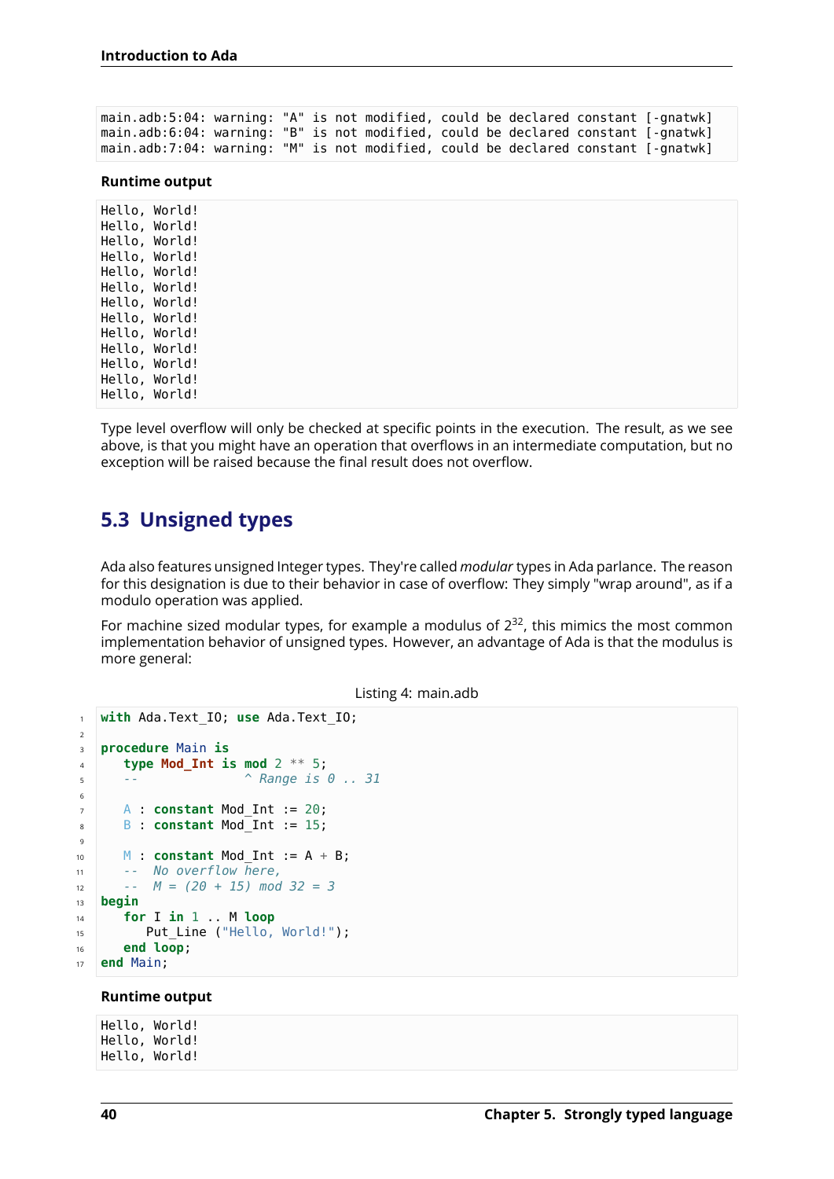```
main.adb:5:04: warning: "A" is not modified, could be declared constant [-gnatwk]
main.adb:6:04: warning: "B" is not modified, could be declared constant [-gnatwk]
main.adb:7:04: warning: "M" is not modified, could be declared constant [-gnatwk]
```

**Runtime output**

```
Hello, World!
Hello, World!
Hello, World!
Hello, World!
Hello, World!
Hello, World!
Hello, World!
Hello, World!
Hello, World!
Hello, World!
Hello, World!
Hello, World!
Hello, World!
```

Type level overflow will only be checked at specific points in the execution. The result, as we see above, is that you might have an operation that overflows in an intermediate computation, but no exception will be raised because the final result does not overflow.

## 5.3 Unsigned types

Ada also features unsigned Integer types. They're called *modular* types in Ada parlance. The reason for this designation is due to their behavior in case of overflow: They simply "wrap around", as if a modulo operation was applied.

For machine sized modular types, for example a modulus of $2^{32}$, this mimics the most common implementation behavior of unsigned types. However, an advantage of Ada is that the modulus is more general:

Listing 4: main.adb

```ada
with Ada.Text_IO; use Ada.Text_IO;

procedure Main is
   type Mod_Int is mod 2 ** 5;
   --              ^ Range is 0 .. 31

   A : constant Mod_Int := 20;
   B : constant Mod_Int := 15;

   M : constant Mod_Int := A + B;
   -- No overflow here,
   -- M = (20 + 15) mod 32 = 3
begin
   for I in 1 .. M loop
      Put_Line ("Hello, World!");
   end loop;
end Main;
```

**Runtime output**

```
Hello, World!
Hello, World!
Hello, World!
```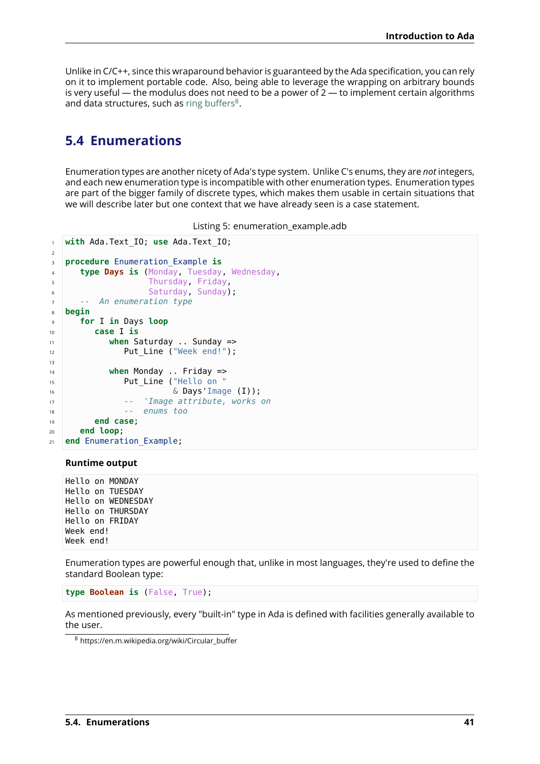Unlike in C/C++, since this wraparound behavior is guaranteed by the Ada specification, you can rely on it to implement portable code. Also, being able to leverage the wrapping on arbitrary bounds is very useful — the modulus does not need to be a power of 2 — to implement certain algorithms and data structures, such as ring buffers[8].

## 5.4 Enumerations

Enumeration types are another nicety of Ada's type system. Unlike C's enums, they are *not* integers, and each new enumeration type is incompatible with other enumeration types. Enumeration types are part of the bigger family of discrete types, which makes them usable in certain situations that we will describe later but one context that we have already seen is a case statement.

Listing 5: enumeration_example.adb

```
with Ada.Text_IO; use Ada.Text_IO;

procedure Enumeration_Example is
   type Days is (Monday, Tuesday, Wednesday,
                 Thursday, Friday,
                 Saturday, Sunday);
   --  An enumeration type
begin
   for I in Days loop
      case I is
         when Saturday .. Sunday =>
            Put_Line ("Week end!");

         when Monday .. Friday =>
            Put_Line ("Hello on "
                      & Days'Image (I));
            --  'Image attribute, works on
            --  enums too
      end case;
   end loop;
end Enumeration_Example;
```

**Runtime output**

```
Hello on MONDAY
Hello on TUESDAY
Hello on WEDNESDAY
Hello on THURSDAY
Hello on FRIDAY
Week end!
Week end!
```

Enumeration types are powerful enough that, unlike in most languages, they're used to define the standard Boolean type:

```
type Boolean is (False, True);
```

As mentioned previously, every "built-in" type in Ada is defined with facilities generally available to the user.

[8] https://en.m.wikipedia.org/wiki/Circular_buffer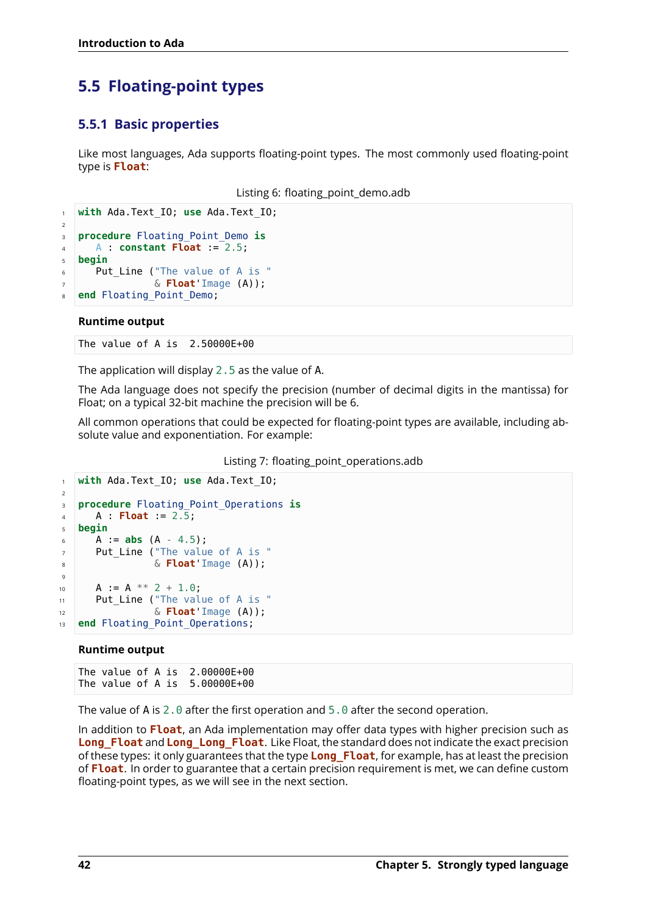## 5.5 Floating-point types

### 5.5.1 Basic properties

Like most languages, Ada supports floating-point types. The most commonly used floating-point type is **Float**:

Listing 6: floating_point_demo.adb

```ada
with Ada.Text_IO; use Ada.Text_IO;

procedure Floating_Point_Demo is
   A : constant Float := 2.5;
begin
   Put_Line ("The value of A is "
             & Float'Image (A));
end Floating_Point_Demo;
```

**Runtime output**

```
The value of A is  2.50000E+00
```

The application will display `2.5` as the value of A.

The Ada language does not specify the precision (number of decimal digits in the mantissa) for Float; on a typical 32-bit machine the precision will be 6.

All common operations that could be expected for floating-point types are available, including absolute value and exponentiation. For example:

Listing 7: floating_point_operations.adb

```ada
with Ada.Text_IO; use Ada.Text_IO;

procedure Floating_Point_Operations is
   A : Float := 2.5;
begin
   A := abs (A - 4.5);
   Put_Line ("The value of A is "
             & Float'Image (A));

   A := A ** 2 + 1.0;
   Put_Line ("The value of A is "
             & Float'Image (A));
end Floating_Point_Operations;
```

**Runtime output**

```
The value of A is  2.00000E+00
The value of A is  5.00000E+00
```

The value of A is `2.0` after the first operation and `5.0` after the second operation.

In addition to **Float**, an Ada implementation may offer data types with higher precision such as **Long_Float** and **Long_Long_Float**. Like Float, the standard does not indicate the exact precision of these types: it only guarantees that the type **Long_Float**, for example, has at least the precision of **Float**. In order to guarantee that a certain precision requirement is met, we can define custom floating-point types, as we will see in the next section.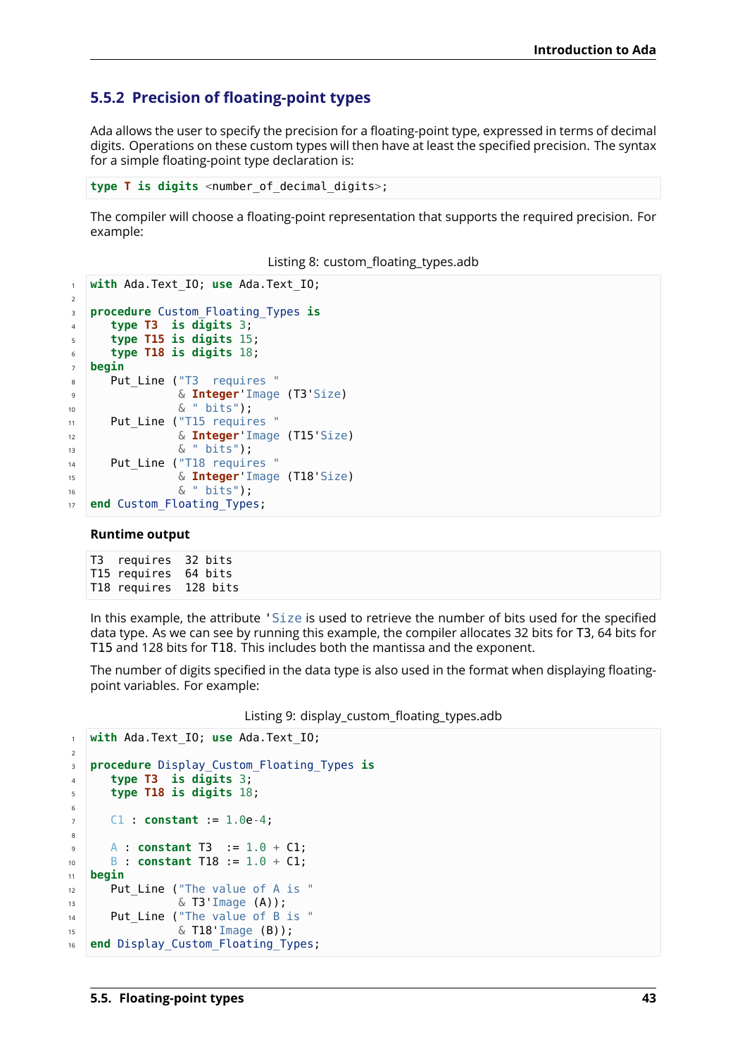### 5.5.2 Precision of floating-point types

Ada allows the user to specify the precision for a floating-point type, expressed in terms of decimal digits. Operations on these custom types will then have at least the specified precision. The syntax for a simple floating-point type declaration is:

```
type T is digits <number_of_decimal_digits>;
```

The compiler will choose a floating-point representation that supports the required precision. For example:

Listing 8: custom_floating_types.adb

```ada
with Ada.Text_IO; use Ada.Text_IO;

procedure Custom_Floating_Types is
   type T3  is digits 3;
   type T15 is digits 15;
   type T18 is digits 18;
begin
   Put_Line ("T3  requires "
             & Integer'Image (T3'Size)
             & " bits");
   Put_Line ("T15 requires "
             & Integer'Image (T15'Size)
             & " bits");
   Put_Line ("T18 requires "
             & Integer'Image (T18'Size)
             & " bits");
end Custom_Floating_Types;
```

**Runtime output**

```
T3  requires  32 bits
T15 requires  64 bits
T18 requires  128 bits
```

In this example, the attribute `'Size` is used to retrieve the number of bits used for the specified data type. As we can see by running this example, the compiler allocates 32 bits for T3, 64 bits for T15 and 128 bits for T18. This includes both the mantissa and the exponent.

The number of digits specified in the data type is also used in the format when displaying floating-point variables. For example:

Listing 9: display_custom_floating_types.adb

```ada
with Ada.Text_IO; use Ada.Text_IO;

procedure Display_Custom_Floating_Types is
   type T3  is digits 3;
   type T18 is digits 18;

   C1 : constant := 1.0e-4;

   A : constant T3  := 1.0 + C1;
   B : constant T18 := 1.0 + C1;
begin
   Put_Line ("The value of A is "
             & T3'Image (A));
   Put_Line ("The value of B is "
             & T18'Image (B));
end Display_Custom_Floating_Types;
```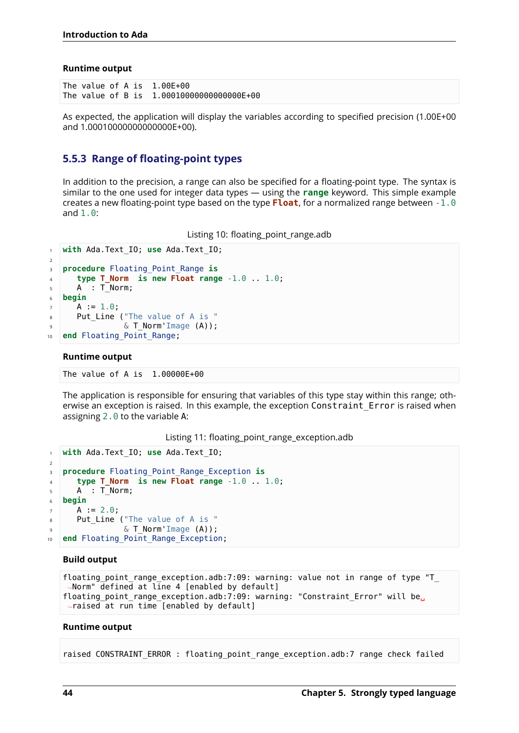**Runtime output**

```
The value of A is  1.00E+00
The value of B is  1.00010000000000000E+00
```

As expected, the application will display the variables according to specified precision (1.00E+00 and 1.00010000000000000E+00).

### 5.5.3 Range of floating-point types

In addition to the precision, a range can also be specified for a floating-point type. The syntax is similar to the one used for integer data types — using the **range** keyword. This simple example creates a new floating-point type based on the type **Float**, for a normalized range between `-1.0` and `1.0`:

Listing 10: floating_point_range.adb

```ada
with Ada.Text_IO; use Ada.Text_IO;

procedure Floating_Point_Range is
   type T_Norm  is new Float range -1.0 .. 1.0;
   A  : T_Norm;
begin
   A := 1.0;
   Put_Line ("The value of A is "
             & T_Norm'Image (A));
end Floating_Point_Range;
```

**Runtime output**

```
The value of A is  1.00000E+00
```

The application is responsible for ensuring that variables of this type stay within this range; otherwise an exception is raised. In this example, the exception `Constraint_Error` is raised when assigning `2.0` to the variable A:

Listing 11: floating_point_range_exception.adb

```ada
with Ada.Text_IO; use Ada.Text_IO;

procedure Floating_Point_Range_Exception is
   type T_Norm  is new Float range -1.0 .. 1.0;
   A  : T_Norm;
begin
   A := 2.0;
   Put_Line ("The value of A is "
             & T_Norm'Image (A));
end Floating_Point_Range_Exception;
```

**Build output**

```
floating_point_range_exception.adb:7:09: warning: value not in range of type "T_Norm" defined at line 4 [enabled by default]
floating_point_range_exception.adb:7:09: warning: "Constraint_Error" will be raised at run time [enabled by default]
```

**Runtime output**

```
raised CONSTRAINT_ERROR : floating_point_range_exception.adb:7 range check failed
```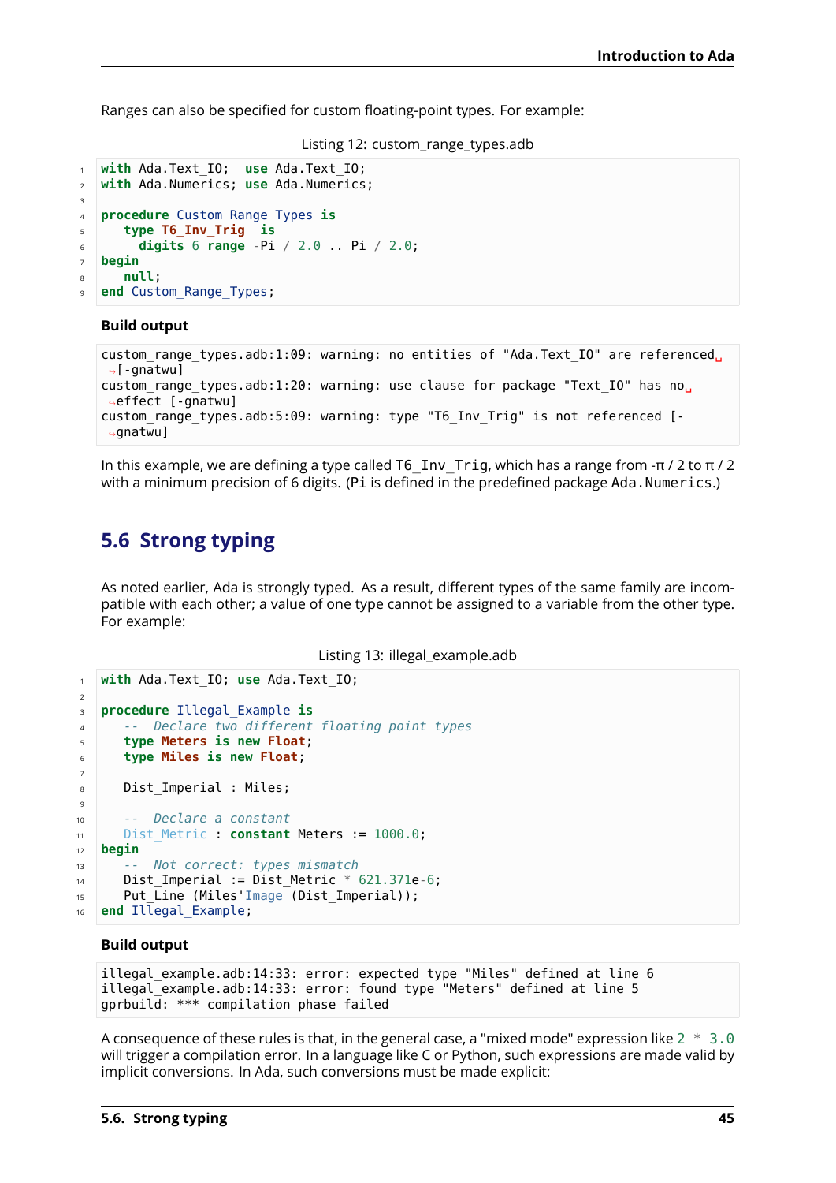Ranges can also be specified for custom floating-point types. For example:

Listing 12: custom_range_types.adb

```
with Ada.Text_IO;  use Ada.Text_IO;
with Ada.Numerics; use Ada.Numerics;

procedure Custom_Range_Types is
   type T6_Inv_Trig  is
     digits 6 range -Pi / 2.0 .. Pi / 2.0;
begin
   null;
end Custom_Range_Types;
```

**Build output**

```
custom_range_types.adb:1:09: warning: no entities of "Ada.Text_IO" are referenced [-gnatwu]
custom_range_types.adb:1:20: warning: use clause for package "Text_IO" has no effect [-gnatwu]
custom_range_types.adb:5:09: warning: type "T6_Inv_Trig" is not referenced [-gnatwu]
```

In this example, we are defining a type called `T6_Inv_Trig`, which has a range from -π / 2 to π / 2 with a minimum precision of 6 digits. (`Pi` is defined in the predefined package `Ada.Numerics`.)

## 5.6 Strong typing

As noted earlier, Ada is strongly typed. As a result, different types of the same family are incompatible with each other; a value of one type cannot be assigned to a variable from the other type. For example:

Listing 13: illegal_example.adb

```
with Ada.Text_IO; use Ada.Text_IO;

procedure Illegal_Example is
   --  Declare two different floating point types
   type Meters is new Float;
   type Miles is new Float;

   Dist_Imperial : Miles;

   --  Declare a constant
   Dist_Metric : constant Meters := 1000.0;
begin
   --  Not correct: types mismatch
   Dist_Imperial := Dist_Metric * 621.371e-6;
   Put_Line (Miles'Image (Dist_Imperial));
end Illegal_Example;
```

**Build output**

```
illegal_example.adb:14:33: error: expected type "Miles" defined at line 6
illegal_example.adb:14:33: error: found type "Meters" defined at line 5
gprbuild: *** compilation phase failed
```

A consequence of these rules is that, in the general case, a "mixed mode" expression like `2 * 3.0` will trigger a compilation error. In a language like C or Python, such expressions are made valid by implicit conversions. In Ada, such conversions must be made explicit: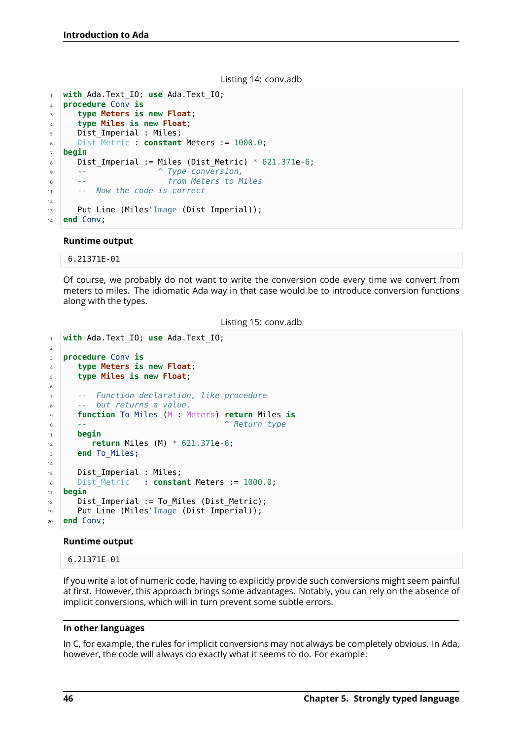Listing 14: conv.adb

```
with Ada.Text_IO; use Ada.Text_IO;
procedure Conv is
   type Meters is new Float;
   type Miles is new Float;
   Dist_Imperial : Miles;
   Dist_Metric : constant Meters := 1000.0;
begin
   Dist_Imperial := Miles (Dist_Metric) * 621.371e-6;
   --               ^ Type conversion,
   --                 from Meters to Miles
   --  Now the code is correct

   Put_Line (Miles'Image (Dist_Imperial));
end Conv;
```

**Runtime output**

```
6.21371E-01
```

Of course, we probably do not want to write the conversion code every time we convert from meters to miles. The idiomatic Ada way in that case would be to introduce conversion functions along with the types.

Listing 15: conv.adb

```
with Ada.Text_IO; use Ada.Text_IO;

procedure Conv is
   type Meters is new Float;
   type Miles is new Float;

   --  Function declaration, like procedure
   --  but returns a value.
   function To_Miles (M : Meters) return Miles is
   --                                ^ Return type
   begin
      return Miles (M) * 621.371e-6;
   end To_Miles;

   Dist_Imperial : Miles;
   Dist_Metric   : constant Meters := 1000.0;
begin
   Dist_Imperial := To_Miles (Dist_Metric);
   Put_Line (Miles'Image (Dist_Imperial));
end Conv;
```

**Runtime output**

```
6.21371E-01
```

If you write a lot of numeric code, having to explicitly provide such conversions might seem painful at first. However, this approach brings some advantages. Notably, you can rely on the absence of implicit conversions, which will in turn prevent some subtle errors.

**In other languages**

In C, for example, the rules for implicit conversions may not always be completely obvious. In Ada, however, the code will always do exactly what it seems to do. For example: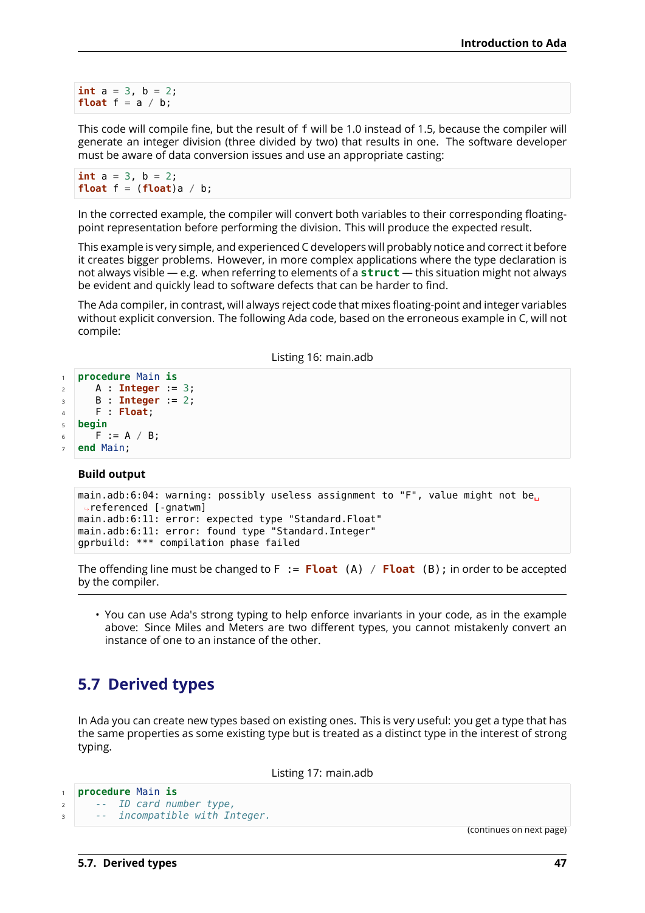```c
int a = 3, b = 2;
float f = a / b;
```

This code will compile fine, but the result of f will be 1.0 instead of 1.5, because the compiler will generate an integer division (three divided by two) that results in one. The software developer must be aware of data conversion issues and use an appropriate casting:

```c
int a = 3, b = 2;
float f = (float)a / b;
```

In the corrected example, the compiler will convert both variables to their corresponding floating-point representation before performing the division. This will produce the expected result.

This example is very simple, and experienced C developers will probably notice and correct it before it creates bigger problems. However, in more complex applications where the type declaration is not always visible — e.g. when referring to elements of a **struct** — this situation might not always be evident and quickly lead to software defects that can be harder to find.

The Ada compiler, in contrast, will always reject code that mixes floating-point and integer variables without explicit conversion. The following Ada code, based on the erroneous example in C, will not compile:

Listing 16: main.adb

```ada
procedure Main is
   A : Integer := 3;
   B : Integer := 2;
   F : Float;
begin
   F := A / B;
end Main;
```

**Build output**

```
main.adb:6:04: warning: possibly useless assignment to "F", value might not be referenced [-gnatwm]
main.adb:6:11: error: expected type "Standard.Float"
main.adb:6:11: error: found type "Standard.Integer"
gprbuild: *** compilation phase failed
```

The offending line must be changed to `F := Float (A) / Float (B);` in order to be accepted by the compiler.

- You can use Ada's strong typing to help enforce invariants in your code, as in the example above: Since Miles and Meters are two different types, you cannot mistakenly convert an instance of one to an instance of the other.

## 5.7 Derived types

In Ada you can create new types based on existing ones. This is very useful: you get a type that has the same properties as some existing type but is treated as a distinct type in the interest of strong typing.

Listing 17: main.adb

```ada
procedure Main is
   --  ID card number type,
   --  incompatible with Integer.
```

(continues on next page)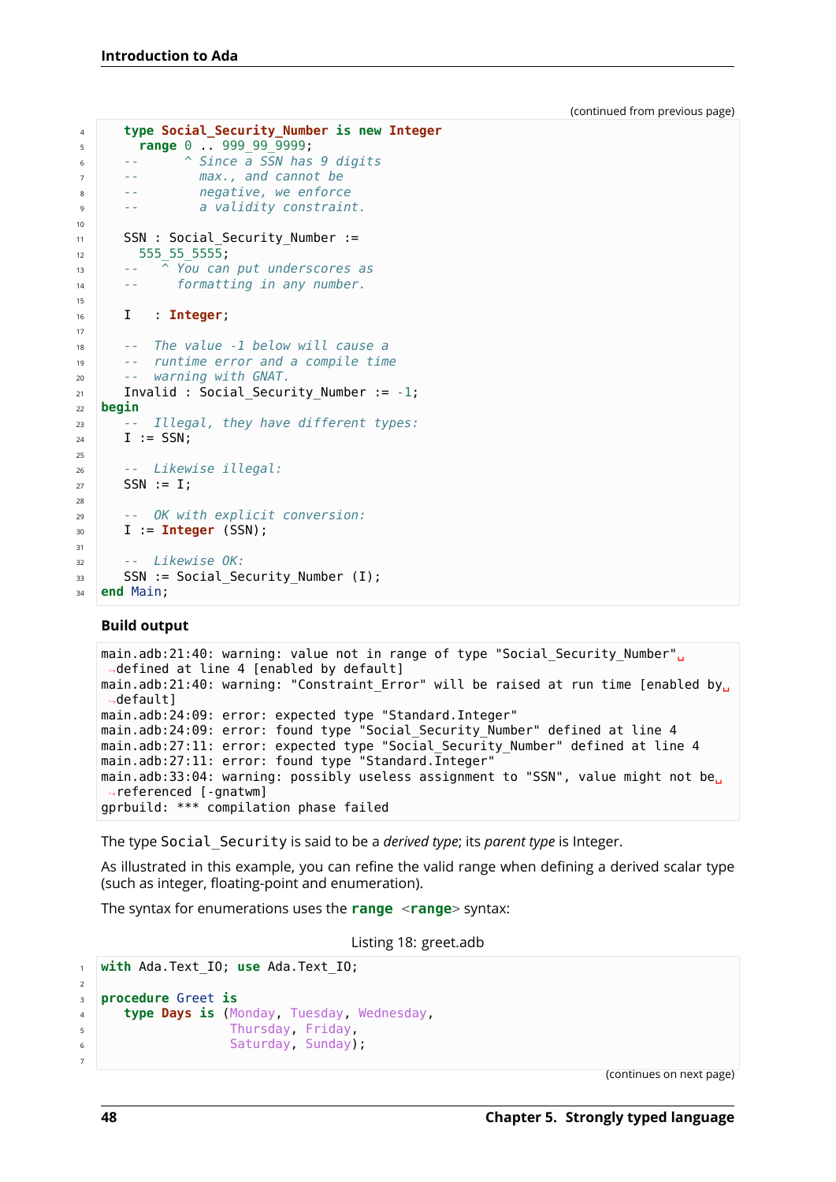(continued from previous page)

```
   type Social_Security_Number is new Integer
     range 0 .. 999_99_9999;
   --      ^ Since a SSN has 9 digits
   --        max., and cannot be
   --        negative, we enforce
   --        a validity constraint.

   SSN : Social_Security_Number :=
     555_55_5555;
   --   ^ You can put underscores as
   --     formatting in any number.

   I   : Integer;

   --  The value -1 below will cause a
   --  runtime error and a compile time
   --  warning with GNAT.
   Invalid : Social_Security_Number := -1;
begin
   --  Illegal, they have different types:
   I := SSN;

   --  Likewise illegal:
   SSN := I;

   --  OK with explicit conversion:
   I := Integer (SSN);

   --  Likewise OK:
   SSN := Social_Security_Number (I);
end Main;
```

**Build output**

```
main.adb:21:40: warning: value not in range of type "Social_Security_Number" defined at line 4 [enabled by default]
main.adb:21:40: warning: "Constraint_Error" will be raised at run time [enabled by default]
main.adb:24:09: error: expected type "Standard.Integer"
main.adb:24:09: error: found type "Social_Security_Number" defined at line 4
main.adb:27:11: error: expected type "Social_Security_Number" defined at line 4
main.adb:27:11: error: found type "Standard.Integer"
main.adb:33:04: warning: possibly useless assignment to "SSN", value might not be referenced [-gnatwm]
gprbuild: *** compilation phase failed
```

The type `Social_Security` is said to be a *derived type*; its *parent type* is Integer.

As illustrated in this example, you can refine the valid range when defining a derived scalar type (such as integer, floating-point and enumeration).

The syntax for enumerations uses the **range** <**range**> syntax:

Listing 18: greet.adb

```
with Ada.Text_IO; use Ada.Text_IO;

procedure Greet is
   type Days is (Monday, Tuesday, Wednesday,
                 Thursday, Friday,
                 Saturday, Sunday);

```

(continues on next page)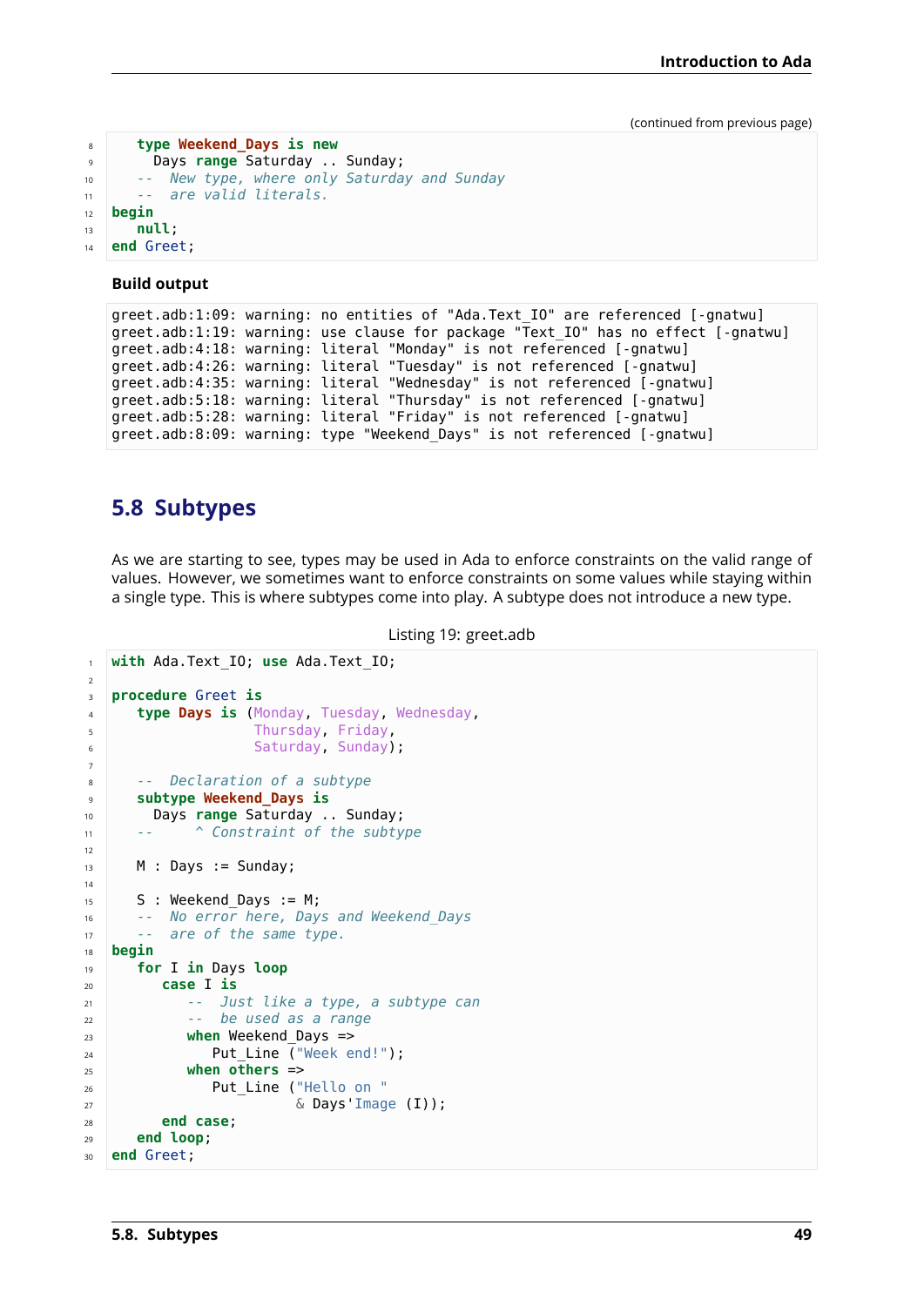(continued from previous page)

```
   type Weekend_Days is new
     Days range Saturday .. Sunday;
   --  New type, where only Saturday and Sunday
   --  are valid literals.
begin
   null;
end Greet;
```

**Build output**

```
greet.adb:1:09: warning: no entities of "Ada.Text_IO" are referenced [-gnatwu]
greet.adb:1:19: warning: use clause for package "Text_IO" has no effect [-gnatwu]
greet.adb:4:18: warning: literal "Monday" is not referenced [-gnatwu]
greet.adb:4:26: warning: literal "Tuesday" is not referenced [-gnatwu]
greet.adb:4:35: warning: literal "Wednesday" is not referenced [-gnatwu]
greet.adb:5:18: warning: literal "Thursday" is not referenced [-gnatwu]
greet.adb:5:28: warning: literal "Friday" is not referenced [-gnatwu]
greet.adb:8:09: warning: type "Weekend_Days" is not referenced [-gnatwu]
```

## 5.8 Subtypes

As we are starting to see, types may be used in Ada to enforce constraints on the valid range of values. However, we sometimes want to enforce constraints on some values while staying within a single type. This is where subtypes come into play. A subtype does not introduce a new type.

Listing 19: greet.adb

```
with Ada.Text_IO; use Ada.Text_IO;

procedure Greet is
   type Days is (Monday, Tuesday, Wednesday,
                 Thursday, Friday,
                 Saturday, Sunday);

   --  Declaration of a subtype
   subtype Weekend_Days is
     Days range Saturday .. Sunday;
   --     ^ Constraint of the subtype

   M : Days := Sunday;

   S : Weekend_Days := M;
   --  No error here, Days and Weekend_Days
   --  are of the same type.
begin
   for I in Days loop
      case I is
         --  Just like a type, a subtype can
         --  be used as a range
         when Weekend_Days =>
            Put_Line ("Week end!");
         when others =>
            Put_Line ("Hello on "
                      & Days'Image (I));
      end case;
   end loop;
end Greet;
```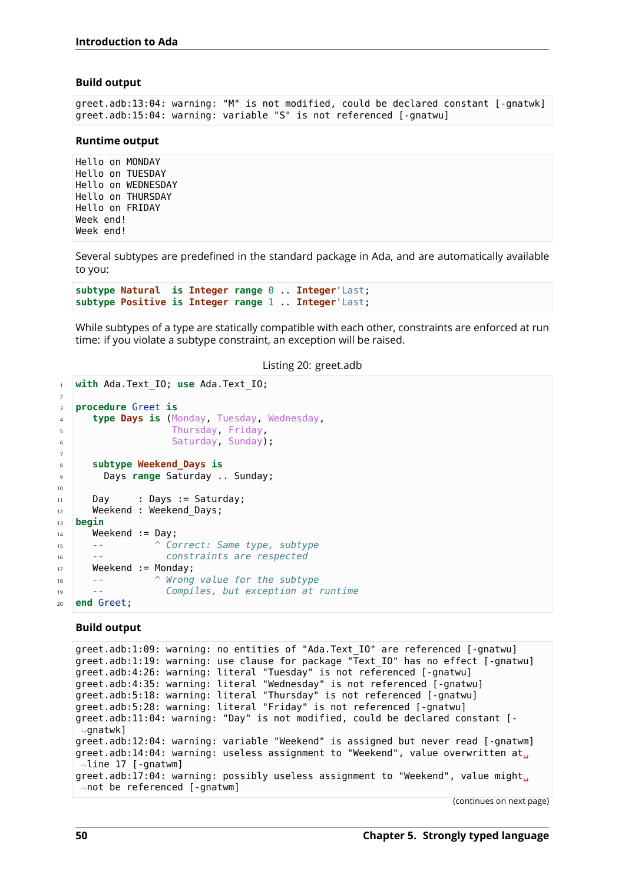**Build output**

```
greet.adb:13:04: warning: "M" is not modified, could be declared constant [-gnatwk]
greet.adb:15:04: warning: variable "S" is not referenced [-gnatwu]
```

**Runtime output**

```
Hello on MONDAY
Hello on TUESDAY
Hello on WEDNESDAY
Hello on THURSDAY
Hello on FRIDAY
Week end!
Week end!
```

Several subtypes are predefined in the standard package in Ada, and are automatically available to you:

```
subtype Natural  is Integer range 0 .. Integer'Last;
subtype Positive is Integer range 1 .. Integer'Last;
```

While subtypes of a type are statically compatible with each other, constraints are enforced at run time: if you violate a subtype constraint, an exception will be raised.

Listing 20: greet.adb

```
with Ada.Text_IO; use Ada.Text_IO;

procedure Greet is
   type Days is (Monday, Tuesday, Wednesday,
                 Thursday, Friday,
                 Saturday, Sunday);

   subtype Weekend_Days is
     Days range Saturday .. Sunday;

   Day     : Days := Saturday;
   Weekend : Weekend_Days;
begin
   Weekend := Day;
   --         ^ Correct: Same type, subtype
   --           constraints are respected
   Weekend := Monday;
   --         ^ Wrong value for the subtype
   --           Compiles, but exception at runtime
end Greet;
```

**Build output**

```
greet.adb:1:09: warning: no entities of "Ada.Text_IO" are referenced [-gnatwu]
greet.adb:1:19: warning: use clause for package "Text_IO" has no effect [-gnatwu]
greet.adb:4:26: warning: literal "Tuesday" is not referenced [-gnatwu]
greet.adb:4:35: warning: literal "Wednesday" is not referenced [-gnatwu]
greet.adb:5:18: warning: literal "Thursday" is not referenced [-gnatwu]
greet.adb:5:28: warning: literal "Friday" is not referenced [-gnatwu]
greet.adb:11:04: warning: "Day" is not modified, could be declared constant [-gnatwk]
greet.adb:12:04: warning: variable "Weekend" is assigned but never read [-gnatwm]
greet.adb:14:04: warning: useless assignment to "Weekend", value overwritten at line 17 [-gnatwm]
greet.adb:17:04: warning: possibly useless assignment to "Weekend", value might not be referenced [-gnatwm]
```

(continues on next page)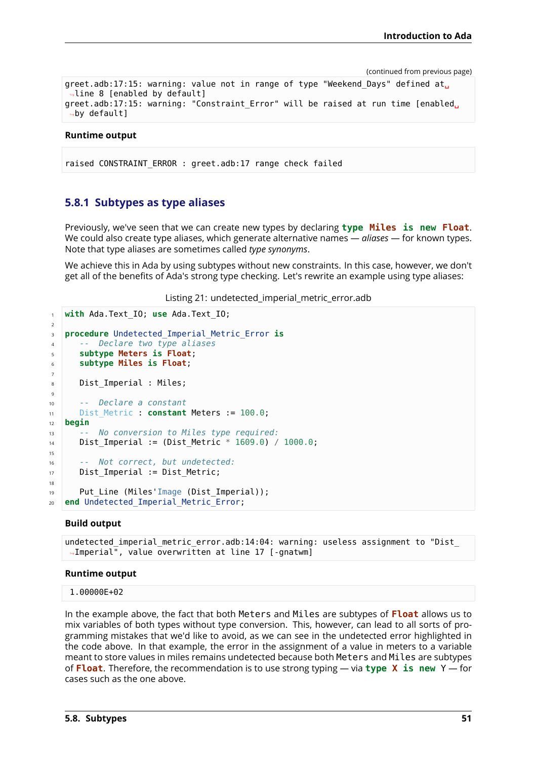(continued from previous page)

```
greet.adb:17:15: warning: value not in range of type "Weekend_Days" defined at line 8 [enabled by default]
greet.adb:17:15: warning: "Constraint_Error" will be raised at run time [enabled by default]
```

**Runtime output**

```
raised CONSTRAINT_ERROR : greet.adb:17 range check failed
```

### 5.8.1 Subtypes as type aliases

Previously, we've seen that we can create new types by declaring `type Miles is new Float`. We could also create type aliases, which generate alternative names — *aliases* — for known types. Note that type aliases are sometimes called *type synonyms*.

We achieve this in Ada by using subtypes without new constraints. In this case, however, we don't get all of the benefits of Ada's strong type checking. Let's rewrite an example using type aliases:

Listing 21: undetected_imperial_metric_error.adb

```ada
with Ada.Text_IO; use Ada.Text_IO;

procedure Undetected_Imperial_Metric_Error is
   --  Declare two type aliases
   subtype Meters is Float;
   subtype Miles is Float;

   Dist_Imperial : Miles;

   --  Declare a constant
   Dist_Metric : constant Meters := 100.0;
begin
   --  No conversion to Miles type required:
   Dist_Imperial := (Dist_Metric * 1609.0) / 1000.0;

   --  Not correct, but undetected:
   Dist_Imperial := Dist_Metric;

   Put_Line (Miles'Image (Dist_Imperial));
end Undetected_Imperial_Metric_Error;
```

**Build output**

```
undetected_imperial_metric_error.adb:14:04: warning: useless assignment to "Dist_Imperial", value overwritten at line 17 [-gnatwm]
```

**Runtime output**

```
1.00000E+02
```

In the example above, the fact that both `Meters` and `Miles` are subtypes of `Float` allows us to mix variables of both types without type conversion. This, however, can lead to all sorts of programming mistakes that we'd like to avoid, as we can see in the undetected error highlighted in the code above. In that example, the error in the assignment of a value in meters to a variable meant to store values in miles remains undetected because both `Meters` and `Miles` are subtypes of `Float`. Therefore, the recommendation is to use strong typing — via `type X is new Y` — for cases such as the one above.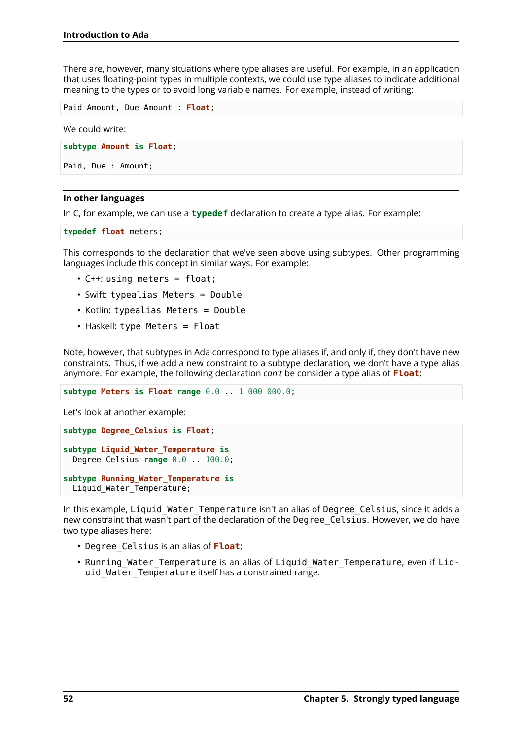There are, however, many situations where type aliases are useful. For example, in an application that uses floating-point types in multiple contexts, we could use type aliases to indicate additional meaning to the types or to avoid long variable names. For example, instead of writing:

```
Paid_Amount, Due_Amount : Float;
```

We could write:

```
subtype Amount is Float;

Paid, Due : Amount;
```

**In other languages**

In C, for example, we can use a `typedef` declaration to create a type alias. For example:

```
typedef float meters;
```

This corresponds to the declaration that we've seen above using subtypes. Other programming languages include this concept in similar ways. For example:

- C++: `using meters = float;`
- Swift: `typealias Meters = Double`
- Kotlin: `typealias Meters = Double`
- Haskell: `type Meters = Float`

Note, however, that subtypes in Ada correspond to type aliases if, and only if, they don't have new constraints. Thus, if we add a new constraint to a subtype declaration, we don't have a type alias anymore. For example, the following declaration *can't* be consider a type alias of `Float`:

```
subtype Meters is Float range 0.0 .. 1_000_000.0;
```

Let's look at another example:

```
subtype Degree_Celsius is Float;

subtype Liquid_Water_Temperature is
  Degree_Celsius range 0.0 .. 100.0;

subtype Running_Water_Temperature is
  Liquid_Water_Temperature;
```

In this example, `Liquid_Water_Temperature` isn't an alias of `Degree_Celsius`, since it adds a new constraint that wasn't part of the declaration of the `Degree_Celsius`. However, we do have two type aliases here:

- `Degree_Celsius` is an alias of `Float`;
- `Running_Water_Temperature` is an alias of `Liquid_Water_Temperature`, even if `Liquid_Water_Temperature` itself has a constrained range.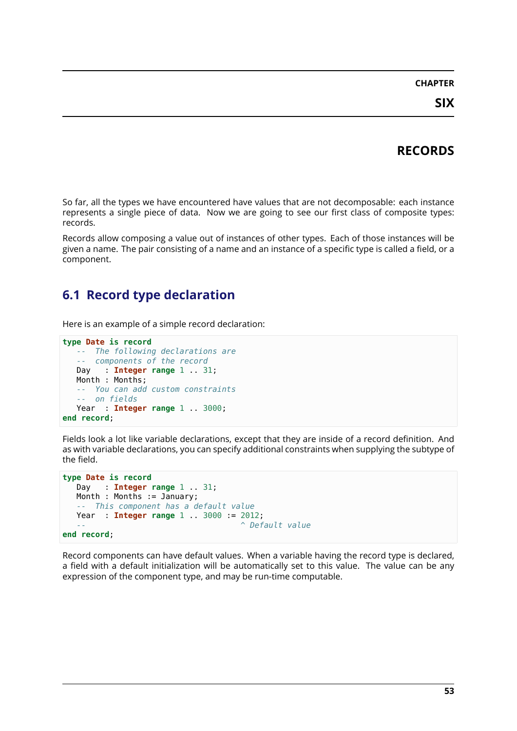# CHAPTER SIX

# RECORDS

So far, all the types we have encountered have values that are not decomposable: each instance represents a single piece of data. Now we are going to see our first class of composite types: records.

Records allow composing a value out of instances of other types. Each of those instances will be given a name. The pair consisting of a name and an instance of a specific type is called a field, or a component.

## 6.1 Record type declaration

Here is an example of a simple record declaration:

```
type Date is record
   --  The following declarations are
   --  components of the record
   Day   : Integer range 1 .. 31;
   Month : Months;
   --  You can add custom constraints
   --  on fields
   Year  : Integer range 1 .. 3000;
end record;
```

Fields look a lot like variable declarations, except that they are inside of a record definition. And as with variable declarations, you can specify additional constraints when supplying the subtype of the field.

```
type Date is record
   Day   : Integer range 1 .. 31;
   Month : Months := January;
   --  This component has a default value
   Year  : Integer range 1 .. 3000 := 2012;
   --                                 ^ Default value
end record;
```

Record components can have default values. When a variable having the record type is declared, a field with a default initialization will be automatically set to this value. The value can be any expression of the component type, and may be run-time computable.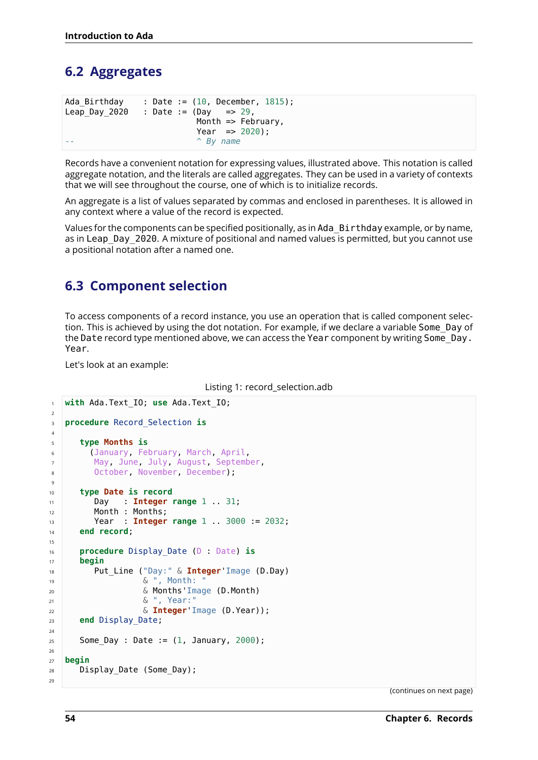## 6.2 Aggregates

```
Ada_Birthday    : Date := (10, December, 1815);
Leap_Day_2020   : Date := (Day   => 29,
                           Month => February,
                           Year  => 2020);
--                         ^ By name
```

Records have a convenient notation for expressing values, illustrated above. This notation is called aggregate notation, and the literals are called aggregates. They can be used in a variety of contexts that we will see throughout the course, one of which is to initialize records.

An aggregate is a list of values separated by commas and enclosed in parentheses. It is allowed in any context where a value of the record is expected.

Values for the components can be specified positionally, as in `Ada_Birthday` example, or by name, as in `Leap_Day_2020`. A mixture of positional and named values is permitted, but you cannot use a positional notation after a named one.

## 6.3 Component selection

To access components of a record instance, you use an operation that is called component selection. This is achieved by using the dot notation. For example, if we declare a variable `Some_Day` of the `Date` record type mentioned above, we can access the `Year` component by writing `Some_Day.Year`.

Let's look at an example:

Listing 1: record_selection.adb

```ada
with Ada.Text_IO; use Ada.Text_IO;

procedure Record_Selection is

   type Months is
     (January, February, March, April,
      May, June, July, August, September,
      October, November, December);

   type Date is record
      Day   : Integer range 1 .. 31;
      Month : Months;
      Year  : Integer range 1 .. 3000 := 2032;
   end record;

   procedure Display_Date (D : Date) is
   begin
      Put_Line ("Day:" & Integer'Image (D.Day)
                & ", Month: "
                & Months'Image (D.Month)
                & ", Year:"
                & Integer'Image (D.Year));
   end Display_Date;

   Some_Day : Date := (1, January, 2000);

begin
   Display_Date (Some_Day);

```

(continues on next page)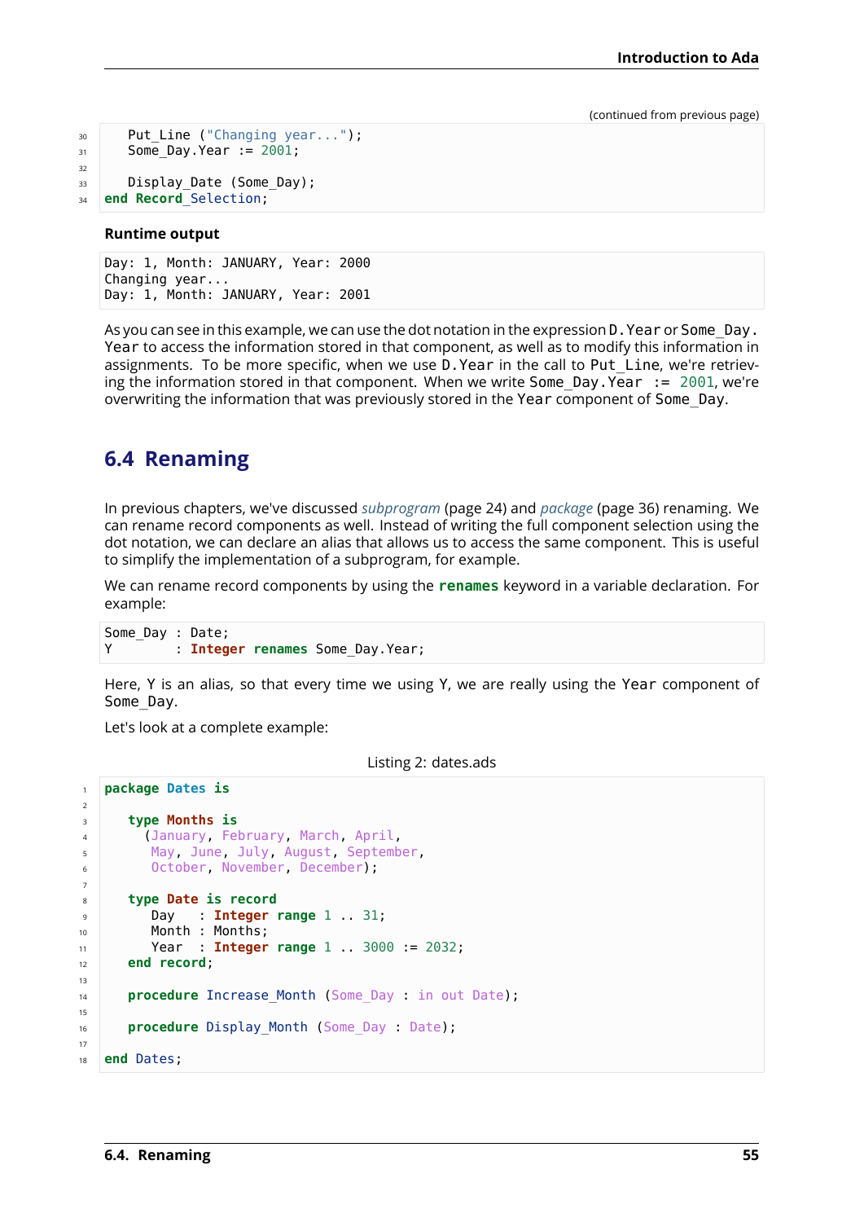(continued from previous page)

```
   Put_Line ("Changing year...");
   Some_Day.Year := 2001;

   Display_Date (Some_Day);
end Record_Selection;
```

**Runtime output**

```
Day: 1, Month: JANUARY, Year: 2000
Changing year...
Day: 1, Month: JANUARY, Year: 2001
```

As you can see in this example, we can use the dot notation in the expression `D.Year` or `Some_Day.Year` to access the information stored in that component, as well as to modify this information in assignments. To be more specific, when we use `D.Year` in the call to `Put_Line`, we're retrieving the information stored in that component. When we write `Some_Day.Year := 2001`, we're overwriting the information that was previously stored in the `Year` component of `Some_Day`.

## 6.4 Renaming

In previous chapters, we've discussed *subprogram* (page 24) and *package* (page 36) renaming. We can rename record components as well. Instead of writing the full component selection using the dot notation, we can declare an alias that allows us to access the same component. This is useful to simplify the implementation of a subprogram, for example.

We can rename record components by using the **renames** keyword in a variable declaration. For example:

```
Some_Day : Date;
Y        : Integer renames Some_Day.Year;
```

Here, `Y` is an alias, so that every time we using `Y`, we are really using the `Year` component of `Some_Day`.

Let's look at a complete example:

Listing 2: dates.ads

```
package Dates is

   type Months is
     (January, February, March, April,
      May, June, July, August, September,
      October, November, December);

   type Date is record
      Day   : Integer range 1 .. 31;
      Month : Months;
      Year  : Integer range 1 .. 3000 := 2032;
   end record;

   procedure Increase_Month (Some_Day : in out Date);

   procedure Display_Month (Some_Day : Date);

end Dates;
```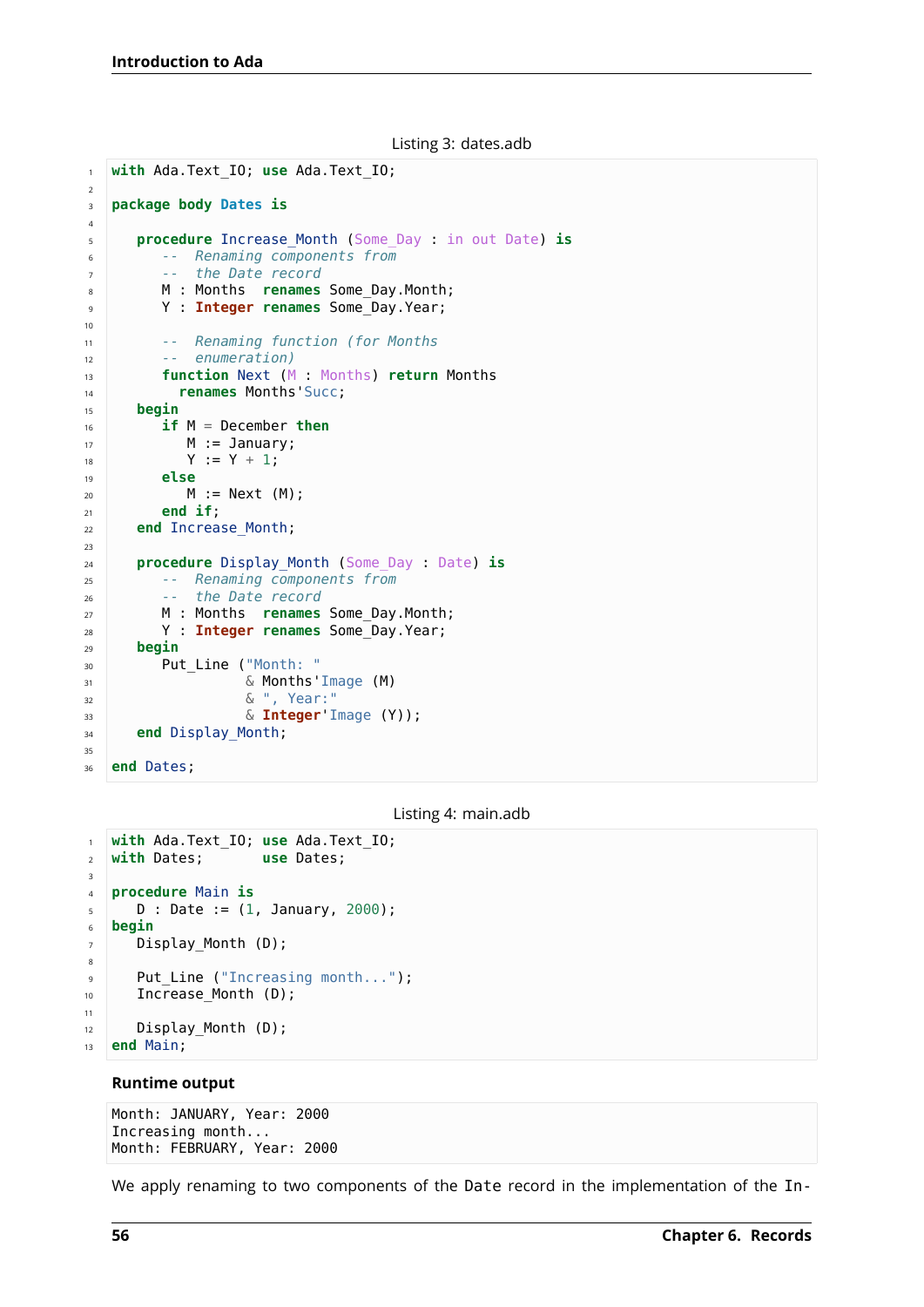Listing 3: dates.adb

```
with Ada.Text_IO; use Ada.Text_IO;

package body Dates is

   procedure Increase_Month (Some_Day : in out Date) is
      --  Renaming components from
      --  the Date record
      M : Months  renames Some_Day.Month;
      Y : Integer renames Some_Day.Year;

      --  Renaming function (for Months
      --  enumeration)
      function Next (M : Months) return Months
        renames Months'Succ;
   begin
      if M = December then
         M := January;
         Y := Y + 1;
      else
         M := Next (M);
      end if;
   end Increase_Month;

   procedure Display_Month (Some_Day : Date) is
      --  Renaming components from
      --  the Date record
      M : Months  renames Some_Day.Month;
      Y : Integer renames Some_Day.Year;
   begin
      Put_Line ("Month: "
                & Months'Image (M)
                & ", Year:"
                & Integer'Image (Y));
   end Display_Month;

end Dates;
```

Listing 4: main.adb

```
with Ada.Text_IO; use Ada.Text_IO;
with Dates;       use Dates;

procedure Main is
   D : Date := (1, January, 2000);
begin
   Display_Month (D);

   Put_Line ("Increasing month...");
   Increase_Month (D);

   Display_Month (D);
end Main;
```

**Runtime output**

```
Month: JANUARY, Year: 2000
Increasing month...
Month: FEBRUARY, Year: 2000
```

We apply renaming to two components of the Date record in the implementation of the In-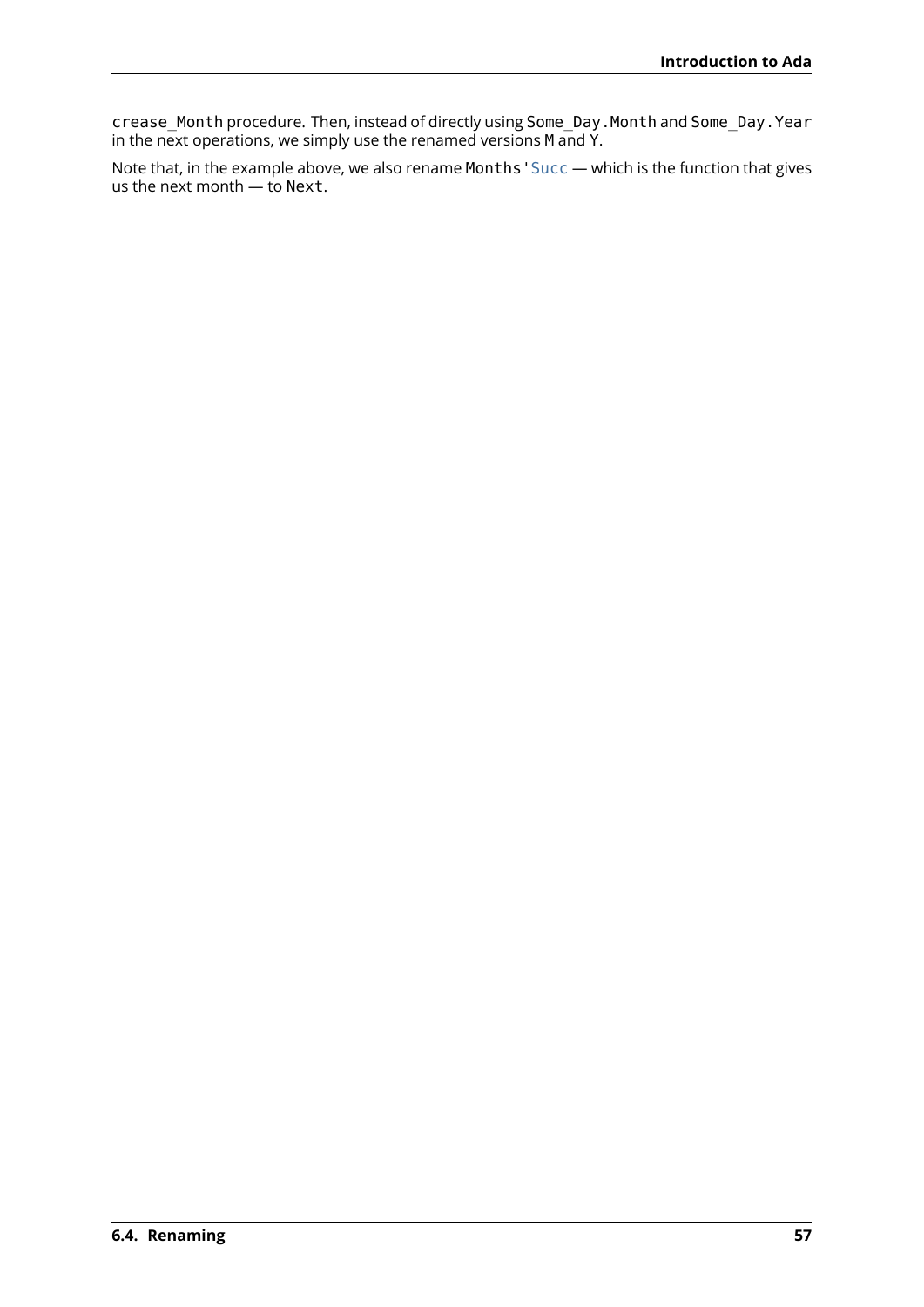crease_Month procedure. Then, instead of directly using Some_Day.Month and Some_Day.Year in the next operations, we simply use the renamed versions M and Y.

Note that, in the example above, we also rename Months'Succ — which is the function that gives us the next month — to Next.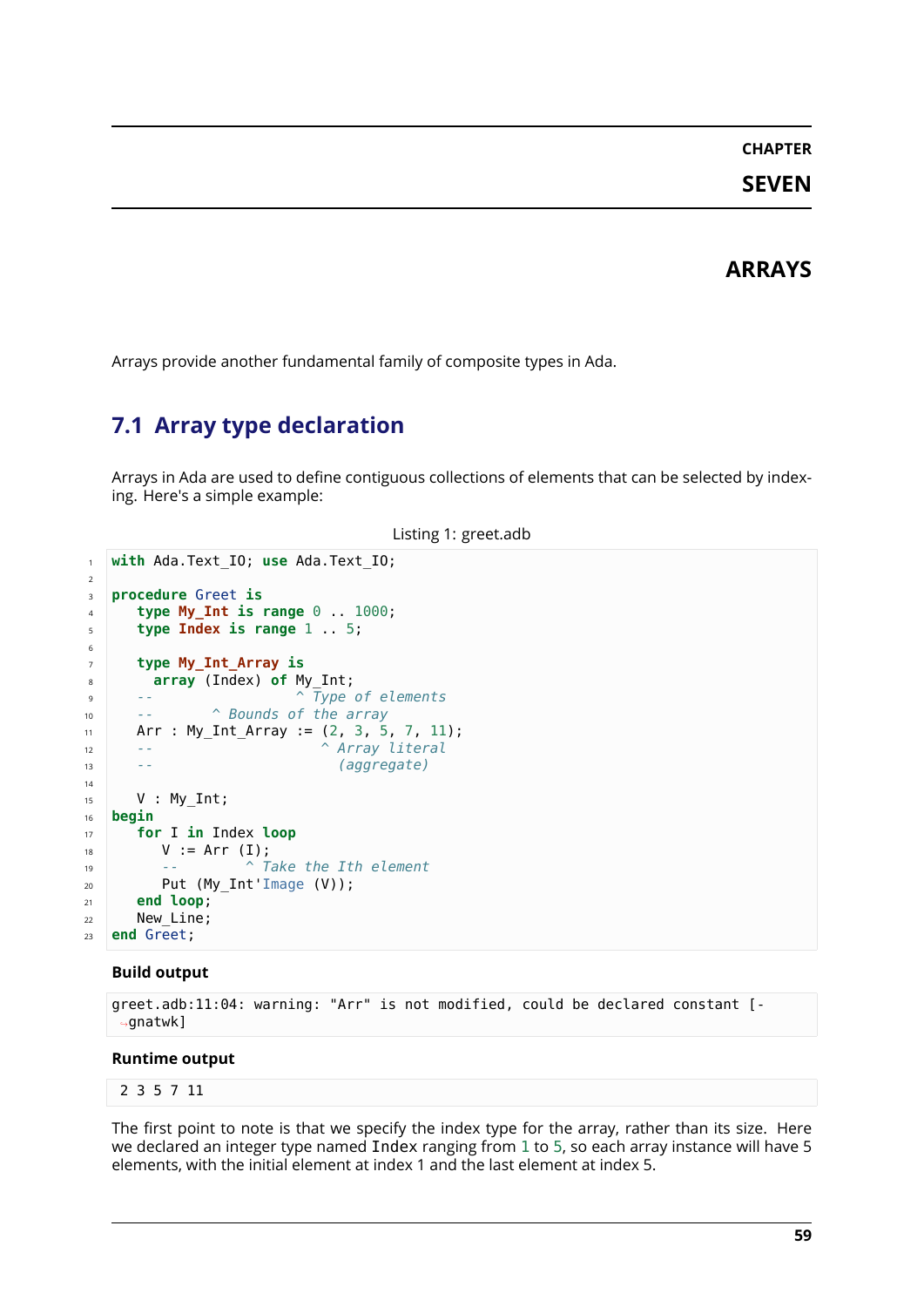# CHAPTER SEVEN

# ARRAYS

Arrays provide another fundamental family of composite types in Ada.

## 7.1 Array type declaration

Arrays in Ada are used to define contiguous collections of elements that can be selected by indexing. Here's a simple example:

Listing 1: greet.adb

```ada
with Ada.Text_IO; use Ada.Text_IO;

procedure Greet is
   type My_Int is range 0 .. 1000;
   type Index is range 1 .. 5;

   type My_Int_Array is
     array (Index) of My_Int;
   --                 ^ Type of elements
   --       ^ Bounds of the array
   Arr : My_Int_Array := (2, 3, 5, 7, 11);
   --                    ^ Array literal
   --                      (aggregate)

   V : My_Int;
begin
   for I in Index loop
      V := Arr (I);
      --        ^ Take the Ith element
      Put (My_Int'Image (V));
   end loop;
   New_Line;
end Greet;
```

**Build output**

```
greet.adb:11:04: warning: "Arr" is not modified, could be declared constant [-gnatwk]
```

**Runtime output**

```
 2 3 5 7 11
```

The first point to note is that we specify the index type for the array, rather than its size. Here we declared an integer type named `Index` ranging from `1` to `5`, so each array instance will have 5 elements, with the initial element at index 1 and the last element at index 5.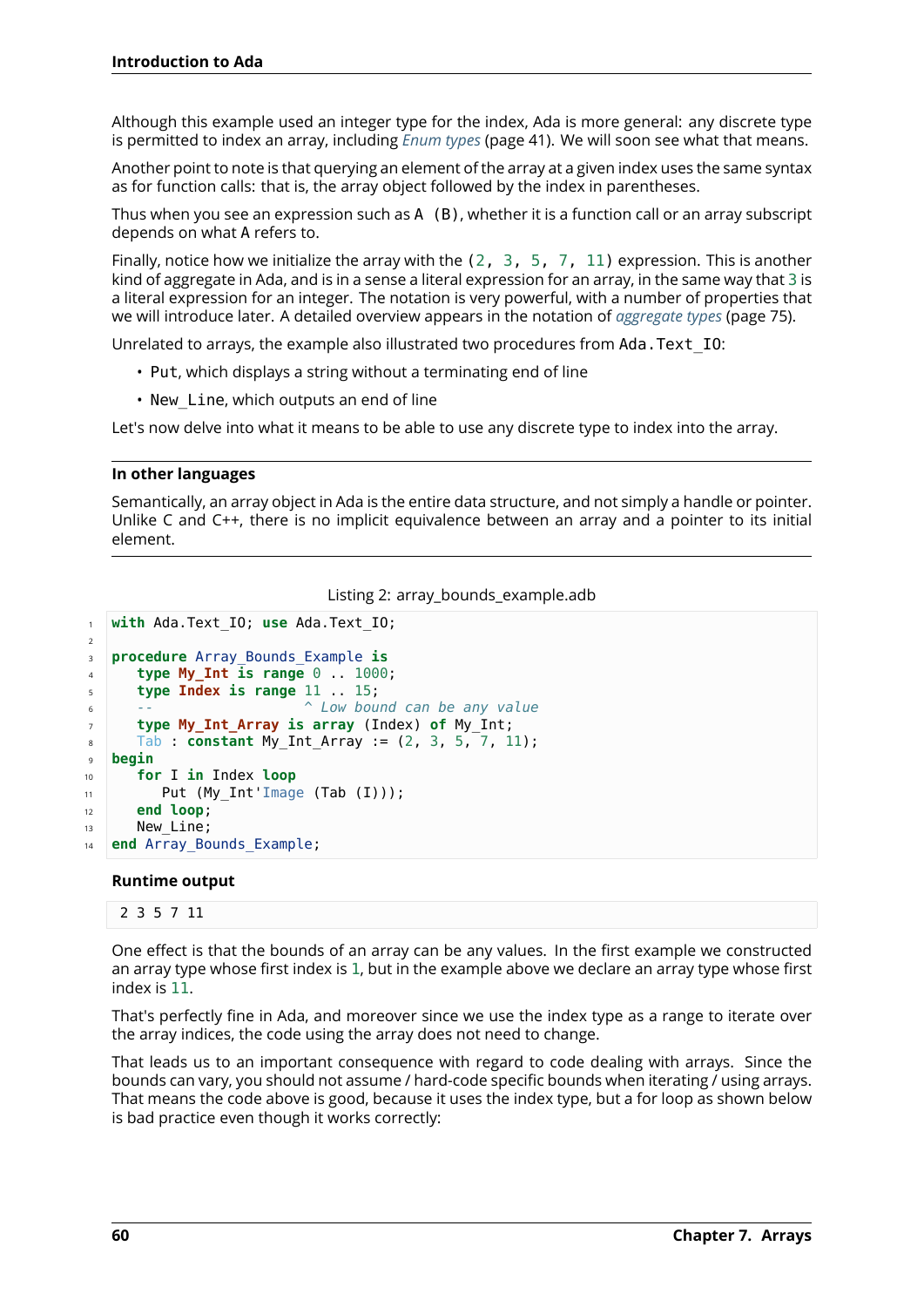Although this example used an integer type for the index, Ada is more general: any discrete type is permitted to index an array, including *Enum types* (page 41). We will soon see what that means.

Another point to note is that querying an element of the array at a given index uses the same syntax as for function calls: that is, the array object followed by the index in parentheses.

Thus when you see an expression such as `A (B)`, whether it is a function call or an array subscript depends on what `A` refers to.

Finally, notice how we initialize the array with the `(2, 3, 5, 7, 11)` expression. This is another kind of aggregate in Ada, and is in a sense a literal expression for an array, in the same way that `3` is a literal expression for an integer. The notation is very powerful, with a number of properties that we will introduce later. A detailed overview appears in the notation of *aggregate types* (page 75).

Unrelated to arrays, the example also illustrated two procedures from `Ada.Text_IO`:

- `Put`, which displays a string without a terminating end of line
- `New_Line`, which outputs an end of line

Let's now delve into what it means to be able to use any discrete type to index into the array.

### In other languages

Semantically, an array object in Ada is the entire data structure, and not simply a handle or pointer. Unlike C and C++, there is no implicit equivalence between an array and a pointer to its initial element.

Listing 2: array_bounds_example.adb

```ada
with Ada.Text_IO; use Ada.Text_IO;

procedure Array_Bounds_Example is
   type My_Int is range 0 .. 1000;
   type Index is range 11 .. 15;
   --                  ^ Low bound can be any value
   type My_Int_Array is array (Index) of My_Int;
   Tab : constant My_Int_Array := (2, 3, 5, 7, 11);
begin
   for I in Index loop
      Put (My_Int'Image (Tab (I)));
   end loop;
   New_Line;
end Array_Bounds_Example;
```

**Runtime output**

```
 2 3 5 7 11
```

One effect is that the bounds of an array can be any values. In the first example we constructed an array type whose first index is `1`, but in the example above we declare an array type whose first index is `11`.

That's perfectly fine in Ada, and moreover since we use the index type as a range to iterate over the array indices, the code using the array does not need to change.

That leads us to an important consequence with regard to code dealing with arrays. Since the bounds can vary, you should not assume / hard-code specific bounds when iterating / using arrays. That means the code above is good, because it uses the index type, but a for loop as shown below is bad practice even though it works correctly: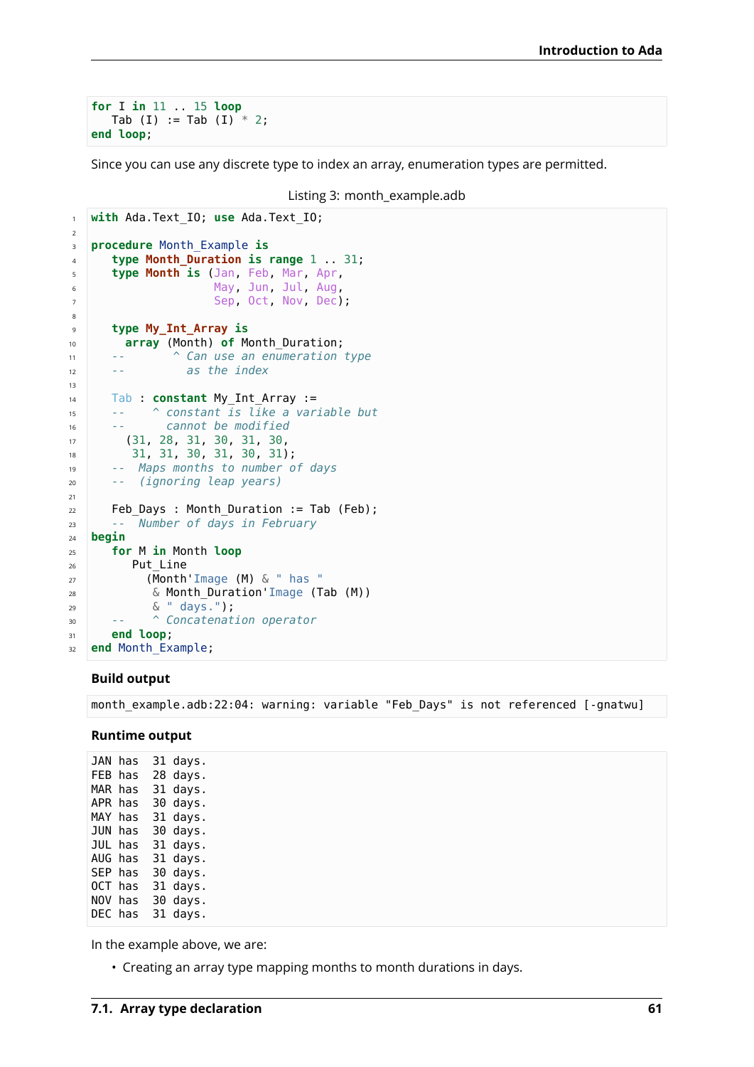```
for I in 11 .. 15 loop
   Tab (I) := Tab (I) * 2;
end loop;
```

Since you can use any discrete type to index an array, enumeration types are permitted.

Listing 3: month_example.adb

```
with Ada.Text_IO; use Ada.Text_IO;

procedure Month_Example is
   type Month_Duration is range 1 .. 31;
   type Month is (Jan, Feb, Mar, Apr,
                  May, Jun, Jul, Aug,
                  Sep, Oct, Nov, Dec);

   type My_Int_Array is
     array (Month) of Month_Duration;
   --       ^ Can use an enumeration type
   --         as the index

   Tab : constant My_Int_Array :=
   --    ^ constant is like a variable but
   --      cannot be modified
     (31, 28, 31, 30, 31, 30,
      31, 31, 30, 31, 30, 31);
   --  Maps months to number of days
   --  (ignoring leap years)

   Feb_Days : Month_Duration := Tab (Feb);
   --  Number of days in February
begin
   for M in Month loop
      Put_Line
        (Month'Image (M) & " has "
         & Month_Duration'Image (Tab (M))
         & " days.");
   --    ^ Concatenation operator
   end loop;
end Month_Example;
```

**Build output**

```
month_example.adb:22:04: warning: variable "Feb_Days" is not referenced [-gnatwu]
```

**Runtime output**

```
JAN has  31 days.
FEB has  28 days.
MAR has  31 days.
APR has  30 days.
MAY has  31 days.
JUN has  30 days.
JUL has  31 days.
AUG has  31 days.
SEP has  30 days.
OCT has  31 days.
NOV has  30 days.
DEC has  31 days.
```

In the example above, we are:

- Creating an array type mapping months to month durations in days.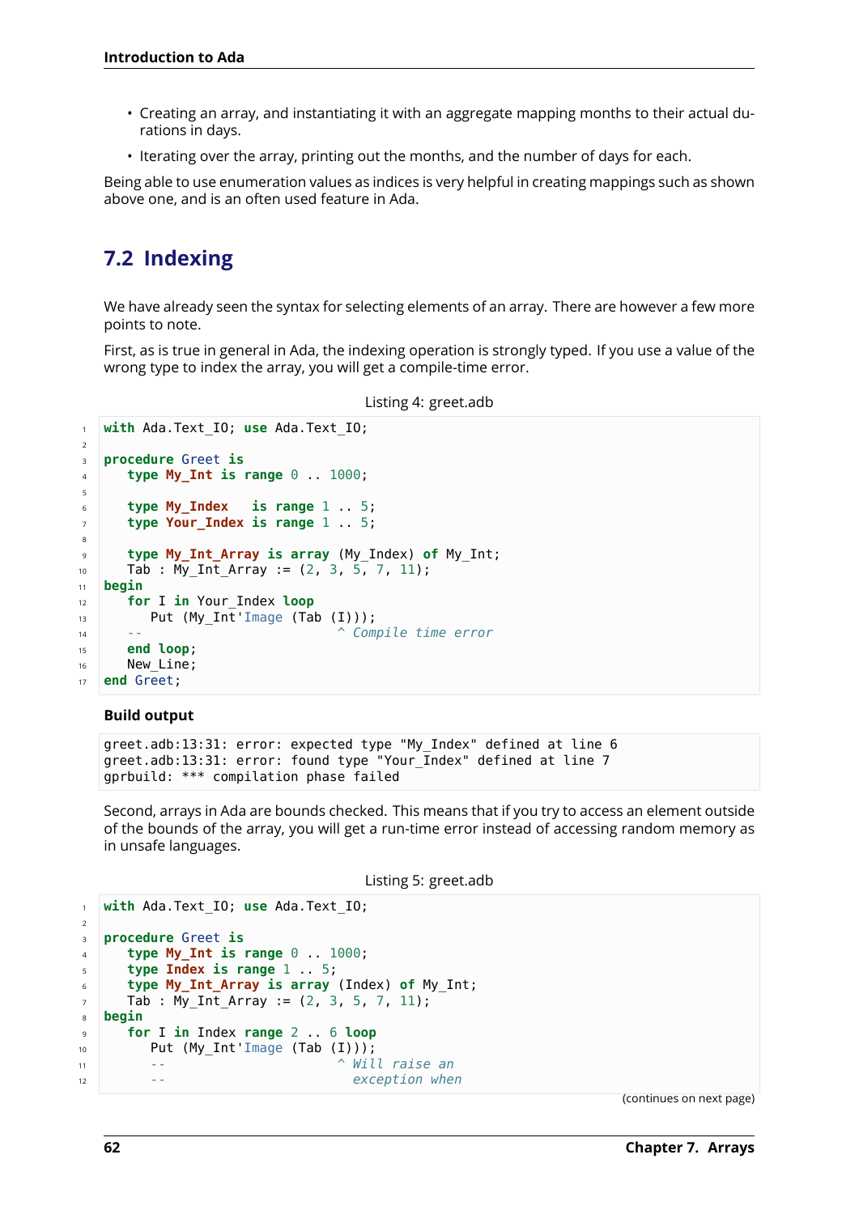- Creating an array, and instantiating it with an aggregate mapping months to their actual durations in days.
- Iterating over the array, printing out the months, and the number of days for each.

Being able to use enumeration values as indices is very helpful in creating mappings such as shown above one, and is an often used feature in Ada.

## 7.2 Indexing

We have already seen the syntax for selecting elements of an array. There are however a few more points to note.

First, as is true in general in Ada, the indexing operation is strongly typed. If you use a value of the wrong type to index the array, you will get a compile-time error.

Listing 4: greet.adb

```ada
with Ada.Text_IO; use Ada.Text_IO;

procedure Greet is
   type My_Int is range 0 .. 1000;

   type My_Index   is range 1 .. 5;
   type Your_Index is range 1 .. 5;

   type My_Int_Array is array (My_Index) of My_Int;
   Tab : My_Int_Array := (2, 3, 5, 7, 11);
begin
   for I in Your_Index loop
      Put (My_Int'Image (Tab (I)));
   --                         ^ Compile time error
   end loop;
   New_Line;
end Greet;
```

**Build output**

```
greet.adb:13:31: error: expected type "My_Index" defined at line 6
greet.adb:13:31: error: found type "Your_Index" defined at line 7
gprbuild: *** compilation phase failed
```

Second, arrays in Ada are bounds checked. This means that if you try to access an element outside of the bounds of the array, you will get a run-time error instead of accessing random memory as in unsafe languages.

Listing 5: greet.adb

```ada
with Ada.Text_IO; use Ada.Text_IO;

procedure Greet is
   type My_Int is range 0 .. 1000;
   type Index is range 1 .. 5;
   type My_Int_Array is array (Index) of My_Int;
   Tab : My_Int_Array := (2, 3, 5, 7, 11);
begin
   for I in Index range 2 .. 6 loop
      Put (My_Int'Image (Tab (I)));
      --                      ^ Will raise an
      --                        exception when
```

(continues on next page)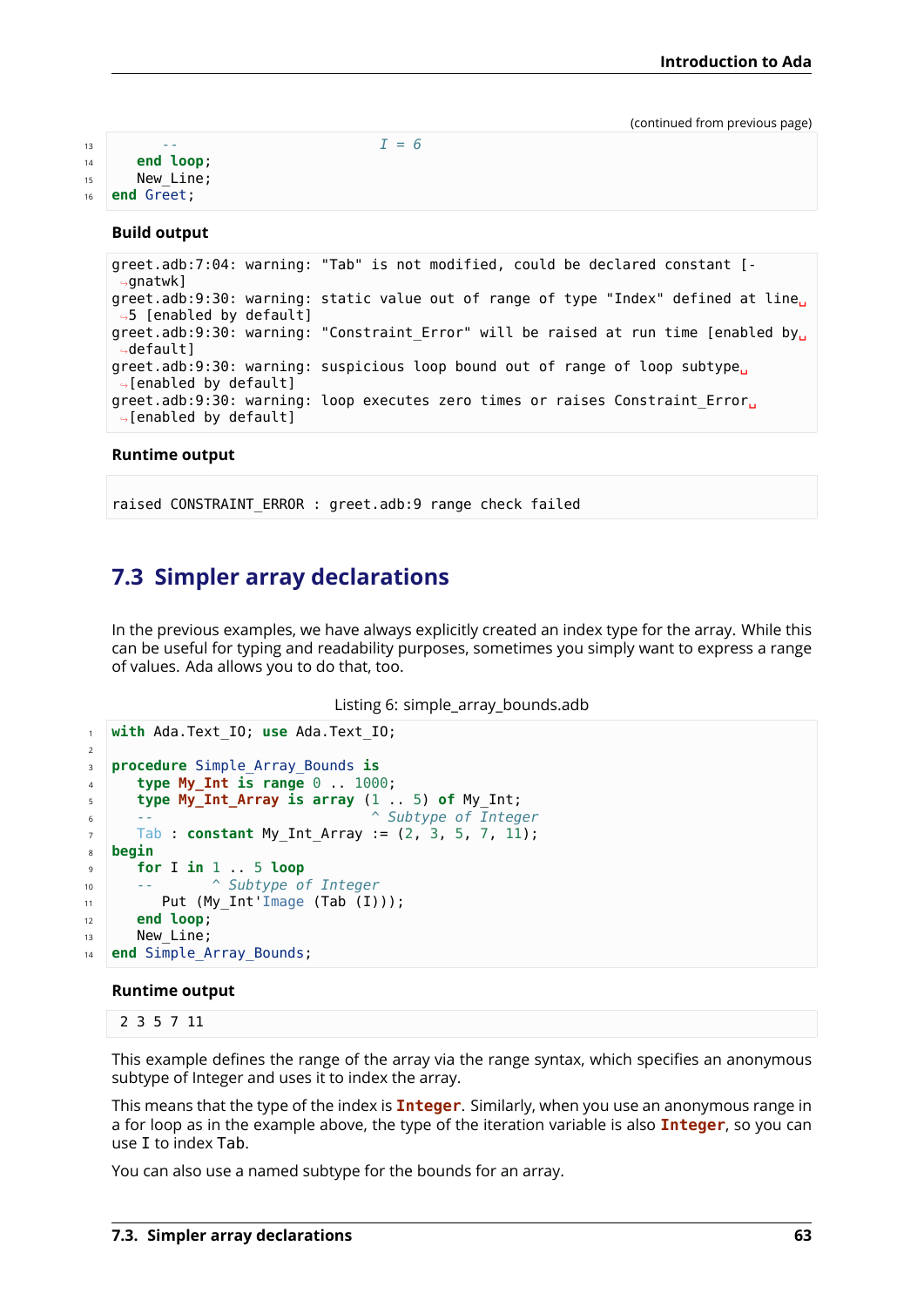(continued from previous page)

```
      --                             I = 6
   end loop;
   New_Line;
end Greet;
```

**Build output**

```
greet.adb:7:04: warning: "Tab" is not modified, could be declared constant [-gnatwk]
greet.adb:9:30: warning: static value out of range of type "Index" defined at line 5 [enabled by default]
greet.adb:9:30: warning: "Constraint_Error" will be raised at run time [enabled by default]
greet.adb:9:30: warning: suspicious loop bound out of range of loop subtype [enabled by default]
greet.adb:9:30: warning: loop executes zero times or raises Constraint_Error [enabled by default]
```

**Runtime output**

```
raised CONSTRAINT_ERROR : greet.adb:9 range check failed
```

## 7.3 Simpler array declarations

In the previous examples, we have always explicitly created an index type for the array. While this can be useful for typing and readability purposes, sometimes you simply want to express a range of values. Ada allows you to do that, too.

Listing 6: simple_array_bounds.adb

```
with Ada.Text_IO; use Ada.Text_IO;

procedure Simple_Array_Bounds is
   type My_Int is range 0 .. 1000;
   type My_Int_Array is array (1 .. 5) of My_Int;
   --                          ^ Subtype of Integer
   Tab : constant My_Int_Array := (2, 3, 5, 7, 11);
begin
   for I in 1 .. 5 loop
   --       ^ Subtype of Integer
      Put (My_Int'Image (Tab (I)));
   end loop;
   New_Line;
end Simple_Array_Bounds;
```

**Runtime output**

```
 2 3 5 7 11
```

This example defines the range of the array via the range syntax, which specifies an anonymous subtype of Integer and uses it to index the array.

This means that the type of the index is **Integer**. Similarly, when you use an anonymous range in a for loop as in the example above, the type of the iteration variable is also **Integer**, so you can use I to index Tab.

You can also use a named subtype for the bounds for an array.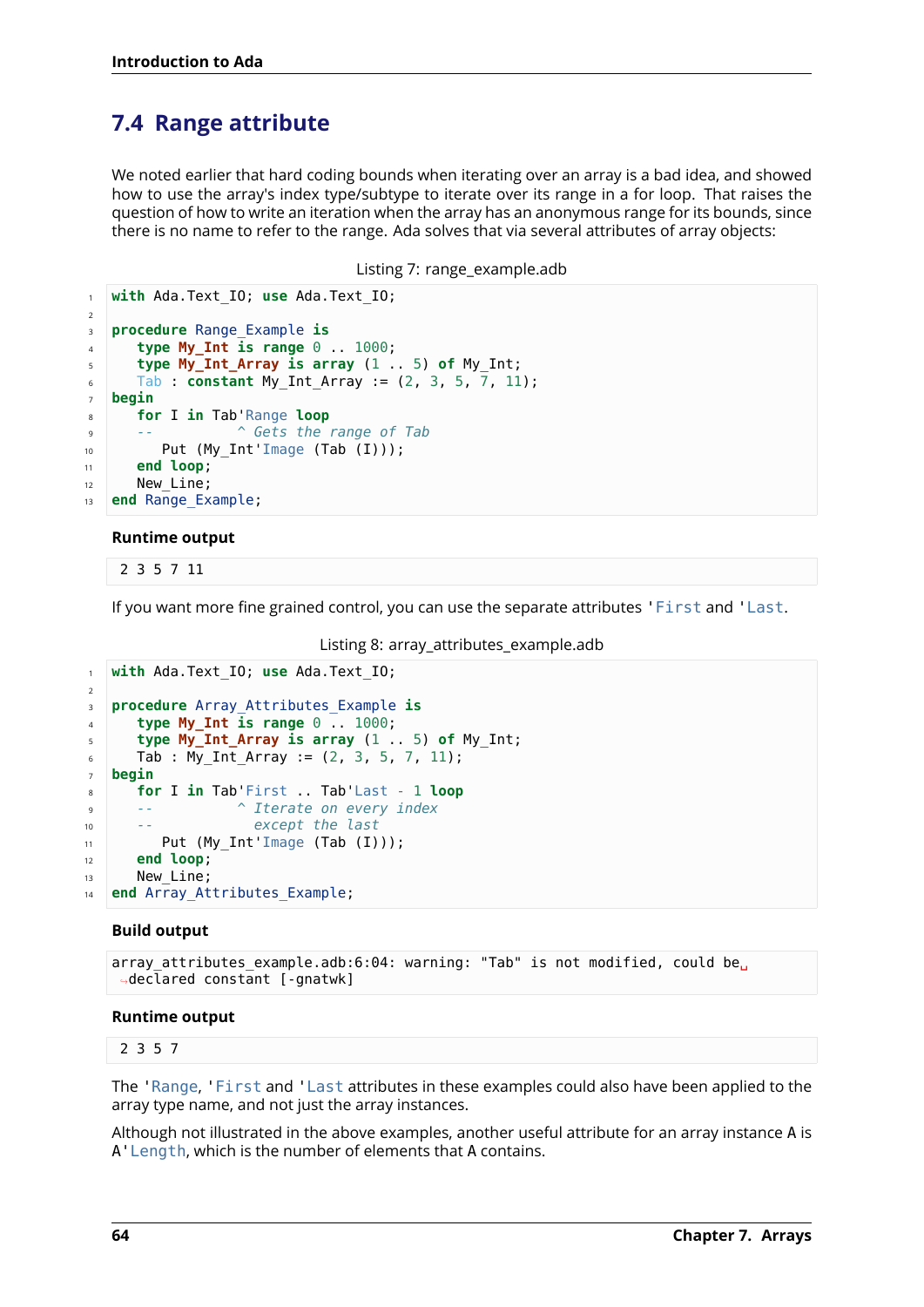## 7.4 Range attribute

We noted earlier that hard coding bounds when iterating over an array is a bad idea, and showed how to use the array's index type/subtype to iterate over its range in a for loop. That raises the question of how to write an iteration when the array has an anonymous range for its bounds, since there is no name to refer to the range. Ada solves that via several attributes of array objects:

Listing 7: range_example.adb

```ada
with Ada.Text_IO; use Ada.Text_IO;

procedure Range_Example is
   type My_Int is range 0 .. 1000;
   type My_Int_Array is array (1 .. 5) of My_Int;
   Tab : constant My_Int_Array := (2, 3, 5, 7, 11);
begin
   for I in Tab'Range loop
   --          ^ Gets the range of Tab
      Put (My_Int'Image (Tab (I)));
   end loop;
   New_Line;
end Range_Example;
```

**Runtime output**

```
 2 3 5 7 11
```

If you want more fine grained control, you can use the separate attributes 'First and 'Last.

Listing 8: array_attributes_example.adb

```ada
with Ada.Text_IO; use Ada.Text_IO;

procedure Array_Attributes_Example is
   type My_Int is range 0 .. 1000;
   type My_Int_Array is array (1 .. 5) of My_Int;
   Tab : My_Int_Array := (2, 3, 5, 7, 11);
begin
   for I in Tab'First .. Tab'Last - 1 loop
   --          ^ Iterate on every index
   --            except the last
      Put (My_Int'Image (Tab (I)));
   end loop;
   New_Line;
end Array_Attributes_Example;
```

**Build output**

```
array_attributes_example.adb:6:04: warning: "Tab" is not modified, could be declared constant [-gnatwk]
```

**Runtime output**

```
 2 3 5 7
```

The 'Range, 'First and 'Last attributes in these examples could also have been applied to the array type name, and not just the array instances.

Although not illustrated in the above examples, another useful attribute for an array instance A is A'Length, which is the number of elements that A contains.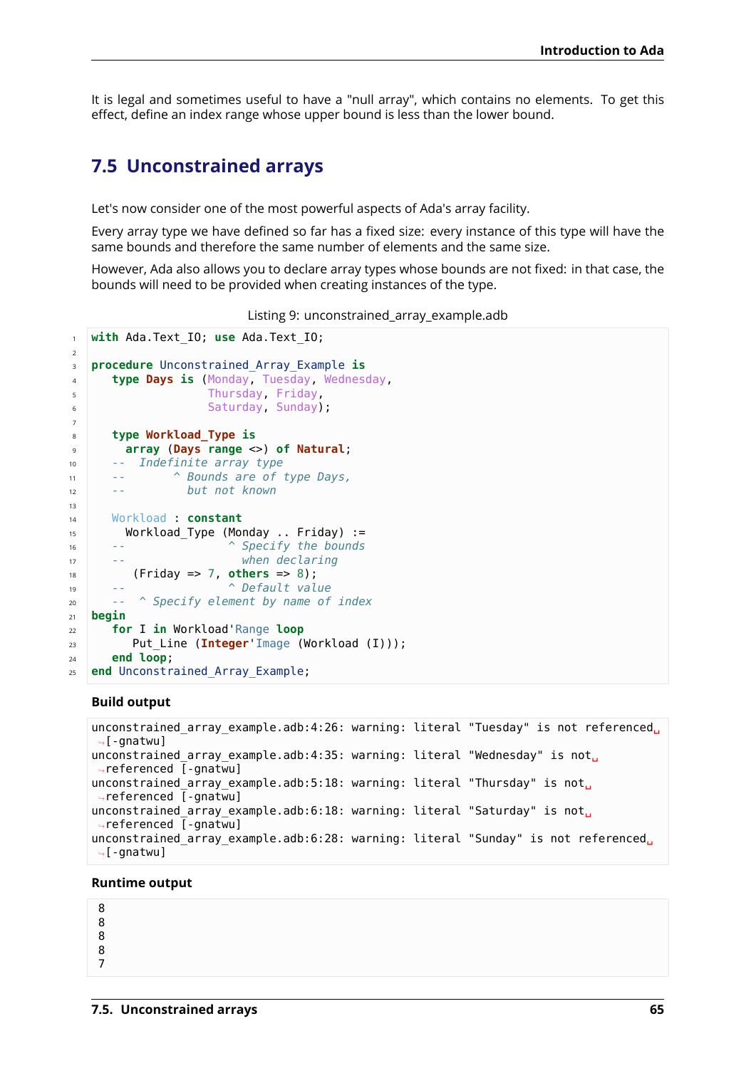It is legal and sometimes useful to have a "null array", which contains no elements. To get this effect, define an index range whose upper bound is less than the lower bound.

## 7.5 Unconstrained arrays

Let's now consider one of the most powerful aspects of Ada's array facility.

Every array type we have defined so far has a fixed size: every instance of this type will have the same bounds and therefore the same number of elements and the same size.

However, Ada also allows you to declare array types whose bounds are not fixed: in that case, the bounds will need to be provided when creating instances of the type.

Listing 9: unconstrained_array_example.adb

```ada
with Ada.Text_IO; use Ada.Text_IO;

procedure Unconstrained_Array_Example is
   type Days is (Monday, Tuesday, Wednesday,
                 Thursday, Friday,
                 Saturday, Sunday);

   type Workload_Type is
     array (Days range <>) of Natural;
   --  Indefinite array type
   --       ^ Bounds are of type Days,
   --         but not known

   Workload : constant
     Workload_Type (Monday .. Friday) :=
   --               ^ Specify the bounds
   --                 when declaring
      (Friday => 7, others => 8);
   --               ^ Default value
   --  ^ Specify element by name of index
begin
   for I in Workload'Range loop
      Put_Line (Integer'Image (Workload (I)));
   end loop;
end Unconstrained_Array_Example;
```

**Build output**

```
unconstrained_array_example.adb:4:26: warning: literal "Tuesday" is not referenced
 [-gnatwu]
unconstrained_array_example.adb:4:35: warning: literal "Wednesday" is not
 referenced [-gnatwu]
unconstrained_array_example.adb:5:18: warning: literal "Thursday" is not
 referenced [-gnatwu]
unconstrained_array_example.adb:6:18: warning: literal "Saturday" is not
 referenced [-gnatwu]
unconstrained_array_example.adb:6:28: warning: literal "Sunday" is not referenced
 [-gnatwu]
```

**Runtime output**

```
8
8
8
8
7
```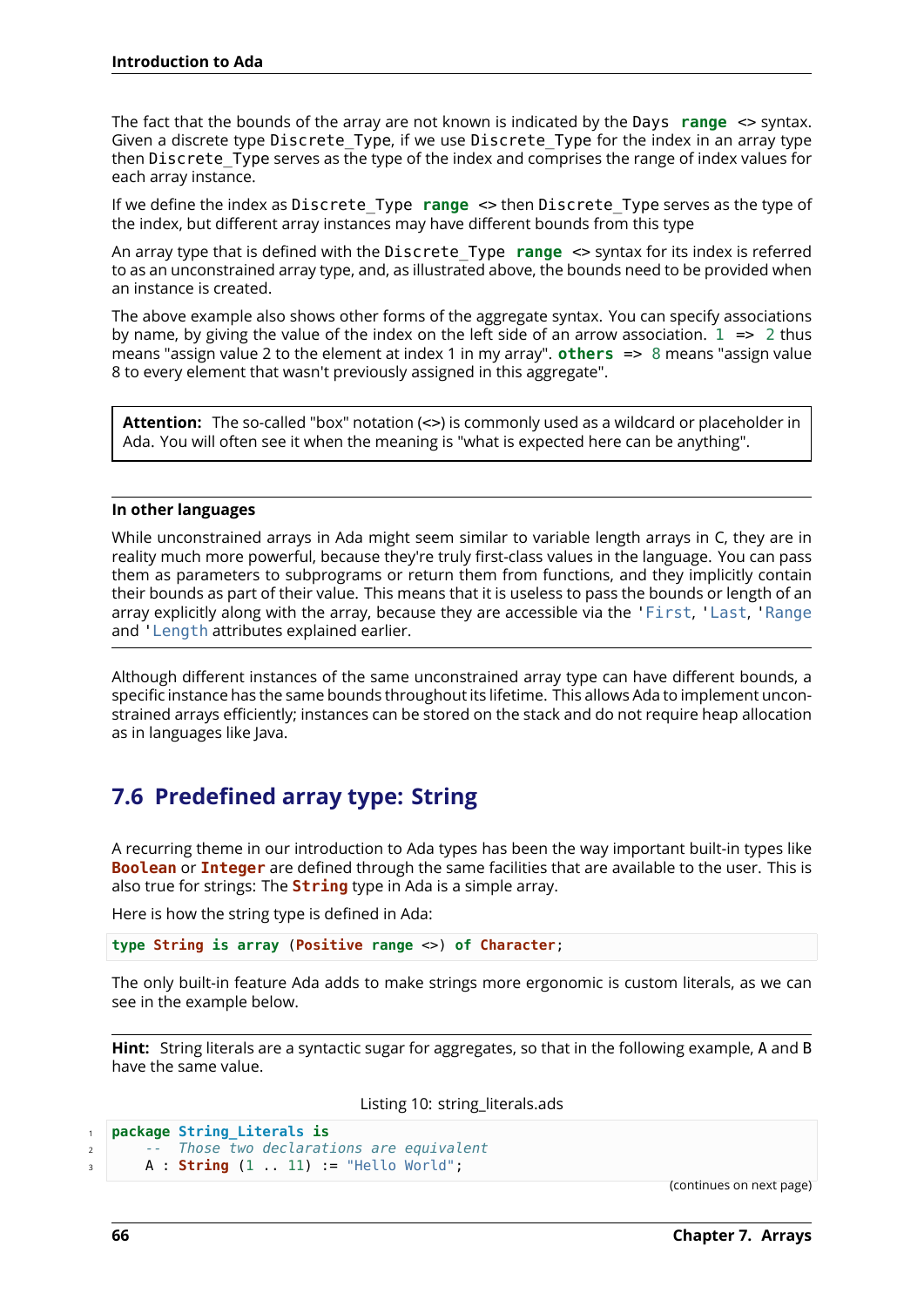The fact that the bounds of the array are not known is indicated by the `Days range <>` syntax. Given a discrete type `Discrete_Type`, if we use `Discrete_Type` for the index in an array type then `Discrete_Type` serves as the type of the index and comprises the range of index values for each array instance.

If we define the index as `Discrete_Type range <>` then `Discrete_Type` serves as the type of the index, but different array instances may have different bounds from this type

An array type that is defined with the `Discrete_Type range <>` syntax for its index is referred to as an unconstrained array type, and, as illustrated above, the bounds need to be provided when an instance is created.

The above example also shows other forms of the aggregate syntax. You can specify associations by name, by giving the value of the index on the left side of an arrow association. `1 => 2` thus means "assign value 2 to the element at index 1 in my array". `others => 8` means "assign value 8 to every element that wasn't previously assigned in this aggregate".

> **Attention:** The so-called "box" notation (<>) is commonly used as a wildcard or placeholder in Ada. You will often see it when the meaning is "what is expected here can be anything".

**In other languages**

While unconstrained arrays in Ada might seem similar to variable length arrays in C, they are in reality much more powerful, because they're truly first-class values in the language. You can pass them as parameters to subprograms or return them from functions, and they implicitly contain their bounds as part of their value. This means that it is useless to pass the bounds or length of an array explicitly along with the array, because they are accessible via the `'First`, `'Last`, `'Range` and `'Length` attributes explained earlier.

Although different instances of the same unconstrained array type can have different bounds, a specific instance has the same bounds throughout its lifetime. This allows Ada to implement unconstrained arrays efficiently; instances can be stored on the stack and do not require heap allocation as in languages like Java.

## 7.6 Predefined array type: String

A recurring theme in our introduction to Ada types has been the way important built-in types like `Boolean` or `Integer` are defined through the same facilities that are available to the user. This is also true for strings: The `String` type in Ada is a simple array.

Here is how the string type is defined in Ada:

```
type String is array (Positive range <>) of Character;
```

The only built-in feature Ada adds to make strings more ergonomic is custom literals, as we can see in the example below.

**Hint:** String literals are a syntactic sugar for aggregates, so that in the following example, A and B have the same value.

Listing 10: string_literals.ads

```
package String_Literals is
    --  Those two declarations are equivalent
    A : String (1 .. 11) := "Hello World";
```

(continues on next page)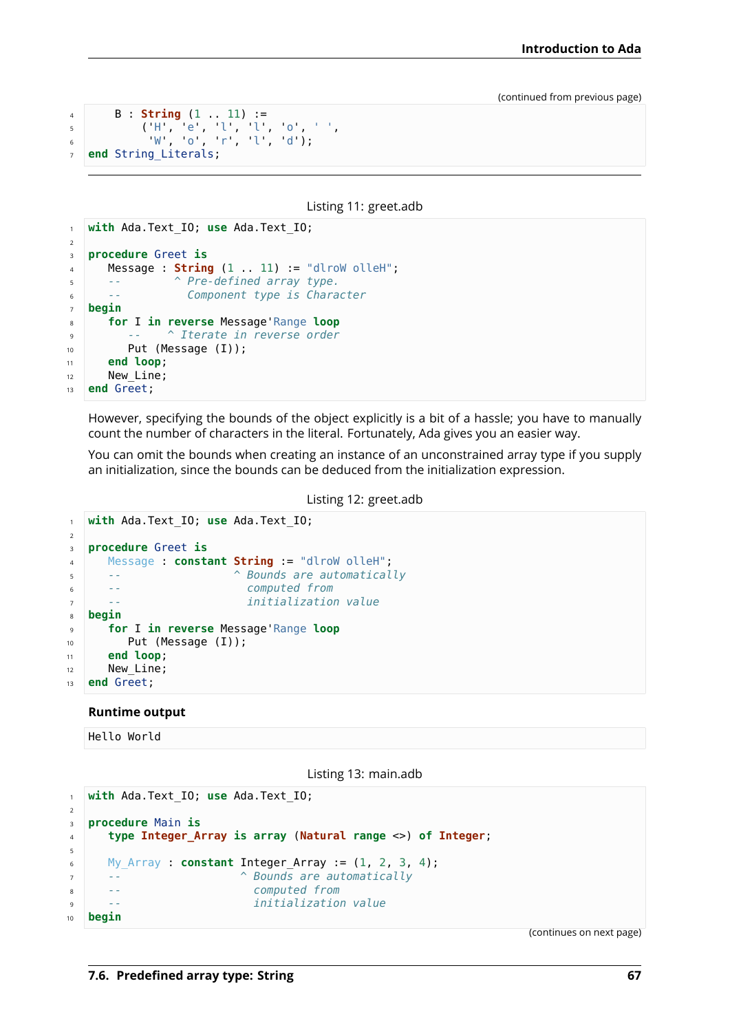(continued from previous page)

```
   B : String (1 .. 11) :=
       ('H', 'e', 'l', 'l', 'o', ' ',
        'W', 'o', 'r', 'l', 'd');
end String_Literals;
```

Listing 11: greet.adb

```
with Ada.Text_IO; use Ada.Text_IO;

procedure Greet is
   Message : String (1 .. 11) := "dlroW olleH";
   --        ^ Pre-defined array type.
   --          Component type is Character
begin
   for I in reverse Message'Range loop
      --    ^ Iterate in reverse order
      Put (Message (I));
   end loop;
   New_Line;
end Greet;
```

However, specifying the bounds of the object explicitly is a bit of a hassle; you have to manually count the number of characters in the literal. Fortunately, Ada gives you an easier way.

You can omit the bounds when creating an instance of an unconstrained array type if you supply an initialization, since the bounds can be deduced from the initialization expression.

Listing 12: greet.adb

```
with Ada.Text_IO; use Ada.Text_IO;

procedure Greet is
   Message : constant String := "dlroW olleH";
   --                 ^ Bounds are automatically
   --                   computed from
   --                   initialization value
begin
   for I in reverse Message'Range loop
      Put (Message (I));
   end loop;
   New_Line;
end Greet;
```

**Runtime output**

```
Hello World
```

Listing 13: main.adb

```
with Ada.Text_IO; use Ada.Text_IO;

procedure Main is
   type Integer_Array is array (Natural range <>) of Integer;

   My_Array : constant Integer_Array := (1, 2, 3, 4);
   --                  ^ Bounds are automatically
   --                    computed from
   --                    initialization value
begin
```

(continues on next page)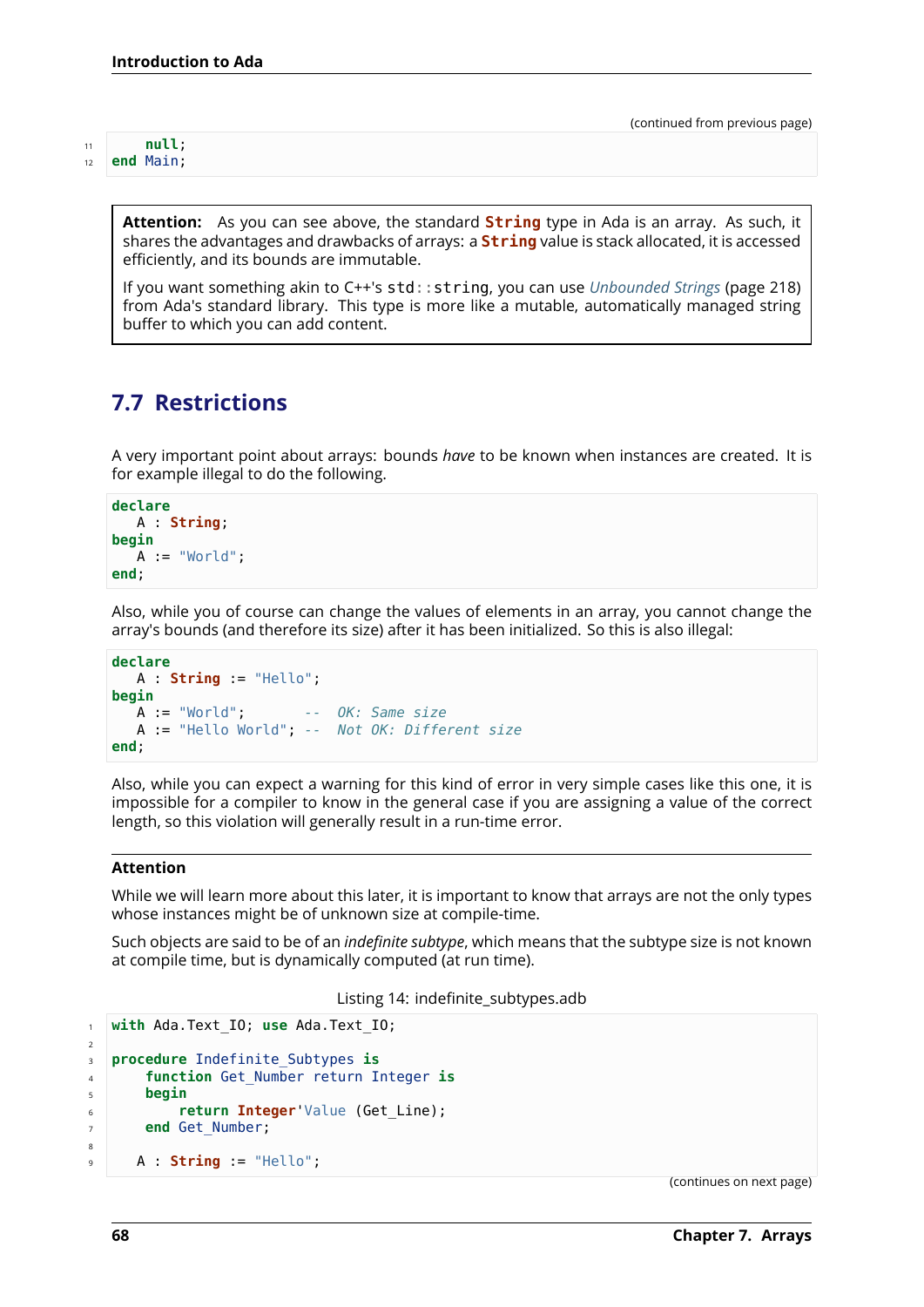(continued from previous page)

```
    null;
end Main;
```

**Attention:** As you can see above, the standard `String` type in Ada is an array. As such, it shares the advantages and drawbacks of arrays: a `String` value is stack allocated, it is accessed efficiently, and its bounds are immutable.

If you want something akin to C++'s `std::string`, you can use *Unbounded Strings* (page 218) from Ada's standard library. This type is more like a mutable, automatically managed string buffer to which you can add content.

## 7.7 Restrictions

A very important point about arrays: bounds *have* to be known when instances are created. It is for example illegal to do the following.

```
declare
   A : String;
begin
   A := "World";
end;
```

Also, while you of course can change the values of elements in an array, you cannot change the array's bounds (and therefore its size) after it has been initialized. So this is also illegal:

```
declare
   A : String := "Hello";
begin
   A := "World";       --  OK: Same size
   A := "Hello World"; --  Not OK: Different size
end;
```

Also, while you can expect a warning for this kind of error in very simple cases like this one, it is impossible for a compiler to know in the general case if you are assigning a value of the correct length, so this violation will generally result in a run-time error.

**Attention**

While we will learn more about this later, it is important to know that arrays are not the only types whose instances might be of unknown size at compile-time.

Such objects are said to be of an *indefinite subtype*, which means that the subtype size is not known at compile time, but is dynamically computed (at run time).

Listing 14: indefinite_subtypes.adb

```
with Ada.Text_IO; use Ada.Text_IO;

procedure Indefinite_Subtypes is
    function Get_Number return Integer is
    begin
        return Integer'Value (Get_Line);
    end Get_Number;

   A : String := "Hello";
```

(continues on next page)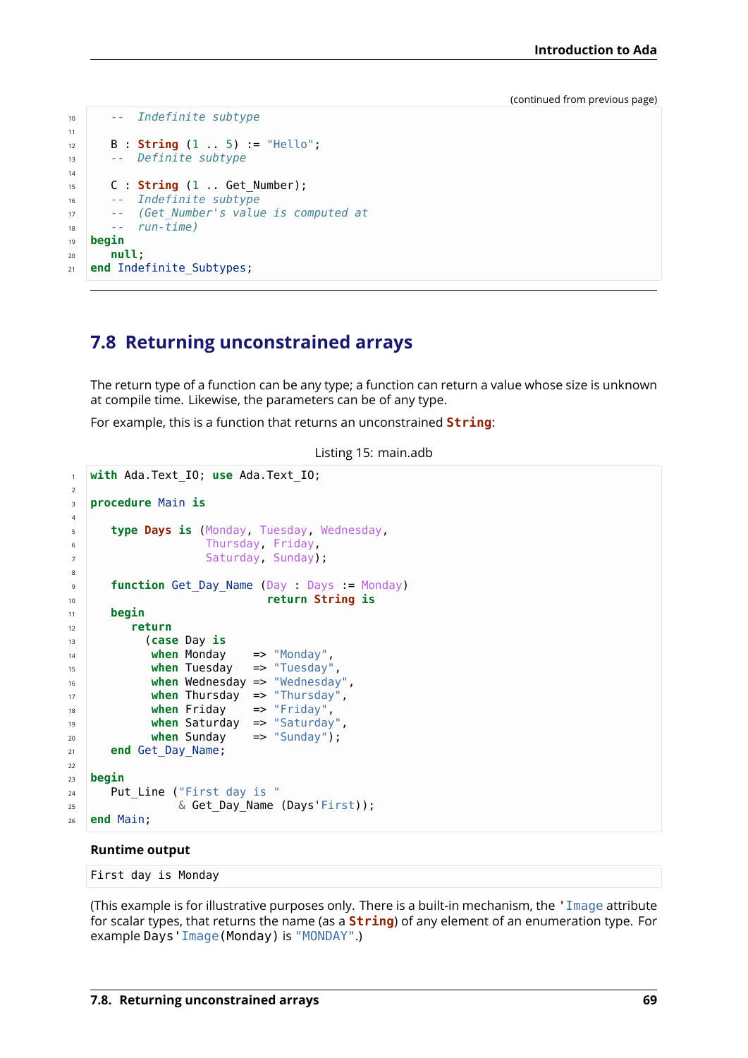(continued from previous page)

```
   --  Indefinite subtype

   B : String (1 .. 5) := "Hello";
   --  Definite subtype

   C : String (1 .. Get_Number);
   --  Indefinite subtype
   --  (Get_Number's value is computed at
   --  run-time)
begin
   null;
end Indefinite_Subtypes;
```

## 7.8 Returning unconstrained arrays

The return type of a function can be any type; a function can return a value whose size is unknown at compile time. Likewise, the parameters can be of any type.

For example, this is a function that returns an unconstrained **String**:

Listing 15: main.adb

```
with Ada.Text_IO; use Ada.Text_IO;

procedure Main is

   type Days is (Monday, Tuesday, Wednesday,
                 Thursday, Friday,
                 Saturday, Sunday);

   function Get_Day_Name (Day : Days := Monday)
                          return String is
   begin
      return
        (case Day is
         when Monday    => "Monday",
         when Tuesday   => "Tuesday",
         when Wednesday => "Wednesday",
         when Thursday  => "Thursday",
         when Friday    => "Friday",
         when Saturday  => "Saturday",
         when Sunday    => "Sunday");
   end Get_Day_Name;

begin
   Put_Line ("First day is "
             & Get_Day_Name (Days'First));
end Main;
```

**Runtime output**

```
First day is Monday
```

(This example is for illustrative purposes only. There is a built-in mechanism, the `'Image` attribute for scalar types, that returns the name (as a **String**) of any element of an enumeration type. For example `Days'Image(Monday)` is `"MONDAY"`.)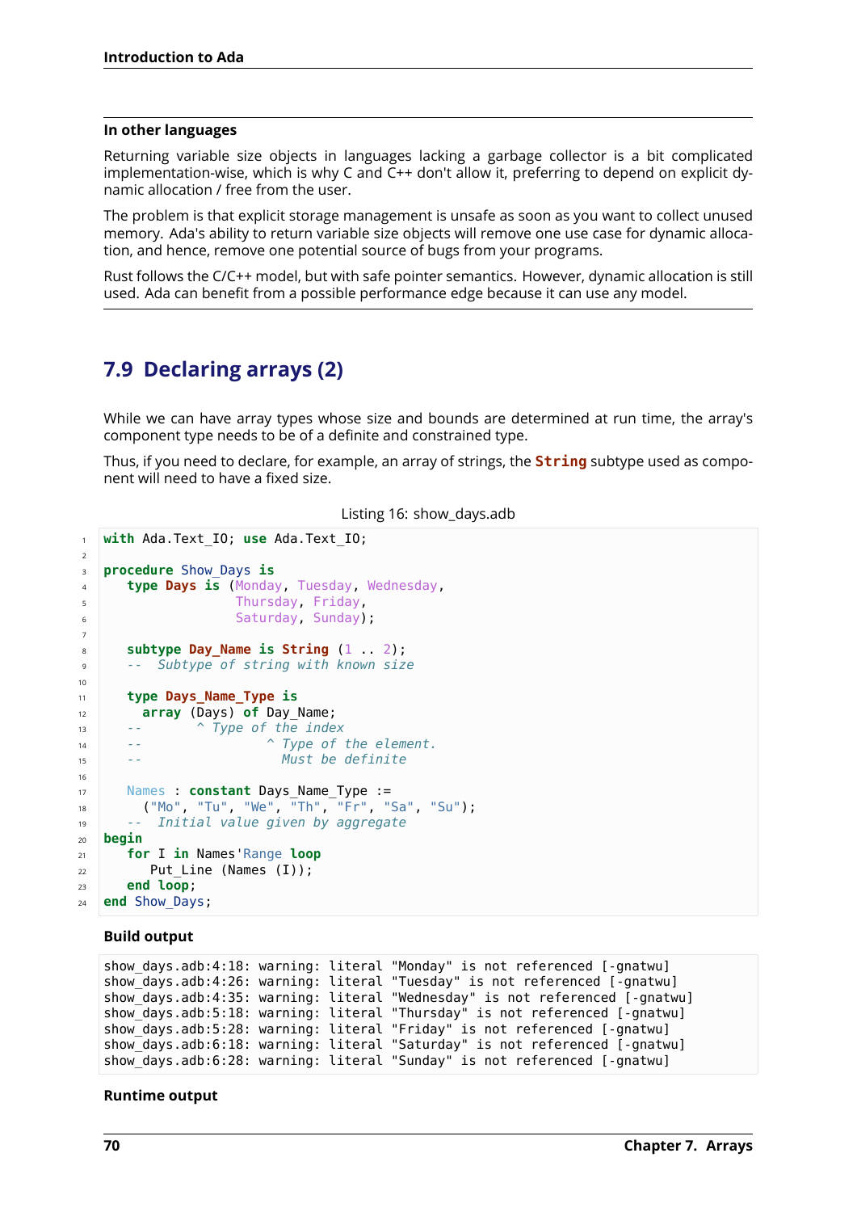### In other languages

Returning variable size objects in languages lacking a garbage collector is a bit complicated implementation-wise, which is why C and C++ don't allow it, preferring to depend on explicit dynamic allocation / free from the user.

The problem is that explicit storage management is unsafe as soon as you want to collect unused memory. Ada's ability to return variable size objects will remove one use case for dynamic allocation, and hence, remove one potential source of bugs from your programs.

Rust follows the C/C++ model, but with safe pointer semantics. However, dynamic allocation is still used. Ada can benefit from a possible performance edge because it can use any model.

## 7.9 Declaring arrays (2)

While we can have array types whose size and bounds are determined at run time, the array's component type needs to be of a definite and constrained type.

Thus, if you need to declare, for example, an array of strings, the **String** subtype used as component will need to have a fixed size.

Listing 16: show_days.adb

```ada
with Ada.Text_IO; use Ada.Text_IO;

procedure Show_Days is
   type Days is (Monday, Tuesday, Wednesday,
                 Thursday, Friday,
                 Saturday, Sunday);

   subtype Day_Name is String (1 .. 2);
   --  Subtype of string with known size

   type Days_Name_Type is
     array (Days) of Day_Name;
   --       ^ Type of the index
   --                 ^ Type of the element.
   --                   Must be definite

   Names : constant Days_Name_Type :=
     ("Mo", "Tu", "We", "Th", "Fr", "Sa", "Su");
   --  Initial value given by aggregate
begin
   for I in Names'Range loop
      Put_Line (Names (I));
   end loop;
end Show_Days;
```

**Build output**

```
show_days.adb:4:18: warning: literal "Monday" is not referenced [-gnatwu]
show_days.adb:4:26: warning: literal "Tuesday" is not referenced [-gnatwu]
show_days.adb:4:35: warning: literal "Wednesday" is not referenced [-gnatwu]
show_days.adb:5:18: warning: literal "Thursday" is not referenced [-gnatwu]
show_days.adb:5:28: warning: literal "Friday" is not referenced [-gnatwu]
show_days.adb:6:18: warning: literal "Saturday" is not referenced [-gnatwu]
show_days.adb:6:28: warning: literal "Sunday" is not referenced [-gnatwu]
```

**Runtime output**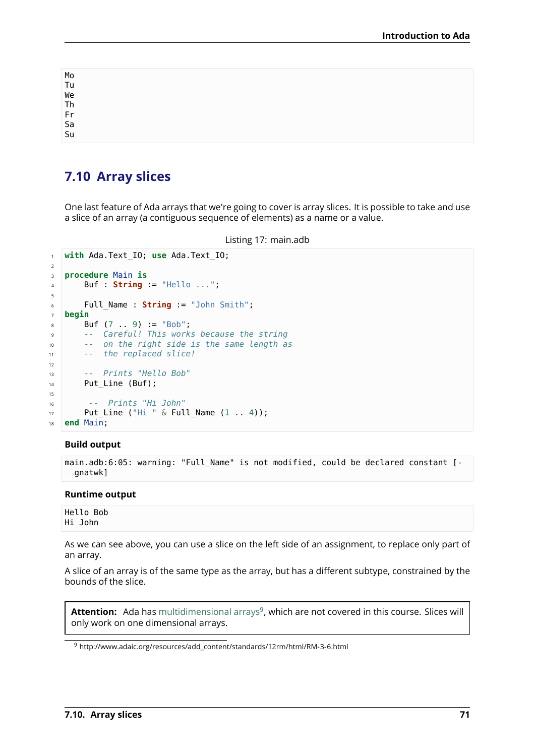```
Mo
Tu
We
Th
Fr
Sa
Su
```

## 7.10 Array slices

One last feature of Ada arrays that we're going to cover is array slices. It is possible to take and use a slice of an array (a contiguous sequence of elements) as a name or a value.

Listing 17: main.adb

```ada
with Ada.Text_IO; use Ada.Text_IO;

procedure Main is
    Buf : String := "Hello ...";

    Full_Name : String := "John Smith";
begin
    Buf (7 .. 9) := "Bob";
    --  Careful! This works because the string
    --  on the right side is the same length as
    --  the replaced slice!

    --  Prints "Hello Bob"
    Put_Line (Buf);

     --  Prints "Hi John"
    Put_Line ("Hi " & Full_Name (1 .. 4));
end Main;
```

**Build output**

```
main.adb:6:05: warning: "Full_Name" is not modified, could be declared constant [-gnatwk]
```

**Runtime output**

```
Hello Bob
Hi John
```

As we can see above, you can use a slice on the left side of an assignment, to replace only part of an array.

A slice of an array is of the same type as the array, but has a different subtype, constrained by the bounds of the slice.

> **Attention:** Ada has multidimensional arrays[9], which are not covered in this course. Slices will only work on one dimensional arrays.

[9] http://www.adaic.org/resources/add_content/standards/12rm/html/RM-3-6.html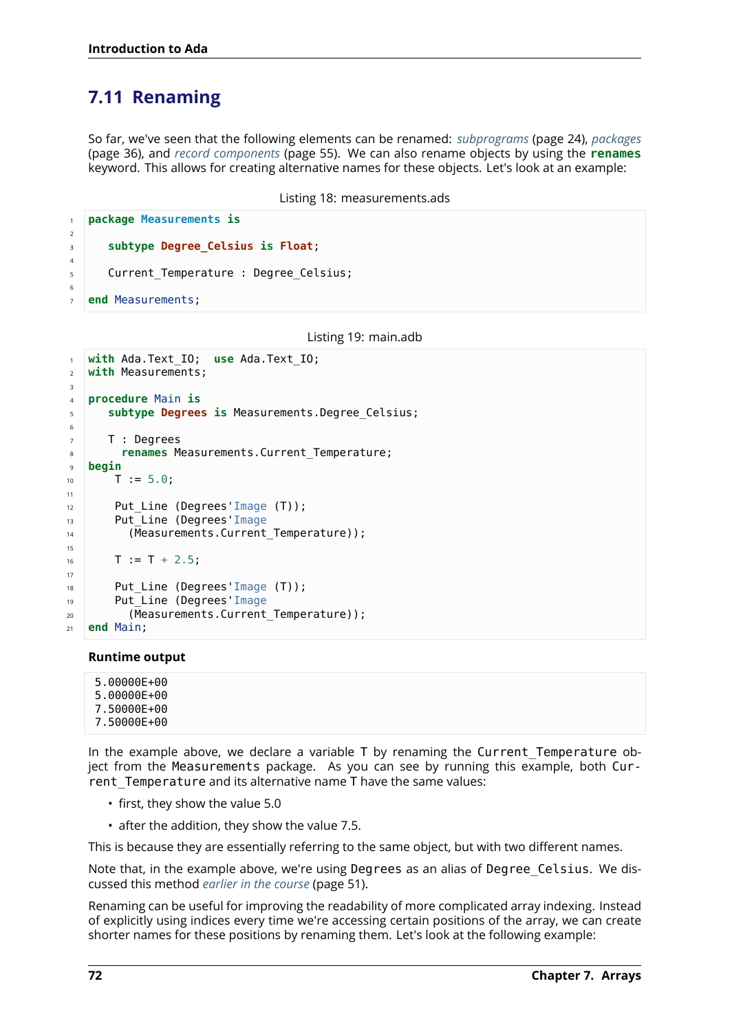## 7.11 Renaming

So far, we've seen that the following elements can be renamed: *subprograms* (page 24), *packages* (page 36), and *record components* (page 55). We can also rename objects by using the **renames** keyword. This allows for creating alternative names for these objects. Let's look at an example:

Listing 18: measurements.ads

```
package Measurements is

   subtype Degree_Celsius is Float;

   Current_Temperature : Degree_Celsius;

end Measurements;
```

Listing 19: main.adb

```
with Ada.Text_IO;  use Ada.Text_IO;
with Measurements;

procedure Main is
   subtype Degrees is Measurements.Degree_Celsius;

   T : Degrees
     renames Measurements.Current_Temperature;
begin
    T := 5.0;

    Put_Line (Degrees'Image (T));
    Put_Line (Degrees'Image
      (Measurements.Current_Temperature));

    T := T + 2.5;

    Put_Line (Degrees'Image (T));
    Put_Line (Degrees'Image
      (Measurements.Current_Temperature));
end Main;
```

**Runtime output**

```
5.00000E+00
5.00000E+00
7.50000E+00
7.50000E+00
```

In the example above, we declare a variable T by renaming the `Current_Temperature` object from the `Measurements` package. As you can see by running this example, both `Current_Temperature` and its alternative name T have the same values:

- first, they show the value 5.0
- after the addition, they show the value 7.5.

This is because they are essentially referring to the same object, but with two different names.

Note that, in the example above, we're using `Degrees` as an alias of `Degree_Celsius`. We discussed this method *earlier in the course* (page 51).

Renaming can be useful for improving the readability of more complicated array indexing. Instead of explicitly using indices every time we're accessing certain positions of the array, we can create shorter names for these positions by renaming them. Let's look at the following example: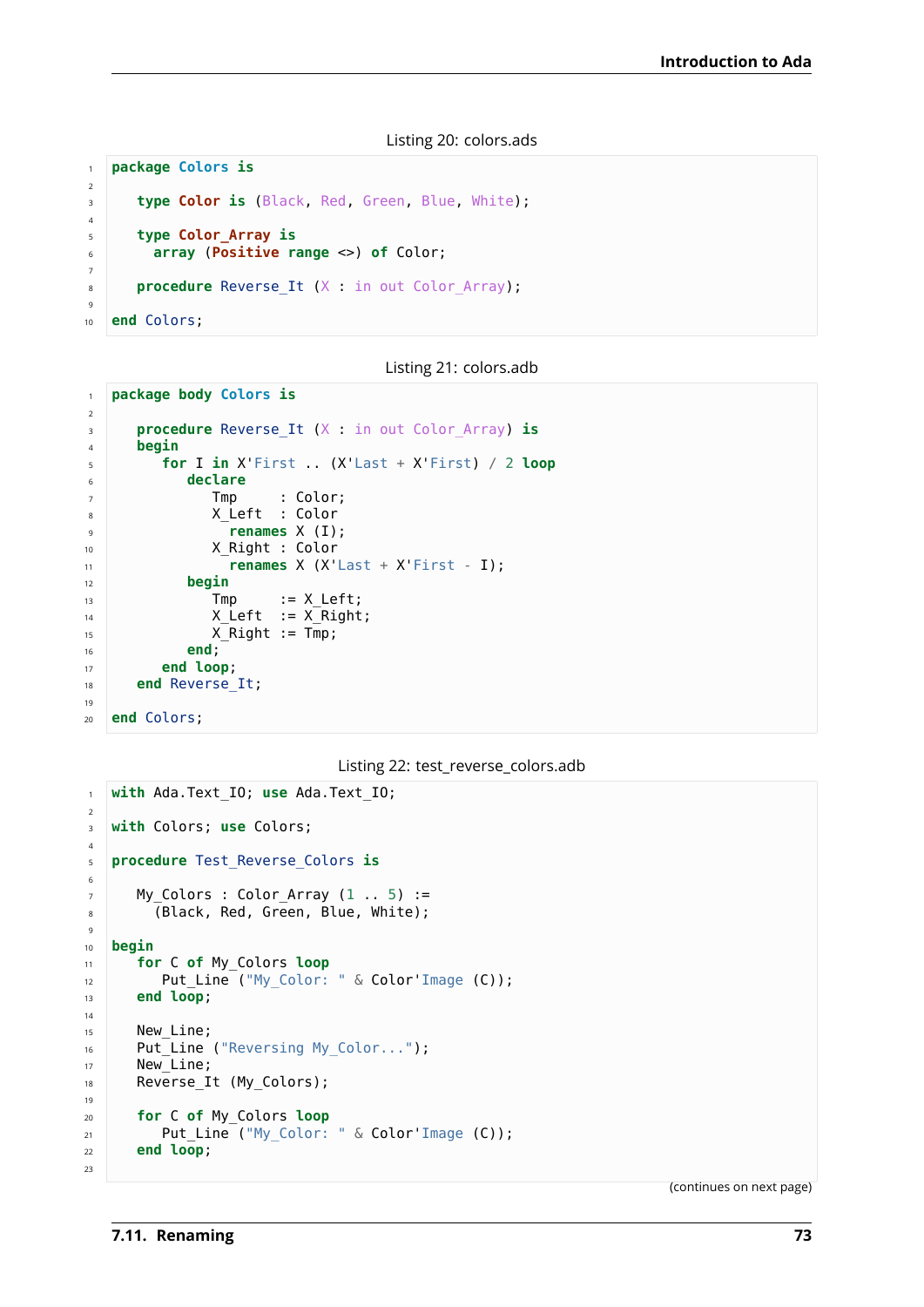Listing 20: colors.ads

```ada
package Colors is

   type Color is (Black, Red, Green, Blue, White);

   type Color_Array is
     array (Positive range <>) of Color;

   procedure Reverse_It (X : in out Color_Array);

end Colors;
```

Listing 21: colors.adb

```ada
package body Colors is

   procedure Reverse_It (X : in out Color_Array) is
   begin
      for I in X'First .. (X'Last + X'First) / 2 loop
         declare
            Tmp     : Color;
            X_Left  : Color
              renames X (I);
            X_Right : Color
              renames X (X'Last + X'First - I);
         begin
            Tmp     := X_Left;
            X_Left  := X_Right;
            X_Right := Tmp;
         end;
      end loop;
   end Reverse_It;

end Colors;
```

Listing 22: test_reverse_colors.adb

```ada
with Ada.Text_IO; use Ada.Text_IO;

with Colors; use Colors;

procedure Test_Reverse_Colors is

   My_Colors : Color_Array (1 .. 5) :=
     (Black, Red, Green, Blue, White);

begin
   for C of My_Colors loop
      Put_Line ("My_Color: " & Color'Image (C));
   end loop;

   New_Line;
   Put_Line ("Reversing My_Color...");
   New_Line;
   Reverse_It (My_Colors);

   for C of My_Colors loop
      Put_Line ("My_Color: " & Color'Image (C));
   end loop;

```

(continues on next page)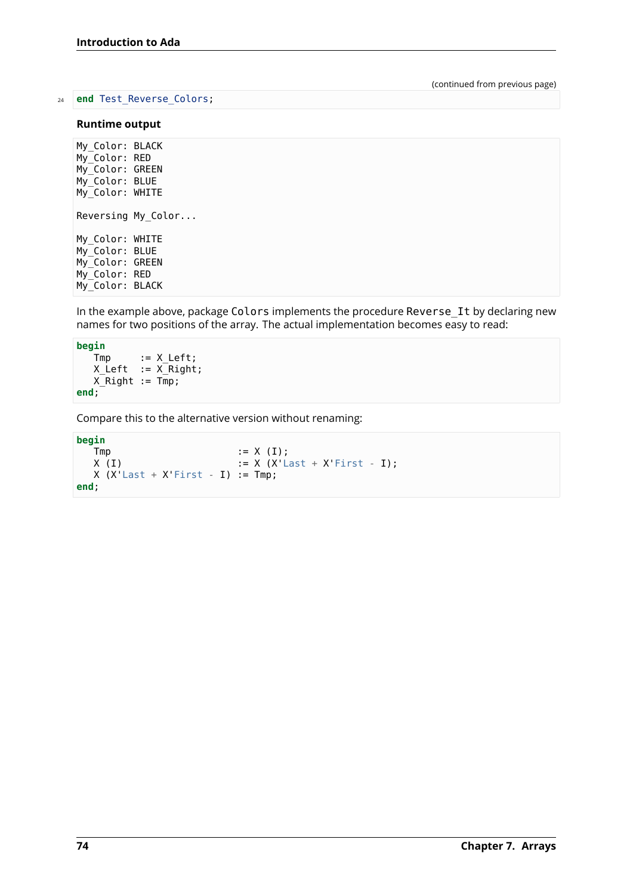(continued from previous page)

```ada
end Test_Reverse_Colors;
```

**Runtime output**

```
My_Color: BLACK
My_Color: RED
My_Color: GREEN
My_Color: BLUE
My_Color: WHITE

Reversing My_Color...

My_Color: WHITE
My_Color: BLUE
My_Color: GREEN
My_Color: RED
My_Color: BLACK
```

In the example above, package Colors implements the procedure Reverse_It by declaring new names for two positions of the array. The actual implementation becomes easy to read:

```ada
begin
   Tmp     := X_Left;
   X_Left  := X_Right;
   X_Right := Tmp;
end;
```

Compare this to the alternative version without renaming:

```ada
begin
   Tmp                        := X (I);
   X (I)                      := X (X'Last + X'First - I);
   X (X'Last + X'First - I)  := Tmp;
end;
```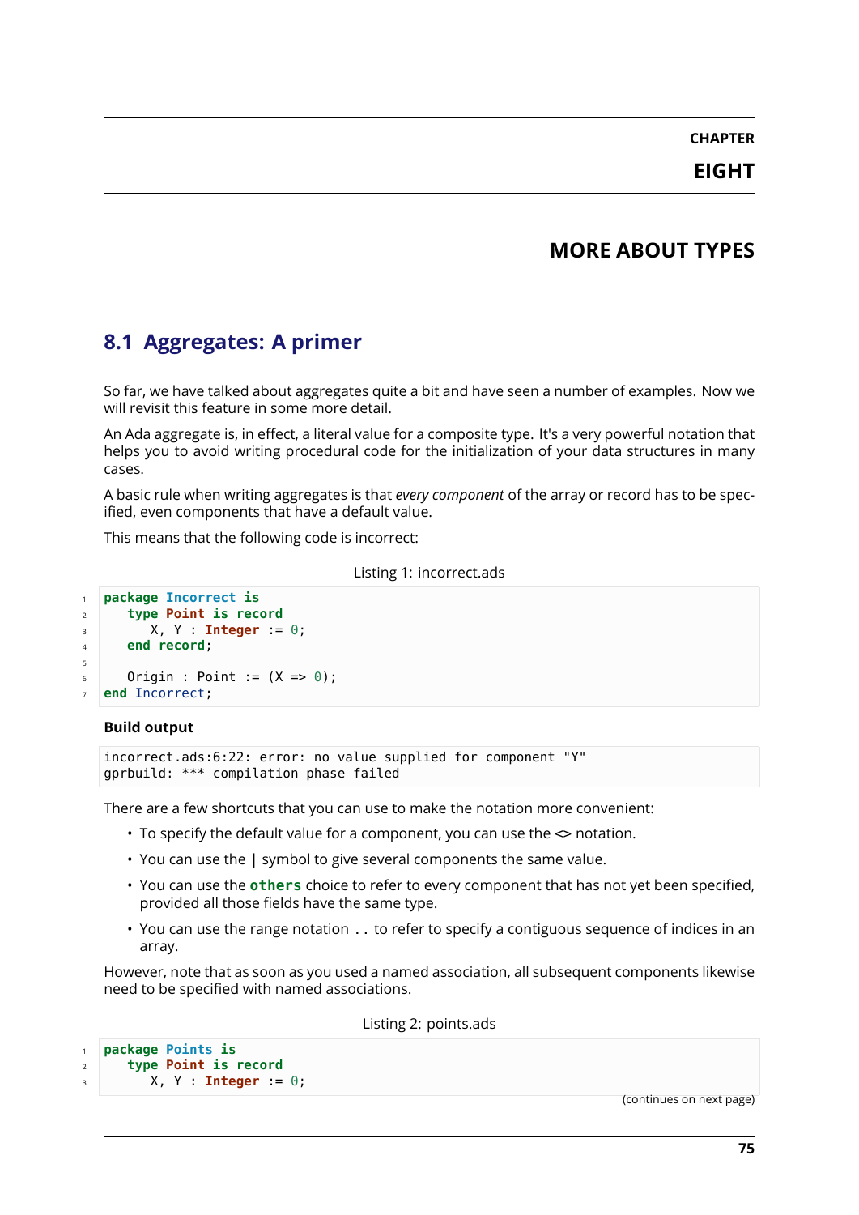# CHAPTER EIGHT

# MORE ABOUT TYPES

## 8.1 Aggregates: A primer

So far, we have talked about aggregates quite a bit and have seen a number of examples. Now we will revisit this feature in some more detail.

An Ada aggregate is, in effect, a literal value for a composite type. It's a very powerful notation that helps you to avoid writing procedural code for the initialization of your data structures in many cases.

A basic rule when writing aggregates is that *every component* of the array or record has to be specified, even components that have a default value.

This means that the following code is incorrect:

Listing 1: incorrect.ads

```
package Incorrect is
   type Point is record
      X, Y : Integer := 0;
   end record;

   Origin : Point := (X => 0);
end Incorrect;
```

**Build output**

```
incorrect.ads:6:22: error: no value supplied for component "Y"
gprbuild: *** compilation phase failed
```

There are a few shortcuts that you can use to make the notation more convenient:

- To specify the default value for a component, you can use the <> notation.
- You can use the | symbol to give several components the same value.
- You can use the **others** choice to refer to every component that has not yet been specified, provided all those fields have the same type.
- You can use the range notation `..` to refer to specify a contiguous sequence of indices in an array.

However, note that as soon as you used a named association, all subsequent components likewise need to be specified with named associations.

Listing 2: points.ads

```
package Points is
   type Point is record
      X, Y : Integer := 0;
```

(continues on next page)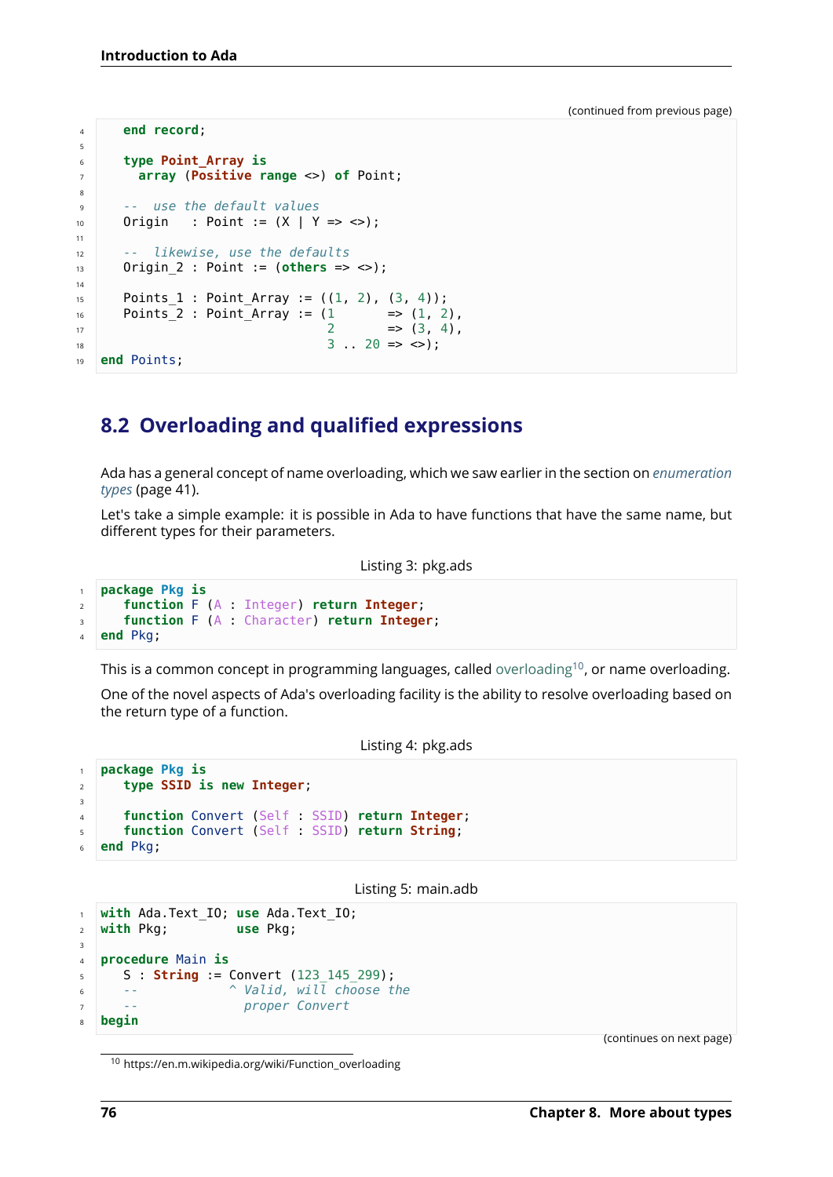(continued from previous page)

```
   end record;

   type Point_Array is
     array (Positive range <>) of Point;

   --  use the default values
   Origin   : Point := (X | Y => <>);

   --  likewise, use the defaults
   Origin_2 : Point := (others => <>);

   Points_1 : Point_Array := ((1, 2), (3, 4));
   Points_2 : Point_Array := (1       => (1, 2),
                              2       => (3, 4),
                              3 .. 20 => <>);
end Points;
```

## 8.2 Overloading and qualified expressions

Ada has a general concept of name overloading, which we saw earlier in the section on *enumeration types* (page 41).

Let's take a simple example: it is possible in Ada to have functions that have the same name, but different types for their parameters.

Listing 3: pkg.ads

```
package Pkg is
   function F (A : Integer) return Integer;
   function F (A : Character) return Integer;
end Pkg;
```

This is a common concept in programming languages, called overloading[10], or name overloading.

One of the novel aspects of Ada's overloading facility is the ability to resolve overloading based on the return type of a function.

Listing 4: pkg.ads

```
package Pkg is
   type SSID is new Integer;

   function Convert (Self : SSID) return Integer;
   function Convert (Self : SSID) return String;
end Pkg;
```

Listing 5: main.adb

```
with Ada.Text_IO; use Ada.Text_IO;
with Pkg;         use Pkg;

procedure Main is
   S : String := Convert (123_145_299);
   --            ^ Valid, will choose the
   --              proper Convert
begin
```

(continues on next page)

[10] https://en.m.wikipedia.org/wiki/Function_overloading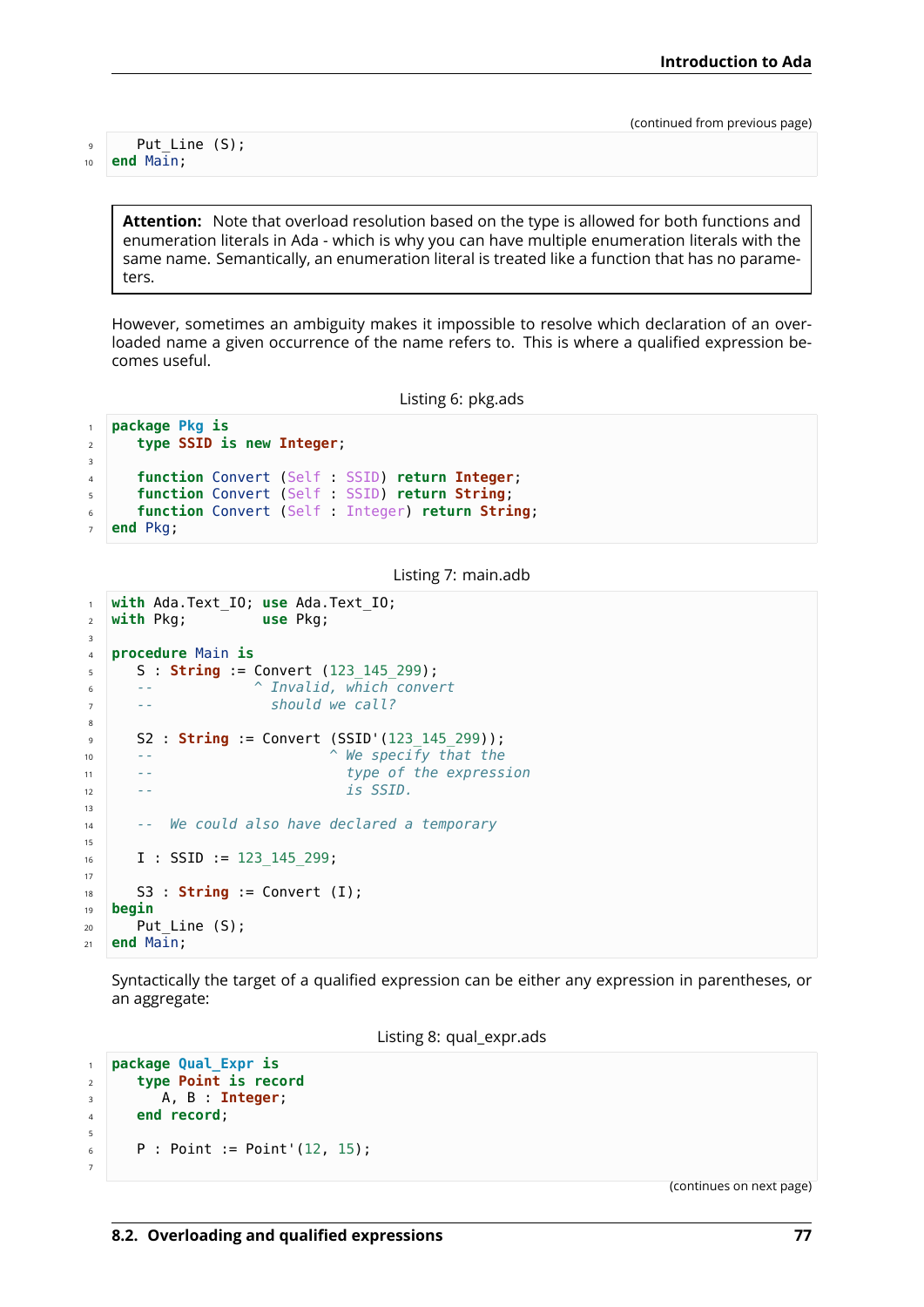(continued from previous page)

```
   Put_Line (S);
end Main;
```

> **Attention:** Note that overload resolution based on the type is allowed for both functions and enumeration literals in Ada - which is why you can have multiple enumeration literals with the same name. Semantically, an enumeration literal is treated like a function that has no parameters.

However, sometimes an ambiguity makes it impossible to resolve which declaration of an overloaded name a given occurrence of the name refers to. This is where a qualified expression becomes useful.

Listing 6: pkg.ads

```ada
package Pkg is
   type SSID is new Integer;

   function Convert (Self : SSID) return Integer;
   function Convert (Self : SSID) return String;
   function Convert (Self : Integer) return String;
end Pkg;
```

Listing 7: main.adb

```ada
with Ada.Text_IO; use Ada.Text_IO;
with Pkg;         use Pkg;

procedure Main is
   S : String := Convert (123_145_299);
   --            ^ Invalid, which convert
   --              should we call?

   S2 : String := Convert (SSID'(123_145_299));
   --                     ^ We specify that the
   --                       type of the expression
   --                       is SSID.

   --  We could also have declared a temporary

   I : SSID := 123_145_299;

   S3 : String := Convert (I);
begin
   Put_Line (S);
end Main;
```

Syntactically the target of a qualified expression can be either any expression in parentheses, or an aggregate:

Listing 8: qual_expr.ads

```ada
package Qual_Expr is
   type Point is record
      A, B : Integer;
   end record;

   P : Point := Point'(12, 15);

```

(continues on next page)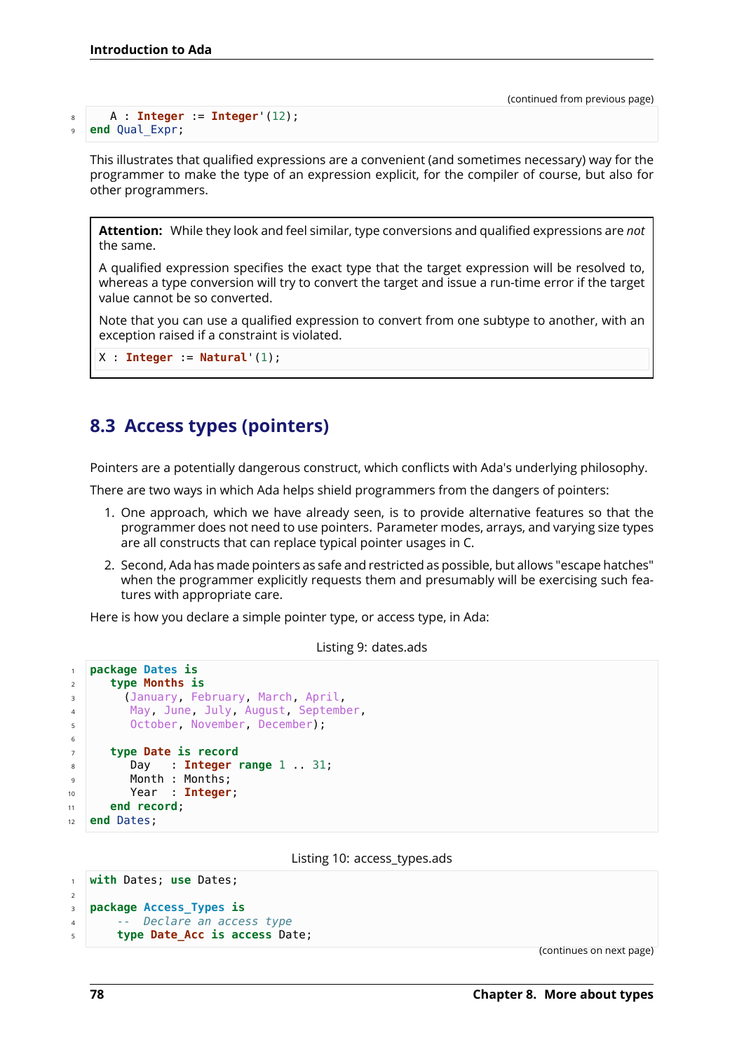(continued from previous page)

```
   A : Integer := Integer'(12);
end Qual_Expr;
```

This illustrates that qualified expressions are a convenient (and sometimes necessary) way for the programmer to make the type of an expression explicit, for the compiler of course, but also for other programmers.

**Attention:** While they look and feel similar, type conversions and qualified expressions are *not* the same.

A qualified expression specifies the exact type that the target expression will be resolved to, whereas a type conversion will try to convert the target and issue a run-time error if the target value cannot be so converted.

Note that you can use a qualified expression to convert from one subtype to another, with an exception raised if a constraint is violated.

```
X : Integer := Natural'(1);
```

## 8.3 Access types (pointers)

Pointers are a potentially dangerous construct, which conflicts with Ada's underlying philosophy.

There are two ways in which Ada helps shield programmers from the dangers of pointers:

1. One approach, which we have already seen, is to provide alternative features so that the programmer does not need to use pointers. Parameter modes, arrays, and varying size types are all constructs that can replace typical pointer usages in C.
2. Second, Ada has made pointers as safe and restricted as possible, but allows "escape hatches" when the programmer explicitly requests them and presumably will be exercising such features with appropriate care.

Here is how you declare a simple pointer type, or access type, in Ada:

Listing 9: dates.ads

```
package Dates is
   type Months is
     (January, February, March, April,
      May, June, July, August, September,
      October, November, December);

   type Date is record
      Day   : Integer range 1 .. 31;
      Month : Months;
      Year  : Integer;
   end record;
end Dates;
```

Listing 10: access_types.ads

```
with Dates; use Dates;

package Access_Types is
    -- Declare an access type
    type Date_Acc is access Date;
```

(continues on next page)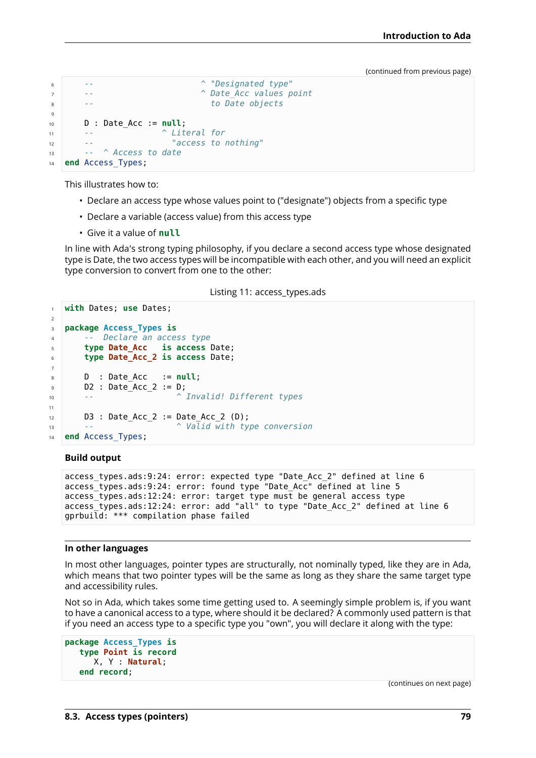(continued from previous page)

```
    --                      ^ "Designated type"
    --                      ^ Date_Acc values point
    --                        to Date objects

    D : Date_Acc := null;
    --              ^ Literal for
    --                "access to nothing"
    --  ^ Access to date
end Access_Types;
```

This illustrates how to:

- Declare an access type whose values point to ("designate") objects from a specific type
- Declare a variable (access value) from this access type
- Give it a value of **null**

In line with Ada's strong typing philosophy, if you declare a second access type whose designated type is Date, the two access types will be incompatible with each other, and you will need an explicit type conversion to convert from one to the other:

Listing 11: access_types.ads

```
with Dates; use Dates;

package Access_Types is
    -- Declare an access type
    type Date_Acc   is access Date;
    type Date_Acc_2 is access Date;

    D  : Date_Acc   := null;
    D2 : Date_Acc_2 := D;
    --                 ^ Invalid! Different types

    D3 : Date_Acc_2 := Date_Acc_2 (D);
    --                 ^ Valid with type conversion
end Access_Types;
```

**Build output**

```
access_types.ads:9:24: error: expected type "Date_Acc_2" defined at line 6
access_types.ads:9:24: error: found type "Date_Acc" defined at line 5
access_types.ads:12:24: error: target type must be general access type
access_types.ads:12:24: error: add "all" to type "Date_Acc_2" defined at line 6
gprbuild: *** compilation phase failed
```

**In other languages**

In most other languages, pointer types are structurally, not nominally typed, like they are in Ada, which means that two pointer types will be the same as long as they share the same target type and accessibility rules.

Not so in Ada, which takes some time getting used to. A seemingly simple problem is, if you want to have a canonical access to a type, where should it be declared? A commonly used pattern is that if you need an access type to a specific type you "own", you will declare it along with the type:

```
package Access_Types is
   type Point is record
      X, Y : Natural;
   end record;
```

(continues on next page)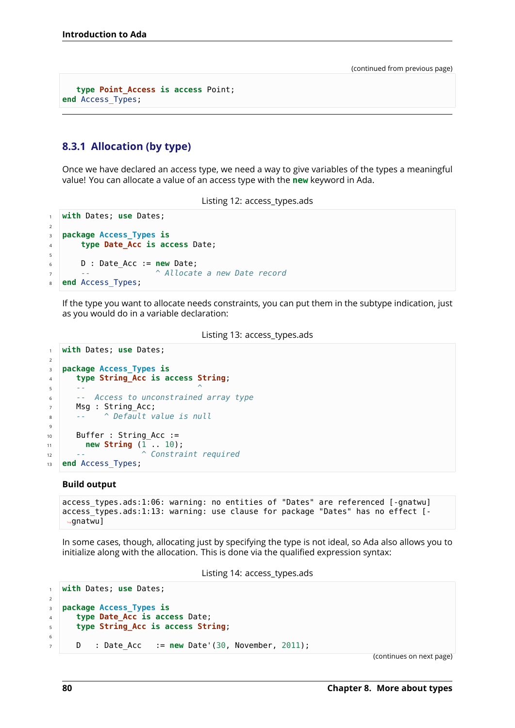(continued from previous page)

```
   type Point_Access is access Point;
end Access_Types;
```

### 8.3.1 Allocation (by type)

Once we have declared an access type, we need a way to give variables of the types a meaningful value! You can allocate a value of an access type with the **new** keyword in Ada.

Listing 12: access_types.ads

```ada
with Dates; use Dates;

package Access_Types is
    type Date_Acc is access Date;

    D : Date_Acc := new Date;
    --              ^ Allocate a new Date record
end Access_Types;
```

If the type you want to allocate needs constraints, you can put them in the subtype indication, just as you would do in a variable declaration:

Listing 13: access_types.ads

```ada
with Dates; use Dates;

package Access_Types is
   type String_Acc is access String;
   --                        ^
   --  Access to unconstrained array type
   Msg : String_Acc;
   --    ^ Default value is null

   Buffer : String_Acc :=
     new String (1 .. 10);
   --            ^ Constraint required
end Access_Types;
```

**Build output**

```
access_types.ads:1:06: warning: no entities of "Dates" are referenced [-gnatwu]
access_types.ads:1:13: warning: use clause for package "Dates" has no effect [-gnatwu]
```

In some cases, though, allocating just by specifying the type is not ideal, so Ada also allows you to initialize along with the allocation. This is done via the qualified expression syntax:

Listing 14: access_types.ads

```ada
with Dates; use Dates;

package Access_Types is
   type Date_Acc is access Date;
   type String_Acc is access String;

   D   : Date_Acc   := new Date'(30, November, 2011);
```

(continues on next page)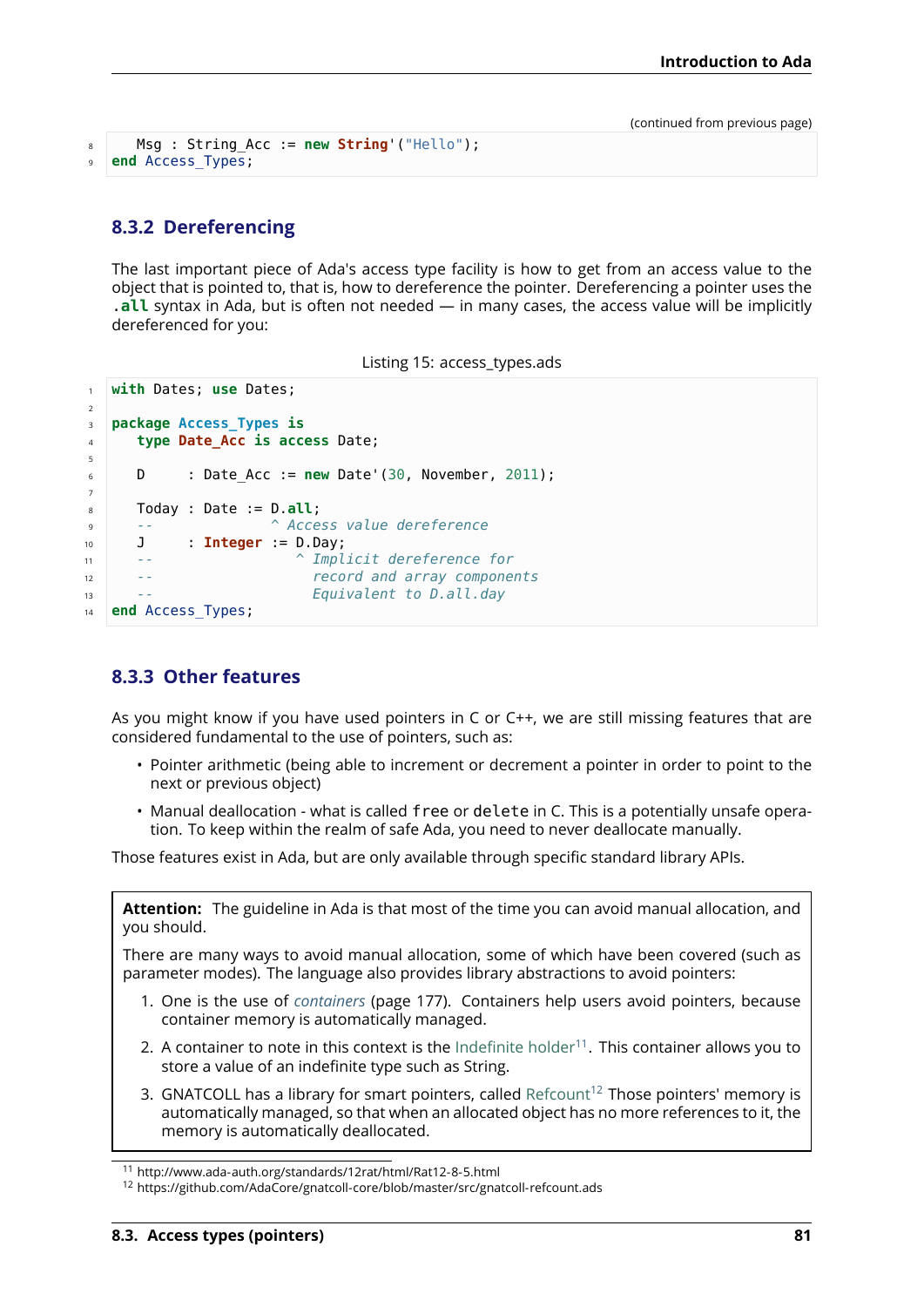(continued from previous page)

```ada
   Msg : String_Acc := new String'("Hello");
end Access_Types;
```

### 8.3.2 Dereferencing

The last important piece of Ada's access type facility is how to get from an access value to the object that is pointed to, that is, how to dereference the pointer. Dereferencing a pointer uses the **.all** syntax in Ada, but is often not needed — in many cases, the access value will be implicitly dereferenced for you:

Listing 15: access_types.ads

```ada
with Dates; use Dates;

package Access_Types is
   type Date_Acc is access Date;

   D     : Date_Acc := new Date'(30, November, 2011);

   Today : Date := D.all;
   --               ^ Access value dereference
   J     : Integer := D.Day;
   --                   ^ Implicit dereference for
   --                     record and array components
   --                     Equivalent to D.all.day
end Access_Types;
```

### 8.3.3 Other features

As you might know if you have used pointers in C or C++, we are still missing features that are considered fundamental to the use of pointers, such as:

- Pointer arithmetic (being able to increment or decrement a pointer in order to point to the next or previous object)
- Manual deallocation - what is called `free` or `delete` in C. This is a potentially unsafe operation. To keep within the realm of safe Ada, you need to never deallocate manually.

Those features exist in Ada, but are only available through specific standard library APIs.

**Attention:** The guideline in Ada is that most of the time you can avoid manual allocation, and you should.

There are many ways to avoid manual allocation, some of which have been covered (such as parameter modes). The language also provides library abstractions to avoid pointers:

1. One is the use of *containers* (page 177). Containers help users avoid pointers, because container memory is automatically managed.
2. A container to note in this context is the Indefinite holder[11]. This container allows you to store a value of an indefinite type such as String.
3. GNATCOLL has a library for smart pointers, called Refcount[12] Those pointers' memory is automatically managed, so that when an allocated object has no more references to it, the memory is automatically deallocated.

[11] http://www.ada-auth.org/standards/12rat/html/Rat12-8-5.html
[12] https://github.com/AdaCore/gnatcoll-core/blob/master/src/gnatcoll-refcount.ads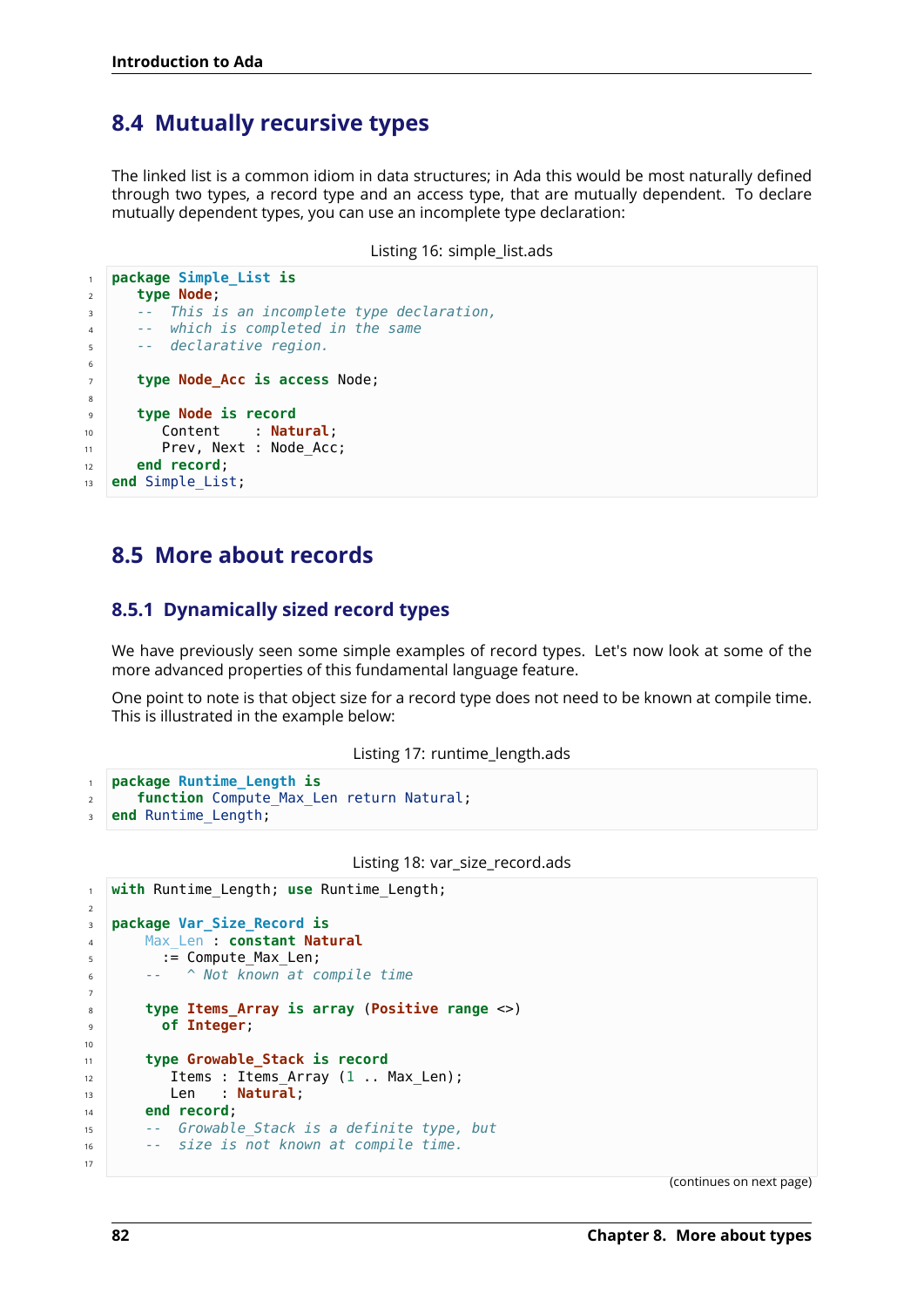## 8.4 Mutually recursive types

The linked list is a common idiom in data structures; in Ada this would be most naturally defined through two types, a record type and an access type, that are mutually dependent. To declare mutually dependent types, you can use an incomplete type declaration:

Listing 16: simple_list.ads

```
package Simple_List is
   type Node;
   --  This is an incomplete type declaration,
   --  which is completed in the same
   --  declarative region.

   type Node_Acc is access Node;

   type Node is record
      Content    : Natural;
      Prev, Next : Node_Acc;
   end record;
end Simple_List;
```

## 8.5 More about records

### 8.5.1 Dynamically sized record types

We have previously seen some simple examples of record types. Let's now look at some of the more advanced properties of this fundamental language feature.

One point to note is that object size for a record type does not need to be known at compile time. This is illustrated in the example below:

Listing 17: runtime_length.ads

```
package Runtime_Length is
   function Compute_Max_Len return Natural;
end Runtime_Length;
```

Listing 18: var_size_record.ads

```
with Runtime_Length; use Runtime_Length;

package Var_Size_Record is
    Max_Len : constant Natural
      := Compute_Max_Len;
    --   ^ Not known at compile time

    type Items_Array is array (Positive range <>)
      of Integer;

    type Growable_Stack is record
       Items : Items_Array (1 .. Max_Len);
       Len   : Natural;
    end record;
    --  Growable_Stack is a definite type, but
    --  size is not known at compile time.

```

(continues on next page)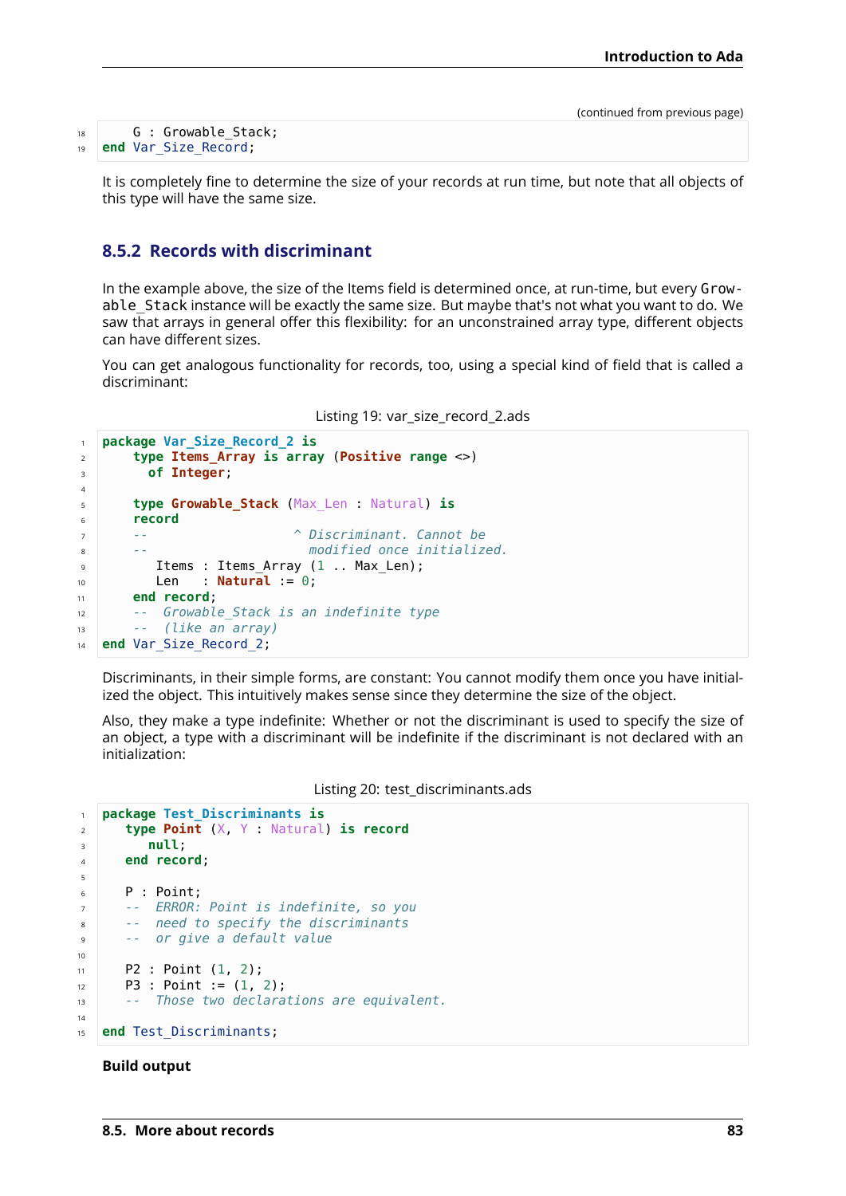(continued from previous page)

```
    G : Growable_Stack;
end Var_Size_Record;
```

It is completely fine to determine the size of your records at run time, but note that all objects of this type will have the same size.

### 8.5.2 Records with discriminant

In the example above, the size of the Items field is determined once, at run-time, but every `Growable_Stack` instance will be exactly the same size. But maybe that's not what you want to do. We saw that arrays in general offer this flexibility: for an unconstrained array type, different objects can have different sizes.

You can get analogous functionality for records, too, using a special kind of field that is called a discriminant:

Listing 19: var_size_record_2.ads

```ada
package Var_Size_Record_2 is
    type Items_Array is array (Positive range <>)
      of Integer;

    type Growable_Stack (Max_Len : Natural) is
    record
    --                   ^ Discriminant. Cannot be
    --                     modified once initialized.
       Items : Items_Array (1 .. Max_Len);
       Len   : Natural := 0;
    end record;
    --  Growable_Stack is an indefinite type
    --  (like an array)
end Var_Size_Record_2;
```

Discriminants, in their simple forms, are constant: You cannot modify them once you have initialized the object. This intuitively makes sense since they determine the size of the object.

Also, they make a type indefinite: Whether or not the discriminant is used to specify the size of an object, a type with a discriminant will be indefinite if the discriminant is not declared with an initialization:

Listing 20: test_discriminants.ads

```ada
package Test_Discriminants is
   type Point (X, Y : Natural) is record
      null;
   end record;

   P : Point;
   --  ERROR: Point is indefinite, so you
   --  need to specify the discriminants
   --  or give a default value

   P2 : Point (1, 2);
   P3 : Point := (1, 2);
   --  Those two declarations are equivalent.

end Test_Discriminants;
```

**Build output**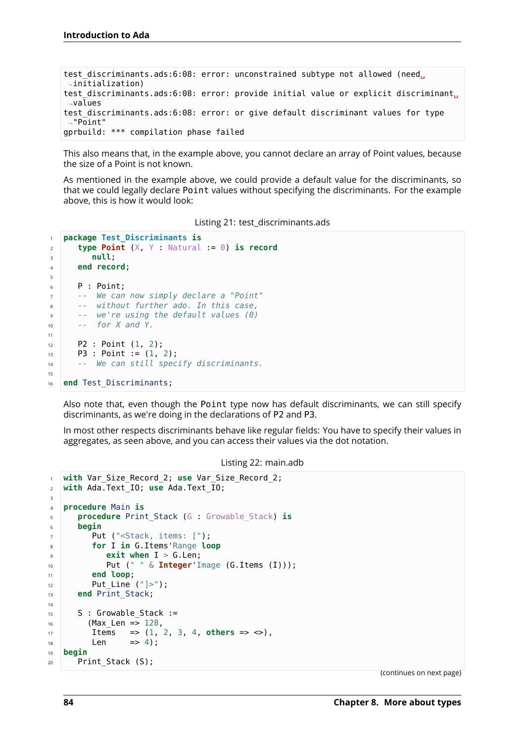```
test_discriminants.ads:6:08: error: unconstrained subtype not allowed (need initialization)
test_discriminants.ads:6:08: error: provide initial value or explicit discriminant values
test_discriminants.ads:6:08: error: or give default discriminant values for type "Point"
gprbuild: *** compilation phase failed
```

This also means that, in the example above, you cannot declare an array of Point values, because the size of a Point is not known.

As mentioned in the example above, we could provide a default value for the discriminants, so that we could legally declare `Point` values without specifying the discriminants. For the example above, this is how it would look:

Listing 21: test_discriminants.ads

```ada
package Test_Discriminants is
   type Point (X, Y : Natural := 0) is record
      null;
   end record;

   P : Point;
   --  We can now simply declare a "Point"
   --  without further ado. In this case,
   --  we're using the default values (0)
   --  for X and Y.

   P2 : Point (1, 2);
   P3 : Point := (1, 2);
   --  We can still specify discriminants.

end Test_Discriminants;
```

Also note that, even though the `Point` type now has default discriminants, we can still specify discriminants, as we're doing in the declarations of `P2` and `P3`.

In most other respects discriminants behave like regular fields: You have to specify their values in aggregates, as seen above, and you can access their values via the dot notation.

Listing 22: main.adb

```ada
with Var_Size_Record_2; use Var_Size_Record_2;
with Ada.Text_IO; use Ada.Text_IO;

procedure Main is
   procedure Print_Stack (G : Growable_Stack) is
   begin
      Put ("<Stack, items: [");
      for I in G.Items'Range loop
         exit when I > G.Len;
         Put (" " & Integer'Image (G.Items (I)));
      end loop;
      Put_Line ("]>");
   end Print_Stack;

   S : Growable_Stack :=
     (Max_Len => 128,
      Items   => (1, 2, 3, 4, others => <>),
      Len     => 4);
begin
   Print_Stack (S);
```

(continues on next page)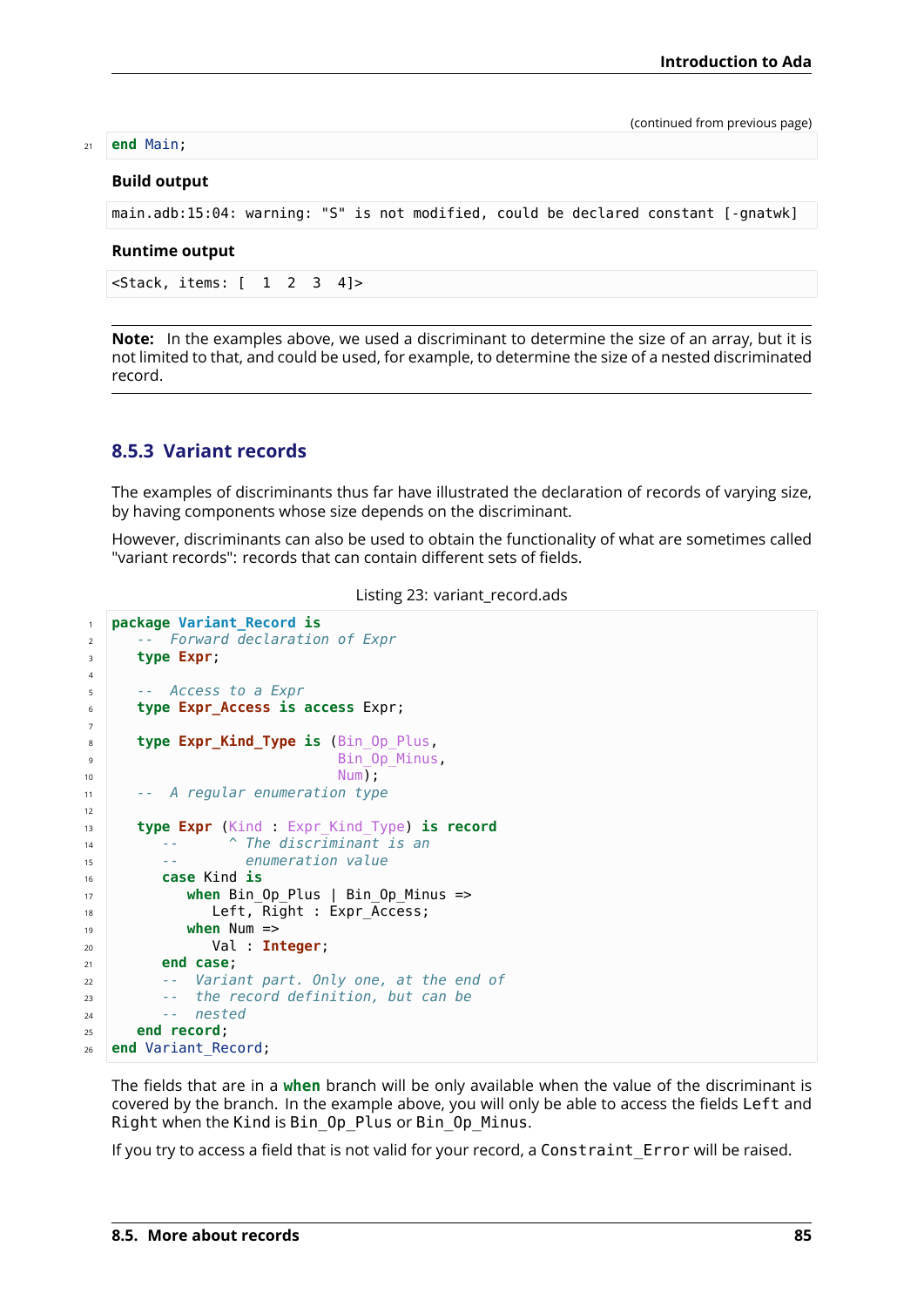(continued from previous page)

```
end Main;
```

**Build output**

```
main.adb:15:04: warning: "S" is not modified, could be declared constant [-gnatwk]
```

**Runtime output**

```
<Stack, items: [  1  2  3  4]>
```

**Note:** In the examples above, we used a discriminant to determine the size of an array, but it is not limited to that, and could be used, for example, to determine the size of a nested discriminated record.

### 8.5.3 Variant records

The examples of discriminants thus far have illustrated the declaration of records of varying size, by having components whose size depends on the discriminant.

However, discriminants can also be used to obtain the functionality of what are sometimes called "variant records": records that can contain different sets of fields.

Listing 23: variant_record.ads

```
package Variant_Record is
   --  Forward declaration of Expr
   type Expr;

   --  Access to a Expr
   type Expr_Access is access Expr;

   type Expr_Kind_Type is (Bin_Op_Plus,
                           Bin_Op_Minus,
                           Num);
   --  A regular enumeration type

   type Expr (Kind : Expr_Kind_Type) is record
      --      ^ The discriminant is an
      --        enumeration value
      case Kind is
         when Bin_Op_Plus | Bin_Op_Minus =>
            Left, Right : Expr_Access;
         when Num =>
            Val : Integer;
      end case;
      --  Variant part. Only one, at the end of
      --  the record definition, but can be
      --  nested
   end record;
end Variant_Record;
```

The fields that are in a **when** branch will be only available when the value of the discriminant is covered by the branch. In the example above, you will only be able to access the fields `Left` and `Right` when the `Kind` is `Bin_Op_Plus` or `Bin_Op_Minus`.

If you try to access a field that is not valid for your record, a `Constraint_Error` will be raised.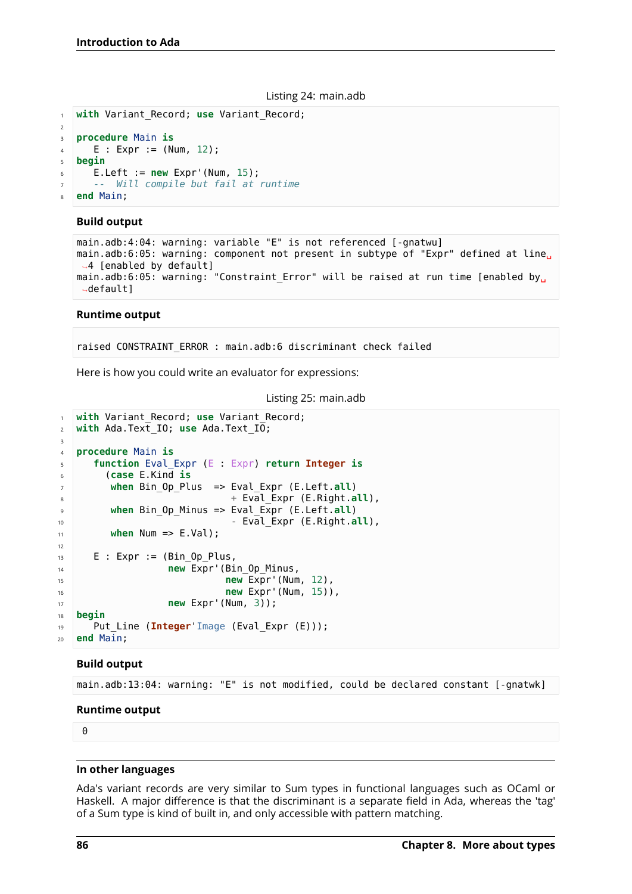Listing 24: main.adb

```
with Variant_Record; use Variant_Record;

procedure Main is
   E : Expr := (Num, 12);
begin
   E.Left := new Expr'(Num, 15);
   --  Will compile but fail at runtime
end Main;
```

**Build output**

```
main.adb:4:04: warning: variable "E" is not referenced [-gnatwu]
main.adb:6:05: warning: component not present in subtype of "Expr" defined at line 4 [enabled by default]
main.adb:6:05: warning: "Constraint_Error" will be raised at run time [enabled by default]
```

**Runtime output**

```
raised CONSTRAINT_ERROR : main.adb:6 discriminant check failed
```

Here is how you could write an evaluator for expressions:

Listing 25: main.adb

```
with Variant_Record; use Variant_Record;
with Ada.Text_IO; use Ada.Text_IO;

procedure Main is
   function Eval_Expr (E : Expr) return Integer is
     (case E.Kind is
      when Bin_Op_Plus  => Eval_Expr (E.Left.all)
                           + Eval_Expr (E.Right.all),
      when Bin_Op_Minus => Eval_Expr (E.Left.all)
                           - Eval_Expr (E.Right.all),
      when Num => E.Val);

   E : Expr := (Bin_Op_Plus,
                new Expr'(Bin_Op_Minus,
                          new Expr'(Num, 12),
                          new Expr'(Num, 15)),
                new Expr'(Num, 3));
begin
   Put_Line (Integer'Image (Eval_Expr (E)));
end Main;
```

**Build output**

```
main.adb:13:04: warning: "E" is not modified, could be declared constant [-gnatwk]
```

**Runtime output**

```
 0
```

**In other languages**

Ada's variant records are very similar to Sum types in functional languages such as OCaml or Haskell. A major difference is that the discriminant is a separate field in Ada, whereas the 'tag' of a Sum type is kind of built in, and only accessible with pattern matching.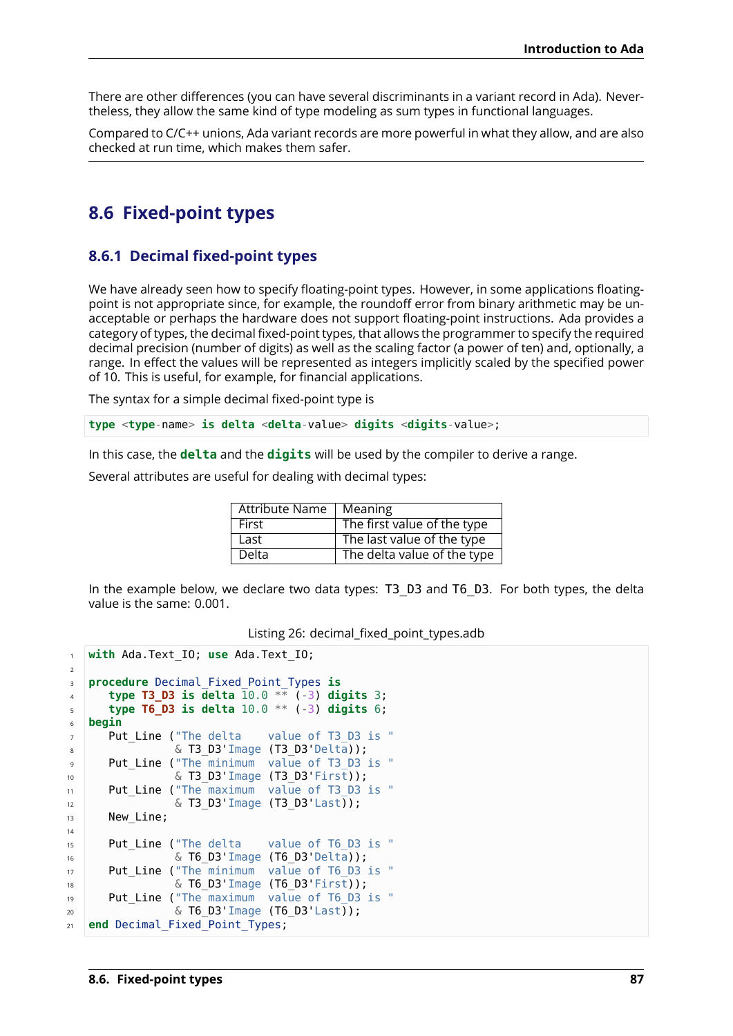There are other differences (you can have several discriminants in a variant record in Ada). Nevertheless, they allow the same kind of type modeling as sum types in functional languages.

Compared to C/C++ unions, Ada variant records are more powerful in what they allow, and are also checked at run time, which makes them safer.

## 8.6 Fixed-point types

### 8.6.1 Decimal fixed-point types

We have already seen how to specify floating-point types. However, in some applications floating-point is not appropriate since, for example, the roundoff error from binary arithmetic may be unacceptable or perhaps the hardware does not support floating-point instructions. Ada provides a category of types, the decimal fixed-point types, that allows the programmer to specify the required decimal precision (number of digits) as well as the scaling factor (a power of ten) and, optionally, a range. In effect the values will be represented as integers implicitly scaled by the specified power of 10. This is useful, for example, for financial applications.

The syntax for a simple decimal fixed-point type is

```
type <type-name> is delta <delta-value> digits <digits-value>;
```

In this case, the **delta** and the **digits** will be used by the compiler to derive a range.

Several attributes are useful for dealing with decimal types:

| Attribute Name | Meaning |
|---|---|
| First | The first value of the type |
| Last | The last value of the type |
| Delta | The delta value of the type |

In the example below, we declare two data types: T3_D3 and T6_D3. For both types, the delta value is the same: 0.001.

Listing 26: decimal_fixed_point_types.adb

```
with Ada.Text_IO; use Ada.Text_IO;

procedure Decimal_Fixed_Point_Types is
   type T3_D3 is delta 10.0 ** (-3) digits 3;
   type T6_D3 is delta 10.0 ** (-3) digits 6;
begin
   Put_Line ("The delta    value of T3_D3 is "
             & T3_D3'Image (T3_D3'Delta));
   Put_Line ("The minimum  value of T3_D3 is "
             & T3_D3'Image (T3_D3'First));
   Put_Line ("The maximum  value of T3_D3 is "
             & T3_D3'Image (T3_D3'Last));
   New_Line;

   Put_Line ("The delta    value of T6_D3 is "
             & T6_D3'Image (T6_D3'Delta));
   Put_Line ("The minimum  value of T6_D3 is "
             & T6_D3'Image (T6_D3'First));
   Put_Line ("The maximum  value of T6_D3 is "
             & T6_D3'Image (T6_D3'Last));
end Decimal_Fixed_Point_Types;
```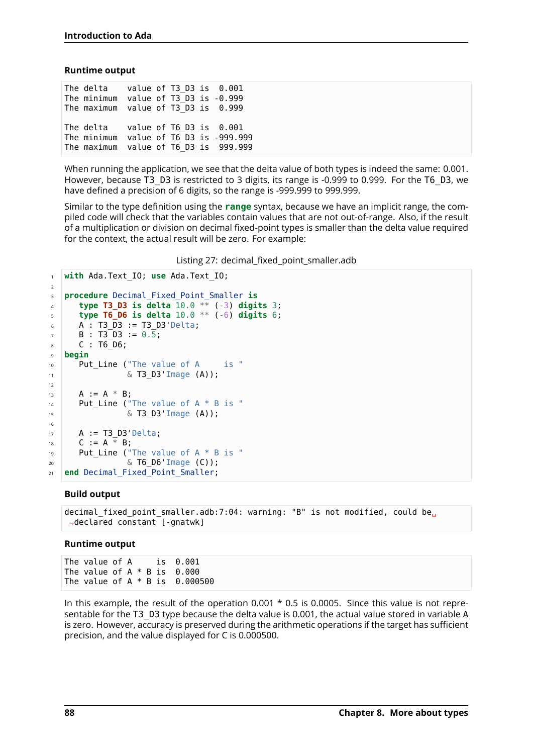**Runtime output**

```
The delta    value of T3_D3 is  0.001
The minimum  value of T3_D3 is -0.999
The maximum  value of T3_D3 is  0.999

The delta    value of T6_D3 is  0.001
The minimum  value of T6_D3 is -999.999
The maximum  value of T6_D3 is  999.999
```

When running the application, we see that the delta value of both types is indeed the same: 0.001. However, because T3_D3 is restricted to 3 digits, its range is -0.999 to 0.999. For the T6_D3, we have defined a precision of 6 digits, so the range is -999.999 to 999.999.

Similar to the type definition using the **range** syntax, because we have an implicit range, the compiled code will check that the variables contain values that are not out-of-range. Also, if the result of a multiplication or division on decimal fixed-point types is smaller than the delta value required for the context, the actual result will be zero. For example:

Listing 27: decimal_fixed_point_smaller.adb

```ada
with Ada.Text_IO; use Ada.Text_IO;

procedure Decimal_Fixed_Point_Smaller is
   type T3_D3 is delta 10.0 ** (-3) digits 3;
   type T6_D6 is delta 10.0 ** (-6) digits 6;
   A : T3_D3 := T3_D3'Delta;
   B : T3_D3 := 0.5;
   C : T6_D6;
begin
   Put_Line ("The value of A     is "
             & T3_D3'Image (A));

   A := A * B;
   Put_Line ("The value of A * B is "
             & T3_D3'Image (A));

   A := T3_D3'Delta;
   C := A * B;
   Put_Line ("The value of A * B is "
             & T6_D6'Image (C));
end Decimal_Fixed_Point_Smaller;
```

**Build output**

```
decimal_fixed_point_smaller.adb:7:04: warning: "B" is not modified, could be declared constant [-gnatwk]
```

**Runtime output**

```
The value of A     is  0.001
The value of A * B is  0.000
The value of A * B is  0.000500
```

In this example, the result of the operation 0.001 * 0.5 is 0.0005. Since this value is not representable for the T3_D3 type because the delta value is 0.001, the actual value stored in variable A is zero. However, accuracy is preserved during the arithmetic operations if the target has sufficient precision, and the value displayed for C is 0.000500.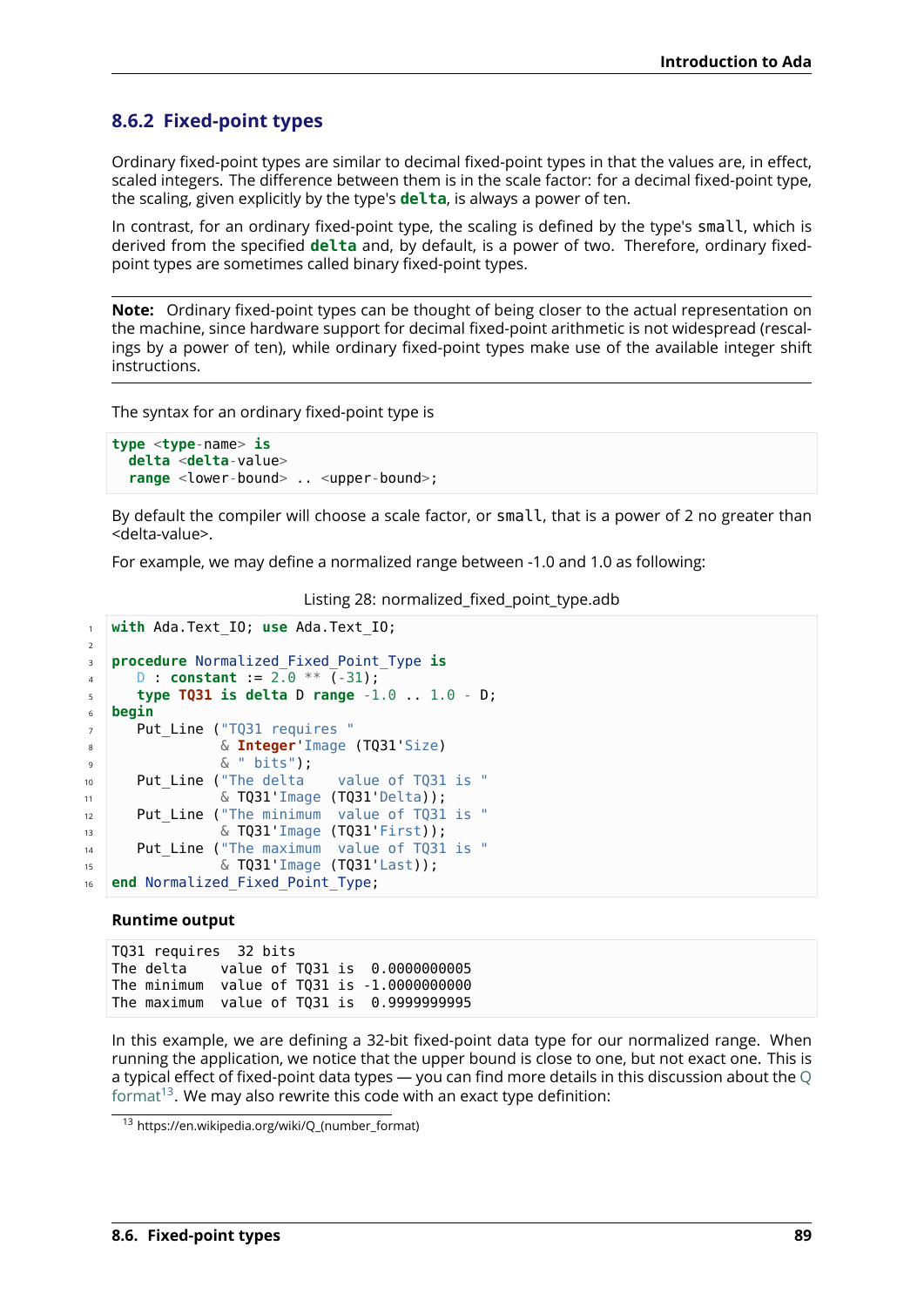### 8.6.2 Fixed-point types

Ordinary fixed-point types are similar to decimal fixed-point types in that the values are, in effect, scaled integers. The difference between them is in the scale factor: for a decimal fixed-point type, the scaling, given explicitly by the type's **delta**, is always a power of ten.

In contrast, for an ordinary fixed-point type, the scaling is defined by the type's `small`, which is derived from the specified **delta** and, by default, is a power of two. Therefore, ordinary fixed-point types are sometimes called binary fixed-point types.

**Note:** Ordinary fixed-point types can be thought of being closer to the actual representation on the machine, since hardware support for decimal fixed-point arithmetic is not widespread (rescalings by a power of ten), while ordinary fixed-point types make use of the available integer shift instructions.

The syntax for an ordinary fixed-point type is

```
type <type-name> is
  delta <delta-value>
  range <lower-bound> .. <upper-bound>;
```

By default the compiler will choose a scale factor, or `small`, that is a power of 2 no greater than <delta-value>.

For example, we may define a normalized range between -1.0 and 1.0 as following:

Listing 28: normalized_fixed_point_type.adb

```ada
with Ada.Text_IO; use Ada.Text_IO;

procedure Normalized_Fixed_Point_Type is
   D : constant := 2.0 ** (-31);
   type TQ31 is delta D range -1.0 .. 1.0 - D;
begin
   Put_Line ("TQ31 requires "
             & Integer'Image (TQ31'Size)
             & " bits");
   Put_Line ("The delta    value of TQ31 is "
             & TQ31'Image (TQ31'Delta));
   Put_Line ("The minimum  value of TQ31 is "
             & TQ31'Image (TQ31'First));
   Put_Line ("The maximum  value of TQ31 is "
             & TQ31'Image (TQ31'Last));
end Normalized_Fixed_Point_Type;
```

**Runtime output**

```
TQ31 requires  32 bits
The delta    value of TQ31 is  0.0000000005
The minimum  value of TQ31 is -1.0000000000
The maximum  value of TQ31 is  0.9999999995
```

In this example, we are defining a 32-bit fixed-point data type for our normalized range. When running the application, we notice that the upper bound is close to one, but not exact one. This is a typical effect of fixed-point data types — you can find more details in this discussion about the Q format[13]. We may also rewrite this code with an exact type definition:

[13] https://en.wikipedia.org/wiki/Q_(number_format)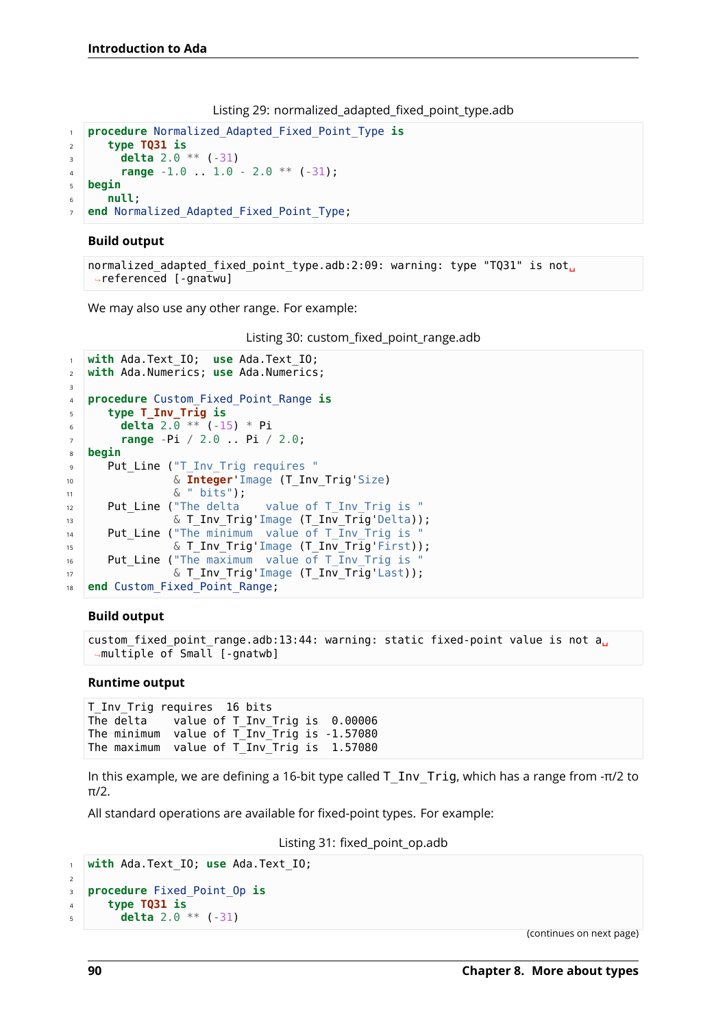Listing 29: normalized_adapted_fixed_point_type.adb

```ada
procedure Normalized_Adapted_Fixed_Point_Type is
   type TQ31 is
     delta 2.0 ** (-31)
     range -1.0 .. 1.0 - 2.0 ** (-31);
begin
   null;
end Normalized_Adapted_Fixed_Point_Type;
```

**Build output**

```
normalized_adapted_fixed_point_type.adb:2:09: warning: type "TQ31" is not referenced [-gnatwu]
```

We may also use any other range. For example:

Listing 30: custom_fixed_point_range.adb

```ada
with Ada.Text_IO;  use Ada.Text_IO;
with Ada.Numerics; use Ada.Numerics;

procedure Custom_Fixed_Point_Range is
   type T_Inv_Trig is
     delta 2.0 ** (-15) * Pi
     range -Pi / 2.0 .. Pi / 2.0;
begin
   Put_Line ("T_Inv_Trig requires "
             & Integer'Image (T_Inv_Trig'Size)
             & " bits");
   Put_Line ("The delta    value of T_Inv_Trig is "
             & T_Inv_Trig'Image (T_Inv_Trig'Delta));
   Put_Line ("The minimum  value of T_Inv_Trig is "
             & T_Inv_Trig'Image (T_Inv_Trig'First));
   Put_Line ("The maximum  value of T_Inv_Trig is "
             & T_Inv_Trig'Image (T_Inv_Trig'Last));
end Custom_Fixed_Point_Range;
```

**Build output**

```
custom_fixed_point_range.adb:13:44: warning: static fixed-point value is not a multiple of Small [-gnatwb]
```

**Runtime output**

```
T_Inv_Trig requires  16 bits
The delta    value of T_Inv_Trig is  0.00006
The minimum  value of T_Inv_Trig is -1.57080
The maximum  value of T_Inv_Trig is  1.57080
```

In this example, we are defining a 16-bit type called `T_Inv_Trig`, which has a range from -π/2 to π/2.

All standard operations are available for fixed-point types. For example:

Listing 31: fixed_point_op.adb

```ada
with Ada.Text_IO; use Ada.Text_IO;

procedure Fixed_Point_Op is
   type TQ31 is
     delta 2.0 ** (-31)
```

(continues on next page)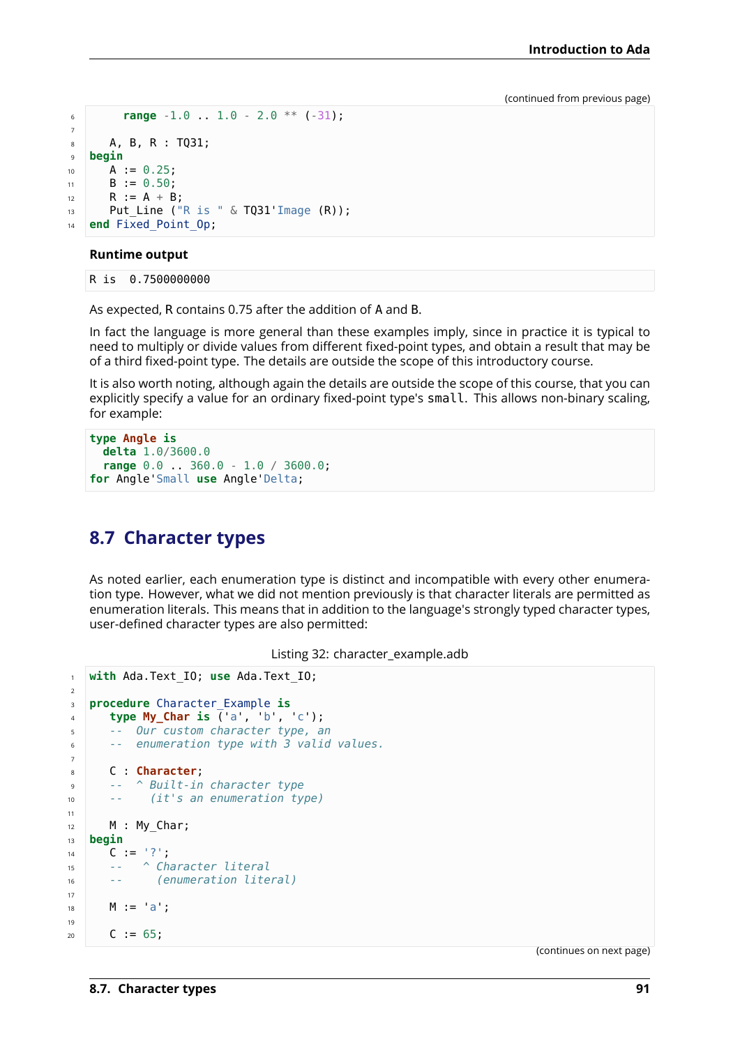(continued from previous page)

```
      range -1.0 .. 1.0 - 2.0 ** (-31);

   A, B, R : TQ31;
begin
   A := 0.25;
   B := 0.50;
   R := A + B;
   Put_Line ("R is " & TQ31'Image (R));
end Fixed_Point_Op;
```

**Runtime output**

```
R is  0.7500000000
```

As expected, R contains 0.75 after the addition of A and B.

In fact the language is more general than these examples imply, since in practice it is typical to need to multiply or divide values from different fixed-point types, and obtain a result that may be of a third fixed-point type. The details are outside the scope of this introductory course.

It is also worth noting, although again the details are outside the scope of this course, that you can explicitly specify a value for an ordinary fixed-point type's `small`. This allows non-binary scaling, for example:

```
type Angle is
  delta 1.0/3600.0
  range 0.0 .. 360.0 - 1.0 / 3600.0;
for Angle'Small use Angle'Delta;
```

## 8.7 Character types

As noted earlier, each enumeration type is distinct and incompatible with every other enumeration type. However, what we did not mention previously is that character literals are permitted as enumeration literals. This means that in addition to the language's strongly typed character types, user-defined character types are also permitted:

Listing 32: character_example.adb

```
with Ada.Text_IO; use Ada.Text_IO;

procedure Character_Example is
   type My_Char is ('a', 'b', 'c');
   --  Our custom character type, an
   --  enumeration type with 3 valid values.

   C : Character;
   --  ^ Built-in character type
   --    (it's an enumeration type)

   M : My_Char;
begin
   C := '?';
   --   ^ Character literal
   --     (enumeration literal)

   M := 'a';

   C := 65;
```

(continues on next page)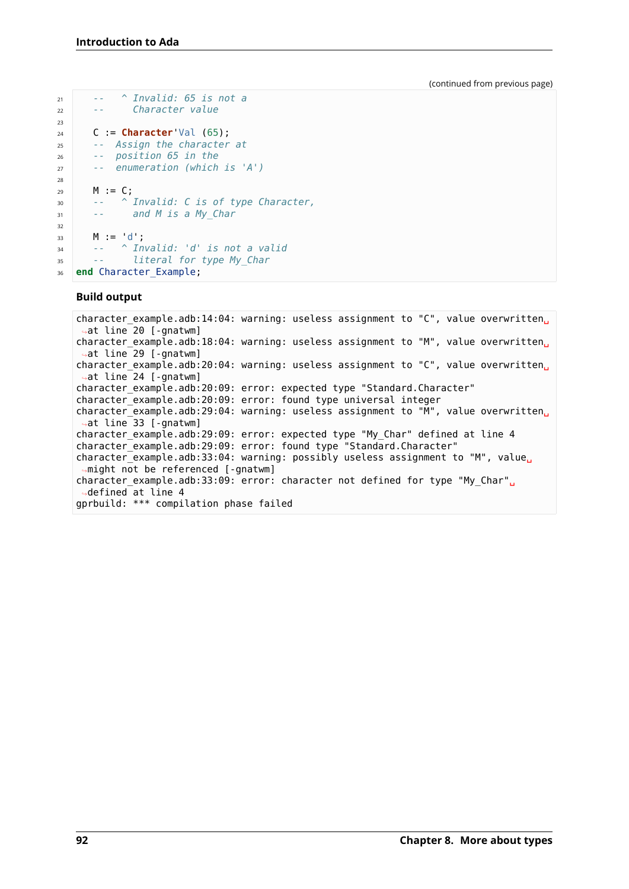(continued from previous page)

```ada
   --   ^ Invalid: 65 is not a
   --     Character value

   C := Character'Val (65);
   --  Assign the character at
   --  position 65 in the
   --  enumeration (which is 'A')

   M := C;
   --   ^ Invalid: C is of type Character,
   --     and M is a My_Char

   M := 'd';
   --   ^ Invalid: 'd' is not a valid
   --     literal for type My_Char
end Character_Example;
```

**Build output**

```
character_example.adb:14:04: warning: useless assignment to "C", value overwritten
 at line 20 [-gnatwm]
character_example.adb:18:04: warning: useless assignment to "M", value overwritten
 at line 29 [-gnatwm]
character_example.adb:20:04: warning: useless assignment to "C", value overwritten
 at line 24 [-gnatwm]
character_example.adb:20:09: error: expected type "Standard.Character"
character_example.adb:20:09: error: found type universal integer
character_example.adb:29:04: warning: useless assignment to "M", value overwritten
 at line 33 [-gnatwm]
character_example.adb:29:09: error: expected type "My_Char" defined at line 4
character_example.adb:29:09: error: found type "Standard.Character"
character_example.adb:33:04: warning: possibly useless assignment to "M", value
 might not be referenced [-gnatwm]
character_example.adb:33:09: error: character not defined for type "My_Char"
 defined at line 4
gprbuild: *** compilation phase failed
```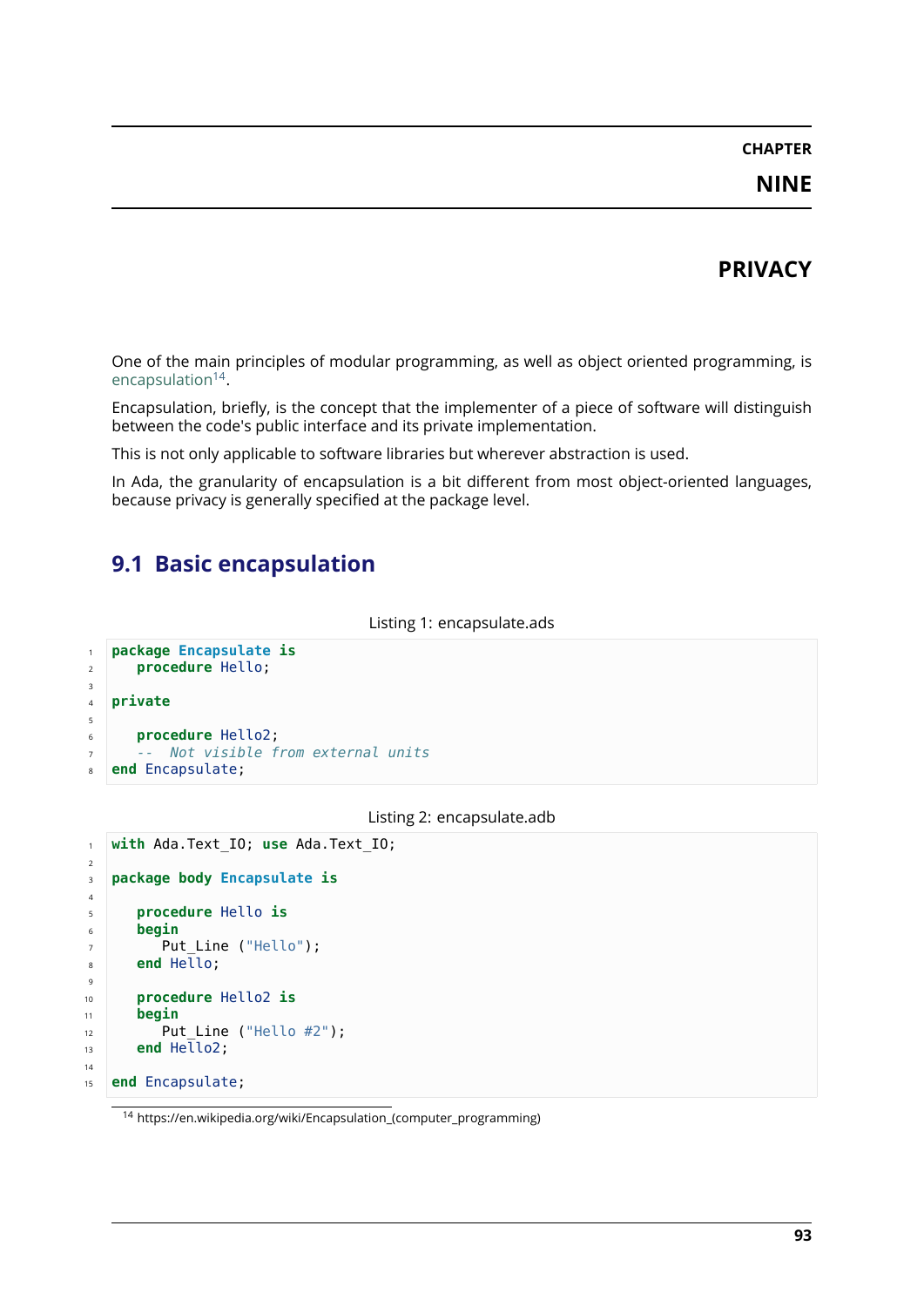# CHAPTER NINE

# PRIVACY

One of the main principles of modular programming, as well as object oriented programming, is encapsulation[14].

Encapsulation, briefly, is the concept that the implementer of a piece of software will distinguish between the code's public interface and its private implementation.

This is not only applicable to software libraries but wherever abstraction is used.

In Ada, the granularity of encapsulation is a bit different from most object-oriented languages, because privacy is generally specified at the package level.

## 9.1 Basic encapsulation

Listing 1: encapsulate.ads

```ada
package Encapsulate is
   procedure Hello;

private

   procedure Hello2;
   --  Not visible from external units
end Encapsulate;
```

Listing 2: encapsulate.adb

```ada
with Ada.Text_IO; use Ada.Text_IO;

package body Encapsulate is

   procedure Hello is
   begin
      Put_Line ("Hello");
   end Hello;

   procedure Hello2 is
   begin
      Put_Line ("Hello #2");
   end Hello2;

end Encapsulate;
```

[14] https://en.wikipedia.org/wiki/Encapsulation_(computer_programming)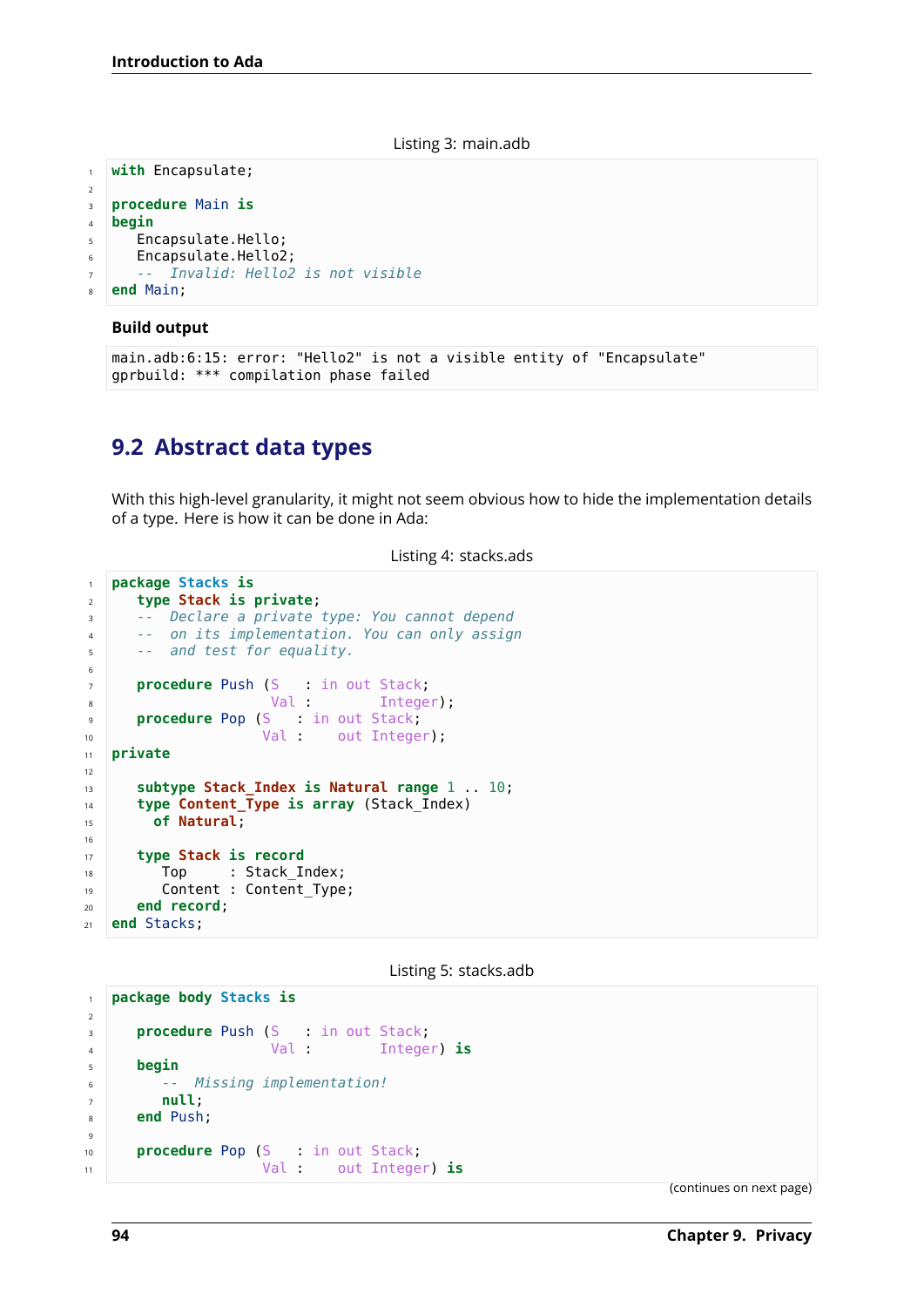Listing 3: main.adb

```
with Encapsulate;

procedure Main is
begin
   Encapsulate.Hello;
   Encapsulate.Hello2;
   --  Invalid: Hello2 is not visible
end Main;
```

**Build output**

```
main.adb:6:15: error: "Hello2" is not a visible entity of "Encapsulate"
gprbuild: *** compilation phase failed
```

## 9.2 Abstract data types

With this high-level granularity, it might not seem obvious how to hide the implementation details of a type. Here is how it can be done in Ada:

Listing 4: stacks.ads

```
package Stacks is
   type Stack is private;
   --  Declare a private type: You cannot depend
   --  on its implementation. You can only assign
   --  and test for equality.

   procedure Push (S   : in out Stack;
                   Val :        Integer);
   procedure Pop (S   : in out Stack;
                  Val :    out Integer);
private

   subtype Stack_Index is Natural range 1 .. 10;
   type Content_Type is array (Stack_Index)
     of Natural;

   type Stack is record
      Top     : Stack_Index;
      Content : Content_Type;
   end record;
end Stacks;
```

Listing 5: stacks.adb

```
package body Stacks is

   procedure Push (S   : in out Stack;
                   Val :        Integer) is
   begin
      --  Missing implementation!
      null;
   end Push;

   procedure Pop (S   : in out Stack;
                  Val :    out Integer) is
```

(continues on next page)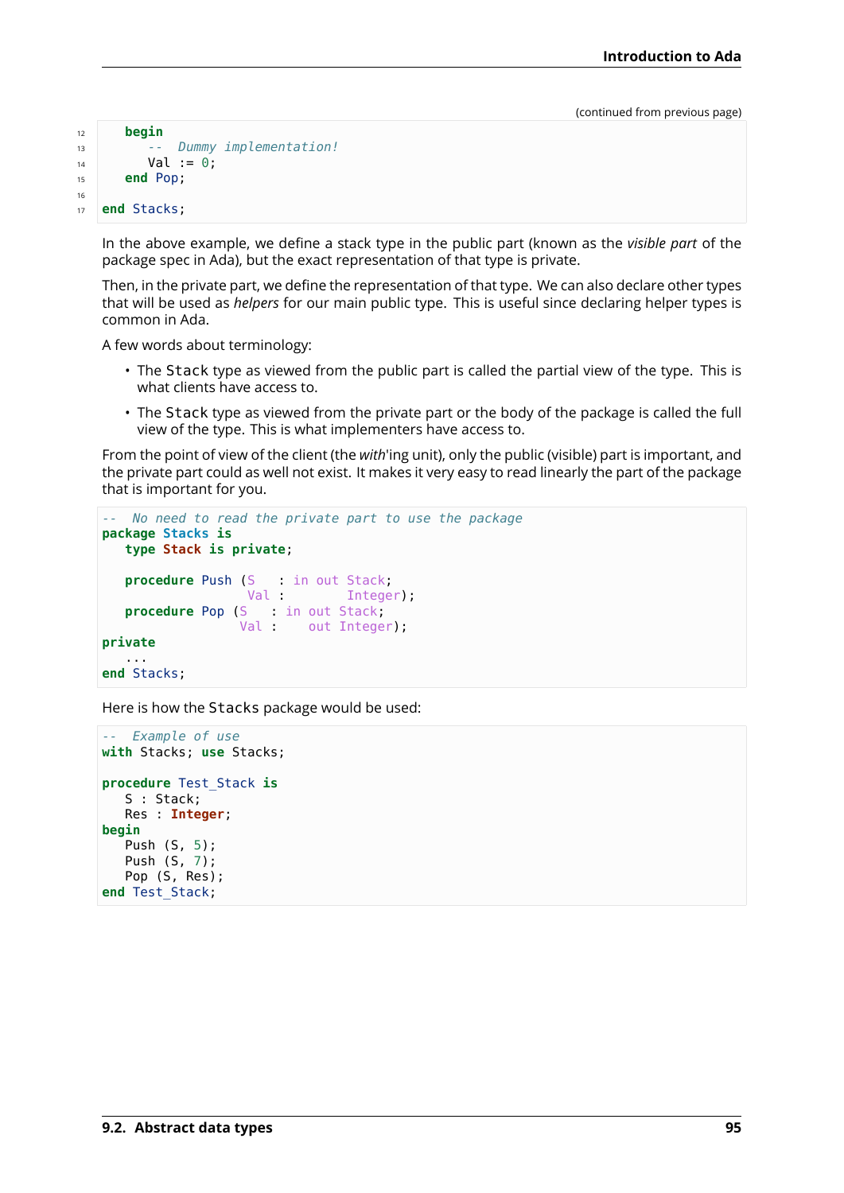(continued from previous page)

```
   begin
      --  Dummy implementation!
      Val := 0;
   end Pop;

end Stacks;
```

In the above example, we define a stack type in the public part (known as the *visible part* of the package spec in Ada), but the exact representation of that type is private.

Then, in the private part, we define the representation of that type. We can also declare other types that will be used as *helpers* for our main public type. This is useful since declaring helper types is common in Ada.

A few words about terminology:

- The Stack type as viewed from the public part is called the partial view of the type. This is what clients have access to.
- The Stack type as viewed from the private part or the body of the package is called the full view of the type. This is what implementers have access to.

From the point of view of the client (the *with*'ing unit), only the public (visible) part is important, and the private part could as well not exist. It makes it very easy to read linearly the part of the package that is important for you.

```
--  No need to read the private part to use the package
package Stacks is
   type Stack is private;

   procedure Push (S   : in out Stack;
                   Val :        Integer);
   procedure Pop (S   : in out Stack;
                  Val :    out Integer);
private
   ...
end Stacks;
```

Here is how the Stacks package would be used:

```
--  Example of use
with Stacks; use Stacks;

procedure Test_Stack is
   S : Stack;
   Res : Integer;
begin
   Push (S, 5);
   Push (S, 7);
   Pop (S, Res);
end Test_Stack;
```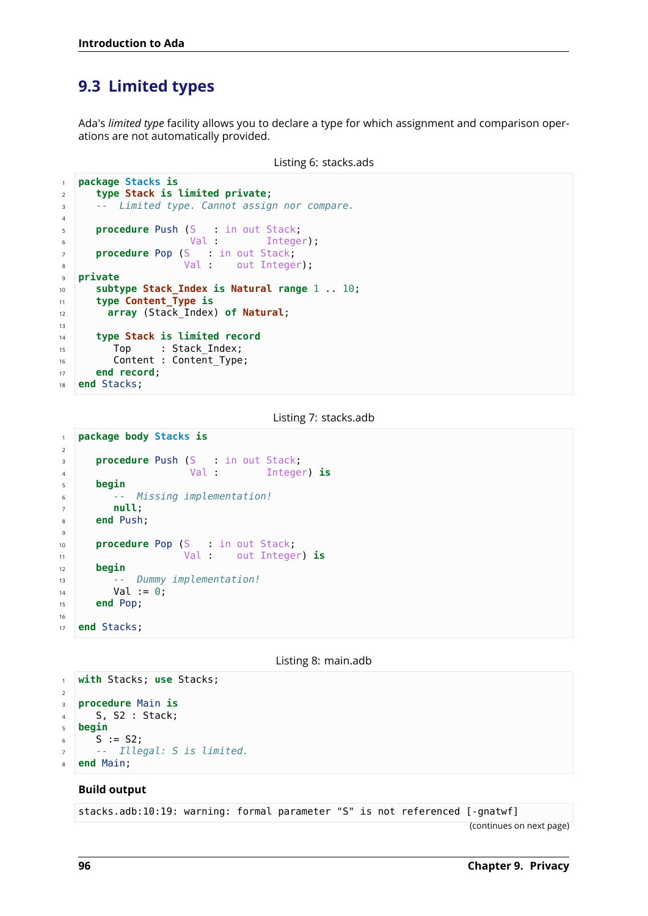## 9.3 Limited types

Ada's *limited type* facility allows you to declare a type for which assignment and comparison operations are not automatically provided.

Listing 6: stacks.ads

```
package Stacks is
   type Stack is limited private;
   --  Limited type. Cannot assign nor compare.

   procedure Push (S   : in out Stack;
                   Val :        Integer);
   procedure Pop (S   : in out Stack;
                  Val :    out Integer);
private
   subtype Stack_Index is Natural range 1 .. 10;
   type Content_Type is
     array (Stack_Index) of Natural;

   type Stack is limited record
      Top     : Stack_Index;
      Content : Content_Type;
   end record;
end Stacks;
```

Listing 7: stacks.adb

```
package body Stacks is

   procedure Push (S   : in out Stack;
                   Val :        Integer) is
   begin
      --  Missing implementation!
      null;
   end Push;

   procedure Pop (S   : in out Stack;
                  Val :    out Integer) is
   begin
      --  Dummy implementation!
      Val := 0;
   end Pop;

end Stacks;
```

Listing 8: main.adb

```
with Stacks; use Stacks;

procedure Main is
   S, S2 : Stack;
begin
   S := S2;
   --  Illegal: S is limited.
end Main;
```

**Build output**

```
stacks.adb:10:19: warning: formal parameter "S" is not referenced [-gnatwf]
```

(continues on next page)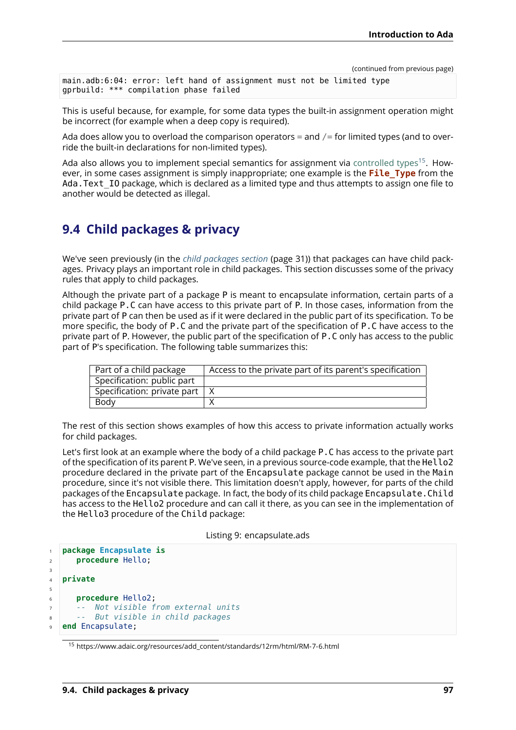(continued from previous page)

```
main.adb:6:04: error: left hand of assignment must not be limited type
gprbuild: *** compilation phase failed
```

This is useful because, for example, for some data types the built-in assignment operation might be incorrect (for example when a deep copy is required).

Ada does allow you to overload the comparison operators = and /= for limited types (and to override the built-in declarations for non-limited types).

Ada also allows you to implement special semantics for assignment via controlled types[15]. However, in some cases assignment is simply inappropriate; one example is the **File_Type** from the Ada.Text_IO package, which is declared as a limited type and thus attempts to assign one file to another would be detected as illegal.

## 9.4 Child packages & privacy

We've seen previously (in the *child packages section* (page 31)) that packages can have child packages. Privacy plays an important role in child packages. This section discusses some of the privacy rules that apply to child packages.

Although the private part of a package P is meant to encapsulate information, certain parts of a child package P.C can have access to this private part of P. In those cases, information from the private part of P can then be used as if it were declared in the public part of its specification. To be more specific, the body of P.C and the private part of the specification of P.C have access to the private part of P. However, the public part of the specification of P.C only has access to the public part of P's specification. The following table summarizes this:

| Part of a child package | Access to the private part of its parent's specification |
|---|---|
| Specification: public part | |
| Specification: private part | X |
| Body | X |

The rest of this section shows examples of how this access to private information actually works for child packages.

Let's first look at an example where the body of a child package P.C has access to the private part of the specification of its parent P. We've seen, in a previous source-code example, that the Hello2 procedure declared in the private part of the Encapsulate package cannot be used in the Main procedure, since it's not visible there. This limitation doesn't apply, however, for parts of the child packages of the Encapsulate package. In fact, the body of its child package Encapsulate.Child has access to the Hello2 procedure and can call it there, as you can see in the implementation of the Hello3 procedure of the Child package:

Listing 9: encapsulate.ads

```ada
package Encapsulate is
   procedure Hello;

private

   procedure Hello2;
   --  Not visible from external units
   --  But visible in child packages
end Encapsulate;
```

[15] https://www.adaic.org/resources/add_content/standards/12rm/html/RM-7-6.html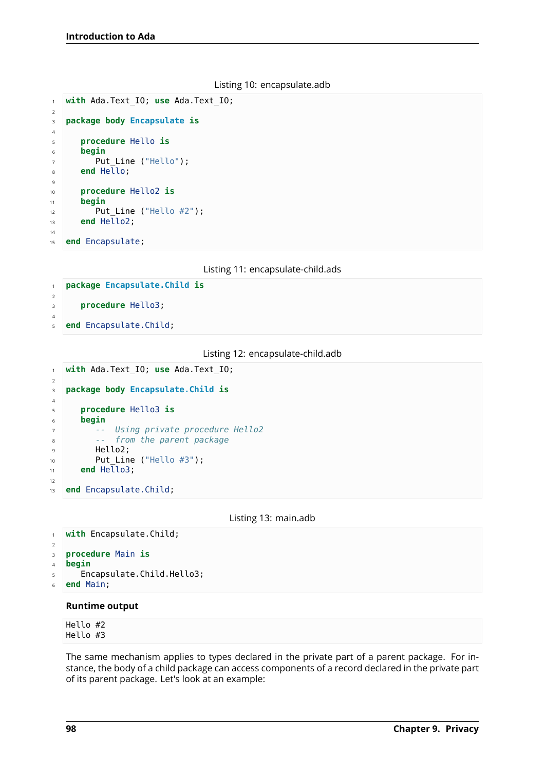Listing 10: encapsulate.adb

```ada
with Ada.Text_IO; use Ada.Text_IO;

package body Encapsulate is

   procedure Hello is
   begin
      Put_Line ("Hello");
   end Hello;

   procedure Hello2 is
   begin
      Put_Line ("Hello #2");
   end Hello2;

end Encapsulate;
```

Listing 11: encapsulate-child.ads

```ada
package Encapsulate.Child is

   procedure Hello3;

end Encapsulate.Child;
```

Listing 12: encapsulate-child.adb

```ada
with Ada.Text_IO; use Ada.Text_IO;

package body Encapsulate.Child is

   procedure Hello3 is
   begin
      --  Using private procedure Hello2
      --  from the parent package
      Hello2;
      Put_Line ("Hello #3");
   end Hello3;

end Encapsulate.Child;
```

Listing 13: main.adb

```ada
with Encapsulate.Child;

procedure Main is
begin
   Encapsulate.Child.Hello3;
end Main;
```

**Runtime output**

```
Hello #2
Hello #3
```

The same mechanism applies to types declared in the private part of a parent package. For instance, the body of a child package can access components of a record declared in the private part of its parent package. Let's look at an example: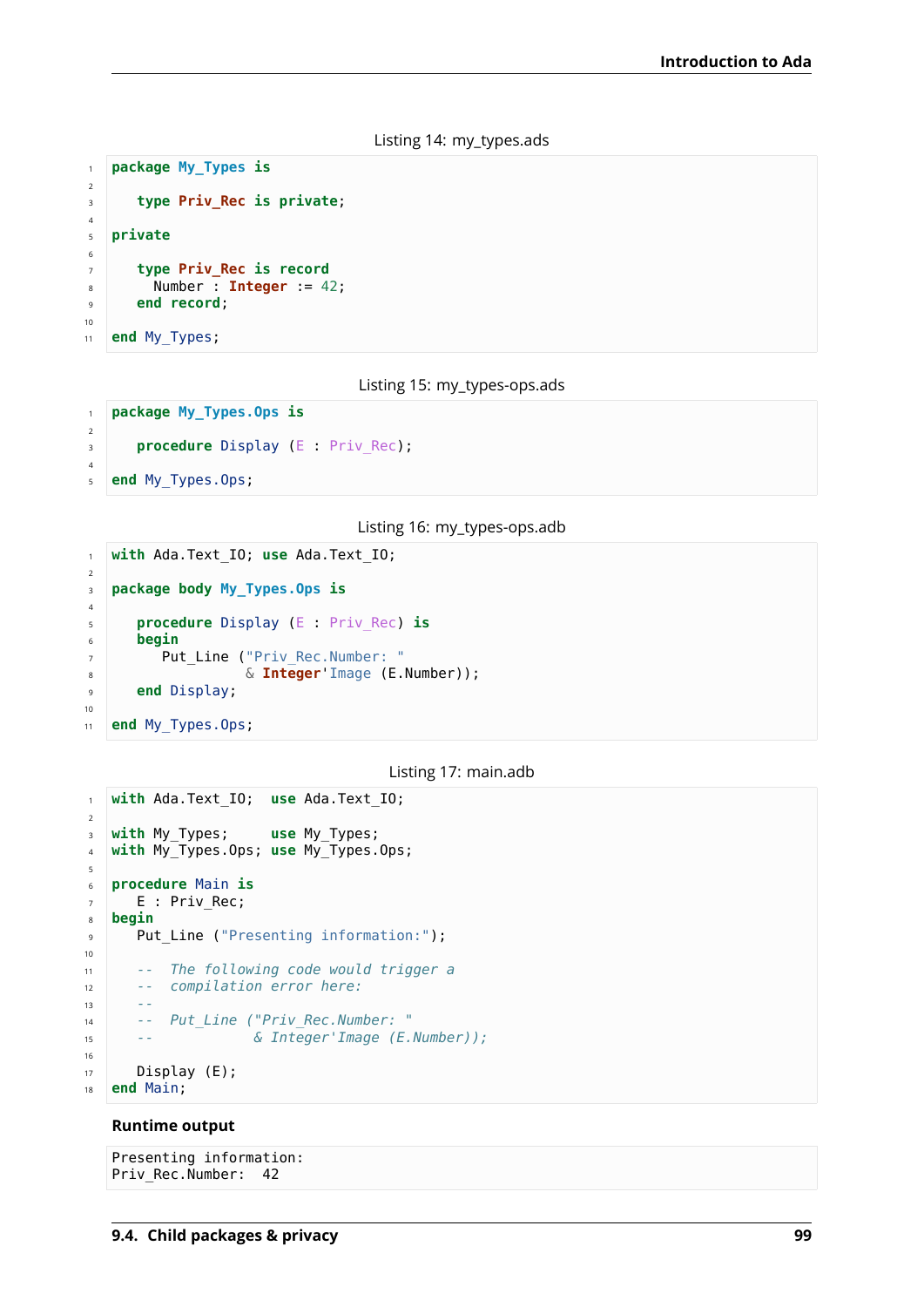Listing 14: my_types.ads

```
package My_Types is

   type Priv_Rec is private;

private

   type Priv_Rec is record
     Number : Integer := 42;
   end record;

end My_Types;
```

Listing 15: my_types-ops.ads

```
package My_Types.Ops is

   procedure Display (E : Priv_Rec);

end My_Types.Ops;
```

Listing 16: my_types-ops.adb

```
with Ada.Text_IO; use Ada.Text_IO;

package body My_Types.Ops is

   procedure Display (E : Priv_Rec) is
   begin
      Put_Line ("Priv_Rec.Number: "
                & Integer'Image (E.Number));
   end Display;

end My_Types.Ops;
```

Listing 17: main.adb

```
with Ada.Text_IO;  use Ada.Text_IO;

with My_Types;     use My_Types;
with My_Types.Ops; use My_Types.Ops;

procedure Main is
   E : Priv_Rec;
begin
   Put_Line ("Presenting information:");

   --  The following code would trigger a
   --  compilation error here:
   --
   --  Put_Line ("Priv_Rec.Number: "
   --            & Integer'Image (E.Number));

   Display (E);
end Main;
```

**Runtime output**

```
Presenting information:
Priv_Rec.Number:  42
```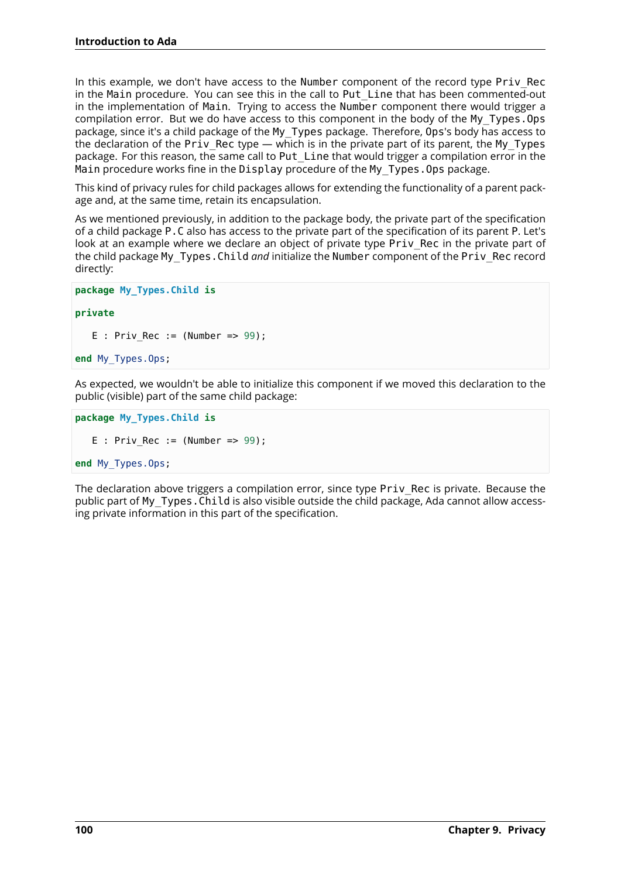In this example, we don't have access to the `Number` component of the record type `Priv_Rec` in the `Main` procedure. You can see this in the call to `Put_Line` that has been commented-out in the implementation of `Main`. Trying to access the `Number` component there would trigger a compilation error. But we do have access to this component in the body of the `My_Types.Ops` package, since it's a child package of the `My_Types` package. Therefore, `Ops`'s body has access to the declaration of the `Priv_Rec` type — which is in the private part of its parent, the `My_Types` package. For this reason, the same call to `Put_Line` that would trigger a compilation error in the `Main` procedure works fine in the `Display` procedure of the `My_Types.Ops` package.

This kind of privacy rules for child packages allows for extending the functionality of a parent package and, at the same time, retain its encapsulation.

As we mentioned previously, in addition to the package body, the private part of the specification of a child package `P.C` also has access to the private part of the specification of its parent `P`. Let's look at an example where we declare an object of private type `Priv_Rec` in the private part of the child package `My_Types.Child` *and* initialize the `Number` component of the `Priv_Rec` record directly:

```
package My_Types.Child is

private

   E : Priv_Rec := (Number => 99);

end My_Types.Ops;
```

As expected, we wouldn't be able to initialize this component if we moved this declaration to the public (visible) part of the same child package:

```
package My_Types.Child is

   E : Priv_Rec := (Number => 99);

end My_Types.Ops;
```

The declaration above triggers a compilation error, since type `Priv_Rec` is private. Because the public part of `My_Types.Child` is also visible outside the child package, Ada cannot allow accessing private information in this part of the specification.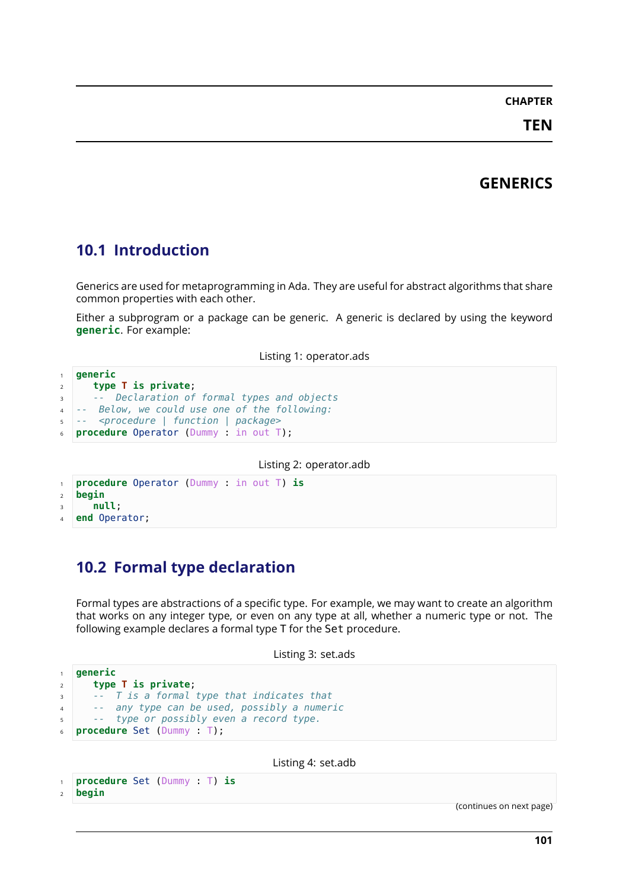# CHAPTER TEN

# GENERICS

## 10.1 Introduction

Generics are used for metaprogramming in Ada. They are useful for abstract algorithms that share common properties with each other.

Either a subprogram or a package can be generic. A generic is declared by using the keyword **generic**. For example:

Listing 1: operator.ads

```
generic
   type T is private;
   --  Declaration of formal types and objects
--  Below, we could use one of the following:
--  <procedure | function | package>
procedure Operator (Dummy : in out T);
```

Listing 2: operator.adb

```
procedure Operator (Dummy : in out T) is
begin
   null;
end Operator;
```

## 10.2 Formal type declaration

Formal types are abstractions of a specific type. For example, we may want to create an algorithm that works on any integer type, or even on any type at all, whether a numeric type or not. The following example declares a formal type T for the Set procedure.

Listing 3: set.ads

```
generic
   type T is private;
   --  T is a formal type that indicates that
   --  any type can be used, possibly a numeric
   --  type or possibly even a record type.
procedure Set (Dummy : T);
```

Listing 4: set.adb

```
procedure Set (Dummy : T) is
begin
```

(continues on next page)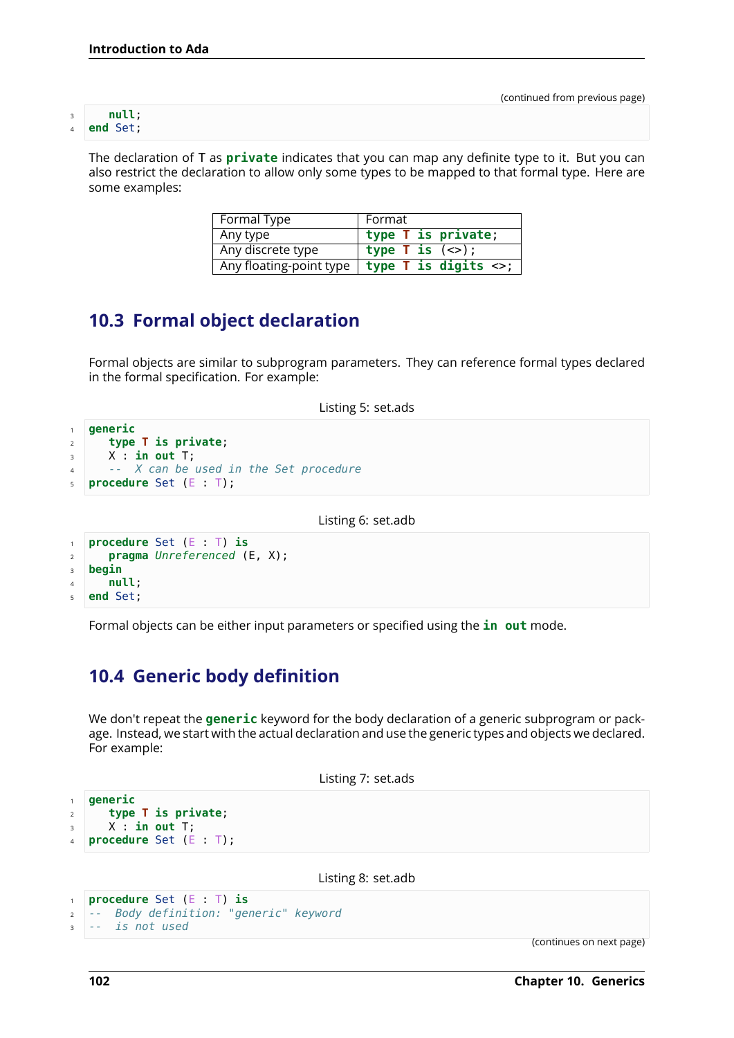(continued from previous page)

```
   null;
end Set;
```

The declaration of T as **private** indicates that you can map any definite type to it. But you can also restrict the declaration to allow only some types to be mapped to that formal type. Here are some examples:

| Formal Type | Format |
|---|---|
| Any type | `type T is private;` |
| Any discrete type | `type T is (<>);` |
| Any floating-point type | `type T is digits <>;` |

## 10.3 Formal object declaration

Formal objects are similar to subprogram parameters. They can reference formal types declared in the formal specification. For example:

Listing 5: set.ads

```
generic
   type T is private;
   X : in out T;
   --  X can be used in the Set procedure
procedure Set (E : T);
```

Listing 6: set.adb

```
procedure Set (E : T) is
   pragma Unreferenced (E, X);
begin
   null;
end Set;
```

Formal objects can be either input parameters or specified using the **in out** mode.

## 10.4 Generic body definition

We don't repeat the **generic** keyword for the body declaration of a generic subprogram or package. Instead, we start with the actual declaration and use the generic types and objects we declared. For example:

Listing 7: set.ads

```
generic
   type T is private;
   X : in out T;
procedure Set (E : T);
```

Listing 8: set.adb

```
procedure Set (E : T) is
--  Body definition: "generic" keyword
--  is not used
```

(continues on next page)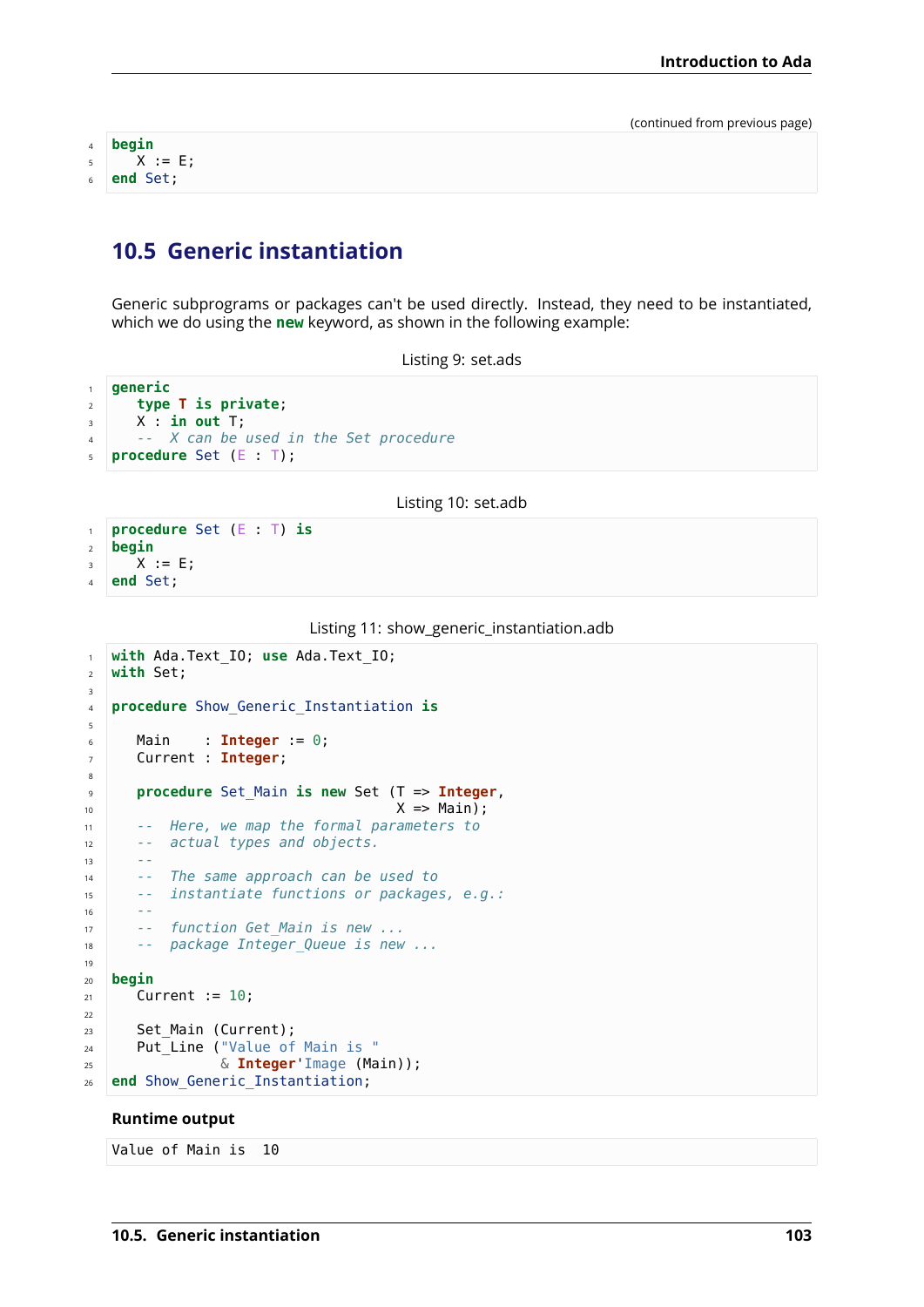(continued from previous page)

```ada
begin
   X := E;
end Set;
```

## 10.5 Generic instantiation

Generic subprograms or packages can't be used directly. Instead, they need to be instantiated, which we do using the **new** keyword, as shown in the following example:

Listing 9: set.ads

```ada
generic
   type T is private;
   X : in out T;
   --  X can be used in the Set procedure
procedure Set (E : T);
```

Listing 10: set.adb

```ada
procedure Set (E : T) is
begin
   X := E;
end Set;
```

Listing 11: show_generic_instantiation.adb

```ada
with Ada.Text_IO; use Ada.Text_IO;
with Set;

procedure Show_Generic_Instantiation is

   Main    : Integer := 0;
   Current : Integer;

   procedure Set_Main is new Set (T => Integer,
                                  X => Main);
   --  Here, we map the formal parameters to
   --  actual types and objects.
   --
   --  The same approach can be used to
   --  instantiate functions or packages, e.g.:
   --
   --  function Get_Main is new ...
   --  package Integer_Queue is new ...

begin
   Current := 10;

   Set_Main (Current);
   Put_Line ("Value of Main is "
             & Integer'Image (Main));
end Show_Generic_Instantiation;
```

**Runtime output**

```
Value of Main is  10
```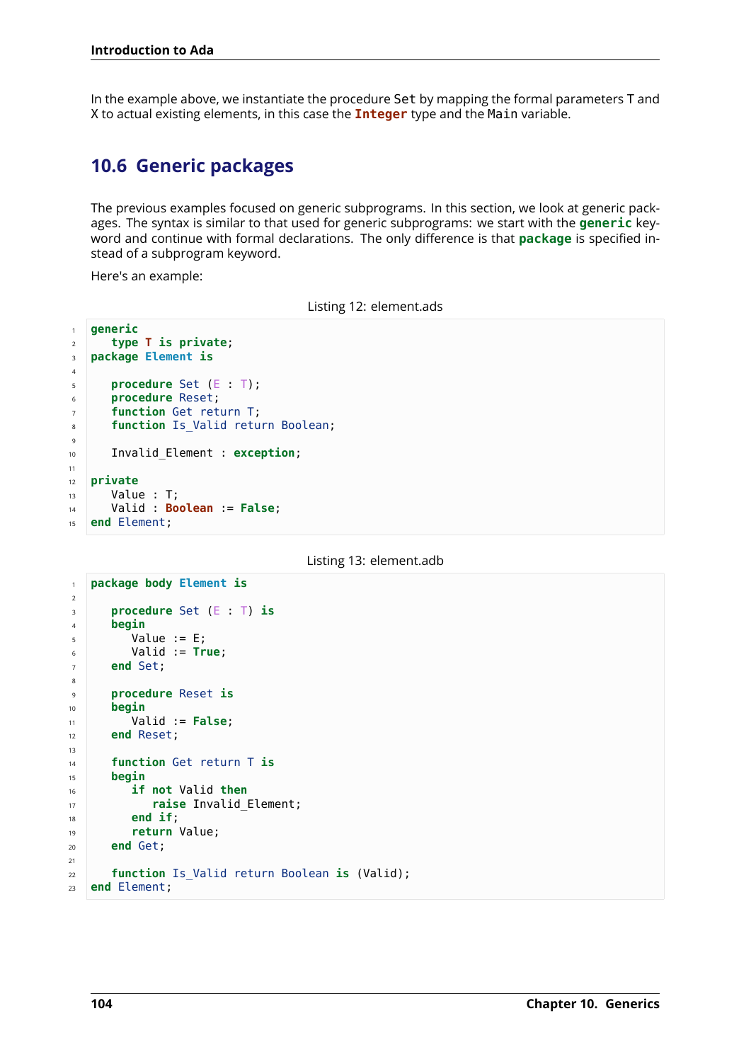In the example above, we instantiate the procedure Set by mapping the formal parameters T and X to actual existing elements, in this case the **Integer** type and the Main variable.

## 10.6 Generic packages

The previous examples focused on generic subprograms. In this section, we look at generic packages. The syntax is similar to that used for generic subprograms: we start with the **generic** keyword and continue with formal declarations. The only difference is that **package** is specified instead of a subprogram keyword.

Here's an example:

Listing 12: element.ads

```ada
generic
   type T is private;
package Element is

   procedure Set (E : T);
   procedure Reset;
   function Get return T;
   function Is_Valid return Boolean;

   Invalid_Element : exception;

private
   Value : T;
   Valid : Boolean := False;
end Element;
```

Listing 13: element.adb

```ada
package body Element is

   procedure Set (E : T) is
   begin
      Value := E;
      Valid := True;
   end Set;

   procedure Reset is
   begin
      Valid := False;
   end Reset;

   function Get return T is
   begin
      if not Valid then
         raise Invalid_Element;
      end if;
      return Value;
   end Get;

   function Is_Valid return Boolean is (Valid);
end Element;
```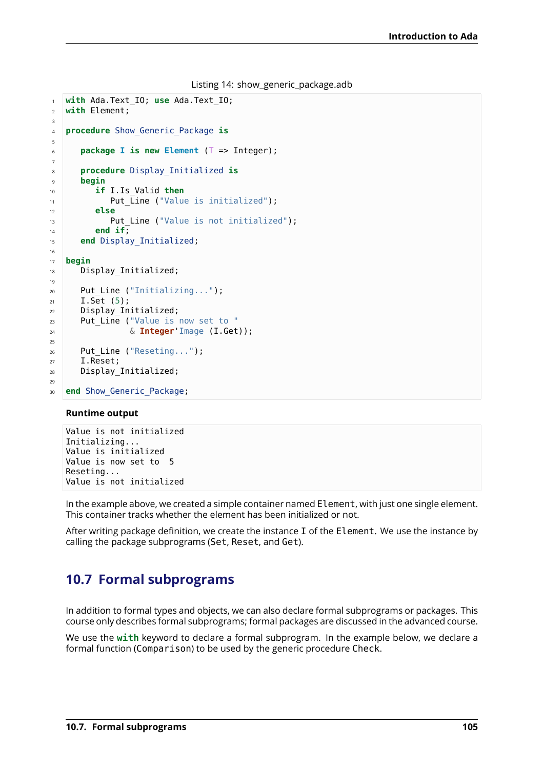Listing 14: show_generic_package.adb

```ada
with Ada.Text_IO; use Ada.Text_IO;
with Element;

procedure Show_Generic_Package is

   package I is new Element (T => Integer);

   procedure Display_Initialized is
   begin
      if I.Is_Valid then
         Put_Line ("Value is initialized");
      else
         Put_Line ("Value is not initialized");
      end if;
   end Display_Initialized;

begin
   Display_Initialized;

   Put_Line ("Initializing...");
   I.Set (5);
   Display_Initialized;
   Put_Line ("Value is now set to "
             & Integer'Image (I.Get));

   Put_Line ("Reseting...");
   I.Reset;
   Display_Initialized;

end Show_Generic_Package;
```

**Runtime output**

```
Value is not initialized
Initializing...
Value is initialized
Value is now set to  5
Reseting...
Value is not initialized
```

In the example above, we created a simple container named `Element`, with just one single element. This container tracks whether the element has been initialized or not.

After writing package definition, we create the instance `I` of the `Element`. We use the instance by calling the package subprograms (`Set`, `Reset`, and `Get`).

## 10.7 Formal subprograms

In addition to formal types and objects, we can also declare formal subprograms or packages. This course only describes formal subprograms; formal packages are discussed in the advanced course.

We use the **with** keyword to declare a formal subprogram. In the example below, we declare a formal function (`Comparison`) to be used by the generic procedure `Check`.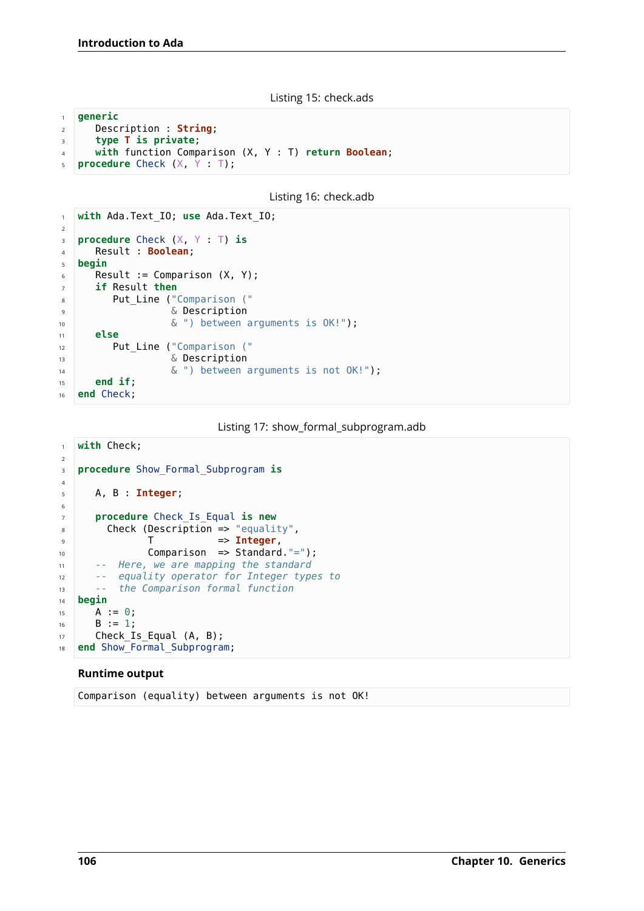Listing 15: check.ads

```ada
generic
   Description : String;
   type T is private;
   with function Comparison (X, Y : T) return Boolean;
procedure Check (X, Y : T);
```

Listing 16: check.adb

```ada
with Ada.Text_IO; use Ada.Text_IO;

procedure Check (X, Y : T) is
   Result : Boolean;
begin
   Result := Comparison (X, Y);
   if Result then
      Put_Line ("Comparison ("
                & Description
                & ") between arguments is OK!");
   else
      Put_Line ("Comparison ("
                & Description
                & ") between arguments is not OK!");
   end if;
end Check;
```

Listing 17: show_formal_subprogram.adb

```ada
with Check;

procedure Show_Formal_Subprogram is

   A, B : Integer;

   procedure Check_Is_Equal is new
     Check (Description => "equality",
            T           => Integer,
            Comparison  => Standard."=");
   --  Here, we are mapping the standard
   --  equality operator for Integer types to
   --  the Comparison formal function
begin
   A := 0;
   B := 1;
   Check_Is_Equal (A, B);
end Show_Formal_Subprogram;
```

**Runtime output**

```
Comparison (equality) between arguments is not OK!
```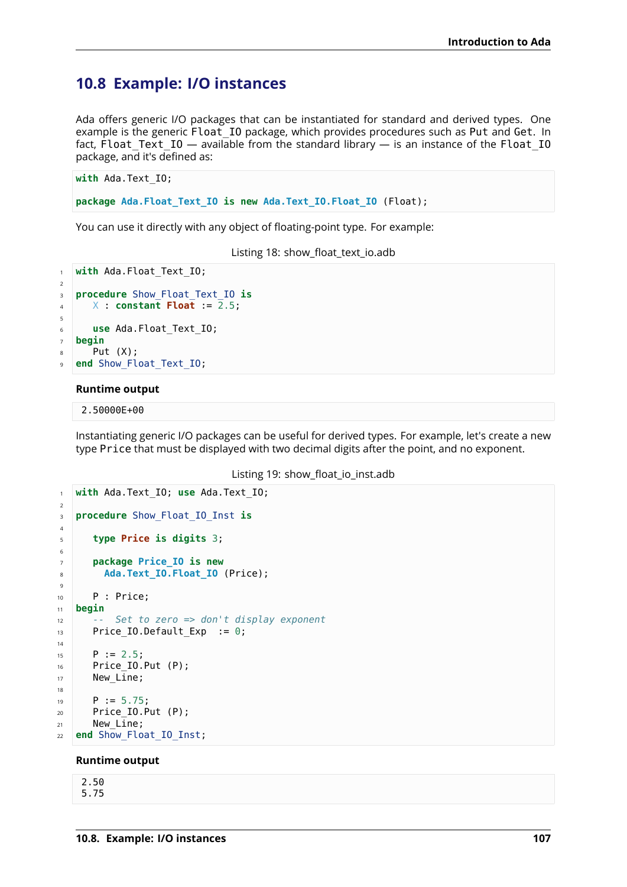## 10.8 Example: I/O instances

Ada offers generic I/O packages that can be instantiated for standard and derived types. One example is the generic `Float_IO` package, which provides procedures such as `Put` and `Get`. In fact, `Float_Text_IO` — available from the standard library — is an instance of the `Float_IO` package, and it's defined as:

```
with Ada.Text_IO;

package Ada.Float_Text_IO is new Ada.Text_IO.Float_IO (Float);
```

You can use it directly with any object of floating-point type. For example:

Listing 18: show_float_text_io.adb

```
with Ada.Float_Text_IO;

procedure Show_Float_Text_IO is
   X : constant Float := 2.5;

   use Ada.Float_Text_IO;
begin
   Put (X);
end Show_Float_Text_IO;
```

**Runtime output**

```
2.50000E+00
```

Instantiating generic I/O packages can be useful for derived types. For example, let's create a new type `Price` that must be displayed with two decimal digits after the point, and no exponent.

Listing 19: show_float_io_inst.adb

```
with Ada.Text_IO; use Ada.Text_IO;

procedure Show_Float_IO_Inst is

   type Price is digits 3;

   package Price_IO is new
     Ada.Text_IO.Float_IO (Price);

   P : Price;
begin
   --  Set to zero => don't display exponent
   Price_IO.Default_Exp  := 0;

   P := 2.5;
   Price_IO.Put (P);
   New_Line;

   P := 5.75;
   Price_IO.Put (P);
   New_Line;
end Show_Float_IO_Inst;
```

**Runtime output**

```
2.50
5.75
```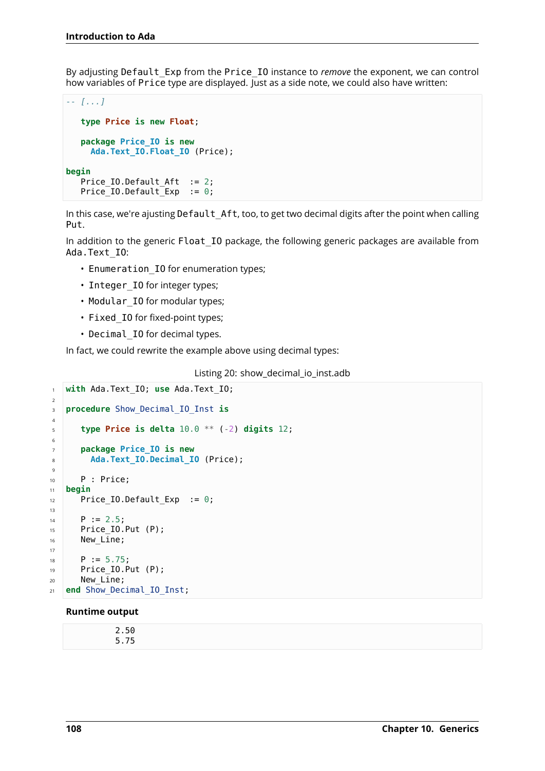By adjusting `Default_Exp` from the `Price_IO` instance to *remove* the exponent, we can control how variables of `Price` type are displayed. Just as a side note, we could also have written:

```
-- [...]

   type Price is new Float;

   package Price_IO is new
     Ada.Text_IO.Float_IO (Price);

begin
   Price_IO.Default_Aft  := 2;
   Price_IO.Default_Exp  := 0;
```

In this case, we're ajusting `Default_Aft`, too, to get two decimal digits after the point when calling `Put`.

In addition to the generic `Float_IO` package, the following generic packages are available from `Ada.Text_IO`:

- `Enumeration_IO` for enumeration types;
- `Integer_IO` for integer types;
- `Modular_IO` for modular types;
- `Fixed_IO` for fixed-point types;
- `Decimal_IO` for decimal types.

In fact, we could rewrite the example above using decimal types:

Listing 20: show_decimal_io_inst.adb

```
with Ada.Text_IO; use Ada.Text_IO;

procedure Show_Decimal_IO_Inst is

   type Price is delta 10.0 ** (-2) digits 12;

   package Price_IO is new
     Ada.Text_IO.Decimal_IO (Price);

   P : Price;
begin
   Price_IO.Default_Exp  := 0;

   P := 2.5;
   Price_IO.Put (P);
   New_Line;

   P := 5.75;
   Price_IO.Put (P);
   New_Line;
end Show_Decimal_IO_Inst;
```

**Runtime output**

```
         2.50
         5.75
```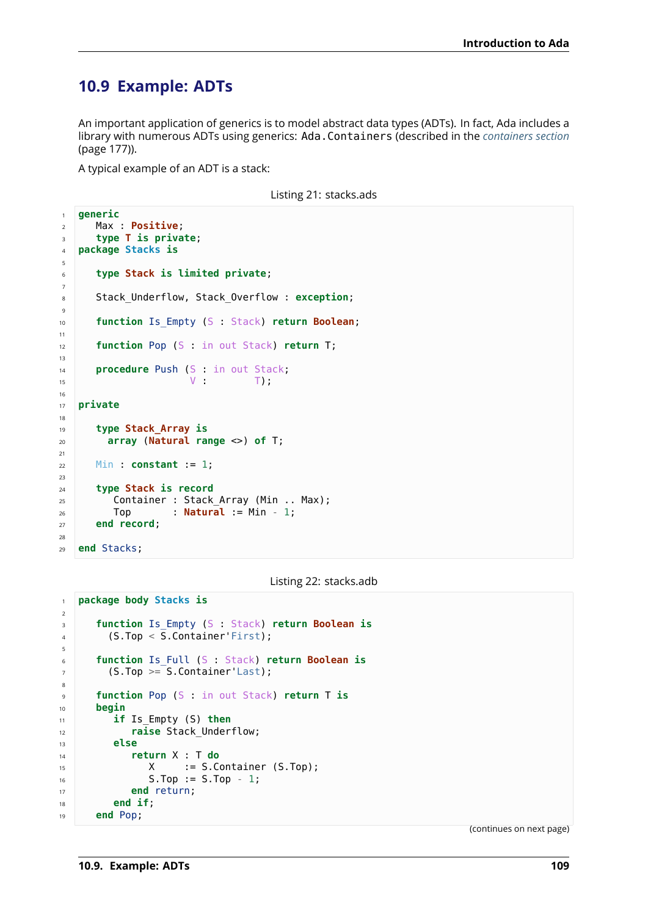## 10.9 Example: ADTs

An important application of generics is to model abstract data types (ADTs). In fact, Ada includes a library with numerous ADTs using generics: `Ada.Containers` (described in the *containers section* (page 177)).

A typical example of an ADT is a stack:

Listing 21: stacks.ads

```ada
generic
   Max : Positive;
   type T is private;
package Stacks is

   type Stack is limited private;

   Stack_Underflow, Stack_Overflow : exception;

   function Is_Empty (S : Stack) return Boolean;

   function Pop (S : in out Stack) return T;

   procedure Push (S : in out Stack;
                   V :        T);

private

   type Stack_Array is
     array (Natural range <>) of T;

   Min : constant := 1;

   type Stack is record
      Container : Stack_Array (Min .. Max);
      Top       : Natural := Min - 1;
   end record;

end Stacks;
```

Listing 22: stacks.adb

```ada
package body Stacks is

   function Is_Empty (S : Stack) return Boolean is
     (S.Top < S.Container'First);

   function Is_Full (S : Stack) return Boolean is
     (S.Top >= S.Container'Last);

   function Pop (S : in out Stack) return T is
   begin
      if Is_Empty (S) then
         raise Stack_Underflow;
      else
         return X : T do
            X     := S.Container (S.Top);
            S.Top := S.Top - 1;
         end return;
      end if;
   end Pop;
```

(continues on next page)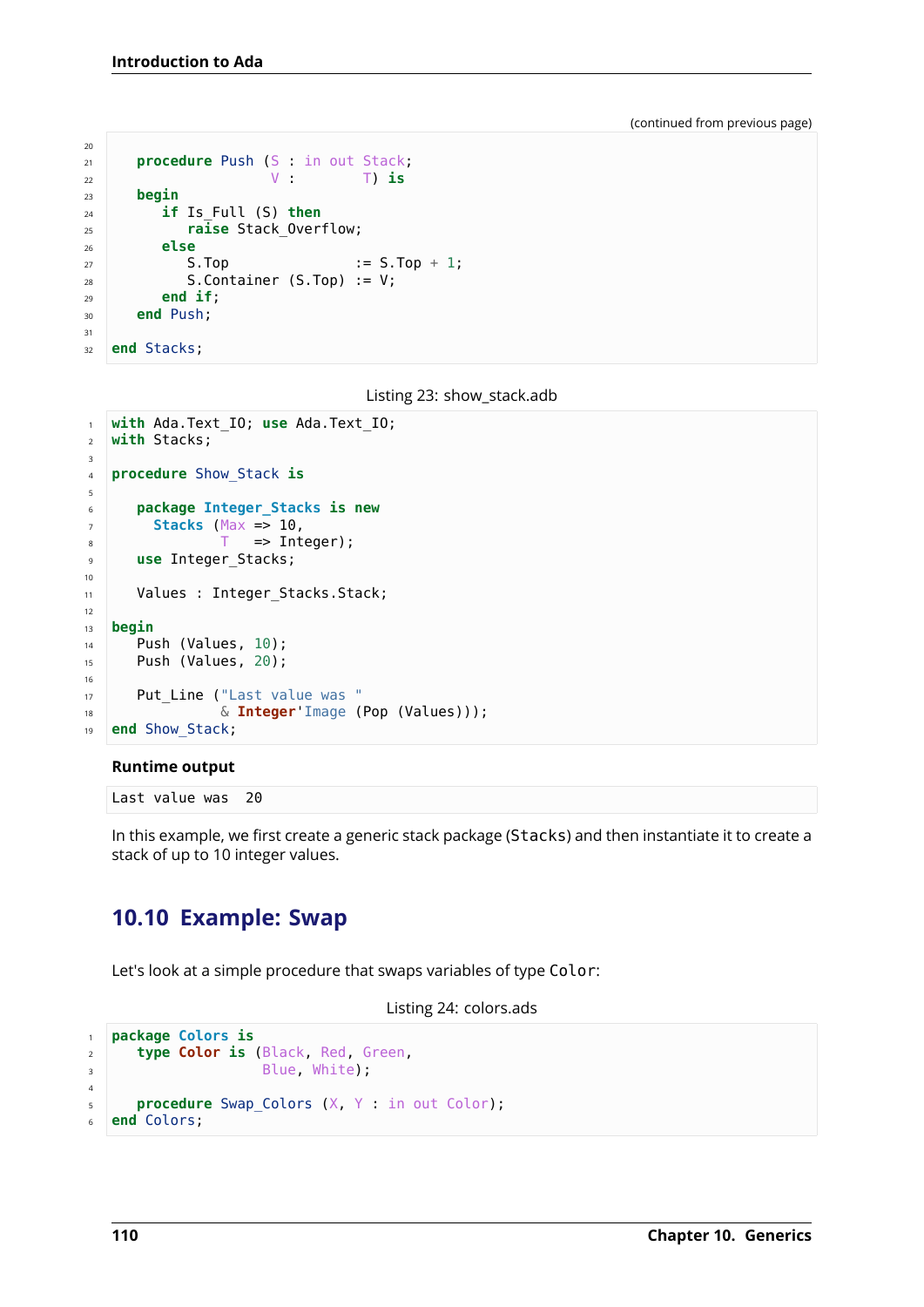(continued from previous page)

```ada

   procedure Push (S : in out Stack;
                   V :        T) is
   begin
      if Is_Full (S) then
         raise Stack_Overflow;
      else
         S.Top               := S.Top + 1;
         S.Container (S.Top) := V;
      end if;
   end Push;

end Stacks;
```

Listing 23: show_stack.adb

```ada
with Ada.Text_IO; use Ada.Text_IO;
with Stacks;

procedure Show_Stack is

   package Integer_Stacks is new
     Stacks (Max => 10,
             T   => Integer);
   use Integer_Stacks;

   Values : Integer_Stacks.Stack;

begin
   Push (Values, 10);
   Push (Values, 20);

   Put_Line ("Last value was "
             & Integer'Image (Pop (Values)));
end Show_Stack;
```

**Runtime output**

```
Last value was  20
```

In this example, we first create a generic stack package (Stacks) and then instantiate it to create a stack of up to 10 integer values.

## 10.10 Example: Swap

Let's look at a simple procedure that swaps variables of type Color:

Listing 24: colors.ads

```ada
package Colors is
   type Color is (Black, Red, Green,
                  Blue, White);

   procedure Swap_Colors (X, Y : in out Color);
end Colors;
```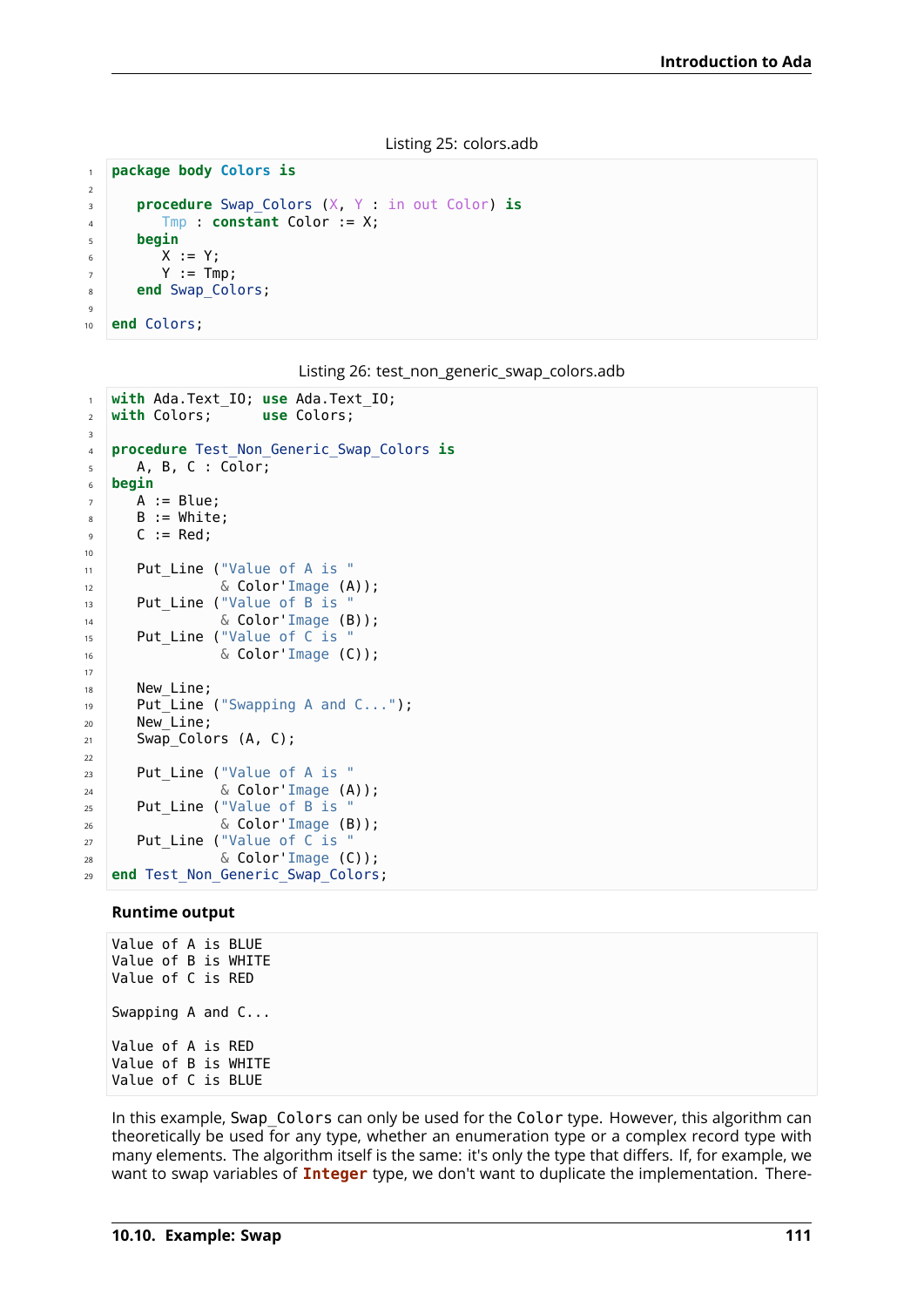Listing 25: colors.adb

```ada
package body Colors is

   procedure Swap_Colors (X, Y : in out Color) is
      Tmp : constant Color := X;
   begin
      X := Y;
      Y := Tmp;
   end Swap_Colors;

end Colors;
```

Listing 26: test_non_generic_swap_colors.adb

```ada
with Ada.Text_IO; use Ada.Text_IO;
with Colors;      use Colors;

procedure Test_Non_Generic_Swap_Colors is
   A, B, C : Color;
begin
   A := Blue;
   B := White;
   C := Red;

   Put_Line ("Value of A is "
             & Color'Image (A));
   Put_Line ("Value of B is "
             & Color'Image (B));
   Put_Line ("Value of C is "
             & Color'Image (C));

   New_Line;
   Put_Line ("Swapping A and C...");
   New_Line;
   Swap_Colors (A, C);

   Put_Line ("Value of A is "
             & Color'Image (A));
   Put_Line ("Value of B is "
             & Color'Image (B));
   Put_Line ("Value of C is "
             & Color'Image (C));
end Test_Non_Generic_Swap_Colors;
```

**Runtime output**

```
Value of A is BLUE
Value of B is WHITE
Value of C is RED

Swapping A and C...

Value of A is RED
Value of B is WHITE
Value of C is BLUE
```

In this example, `Swap_Colors` can only be used for the `Color` type. However, this algorithm can theoretically be used for any type, whether an enumeration type or a complex record type with many elements. The algorithm itself is the same: it's only the type that differs. If, for example, we want to swap variables of **Integer** type, we don't want to duplicate the implementation. There-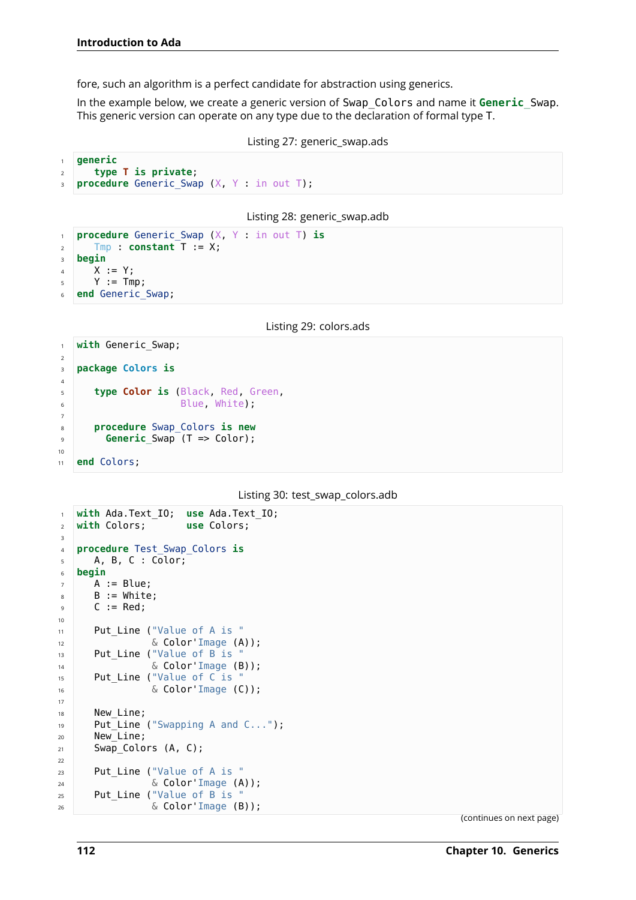fore, such an algorithm is a perfect candidate for abstraction using generics.

In the example below, we create a generic version of `Swap_Colors` and name it `Generic_Swap`. This generic version can operate on any type due to the declaration of formal type T.

Listing 27: generic_swap.ads

```
generic
   type T is private;
procedure Generic_Swap (X, Y : in out T);
```

Listing 28: generic_swap.adb

```
procedure Generic_Swap (X, Y : in out T) is
   Tmp : constant T := X;
begin
   X := Y;
   Y := Tmp;
end Generic_Swap;
```

Listing 29: colors.ads

```
with Generic_Swap;

package Colors is

   type Color is (Black, Red, Green,
                  Blue, White);

   procedure Swap_Colors is new
     Generic_Swap (T => Color);

end Colors;
```

Listing 30: test_swap_colors.adb

```
with Ada.Text_IO;  use Ada.Text_IO;
with Colors;       use Colors;

procedure Test_Swap_Colors is
   A, B, C : Color;
begin
   A := Blue;
   B := White;
   C := Red;

   Put_Line ("Value of A is "
             & Color'Image (A));
   Put_Line ("Value of B is "
             & Color'Image (B));
   Put_Line ("Value of C is "
             & Color'Image (C));

   New_Line;
   Put_Line ("Swapping A and C...");
   New_Line;
   Swap_Colors (A, C);

   Put_Line ("Value of A is "
             & Color'Image (A));
   Put_Line ("Value of B is "
             & Color'Image (B));
```

(continues on next page)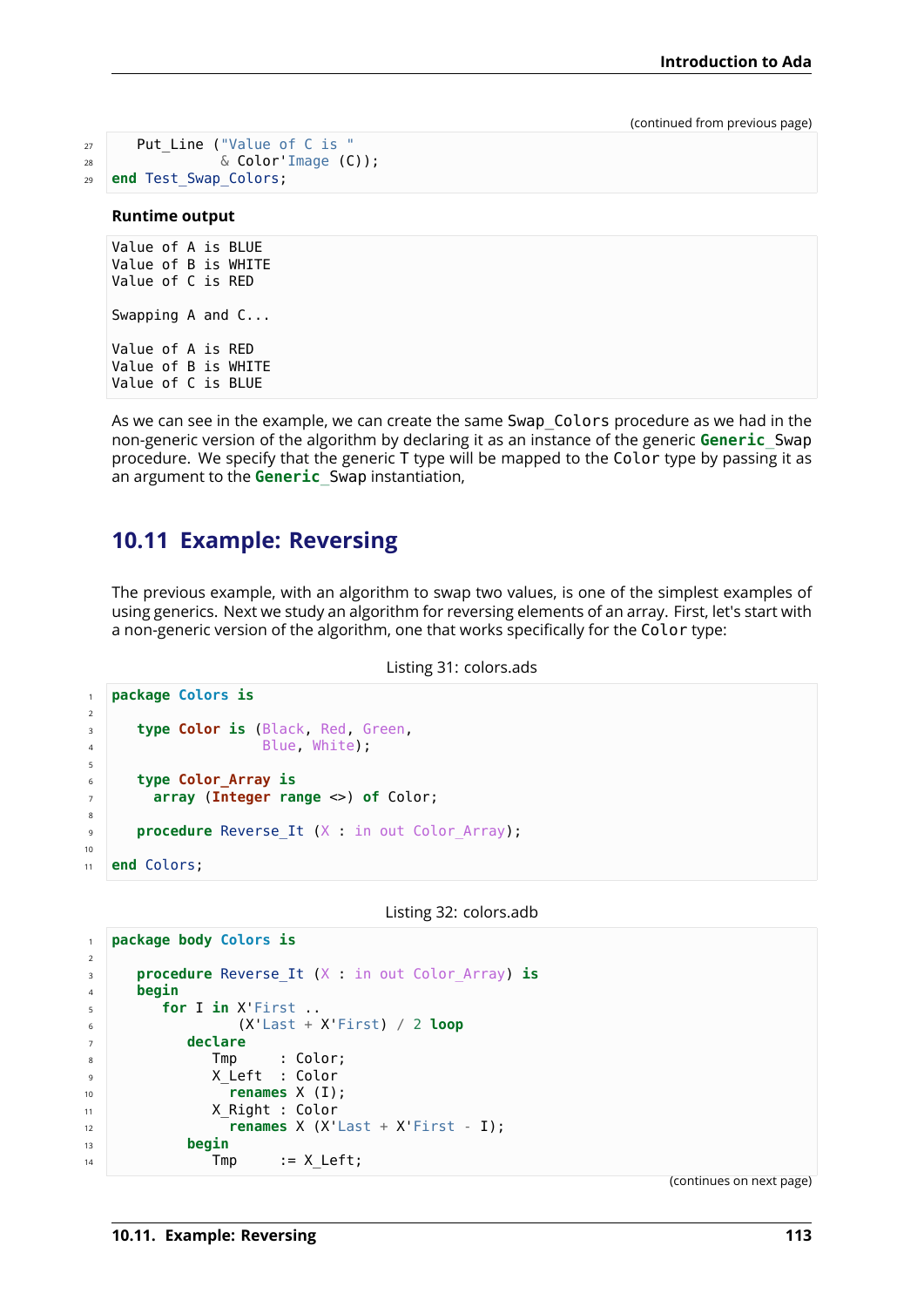(continued from previous page)

```ada
   Put_Line ("Value of C is "
             & Color'Image (C));
end Test_Swap_Colors;
```

**Runtime output**

```
Value of A is BLUE
Value of B is WHITE
Value of C is RED

Swapping A and C...

Value of A is RED
Value of B is WHITE
Value of C is BLUE
```

As we can see in the example, we can create the same `Swap_Colors` procedure as we had in the non-generic version of the algorithm by declaring it as an instance of the generic `Generic_Swap` procedure. We specify that the generic `T` type will be mapped to the `Color` type by passing it as an argument to the `Generic_Swap` instantiation,

## 10.11 Example: Reversing

The previous example, with an algorithm to swap two values, is one of the simplest examples of using generics. Next we study an algorithm for reversing elements of an array. First, let's start with a non-generic version of the algorithm, one that works specifically for the `Color` type:

Listing 31: colors.ads

```ada
package Colors is

   type Color is (Black, Red, Green,
                  Blue, White);

   type Color_Array is
     array (Integer range <>) of Color;

   procedure Reverse_It (X : in out Color_Array);

end Colors;
```

Listing 32: colors.adb

```ada
package body Colors is

   procedure Reverse_It (X : in out Color_Array) is
   begin
      for I in X'First ..
               (X'Last + X'First) / 2 loop
         declare
            Tmp     : Color;
            X_Left  : Color
              renames X (I);
            X_Right : Color
              renames X (X'Last + X'First - I);
         begin
            Tmp     := X_Left;
```

(continues on next page)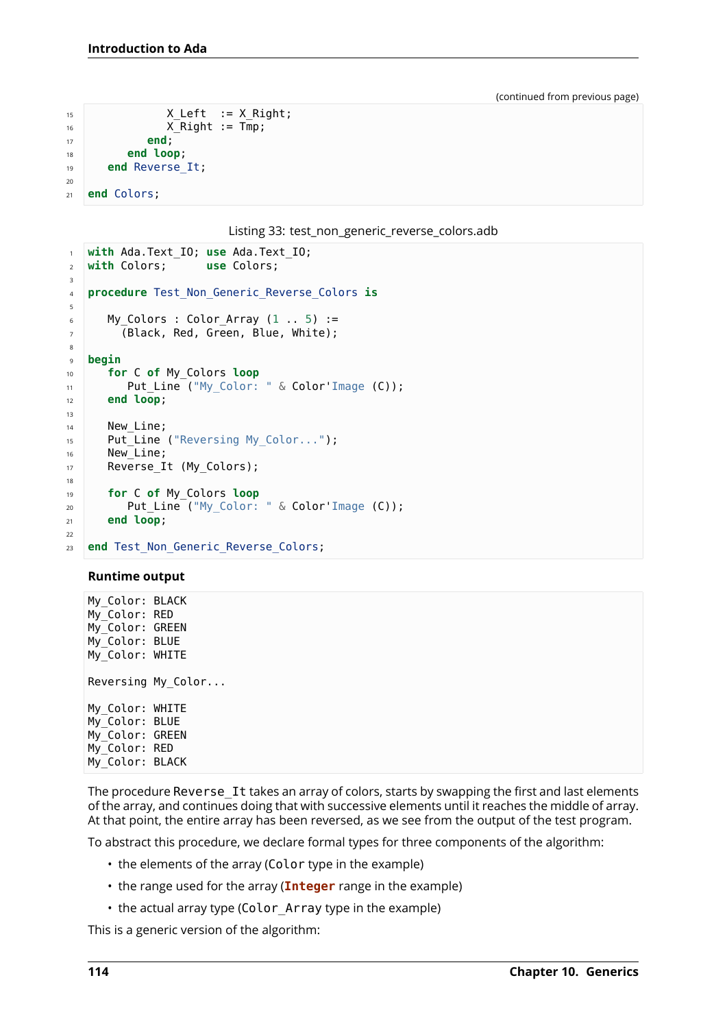(continued from previous page)

```ada
            X_Left  := X_Right;
            X_Right := Tmp;
         end;
      end loop;
   end Reverse_It;

end Colors;
```

Listing 33: test_non_generic_reverse_colors.adb

```ada
with Ada.Text_IO; use Ada.Text_IO;
with Colors;      use Colors;

procedure Test_Non_Generic_Reverse_Colors is

   My_Colors : Color_Array (1 .. 5) :=
     (Black, Red, Green, Blue, White);

begin
   for C of My_Colors loop
      Put_Line ("My_Color: " & Color'Image (C));
   end loop;

   New_Line;
   Put_Line ("Reversing My_Color...");
   New_Line;
   Reverse_It (My_Colors);

   for C of My_Colors loop
      Put_Line ("My_Color: " & Color'Image (C));
   end loop;

end Test_Non_Generic_Reverse_Colors;
```

**Runtime output**

```
My_Color: BLACK
My_Color: RED
My_Color: GREEN
My_Color: BLUE
My_Color: WHITE

Reversing My_Color...

My_Color: WHITE
My_Color: BLUE
My_Color: GREEN
My_Color: RED
My_Color: BLACK
```

The procedure `Reverse_It` takes an array of colors, starts by swapping the first and last elements of the array, and continues doing that with successive elements until it reaches the middle of array. At that point, the entire array has been reversed, as we see from the output of the test program.

To abstract this procedure, we declare formal types for three components of the algorithm:

- the elements of the array (`Color` type in the example)
- the range used for the array (`Integer` range in the example)
- the actual array type (`Color_Array` type in the example)

This is a generic version of the algorithm: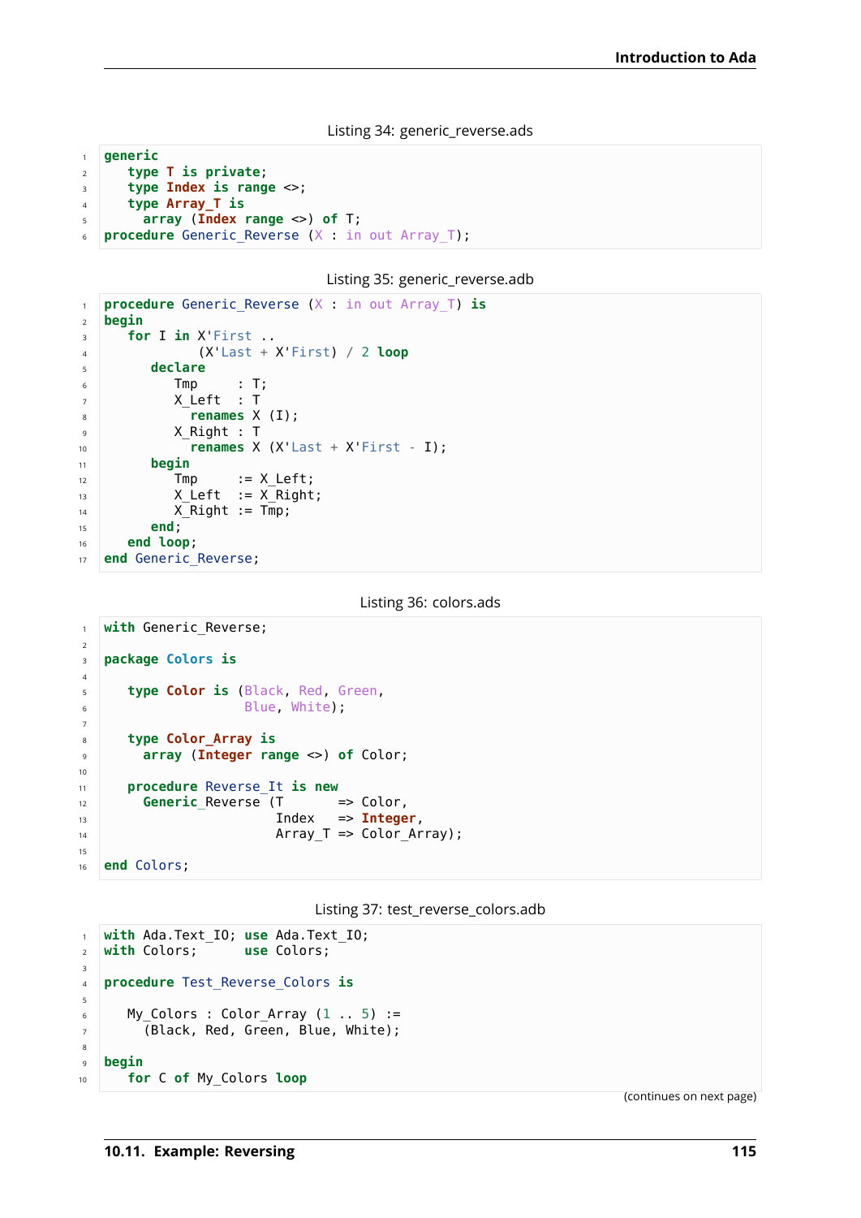Listing 34: generic_reverse.ads

```ada
generic
   type T is private;
   type Index is range <>;
   type Array_T is
     array (Index range <>) of T;
procedure Generic_Reverse (X : in out Array_T);
```

Listing 35: generic_reverse.adb

```ada
procedure Generic_Reverse (X : in out Array_T) is
begin
   for I in X'First ..
            (X'Last + X'First) / 2 loop
      declare
         Tmp     : T;
         X_Left  : T
           renames X (I);
         X_Right : T
           renames X (X'Last + X'First - I);
      begin
         Tmp     := X_Left;
         X_Left  := X_Right;
         X_Right := Tmp;
      end;
   end loop;
end Generic_Reverse;
```

Listing 36: colors.ads

```ada
with Generic_Reverse;

package Colors is

   type Color is (Black, Red, Green,
                  Blue, White);

   type Color_Array is
     array (Integer range <>) of Color;

   procedure Reverse_It is new
     Generic_Reverse (T       => Color,
                      Index   => Integer,
                      Array_T => Color_Array);

end Colors;
```

Listing 37: test_reverse_colors.adb

```ada
with Ada.Text_IO; use Ada.Text_IO;
with Colors;      use Colors;

procedure Test_Reverse_Colors is

   My_Colors : Color_Array (1 .. 5) :=
     (Black, Red, Green, Blue, White);

begin
   for C of My_Colors loop
```

(continues on next page)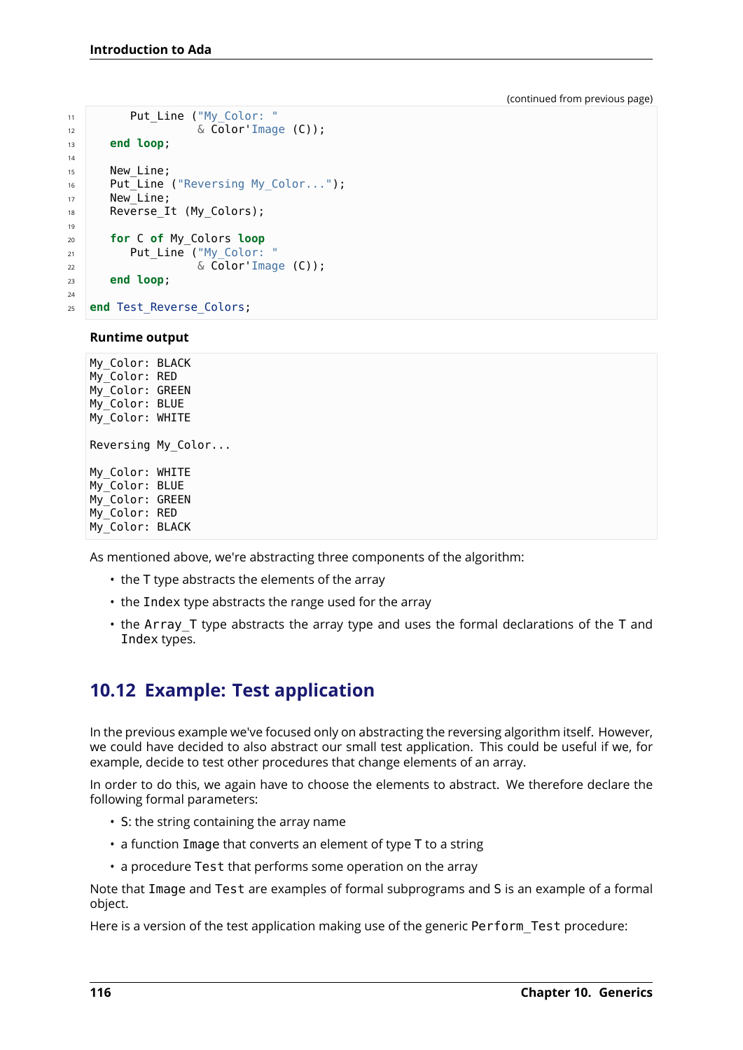(continued from previous page)

```
      Put_Line ("My_Color: "
                & Color'Image (C));
   end loop;

   New_Line;
   Put_Line ("Reversing My_Color...");
   New_Line;
   Reverse_It (My_Colors);

   for C of My_Colors loop
      Put_Line ("My_Color: "
                & Color'Image (C));
   end loop;

end Test_Reverse_Colors;
```

**Runtime output**

```
My_Color: BLACK
My_Color: RED
My_Color: GREEN
My_Color: BLUE
My_Color: WHITE

Reversing My_Color...

My_Color: WHITE
My_Color: BLUE
My_Color: GREEN
My_Color: RED
My_Color: BLACK
```

As mentioned above, we're abstracting three components of the algorithm:

- the T type abstracts the elements of the array
- the Index type abstracts the range used for the array
- the Array_T type abstracts the array type and uses the formal declarations of the T and Index types.

## 10.12 Example: Test application

In the previous example we've focused only on abstracting the reversing algorithm itself. However, we could have decided to also abstract our small test application. This could be useful if we, for example, decide to test other procedures that change elements of an array.

In order to do this, we again have to choose the elements to abstract. We therefore declare the following formal parameters:

- S: the string containing the array name
- a function Image that converts an element of type T to a string
- a procedure Test that performs some operation on the array

Note that Image and Test are examples of formal subprograms and S is an example of a formal object.

Here is a version of the test application making use of the generic Perform_Test procedure: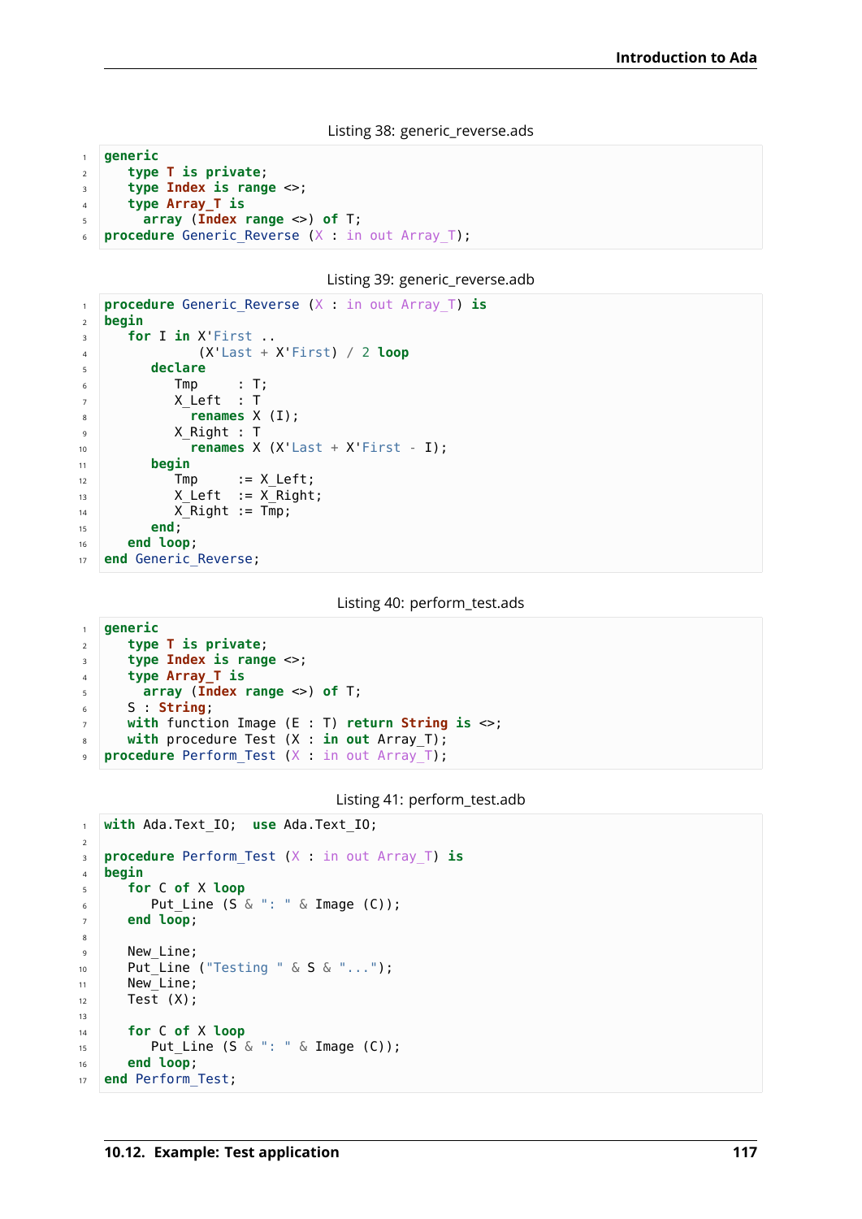Listing 38: generic_reverse.ads

```ada
generic
   type T is private;
   type Index is range <>;
   type Array_T is
     array (Index range <>) of T;
procedure Generic_Reverse (X : in out Array_T);
```

Listing 39: generic_reverse.adb

```ada
procedure Generic_Reverse (X : in out Array_T) is
begin
   for I in X'First ..
            (X'Last + X'First) / 2 loop
      declare
         Tmp     : T;
         X_Left  : T
           renames X (I);
         X_Right : T
           renames X (X'Last + X'First - I);
      begin
         Tmp     := X_Left;
         X_Left  := X_Right;
         X_Right := Tmp;
      end;
   end loop;
end Generic_Reverse;
```

Listing 40: perform_test.ads

```ada
generic
   type T is private;
   type Index is range <>;
   type Array_T is
     array (Index range <>) of T;
   S : String;
   with function Image (E : T) return String is <>;
   with procedure Test (X : in out Array_T);
procedure Perform_Test (X : in out Array_T);
```

Listing 41: perform_test.adb

```ada
with Ada.Text_IO;  use Ada.Text_IO;

procedure Perform_Test (X : in out Array_T) is
begin
   for C of X loop
      Put_Line (S & ": " & Image (C));
   end loop;

   New_Line;
   Put_Line ("Testing " & S & "...");
   New_Line;
   Test (X);

   for C of X loop
      Put_Line (S & ": " & Image (C));
   end loop;
end Perform_Test;
```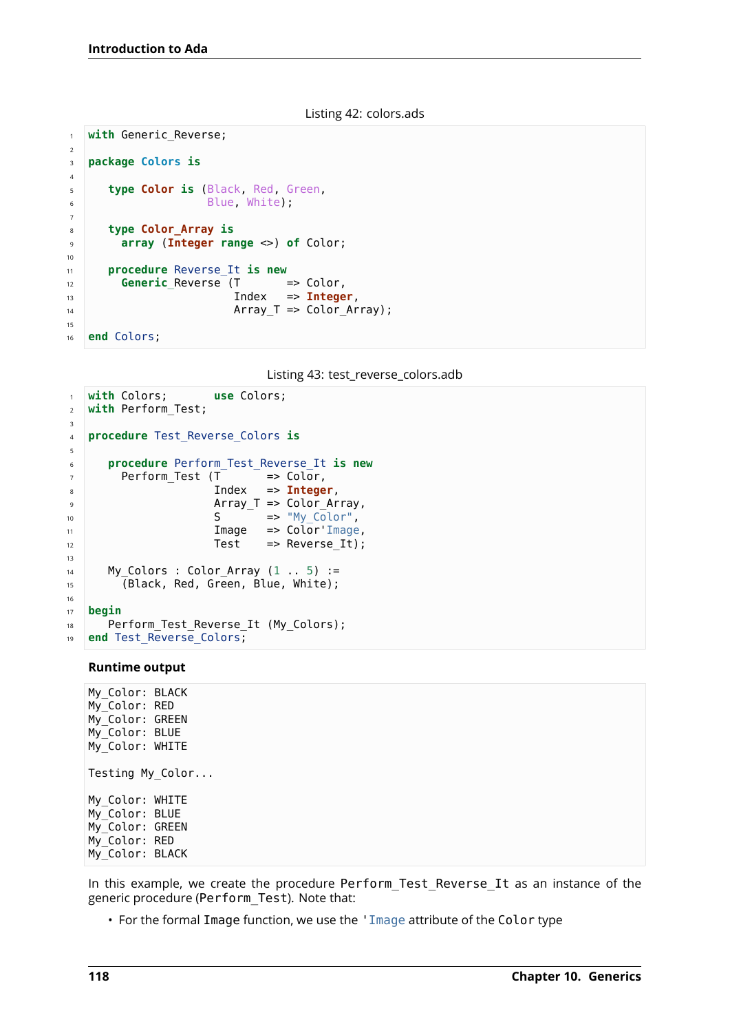Listing 42: colors.ads

```ada
with Generic_Reverse;

package Colors is

   type Color is (Black, Red, Green,
                  Blue, White);

   type Color_Array is
     array (Integer range <>) of Color;

   procedure Reverse_It is new
     Generic_Reverse (T       => Color,
                      Index   => Integer,
                      Array_T => Color_Array);

end Colors;
```

Listing 43: test_reverse_colors.adb

```ada
with Colors;       use Colors;
with Perform_Test;

procedure Test_Reverse_Colors is

   procedure Perform_Test_Reverse_It is new
     Perform_Test (T       => Color,
                   Index   => Integer,
                   Array_T => Color_Array,
                   S       => "My_Color",
                   Image   => Color'Image,
                   Test    => Reverse_It);

   My_Colors : Color_Array (1 .. 5) :=
     (Black, Red, Green, Blue, White);

begin
   Perform_Test_Reverse_It (My_Colors);
end Test_Reverse_Colors;
```

**Runtime output**

```
My_Color: BLACK
My_Color: RED
My_Color: GREEN
My_Color: BLUE
My_Color: WHITE

Testing My_Color...

My_Color: WHITE
My_Color: BLUE
My_Color: GREEN
My_Color: RED
My_Color: BLACK
```

In this example, we create the procedure `Perform_Test_Reverse_It` as an instance of the generic procedure (`Perform_Test`). Note that:

- For the formal `Image` function, we use the `'Image` attribute of the `Color` type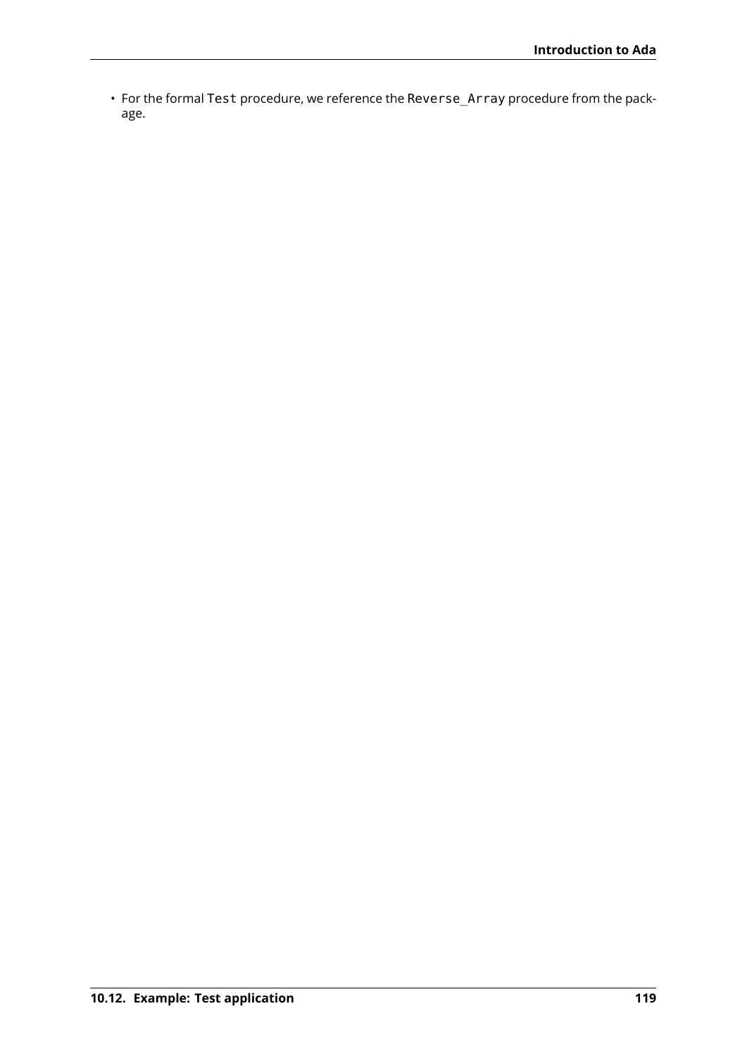- For the formal `Test` procedure, we reference the `Reverse_Array` procedure from the package.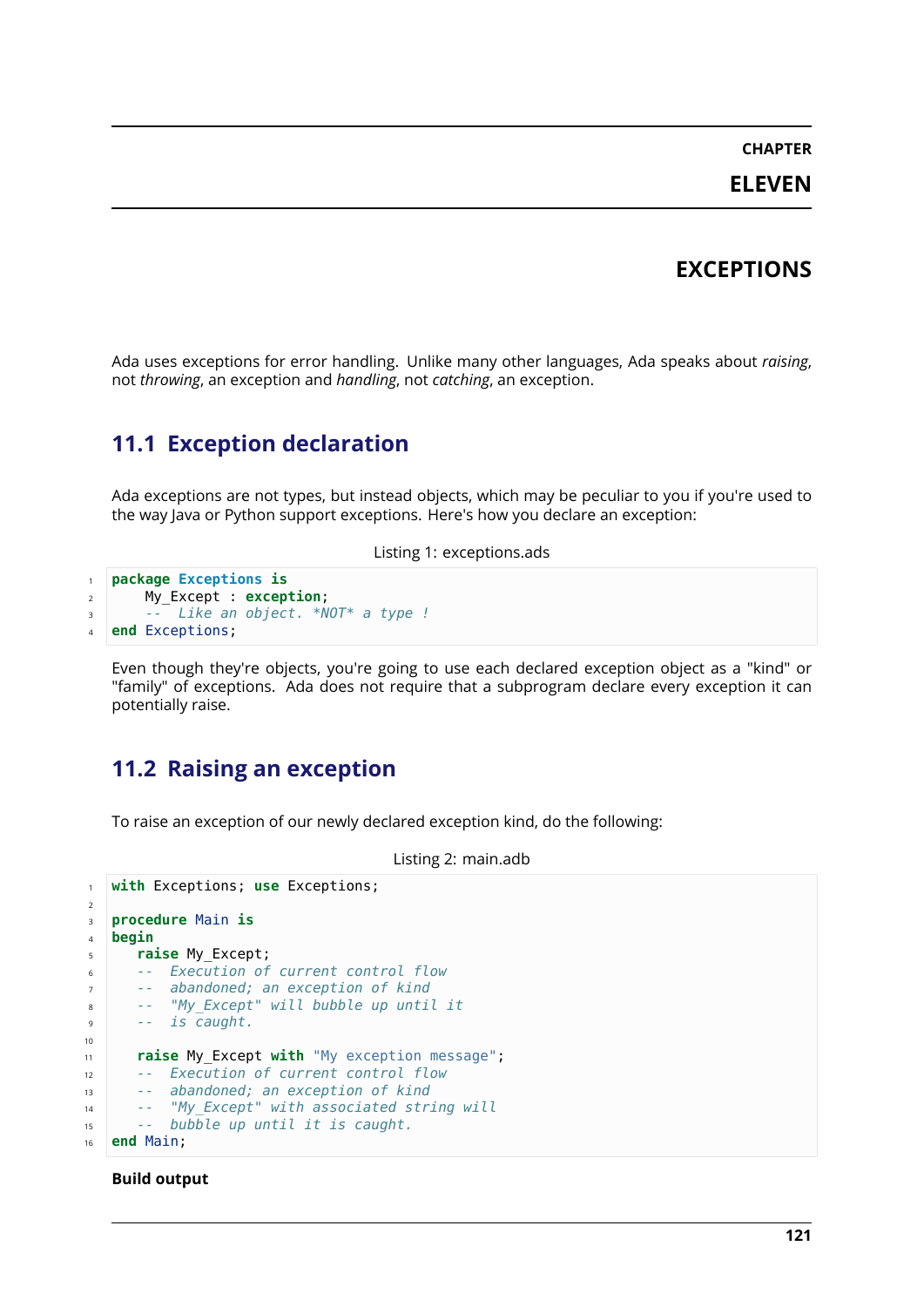# CHAPTER ELEVEN

# EXCEPTIONS

Ada uses exceptions for error handling. Unlike many other languages, Ada speaks about *raising*, not *throwing*, an exception and *handling*, not *catching*, an exception.

## 11.1 Exception declaration

Ada exceptions are not types, but instead objects, which may be peculiar to you if you're used to the way Java or Python support exceptions. Here's how you declare an exception:

Listing 1: exceptions.ads

```ada
package Exceptions is
    My_Except : exception;
    --  Like an object. *NOT* a type !
end Exceptions;
```

Even though they're objects, you're going to use each declared exception object as a "kind" or "family" of exceptions. Ada does not require that a subprogram declare every exception it can potentially raise.

## 11.2 Raising an exception

To raise an exception of our newly declared exception kind, do the following:

Listing 2: main.adb

```ada
with Exceptions; use Exceptions;

procedure Main is
begin
   raise My_Except;
   --  Execution of current control flow
   --  abandoned; an exception of kind
   --  "My_Except" will bubble up until it
   --  is caught.

   raise My_Except with "My exception message";
   --  Execution of current control flow
   --  abandoned; an exception of kind
   --  "My_Except" with associated string will
   --  bubble up until it is caught.
end Main;
```

**Build output**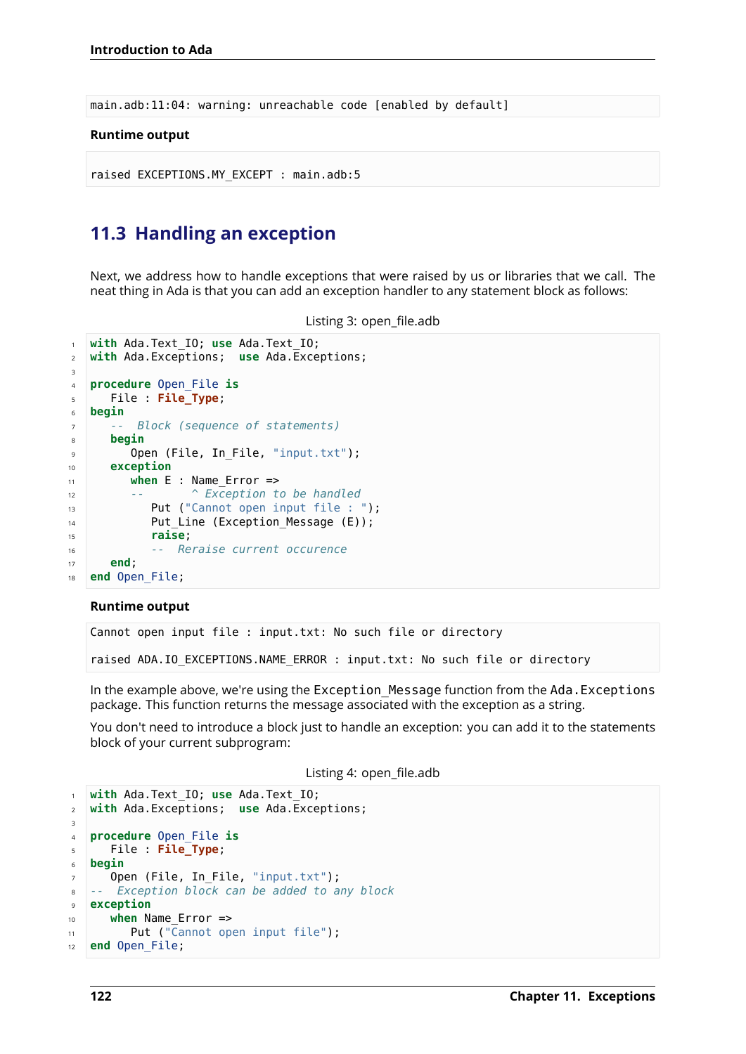```
main.adb:11:04: warning: unreachable code [enabled by default]
```

**Runtime output**

```
raised EXCEPTIONS.MY_EXCEPT : main.adb:5
```

## 11.3 Handling an exception

Next, we address how to handle exceptions that were raised by us or libraries that we call. The neat thing in Ada is that you can add an exception handler to any statement block as follows:

Listing 3: open_file.adb

```ada
with Ada.Text_IO; use Ada.Text_IO;
with Ada.Exceptions;  use Ada.Exceptions;

procedure Open_File is
   File : File_Type;
begin
   --  Block (sequence of statements)
   begin
      Open (File, In_File, "input.txt");
   exception
      when E : Name_Error =>
      --       ^ Exception to be handled
         Put ("Cannot open input file : ");
         Put_Line (Exception_Message (E));
         raise;
         --  Reraise current occurence
   end;
end Open_File;
```

**Runtime output**

```
Cannot open input file : input.txt: No such file or directory

raised ADA.IO_EXCEPTIONS.NAME_ERROR : input.txt: No such file or directory
```

In the example above, we're using the `Exception_Message` function from the `Ada.Exceptions` package. This function returns the message associated with the exception as a string.

You don't need to introduce a block just to handle an exception: you can add it to the statements block of your current subprogram:

Listing 4: open_file.adb

```ada
with Ada.Text_IO; use Ada.Text_IO;
with Ada.Exceptions;  use Ada.Exceptions;

procedure Open_File is
   File : File_Type;
begin
   Open (File, In_File, "input.txt");
--  Exception block can be added to any block
exception
   when Name_Error =>
      Put ("Cannot open input file");
end Open_File;
```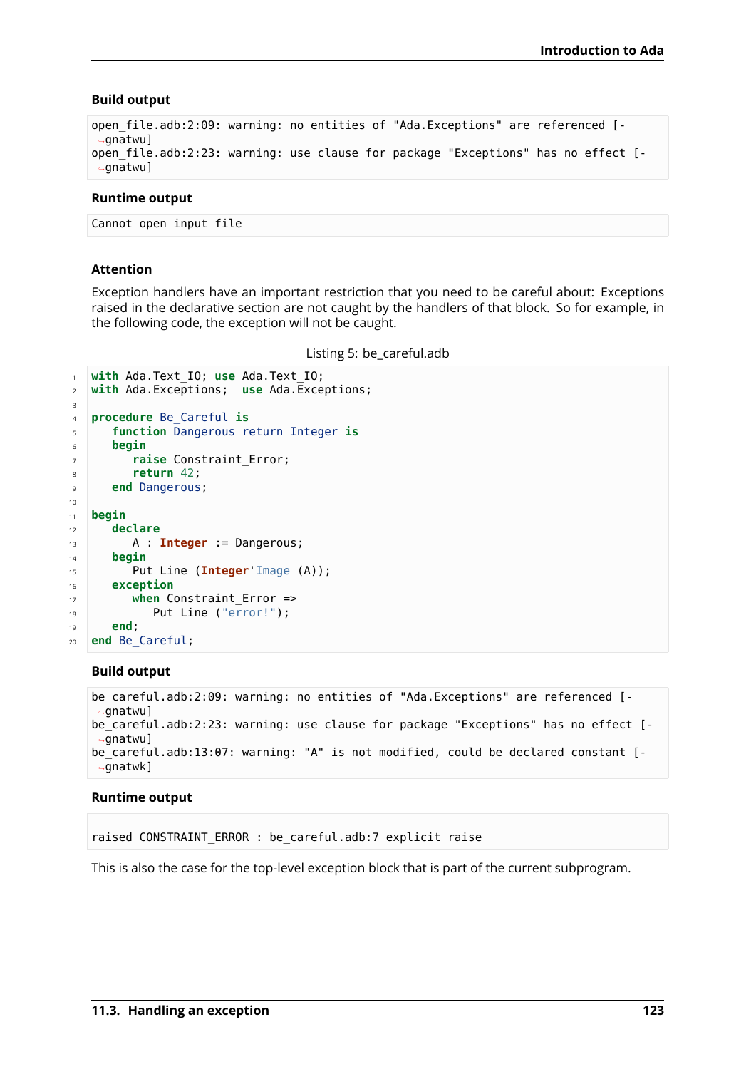**Build output**

```
open_file.adb:2:09: warning: no entities of "Ada.Exceptions" are referenced [-gnatwu]
open_file.adb:2:23: warning: use clause for package "Exceptions" has no effect [-gnatwu]
```

**Runtime output**

```
Cannot open input file
```

**Attention**

Exception handlers have an important restriction that you need to be careful about: Exceptions raised in the declarative section are not caught by the handlers of that block. So for example, in the following code, the exception will not be caught.

Listing 5: be_careful.adb

```ada
with Ada.Text_IO; use Ada.Text_IO;
with Ada.Exceptions;  use Ada.Exceptions;

procedure Be_Careful is
   function Dangerous return Integer is
   begin
      raise Constraint_Error;
      return 42;
   end Dangerous;

begin
   declare
      A : Integer := Dangerous;
   begin
      Put_Line (Integer'Image (A));
   exception
      when Constraint_Error =>
         Put_Line ("error!");
   end;
end Be_Careful;
```

**Build output**

```
be_careful.adb:2:09: warning: no entities of "Ada.Exceptions" are referenced [-gnatwu]
be_careful.adb:2:23: warning: use clause for package "Exceptions" has no effect [-gnatwu]
be_careful.adb:13:07: warning: "A" is not modified, could be declared constant [-gnatwk]
```

**Runtime output**

```
raised CONSTRAINT_ERROR : be_careful.adb:7 explicit raise
```

This is also the case for the top-level exception block that is part of the current subprogram.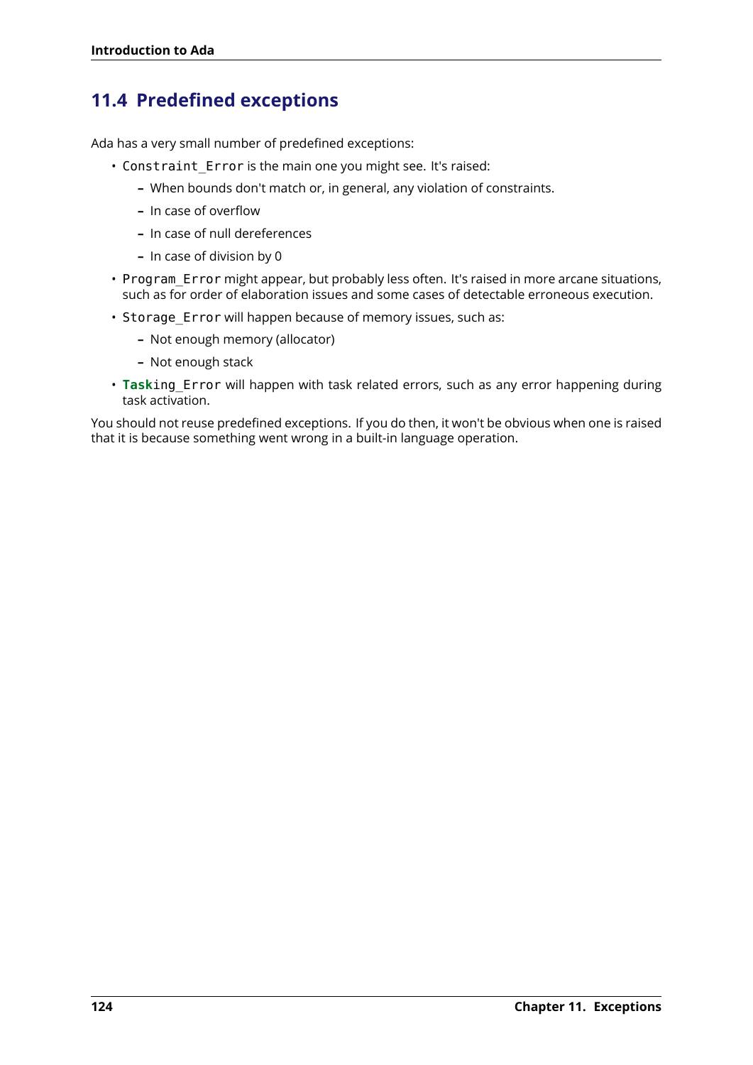## 11.4 Predefined exceptions

Ada has a very small number of predefined exceptions:

- `Constraint_Error` is the main one you might see. It's raised:
  - When bounds don't match or, in general, any violation of constraints.
  - In case of overflow
  - In case of null dereferences
  - In case of division by 0
- `Program_Error` might appear, but probably less often. It's raised in more arcane situations, such as for order of elaboration issues and some cases of detectable erroneous execution.
- `Storage_Error` will happen because of memory issues, such as:
  - Not enough memory (allocator)
  - Not enough stack
- `Tasking_Error` will happen with task related errors, such as any error happening during task activation.

You should not reuse predefined exceptions. If you do then, it won't be obvious when one is raised that it is because something went wrong in a built-in language operation.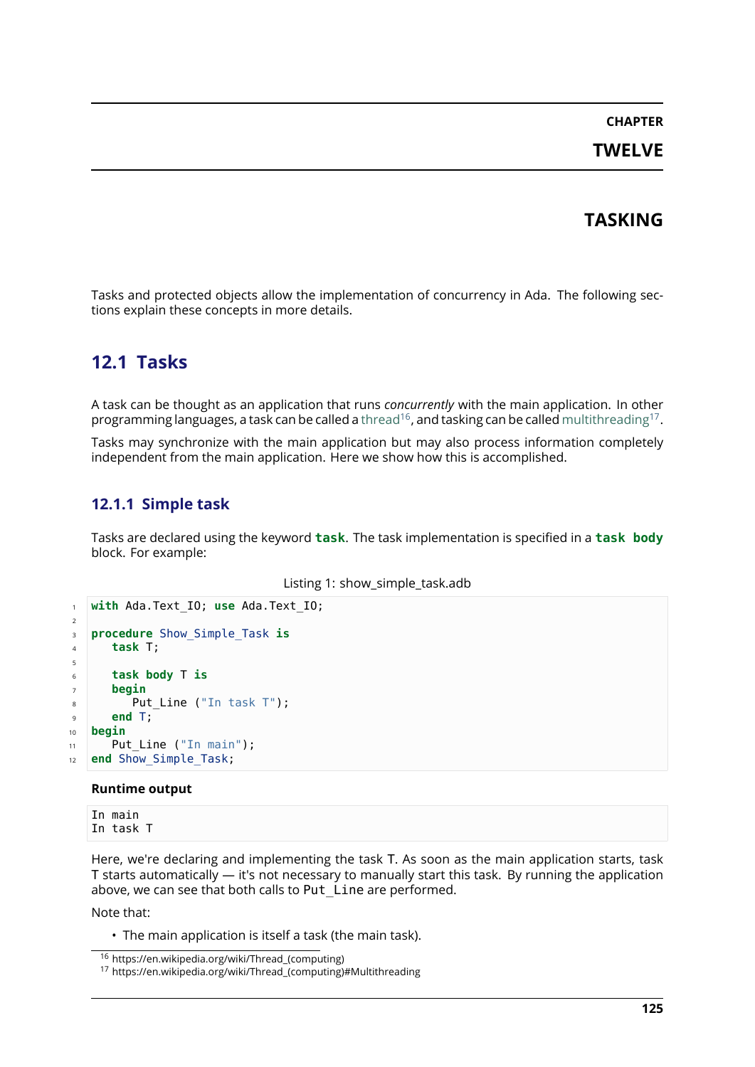# CHAPTER TWELVE

# TASKING

Tasks and protected objects allow the implementation of concurrency in Ada. The following sections explain these concepts in more details.

## 12.1 Tasks

A task can be thought as an application that runs *concurrently* with the main application. In other programming languages, a task can be called a thread[16], and tasking can be called multithreading[17].

Tasks may synchronize with the main application but may also process information completely independent from the main application. Here we show how this is accomplished.

### 12.1.1 Simple task

Tasks are declared using the keyword **task**. The task implementation is specified in a **task body** block. For example:

Listing 1: show_simple_task.adb

```
with Ada.Text_IO; use Ada.Text_IO;

procedure Show_Simple_Task is
   task T;

   task body T is
   begin
      Put_Line ("In task T");
   end T;
begin
   Put_Line ("In main");
end Show_Simple_Task;
```

**Runtime output**

```
In main
In task T
```

Here, we're declaring and implementing the task T. As soon as the main application starts, task T starts automatically — it's not necessary to manually start this task. By running the application above, we can see that both calls to `Put_Line` are performed.

Note that:

- The main application is itself a task (the main task).

[16] https://en.wikipedia.org/wiki/Thread_(computing)

[17] https://en.wikipedia.org/wiki/Thread_(computing)#Multithreading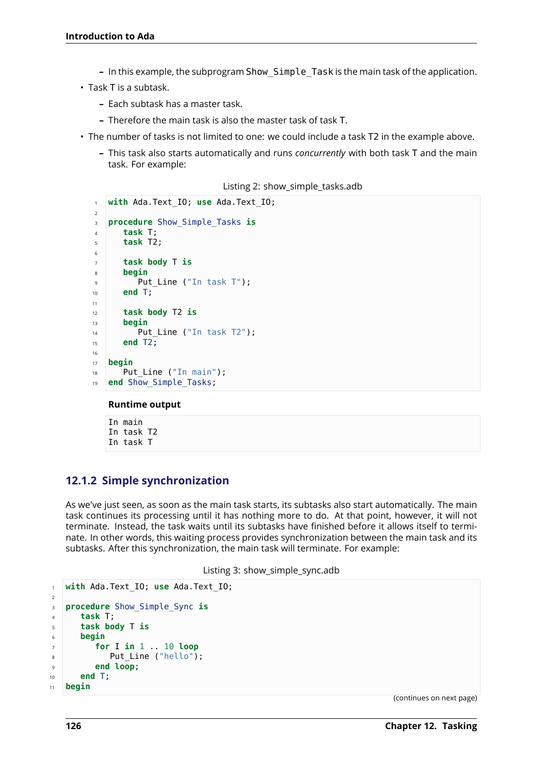- In this example, the subprogram `Show_Simple_Task` is the main task of the application.
- Task T is a subtask.
  - Each subtask has a master task.
  - Therefore the main task is also the master task of task T.
- The number of tasks is not limited to one: we could include a task T2 in the example above.
  - This task also starts automatically and runs *concurrently* with both task T and the main task. For example:

Listing 2: show_simple_tasks.adb

```ada
with Ada.Text_IO; use Ada.Text_IO;

procedure Show_Simple_Tasks is
   task T;
   task T2;

   task body T is
   begin
      Put_Line ("In task T");
   end T;

   task body T2 is
   begin
      Put_Line ("In task T2");
   end T2;

begin
   Put_Line ("In main");
end Show_Simple_Tasks;
```

**Runtime output**

```
In main
In task T2
In task T
```

### 12.1.2 Simple synchronization

As we've just seen, as soon as the main task starts, its subtasks also start automatically. The main task continues its processing until it has nothing more to do. At that point, however, it will not terminate. Instead, the task waits until its subtasks have finished before it allows itself to terminate. In other words, this waiting process provides synchronization between the main task and its subtasks. After this synchronization, the main task will terminate. For example:

Listing 3: show_simple_sync.adb

```ada
with Ada.Text_IO; use Ada.Text_IO;

procedure Show_Simple_Sync is
   task T;
   task body T is
   begin
      for I in 1 .. 10 loop
         Put_Line ("hello");
      end loop;
   end T;
begin
```

(continues on next page)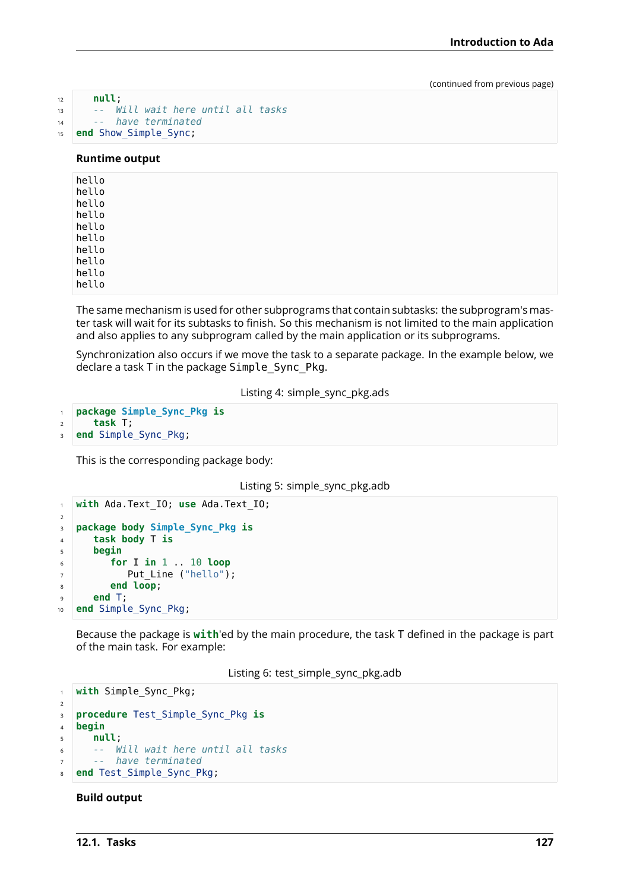(continued from previous page)

```
   null;
   --  Will wait here until all tasks
   --  have terminated
end Show_Simple_Sync;
```

**Runtime output**

```
hello
hello
hello
hello
hello
hello
hello
hello
hello
hello
```

The same mechanism is used for other subprograms that contain subtasks: the subprogram's master task will wait for its subtasks to finish. So this mechanism is not limited to the main application and also applies to any subprogram called by the main application or its subprograms.

Synchronization also occurs if we move the task to a separate package. In the example below, we declare a task T in the package `Simple_Sync_Pkg`.

Listing 4: simple_sync_pkg.ads

```
package Simple_Sync_Pkg is
   task T;
end Simple_Sync_Pkg;
```

This is the corresponding package body:

Listing 5: simple_sync_pkg.adb

```
with Ada.Text_IO; use Ada.Text_IO;

package body Simple_Sync_Pkg is
   task body T is
   begin
      for I in 1 .. 10 loop
         Put_Line ("hello");
      end loop;
   end T;
end Simple_Sync_Pkg;
```

Because the package is **`with`**'ed by the main procedure, the task T defined in the package is part of the main task. For example:

Listing 6: test_simple_sync_pkg.adb

```
with Simple_Sync_Pkg;

procedure Test_Simple_Sync_Pkg is
begin
   null;
   --  Will wait here until all tasks
   --  have terminated
end Test_Simple_Sync_Pkg;
```

**Build output**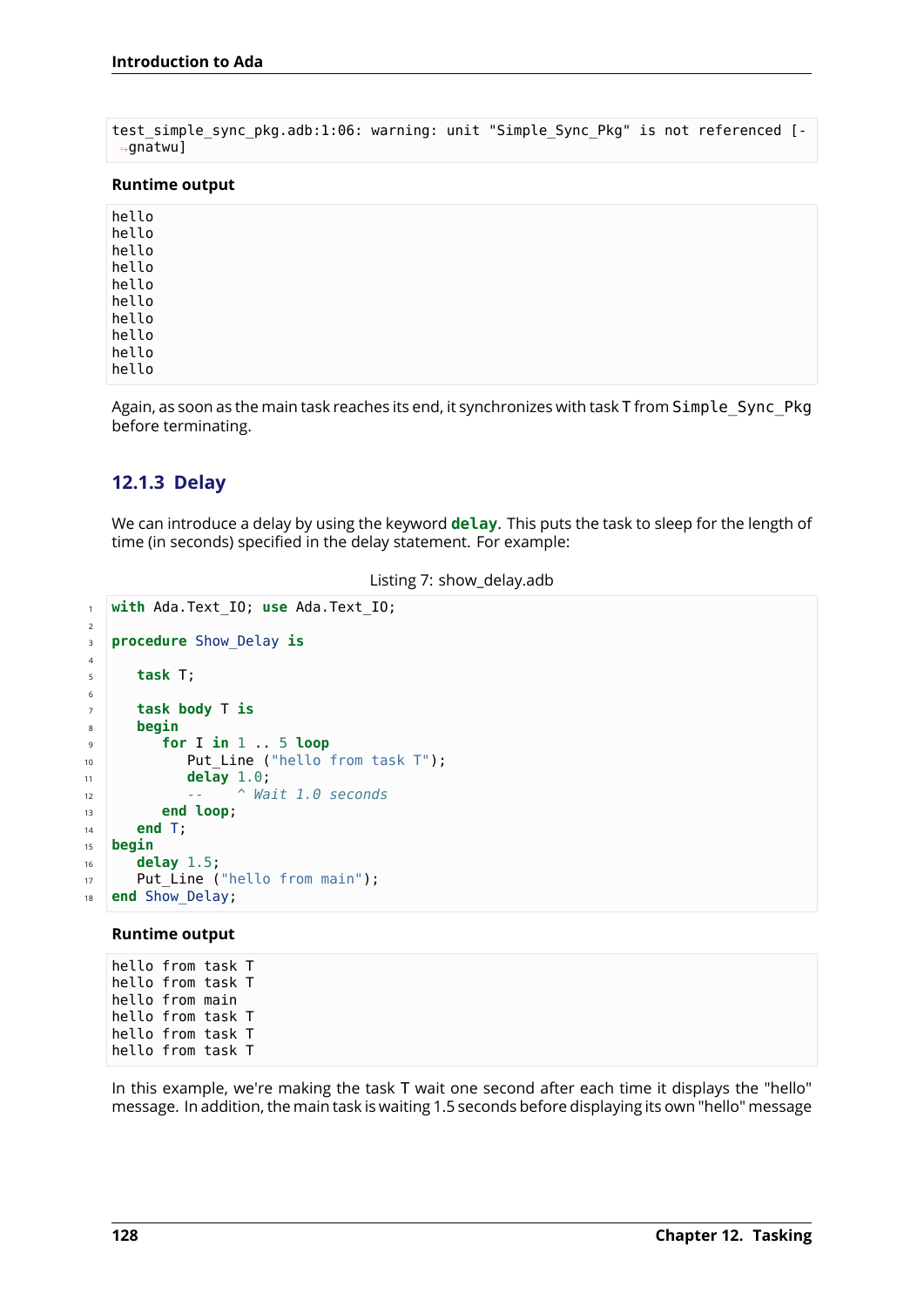```
test_simple_sync_pkg.adb:1:06: warning: unit "Simple_Sync_Pkg" is not referenced [-gnatwu]
```

**Runtime output**

```
hello
hello
hello
hello
hello
hello
hello
hello
hello
hello
```

Again, as soon as the main task reaches its end, it synchronizes with task T from `Simple_Sync_Pkg` before terminating.

### 12.1.3 Delay

We can introduce a delay by using the keyword **delay**. This puts the task to sleep for the length of time (in seconds) specified in the delay statement. For example:

Listing 7: show_delay.adb

```ada
with Ada.Text_IO; use Ada.Text_IO;

procedure Show_Delay is

   task T;

   task body T is
   begin
      for I in 1 .. 5 loop
         Put_Line ("hello from task T");
         delay 1.0;
         --    ^ Wait 1.0 seconds
      end loop;
   end T;
begin
   delay 1.5;
   Put_Line ("hello from main");
end Show_Delay;
```

**Runtime output**

```
hello from task T
hello from task T
hello from main
hello from task T
hello from task T
hello from task T
```

In this example, we're making the task T wait one second after each time it displays the "hello" message. In addition, the main task is waiting 1.5 seconds before displaying its own "hello" message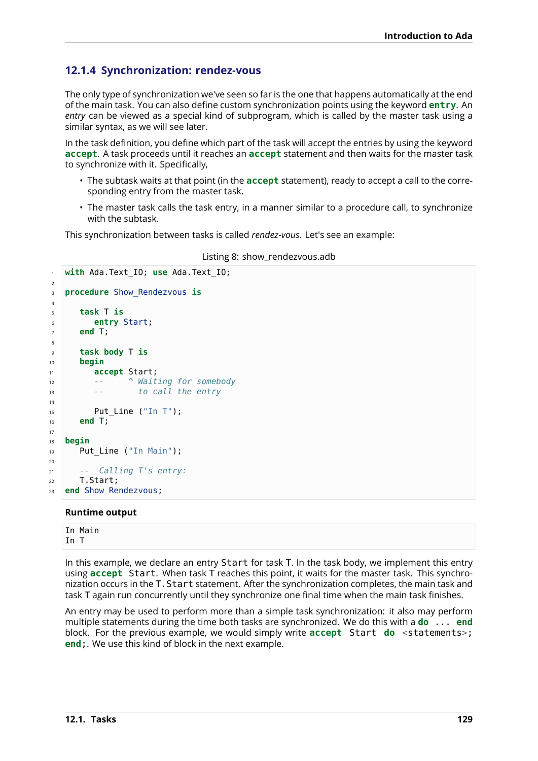### 12.1.4 Synchronization: rendez-vous

The only type of synchronization we've seen so far is the one that happens automatically at the end of the main task. You can also define custom synchronization points using the keyword **entry**. An *entry* can be viewed as a special kind of subprogram, which is called by the master task using a similar syntax, as we will see later.

In the task definition, you define which part of the task will accept the entries by using the keyword **accept**. A task proceeds until it reaches an **accept** statement and then waits for the master task to synchronize with it. Specifically,

- The subtask waits at that point (in the **accept** statement), ready to accept a call to the corresponding entry from the master task.
- The master task calls the task entry, in a manner similar to a procedure call, to synchronize with the subtask.

This synchronization between tasks is called *rendez-vous*. Let's see an example:

Listing 8: show_rendezvous.adb

```
with Ada.Text_IO; use Ada.Text_IO;

procedure Show_Rendezvous is

   task T is
      entry Start;
   end T;

   task body T is
   begin
      accept Start;
      --     ^ Waiting for somebody
      --       to call the entry

      Put_Line ("In T");
   end T;

begin
   Put_Line ("In Main");

   --  Calling T's entry:
   T.Start;
end Show_Rendezvous;
```

**Runtime output**

```
In Main
In T
```

In this example, we declare an entry `Start` for task T. In the task body, we implement this entry using **accept** `Start`. When task T reaches this point, it waits for the master task. This synchronization occurs in the `T.Start` statement. After the synchronization completes, the main task and task T again run concurrently until they synchronize one final time when the main task finishes.

An entry may be used to perform more than a simple task synchronization: it also may perform multiple statements during the time both tasks are synchronized. We do this with a **do** ... **end** block. For the previous example, we would simply write **accept** `Start` **do** `<statements>`; **end**;. We use this kind of block in the next example.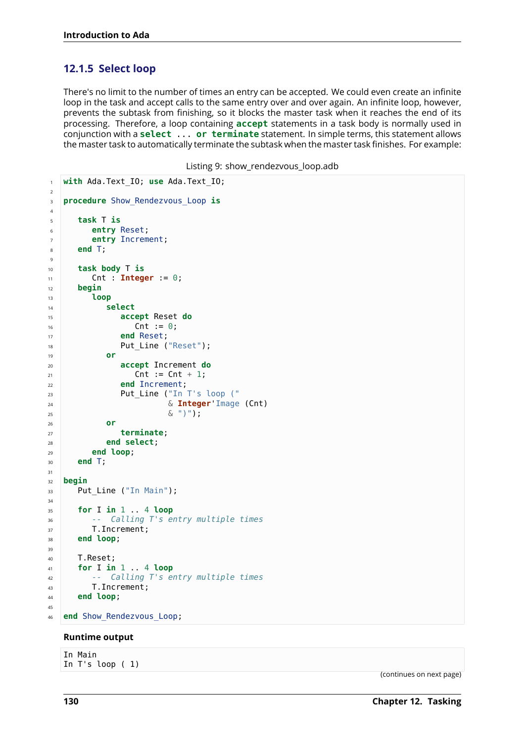### 12.1.5 Select loop

There's no limit to the number of times an entry can be accepted. We could even create an infinite loop in the task and accept calls to the same entry over and over again. An infinite loop, however, prevents the subtask from finishing, so it blocks the master task when it reaches the end of its processing. Therefore, a loop containing **accept** statements in a task body is normally used in conjunction with a **select ... or terminate** statement. In simple terms, this statement allows the master task to automatically terminate the subtask when the master task finishes. For example:

Listing 9: show_rendezvous_loop.adb

```ada
with Ada.Text_IO; use Ada.Text_IO;

procedure Show_Rendezvous_Loop is

   task T is
      entry Reset;
      entry Increment;
   end T;

   task body T is
      Cnt : Integer := 0;
   begin
      loop
         select
            accept Reset do
               Cnt := 0;
            end Reset;
            Put_Line ("Reset");
         or
            accept Increment do
               Cnt := Cnt + 1;
            end Increment;
            Put_Line ("In T's loop ("
                      & Integer'Image (Cnt)
                      & ")");
         or
            terminate;
         end select;
      end loop;
   end T;

begin
   Put_Line ("In Main");

   for I in 1 .. 4 loop
      --  Calling T's entry multiple times
      T.Increment;
   end loop;

   T.Reset;
   for I in 1 .. 4 loop
      --  Calling T's entry multiple times
      T.Increment;
   end loop;

end Show_Rendezvous_Loop;
```

**Runtime output**

```
In Main
In T's loop ( 1)
```

(continues on next page)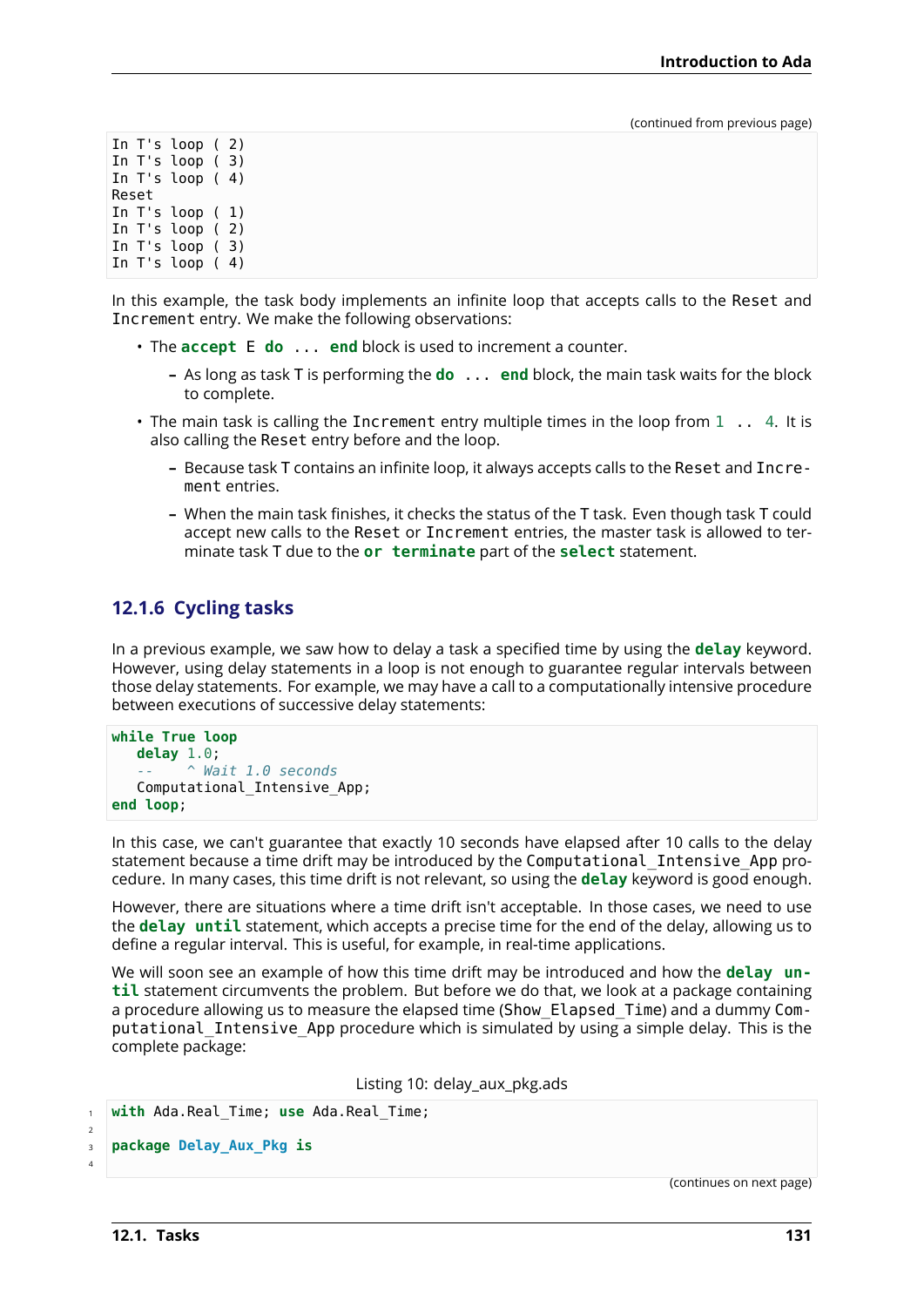(continued from previous page)

```
In T's loop ( 2)
In T's loop ( 3)
In T's loop ( 4)
Reset
In T's loop ( 1)
In T's loop ( 2)
In T's loop ( 3)
In T's loop ( 4)
```

In this example, the task body implements an infinite loop that accepts calls to the `Reset` and `Increment` entry. We make the following observations:

- The **accept** E **do** ... **end** block is used to increment a counter.
  - As long as task T is performing the **do** ... **end** block, the main task waits for the block to complete.
- The main task is calling the `Increment` entry multiple times in the loop from 1 .. 4. It is also calling the `Reset` entry before and the loop.
  - Because task T contains an infinite loop, it always accepts calls to the `Reset` and `Increment` entries.
  - When the main task finishes, it checks the status of the T task. Even though task T could accept new calls to the `Reset` or `Increment` entries, the master task is allowed to terminate task T due to the **or terminate** part of the **select** statement.

### 12.1.6 Cycling tasks

In a previous example, we saw how to delay a task a specified time by using the **delay** keyword. However, using delay statements in a loop is not enough to guarantee regular intervals between those delay statements. For example, we may have a call to a computationally intensive procedure between executions of successive delay statements:

```
while True loop
   delay 1.0;
   --    ^ Wait 1.0 seconds
   Computational_Intensive_App;
end loop;
```

In this case, we can't guarantee that exactly 10 seconds have elapsed after 10 calls to the delay statement because a time drift may be introduced by the `Computational_Intensive_App` procedure. In many cases, this time drift is not relevant, so using the **delay** keyword is good enough.

However, there are situations where a time drift isn't acceptable. In those cases, we need to use the **delay until** statement, which accepts a precise time for the end of the delay, allowing us to define a regular interval. This is useful, for example, in real-time applications.

We will soon see an example of how this time drift may be introduced and how the **delay until** statement circumvents the problem. But before we do that, we look at a package containing a procedure allowing us to measure the elapsed time (`Show_Elapsed_Time`) and a dummy `Computational_Intensive_App` procedure which is simulated by using a simple delay. This is the complete package:

Listing 10: delay_aux_pkg.ads

```
1  with Ada.Real_Time; use Ada.Real_Time;
2
3  package Delay_Aux_Pkg is
4
```

(continues on next page)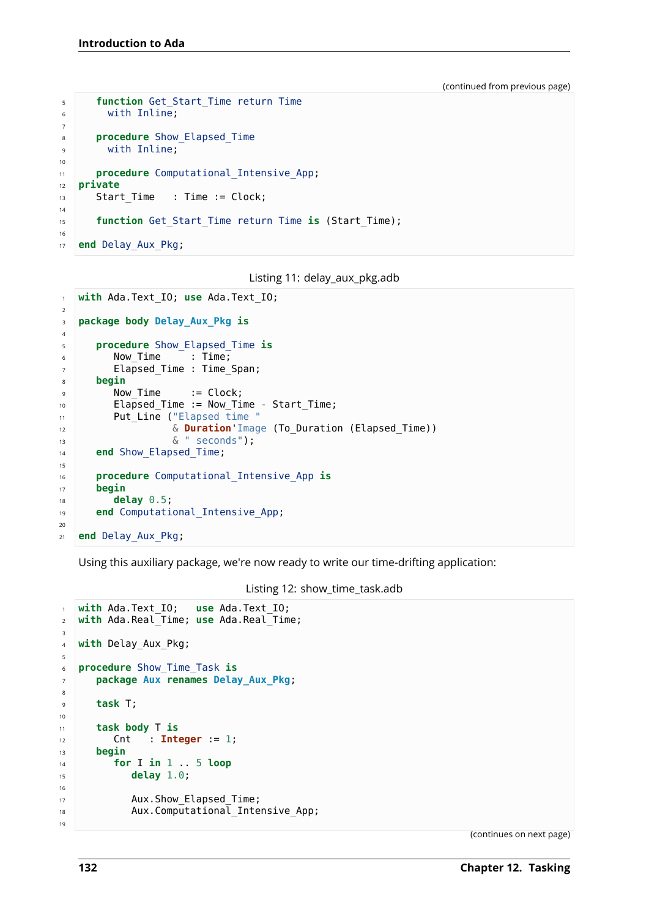(continued from previous page)

```ada
   function Get_Start_Time return Time
     with Inline;

   procedure Show_Elapsed_Time
     with Inline;

   procedure Computational_Intensive_App;
private
   Start_Time   : Time := Clock;

   function Get_Start_Time return Time is (Start_Time);

end Delay_Aux_Pkg;
```

Listing 11: delay_aux_pkg.adb

```ada
with Ada.Text_IO; use Ada.Text_IO;

package body Delay_Aux_Pkg is

   procedure Show_Elapsed_Time is
      Now_Time     : Time;
      Elapsed_Time : Time_Span;
   begin
      Now_Time     := Clock;
      Elapsed_Time := Now_Time - Start_Time;
      Put_Line ("Elapsed time "
                & Duration'Image (To_Duration (Elapsed_Time))
                & " seconds");
   end Show_Elapsed_Time;

   procedure Computational_Intensive_App is
   begin
      delay 0.5;
   end Computational_Intensive_App;

end Delay_Aux_Pkg;
```

Using this auxiliary package, we're now ready to write our time-drifting application:

Listing 12: show_time_task.adb

```ada
with Ada.Text_IO;   use Ada.Text_IO;
with Ada.Real_Time; use Ada.Real_Time;

with Delay_Aux_Pkg;

procedure Show_Time_Task is
   package Aux renames Delay_Aux_Pkg;

   task T;

   task body T is
      Cnt   : Integer := 1;
   begin
      for I in 1 .. 5 loop
         delay 1.0;

         Aux.Show_Elapsed_Time;
         Aux.Computational_Intensive_App;

```

(continues on next page)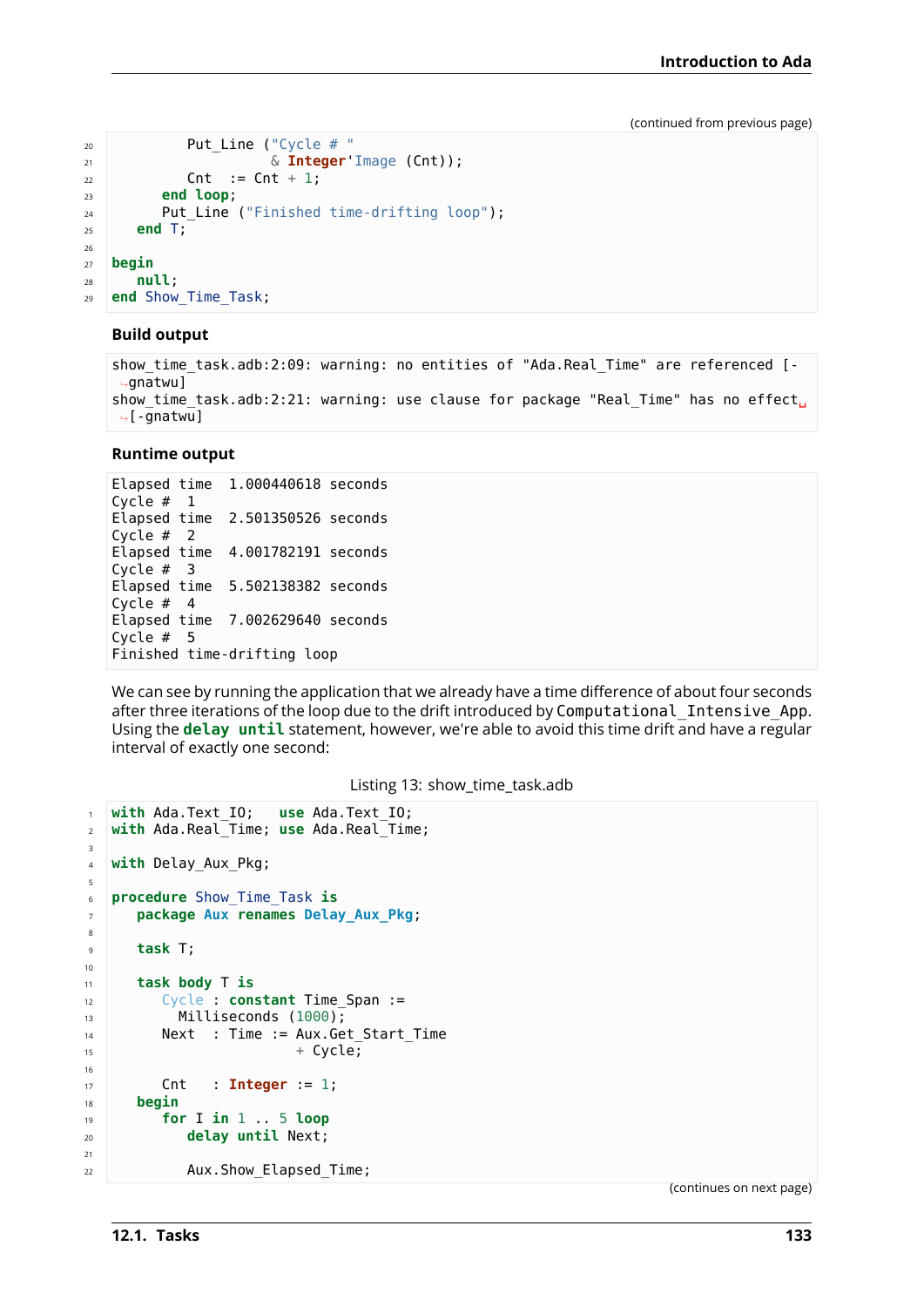(continued from previous page)

```
         Put_Line ("Cycle # "
                   & Integer'Image (Cnt));
         Cnt  := Cnt + 1;
      end loop;
      Put_Line ("Finished time-drifting loop");
   end T;

begin
   null;
end Show_Time_Task;
```

**Build output**

```
show_time_task.adb:2:09: warning: no entities of "Ada.Real_Time" are referenced [-gnatwu]
show_time_task.adb:2:21: warning: use clause for package "Real_Time" has no effect [-gnatwu]
```

**Runtime output**

```
Elapsed time  1.000440618 seconds
Cycle #  1
Elapsed time  2.501350526 seconds
Cycle #  2
Elapsed time  4.001782191 seconds
Cycle #  3
Elapsed time  5.502138382 seconds
Cycle #  4
Elapsed time  7.002629640 seconds
Cycle #  5
Finished time-drifting loop
```

We can see by running the application that we already have a time difference of about four seconds after three iterations of the loop due to the drift introduced by `Computational_Intensive_App`. Using the **delay until** statement, however, we're able to avoid this time drift and have a regular interval of exactly one second:

Listing 13: show_time_task.adb

```ada
with Ada.Text_IO;   use Ada.Text_IO;
with Ada.Real_Time; use Ada.Real_Time;

with Delay_Aux_Pkg;

procedure Show_Time_Task is
   package Aux renames Delay_Aux_Pkg;

   task T;

   task body T is
      Cycle : constant Time_Span :=
        Milliseconds (1000);
      Next  : Time := Aux.Get_Start_Time
                      + Cycle;

      Cnt   : Integer := 1;
   begin
      for I in 1 .. 5 loop
         delay until Next;

         Aux.Show_Elapsed_Time;
```

(continues on next page)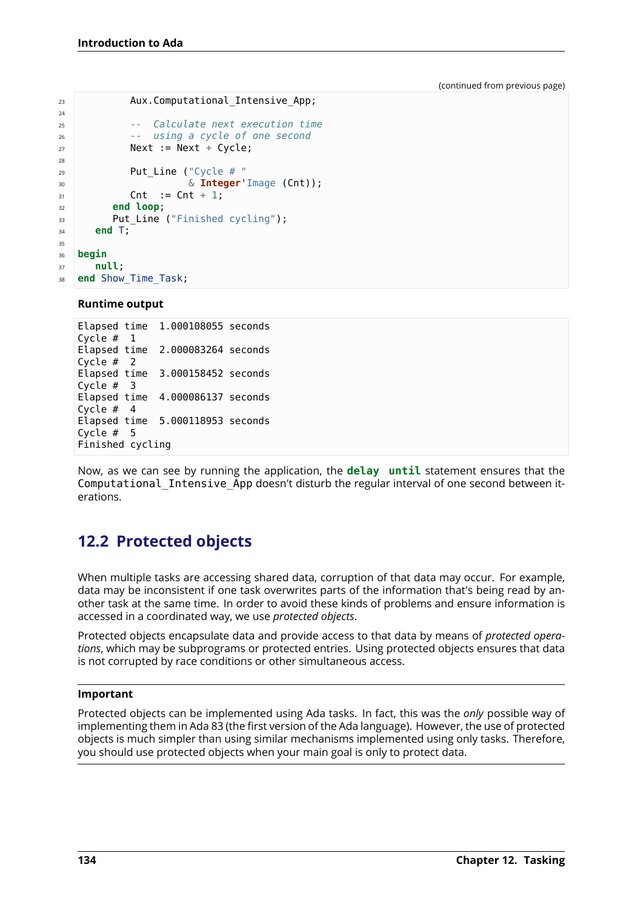(continued from previous page)

```ada
         Aux.Computational_Intensive_App;

         --  Calculate next execution time
         --  using a cycle of one second
         Next := Next + Cycle;

         Put_Line ("Cycle # "
                   & Integer'Image (Cnt));
         Cnt  := Cnt + 1;
      end loop;
      Put_Line ("Finished cycling");
   end T;

begin
   null;
end Show_Time_Task;
```

**Runtime output**

```
Elapsed time  1.000108055 seconds
Cycle #  1
Elapsed time  2.000083264 seconds
Cycle #  2
Elapsed time  3.000158452 seconds
Cycle #  3
Elapsed time  4.000086137 seconds
Cycle #  4
Elapsed time  5.000118953 seconds
Cycle #  5
Finished cycling
```

Now, as we can see by running the application, the **delay until** statement ensures that the `Computational_Intensive_App` doesn't disturb the regular interval of one second between iterations.

## 12.2 Protected objects

When multiple tasks are accessing shared data, corruption of that data may occur. For example, data may be inconsistent if one task overwrites parts of the information that's being read by another task at the same time. In order to avoid these kinds of problems and ensure information is accessed in a coordinated way, we use *protected objects*.

Protected objects encapsulate data and provide access to that data by means of *protected operations*, which may be subprograms or protected entries. Using protected objects ensures that data is not corrupted by race conditions or other simultaneous access.

**Important**

Protected objects can be implemented using Ada tasks. In fact, this was the *only* possible way of implementing them in Ada 83 (the first version of the Ada language). However, the use of protected objects is much simpler than using similar mechanisms implemented using only tasks. Therefore, you should use protected objects when your main goal is only to protect data.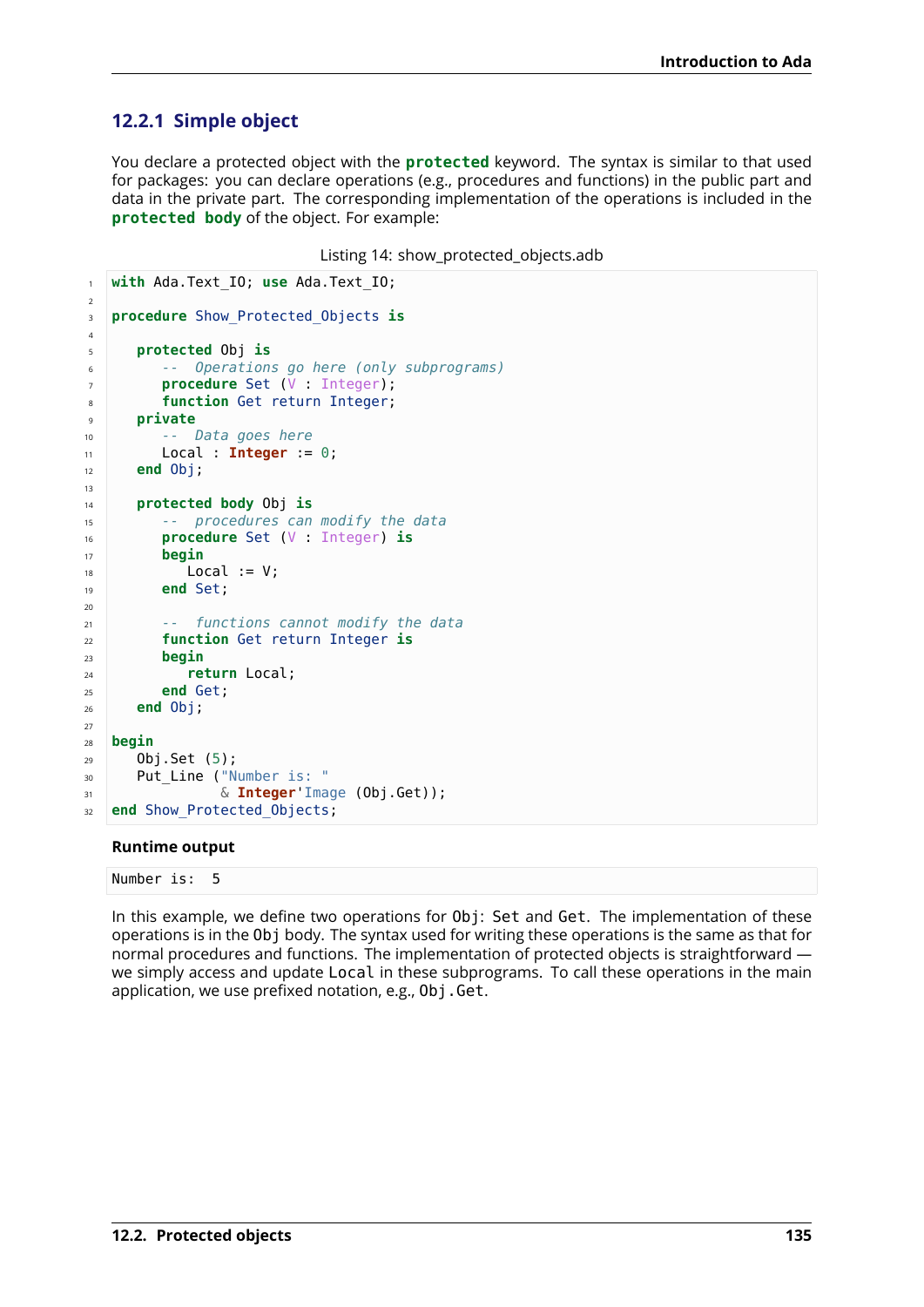### 12.2.1 Simple object

You declare a protected object with the **protected** keyword. The syntax is similar to that used for packages: you can declare operations (e.g., procedures and functions) in the public part and data in the private part. The corresponding implementation of the operations is included in the **protected body** of the object. For example:

Listing 14: show_protected_objects.adb

```ada
with Ada.Text_IO; use Ada.Text_IO;

procedure Show_Protected_Objects is

   protected Obj is
      --  Operations go here (only subprograms)
      procedure Set (V : Integer);
      function Get return Integer;
   private
      --  Data goes here
      Local : Integer := 0;
   end Obj;

   protected body Obj is
      --  procedures can modify the data
      procedure Set (V : Integer) is
      begin
         Local := V;
      end Set;

      --  functions cannot modify the data
      function Get return Integer is
      begin
         return Local;
      end Get;
   end Obj;

begin
   Obj.Set (5);
   Put_Line ("Number is: "
             & Integer'Image (Obj.Get));
end Show_Protected_Objects;
```

**Runtime output**

```
Number is:  5
```

In this example, we define two operations for `Obj`: `Set` and `Get`. The implementation of these operations is in the `Obj` body. The syntax used for writing these operations is the same as that for normal procedures and functions. The implementation of protected objects is straightforward — we simply access and update `Local` in these subprograms. To call these operations in the main application, we use prefixed notation, e.g., `Obj.Get`.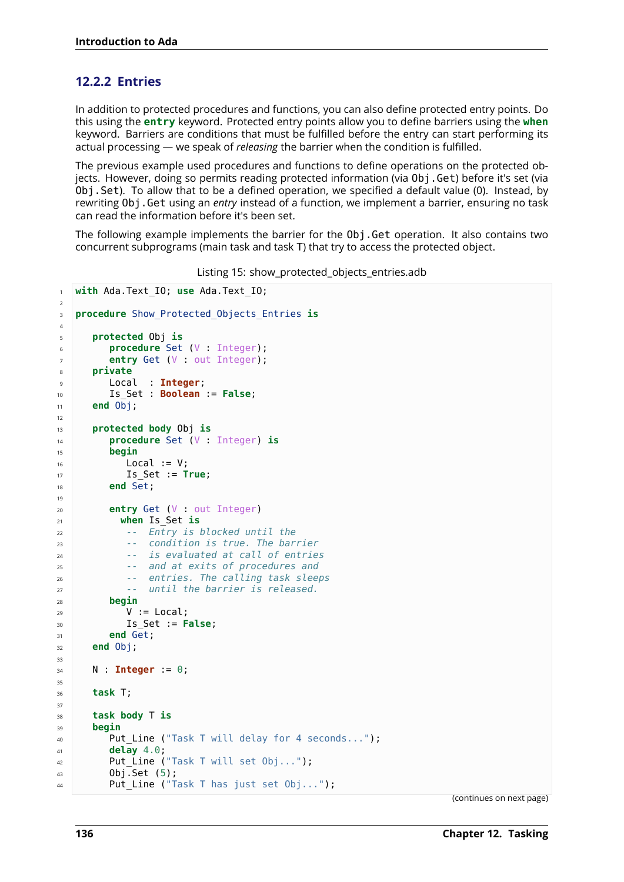### 12.2.2 Entries

In addition to protected procedures and functions, you can also define protected entry points. Do this using the **entry** keyword. Protected entry points allow you to define barriers using the **when** keyword. Barriers are conditions that must be fulfilled before the entry can start performing its actual processing — we speak of *releasing* the barrier when the condition is fulfilled.

The previous example used procedures and functions to define operations on the protected objects. However, doing so permits reading protected information (via `Obj.Get`) before it's set (via `Obj.Set`). To allow that to be a defined operation, we specified a default value (0). Instead, by rewriting `Obj.Get` using an *entry* instead of a function, we implement a barrier, ensuring no task can read the information before it's been set.

The following example implements the barrier for the `Obj.Get` operation. It also contains two concurrent subprograms (main task and task T) that try to access the protected object.

Listing 15: show_protected_objects_entries.adb

```
with Ada.Text_IO; use Ada.Text_IO;

procedure Show_Protected_Objects_Entries is

   protected Obj is
      procedure Set (V : Integer);
      entry Get (V : out Integer);
   private
      Local  : Integer;
      Is_Set : Boolean := False;
   end Obj;

   protected body Obj is
      procedure Set (V : Integer) is
      begin
         Local := V;
         Is_Set := True;
      end Set;

      entry Get (V : out Integer)
        when Is_Set is
         --  Entry is blocked until the
         --  condition is true. The barrier
         --  is evaluated at call of entries
         --  and at exits of procedures and
         --  entries. The calling task sleeps
         --  until the barrier is released.
      begin
         V := Local;
         Is_Set := False;
      end Get;
   end Obj;

   N : Integer := 0;

   task T;

   task body T is
   begin
      Put_Line ("Task T will delay for 4 seconds...");
      delay 4.0;
      Put_Line ("Task T will set Obj...");
      Obj.Set (5);
      Put_Line ("Task T has just set Obj...");
```

(continues on next page)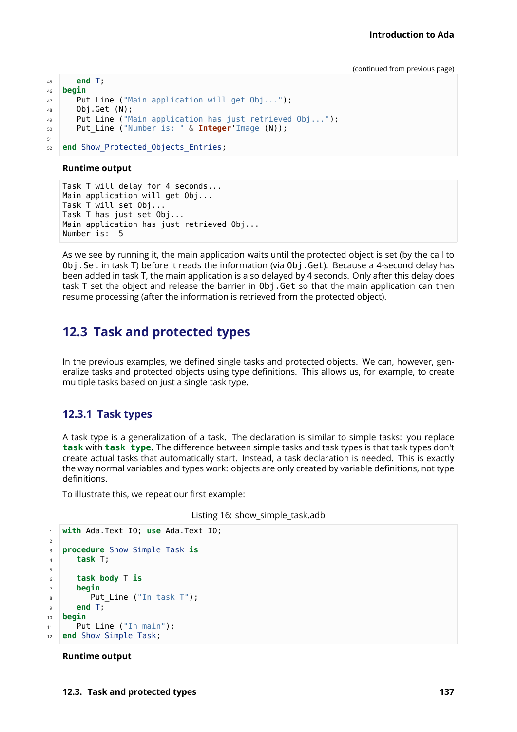(continued from previous page)

```
   end T;
begin
   Put_Line ("Main application will get Obj...");
   Obj.Get (N);
   Put_Line ("Main application has just retrieved Obj...");
   Put_Line ("Number is: " & Integer'Image (N));

end Show_Protected_Objects_Entries;
```

**Runtime output**

```
Task T will delay for 4 seconds...
Main application will get Obj...
Task T will set Obj...
Task T has just set Obj...
Main application has just retrieved Obj...
Number is:  5
```

As we see by running it, the main application waits until the protected object is set (by the call to `Obj.Set` in task T) before it reads the information (via `Obj.Get`). Because a 4-second delay has been added in task T, the main application is also delayed by 4 seconds. Only after this delay does task T set the object and release the barrier in `Obj.Get` so that the main application can then resume processing (after the information is retrieved from the protected object).

## 12.3 Task and protected types

In the previous examples, we defined single tasks and protected objects. We can, however, generalize tasks and protected objects using type definitions. This allows us, for example, to create multiple tasks based on just a single task type.

### 12.3.1 Task types

A task type is a generalization of a task. The declaration is similar to simple tasks: you replace **task** with **task type**. The difference between simple tasks and task types is that task types don't create actual tasks that automatically start. Instead, a task declaration is needed. This is exactly the way normal variables and types work: objects are only created by variable definitions, not type definitions.

To illustrate this, we repeat our first example:

Listing 16: show_simple_task.adb

```
with Ada.Text_IO; use Ada.Text_IO;

procedure Show_Simple_Task is
   task T;

   task body T is
   begin
      Put_Line ("In task T");
   end T;
begin
   Put_Line ("In main");
end Show_Simple_Task;
```

**Runtime output**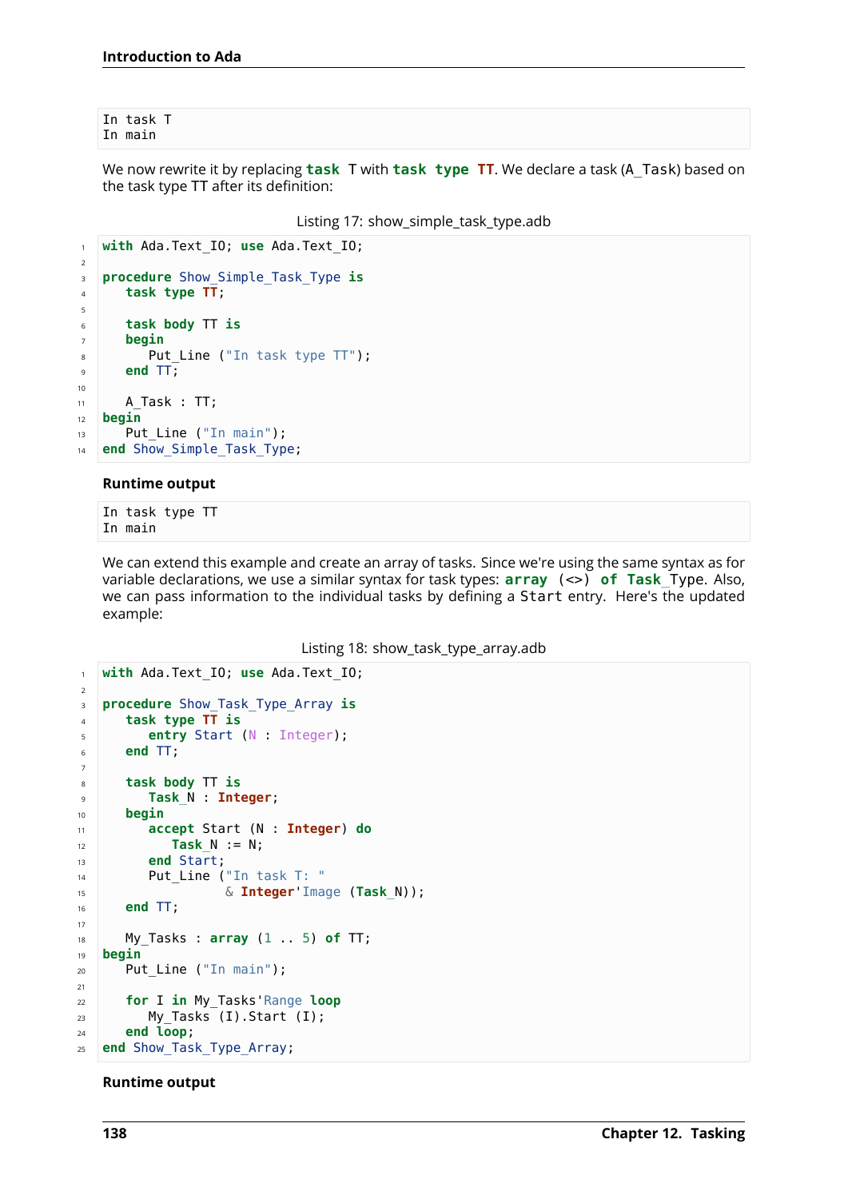```
In task T
In main
```

We now rewrite it by replacing **task** T with **task type** TT. We declare a task (A_Task) based on the task type TT after its definition:

Listing 17: show_simple_task_type.adb

```ada
with Ada.Text_IO; use Ada.Text_IO;

procedure Show_Simple_Task_Type is
   task type TT;

   task body TT is
   begin
      Put_Line ("In task type TT");
   end TT;

   A_Task : TT;
begin
   Put_Line ("In main");
end Show_Simple_Task_Type;
```

**Runtime output**

```
In task type TT
In main
```

We can extend this example and create an array of tasks. Since we're using the same syntax as for variable declarations, we use a similar syntax for task types: **array** (<>) **of** Task_Type. Also, we can pass information to the individual tasks by defining a Start entry. Here's the updated example:

Listing 18: show_task_type_array.adb

```ada
with Ada.Text_IO; use Ada.Text_IO;

procedure Show_Task_Type_Array is
   task type TT is
      entry Start (N : Integer);
   end TT;

   task body TT is
      Task_N : Integer;
   begin
      accept Start (N : Integer) do
         Task_N := N;
      end Start;
      Put_Line ("In task T: "
                & Integer'Image (Task_N));
   end TT;

   My_Tasks : array (1 .. 5) of TT;
begin
   Put_Line ("In main");

   for I in My_Tasks'Range loop
      My_Tasks (I).Start (I);
   end loop;
end Show_Task_Type_Array;
```

**Runtime output**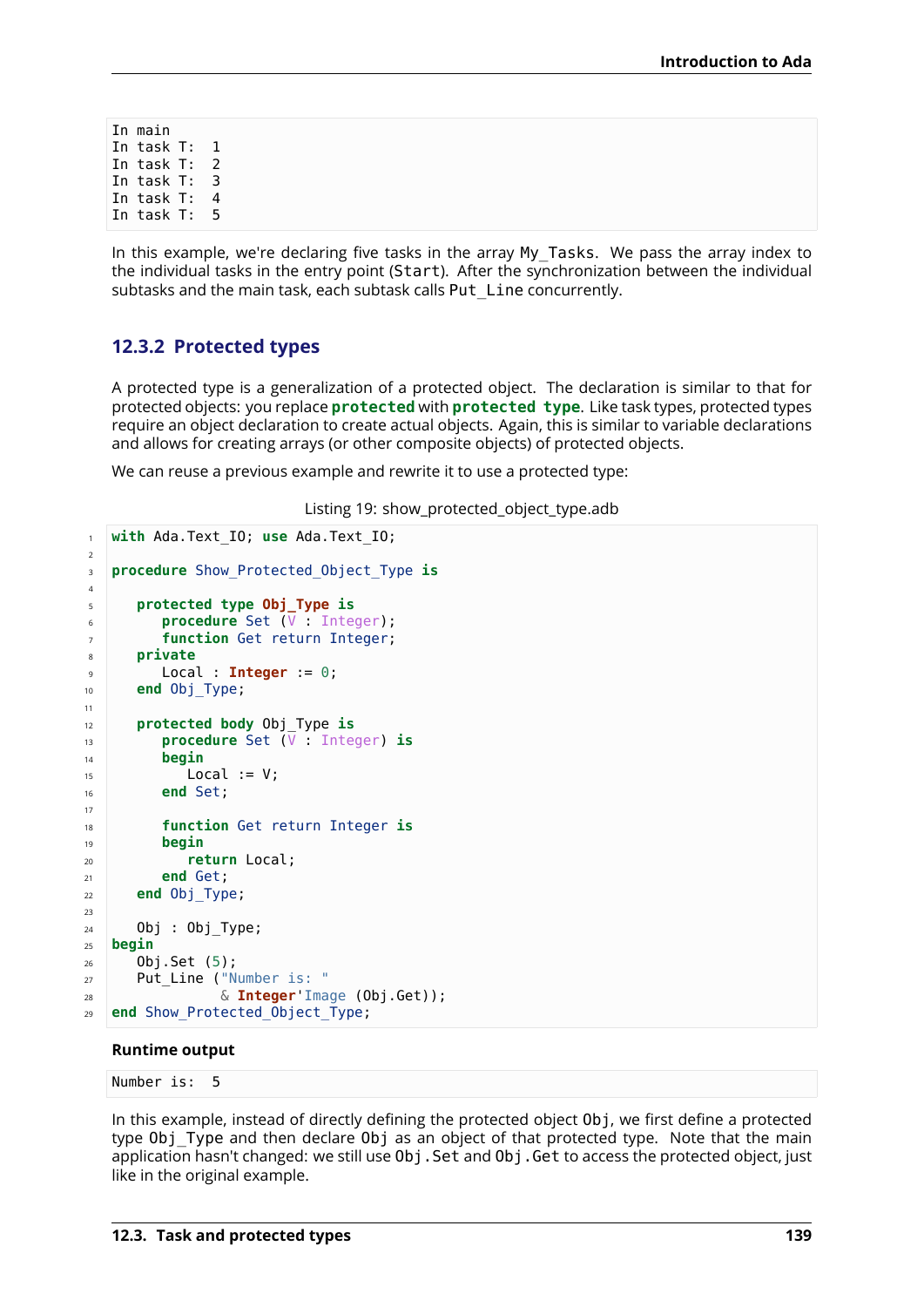```
In main
In task T:  1
In task T:  2
In task T:  3
In task T:  4
In task T:  5
```

In this example, we're declaring five tasks in the array `My_Tasks`. We pass the array index to the individual tasks in the entry point (`Start`). After the synchronization between the individual subtasks and the main task, each subtask calls `Put_Line` concurrently.

### 12.3.2 Protected types

A protected type is a generalization of a protected object. The declaration is similar to that for protected objects: you replace **protected** with **protected type**. Like task types, protected types require an object declaration to create actual objects. Again, this is similar to variable declarations and allows for creating arrays (or other composite objects) of protected objects.

We can reuse a previous example and rewrite it to use a protected type:

Listing 19: show_protected_object_type.adb

```ada
with Ada.Text_IO; use Ada.Text_IO;

procedure Show_Protected_Object_Type is

   protected type Obj_Type is
      procedure Set (V : Integer);
      function Get return Integer;
   private
      Local : Integer := 0;
   end Obj_Type;

   protected body Obj_Type is
      procedure Set (V : Integer) is
      begin
         Local := V;
      end Set;

      function Get return Integer is
      begin
         return Local;
      end Get;
   end Obj_Type;

   Obj : Obj_Type;
begin
   Obj.Set (5);
   Put_Line ("Number is: "
             & Integer'Image (Obj.Get));
end Show_Protected_Object_Type;
```

**Runtime output**

```
Number is:  5
```

In this example, instead of directly defining the protected object `Obj`, we first define a protected type `Obj_Type` and then declare `Obj` as an object of that protected type. Note that the main application hasn't changed: we still use `Obj.Set` and `Obj.Get` to access the protected object, just like in the original example.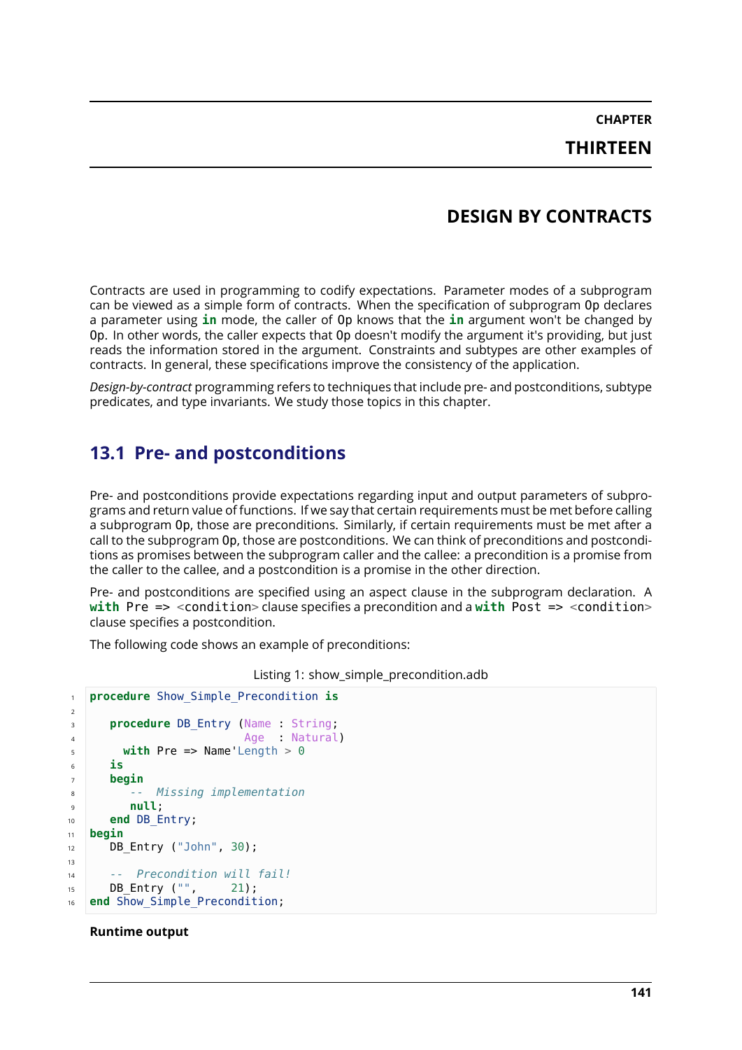# CHAPTER THIRTEEN

# DESIGN BY CONTRACTS

Contracts are used in programming to codify expectations. Parameter modes of a subprogram can be viewed as a simple form of contracts. When the specification of subprogram `Op` declares a parameter using **in** mode, the caller of `Op` knows that the **in** argument won't be changed by `Op`. In other words, the caller expects that `Op` doesn't modify the argument it's providing, but just reads the information stored in the argument. Constraints and subtypes are other examples of contracts. In general, these specifications improve the consistency of the application.

*Design-by-contract* programming refers to techniques that include pre- and postconditions, subtype predicates, and type invariants. We study those topics in this chapter.

## 13.1 Pre- and postconditions

Pre- and postconditions provide expectations regarding input and output parameters of subprograms and return value of functions. If we say that certain requirements must be met before calling a subprogram `Op`, those are preconditions. Similarly, if certain requirements must be met after a call to the subprogram `Op`, those are postconditions. We can think of preconditions and postconditions as promises between the subprogram caller and the callee: a precondition is a promise from the caller to the callee, and a postcondition is a promise in the other direction.

Pre- and postconditions are specified using an aspect clause in the subprogram declaration. A `with Pre => <condition>` clause specifies a precondition and a `with Post => <condition>` clause specifies a postcondition.

The following code shows an example of preconditions:

Listing 1: show_simple_precondition.adb

```ada
procedure Show_Simple_Precondition is

   procedure DB_Entry (Name : String;
                       Age  : Natural)
     with Pre => Name'Length > 0
   is
   begin
      --  Missing implementation
      null;
   end DB_Entry;
begin
   DB_Entry ("John", 30);

   --  Precondition will fail!
   DB_Entry ("",     21);
end Show_Simple_Precondition;
```

**Runtime output**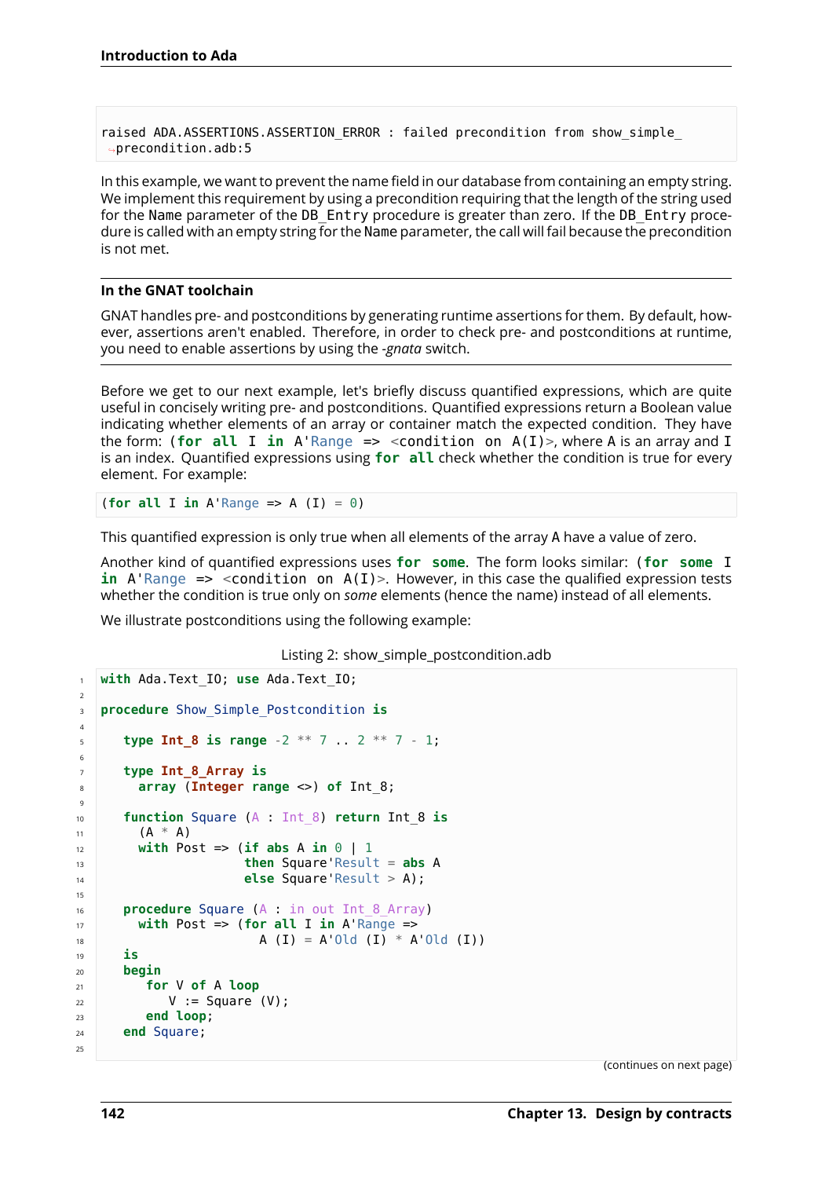```
raised ADA.ASSERTIONS.ASSERTION_ERROR : failed precondition from show_simple_
→precondition.adb:5
```

In this example, we want to prevent the name field in our database from containing an empty string. We implement this requirement by using a precondition requiring that the length of the string used for the Name parameter of the DB_Entry procedure is greater than zero. If the DB_Entry procedure is called with an empty string for the Name parameter, the call will fail because the precondition is not met.

**In the GNAT toolchain**

GNAT handles pre- and postconditions by generating runtime assertions for them. By default, however, assertions aren't enabled. Therefore, in order to check pre- and postconditions at runtime, you need to enable assertions by using the *-gnata* switch.

Before we get to our next example, let's briefly discuss quantified expressions, which are quite useful in concisely writing pre- and postconditions. Quantified expressions return a Boolean value indicating whether elements of an array or container match the expected condition. They have the form: `(for all I in A'Range => <condition on A(I)>`, where A is an array and I is an index. Quantified expressions using `for all` check whether the condition is true for every element. For example:

```
(for all I in A'Range => A (I) = 0)
```

This quantified expression is only true when all elements of the array A have a value of zero.

Another kind of quantified expressions uses `for some`. The form looks similar: `(for some I in A'Range => <condition on A(I)>`. However, in this case the qualified expression tests whether the condition is true only on *some* elements (hence the name) instead of all elements.

We illustrate postconditions using the following example:

Listing 2: show_simple_postcondition.adb

```
with Ada.Text_IO; use Ada.Text_IO;

procedure Show_Simple_Postcondition is

   type Int_8 is range -2 ** 7 .. 2 ** 7 - 1;

   type Int_8_Array is
     array (Integer range <>) of Int_8;

   function Square (A : Int_8) return Int_8 is
     (A * A)
     with Post => (if abs A in 0 | 1
                   then Square'Result = abs A
                   else Square'Result > A);

   procedure Square (A : in out Int_8_Array)
     with Post => (for all I in A'Range =>
                     A (I) = A'Old (I) * A'Old (I))
   is
   begin
      for V of A loop
         V := Square (V);
      end loop;
   end Square;

```

(continues on next page)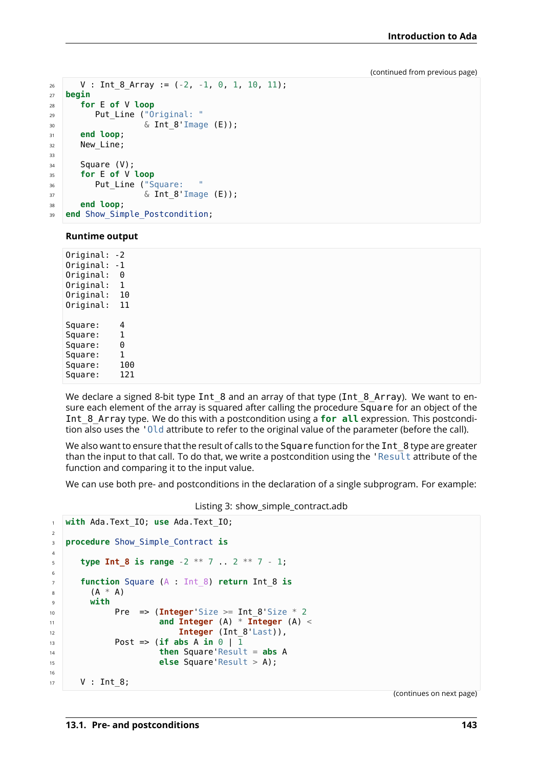(continued from previous page)

```
   V : Int_8_Array := (-2, -1, 0, 1, 10, 11);
begin
   for E of V loop
      Put_Line ("Original: "
                & Int_8'Image (E));
   end loop;
   New_Line;

   Square (V);
   for E of V loop
      Put_Line ("Square:   "
                & Int_8'Image (E));
   end loop;
end Show_Simple_Postcondition;
```

**Runtime output**

```
Original: -2
Original: -1
Original:  0
Original:  1
Original:  10
Original:  11

Square:    4
Square:    1
Square:    0
Square:    1
Square:    100
Square:    121
```

We declare a signed 8-bit type `Int_8` and an array of that type (`Int_8_Array`). We want to ensure each element of the array is squared after calling the procedure `Square` for an object of the `Int_8_Array` type. We do this with a postcondition using a **for all** expression. This postcondition also uses the `'Old` attribute to refer to the original value of the parameter (before the call).

We also want to ensure that the result of calls to the `Square` function for the `Int_8` type are greater than the input to that call. To do that, we write a postcondition using the `'Result` attribute of the function and comparing it to the input value.

We can use both pre- and postconditions in the declaration of a single subprogram. For example:

Listing 3: show_simple_contract.adb

```
with Ada.Text_IO; use Ada.Text_IO;

procedure Show_Simple_Contract is

   type Int_8 is range -2 ** 7 .. 2 ** 7 - 1;

   function Square (A : Int_8) return Int_8 is
     (A * A)
     with
         Pre  => (Integer'Size >= Int_8'Size * 2
                  and Integer (A) * Integer (A) <
                      Integer (Int_8'Last)),
         Post => (if abs A in 0 | 1
                  then Square'Result = abs A
                  else Square'Result > A);

   V : Int_8;
```

(continues on next page)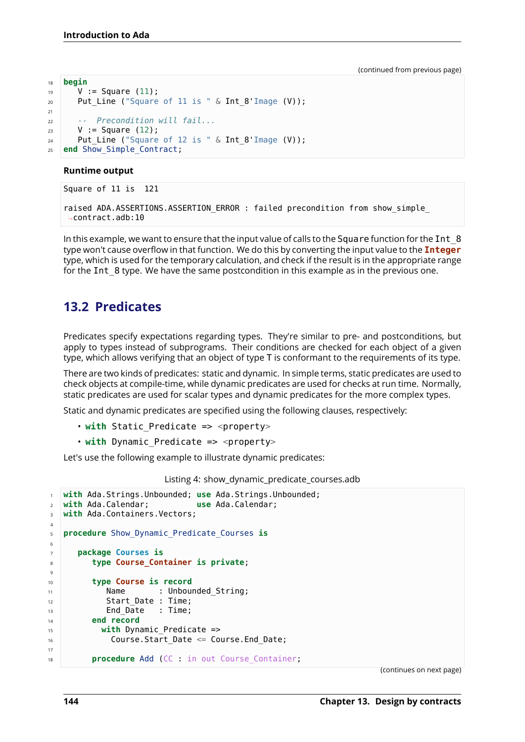(continued from previous page)

```
begin
   V := Square (11);
   Put_Line ("Square of 11 is " & Int_8'Image (V));

   --  Precondition will fail...
   V := Square (12);
   Put_Line ("Square of 12 is " & Int_8'Image (V));
end Show_Simple_Contract;
```

**Runtime output**

```
Square of 11 is  121

raised ADA.ASSERTIONS.ASSERTION_ERROR : failed precondition from show_simple_contract.adb:10
```

In this example, we want to ensure that the input value of calls to the `Square` function for the `Int_8` type won't cause overflow in that function. We do this by converting the input value to the `Integer` type, which is used for the temporary calculation, and check if the result is in the appropriate range for the `Int_8` type. We have the same postcondition in this example as in the previous one.

## 13.2 Predicates

Predicates specify expectations regarding types. They're similar to pre- and postconditions, but apply to types instead of subprograms. Their conditions are checked for each object of a given type, which allows verifying that an object of type T is conformant to the requirements of its type.

There are two kinds of predicates: static and dynamic. In simple terms, static predicates are used to check objects at compile-time, while dynamic predicates are used for checks at run time. Normally, static predicates are used for scalar types and dynamic predicates for the more complex types.

Static and dynamic predicates are specified using the following clauses, respectively:

- `with Static_Predicate => <property>`
- `with Dynamic_Predicate => <property>`

Let's use the following example to illustrate dynamic predicates:

Listing 4: show_dynamic_predicate_courses.adb

```
with Ada.Strings.Unbounded; use Ada.Strings.Unbounded;
with Ada.Calendar;          use Ada.Calendar;
with Ada.Containers.Vectors;

procedure Show_Dynamic_Predicate_Courses is

   package Courses is
      type Course_Container is private;

      type Course is record
         Name       : Unbounded_String;
         Start_Date : Time;
         End_Date   : Time;
      end record
        with Dynamic_Predicate =>
          Course.Start_Date <= Course.End_Date;

      procedure Add (CC : in out Course_Container;
```

(continues on next page)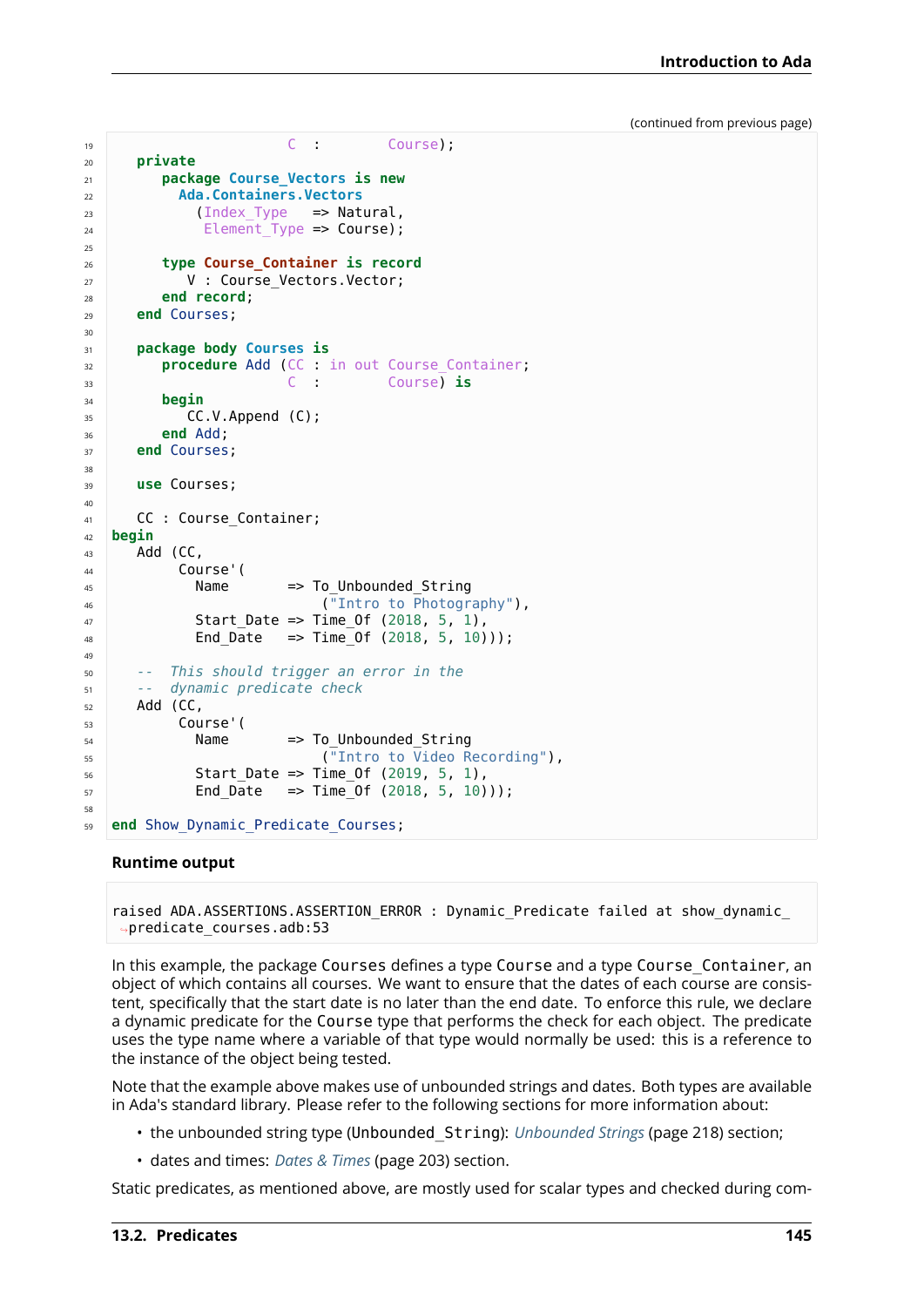(continued from previous page)

```ada
                    C  :        Course);
   private
      package Course_Vectors is new
        Ada.Containers.Vectors
          (Index_Type   => Natural,
           Element_Type => Course);

      type Course_Container is record
         V : Course_Vectors.Vector;
      end record;
   end Courses;

   package body Courses is
      procedure Add (CC : in out Course_Container;
                     C  :        Course) is
      begin
         CC.V.Append (C);
      end Add;
   end Courses;

   use Courses;

   CC : Course_Container;
begin
   Add (CC,
        Course'(
          Name       => To_Unbounded_String
                          ("Intro to Photography"),
          Start_Date => Time_Of (2018, 5, 1),
          End_Date   => Time_Of (2018, 5, 10)));

   --  This should trigger an error in the
   --  dynamic predicate check
   Add (CC,
        Course'(
          Name       => To_Unbounded_String
                          ("Intro to Video Recording"),
          Start_Date => Time_Of (2019, 5, 1),
          End_Date   => Time_Of (2018, 5, 10)));

end Show_Dynamic_Predicate_Courses;
```

**Runtime output**

```
raised ADA.ASSERTIONS.ASSERTION_ERROR : Dynamic_Predicate failed at show_dynamic_
↪predicate_courses.adb:53
```

In this example, the package Courses defines a type Course and a type Course_Container, an object of which contains all courses. We want to ensure that the dates of each course are consistent, specifically that the start date is no later than the end date. To enforce this rule, we declare a dynamic predicate for the Course type that performs the check for each object. The predicate uses the type name where a variable of that type would normally be used: this is a reference to the instance of the object being tested.

Note that the example above makes use of unbounded strings and dates. Both types are available in Ada's standard library. Please refer to the following sections for more information about:

- the unbounded string type (Unbounded_String): *Unbounded Strings* (page 218) section;
- dates and times: *Dates & Times* (page 203) section.

Static predicates, as mentioned above, are mostly used for scalar types and checked during com-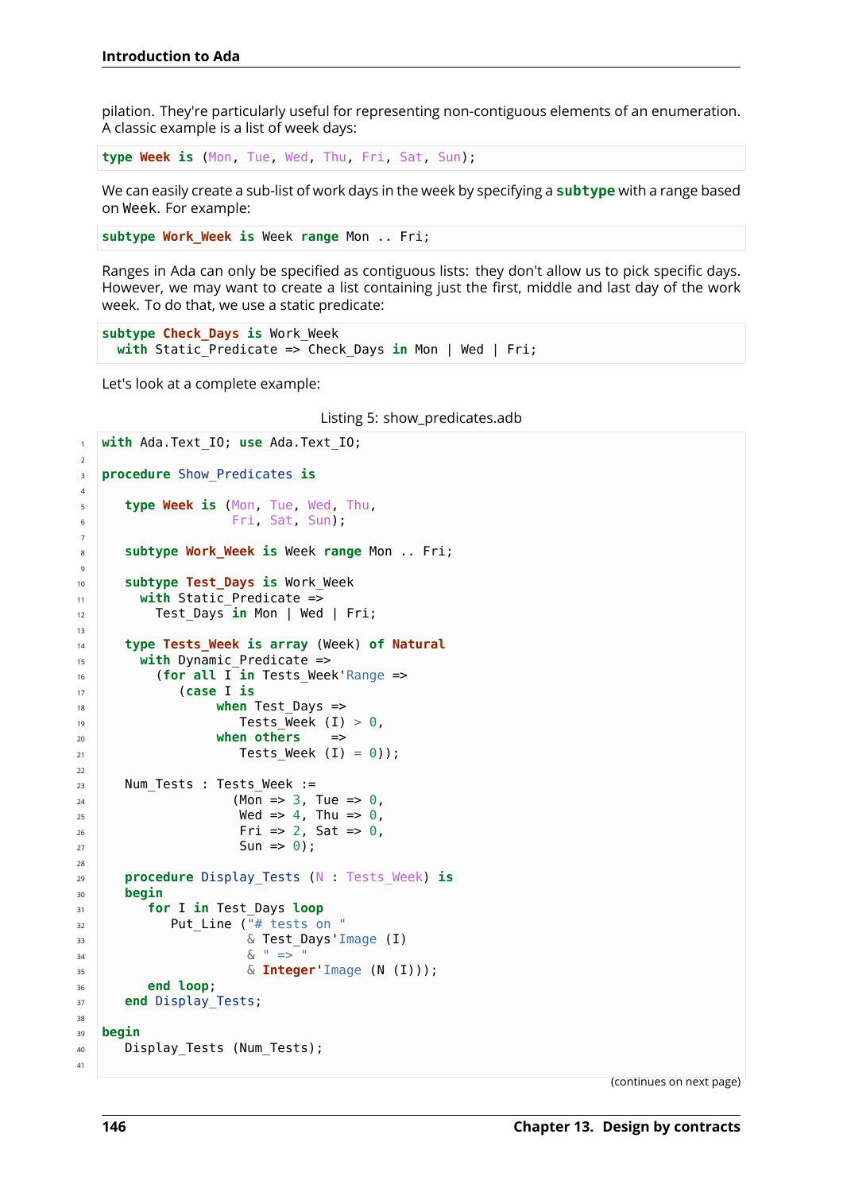pilation. They're particularly useful for representing non-contiguous elements of an enumeration. A classic example is a list of week days:

```
type Week is (Mon, Tue, Wed, Thu, Fri, Sat, Sun);
```

We can easily create a sub-list of work days in the week by specifying a **subtype** with a range based on Week. For example:

```
subtype Work_Week is Week range Mon .. Fri;
```

Ranges in Ada can only be specified as contiguous lists: they don't allow us to pick specific days. However, we may want to create a list containing just the first, middle and last day of the work week. To do that, we use a static predicate:

```
subtype Check_Days is Work_Week
  with Static_Predicate => Check_Days in Mon | Wed | Fri;
```

Let's look at a complete example:

Listing 5: show_predicates.adb

```
with Ada.Text_IO; use Ada.Text_IO;

procedure Show_Predicates is

   type Week is (Mon, Tue, Wed, Thu,
                 Fri, Sat, Sun);

   subtype Work_Week is Week range Mon .. Fri;

   subtype Test_Days is Work_Week
     with Static_Predicate =>
       Test_Days in Mon | Wed | Fri;

   type Tests_Week is array (Week) of Natural
     with Dynamic_Predicate =>
       (for all I in Tests_Week'Range =>
          (case I is
              when Test_Days =>
                 Tests_Week (I) > 0,
              when others    =>
                 Tests_Week (I) = 0));

   Num_Tests : Tests_Week :=
                 (Mon => 3, Tue => 0,
                  Wed => 4, Thu => 0,
                  Fri => 2, Sat => 0,
                  Sun => 0);

   procedure Display_Tests (N : Tests_Week) is
   begin
      for I in Test_Days loop
         Put_Line ("# tests on "
                   & Test_Days'Image (I)
                   & " => "
                   & Integer'Image (N (I)));
      end loop;
   end Display_Tests;

begin
   Display_Tests (Num_Tests);

```

(continues on next page)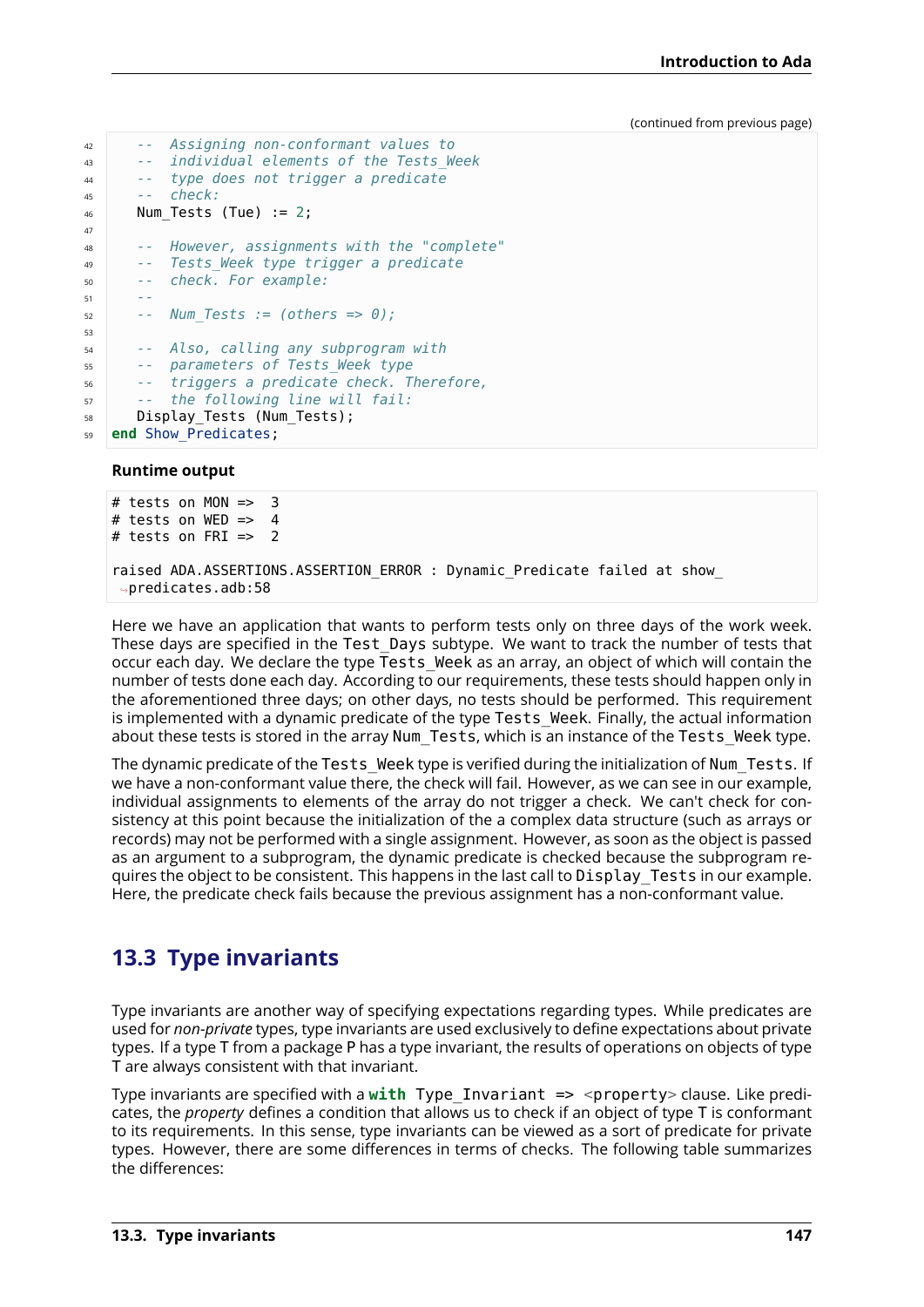(continued from previous page)

```ada
    --  Assigning non-conformant values to
    --  individual elements of the Tests_Week
    --  type does not trigger a predicate
    --  check:
    Num_Tests (Tue) := 2;

    --  However, assignments with the "complete"
    --  Tests_Week type trigger a predicate
    --  check. For example:
    --
    --  Num_Tests := (others => 0);

    --  Also, calling any subprogram with
    --  parameters of Tests_Week type
    --  triggers a predicate check. Therefore,
    --  the following line will fail:
    Display_Tests (Num_Tests);
end Show_Predicates;
```

**Runtime output**

```
# tests on MON =>  3
# tests on WED =>  4
# tests on FRI =>  2

raised ADA.ASSERTIONS.ASSERTION_ERROR : Dynamic_Predicate failed at show_predicates.adb:58
```

Here we have an application that wants to perform tests only on three days of the work week. These days are specified in the `Test_Days` subtype. We want to track the number of tests that occur each day. We declare the type `Tests_Week` as an array, an object of which will contain the number of tests done each day. According to our requirements, these tests should happen only in the aforementioned three days; on other days, no tests should be performed. This requirement is implemented with a dynamic predicate of the type `Tests_Week`. Finally, the actual information about these tests is stored in the array `Num_Tests`, which is an instance of the `Tests_Week` type.

The dynamic predicate of the `Tests_Week` type is verified during the initialization of `Num_Tests`. If we have a non-conformant value there, the check will fail. However, as we can see in our example, individual assignments to elements of the array do not trigger a check. We can't check for consistency at this point because the initialization of the a complex data structure (such as arrays or records) may not be performed with a single assignment. However, as soon as the object is passed as an argument to a subprogram, the dynamic predicate is checked because the subprogram requires the object to be consistent. This happens in the last call to `Display_Tests` in our example. Here, the predicate check fails because the previous assignment has a non-conformant value.

## 13.3 Type invariants

Type invariants are another way of specifying expectations regarding types. While predicates are used for *non-private* types, type invariants are used exclusively to define expectations about private types. If a type T from a package P has a type invariant, the results of operations on objects of type T are always consistent with that invariant.

Type invariants are specified with a `with Type_Invariant => <property>` clause. Like predicates, the *property* defines a condition that allows us to check if an object of type T is conformant to its requirements. In this sense, type invariants can be viewed as a sort of predicate for private types. However, there are some differences in terms of checks. The following table summarizes the differences: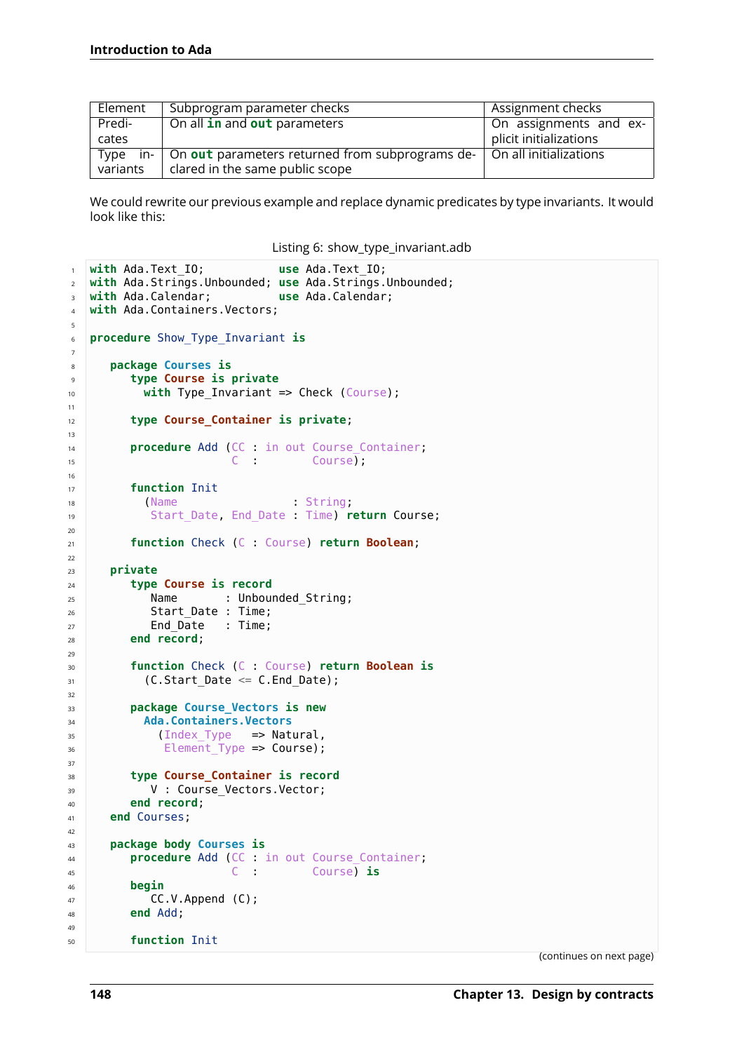| Element | Subprogram parameter checks | Assignment checks |
| --- | --- | --- |
| Predicates | On all **in** and **out** parameters | On assignments and explicit initializations |
| Type invariants | On **out** parameters returned from subprograms declared in the same public scope | On all initializations |

We could rewrite our previous example and replace dynamic predicates by type invariants. It would look like this:

Listing 6: show_type_invariant.adb

```
with Ada.Text_IO;           use Ada.Text_IO;
with Ada.Strings.Unbounded; use Ada.Strings.Unbounded;
with Ada.Calendar;          use Ada.Calendar;
with Ada.Containers.Vectors;

procedure Show_Type_Invariant is

   package Courses is
      type Course is private
        with Type_Invariant => Check (Course);

      type Course_Container is private;

      procedure Add (CC : in out Course_Container;
                     C  :        Course);

      function Init
        (Name                 : String;
         Start_Date, End_Date : Time) return Course;

      function Check (C : Course) return Boolean;

   private
      type Course is record
         Name       : Unbounded_String;
         Start_Date : Time;
         End_Date   : Time;
      end record;

      function Check (C : Course) return Boolean is
        (C.Start_Date <= C.End_Date);

      package Course_Vectors is new
        Ada.Containers.Vectors
          (Index_Type   => Natural,
           Element_Type => Course);

      type Course_Container is record
         V : Course_Vectors.Vector;
      end record;
   end Courses;

   package body Courses is
      procedure Add (CC : in out Course_Container;
                     C  :        Course) is
      begin
         CC.V.Append (C);
      end Add;

      function Init
```

(continues on next page)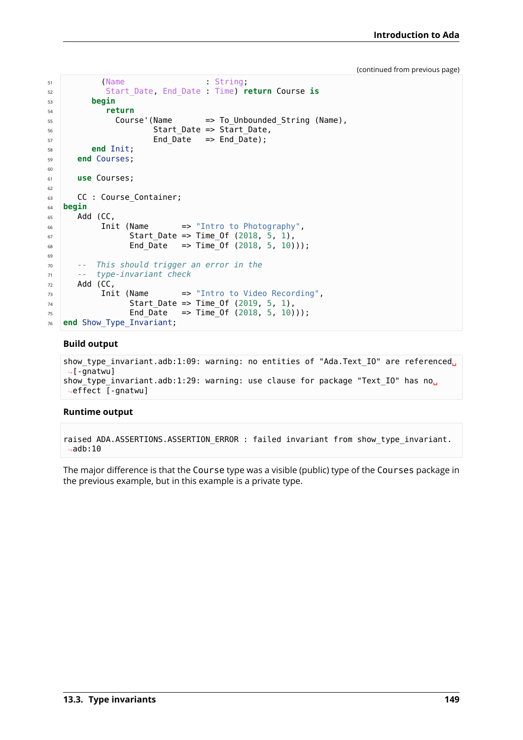(continued from previous page)

```ada
        (Name                  : String;
         Start_Date, End_Date : Time) return Course is
      begin
         return
           Course'(Name       => To_Unbounded_String (Name),
                   Start_Date => Start_Date,
                   End_Date   => End_Date);
      end Init;
   end Courses;

   use Courses;

   CC : Course_Container;
begin
   Add (CC,
        Init (Name       => "Intro to Photography",
              Start_Date => Time_Of (2018, 5, 1),
              End_Date   => Time_Of (2018, 5, 10)));

   --  This should trigger an error in the
   --  type-invariant check
   Add (CC,
        Init (Name       => "Intro to Video Recording",
              Start_Date => Time_Of (2019, 5, 1),
              End_Date   => Time_Of (2018, 5, 10)));
end Show_Type_Invariant;
```

**Build output**

```
show_type_invariant.adb:1:09: warning: no entities of "Ada.Text_IO" are referenced [-gnatwu]
show_type_invariant.adb:1:29: warning: use clause for package "Text_IO" has no effect [-gnatwu]
```

**Runtime output**

```
raised ADA.ASSERTIONS.ASSERTION_ERROR : failed invariant from show_type_invariant.adb:10
```

The major difference is that the `Course` type was a visible (public) type of the `Courses` package in the previous example, but in this example is a private type.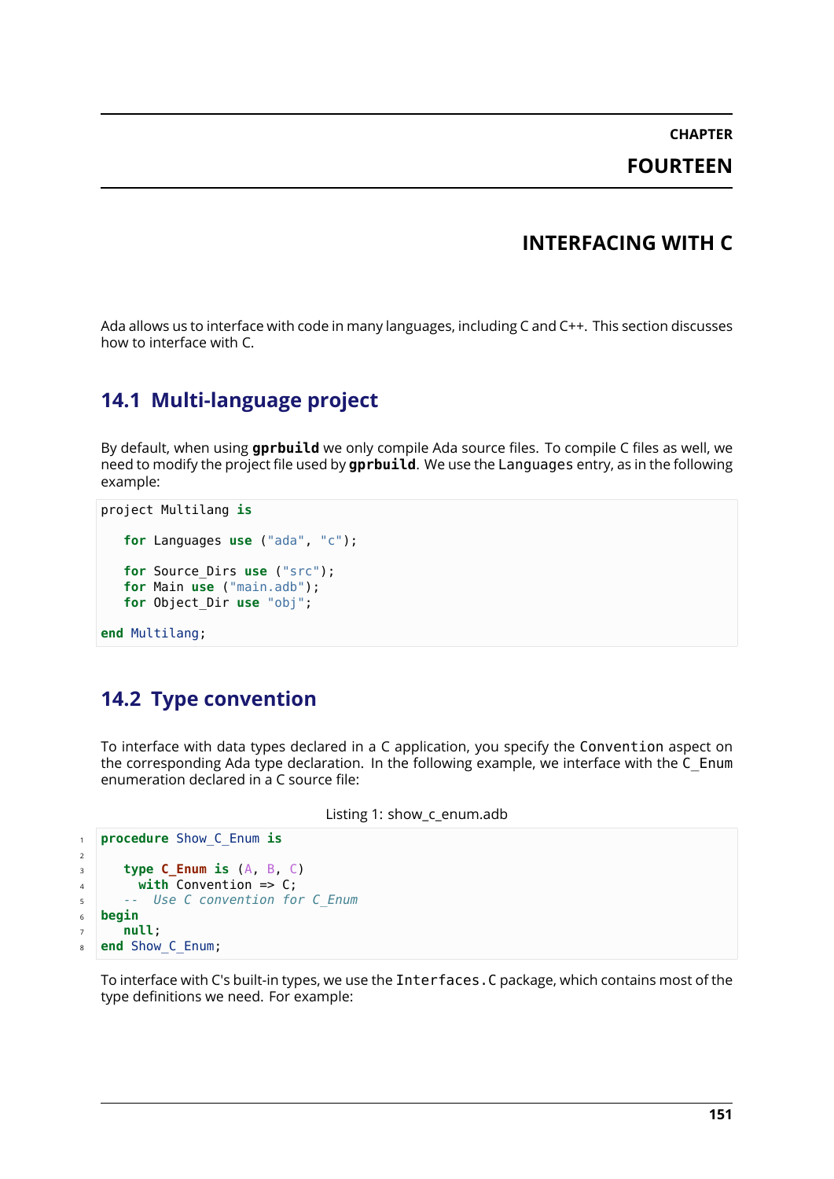# CHAPTER FOURTEEN

# INTERFACING WITH C

Ada allows us to interface with code in many languages, including C and C++. This section discusses how to interface with C.

## 14.1 Multi-language project

By default, when using **gprbuild** we only compile Ada source files. To compile C files as well, we need to modify the project file used by **gprbuild**. We use the Languages entry, as in the following example:

```
project Multilang is

   for Languages use ("ada", "c");

   for Source_Dirs use ("src");
   for Main use ("main.adb");
   for Object_Dir use "obj";

end Multilang;
```

## 14.2 Type convention

To interface with data types declared in a C application, you specify the Convention aspect on the corresponding Ada type declaration. In the following example, we interface with the C_Enum enumeration declared in a C source file:

Listing 1: show_c_enum.adb

```ada
procedure Show_C_Enum is

   type C_Enum is (A, B, C)
     with Convention => C;
   -- Use C convention for C_Enum
begin
   null;
end Show_C_Enum;
```

To interface with C's built-in types, we use the Interfaces.C package, which contains most of the type definitions we need. For example: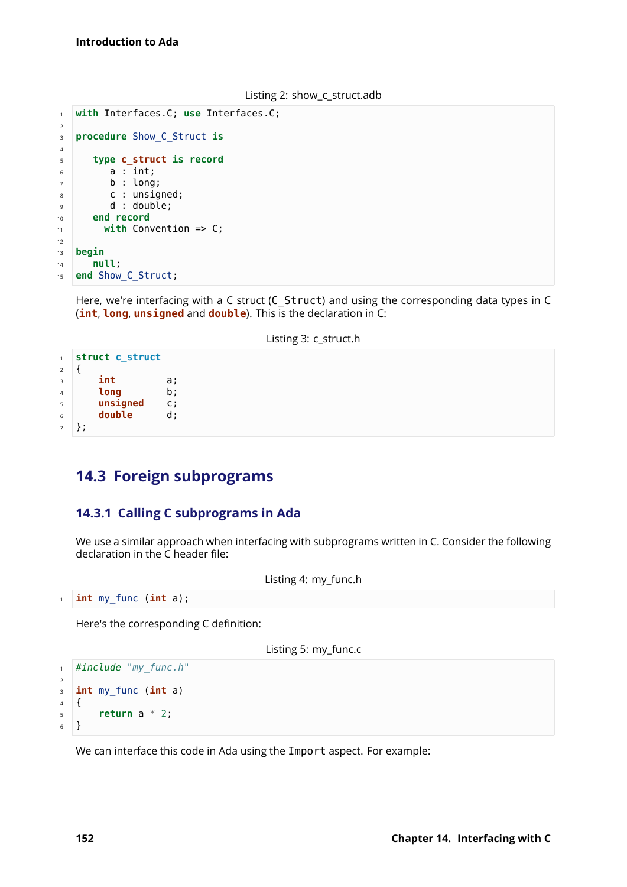Listing 2: show_c_struct.adb

```
with Interfaces.C; use Interfaces.C;

procedure Show_C_Struct is

   type c_struct is record
      a : int;
      b : long;
      c : unsigned;
      d : double;
   end record
     with Convention => C;

begin
   null;
end Show_C_Struct;
```

Here, we're interfacing with a C struct (`C_Struct`) and using the corresponding data types in C (**int**, **long**, **unsigned** and **double**). This is the declaration in C:

Listing 3: c_struct.h

```
struct c_struct
{
    int         a;
    long        b;
    unsigned    c;
    double      d;
};
```

## 14.3 Foreign subprograms

### 14.3.1 Calling C subprograms in Ada

We use a similar approach when interfacing with subprograms written in C. Consider the following declaration in the C header file:

Listing 4: my_func.h

```
int my_func (int a);
```

Here's the corresponding C definition:

Listing 5: my_func.c

```
#include "my_func.h"

int my_func (int a)
{
    return a * 2;
}
```

We can interface this code in Ada using the `Import` aspect. For example: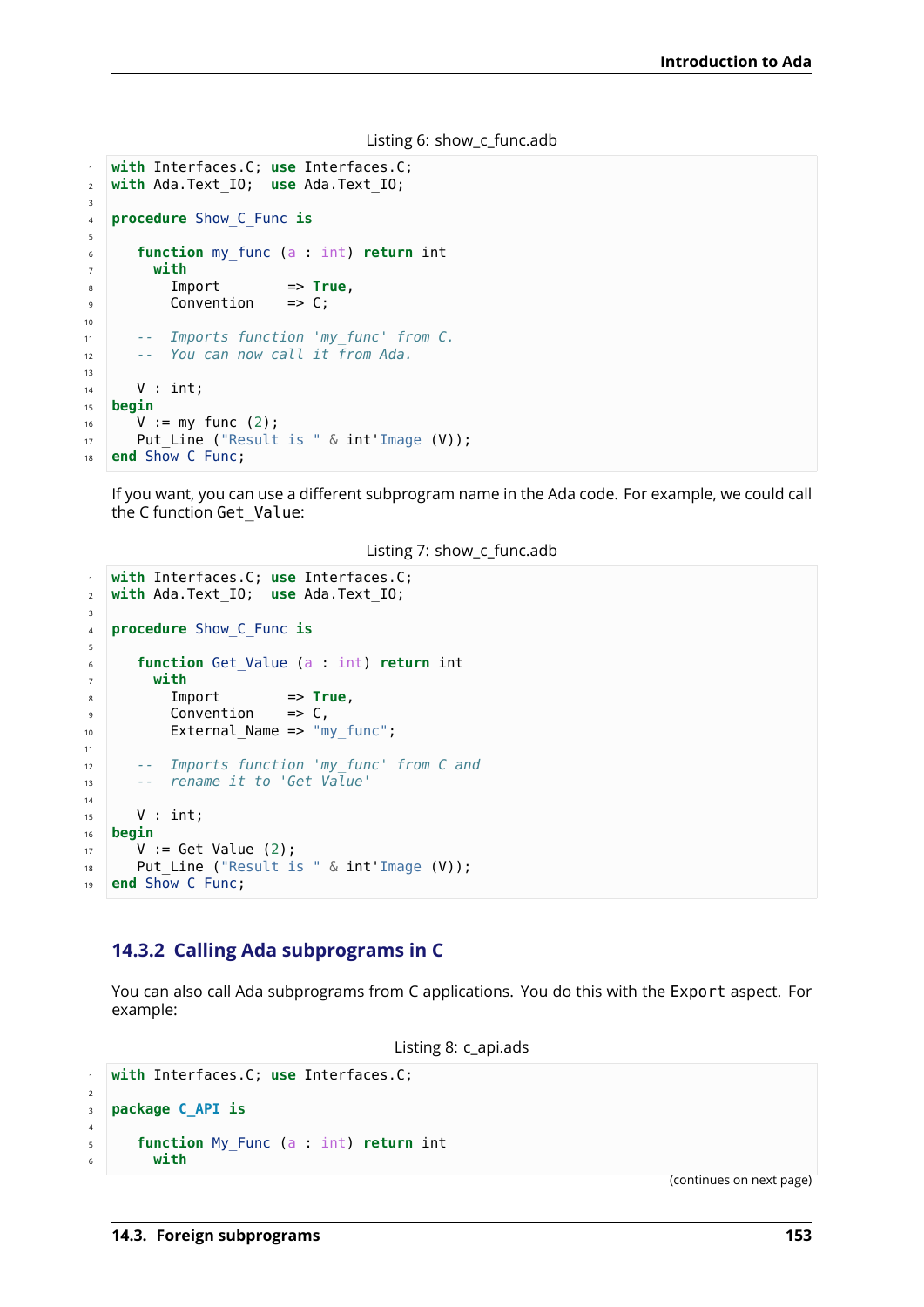Listing 6: show_c_func.adb

```ada
with Interfaces.C; use Interfaces.C;
with Ada.Text_IO;  use Ada.Text_IO;

procedure Show_C_Func is

   function my_func (a : int) return int
     with
       Import        => True,
       Convention    => C;

   --  Imports function 'my_func' from C.
   --  You can now call it from Ada.

   V : int;
begin
   V := my_func (2);
   Put_Line ("Result is " & int'Image (V));
end Show_C_Func;
```

If you want, you can use a different subprogram name in the Ada code. For example, we could call the C function `Get_Value`:

Listing 7: show_c_func.adb

```ada
with Interfaces.C; use Interfaces.C;
with Ada.Text_IO;  use Ada.Text_IO;

procedure Show_C_Func is

   function Get_Value (a : int) return int
     with
       Import        => True,
       Convention    => C,
       External_Name => "my_func";

   --  Imports function 'my_func' from C and
   --  rename it to 'Get_Value'

   V : int;
begin
   V := Get_Value (2);
   Put_Line ("Result is " & int'Image (V));
end Show_C_Func;
```

### 14.3.2 Calling Ada subprograms in C

You can also call Ada subprograms from C applications. You do this with the `Export` aspect. For example:

Listing 8: c_api.ads

```ada
with Interfaces.C; use Interfaces.C;

package C_API is

   function My_Func (a : int) return int
     with
```

(continues on next page)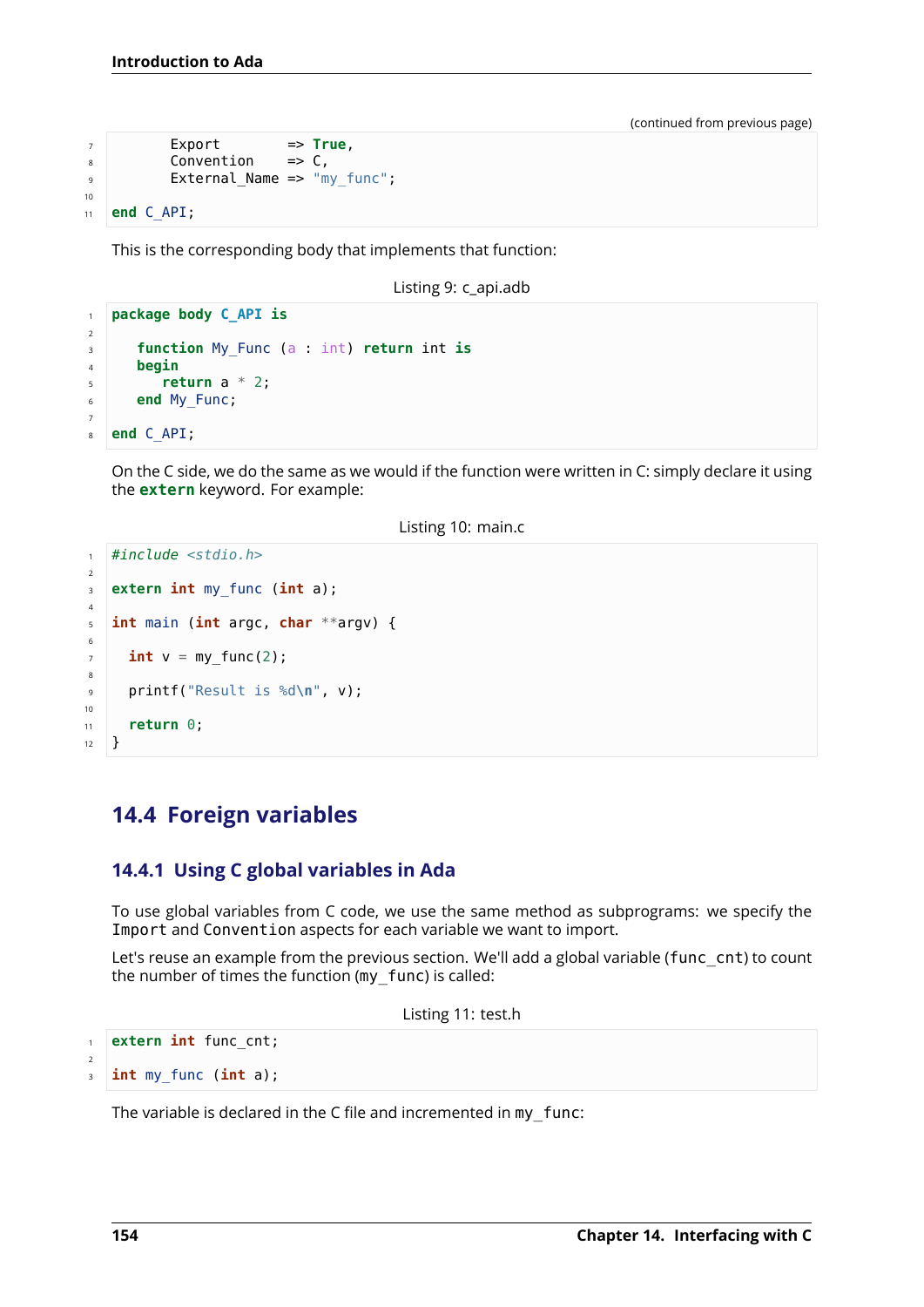(continued from previous page)

```
      Export        => True,
      Convention    => C,
      External_Name => "my_func";

end C_API;
```

This is the corresponding body that implements that function:

Listing 9: c_api.adb

```ada
package body C_API is

   function My_Func (a : int) return int is
   begin
      return a * 2;
   end My_Func;

end C_API;
```

On the C side, we do the same as we would if the function were written in C: simply declare it using the `extern` keyword. For example:

Listing 10: main.c

```c
#include <stdio.h>

extern int my_func (int a);

int main (int argc, char **argv) {

  int v = my_func(2);

  printf("Result is %d\n", v);

  return 0;
}
```

## 14.4 Foreign variables

### 14.4.1 Using C global variables in Ada

To use global variables from C code, we use the same method as subprograms: we specify the `Import` and `Convention` aspects for each variable we want to import.

Let's reuse an example from the previous section. We'll add a global variable (`func_cnt`) to count the number of times the function (`my_func`) is called:

Listing 11: test.h

```c
extern int func_cnt;

int my_func (int a);
```

The variable is declared in the C file and incremented in `my_func`: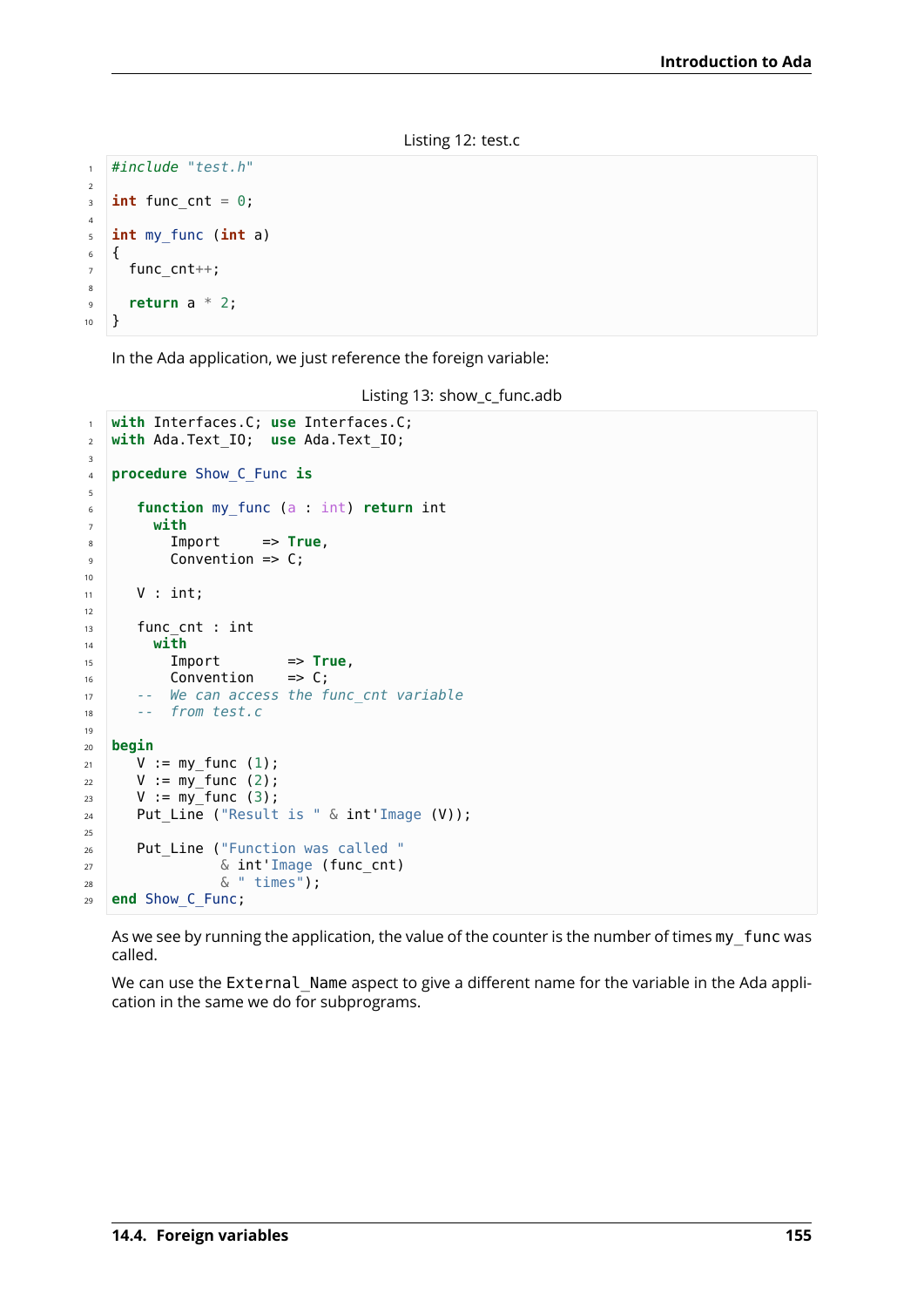Listing 12: test.c

```c
#include "test.h"

int func_cnt = 0;

int my_func (int a)
{
  func_cnt++;

  return a * 2;
}
```

In the Ada application, we just reference the foreign variable:

Listing 13: show_c_func.adb

```ada
with Interfaces.C; use Interfaces.C;
with Ada.Text_IO;  use Ada.Text_IO;

procedure Show_C_Func is

   function my_func (a : int) return int
     with
       Import     => True,
       Convention => C;

   V : int;

   func_cnt : int
     with
       Import        => True,
       Convention    => C;
   --  We can access the func_cnt variable
   --  from test.c

begin
   V := my_func (1);
   V := my_func (2);
   V := my_func (3);
   Put_Line ("Result is " & int'Image (V));

   Put_Line ("Function was called "
             & int'Image (func_cnt)
             & " times");
end Show_C_Func;
```

As we see by running the application, the value of the counter is the number of times `my_func` was called.

We can use the `External_Name` aspect to give a different name for the variable in the Ada application in the same we do for subprograms.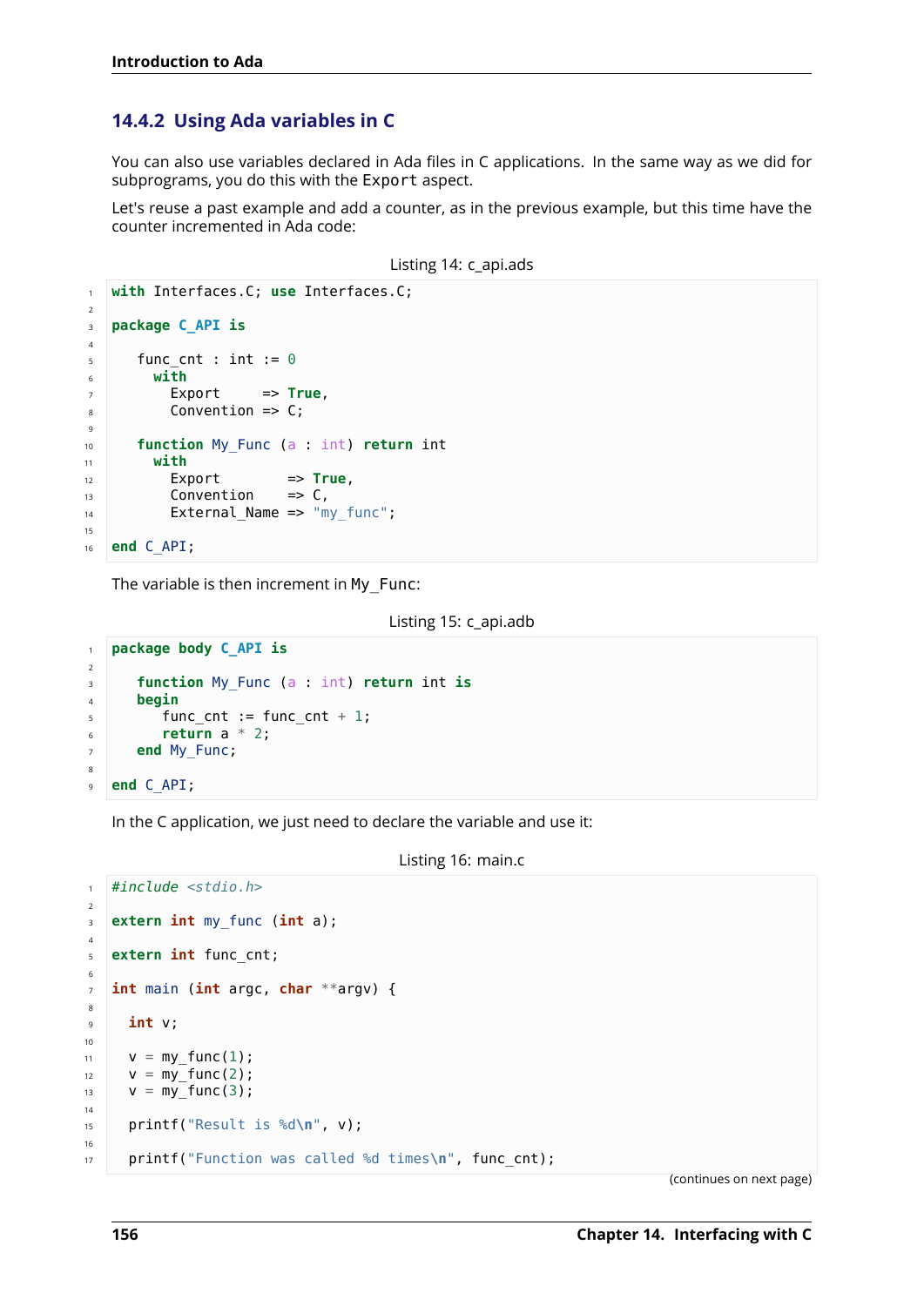### 14.4.2 Using Ada variables in C

You can also use variables declared in Ada files in C applications. In the same way as we did for subprograms, you do this with the `Export` aspect.

Let's reuse a past example and add a counter, as in the previous example, but this time have the counter incremented in Ada code:

Listing 14: c_api.ads

```ada
with Interfaces.C; use Interfaces.C;

package C_API is

   func_cnt : int := 0
     with
       Export     => True,
       Convention => C;

   function My_Func (a : int) return int
     with
       Export        => True,
       Convention    => C,
       External_Name => "my_func";

end C_API;
```

The variable is then increment in `My_Func`:

Listing 15: c_api.adb

```ada
package body C_API is

   function My_Func (a : int) return int is
   begin
      func_cnt := func_cnt + 1;
      return a * 2;
   end My_Func;

end C_API;
```

In the C application, we just need to declare the variable and use it:

Listing 16: main.c

```c
#include <stdio.h>

extern int my_func (int a);

extern int func_cnt;

int main (int argc, char **argv) {

  int v;

  v = my_func(1);
  v = my_func(2);
  v = my_func(3);

  printf("Result is %d\n", v);

  printf("Function was called %d times\n", func_cnt);
```

(continues on next page)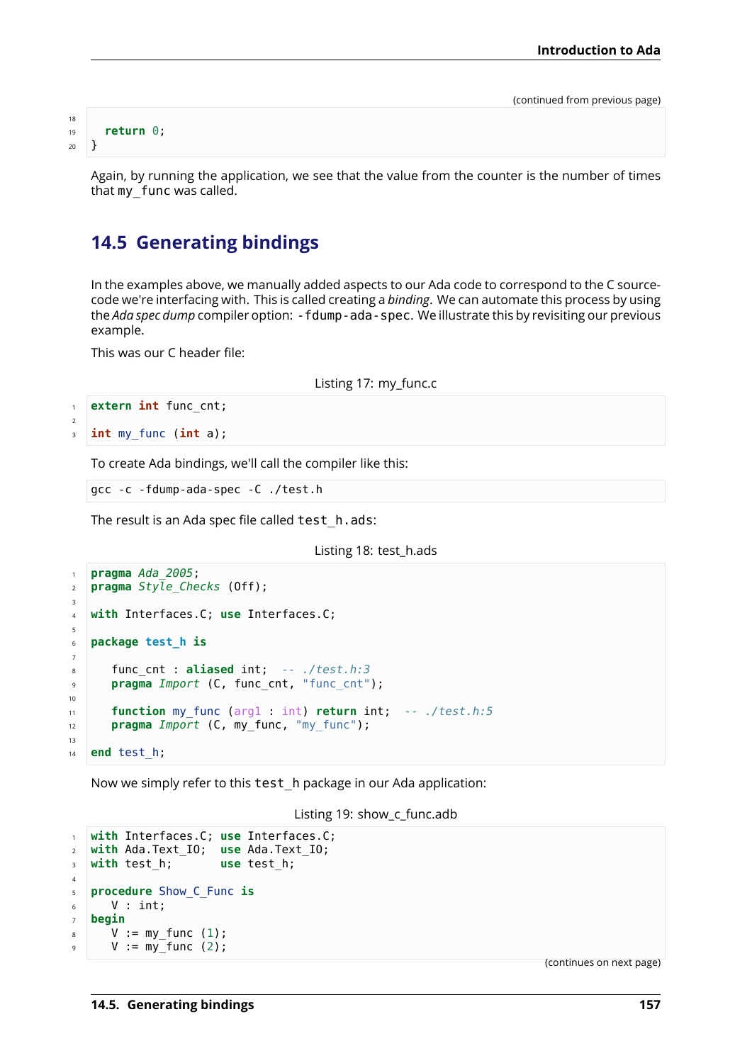(continued from previous page)

```
    return 0;
}
```

Again, by running the application, we see that the value from the counter is the number of times that my_func was called.

## 14.5 Generating bindings

In the examples above, we manually added aspects to our Ada code to correspond to the C source-code we're interfacing with. This is called creating a *binding*. We can automate this process by using the *Ada spec dump* compiler option: -fdump-ada-spec. We illustrate this by revisiting our previous example.

This was our C header file:

Listing 17: my_func.c

```
extern int func_cnt;

int my_func (int a);
```

To create Ada bindings, we'll call the compiler like this:

```
gcc -c -fdump-ada-spec -C ./test.h
```

The result is an Ada spec file called test_h.ads:

Listing 18: test_h.ads

```
pragma Ada_2005;
pragma Style_Checks (Off);

with Interfaces.C; use Interfaces.C;

package test_h is

   func_cnt : aliased int;  -- ./test.h:3
   pragma Import (C, func_cnt, "func_cnt");

   function my_func (arg1 : int) return int;  -- ./test.h:5
   pragma Import (C, my_func, "my_func");

end test_h;
```

Now we simply refer to this test_h package in our Ada application:

Listing 19: show_c_func.adb

```
with Interfaces.C; use Interfaces.C;
with Ada.Text_IO;  use Ada.Text_IO;
with test_h;       use test_h;

procedure Show_C_Func is
   V : int;
begin
   V := my_func (1);
   V := my_func (2);
```

(continues on next page)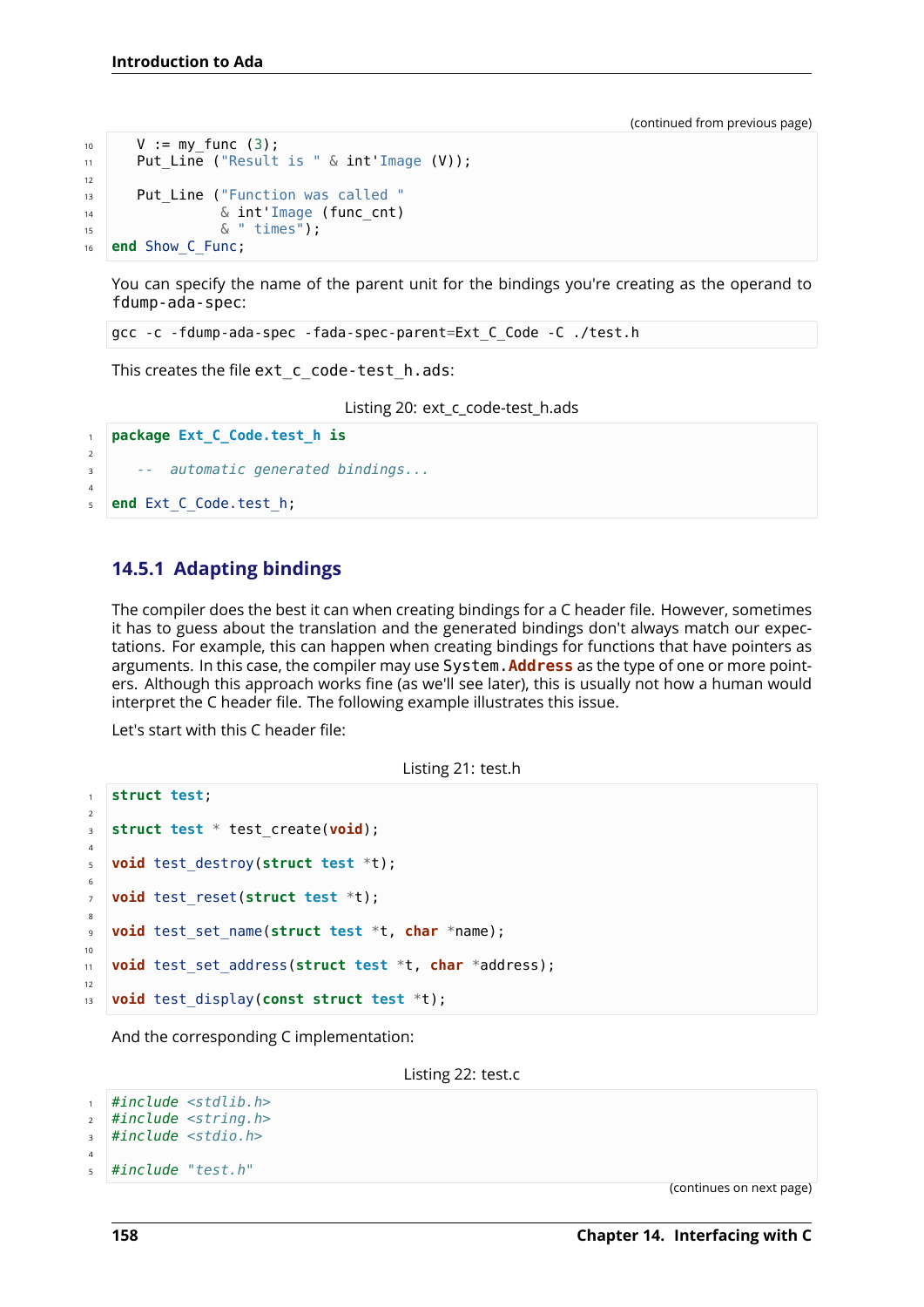(continued from previous page)

```ada
   V := my_func (3);
   Put_Line ("Result is " & int'Image (V));

   Put_Line ("Function was called "
             & int'Image (func_cnt)
             & " times");
end Show_C_Func;
```

You can specify the name of the parent unit for the bindings you're creating as the operand to fdump-ada-spec:

```
gcc -c -fdump-ada-spec -fada-spec-parent=Ext_C_Code -C ./test.h
```

This creates the file ext_c_code-test_h.ads:

Listing 20: ext_c_code-test_h.ads

```ada
package Ext_C_Code.test_h is

   --  automatic generated bindings...

end Ext_C_Code.test_h;
```

### 14.5.1 Adapting bindings

The compiler does the best it can when creating bindings for a C header file. However, sometimes it has to guess about the translation and the generated bindings don't always match our expectations. For example, this can happen when creating bindings for functions that have pointers as arguments. In this case, the compiler may use System.**Address** as the type of one or more pointers. Although this approach works fine (as we'll see later), this is usually not how a human would interpret the C header file. The following example illustrates this issue.

Let's start with this C header file:

Listing 21: test.h

```c
struct test;

struct test * test_create(void);

void test_destroy(struct test *t);

void test_reset(struct test *t);

void test_set_name(struct test *t, char *name);

void test_set_address(struct test *t, char *address);

void test_display(const struct test *t);
```

And the corresponding C implementation:

Listing 22: test.c

```c
#include <stdlib.h>
#include <string.h>
#include <stdio.h>

#include "test.h"
```

(continues on next page)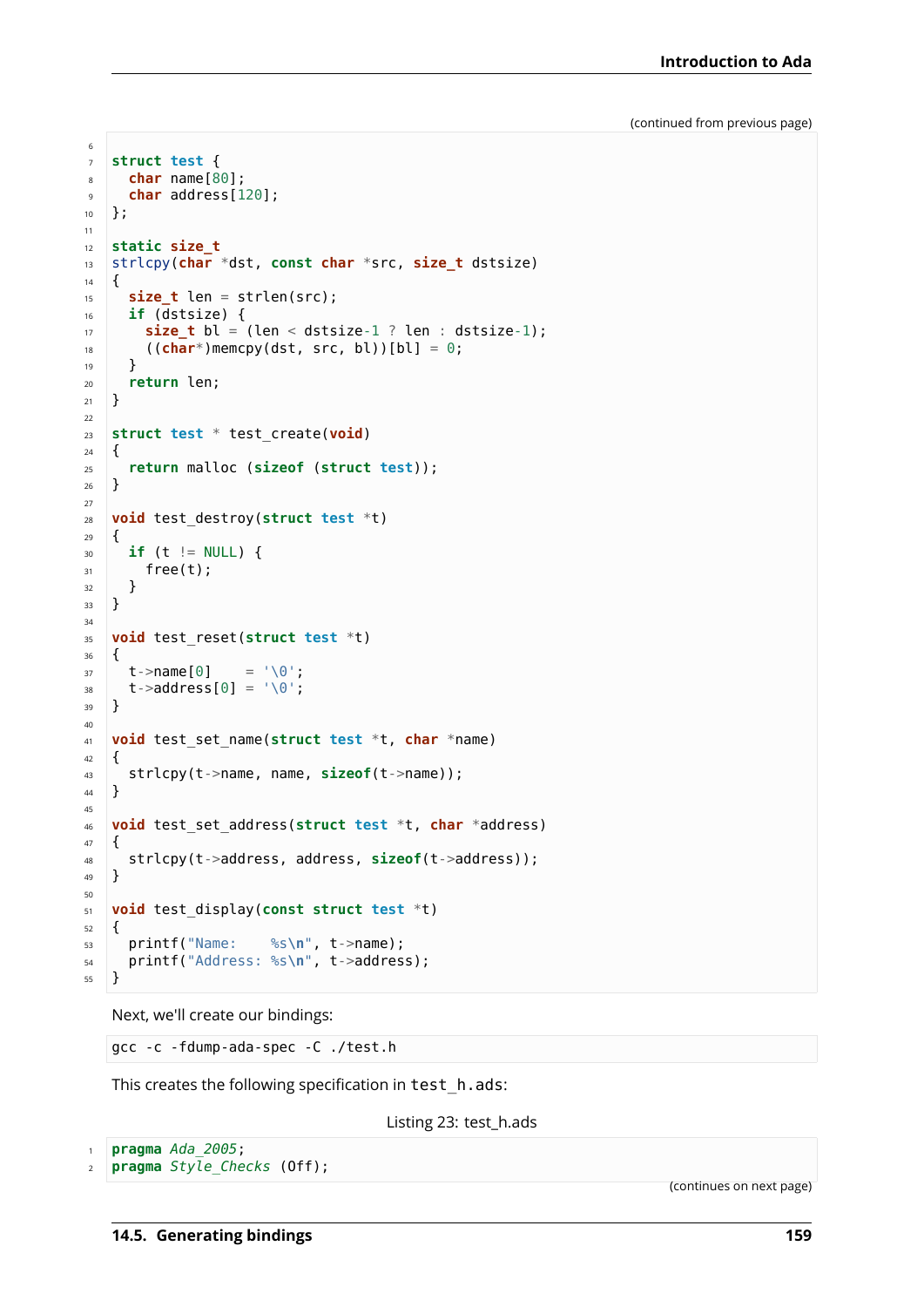(continued from previous page)

```c

struct test {
  char name[80];
  char address[120];
};

static size_t
strlcpy(char *dst, const char *src, size_t dstsize)
{
  size_t len = strlen(src);
  if (dstsize) {
    size_t bl = (len < dstsize-1 ? len : dstsize-1);
    ((char*)memcpy(dst, src, bl))[bl] = 0;
  }
  return len;
}

struct test * test_create(void)
{
  return malloc (sizeof (struct test));
}

void test_destroy(struct test *t)
{
  if (t != NULL) {
    free(t);
  }
}

void test_reset(struct test *t)
{
  t->name[0]    = '\0';
  t->address[0] = '\0';
}

void test_set_name(struct test *t, char *name)
{
  strlcpy(t->name, name, sizeof(t->name));
}

void test_set_address(struct test *t, char *address)
{
  strlcpy(t->address, address, sizeof(t->address));
}

void test_display(const struct test *t)
{
  printf("Name:    %s\n", t->name);
  printf("Address: %s\n", t->address);
}
```

Next, we'll create our bindings:

```
gcc -c -fdump-ada-spec -C ./test.h
```

This creates the following specification in `test_h.ads`:

Listing 23: test_h.ads

```ada
pragma Ada_2005;
pragma Style_Checks (Off);
```

(continues on next page)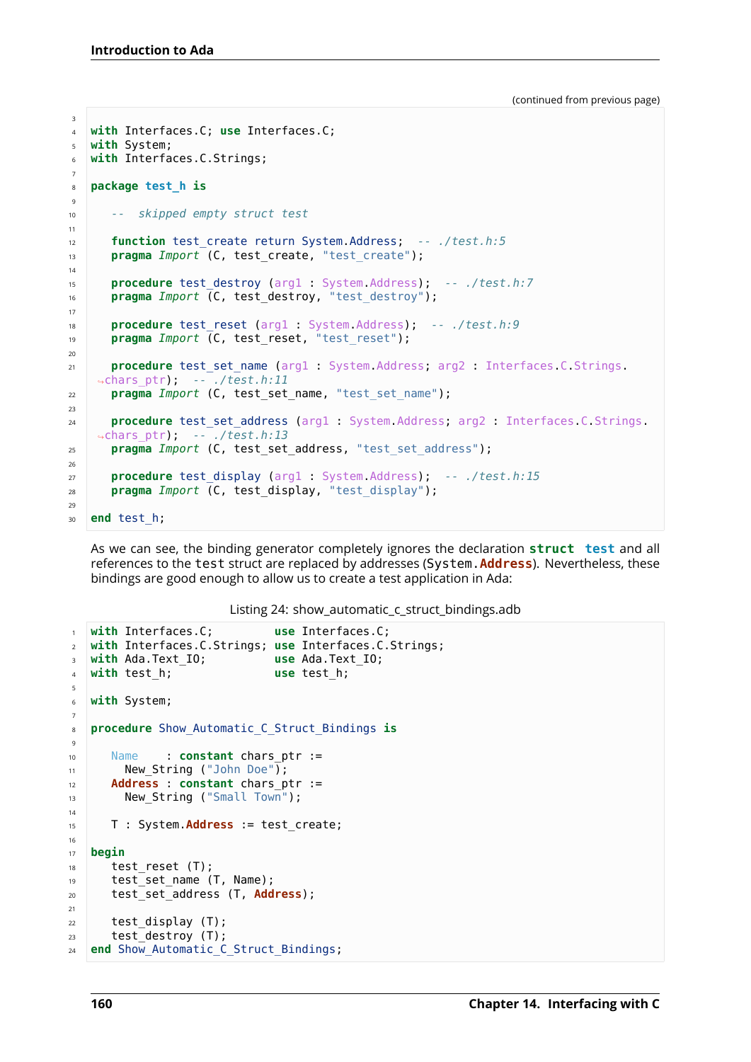(continued from previous page)

```ada
with Interfaces.C; use Interfaces.C;
with System;
with Interfaces.C.Strings;

package test_h is

   --  skipped empty struct test

   function test_create return System.Address;  -- ./test.h:5
   pragma Import (C, test_create, "test_create");

   procedure test_destroy (arg1 : System.Address);  -- ./test.h:7
   pragma Import (C, test_destroy, "test_destroy");

   procedure test_reset (arg1 : System.Address);  -- ./test.h:9
   pragma Import (C, test_reset, "test_reset");

   procedure test_set_name (arg1 : System.Address; arg2 : Interfaces.C.Strings.chars_ptr);  -- ./test.h:11
   pragma Import (C, test_set_name, "test_set_name");

   procedure test_set_address (arg1 : System.Address; arg2 : Interfaces.C.Strings.chars_ptr);  -- ./test.h:13
   pragma Import (C, test_set_address, "test_set_address");

   procedure test_display (arg1 : System.Address);  -- ./test.h:15
   pragma Import (C, test_display, "test_display");

end test_h;
```

As we can see, the binding generator completely ignores the declaration **struct test** and all references to the test struct are replaced by addresses (System.Address). Nevertheless, these bindings are good enough to allow us to create a test application in Ada:

Listing 24: show_automatic_c_struct_bindings.adb

```ada
with Interfaces.C;         use Interfaces.C;
with Interfaces.C.Strings; use Interfaces.C.Strings;
with Ada.Text_IO;          use Ada.Text_IO;
with test_h;               use test_h;

with System;

procedure Show_Automatic_C_Struct_Bindings is

   Name    : constant chars_ptr :=
     New_String ("John Doe");
   Address : constant chars_ptr :=
     New_String ("Small Town");

   T : System.Address := test_create;

begin
   test_reset (T);
   test_set_name (T, Name);
   test_set_address (T, Address);

   test_display (T);
   test_destroy (T);
end Show_Automatic_C_Struct_Bindings;
```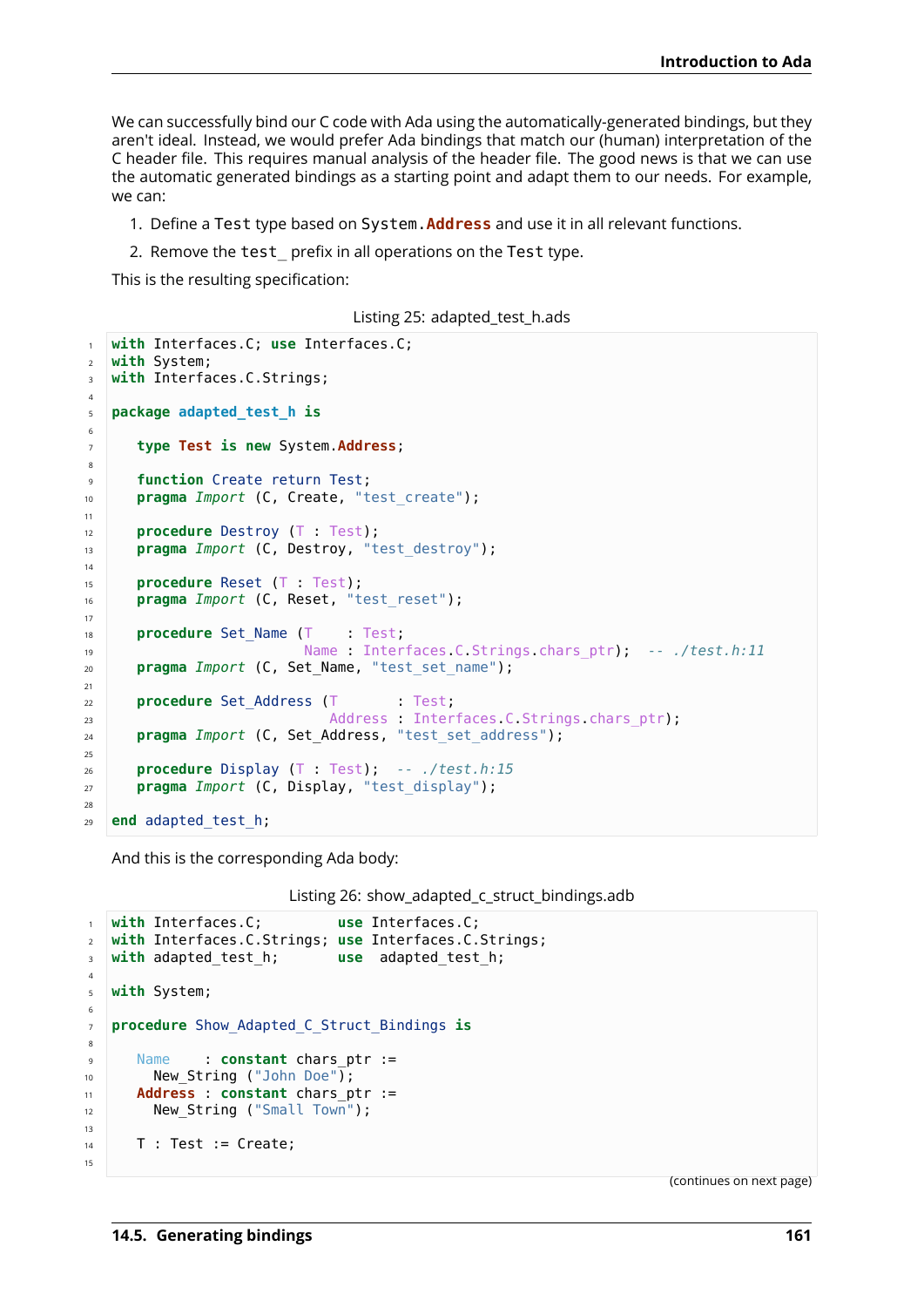We can successfully bind our C code with Ada using the automatically-generated bindings, but they aren't ideal. Instead, we would prefer Ada bindings that match our (human) interpretation of the C header file. This requires manual analysis of the header file. The good news is that we can use the automatic generated bindings as a starting point and adapt them to our needs. For example, we can:

1. Define a `Test` type based on `System.Address` and use it in all relevant functions.
2. Remove the `test_` prefix in all operations on the `Test` type.

This is the resulting specification:

Listing 25: adapted_test_h.ads

```
with Interfaces.C; use Interfaces.C;
with System;
with Interfaces.C.Strings;

package adapted_test_h is

   type Test is new System.Address;

   function Create return Test;
   pragma Import (C, Create, "test_create");

   procedure Destroy (T : Test);
   pragma Import (C, Destroy, "test_destroy");

   procedure Reset (T : Test);
   pragma Import (C, Reset, "test_reset");

   procedure Set_Name (T    : Test;
                       Name : Interfaces.C.Strings.chars_ptr);  -- ./test.h:11
   pragma Import (C, Set_Name, "test_set_name");

   procedure Set_Address (T       : Test;
                          Address : Interfaces.C.Strings.chars_ptr);
   pragma Import (C, Set_Address, "test_set_address");

   procedure Display (T : Test);  -- ./test.h:15
   pragma Import (C, Display, "test_display");

end adapted_test_h;
```

And this is the corresponding Ada body:

Listing 26: show_adapted_c_struct_bindings.adb

```
with Interfaces.C;         use Interfaces.C;
with Interfaces.C.Strings; use Interfaces.C.Strings;
with adapted_test_h;       use  adapted_test_h;

with System;

procedure Show_Adapted_C_Struct_Bindings is

   Name    : constant chars_ptr :=
     New_String ("John Doe");
   Address : constant chars_ptr :=
     New_String ("Small Town");

   T : Test := Create;

```

(continues on next page)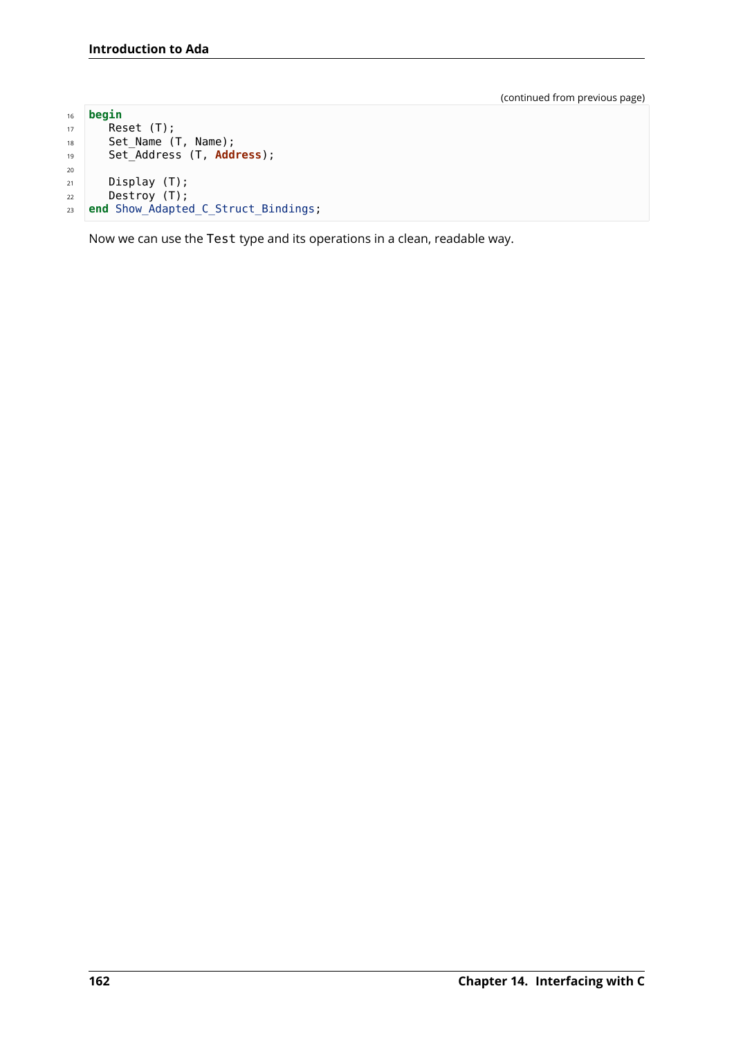(continued from previous page)

```ada
begin
   Reset (T);
   Set_Name (T, Name);
   Set_Address (T, Address);

   Display (T);
   Destroy (T);
end Show_Adapted_C_Struct_Bindings;
```

Now we can use the `Test` type and its operations in a clean, readable way.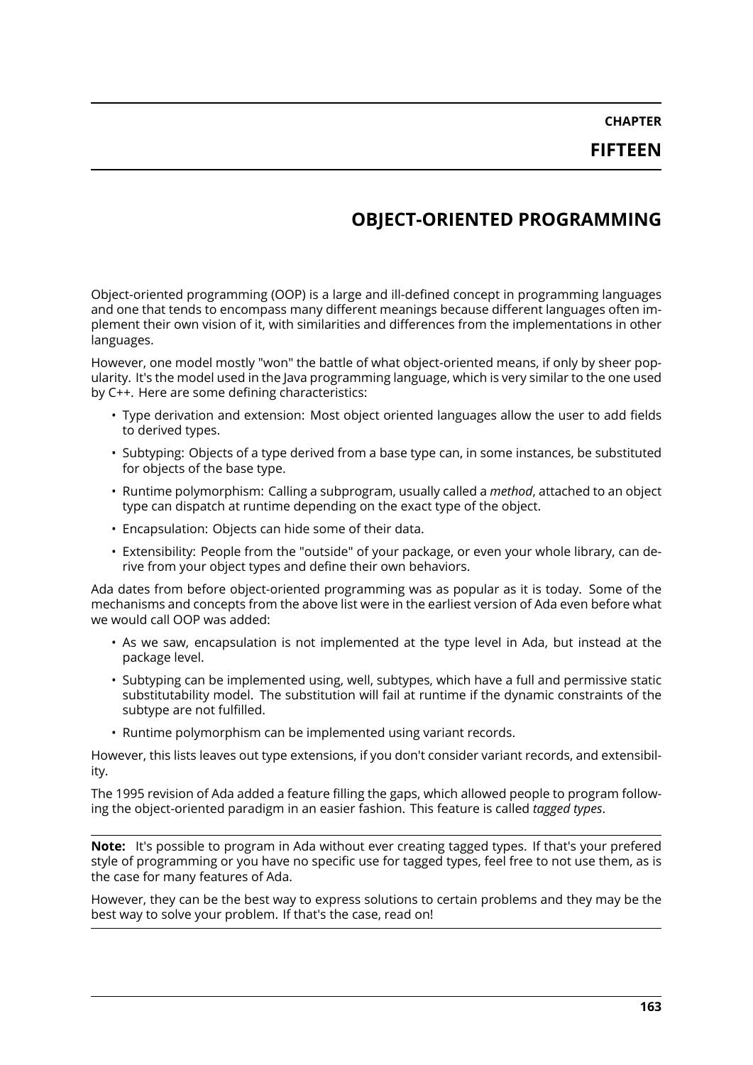# CHAPTER FIFTEEN

# OBJECT-ORIENTED PROGRAMMING

Object-oriented programming (OOP) is a large and ill-defined concept in programming languages and one that tends to encompass many different meanings because different languages often implement their own vision of it, with similarities and differences from the implementations in other languages.

However, one model mostly "won" the battle of what object-oriented means, if only by sheer popularity. It's the model used in the Java programming language, which is very similar to the one used by C++. Here are some defining characteristics:

- Type derivation and extension: Most object oriented languages allow the user to add fields to derived types.
- Subtyping: Objects of a type derived from a base type can, in some instances, be substituted for objects of the base type.
- Runtime polymorphism: Calling a subprogram, usually called a *method*, attached to an object type can dispatch at runtime depending on the exact type of the object.
- Encapsulation: Objects can hide some of their data.
- Extensibility: People from the "outside" of your package, or even your whole library, can derive from your object types and define their own behaviors.

Ada dates from before object-oriented programming was as popular as it is today. Some of the mechanisms and concepts from the above list were in the earliest version of Ada even before what we would call OOP was added:

- As we saw, encapsulation is not implemented at the type level in Ada, but instead at the package level.
- Subtyping can be implemented using, well, subtypes, which have a full and permissive static substitutability model. The substitution will fail at runtime if the dynamic constraints of the subtype are not fulfilled.
- Runtime polymorphism can be implemented using variant records.

However, this lists leaves out type extensions, if you don't consider variant records, and extensibility.

The 1995 revision of Ada added a feature filling the gaps, which allowed people to program following the object-oriented paradigm in an easier fashion. This feature is called *tagged types*.

**Note:** It's possible to program in Ada without ever creating tagged types. If that's your prefered style of programming or you have no specific use for tagged types, feel free to not use them, as is the case for many features of Ada.

However, they can be the best way to express solutions to certain problems and they may be the best way to solve your problem. If that's the case, read on!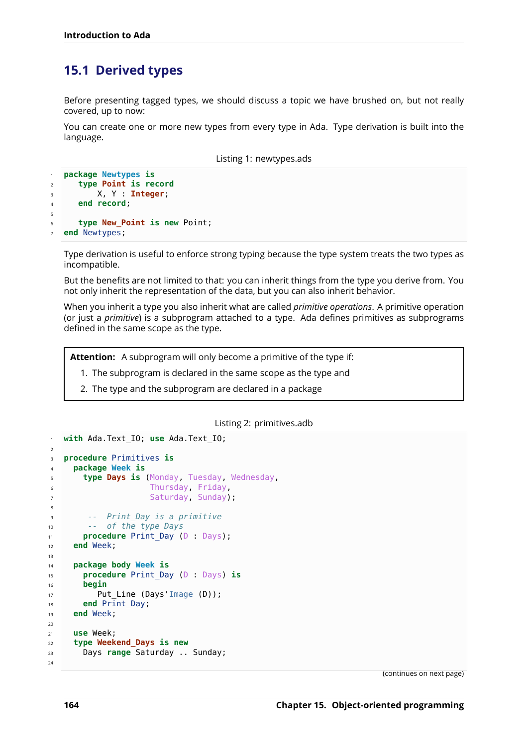## 15.1 Derived types

Before presenting tagged types, we should discuss a topic we have brushed on, but not really covered, up to now:

You can create one or more new types from every type in Ada. Type derivation is built into the language.

Listing 1: newtypes.ads

```
package Newtypes is
   type Point is record
       X, Y : Integer;
   end record;

   type New_Point is new Point;
end Newtypes;
```

Type derivation is useful to enforce strong typing because the type system treats the two types as incompatible.

But the benefits are not limited to that: you can inherit things from the type you derive from. You not only inherit the representation of the data, but you can also inherit behavior.

When you inherit a type you also inherit what are called *primitive operations*. A primitive operation (or just a *primitive*) is a subprogram attached to a type. Ada defines primitives as subprograms defined in the same scope as the type.

**Attention:** A subprogram will only become a primitive of the type if:

1. The subprogram is declared in the same scope as the type and
2. The type and the subprogram are declared in a package

Listing 2: primitives.adb

```
with Ada.Text_IO; use Ada.Text_IO;

procedure Primitives is
  package Week is
    type Days is (Monday, Tuesday, Wednesday,
                  Thursday, Friday,
                  Saturday, Sunday);

     --  Print_Day is a primitive
     --  of the type Days
    procedure Print_Day (D : Days);
  end Week;

  package body Week is
    procedure Print_Day (D : Days) is
    begin
       Put_Line (Days'Image (D));
    end Print_Day;
  end Week;

  use Week;
  type Weekend_Days is new
    Days range Saturday .. Sunday;

```

(continues on next page)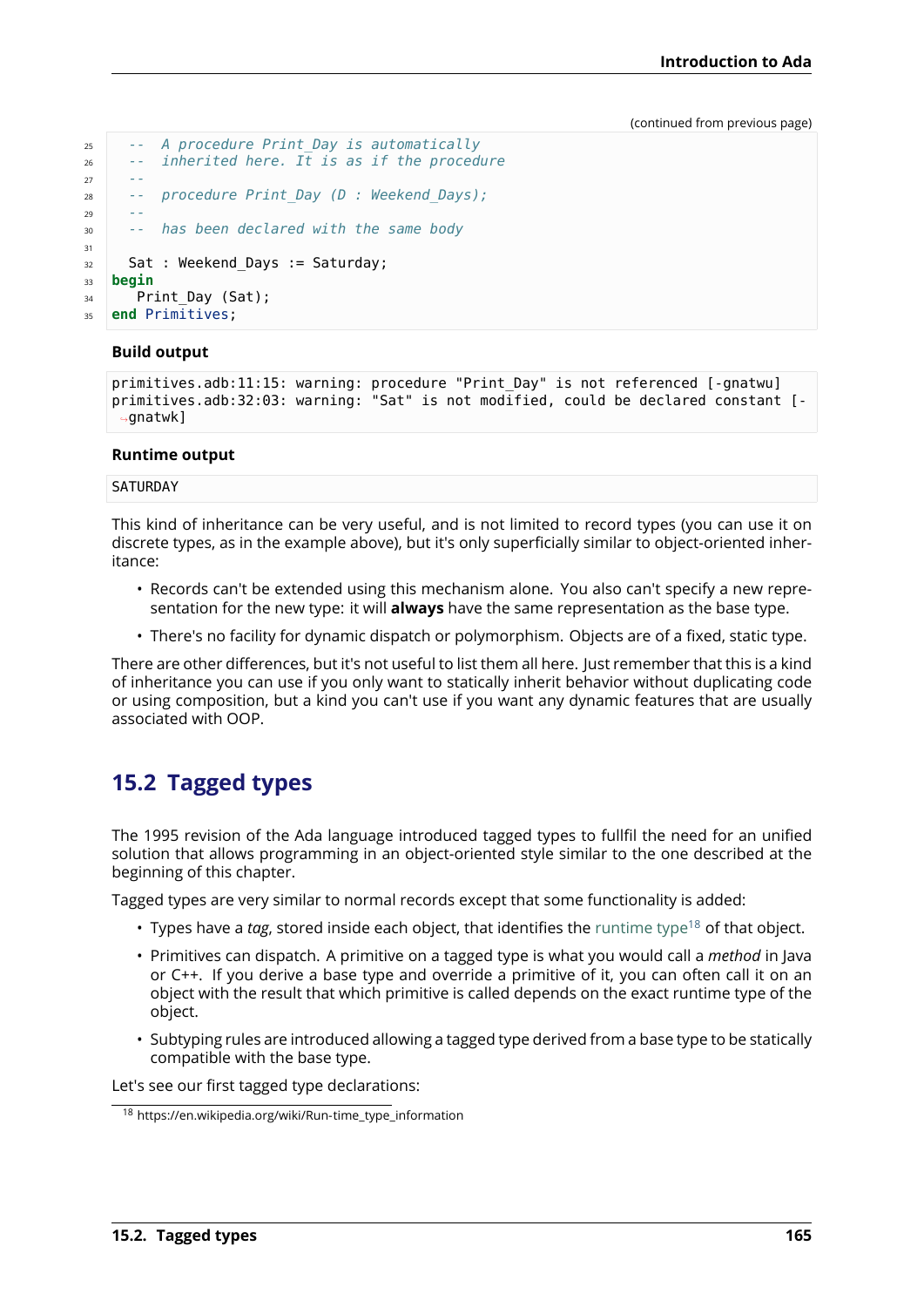(continued from previous page)

```ada
   --  A procedure Print_Day is automatically
   --  inherited here. It is as if the procedure
   --
   --  procedure Print_Day (D : Weekend_Days);
   --
   --  has been declared with the same body

   Sat : Weekend_Days := Saturday;
begin
    Print_Day (Sat);
end Primitives;
```

**Build output**

```
primitives.adb:11:15: warning: procedure "Print_Day" is not referenced [-gnatwu]
primitives.adb:32:03: warning: "Sat" is not modified, could be declared constant [-gnatwk]
```

**Runtime output**

```
SATURDAY
```

This kind of inheritance can be very useful, and is not limited to record types (you can use it on discrete types, as in the example above), but it's only superficially similar to object-oriented inheritance:

- Records can't be extended using this mechanism alone. You also can't specify a new representation for the new type: it will **always** have the same representation as the base type.
- There's no facility for dynamic dispatch or polymorphism. Objects are of a fixed, static type.

There are other differences, but it's not useful to list them all here. Just remember that this is a kind of inheritance you can use if you only want to statically inherit behavior without duplicating code or using composition, but a kind you can't use if you want any dynamic features that are usually associated with OOP.

## 15.2 Tagged types

The 1995 revision of the Ada language introduced tagged types to fullfil the need for an unified solution that allows programming in an object-oriented style similar to the one described at the beginning of this chapter.

Tagged types are very similar to normal records except that some functionality is added:

- Types have a *tag*, stored inside each object, that identifies the runtime type[18] of that object.
- Primitives can dispatch. A primitive on a tagged type is what you would call a *method* in Java or C++. If you derive a base type and override a primitive of it, you can often call it on an object with the result that which primitive is called depends on the exact runtime type of the object.
- Subtyping rules are introduced allowing a tagged type derived from a base type to be statically compatible with the base type.

Let's see our first tagged type declarations:

[18] https://en.wikipedia.org/wiki/Run-time_type_information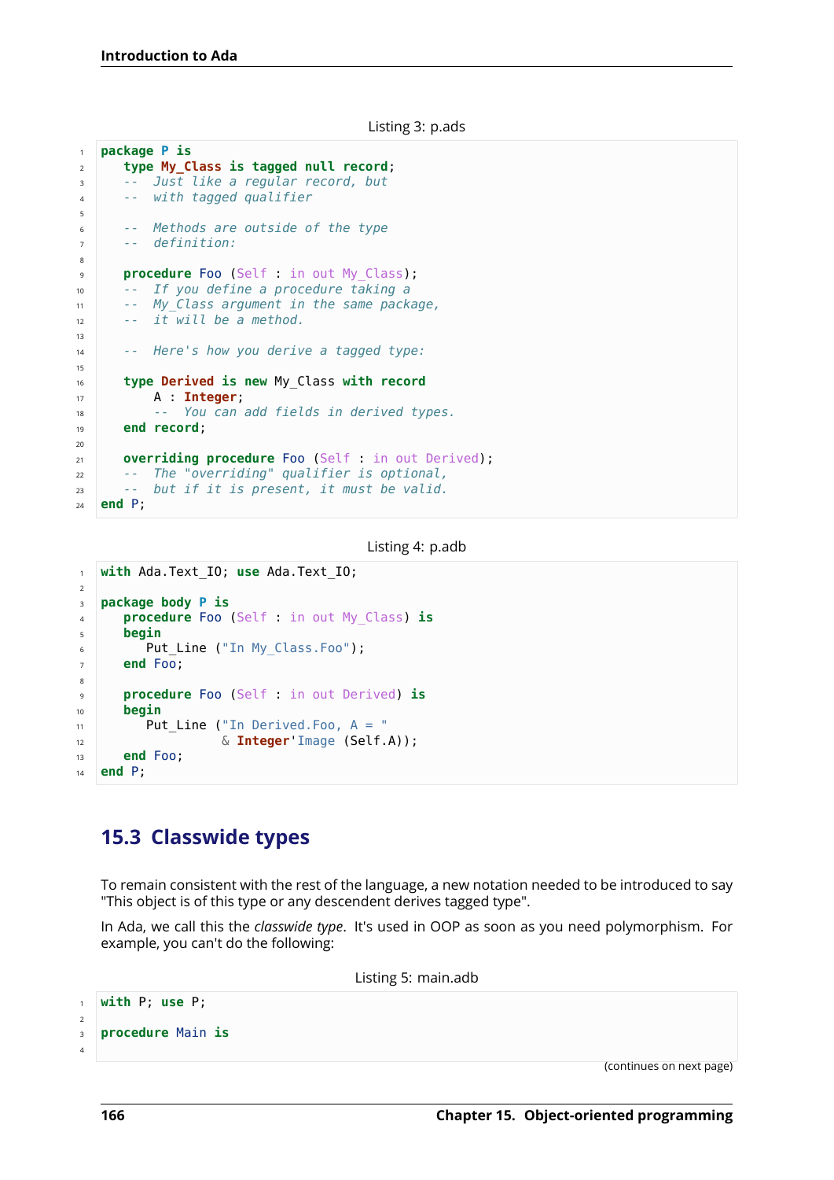Listing 3: p.ads

```
package P is
   type My_Class is tagged null record;
   --  Just like a regular record, but
   --  with tagged qualifier

   --  Methods are outside of the type
   --  definition:

   procedure Foo (Self : in out My_Class);
   --  If you define a procedure taking a
   --  My_Class argument in the same package,
   --  it will be a method.

   --  Here's how you derive a tagged type:

   type Derived is new My_Class with record
       A : Integer;
       --  You can add fields in derived types.
   end record;

   overriding procedure Foo (Self : in out Derived);
   --  The "overriding" qualifier is optional,
   --  but if it is present, it must be valid.
end P;
```

Listing 4: p.adb

```
with Ada.Text_IO; use Ada.Text_IO;

package body P is
   procedure Foo (Self : in out My_Class) is
   begin
      Put_Line ("In My_Class.Foo");
   end Foo;

   procedure Foo (Self : in out Derived) is
   begin
      Put_Line ("In Derived.Foo, A = "
                & Integer'Image (Self.A));
   end Foo;
end P;
```

## 15.3 Classwide types

To remain consistent with the rest of the language, a new notation needed to be introduced to say "This object is of this type or any descendent derives tagged type".

In Ada, we call this the *classwide type*. It's used in OOP as soon as you need polymorphism. For example, you can't do the following:

Listing 5: main.adb

```
with P; use P;

procedure Main is

```

(continues on next page)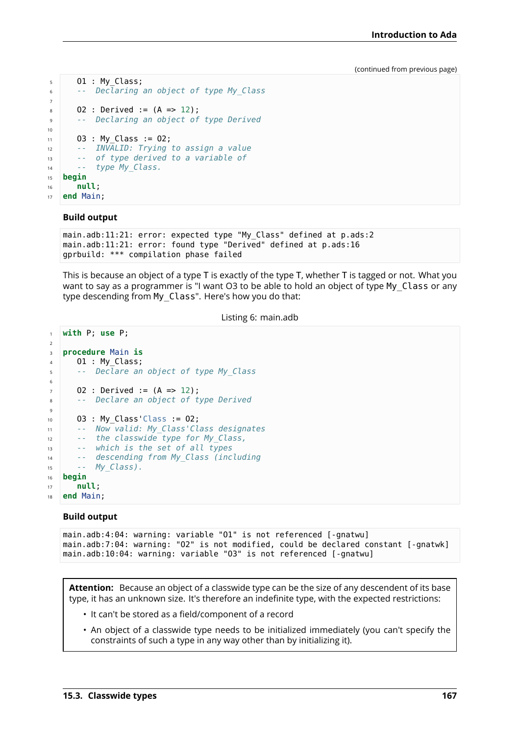(continued from previous page)

```
   O1 : My_Class;
   --  Declaring an object of type My_Class

   O2 : Derived := (A => 12);
   --  Declaring an object of type Derived

   O3 : My_Class := O2;
   --  INVALID: Trying to assign a value
   --  of type derived to a variable of
   --  type My_Class.
begin
   null;
end Main;
```

**Build output**

```
main.adb:11:21: error: expected type "My_Class" defined at p.ads:2
main.adb:11:21: error: found type "Derived" defined at p.ads:16
gprbuild: *** compilation phase failed
```

This is because an object of a type T is exactly of the type T, whether T is tagged or not. What you want to say as a programmer is "I want O3 to be able to hold an object of type `My_Class` or any type descending from `My_Class`". Here's how you do that:

Listing 6: main.adb

```
with P; use P;

procedure Main is
   O1 : My_Class;
   --  Declare an object of type My_Class

   O2 : Derived := (A => 12);
   --  Declare an object of type Derived

   O3 : My_Class'Class := O2;
   --  Now valid: My_Class'Class designates
   --  the classwide type for My_Class,
   --  which is the set of all types
   --  descending from My_Class (including
   --  My_Class).
begin
   null;
end Main;
```

**Build output**

```
main.adb:4:04: warning: variable "O1" is not referenced [-gnatwu]
main.adb:7:04: warning: "O2" is not modified, could be declared constant [-gnatwk]
main.adb:10:04: warning: variable "O3" is not referenced [-gnatwu]
```

> **Attention:** Because an object of a classwide type can be the size of any descendent of its base type, it has an unknown size. It's therefore an indefinite type, with the expected restrictions:
>
> - It can't be stored as a field/component of a record
> - An object of a classwide type needs to be initialized immediately (you can't specify the constraints of such a type in any way other than by initializing it).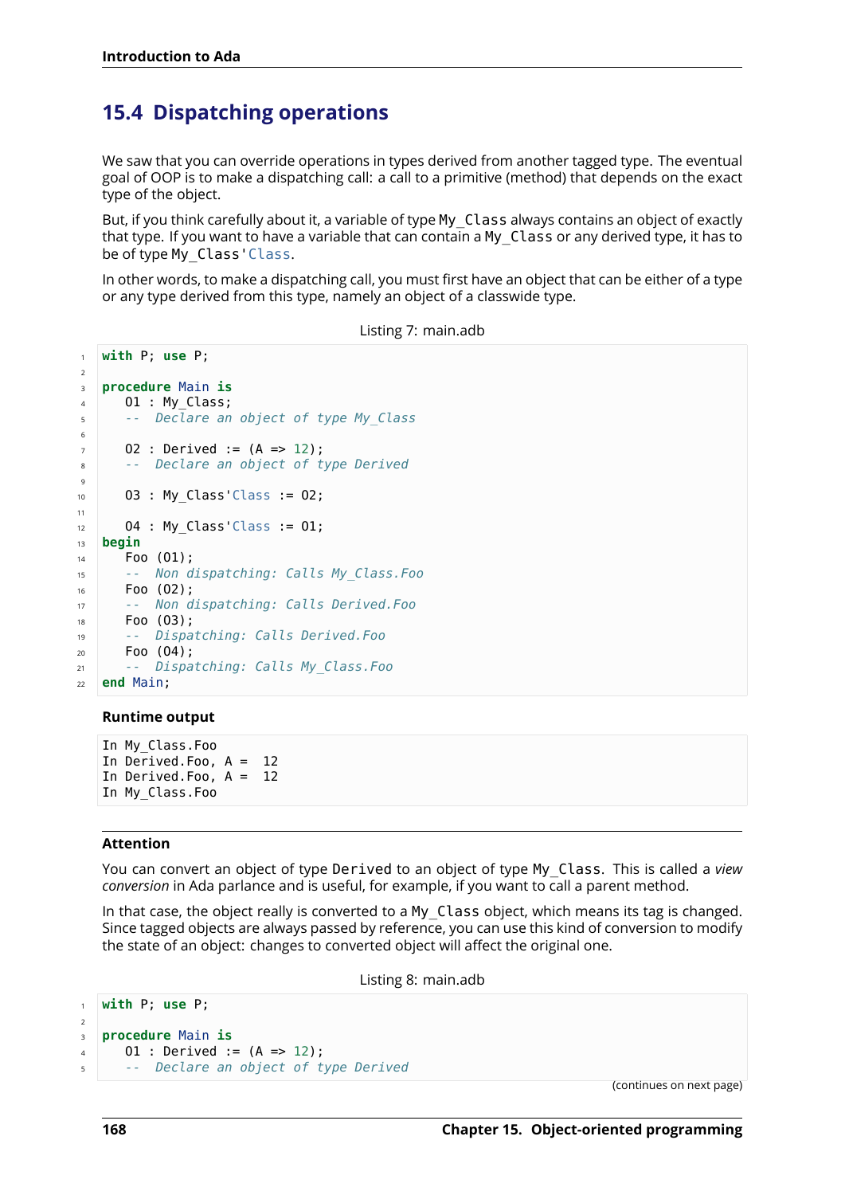## 15.4 Dispatching operations

We saw that you can override operations in types derived from another tagged type. The eventual goal of OOP is to make a dispatching call: a call to a primitive (method) that depends on the exact type of the object.

But, if you think carefully about it, a variable of type `My_Class` always contains an object of exactly that type. If you want to have a variable that can contain a `My_Class` or any derived type, it has to be of type `My_Class'Class`.

In other words, to make a dispatching call, you must first have an object that can be either of a type or any type derived from this type, namely an object of a classwide type.

Listing 7: main.adb

```ada
with P; use P;

procedure Main is
   O1 : My_Class;
   --  Declare an object of type My_Class

   O2 : Derived := (A => 12);
   --  Declare an object of type Derived

   O3 : My_Class'Class := O2;

   O4 : My_Class'Class := O1;
begin
   Foo (O1);
   --  Non dispatching: Calls My_Class.Foo
   Foo (O2);
   --  Non dispatching: Calls Derived.Foo
   Foo (O3);
   --  Dispatching: Calls Derived.Foo
   Foo (O4);
   --  Dispatching: Calls My_Class.Foo
end Main;
```

**Runtime output**

```
In My_Class.Foo
In Derived.Foo, A =  12
In Derived.Foo, A =  12
In My_Class.Foo
```

**Attention**

You can convert an object of type `Derived` to an object of type `My_Class`. This is called a *view conversion* in Ada parlance and is useful, for example, if you want to call a parent method.

In that case, the object really is converted to a `My_Class` object, which means its tag is changed. Since tagged objects are always passed by reference, you can use this kind of conversion to modify the state of an object: changes to converted object will affect the original one.

Listing 8: main.adb

```ada
with P; use P;

procedure Main is
   O1 : Derived := (A => 12);
   --  Declare an object of type Derived
```

(continues on next page)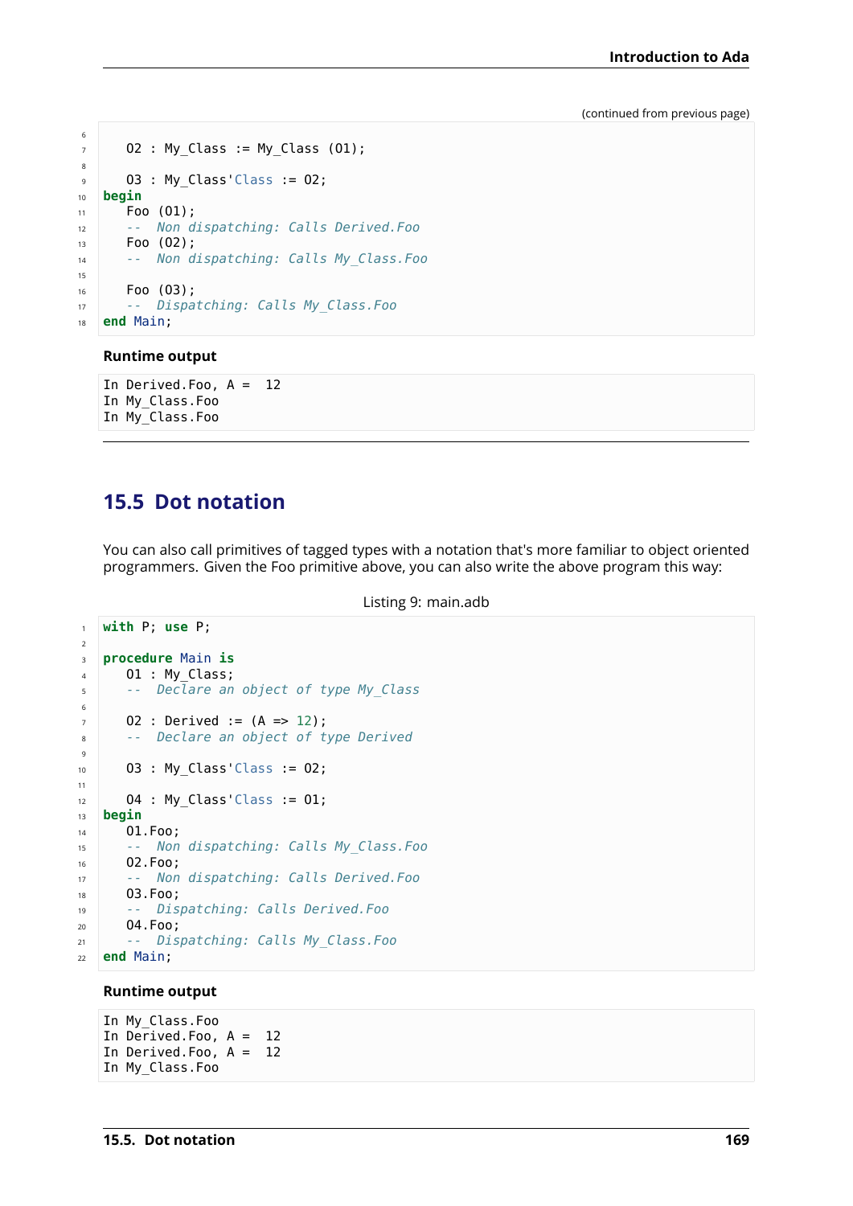(continued from previous page)

```ada
   O2 : My_Class := My_Class (O1);

   O3 : My_Class'Class := O2;
begin
   Foo (O1);
   --  Non dispatching: Calls Derived.Foo
   Foo (O2);
   --  Non dispatching: Calls My_Class.Foo

   Foo (O3);
   --  Dispatching: Calls My_Class.Foo
end Main;
```

**Runtime output**

```
In Derived.Foo, A =  12
In My_Class.Foo
In My_Class.Foo
```

## 15.5 Dot notation

You can also call primitives of tagged types with a notation that's more familiar to object oriented programmers. Given the Foo primitive above, you can also write the above program this way:

Listing 9: main.adb

```ada
with P; use P;

procedure Main is
   O1 : My_Class;
   --  Declare an object of type My_Class

   O2 : Derived := (A => 12);
   --  Declare an object of type Derived

   O3 : My_Class'Class := O2;

   O4 : My_Class'Class := O1;
begin
   O1.Foo;
   --  Non dispatching: Calls My_Class.Foo
   O2.Foo;
   --  Non dispatching: Calls Derived.Foo
   O3.Foo;
   --  Dispatching: Calls Derived.Foo
   O4.Foo;
   --  Dispatching: Calls My_Class.Foo
end Main;
```

**Runtime output**

```
In My_Class.Foo
In Derived.Foo, A =  12
In Derived.Foo, A =  12
In My_Class.Foo
```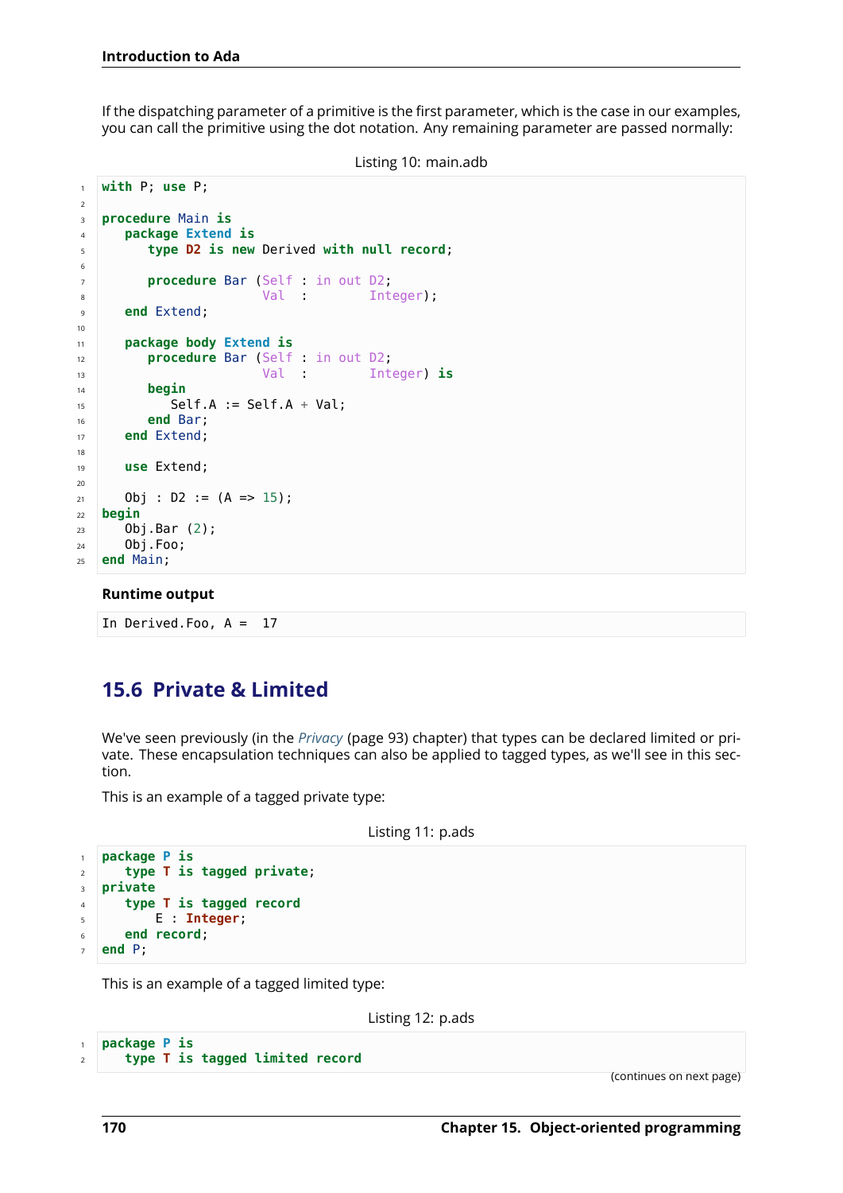If the dispatching parameter of a primitive is the first parameter, which is the case in our examples, you can call the primitive using the dot notation. Any remaining parameter are passed normally:

Listing 10: main.adb

```
with P; use P;

procedure Main is
   package Extend is
      type D2 is new Derived with null record;

      procedure Bar (Self : in out D2;
                     Val  :        Integer);
   end Extend;

   package body Extend is
      procedure Bar (Self : in out D2;
                     Val  :        Integer) is
      begin
         Self.A := Self.A + Val;
      end Bar;
   end Extend;

   use Extend;

   Obj : D2 := (A => 15);
begin
   Obj.Bar (2);
   Obj.Foo;
end Main;
```

**Runtime output**

```
In Derived.Foo, A =  17
```

## 15.6 Private & Limited

We've seen previously (in the *Privacy* (page 93) chapter) that types can be declared limited or private. These encapsulation techniques can also be applied to tagged types, as we'll see in this section.

This is an example of a tagged private type:

Listing 11: p.ads

```
package P is
   type T is tagged private;
private
   type T is tagged record
       E : Integer;
   end record;
end P;
```

This is an example of a tagged limited type:

Listing 12: p.ads

```
package P is
   type T is tagged limited record
```

(continues on next page)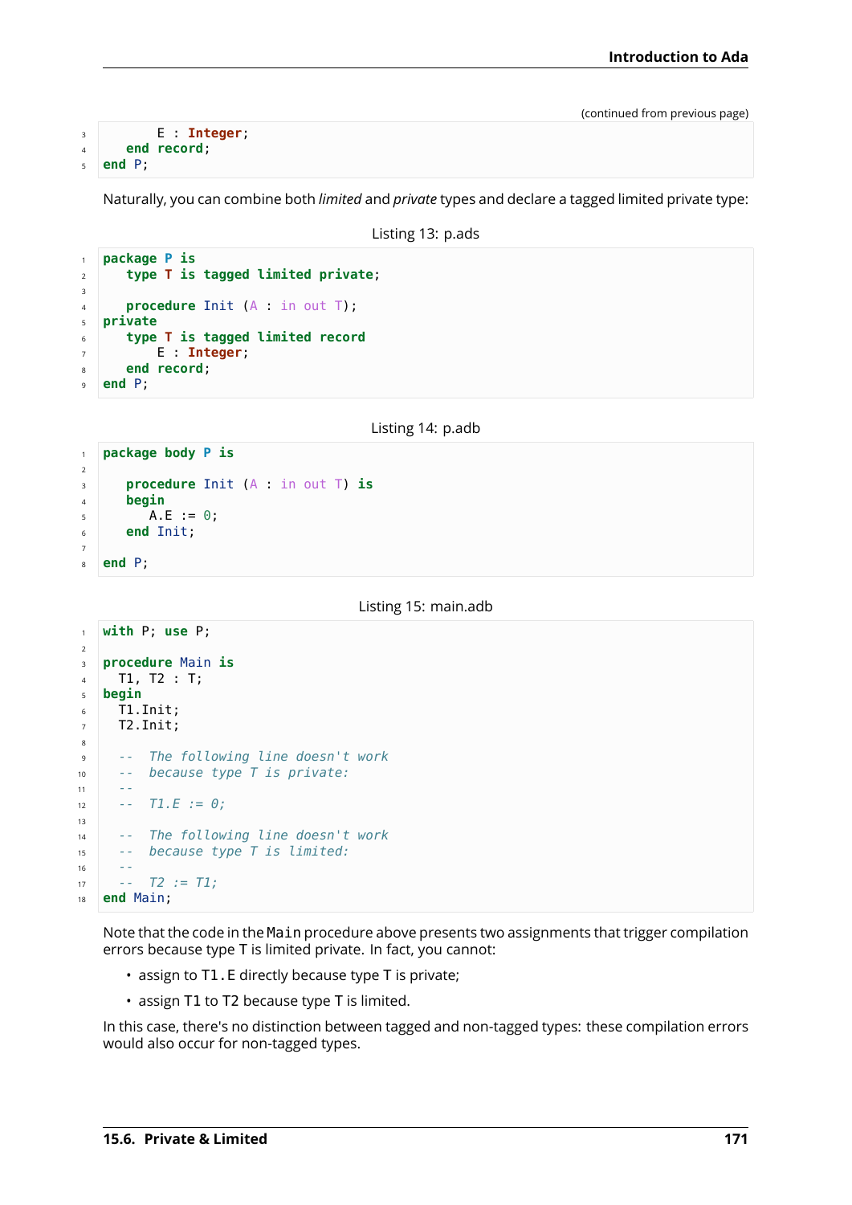(continued from previous page)

```
      E : Integer;
   end record;
end P;
```

Naturally, you can combine both *limited* and *private* types and declare a tagged limited private type:

Listing 13: p.ads

```
package P is
   type T is tagged limited private;

   procedure Init (A : in out T);
private
   type T is tagged limited record
      E : Integer;
   end record;
end P;
```

Listing 14: p.adb

```
package body P is

   procedure Init (A : in out T) is
   begin
      A.E := 0;
   end Init;

end P;
```

Listing 15: main.adb

```
with P; use P;

procedure Main is
  T1, T2 : T;
begin
  T1.Init;
  T2.Init;

  --  The following line doesn't work
  --  because type T is private:
  --
  --  T1.E := 0;

  --  The following line doesn't work
  --  because type T is limited:
  --
  --  T2 := T1;
end Main;
```

Note that the code in the `Main` procedure above presents two assignments that trigger compilation errors because type T is limited private. In fact, you cannot:

- assign to `T1.E` directly because type T is private;
- assign T1 to T2 because type T is limited.

In this case, there's no distinction between tagged and non-tagged types: these compilation errors would also occur for non-tagged types.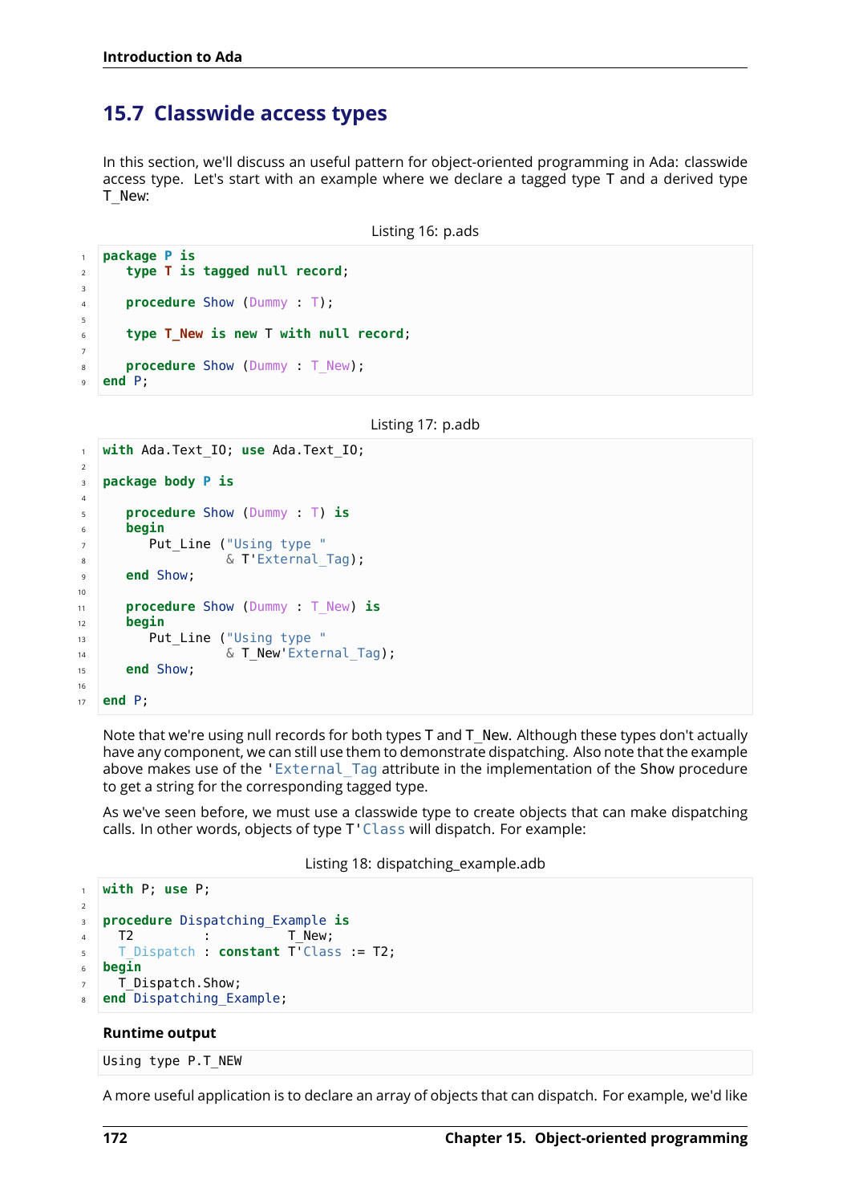## 15.7 Classwide access types

In this section, we'll discuss an useful pattern for object-oriented programming in Ada: classwide access type. Let's start with an example where we declare a tagged type T and a derived type T_New:

Listing 16: p.ads

```ada
package P is
   type T is tagged null record;

   procedure Show (Dummy : T);

   type T_New is new T with null record;

   procedure Show (Dummy : T_New);
end P;
```

Listing 17: p.adb

```ada
with Ada.Text_IO; use Ada.Text_IO;

package body P is

   procedure Show (Dummy : T) is
   begin
      Put_Line ("Using type "
                & T'External_Tag);
   end Show;

   procedure Show (Dummy : T_New) is
   begin
      Put_Line ("Using type "
                & T_New'External_Tag);
   end Show;

end P;
```

Note that we're using null records for both types T and T_New. Although these types don't actually have any component, we can still use them to demonstrate dispatching. Also note that the example above makes use of the 'External_Tag attribute in the implementation of the Show procedure to get a string for the corresponding tagged type.

As we've seen before, we must use a classwide type to create objects that can make dispatching calls. In other words, objects of type T'Class will dispatch. For example:

Listing 18: dispatching_example.adb

```ada
with P; use P;

procedure Dispatching_Example is
  T2         :          T_New;
  T_Dispatch : constant T'Class := T2;
begin
  T_Dispatch.Show;
end Dispatching_Example;
```

**Runtime output**

```
Using type P.T_NEW
```

A more useful application is to declare an array of objects that can dispatch. For example, we'd like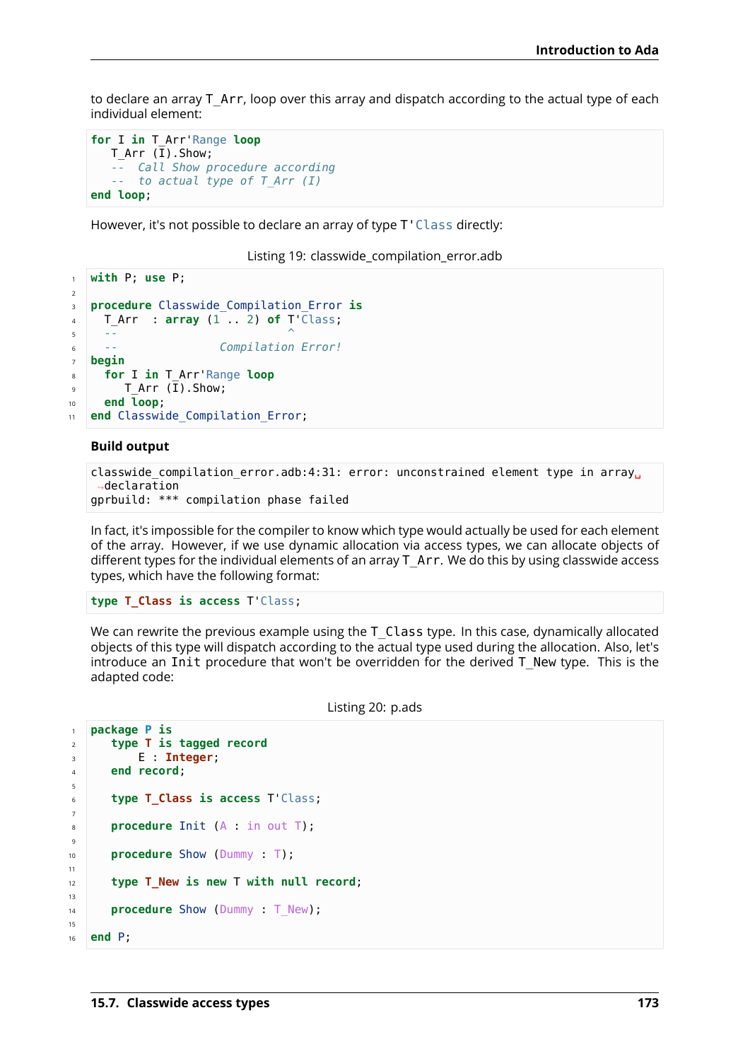to declare an array T_Arr, loop over this array and dispatch according to the actual type of each individual element:

```
for I in T_Arr'Range loop
   T_Arr (I).Show;
   --  Call Show procedure according
   --  to actual type of T_Arr (I)
end loop;
```

However, it's not possible to declare an array of type T'Class directly:

Listing 19: classwide_compilation_error.adb

```
with P; use P;

procedure Classwide_Compilation_Error is
  T_Arr  : array (1 .. 2) of T'Class;
  --                          ^
  --                 Compilation Error!
begin
  for I in T_Arr'Range loop
     T_Arr (I).Show;
  end loop;
end Classwide_Compilation_Error;
```

**Build output**

```
classwide_compilation_error.adb:4:31: error: unconstrained element type in array declaration
gprbuild: *** compilation phase failed
```

In fact, it's impossible for the compiler to know which type would actually be used for each element of the array. However, if we use dynamic allocation via access types, we can allocate objects of different types for the individual elements of an array T_Arr. We do this by using classwide access types, which have the following format:

```
type T_Class is access T'Class;
```

We can rewrite the previous example using the T_Class type. In this case, dynamically allocated objects of this type will dispatch according to the actual type used during the allocation. Also, let's introduce an Init procedure that won't be overridden for the derived T_New type. This is the adapted code:

Listing 20: p.ads

```
package P is
   type T is tagged record
      E : Integer;
   end record;

   type T_Class is access T'Class;

   procedure Init (A : in out T);

   procedure Show (Dummy : T);

   type T_New is new T with null record;

   procedure Show (Dummy : T_New);

end P;
```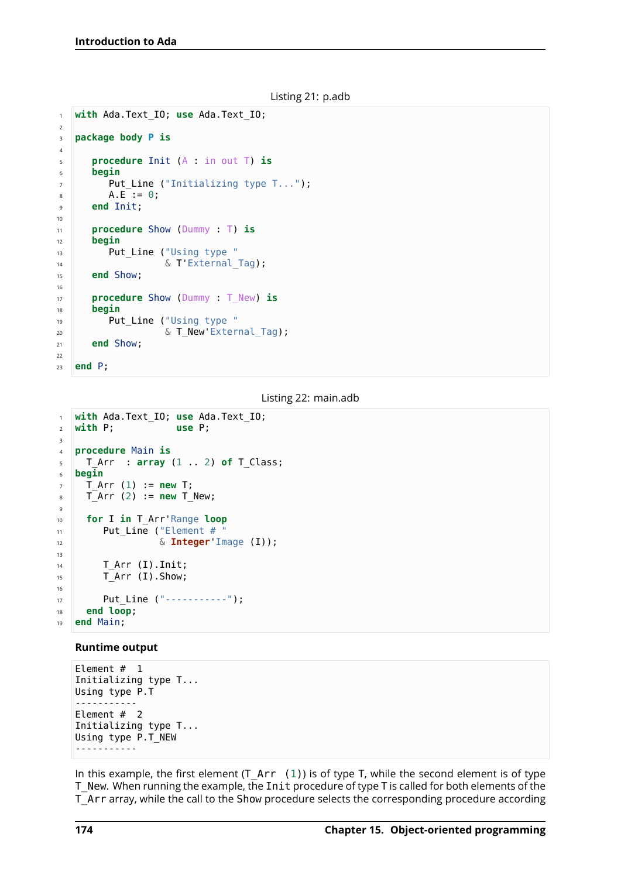Listing 21: p.adb

```ada
with Ada.Text_IO; use Ada.Text_IO;

package body P is

   procedure Init (A : in out T) is
   begin
      Put_Line ("Initializing type T...");
      A.E := 0;
   end Init;

   procedure Show (Dummy : T) is
   begin
      Put_Line ("Using type "
                & T'External_Tag);
   end Show;

   procedure Show (Dummy : T_New) is
   begin
      Put_Line ("Using type "
                & T_New'External_Tag);
   end Show;

end P;
```

Listing 22: main.adb

```ada
with Ada.Text_IO; use Ada.Text_IO;
with P;           use P;

procedure Main is
  T_Arr  : array (1 .. 2) of T_Class;
begin
  T_Arr (1) := new T;
  T_Arr (2) := new T_New;

  for I in T_Arr'Range loop
     Put_Line ("Element # "
               & Integer'Image (I));

     T_Arr (I).Init;
     T_Arr (I).Show;

     Put_Line ("-----------");
  end loop;
end Main;
```

**Runtime output**

```
Element #  1
Initializing type T...
Using type P.T
-----------
Element #  2
Initializing type T...
Using type P.T_NEW
-----------
```

In this example, the first element (`T_Arr (1)`) is of type T, while the second element is of type T_New. When running the example, the `Init` procedure of type T is called for both elements of the `T_Arr` array, while the call to the `Show` procedure selects the corresponding procedure according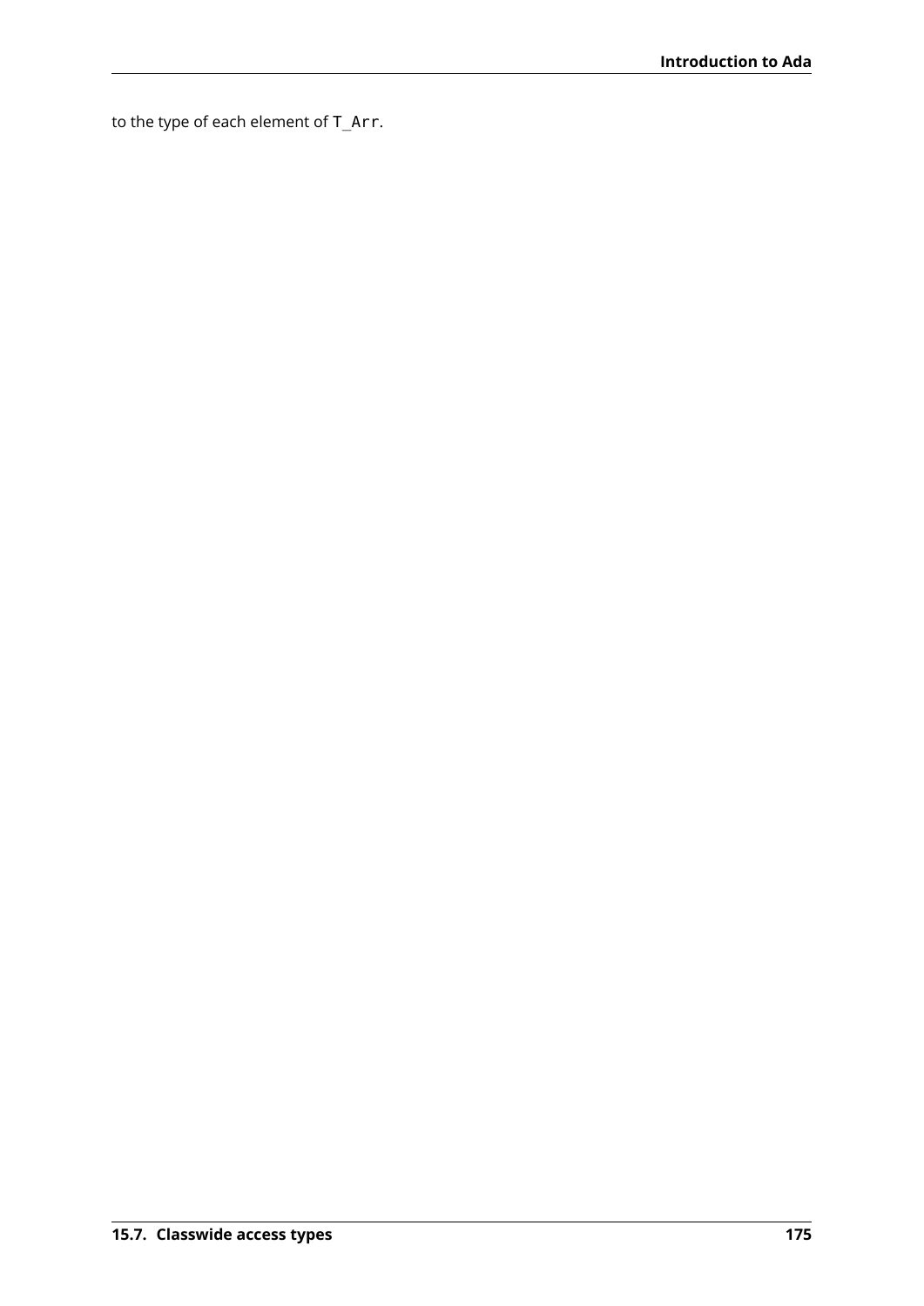to the type of each element of `T_Arr`.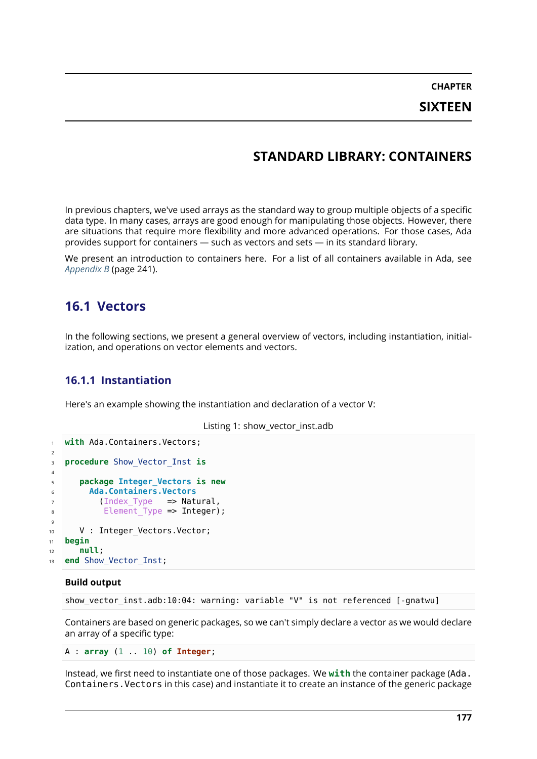# CHAPTER SIXTEEN

# STANDARD LIBRARY: CONTAINERS

In previous chapters, we've used arrays as the standard way to group multiple objects of a specific data type. In many cases, arrays are good enough for manipulating those objects. However, there are situations that require more flexibility and more advanced operations. For those cases, Ada provides support for containers — such as vectors and sets — in its standard library.

We present an introduction to containers here. For a list of all containers available in Ada, see *Appendix B* (page 241).

## 16.1 Vectors

In the following sections, we present a general overview of vectors, including instantiation, initialization, and operations on vector elements and vectors.

### 16.1.1 Instantiation

Here's an example showing the instantiation and declaration of a vector V:

Listing 1: show_vector_inst.adb

```
with Ada.Containers.Vectors;

procedure Show_Vector_Inst is

   package Integer_Vectors is new
     Ada.Containers.Vectors
       (Index_Type   => Natural,
        Element_Type => Integer);

   V : Integer_Vectors.Vector;
begin
   null;
end Show_Vector_Inst;
```

**Build output**

```
show_vector_inst.adb:10:04: warning: variable "V" is not referenced [-gnatwu]
```

Containers are based on generic packages, so we can't simply declare a vector as we would declare an array of a specific type:

```
A : array (1 .. 10) of Integer;
```

Instead, we first need to instantiate one of those packages. We **with** the container package (`Ada.Containers.Vectors` in this case) and instantiate it to create an instance of the generic package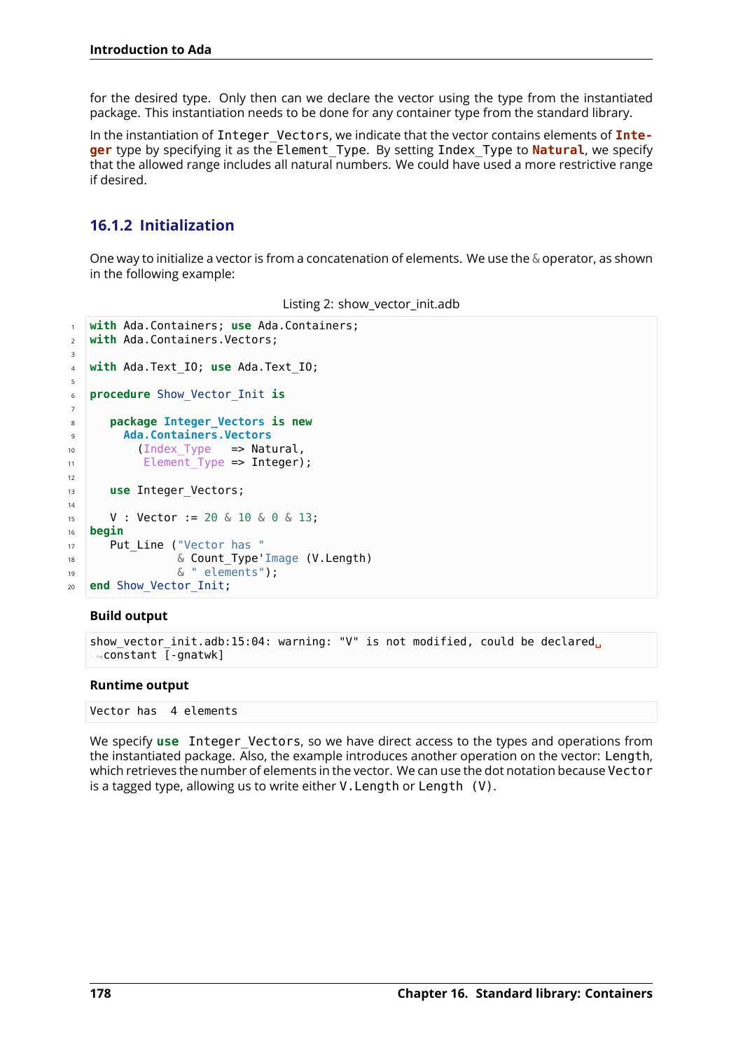for the desired type. Only then can we declare the vector using the type from the instantiated package. This instantiation needs to be done for any container type from the standard library.

In the instantiation of `Integer_Vectors`, we indicate that the vector contains elements of **Integer** type by specifying it as the `Element_Type`. By setting `Index_Type` to **Natural**, we specify that the allowed range includes all natural numbers. We could have used a more restrictive range if desired.

### 16.1.2 Initialization

One way to initialize a vector is from a concatenation of elements. We use the & operator, as shown in the following example:

Listing 2: show_vector_init.adb

```ada
with Ada.Containers; use Ada.Containers;
with Ada.Containers.Vectors;

with Ada.Text_IO; use Ada.Text_IO;

procedure Show_Vector_Init is

   package Integer_Vectors is new
     Ada.Containers.Vectors
       (Index_Type   => Natural,
        Element_Type => Integer);

   use Integer_Vectors;

   V : Vector := 20 & 10 & 0 & 13;
begin
   Put_Line ("Vector has "
             & Count_Type'Image (V.Length)
             & " elements");
end Show_Vector_Init;
```

**Build output**

```
show_vector_init.adb:15:04: warning: "V" is not modified, could be declared constant [-gnatwk]
```

**Runtime output**

```
Vector has  4 elements
```

We specify **use** `Integer_Vectors`, so we have direct access to the types and operations from the instantiated package. Also, the example introduces another operation on the vector: `Length`, which retrieves the number of elements in the vector. We can use the dot notation because `Vector` is a tagged type, allowing us to write either `V.Length` or `Length (V)`.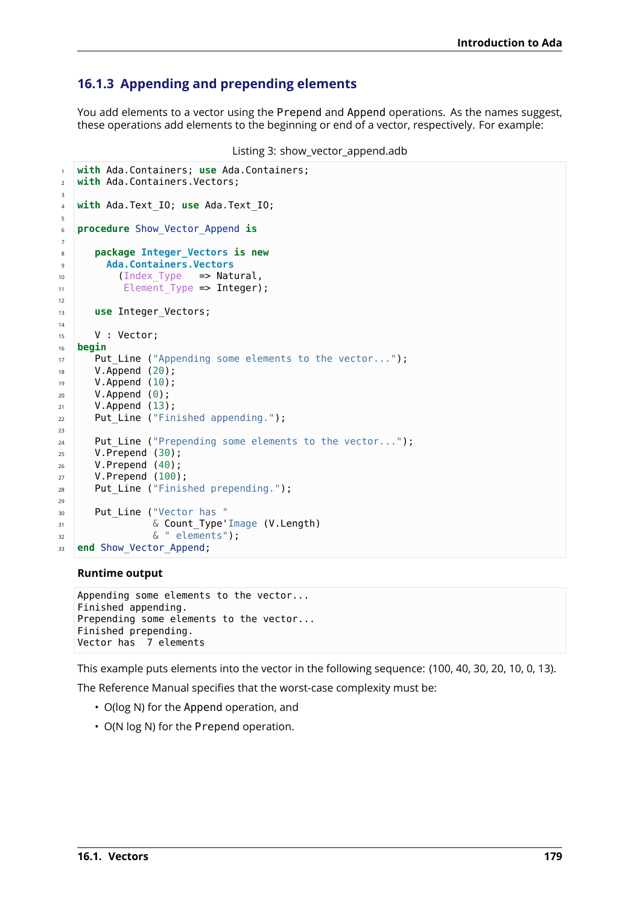### 16.1.3 Appending and prepending elements

You add elements to a vector using the Prepend and Append operations. As the names suggest, these operations add elements to the beginning or end of a vector, respectively. For example:

Listing 3: show_vector_append.adb

```ada
with Ada.Containers; use Ada.Containers;
with Ada.Containers.Vectors;

with Ada.Text_IO; use Ada.Text_IO;

procedure Show_Vector_Append is

   package Integer_Vectors is new
     Ada.Containers.Vectors
       (Index_Type   => Natural,
        Element_Type => Integer);

   use Integer_Vectors;

   V : Vector;
begin
   Put_Line ("Appending some elements to the vector...");
   V.Append (20);
   V.Append (10);
   V.Append (0);
   V.Append (13);
   Put_Line ("Finished appending.");

   Put_Line ("Prepending some elements to the vector...");
   V.Prepend (30);
   V.Prepend (40);
   V.Prepend (100);
   Put_Line ("Finished prepending.");

   Put_Line ("Vector has "
             & Count_Type'Image (V.Length)
             & " elements");
end Show_Vector_Append;
```

**Runtime output**

```
Appending some elements to the vector...
Finished appending.
Prepending some elements to the vector...
Finished prepending.
Vector has  7 elements
```

This example puts elements into the vector in the following sequence: (100, 40, 30, 20, 10, 0, 13).

The Reference Manual specifies that the worst-case complexity must be:

- O(log N) for the Append operation, and
- O(N log N) for the Prepend operation.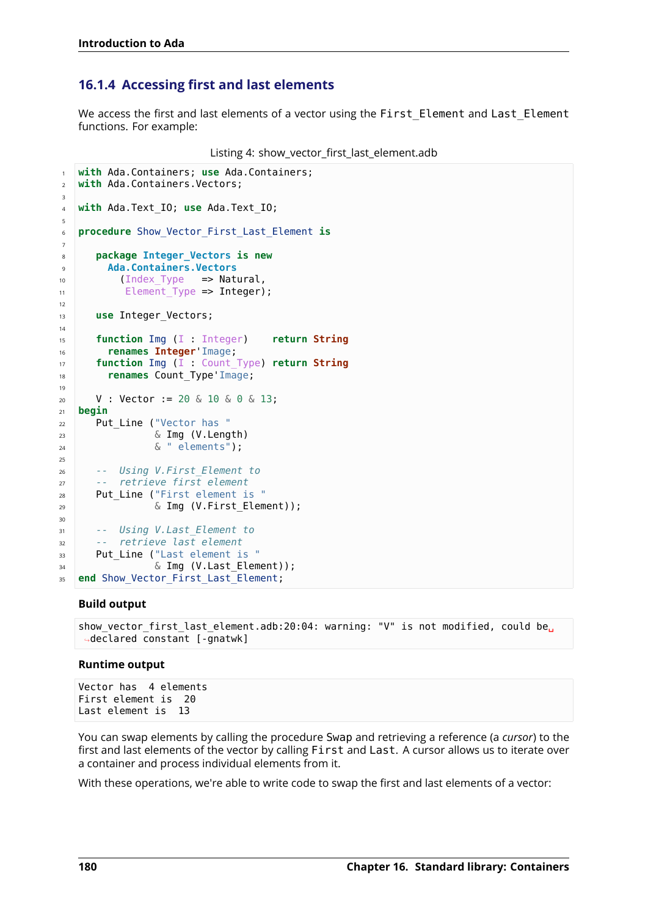### 16.1.4 Accessing first and last elements

We access the first and last elements of a vector using the `First_Element` and `Last_Element` functions. For example:

Listing 4: show_vector_first_last_element.adb

```
with Ada.Containers; use Ada.Containers;
with Ada.Containers.Vectors;

with Ada.Text_IO; use Ada.Text_IO;

procedure Show_Vector_First_Last_Element is

   package Integer_Vectors is new
     Ada.Containers.Vectors
       (Index_Type   => Natural,
        Element_Type => Integer);

   use Integer_Vectors;

   function Img (I : Integer)    return String
     renames Integer'Image;
   function Img (I : Count_Type) return String
     renames Count_Type'Image;

   V : Vector := 20 & 10 & 0 & 13;
begin
   Put_Line ("Vector has "
             & Img (V.Length)
             & " elements");

   --  Using V.First_Element to
   --  retrieve first element
   Put_Line ("First element is "
             & Img (V.First_Element));

   --  Using V.Last_Element to
   --  retrieve last element
   Put_Line ("Last element is "
             & Img (V.Last_Element));
end Show_Vector_First_Last_Element;
```

**Build output**

```
show_vector_first_last_element.adb:20:04: warning: "V" is not modified, could be declared constant [-gnatwk]
```

**Runtime output**

```
Vector has  4 elements
First element is  20
Last element is  13
```

You can swap elements by calling the procedure Swap and retrieving a reference (a *cursor*) to the first and last elements of the vector by calling `First` and `Last`. A cursor allows us to iterate over a container and process individual elements from it.

With these operations, we're able to write code to swap the first and last elements of a vector: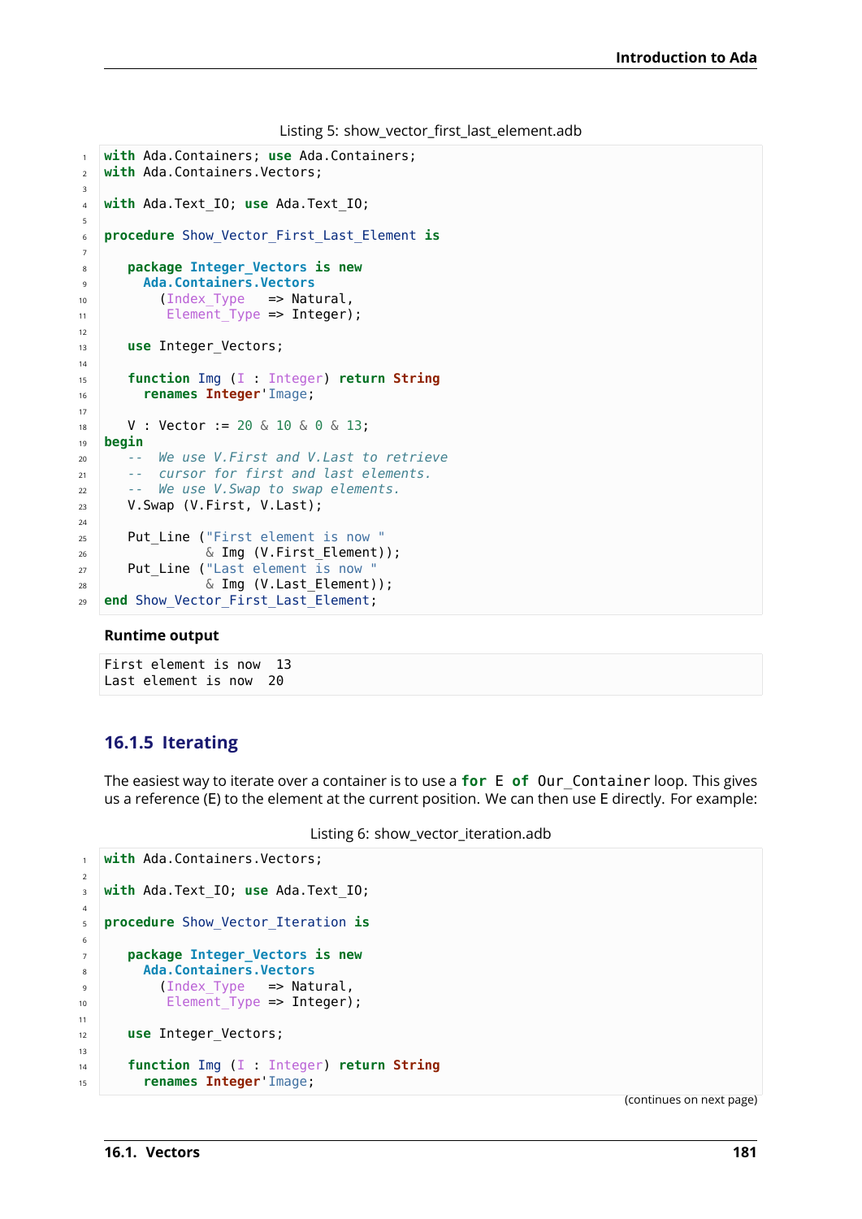Listing 5: show_vector_first_last_element.adb

```ada
with Ada.Containers; use Ada.Containers;
with Ada.Containers.Vectors;

with Ada.Text_IO; use Ada.Text_IO;

procedure Show_Vector_First_Last_Element is

   package Integer_Vectors is new
     Ada.Containers.Vectors
       (Index_Type   => Natural,
        Element_Type => Integer);

   use Integer_Vectors;

   function Img (I : Integer) return String
     renames Integer'Image;

   V : Vector := 20 & 10 & 0 & 13;
begin
   --  We use V.First and V.Last to retrieve
   --  cursor for first and last elements.
   --  We use V.Swap to swap elements.
   V.Swap (V.First, V.Last);

   Put_Line ("First element is now "
             & Img (V.First_Element));
   Put_Line ("Last element is now "
             & Img (V.Last_Element));
end Show_Vector_First_Last_Element;
```

**Runtime output**

```
First element is now  13
Last element is now  20
```

### 16.1.5 Iterating

The easiest way to iterate over a container is to use a **for** E **of** Our_Container loop. This gives us a reference (E) to the element at the current position. We can then use E directly. For example:

Listing 6: show_vector_iteration.adb

```ada
with Ada.Containers.Vectors;

with Ada.Text_IO; use Ada.Text_IO;

procedure Show_Vector_Iteration is

   package Integer_Vectors is new
     Ada.Containers.Vectors
       (Index_Type   => Natural,
        Element_Type => Integer);

   use Integer_Vectors;

   function Img (I : Integer) return String
     renames Integer'Image;
```

(continues on next page)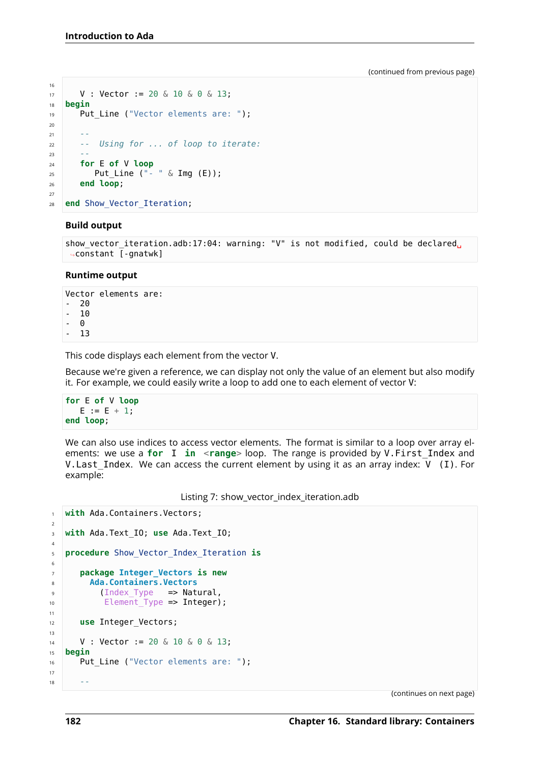(continued from previous page)

```
   V : Vector := 20 & 10 & 0 & 13;
begin
   Put_Line ("Vector elements are: ");

   --
   --  Using for ... of loop to iterate:
   --
   for E of V loop
      Put_Line ("- " & Img (E));
   end loop;

end Show_Vector_Iteration;
```

**Build output**

```
show_vector_iteration.adb:17:04: warning: "V" is not modified, could be declared constant [-gnatwk]
```

**Runtime output**

```
Vector elements are:
-  20
-  10
-  0
-  13
```

This code displays each element from the vector V.

Because we're given a reference, we can display not only the value of an element but also modify it. For example, we could easily write a loop to add one to each element of vector V:

```
for E of V loop
   E := E + 1;
end loop;
```

We can also use indices to access vector elements. The format is similar to a loop over array elements: we use a `for I in <range>` loop. The range is provided by `V.First_Index` and `V.Last_Index`. We can access the current element by using it as an array index: `V (I)`. For example:

Listing 7: show_vector_index_iteration.adb

```
with Ada.Containers.Vectors;

with Ada.Text_IO; use Ada.Text_IO;

procedure Show_Vector_Index_Iteration is

   package Integer_Vectors is new
     Ada.Containers.Vectors
       (Index_Type   => Natural,
        Element_Type => Integer);

   use Integer_Vectors;

   V : Vector := 20 & 10 & 0 & 13;
begin
   Put_Line ("Vector elements are: ");

   --
```

(continues on next page)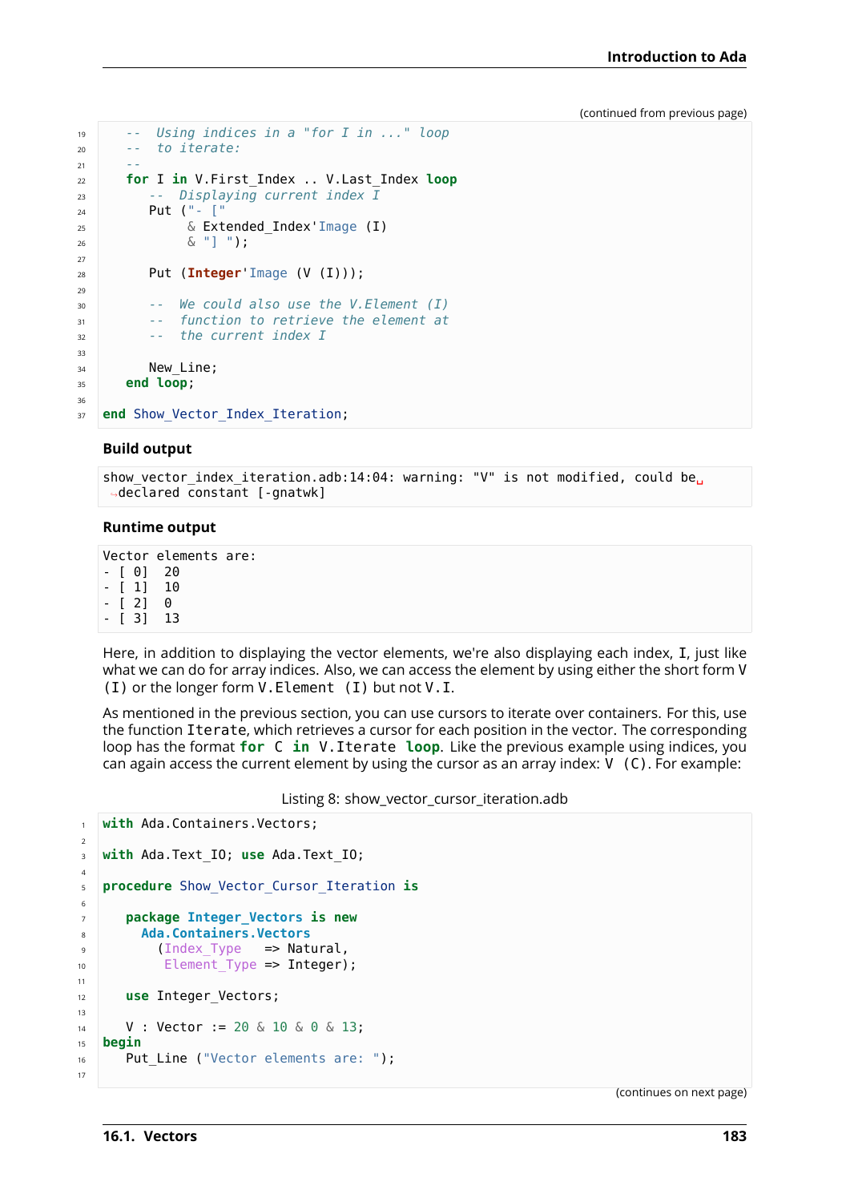(continued from previous page)

```ada
   --  Using indices in a "for I in ..." loop
   --  to iterate:
   --
   for I in V.First_Index .. V.Last_Index loop
      --  Displaying current index I
      Put ("- ["
           & Extended_Index'Image (I)
           & "] ");

      Put (Integer'Image (V (I)));

      --  We could also use the V.Element (I)
      --  function to retrieve the element at
      --  the current index I

      New_Line;
   end loop;

end Show_Vector_Index_Iteration;
```

**Build output**

```
show_vector_index_iteration.adb:14:04: warning: "V" is not modified, could be
declared constant [-gnatwk]
```

**Runtime output**

```
Vector elements are:
- [ 0]  20
- [ 1]  10
- [ 2]  0
- [ 3]  13
```

Here, in addition to displaying the vector elements, we're also displaying each index, `I`, just like what we can do for array indices. Also, we can access the element by using either the short form `V (I)` or the longer form `V.Element (I)` but not `V.I`.

As mentioned in the previous section, you can use cursors to iterate over containers. For this, use the function `Iterate`, which retrieves a cursor for each position in the vector. The corresponding loop has the format **for** `C` **in** `V.Iterate` **loop**. Like the previous example using indices, you can again access the current element by using the cursor as an array index: `V (C)`. For example:

Listing 8: show_vector_cursor_iteration.adb

```ada
with Ada.Containers.Vectors;

with Ada.Text_IO; use Ada.Text_IO;

procedure Show_Vector_Cursor_Iteration is

   package Integer_Vectors is new
     Ada.Containers.Vectors
       (Index_Type   => Natural,
        Element_Type => Integer);

   use Integer_Vectors;

   V : Vector := 20 & 10 & 0 & 13;
begin
   Put_Line ("Vector elements are: ");

```

(continues on next page)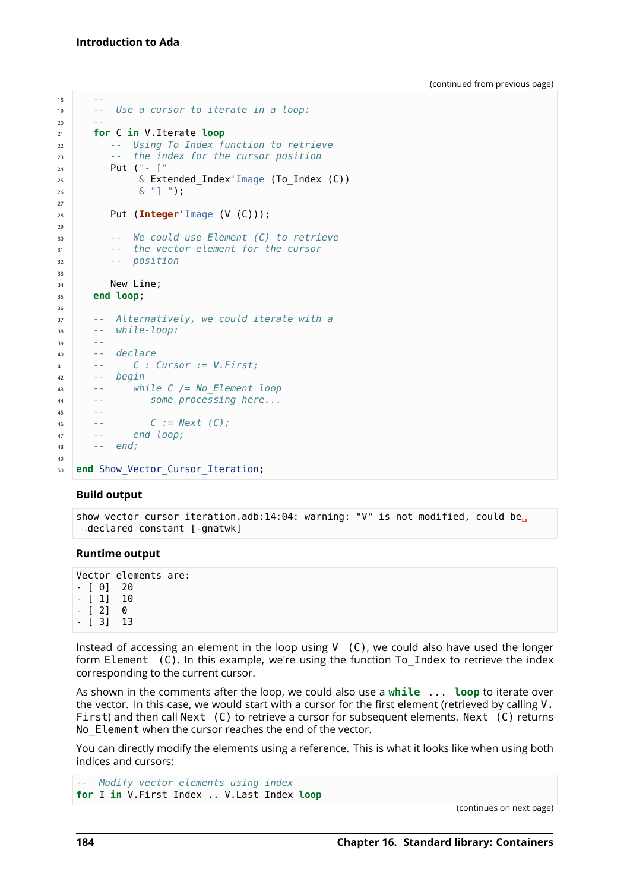(continued from previous page)

```ada
   --
   --  Use a cursor to iterate in a loop:
   --
   for C in V.Iterate loop
      --  Using To_Index function to retrieve
      --  the index for the cursor position
      Put ("- ["
           & Extended_Index'Image (To_Index (C))
           & "] ");

      Put (Integer'Image (V (C)));

      --  We could use Element (C) to retrieve
      --  the vector element for the cursor
      --  position

      New_Line;
   end loop;

   --  Alternatively, we could iterate with a
   --  while-loop:
   --
   --  declare
   --     C : Cursor := V.First;
   --  begin
   --     while C /= No_Element loop
   --        some processing here...
   --
   --        C := Next (C);
   --     end loop;
   --  end;

end Show_Vector_Cursor_Iteration;
```

**Build output**

```
show_vector_cursor_iteration.adb:14:04: warning: "V" is not modified, could be declared constant [-gnatwk]
```

**Runtime output**

```
Vector elements are:
- [ 0]  20
- [ 1]  10
- [ 2]  0
- [ 3]  13
```

Instead of accessing an element in the loop using `V (C)`, we could also have used the longer form `Element (C)`. In this example, we're using the function `To_Index` to retrieve the index corresponding to the current cursor.

As shown in the comments after the loop, we could also use a **while ... loop** to iterate over the vector. In this case, we would start with a cursor for the first element (retrieved by calling `V.First`) and then call `Next (C)` to retrieve a cursor for subsequent elements. `Next (C)` returns `No_Element` when the cursor reaches the end of the vector.

You can directly modify the elements using a reference. This is what it looks like when using both indices and cursors:

```ada
--  Modify vector elements using index
for I in V.First_Index .. V.Last_Index loop
```

(continues on next page)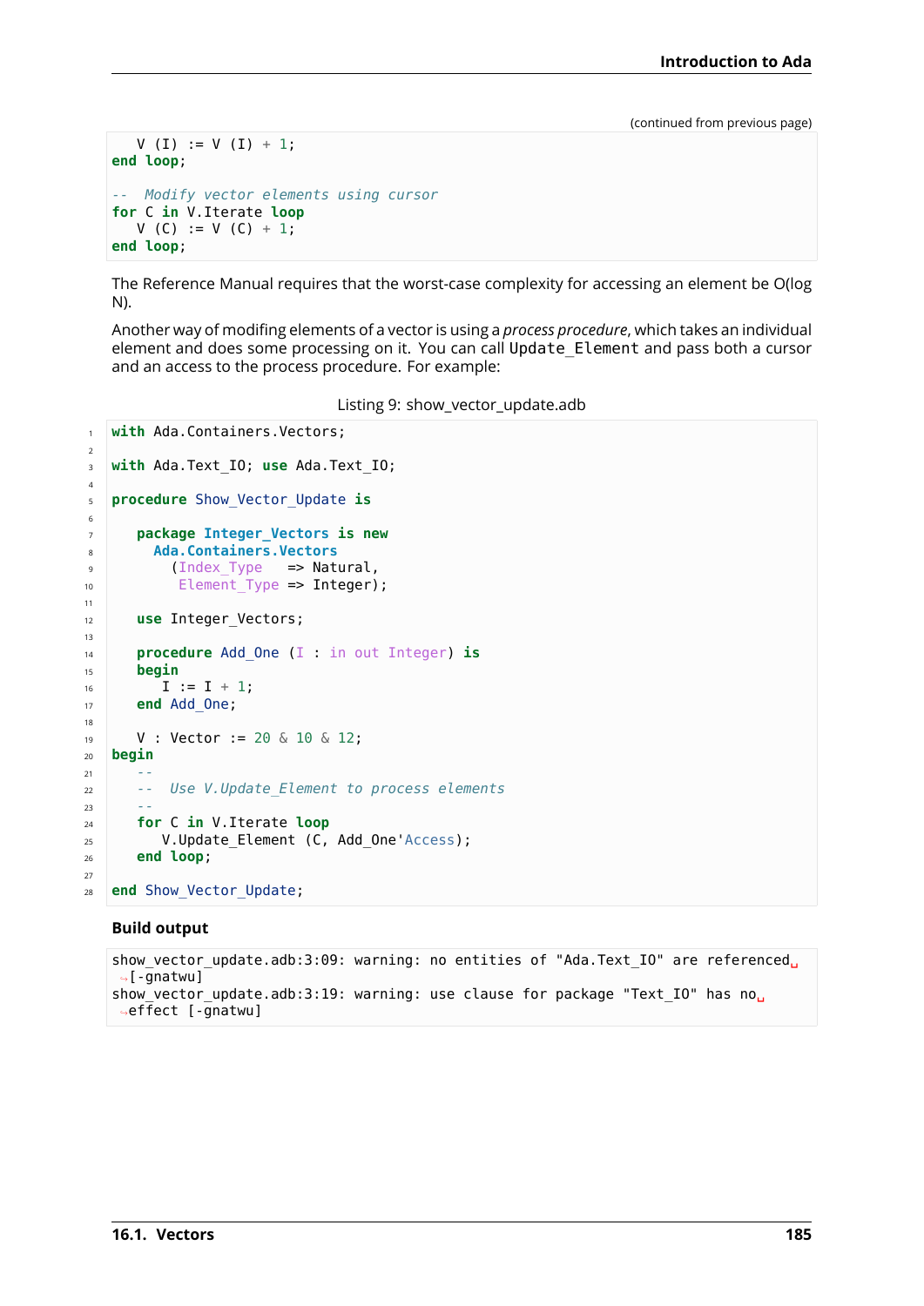(continued from previous page)

```
   V (I) := V (I) + 1;
end loop;

-- Modify vector elements using cursor
for C in V.Iterate loop
   V (C) := V (C) + 1;
end loop;
```

The Reference Manual requires that the worst-case complexity for accessing an element be O(log N).

Another way of modifing elements of a vector is using a *process procedure*, which takes an individual element and does some processing on it. You can call `Update_Element` and pass both a cursor and an access to the process procedure. For example:

Listing 9: show_vector_update.adb

```
with Ada.Containers.Vectors;

with Ada.Text_IO; use Ada.Text_IO;

procedure Show_Vector_Update is

   package Integer_Vectors is new
     Ada.Containers.Vectors
       (Index_Type   => Natural,
        Element_Type => Integer);

   use Integer_Vectors;

   procedure Add_One (I : in out Integer) is
   begin
      I := I + 1;
   end Add_One;

   V : Vector := 20 & 10 & 12;
begin
   --
   -- Use V.Update_Element to process elements
   --
   for C in V.Iterate loop
      V.Update_Element (C, Add_One'Access);
   end loop;

end Show_Vector_Update;
```

**Build output**

```
show_vector_update.adb:3:09: warning: no entities of "Ada.Text_IO" are referenced [-gnatwu]
show_vector_update.adb:3:19: warning: use clause for package "Text_IO" has no effect [-gnatwu]
```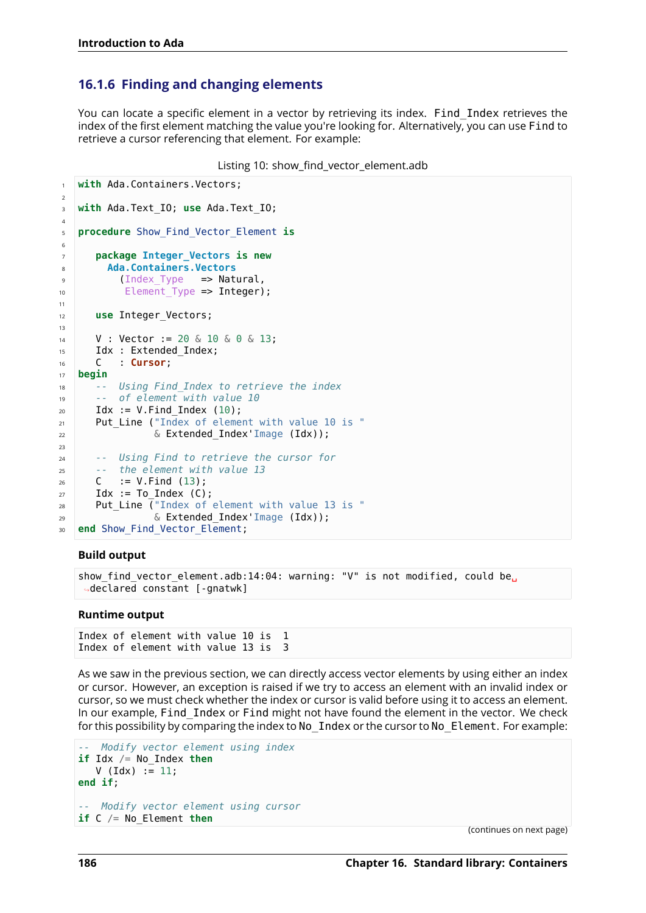### 16.1.6 Finding and changing elements

You can locate a specific element in a vector by retrieving its index. `Find_Index` retrieves the index of the first element matching the value you're looking for. Alternatively, you can use `Find` to retrieve a cursor referencing that element. For example:

Listing 10: show_find_vector_element.adb

```ada
with Ada.Containers.Vectors;

with Ada.Text_IO; use Ada.Text_IO;

procedure Show_Find_Vector_Element is

   package Integer_Vectors is new
     Ada.Containers.Vectors
       (Index_Type   => Natural,
        Element_Type => Integer);

   use Integer_Vectors;

   V : Vector := 20 & 10 & 0 & 13;
   Idx : Extended_Index;
   C   : Cursor;
begin
   --  Using Find_Index to retrieve the index
   --  of element with value 10
   Idx := V.Find_Index (10);
   Put_Line ("Index of element with value 10 is "
             & Extended_Index'Image (Idx));

   --  Using Find to retrieve the cursor for
   --  the element with value 13
   C   := V.Find (13);
   Idx := To_Index (C);
   Put_Line ("Index of element with value 13 is "
             & Extended_Index'Image (Idx));
end Show_Find_Vector_Element;
```

**Build output**

```
show_find_vector_element.adb:14:04: warning: "V" is not modified, could be declared constant [-gnatwk]
```

**Runtime output**

```
Index of element with value 10 is  1
Index of element with value 13 is  3
```

As we saw in the previous section, we can directly access vector elements by using either an index or cursor. However, an exception is raised if we try to access an element with an invalid index or cursor, so we must check whether the index or cursor is valid before using it to access an element. In our example, `Find_Index` or `Find` might not have found the element in the vector. We check for this possibility by comparing the index to `No_Index` or the cursor to `No_Element`. For example:

```ada
--  Modify vector element using index
if Idx /= No_Index then
   V (Idx) := 11;
end if;

--  Modify vector element using cursor
if C /= No_Element then
```

(continues on next page)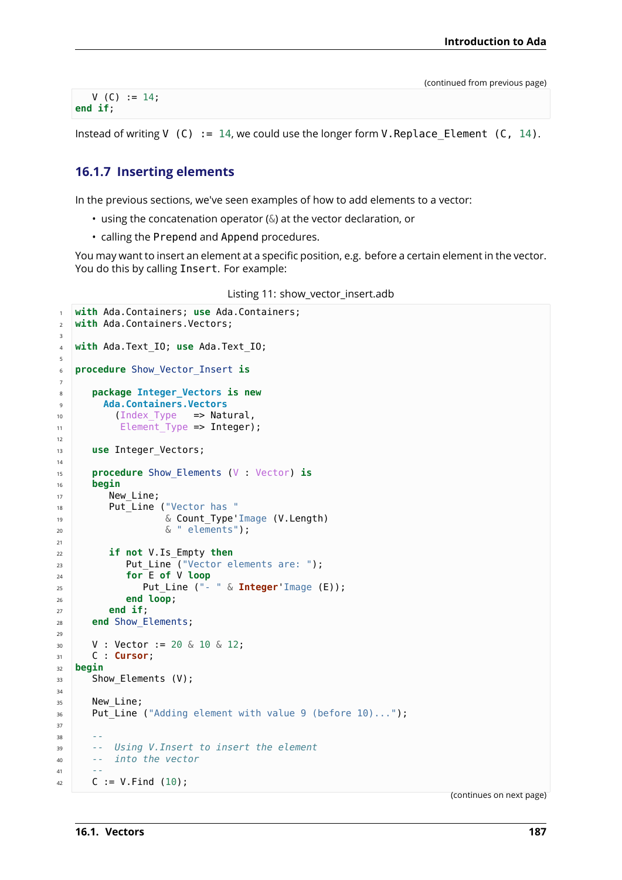(continued from previous page)

```
   V (C) := 14;
end if;
```

Instead of writing `V (C) := 14`, we could use the longer form `V.Replace_Element (C, 14)`.

### 16.1.7 Inserting elements

In the previous sections, we've seen examples of how to add elements to a vector:

- using the concatenation operator (&) at the vector declaration, or
- calling the `Prepend` and `Append` procedures.

You may want to insert an element at a specific position, e.g. before a certain element in the vector. You do this by calling `Insert`. For example:

Listing 11: show_vector_insert.adb

```ada
with Ada.Containers; use Ada.Containers;
with Ada.Containers.Vectors;

with Ada.Text_IO; use Ada.Text_IO;

procedure Show_Vector_Insert is

   package Integer_Vectors is new
     Ada.Containers.Vectors
       (Index_Type   => Natural,
        Element_Type => Integer);

   use Integer_Vectors;

   procedure Show_Elements (V : Vector) is
   begin
      New_Line;
      Put_Line ("Vector has "
                & Count_Type'Image (V.Length)
                & " elements");

      if not V.Is_Empty then
         Put_Line ("Vector elements are: ");
         for E of V loop
            Put_Line ("- " & Integer'Image (E));
         end loop;
      end if;
   end Show_Elements;

   V : Vector := 20 & 10 & 12;
   C : Cursor;
begin
   Show_Elements (V);

   New_Line;
   Put_Line ("Adding element with value 9 (before 10)...");

   --
   --  Using V.Insert to insert the element
   --  into the vector
   --
   C := V.Find (10);
```

(continues on next page)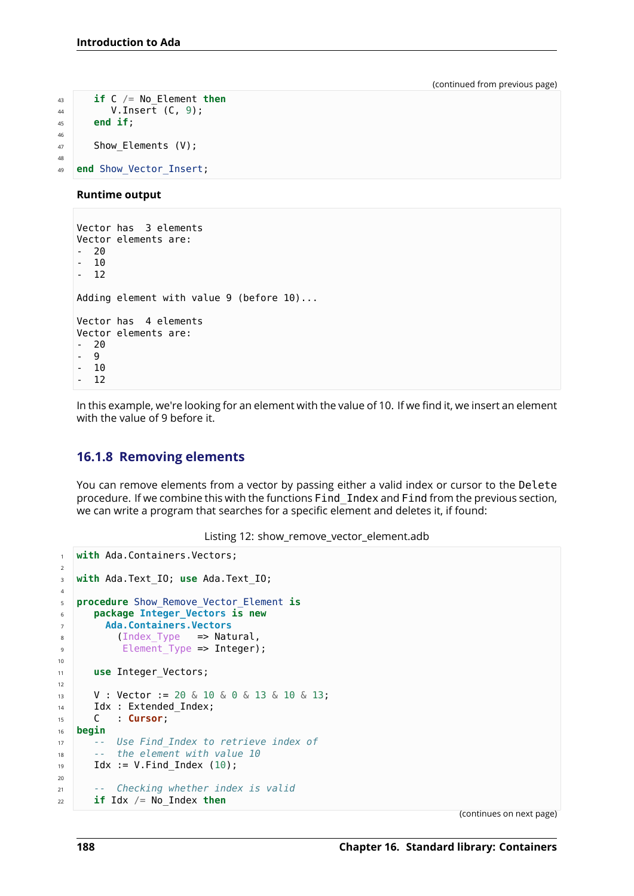(continued from previous page)

```
   if C /= No_Element then
      V.Insert (C, 9);
   end if;

   Show_Elements (V);

end Show_Vector_Insert;
```

**Runtime output**

```
Vector has  3 elements
Vector elements are:
-  20
-  10
-  12

Adding element with value 9 (before 10)...

Vector has  4 elements
Vector elements are:
-  20
-  9
-  10
-  12
```

In this example, we're looking for an element with the value of 10. If we find it, we insert an element with the value of 9 before it.

### 16.1.8 Removing elements

You can remove elements from a vector by passing either a valid index or cursor to the `Delete` procedure. If we combine this with the functions `Find_Index` and `Find` from the previous section, we can write a program that searches for a specific element and deletes it, if found:

Listing 12: show_remove_vector_element.adb

```
with Ada.Containers.Vectors;

with Ada.Text_IO; use Ada.Text_IO;

procedure Show_Remove_Vector_Element is
   package Integer_Vectors is new
     Ada.Containers.Vectors
       (Index_Type   => Natural,
        Element_Type => Integer);

   use Integer_Vectors;

   V : Vector := 20 & 10 & 0 & 13 & 10 & 13;
   Idx : Extended_Index;
   C   : Cursor;
begin
   --  Use Find_Index to retrieve index of
   --  the element with value 10
   Idx := V.Find_Index (10);

   --  Checking whether index is valid
   if Idx /= No_Index then
```

(continues on next page)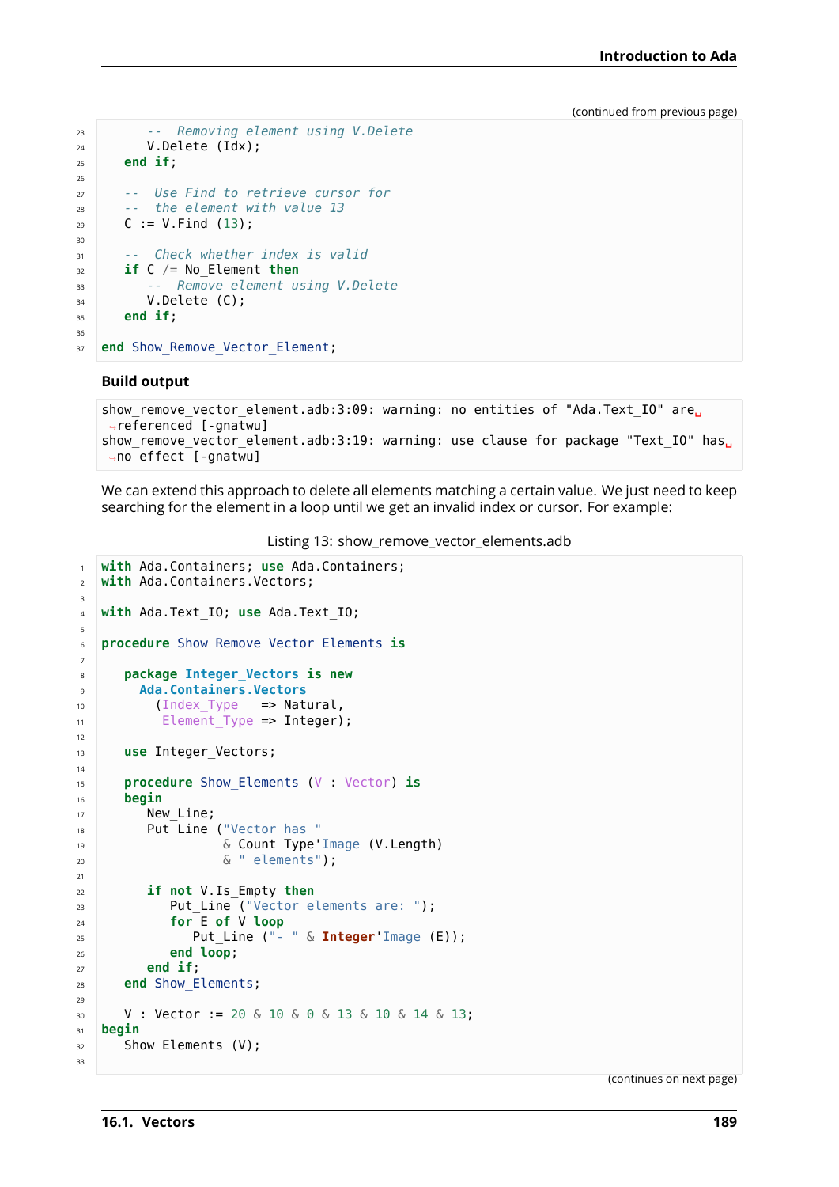(continued from previous page)

```
      --  Removing element using V.Delete
      V.Delete (Idx);
   end if;

   --  Use Find to retrieve cursor for
   --  the element with value 13
   C := V.Find (13);

   --  Check whether index is valid
   if C /= No_Element then
      --  Remove element using V.Delete
      V.Delete (C);
   end if;

end Show_Remove_Vector_Element;
```

**Build output**

```
show_remove_vector_element.adb:3:09: warning: no entities of "Ada.Text_IO" are referenced [-gnatwu]
show_remove_vector_element.adb:3:19: warning: use clause for package "Text_IO" has no effect [-gnatwu]
```

We can extend this approach to delete all elements matching a certain value. We just need to keep searching for the element in a loop until we get an invalid index or cursor. For example:

Listing 13: show_remove_vector_elements.adb

```ada
with Ada.Containers; use Ada.Containers;
with Ada.Containers.Vectors;

with Ada.Text_IO; use Ada.Text_IO;

procedure Show_Remove_Vector_Elements is

   package Integer_Vectors is new
     Ada.Containers.Vectors
       (Index_Type   => Natural,
        Element_Type => Integer);

   use Integer_Vectors;

   procedure Show_Elements (V : Vector) is
   begin
      New_Line;
      Put_Line ("Vector has "
                & Count_Type'Image (V.Length)
                & " elements");

      if not V.Is_Empty then
         Put_Line ("Vector elements are: ");
         for E of V loop
            Put_Line ("- " & Integer'Image (E));
         end loop;
      end if;
   end Show_Elements;

   V : Vector := 20 & 10 & 0 & 13 & 10 & 14 & 13;
begin
   Show_Elements (V);

```

(continues on next page)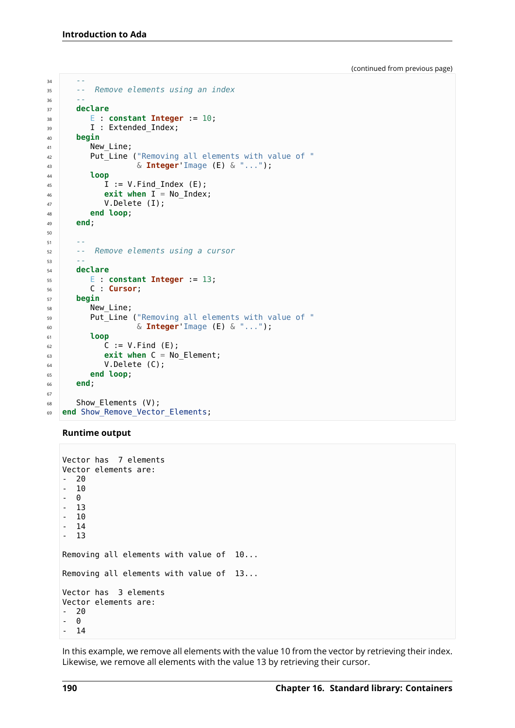(continued from previous page)

```ada
   --
   --  Remove elements using an index
   --
   declare
      E : constant Integer := 10;
      I : Extended_Index;
   begin
      New_Line;
      Put_Line ("Removing all elements with value of "
                & Integer'Image (E) & "...");
      loop
         I := V.Find_Index (E);
         exit when I = No_Index;
         V.Delete (I);
      end loop;
   end;

   --
   --  Remove elements using a cursor
   --
   declare
      E : constant Integer := 13;
      C : Cursor;
   begin
      New_Line;
      Put_Line ("Removing all elements with value of "
                & Integer'Image (E) & "...");
      loop
         C := V.Find (E);
         exit when C = No_Element;
         V.Delete (C);
      end loop;
   end;

   Show_Elements (V);
end Show_Remove_Vector_Elements;
```

**Runtime output**

```
Vector has  7 elements
Vector elements are:
-  20
-  10
-  0
-  13
-  10
-  14
-  13

Removing all elements with value of  10...

Removing all elements with value of  13...

Vector has  3 elements
Vector elements are:
-  20
-  0
-  14
```

In this example, we remove all elements with the value 10 from the vector by retrieving their index. Likewise, we remove all elements with the value 13 by retrieving their cursor.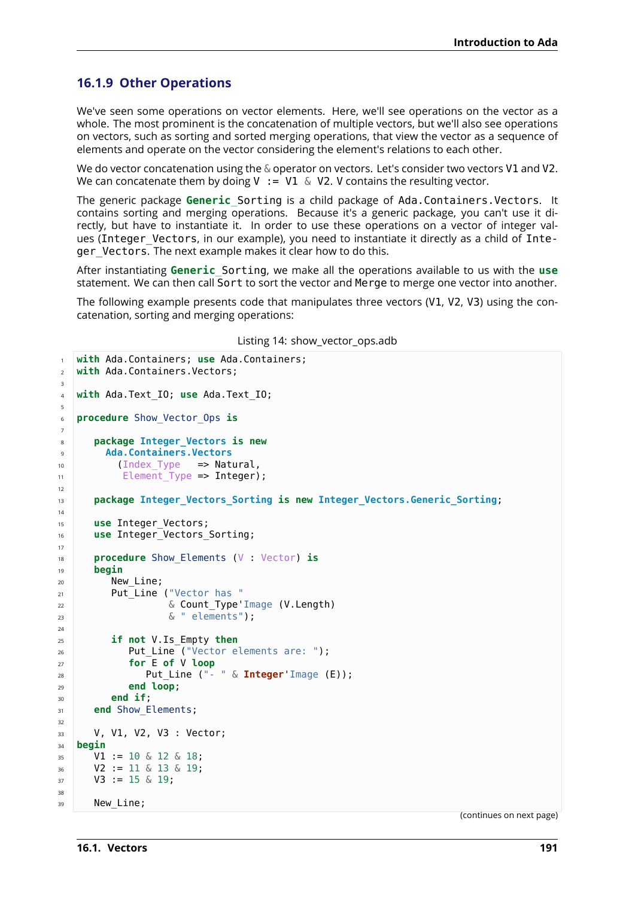### 16.1.9 Other Operations

We've seen some operations on vector elements. Here, we'll see operations on the vector as a whole. The most prominent is the concatenation of multiple vectors, but we'll also see operations on vectors, such as sorting and sorted merging operations, that view the vector as a sequence of elements and operate on the vector considering the element's relations to each other.

We do vector concatenation using the & operator on vectors. Let's consider two vectors V1 and V2. We can concatenate them by doing V := V1 & V2. V contains the resulting vector.

The generic package **Generic**_Sorting is a child package of Ada.Containers.Vectors. It contains sorting and merging operations. Because it's a generic package, you can't use it directly, but have to instantiate it. In order to use these operations on a vector of integer values (Integer_Vectors, in our example), you need to instantiate it directly as a child of Integer_Vectors. The next example makes it clear how to do this.

After instantiating **Generic**_Sorting, we make all the operations available to us with the **use** statement. We can then call Sort to sort the vector and Merge to merge one vector into another.

The following example presents code that manipulates three vectors (V1, V2, V3) using the concatenation, sorting and merging operations:

Listing 14: show_vector_ops.adb

```ada
with Ada.Containers; use Ada.Containers;
with Ada.Containers.Vectors;

with Ada.Text_IO; use Ada.Text_IO;

procedure Show_Vector_Ops is

   package Integer_Vectors is new
     Ada.Containers.Vectors
       (Index_Type   => Natural,
        Element_Type => Integer);

   package Integer_Vectors_Sorting is new Integer_Vectors.Generic_Sorting;

   use Integer_Vectors;
   use Integer_Vectors_Sorting;

   procedure Show_Elements (V : Vector) is
   begin
      New_Line;
      Put_Line ("Vector has "
                & Count_Type'Image (V.Length)
                & " elements");

      if not V.Is_Empty then
         Put_Line ("Vector elements are: ");
         for E of V loop
            Put_Line ("- " & Integer'Image (E));
         end loop;
      end if;
   end Show_Elements;

   V, V1, V2, V3 : Vector;
begin
   V1 := 10 & 12 & 18;
   V2 := 11 & 13 & 19;
   V3 := 15 & 19;

   New_Line;
```

(continues on next page)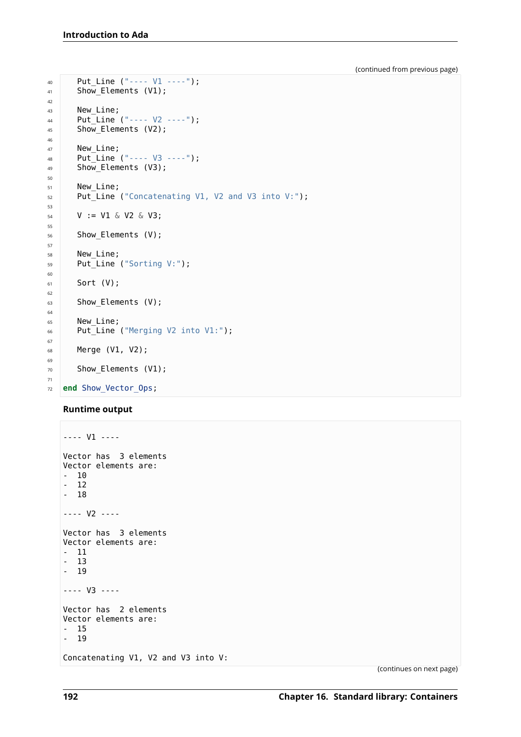(continued from previous page)

```ada
    Put_Line ("---- V1 ----");
    Show_Elements (V1);

    New_Line;
    Put_Line ("---- V2 ----");
    Show_Elements (V2);

    New_Line;
    Put_Line ("---- V3 ----");
    Show_Elements (V3);

    New_Line;
    Put_Line ("Concatenating V1, V2 and V3 into V:");

    V := V1 & V2 & V3;

    Show_Elements (V);

    New_Line;
    Put_Line ("Sorting V:");

    Sort (V);

    Show_Elements (V);

    New_Line;
    Put_Line ("Merging V2 into V1:");

    Merge (V1, V2);

    Show_Elements (V1);

end Show_Vector_Ops;
```

**Runtime output**

```

---- V1 ----

Vector has  3 elements
Vector elements are:
-  10
-  12
-  18

---- V2 ----

Vector has  3 elements
Vector elements are:
-  11
-  13
-  19

---- V3 ----

Vector has  2 elements
Vector elements are:
-  15
-  19

Concatenating V1, V2 and V3 into V:
```

(continues on next page)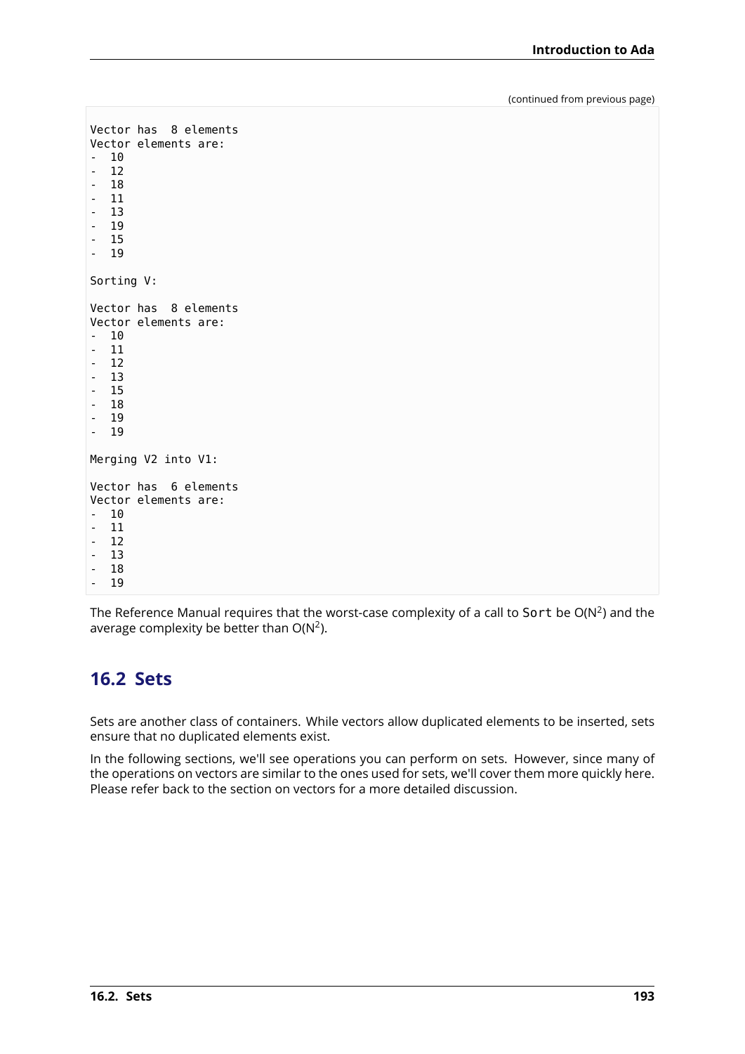(continued from previous page)

```
Vector has  8 elements
Vector elements are:
-  10
-  12
-  18
-  11
-  13
-  19
-  15
-  19

Sorting V:

Vector has  8 elements
Vector elements are:
-  10
-  11
-  12
-  13
-  15
-  18
-  19
-  19

Merging V2 into V1:

Vector has  6 elements
Vector elements are:
-  10
-  11
-  12
-  13
-  18
-  19
```

The Reference Manual requires that the worst-case complexity of a call to `Sort` be $O(N^2)$ and the average complexity be better than $O(N^2)$.

## 16.2 Sets

Sets are another class of containers. While vectors allow duplicated elements to be inserted, sets ensure that no duplicated elements exist.

In the following sections, we'll see operations you can perform on sets. However, since many of the operations on vectors are similar to the ones used for sets, we'll cover them more quickly here. Please refer back to the section on vectors for a more detailed discussion.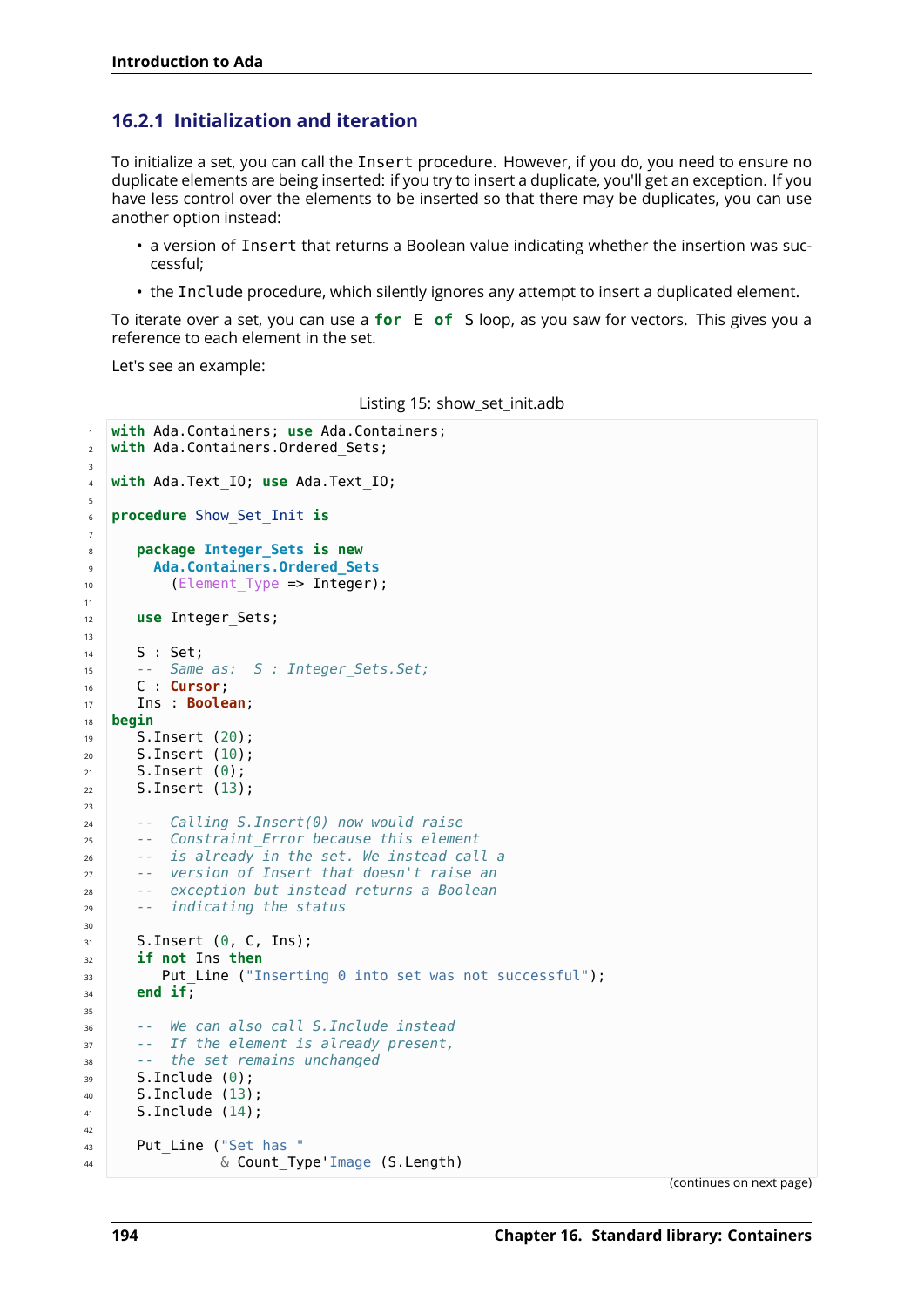### 16.2.1 Initialization and iteration

To initialize a set, you can call the `Insert` procedure. However, if you do, you need to ensure no duplicate elements are being inserted: if you try to insert a duplicate, you'll get an exception. If you have less control over the elements to be inserted so that there may be duplicates, you can use another option instead:

- a version of `Insert` that returns a Boolean value indicating whether the insertion was successful;
- the `Include` procedure, which silently ignores any attempt to insert a duplicated element.

To iterate over a set, you can use a **for** E **of** S loop, as you saw for vectors. This gives you a reference to each element in the set.

Let's see an example:

Listing 15: show_set_init.adb

```ada
with Ada.Containers; use Ada.Containers;
with Ada.Containers.Ordered_Sets;

with Ada.Text_IO; use Ada.Text_IO;

procedure Show_Set_Init is

   package Integer_Sets is new
     Ada.Containers.Ordered_Sets
       (Element_Type => Integer);

   use Integer_Sets;

   S : Set;
   --  Same as:  S : Integer_Sets.Set;
   C : Cursor;
   Ins : Boolean;
begin
   S.Insert (20);
   S.Insert (10);
   S.Insert (0);
   S.Insert (13);

   --  Calling S.Insert(0) now would raise
   --  Constraint_Error because this element
   --  is already in the set. We instead call a
   --  version of Insert that doesn't raise an
   --  exception but instead returns a Boolean
   --  indicating the status

   S.Insert (0, C, Ins);
   if not Ins then
      Put_Line ("Inserting 0 into set was not successful");
   end if;

   --  We can also call S.Include instead
   --  If the element is already present,
   --  the set remains unchanged
   S.Include (0);
   S.Include (13);
   S.Include (14);

   Put_Line ("Set has "
             & Count_Type'Image (S.Length)
```

(continues on next page)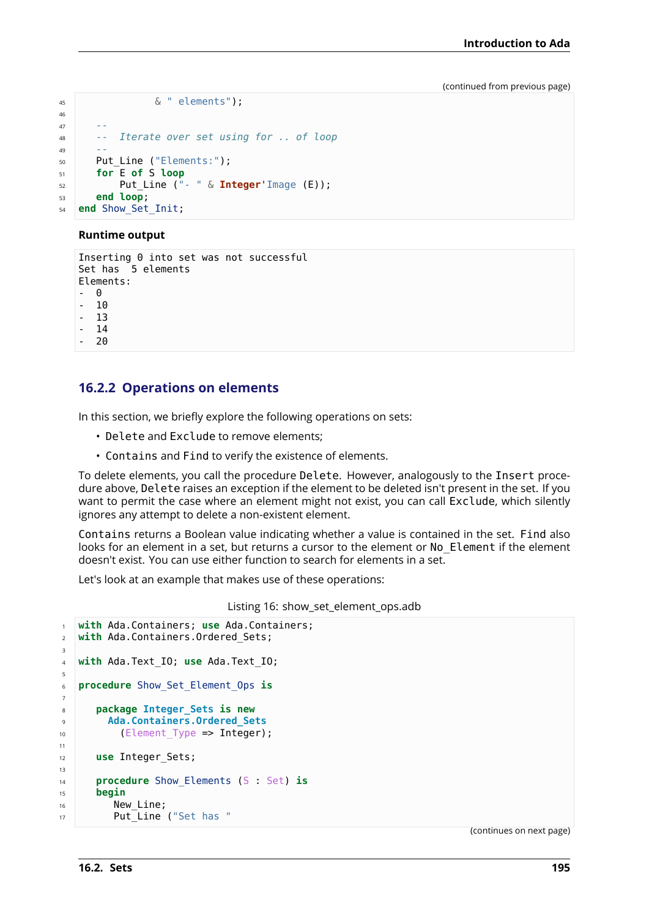(continued from previous page)

```
            & " elements");

   --
   --  Iterate over set using for .. of loop
   --
   Put_Line ("Elements:");
   for E of S loop
       Put_Line ("- " & Integer'Image (E));
   end loop;
end Show_Set_Init;
```

**Runtime output**

```
Inserting 0 into set was not successful
Set has  5 elements
Elements:
-  0
-  10
-  13
-  14
-  20
```

### 16.2.2 Operations on elements

In this section, we briefly explore the following operations on sets:

- Delete and Exclude to remove elements;
- Contains and Find to verify the existence of elements.

To delete elements, you call the procedure Delete. However, analogously to the Insert procedure above, Delete raises an exception if the element to be deleted isn't present in the set. If you want to permit the case where an element might not exist, you can call Exclude, which silently ignores any attempt to delete a non-existent element.

Contains returns a Boolean value indicating whether a value is contained in the set. Find also looks for an element in a set, but returns a cursor to the element or No_Element if the element doesn't exist. You can use either function to search for elements in a set.

Let's look at an example that makes use of these operations:

Listing 16: show_set_element_ops.adb

```
with Ada.Containers; use Ada.Containers;
with Ada.Containers.Ordered_Sets;

with Ada.Text_IO; use Ada.Text_IO;

procedure Show_Set_Element_Ops is

   package Integer_Sets is new
     Ada.Containers.Ordered_Sets
       (Element_Type => Integer);

   use Integer_Sets;

   procedure Show_Elements (S : Set) is
   begin
      New_Line;
      Put_Line ("Set has "
```

(continues on next page)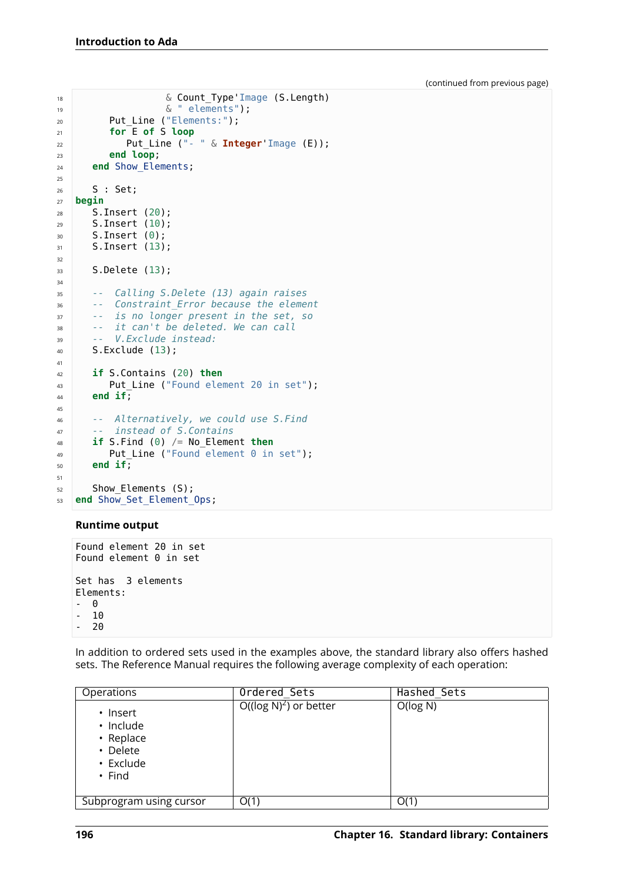(continued from previous page)

```ada
                 & Count_Type'Image (S.Length)
                 & " elements");
      Put_Line ("Elements:");
      for E of S loop
         Put_Line ("- " & Integer'Image (E));
      end loop;
   end Show_Elements;

   S : Set;
begin
   S.Insert (20);
   S.Insert (10);
   S.Insert (0);
   S.Insert (13);

   S.Delete (13);

   --  Calling S.Delete (13) again raises
   --  Constraint_Error because the element
   --  is no longer present in the set, so
   --  it can't be deleted. We can call
   --  V.Exclude instead:
   S.Exclude (13);

   if S.Contains (20) then
      Put_Line ("Found element 20 in set");
   end if;

   --  Alternatively, we could use S.Find
   --  instead of S.Contains
   if S.Find (0) /= No_Element then
      Put_Line ("Found element 0 in set");
   end if;

   Show_Elements (S);
end Show_Set_Element_Ops;
```

**Runtime output**

```
Found element 20 in set
Found element 0 in set

Set has  3 elements
Elements:
-  0
-  10
-  20
```

In addition to ordered sets used in the examples above, the standard library also offers hashed sets. The Reference Manual requires the following average complexity of each operation:

| Operations | `Ordered_Sets` | `Hashed_Sets` |
|---|---|---|
| • Insert<br>• Include<br>• Replace<br>• Delete<br>• Exclude<br>• Find | $O((\log N)^2)$ or better | $O(\log N)$ |
| Subprogram using cursor | $O(1)$ | $O(1)$ |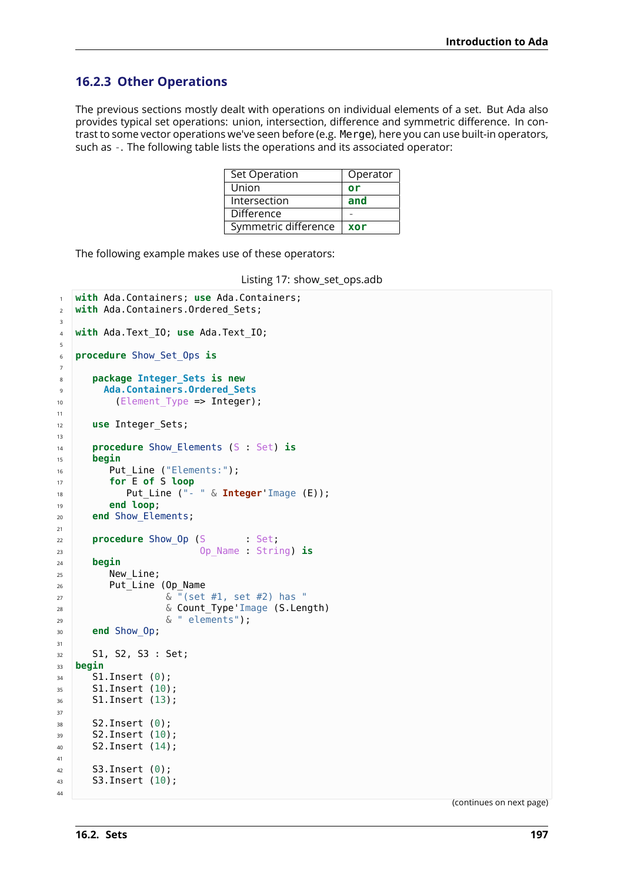### 16.2.3 Other Operations

The previous sections mostly dealt with operations on individual elements of a set. But Ada also provides typical set operations: union, intersection, difference and symmetric difference. In contrast to some vector operations we've seen before (e.g. `Merge`), here you can use built-in operators, such as `-`. The following table lists the operations and its associated operator:

| Set Operation | Operator |
|---|---|
| Union | `or` |
| Intersection | `and` |
| Difference | `-` |
| Symmetric difference | `xor` |

The following example makes use of these operators:

Listing 17: show_set_ops.adb

```ada
with Ada.Containers; use Ada.Containers;
with Ada.Containers.Ordered_Sets;

with Ada.Text_IO; use Ada.Text_IO;

procedure Show_Set_Ops is

   package Integer_Sets is new
     Ada.Containers.Ordered_Sets
       (Element_Type => Integer);

   use Integer_Sets;

   procedure Show_Elements (S : Set) is
   begin
      Put_Line ("Elements:");
      for E of S loop
         Put_Line ("- " & Integer'Image (E));
      end loop;
   end Show_Elements;

   procedure Show_Op (S       : Set;
                      Op_Name : String) is
   begin
      New_Line;
      Put_Line (Op_Name
                & "(set #1, set #2) has "
                & Count_Type'Image (S.Length)
                & " elements");
   end Show_Op;

   S1, S2, S3 : Set;
begin
   S1.Insert (0);
   S1.Insert (10);
   S1.Insert (13);

   S2.Insert (0);
   S2.Insert (10);
   S2.Insert (14);

   S3.Insert (0);
   S3.Insert (10);

```

(continues on next page)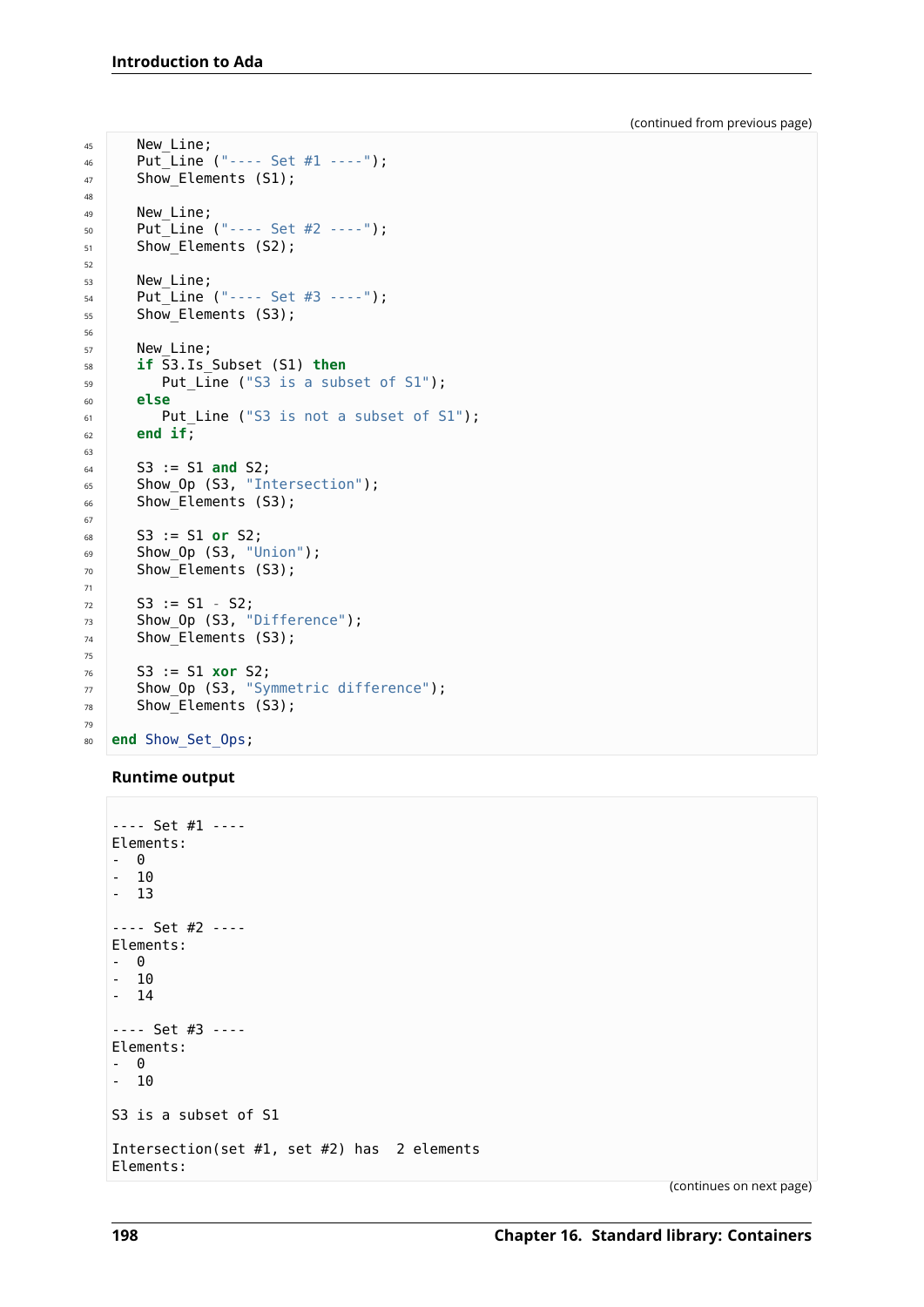(continued from previous page)

```ada
   New_Line;
   Put_Line ("---- Set #1 ----");
   Show_Elements (S1);

   New_Line;
   Put_Line ("---- Set #2 ----");
   Show_Elements (S2);

   New_Line;
   Put_Line ("---- Set #3 ----");
   Show_Elements (S3);

   New_Line;
   if S3.Is_Subset (S1) then
      Put_Line ("S3 is a subset of S1");
   else
      Put_Line ("S3 is not a subset of S1");
   end if;

   S3 := S1 and S2;
   Show_Op (S3, "Intersection");
   Show_Elements (S3);

   S3 := S1 or S2;
   Show_Op (S3, "Union");
   Show_Elements (S3);

   S3 := S1 - S2;
   Show_Op (S3, "Difference");
   Show_Elements (S3);

   S3 := S1 xor S2;
   Show_Op (S3, "Symmetric difference");
   Show_Elements (S3);

end Show_Set_Ops;
```

**Runtime output**

```
---- Set #1 ----
Elements:
-  0
-  10
-  13

---- Set #2 ----
Elements:
-  0
-  10
-  14

---- Set #3 ----
Elements:
-  0
-  10

S3 is a subset of S1

Intersection(set #1, set #2) has  2 elements
Elements:
```

(continues on next page)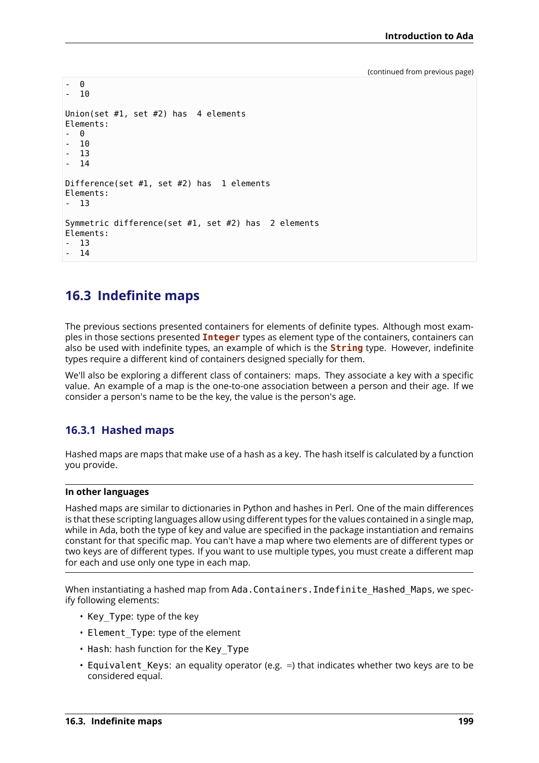(continued from previous page)

```
-  0
-  10

Union(set #1, set #2) has  4 elements
Elements:
-  0
-  10
-  13
-  14

Difference(set #1, set #2) has  1 elements
Elements:
-  13

Symmetric difference(set #1, set #2) has  2 elements
Elements:
-  13
-  14
```

## 16.3 Indefinite maps

The previous sections presented containers for elements of definite types. Although most examples in those sections presented **Integer** types as element type of the containers, containers can also be used with indefinite types, an example of which is the **String** type. However, indefinite types require a different kind of containers designed specially for them.

We'll also be exploring a different class of containers: maps. They associate a key with a specific value. An example of a map is the one-to-one association between a person and their age. If we consider a person's name to be the key, the value is the person's age.

### 16.3.1 Hashed maps

Hashed maps are maps that make use of a hash as a key. The hash itself is calculated by a function you provide.

**In other languages**

Hashed maps are similar to dictionaries in Python and hashes in Perl. One of the main differences is that these scripting languages allow using different types for the values contained in a single map, while in Ada, both the type of key and value are specified in the package instantiation and remains constant for that specific map. You can't have a map where two elements are of different types or two keys are of different types. If you want to use multiple types, you must create a different map for each and use only one type in each map.

When instantiating a hashed map from `Ada.Containers.Indefinite_Hashed_Maps`, we specify following elements:

- `Key_Type`: type of the key
- `Element_Type`: type of the element
- `Hash`: hash function for the `Key_Type`
- `Equivalent_Keys`: an equality operator (e.g. `=`) that indicates whether two keys are to be considered equal.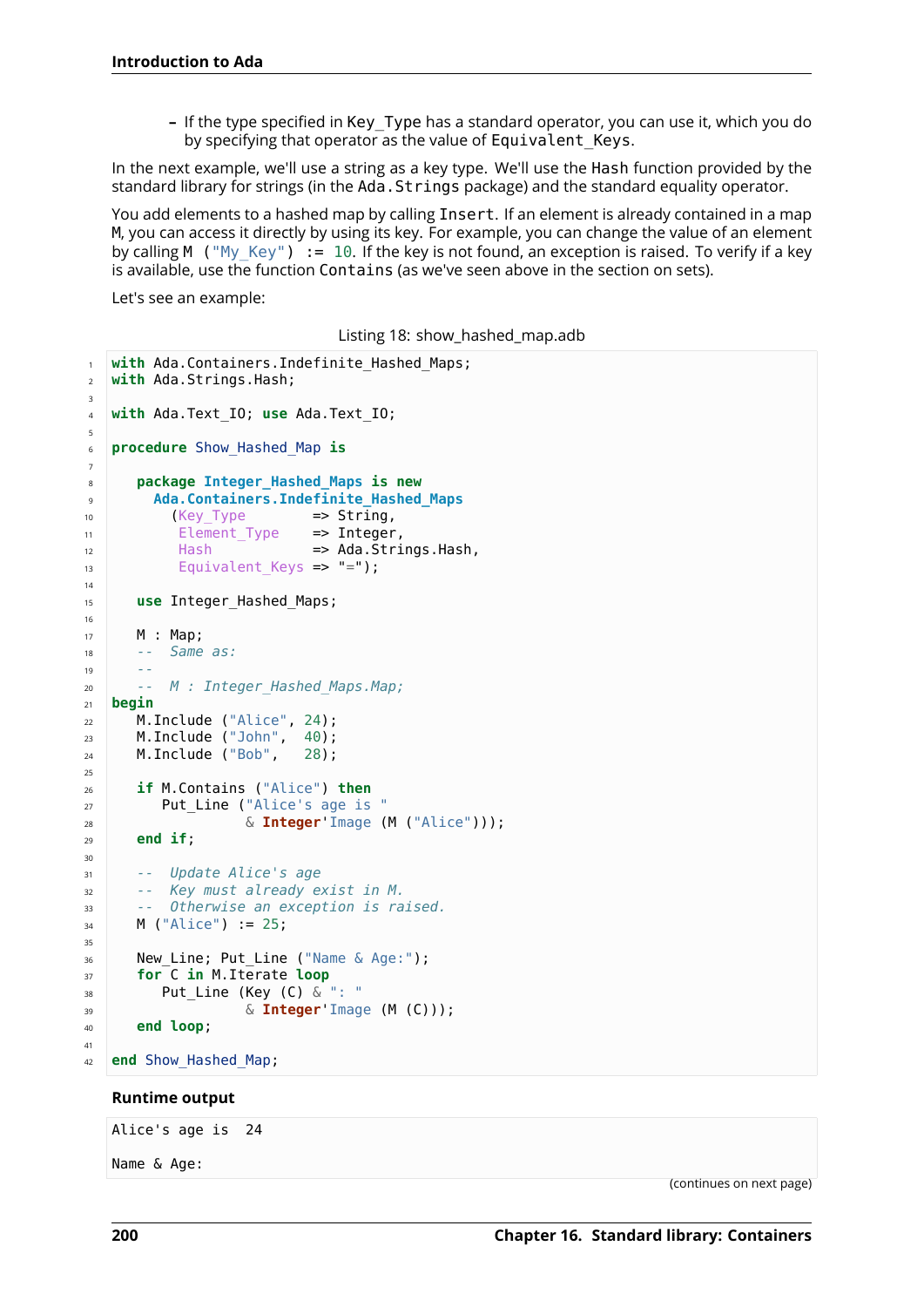- If the type specified in `Key_Type` has a standard operator, you can use it, which you do by specifying that operator as the value of `Equivalent_Keys`.

In the next example, we'll use a string as a key type. We'll use the `Hash` function provided by the standard library for strings (in the `Ada.Strings` package) and the standard equality operator.

You add elements to a hashed map by calling `Insert`. If an element is already contained in a map `M`, you can access it directly by using its key. For example, you can change the value of an element by calling `M ("My_Key") := 10`. If the key is not found, an exception is raised. To verify if a key is available, use the function `Contains` (as we've seen above in the section on sets).

Let's see an example:

Listing 18: show_hashed_map.adb

```ada
with Ada.Containers.Indefinite_Hashed_Maps;
with Ada.Strings.Hash;

with Ada.Text_IO; use Ada.Text_IO;

procedure Show_Hashed_Map is

   package Integer_Hashed_Maps is new
     Ada.Containers.Indefinite_Hashed_Maps
       (Key_Type        => String,
        Element_Type    => Integer,
        Hash            => Ada.Strings.Hash,
        Equivalent_Keys => "=");

   use Integer_Hashed_Maps;

   M : Map;
   --  Same as:
   --
   --  M : Integer_Hashed_Maps.Map;
begin
   M.Include ("Alice", 24);
   M.Include ("John",  40);
   M.Include ("Bob",   28);

   if M.Contains ("Alice") then
      Put_Line ("Alice's age is "
                & Integer'Image (M ("Alice")));
   end if;

   --  Update Alice's age
   --  Key must already exist in M.
   --  Otherwise an exception is raised.
   M ("Alice") := 25;

   New_Line; Put_Line ("Name & Age:");
   for C in M.Iterate loop
      Put_Line (Key (C) & ": "
                & Integer'Image (M (C)));
   end loop;

end Show_Hashed_Map;
```

**Runtime output**

```
Alice's age is  24

Name & Age:
```

(continues on next page)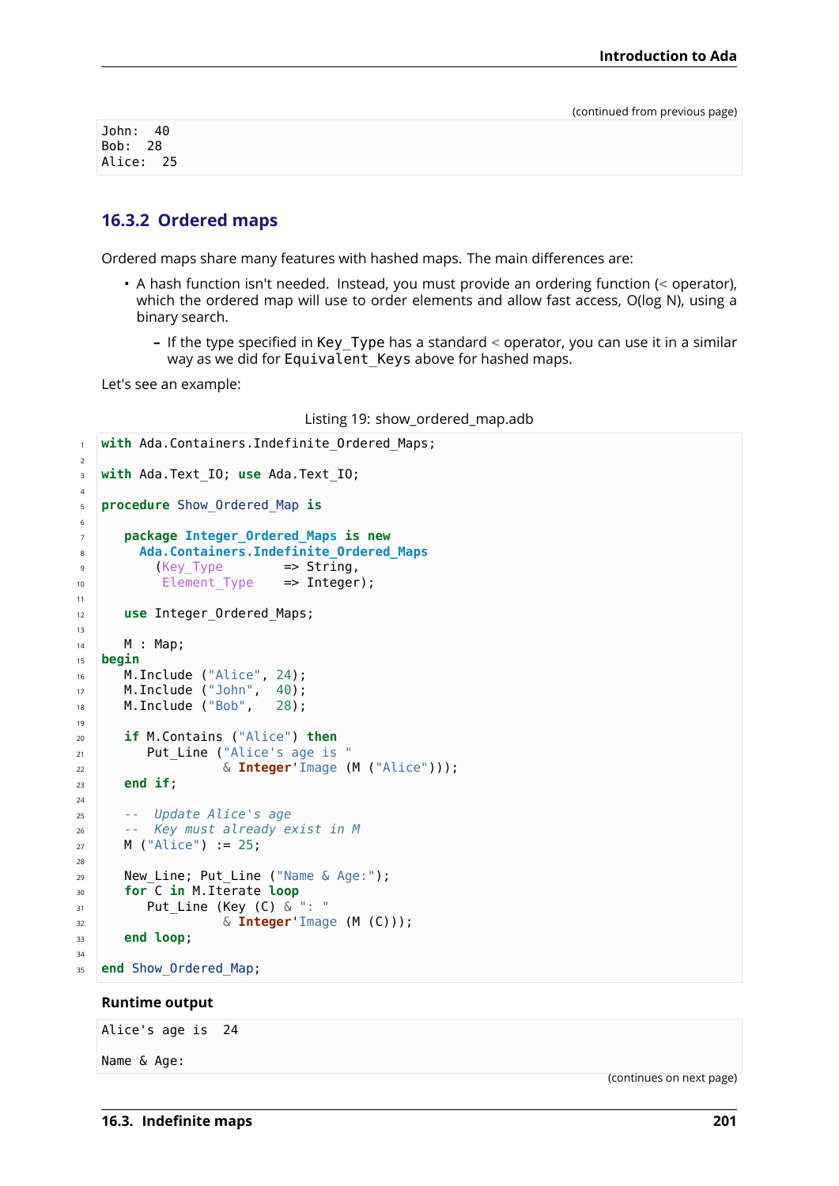(continued from previous page)

```
John:  40
Bob:  28
Alice:  25
```

### 16.3.2 Ordered maps

Ordered maps share many features with hashed maps. The main differences are:

- A hash function isn't needed. Instead, you must provide an ordering function (< operator), which the ordered map will use to order elements and allow fast access, O(log N), using a binary search.
  - If the type specified in Key_Type has a standard < operator, you can use it in a similar way as we did for Equivalent_Keys above for hashed maps.

Let's see an example:

Listing 19: show_ordered_map.adb

```ada
with Ada.Containers.Indefinite_Ordered_Maps;

with Ada.Text_IO; use Ada.Text_IO;

procedure Show_Ordered_Map is

   package Integer_Ordered_Maps is new
     Ada.Containers.Indefinite_Ordered_Maps
       (Key_Type        => String,
        Element_Type    => Integer);

   use Integer_Ordered_Maps;

   M : Map;
begin
   M.Include ("Alice", 24);
   M.Include ("John",  40);
   M.Include ("Bob",   28);

   if M.Contains ("Alice") then
      Put_Line ("Alice's age is "
                & Integer'Image (M ("Alice")));
   end if;

   --  Update Alice's age
   --  Key must already exist in M
   M ("Alice") := 25;

   New_Line; Put_Line ("Name & Age:");
   for C in M.Iterate loop
      Put_Line (Key (C) & ": "
                & Integer'Image (M (C)));
   end loop;

end Show_Ordered_Map;
```

**Runtime output**

```
Alice's age is  24

Name & Age:
```

(continues on next page)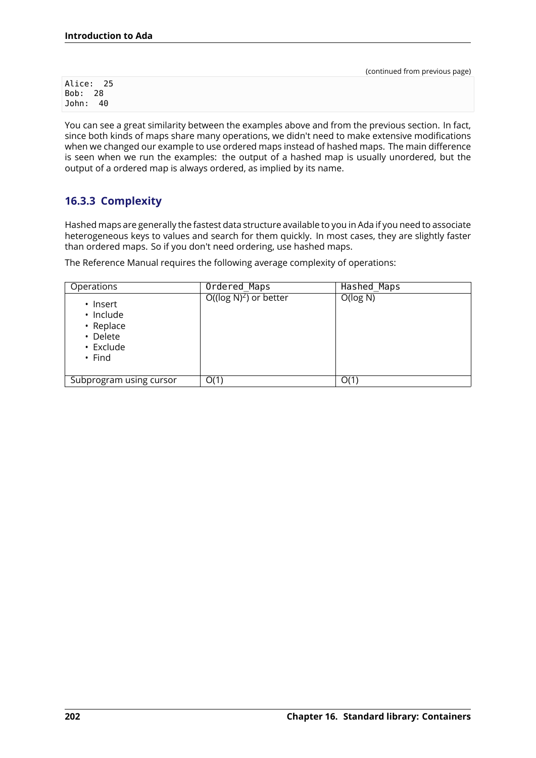(continued from previous page)

```
Alice:  25
Bob:  28
John:  40
```

You can see a great similarity between the examples above and from the previous section. In fact, since both kinds of maps share many operations, we didn't need to make extensive modifications when we changed our example to use ordered maps instead of hashed maps. The main difference is seen when we run the examples: the output of a hashed map is usually unordered, but the output of a ordered map is always ordered, as implied by its name.

### 16.3.3 Complexity

Hashed maps are generally the fastest data structure available to you in Ada if you need to associate heterogeneous keys to values and search for them quickly. In most cases, they are slightly faster than ordered maps. So if you don't need ordering, use hashed maps.

The Reference Manual requires the following average complexity of operations:

| Operations | `Ordered_Maps` | `Hashed_Maps` |
| --- | --- | --- |
| • Insert<br>• Include<br>• Replace<br>• Delete<br>• Exclude<br>• Find | $O((\log N)^2)$ or better | $O(\log N)$ |
| Subprogram using cursor | $O(1)$ | $O(1)$ |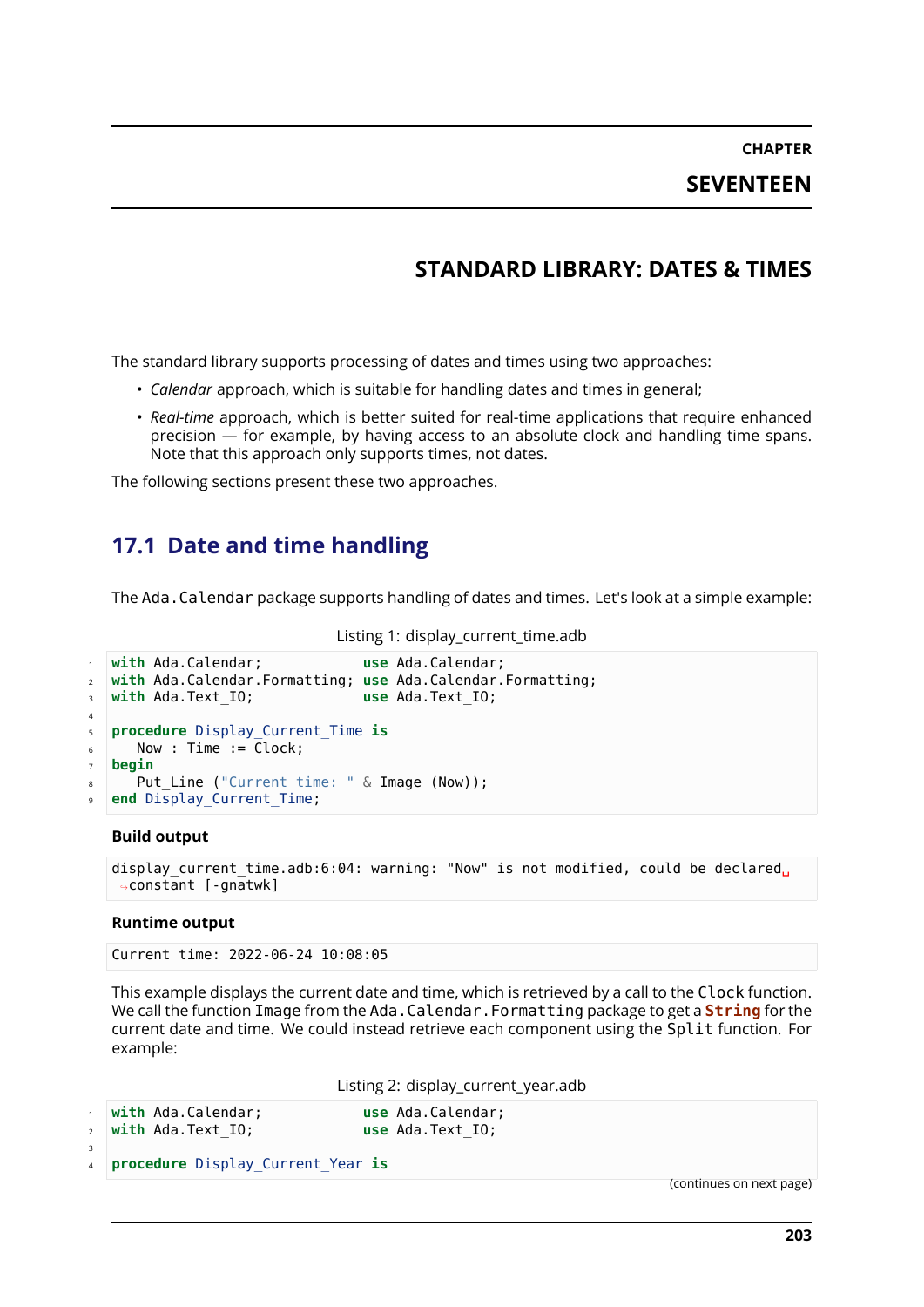# CHAPTER SEVENTEEN

# STANDARD LIBRARY: DATES & TIMES

The standard library supports processing of dates and times using two approaches:

- *Calendar* approach, which is suitable for handling dates and times in general;
- *Real-time* approach, which is better suited for real-time applications that require enhanced precision — for example, by having access to an absolute clock and handling time spans. Note that this approach only supports times, not dates.

The following sections present these two approaches.

## 17.1 Date and time handling

The `Ada.Calendar` package supports handling of dates and times. Let's look at a simple example:

Listing 1: display_current_time.adb

```
with Ada.Calendar;            use Ada.Calendar;
with Ada.Calendar.Formatting; use Ada.Calendar.Formatting;
with Ada.Text_IO;             use Ada.Text_IO;

procedure Display_Current_Time is
   Now : Time := Clock;
begin
   Put_Line ("Current time: " & Image (Now));
end Display_Current_Time;
```

**Build output**

```
display_current_time.adb:6:04: warning: "Now" is not modified, could be declared constant [-gnatwk]
```

**Runtime output**

```
Current time: 2022-06-24 10:08:05
```

This example displays the current date and time, which is retrieved by a call to the `Clock` function. We call the function `Image` from the `Ada.Calendar.Formatting` package to get a **`String`** for the current date and time. We could instead retrieve each component using the `Split` function. For example:

Listing 2: display_current_year.adb

```
with Ada.Calendar;            use Ada.Calendar;
with Ada.Text_IO;             use Ada.Text_IO;

procedure Display_Current_Year is
```

(continues on next page)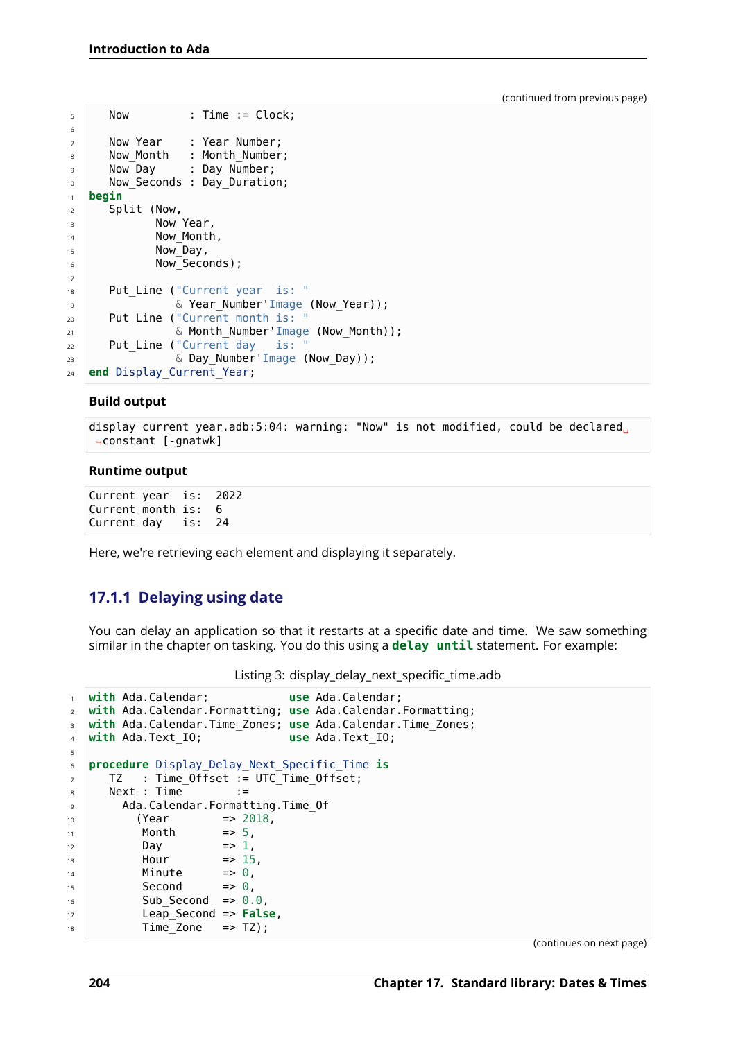(continued from previous page)

```
   Now         : Time := Clock;

   Now_Year    : Year_Number;
   Now_Month   : Month_Number;
   Now_Day     : Day_Number;
   Now_Seconds : Day_Duration;
begin
   Split (Now,
          Now_Year,
          Now_Month,
          Now_Day,
          Now_Seconds);

   Put_Line ("Current year  is: "
             & Year_Number'Image (Now_Year));
   Put_Line ("Current month is: "
             & Month_Number'Image (Now_Month));
   Put_Line ("Current day   is: "
             & Day_Number'Image (Now_Day));
end Display_Current_Year;
```

**Build output**

```
display_current_year.adb:5:04: warning: "Now" is not modified, could be declared constant [-gnatwk]
```

**Runtime output**

```
Current year  is:  2022
Current month is:  6
Current day   is:  24
```

Here, we're retrieving each element and displaying it separately.

### 17.1.1 Delaying using date

You can delay an application so that it restarts at a specific date and time. We saw something similar in the chapter on tasking. You do this using a **delay until** statement. For example:

Listing 3: display_delay_next_specific_time.adb

```
with Ada.Calendar;            use Ada.Calendar;
with Ada.Calendar.Formatting; use Ada.Calendar.Formatting;
with Ada.Calendar.Time_Zones; use Ada.Calendar.Time_Zones;
with Ada.Text_IO;             use Ada.Text_IO;

procedure Display_Delay_Next_Specific_Time is
   TZ   : Time_Offset := UTC_Time_Offset;
   Next : Time        :=
     Ada.Calendar.Formatting.Time_Of
       (Year        => 2018,
        Month       => 5,
        Day         => 1,
        Hour        => 15,
        Minute      => 0,
        Second      => 0,
        Sub_Second  => 0.0,
        Leap_Second => False,
        Time_Zone   => TZ);
```

(continues on next page)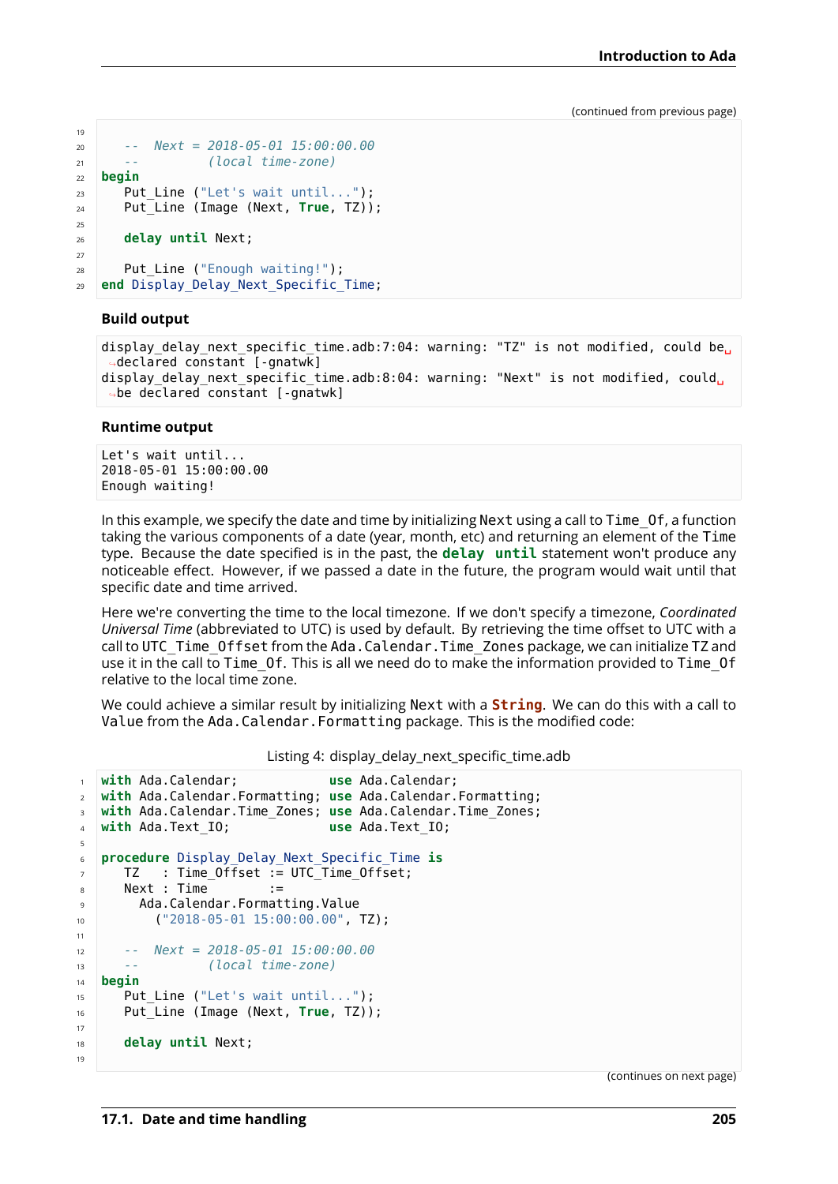(continued from previous page)

```
   --  Next = 2018-05-01 15:00:00.00
   --         (local time-zone)
begin
   Put_Line ("Let's wait until...");
   Put_Line (Image (Next, True, TZ));

   delay until Next;

   Put_Line ("Enough waiting!");
end Display_Delay_Next_Specific_Time;
```

**Build output**

```
display_delay_next_specific_time.adb:7:04: warning: "TZ" is not modified, could be declared constant [-gnatwk]
display_delay_next_specific_time.adb:8:04: warning: "Next" is not modified, could be declared constant [-gnatwk]
```

**Runtime output**

```
Let's wait until...
2018-05-01 15:00:00.00
Enough waiting!
```

In this example, we specify the date and time by initializing `Next` using a call to `Time_Of`, a function taking the various components of a date (year, month, etc) and returning an element of the `Time` type. Because the date specified is in the past, the **delay until** statement won't produce any noticeable effect. However, if we passed a date in the future, the program would wait until that specific date and time arrived.

Here we're converting the time to the local timezone. If we don't specify a timezone, *Coordinated Universal Time* (abbreviated to UTC) is used by default. By retrieving the time offset to UTC with a call to `UTC_Time_Offset` from the `Ada.Calendar.Time_Zones` package, we can initialize `TZ` and use it in the call to `Time_Of`. This is all we need do to make the information provided to `Time_Of` relative to the local time zone.

We could achieve a similar result by initializing `Next` with a **String**. We can do this with a call to `Value` from the `Ada.Calendar.Formatting` package. This is the modified code:

Listing 4: display_delay_next_specific_time.adb

```
with Ada.Calendar;            use Ada.Calendar;
with Ada.Calendar.Formatting; use Ada.Calendar.Formatting;
with Ada.Calendar.Time_Zones; use Ada.Calendar.Time_Zones;
with Ada.Text_IO;             use Ada.Text_IO;

procedure Display_Delay_Next_Specific_Time is
   TZ   : Time_Offset := UTC_Time_Offset;
   Next : Time        :=
     Ada.Calendar.Formatting.Value
       ("2018-05-01 15:00:00.00", TZ);

   --  Next = 2018-05-01 15:00:00.00
   --         (local time-zone)
begin
   Put_Line ("Let's wait until...");
   Put_Line (Image (Next, True, TZ));

   delay until Next;

```

(continues on next page)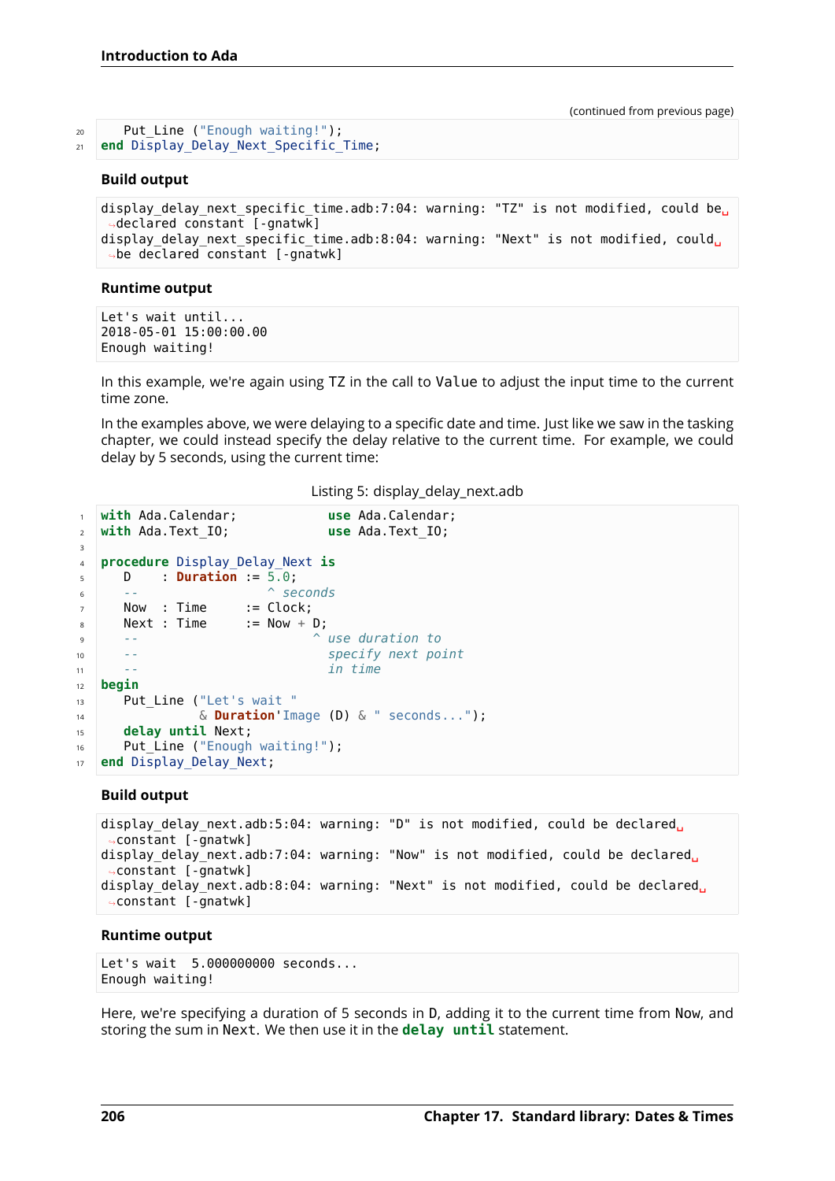(continued from previous page)

```
   Put_Line ("Enough waiting!");
end Display_Delay_Next_Specific_Time;
```

### Build output

```
display_delay_next_specific_time.adb:7:04: warning: "TZ" is not modified, could be declared constant [-gnatwk]
display_delay_next_specific_time.adb:8:04: warning: "Next" is not modified, could be declared constant [-gnatwk]
```

### Runtime output

```
Let's wait until...
2018-05-01 15:00:00.00
Enough waiting!
```

In this example, we're again using TZ in the call to Value to adjust the input time to the current time zone.

In the examples above, we were delaying to a specific date and time. Just like we saw in the tasking chapter, we could instead specify the delay relative to the current time. For example, we could delay by 5 seconds, using the current time:

Listing 5: display_delay_next.adb

```ada
with Ada.Calendar;            use Ada.Calendar;
with Ada.Text_IO;             use Ada.Text_IO;

procedure Display_Delay_Next is
   D    : Duration := 5.0;
   --                 ^ seconds
   Now  : Time     := Clock;
   Next : Time     := Now + D;
   --                       ^ use duration to
   --                         specify next point
   --                         in time
begin
   Put_Line ("Let's wait "
             & Duration'Image (D) & " seconds...");
   delay until Next;
   Put_Line ("Enough waiting!");
end Display_Delay_Next;
```

### Build output

```
display_delay_next.adb:5:04: warning: "D" is not modified, could be declared constant [-gnatwk]
display_delay_next.adb:7:04: warning: "Now" is not modified, could be declared constant [-gnatwk]
display_delay_next.adb:8:04: warning: "Next" is not modified, could be declared constant [-gnatwk]
```

### Runtime output

```
Let's wait  5.000000000 seconds...
Enough waiting!
```

Here, we're specifying a duration of 5 seconds in D, adding it to the current time from Now, and storing the sum in Next. We then use it in the **delay until** statement.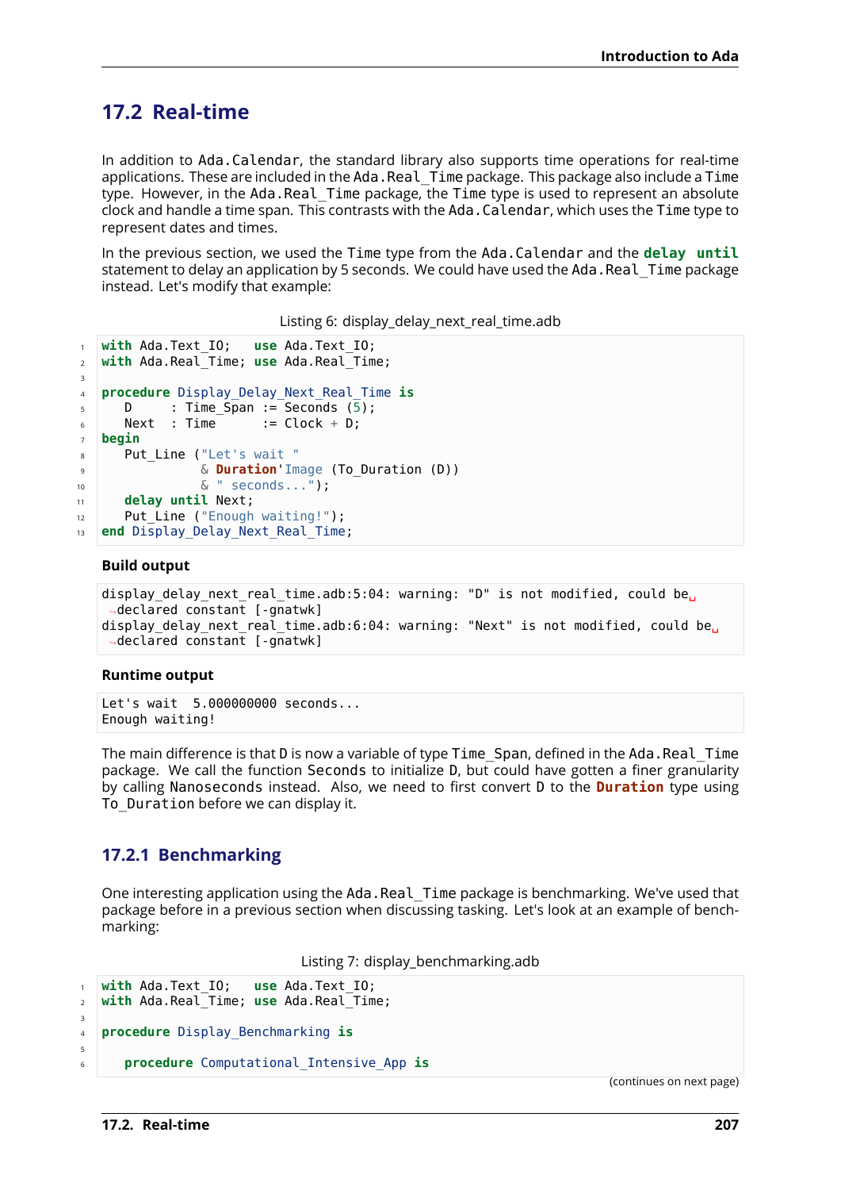## 17.2 Real-time

In addition to `Ada.Calendar`, the standard library also supports time operations for real-time applications. These are included in the `Ada.Real_Time` package. This package also include a `Time` type. However, in the `Ada.Real_Time` package, the `Time` type is used to represent an absolute clock and handle a time span. This contrasts with the `Ada.Calendar`, which uses the `Time` type to represent dates and times.

In the previous section, we used the `Time` type from the `Ada.Calendar` and the **delay until** statement to delay an application by 5 seconds. We could have used the `Ada.Real_Time` package instead. Let's modify that example:

Listing 6: display_delay_next_real_time.adb

```
with Ada.Text_IO;   use Ada.Text_IO;
with Ada.Real_Time; use Ada.Real_Time;

procedure Display_Delay_Next_Real_Time is
   D     : Time_Span := Seconds (5);
   Next  : Time      := Clock + D;
begin
   Put_Line ("Let's wait "
             & Duration'Image (To_Duration (D))
             & " seconds...");
   delay until Next;
   Put_Line ("Enough waiting!");
end Display_Delay_Next_Real_Time;
```

**Build output**

```
display_delay_next_real_time.adb:5:04: warning: "D" is not modified, could be declared constant [-gnatwk]
display_delay_next_real_time.adb:6:04: warning: "Next" is not modified, could be declared constant [-gnatwk]
```

**Runtime output**

```
Let's wait  5.000000000 seconds...
Enough waiting!
```

The main difference is that `D` is now a variable of type `Time_Span`, defined in the `Ada.Real_Time` package. We call the function `Seconds` to initialize `D`, but could have gotten a finer granularity by calling `Nanoseconds` instead. Also, we need to first convert `D` to the **Duration** type using `To_Duration` before we can display it.

### 17.2.1 Benchmarking

One interesting application using the `Ada.Real_Time` package is benchmarking. We've used that package before in a previous section when discussing tasking. Let's look at an example of benchmarking:

Listing 7: display_benchmarking.adb

```
with Ada.Text_IO;   use Ada.Text_IO;
with Ada.Real_Time; use Ada.Real_Time;

procedure Display_Benchmarking is

   procedure Computational_Intensive_App is
```

(continues on next page)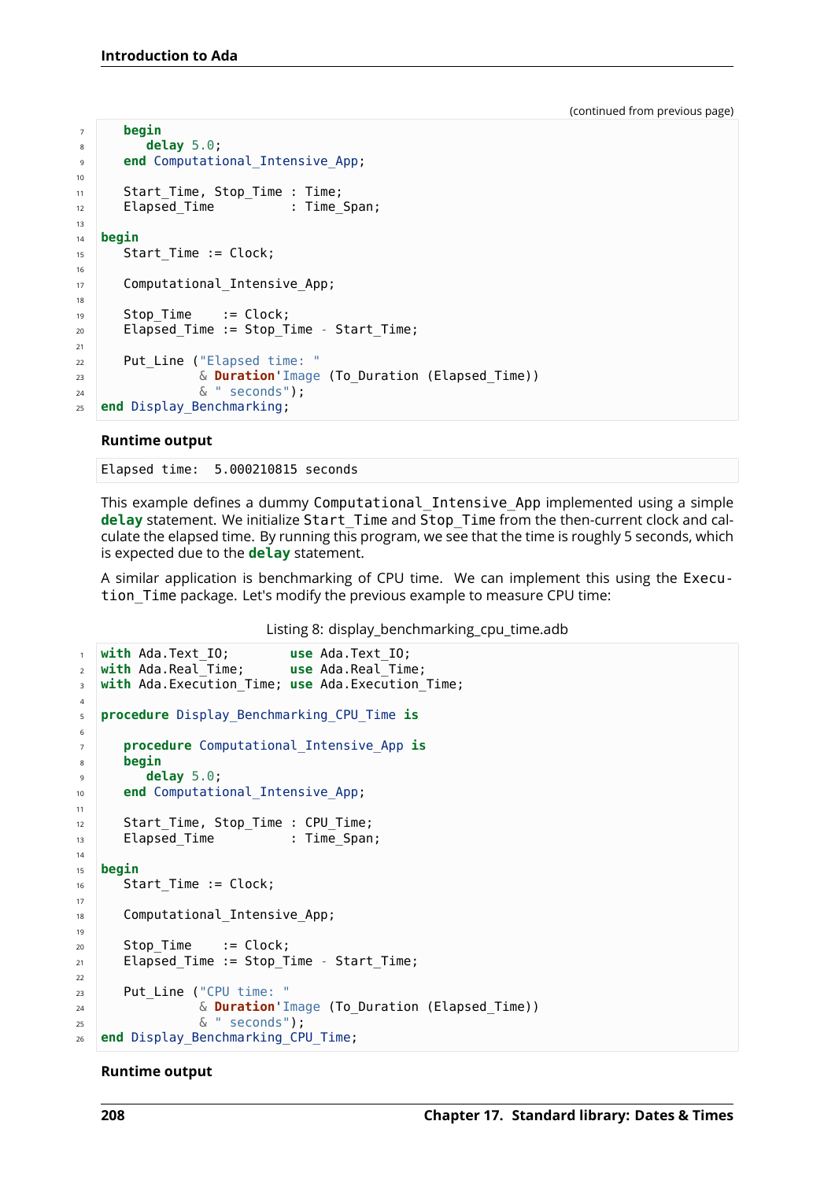(continued from previous page)

```ada
   begin
      delay 5.0;
   end Computational_Intensive_App;

   Start_Time, Stop_Time : Time;
   Elapsed_Time          : Time_Span;

begin
   Start_Time := Clock;

   Computational_Intensive_App;

   Stop_Time    := Clock;
   Elapsed_Time := Stop_Time - Start_Time;

   Put_Line ("Elapsed time: "
             & Duration'Image (To_Duration (Elapsed_Time))
             & " seconds");
end Display_Benchmarking;
```

**Runtime output**

```
Elapsed time:  5.000210815 seconds
```

This example defines a dummy `Computational_Intensive_App` implemented using a simple **delay** statement. We initialize `Start_Time` and `Stop_Time` from the then-current clock and calculate the elapsed time. By running this program, we see that the time is roughly 5 seconds, which is expected due to the **delay** statement.

A similar application is benchmarking of CPU time. We can implement this using the `Execution_Time` package. Let's modify the previous example to measure CPU time:

Listing 8: display_benchmarking_cpu_time.adb

```ada
with Ada.Text_IO;        use Ada.Text_IO;
with Ada.Real_Time;      use Ada.Real_Time;
with Ada.Execution_Time; use Ada.Execution_Time;

procedure Display_Benchmarking_CPU_Time is

   procedure Computational_Intensive_App is
   begin
      delay 5.0;
   end Computational_Intensive_App;

   Start_Time, Stop_Time : CPU_Time;
   Elapsed_Time          : Time_Span;

begin
   Start_Time := Clock;

   Computational_Intensive_App;

   Stop_Time    := Clock;
   Elapsed_Time := Stop_Time - Start_Time;

   Put_Line ("CPU time: "
             & Duration'Image (To_Duration (Elapsed_Time))
             & " seconds");
end Display_Benchmarking_CPU_Time;
```

**Runtime output**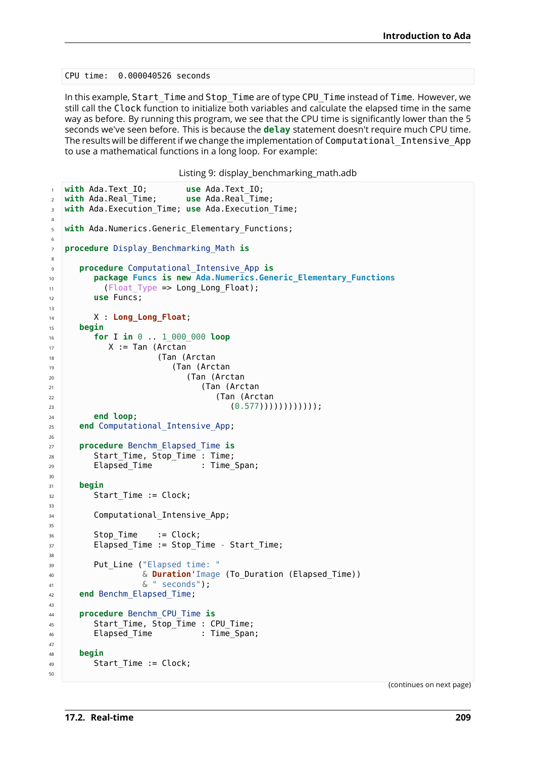```
CPU time:  0.000040526 seconds
```

In this example, `Start_Time` and `Stop_Time` are of type `CPU_Time` instead of `Time`. However, we still call the `Clock` function to initialize both variables and calculate the elapsed time in the same way as before. By running this program, we see that the CPU time is significantly lower than the 5 seconds we've seen before. This is because the **delay** statement doesn't require much CPU time. The results will be different if we change the implementation of `Computational_Intensive_App` to use a mathematical functions in a long loop. For example:

Listing 9: display_benchmarking_math.adb

```ada
with Ada.Text_IO;        use Ada.Text_IO;
with Ada.Real_Time;      use Ada.Real_Time;
with Ada.Execution_Time; use Ada.Execution_Time;

with Ada.Numerics.Generic_Elementary_Functions;

procedure Display_Benchmarking_Math is

   procedure Computational_Intensive_App is
      package Funcs is new Ada.Numerics.Generic_Elementary_Functions
        (Float_Type => Long_Long_Float);
      use Funcs;

      X : Long_Long_Float;
   begin
      for I in 0 .. 1_000_000 loop
         X := Tan (Arctan
                   (Tan (Arctan
                      (Tan (Arctan
                         (Tan (Arctan
                            (Tan (Arctan
                               (Tan (Arctan
                                  (0.577))))))))))));
      end loop;
   end Computational_Intensive_App;

   procedure Benchm_Elapsed_Time is
      Start_Time, Stop_Time : Time;
      Elapsed_Time          : Time_Span;

   begin
      Start_Time := Clock;

      Computational_Intensive_App;

      Stop_Time    := Clock;
      Elapsed_Time := Stop_Time - Start_Time;

      Put_Line ("Elapsed time: "
                & Duration'Image (To_Duration (Elapsed_Time))
                & " seconds");
   end Benchm_Elapsed_Time;

   procedure Benchm_CPU_Time is
      Start_Time, Stop_Time : CPU_Time;
      Elapsed_Time          : Time_Span;

   begin
      Start_Time := Clock;

```

(continues on next page)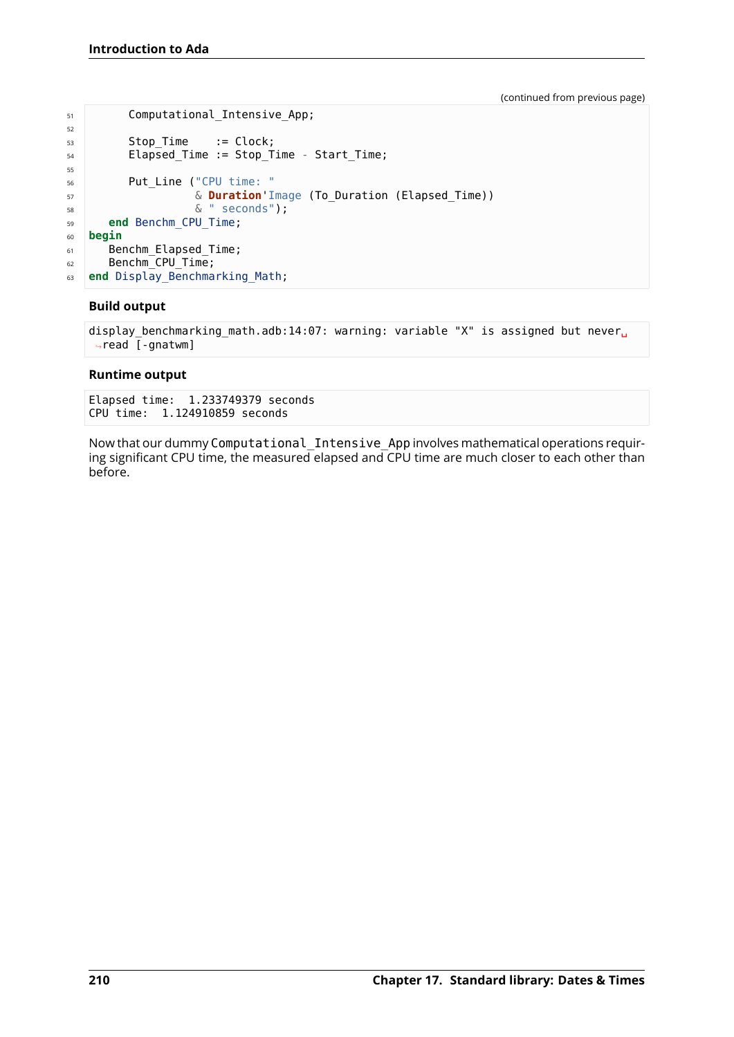(continued from previous page)

```ada
      Computational_Intensive_App;

      Stop_Time    := Clock;
      Elapsed_Time := Stop_Time - Start_Time;

      Put_Line ("CPU time: "
                & Duration'Image (To_Duration (Elapsed_Time))
                & " seconds");
   end Benchm_CPU_Time;
begin
   Benchm_Elapsed_Time;
   Benchm_CPU_Time;
end Display_Benchmarking_Math;
```

### Build output

```
display_benchmarking_math.adb:14:07: warning: variable "X" is assigned but never read [-gnatwm]
```

### Runtime output

```
Elapsed time:  1.233749379 seconds
CPU time:  1.124910859 seconds
```

Now that our dummy `Computational_Intensive_App` involves mathematical operations requiring significant CPU time, the measured elapsed and CPU time are much closer to each other than before.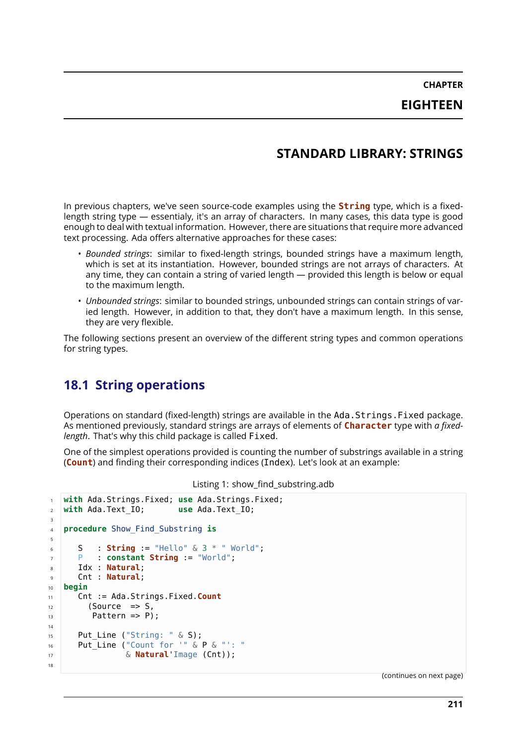# CHAPTER EIGHTEEN

# STANDARD LIBRARY: STRINGS

In previous chapters, we've seen source-code examples using the **String** type, which is a fixed-length string type — essentialy, it's an array of characters. In many cases, this data type is good enough to deal with textual information. However, there are situations that require more advanced text processing. Ada offers alternative approaches for these cases:

- *Bounded strings*: similar to fixed-length strings, bounded strings have a maximum length, which is set at its instantiation. However, bounded strings are not arrays of characters. At any time, they can contain a string of varied length — provided this length is below or equal to the maximum length.
- *Unbounded strings*: similar to bounded strings, unbounded strings can contain strings of varied length. However, in addition to that, they don't have a maximum length. In this sense, they are very flexible.

The following sections present an overview of the different string types and common operations for string types.

## 18.1 String operations

Operations on standard (fixed-length) strings are available in the `Ada.Strings.Fixed` package. As mentioned previously, standard strings are arrays of elements of **Character** type with *a fixed-length*. That's why this child package is called `Fixed`.

One of the simplest operations provided is counting the number of substrings available in a string (**Count**) and finding their corresponding indices (`Index`). Let's look at an example:

Listing 1: show_find_substring.adb

```
with Ada.Strings.Fixed; use Ada.Strings.Fixed;
with Ada.Text_IO;       use Ada.Text_IO;

procedure Show_Find_Substring is

   S   : String := "Hello" & 3 * " World";
   P   : constant String := "World";
   Idx : Natural;
   Cnt : Natural;
begin
   Cnt := Ada.Strings.Fixed.Count
     (Source  => S,
      Pattern => P);

   Put_Line ("String: " & S);
   Put_Line ("Count for '" & P & "': "
             & Natural'Image (Cnt));

```

(continues on next page)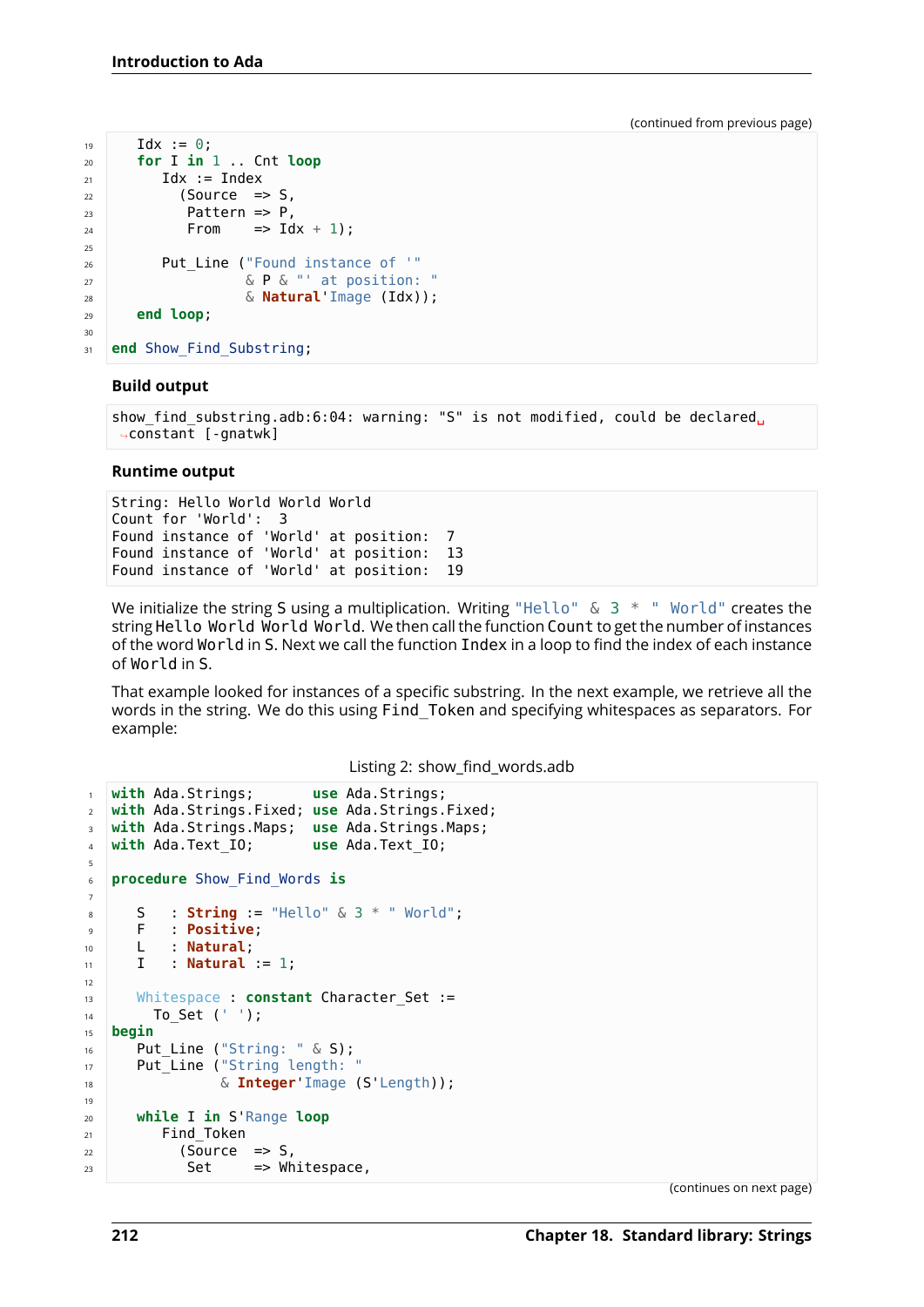(continued from previous page)

```ada
   Idx := 0;
   for I in 1 .. Cnt loop
      Idx := Index
        (Source  => S,
         Pattern => P,
         From    => Idx + 1);

      Put_Line ("Found instance of '"
                & P & "' at position: "
                & Natural'Image (Idx));
   end loop;

end Show_Find_Substring;
```

**Build output**

```
show_find_substring.adb:6:04: warning: "S" is not modified, could be declared constant [-gnatwk]
```

**Runtime output**

```
String: Hello World World World
Count for 'World':  3
Found instance of 'World' at position:  7
Found instance of 'World' at position:  13
Found instance of 'World' at position:  19
```

We initialize the string S using a multiplication. Writing `"Hello" & 3 * " World"` creates the string `Hello World World World`. We then call the function `Count` to get the number of instances of the word `World` in `S`. Next we call the function `Index` in a loop to find the index of each instance of `World` in `S`.

That example looked for instances of a specific substring. In the next example, we retrieve all the words in the string. We do this using `Find_Token` and specifying whitespaces as separators. For example:

Listing 2: show_find_words.adb

```ada
with Ada.Strings;       use Ada.Strings;
with Ada.Strings.Fixed; use Ada.Strings.Fixed;
with Ada.Strings.Maps;  use Ada.Strings.Maps;
with Ada.Text_IO;       use Ada.Text_IO;

procedure Show_Find_Words is

   S   : String := "Hello" & 3 * " World";
   F   : Positive;
   L   : Natural;
   I   : Natural := 1;

   Whitespace : constant Character_Set :=
     To_Set (' ');
begin
   Put_Line ("String: " & S);
   Put_Line ("String length: "
             & Integer'Image (S'Length));

   while I in S'Range loop
      Find_Token
        (Source  => S,
         Set     => Whitespace,
```

(continues on next page)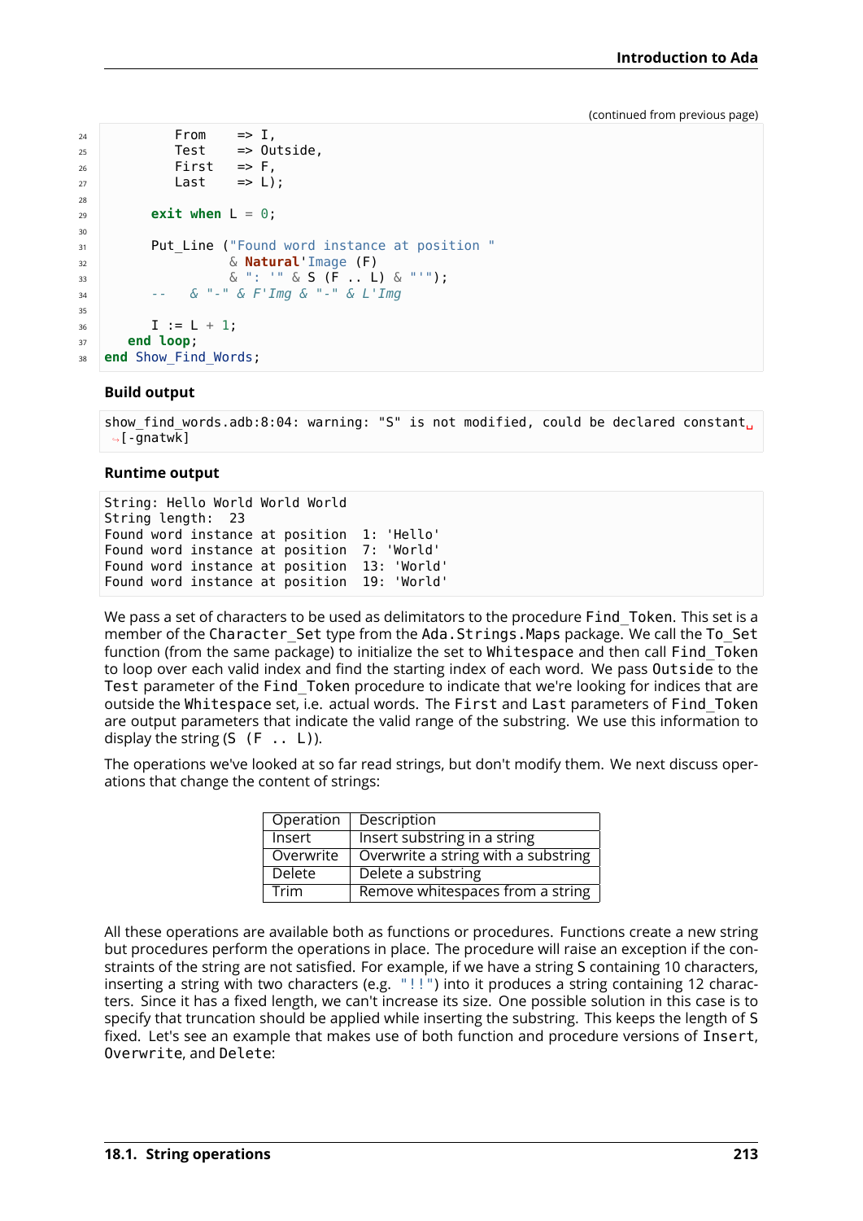(continued from previous page)

```
         From    => I,
         Test    => Outside,
         First   => F,
         Last    => L);

      exit when L = 0;

      Put_Line ("Found word instance at position "
                & Natural'Image (F)
                & ": '" & S (F .. L) & "'");
      --   & "-" & F'Img & "-" & L'Img

      I := L + 1;
   end loop;
end Show_Find_Words;
```

**Build output**

```
show_find_words.adb:8:04: warning: "S" is not modified, could be declared constant
 [-gnatwk]
```

**Runtime output**

```
String: Hello World World World
String length:  23
Found word instance at position  1: 'Hello'
Found word instance at position  7: 'World'
Found word instance at position  13: 'World'
Found word instance at position  19: 'World'
```

We pass a set of characters to be used as delimitators to the procedure `Find_Token`. This set is a member of the `Character_Set` type from the `Ada.Strings.Maps` package. We call the `To_Set` function (from the same package) to initialize the set to `Whitespace` and then call `Find_Token` to loop over each valid index and find the starting index of each word. We pass `Outside` to the `Test` parameter of the `Find_Token` procedure to indicate that we're looking for indices that are outside the `Whitespace` set, i.e. actual words. The `First` and `Last` parameters of `Find_Token` are output parameters that indicate the valid range of the substring. We use this information to display the string (`S (F .. L)`).

The operations we've looked at so far read strings, but don't modify them. We next discuss operations that change the content of strings:

| Operation | Description |
|---|---|
| Insert | Insert substring in a string |
| Overwrite | Overwrite a string with a substring |
| Delete | Delete a substring |
| Trim | Remove whitespaces from a string |

All these operations are available both as functions or procedures. Functions create a new string but procedures perform the operations in place. The procedure will raise an exception if the constraints of the string are not satisfied. For example, if we have a string S containing 10 characters, inserting a string with two characters (e.g. `"!!"`) into it produces a string containing 12 characters. Since it has a fixed length, we can't increase its size. One possible solution in this case is to specify that truncation should be applied while inserting the substring. This keeps the length of S fixed. Let's see an example that makes use of both function and procedure versions of `Insert`, `Overwrite`, and `Delete`: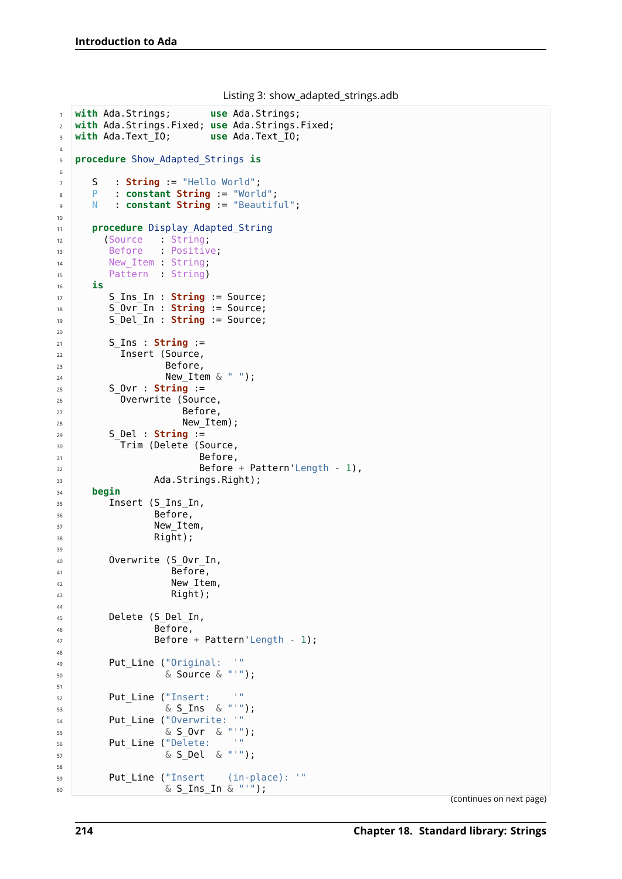Listing 3: show_adapted_strings.adb

```
with Ada.Strings;       use Ada.Strings;
with Ada.Strings.Fixed; use Ada.Strings.Fixed;
with Ada.Text_IO;       use Ada.Text_IO;

procedure Show_Adapted_Strings is

   S   : String := "Hello World";
   P   : constant String := "World";
   N   : constant String := "Beautiful";

   procedure Display_Adapted_String
     (Source   : String;
      Before   : Positive;
      New_Item : String;
      Pattern  : String)
   is
      S_Ins_In : String := Source;
      S_Ovr_In : String := Source;
      S_Del_In : String := Source;

      S_Ins : String :=
        Insert (Source,
                Before,
                New_Item & " ");
      S_Ovr : String :=
        Overwrite (Source,
                   Before,
                   New_Item);
      S_Del : String :=
        Trim (Delete (Source,
                      Before,
                      Before + Pattern'Length - 1),
              Ada.Strings.Right);
   begin
      Insert (S_Ins_In,
              Before,
              New_Item,
              Right);

      Overwrite (S_Ovr_In,
                 Before,
                 New_Item,
                 Right);

      Delete (S_Del_In,
              Before,
              Before + Pattern'Length - 1);

      Put_Line ("Original:  '"
                & Source & "'");

      Put_Line ("Insert:    '"
                & S_Ins  & "'");
      Put_Line ("Overwrite: '"
                & S_Ovr  & "'");
      Put_Line ("Delete:    '"
                & S_Del  & "'");

      Put_Line ("Insert    (in-place): '"
                & S_Ins_In & "'");
```

(continues on next page)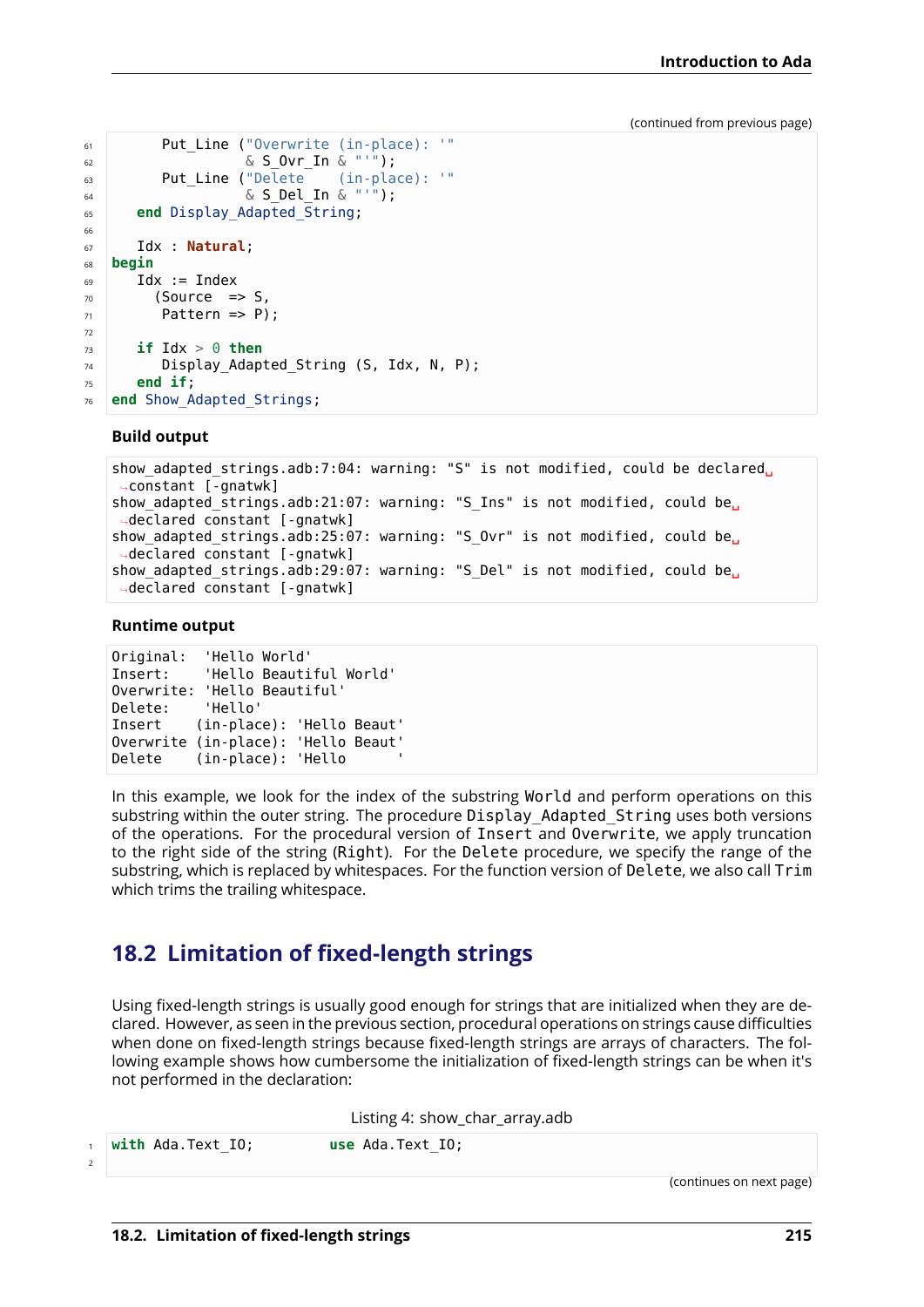(continued from previous page)

```ada
      Put_Line ("Overwrite (in-place): '"
                & S_Ovr_In & "'");
      Put_Line ("Delete    (in-place): '"
                & S_Del_In & "'");
   end Display_Adapted_String;

   Idx : Natural;
begin
   Idx := Index
     (Source  => S,
      Pattern => P);

   if Idx > 0 then
      Display_Adapted_String (S, Idx, N, P);
   end if;
end Show_Adapted_Strings;
```

**Build output**

```
show_adapted_strings.adb:7:04: warning: "S" is not modified, could be declared constant [-gnatwk]
show_adapted_strings.adb:21:07: warning: "S_Ins" is not modified, could be declared constant [-gnatwk]
show_adapted_strings.adb:25:07: warning: "S_Ovr" is not modified, could be declared constant [-gnatwk]
show_adapted_strings.adb:29:07: warning: "S_Del" is not modified, could be declared constant [-gnatwk]
```

**Runtime output**

```
Original:  'Hello World'
Insert:    'Hello Beautiful World'
Overwrite: 'Hello Beautiful'
Delete:    'Hello'
Insert    (in-place): 'Hello Beaut'
Overwrite (in-place): 'Hello Beaut'
Delete    (in-place): 'Hello      '
```

In this example, we look for the index of the substring World and perform operations on this substring within the outer string. The procedure Display_Adapted_String uses both versions of the operations. For the procedural version of Insert and Overwrite, we apply truncation to the right side of the string (Right). For the Delete procedure, we specify the range of the substring, which is replaced by whitespaces. For the function version of Delete, we also call Trim which trims the trailing whitespace.

## 18.2 Limitation of fixed-length strings

Using fixed-length strings is usually good enough for strings that are initialized when they are declared. However, as seen in the previous section, procedural operations on strings cause difficulties when done on fixed-length strings because fixed-length strings are arrays of characters. The following example shows how cumbersome the initialization of fixed-length strings can be when it's not performed in the declaration:

Listing 4: show_char_array.adb

```ada
with Ada.Text_IO;         use Ada.Text_IO;

```

(continues on next page)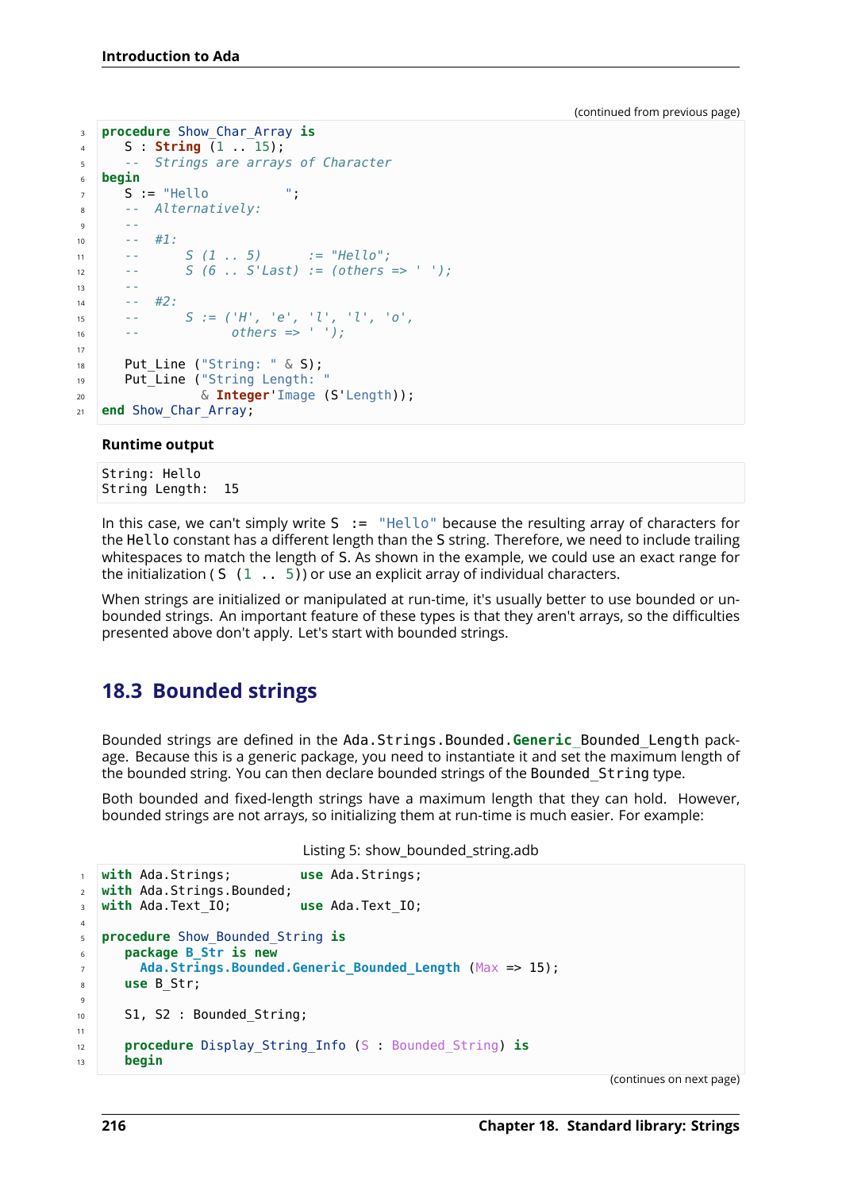(continued from previous page)

```ada
procedure Show_Char_Array is
   S : String (1 .. 15);
   --  Strings are arrays of Character
begin
   S := "Hello          ";
   --  Alternatively:
   --
   --  #1:
   --      S (1 .. 5)      := "Hello";
   --      S (6 .. S'Last) := (others => ' ');
   --
   --  #2:
   --      S := ('H', 'e', 'l', 'l', 'o',
   --            others => ' ');

   Put_Line ("String: " & S);
   Put_Line ("String Length: "
             & Integer'Image (S'Length));
end Show_Char_Array;
```

**Runtime output**

```
String: Hello
String Length:  15
```

In this case, we can't simply write `S := "Hello"` because the resulting array of characters for the `Hello` constant has a different length than the `S` string. Therefore, we need to include trailing whitespaces to match the length of `S`. As shown in the example, we could use an exact range for the initialization ( `S (1 .. 5)`) or use an explicit array of individual characters.

When strings are initialized or manipulated at run-time, it's usually better to use bounded or unbounded strings. An important feature of these types is that they aren't arrays, so the difficulties presented above don't apply. Let's start with bounded strings.

## 18.3 Bounded strings

Bounded strings are defined in the `Ada.Strings.Bounded.Generic_Bounded_Length` package. Because this is a generic package, you need to instantiate it and set the maximum length of the bounded string. You can then declare bounded strings of the `Bounded_String` type.

Both bounded and fixed-length strings have a maximum length that they can hold. However, bounded strings are not arrays, so initializing them at run-time is much easier. For example:

Listing 5: show_bounded_string.adb

```ada
with Ada.Strings;         use Ada.Strings;
with Ada.Strings.Bounded;
with Ada.Text_IO;         use Ada.Text_IO;

procedure Show_Bounded_String is
   package B_Str is new
     Ada.Strings.Bounded.Generic_Bounded_Length (Max => 15);
   use B_Str;

   S1, S2 : Bounded_String;

   procedure Display_String_Info (S : Bounded_String) is
   begin
```

(continues on next page)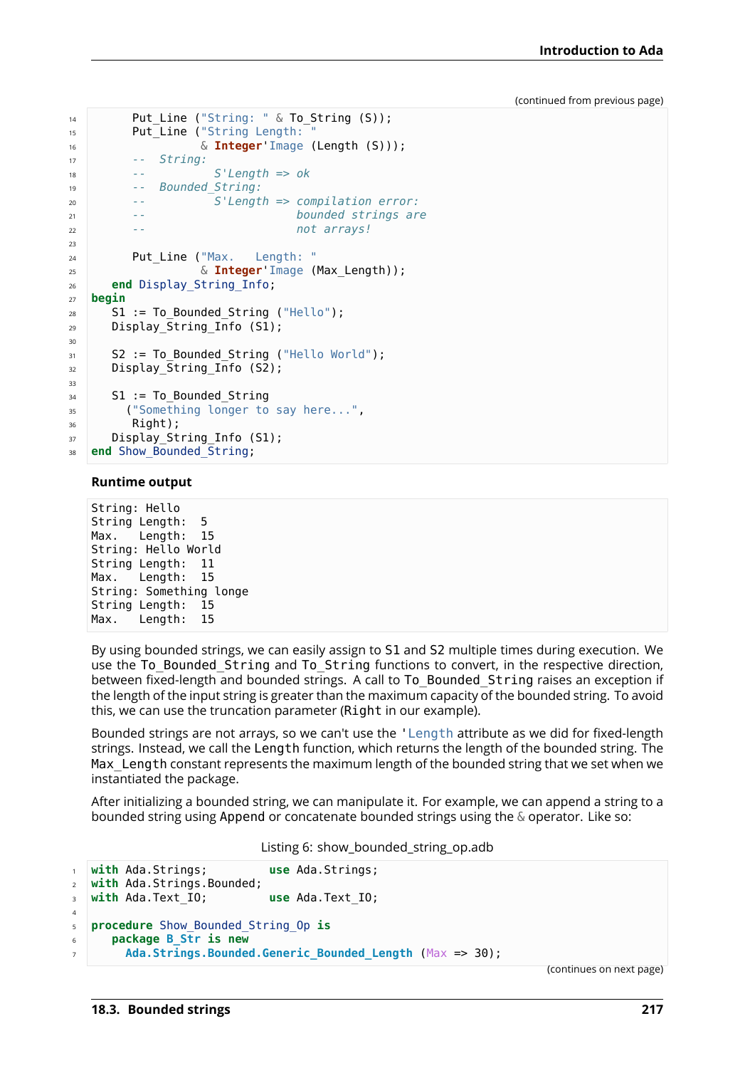(continued from previous page)

```
      Put_Line ("String: " & To_String (S));
      Put_Line ("String Length: "
                & Integer'Image (Length (S)));
      --  String:
      --          S'Length => ok
      --  Bounded_String:
      --          S'Length => compilation error:
      --                      bounded strings are
      --                      not arrays!

      Put_Line ("Max.   Length: "
                & Integer'Image (Max_Length));
   end Display_String_Info;
begin
   S1 := To_Bounded_String ("Hello");
   Display_String_Info (S1);

   S2 := To_Bounded_String ("Hello World");
   Display_String_Info (S2);

   S1 := To_Bounded_String
     ("Something longer to say here...",
      Right);
   Display_String_Info (S1);
end Show_Bounded_String;
```

**Runtime output**

```
String: Hello
String Length:  5
Max.   Length:  15
String: Hello World
String Length:  11
Max.   Length:  15
String: Something longe
String Length:  15
Max.   Length:  15
```

By using bounded strings, we can easily assign to S1 and S2 multiple times during execution. We use the `To_Bounded_String` and `To_String` functions to convert, in the respective direction, between fixed-length and bounded strings. A call to `To_Bounded_String` raises an exception if the length of the input string is greater than the maximum capacity of the bounded string. To avoid this, we can use the truncation parameter (`Right` in our example).

Bounded strings are not arrays, so we can't use the `'Length` attribute as we did for fixed-length strings. Instead, we call the `Length` function, which returns the length of the bounded string. The `Max_Length` constant represents the maximum length of the bounded string that we set when we instantiated the package.

After initializing a bounded string, we can manipulate it. For example, we can append a string to a bounded string using `Append` or concatenate bounded strings using the `&` operator. Like so:

Listing 6: show_bounded_string_op.adb

```
with Ada.Strings;         use Ada.Strings;
with Ada.Strings.Bounded;
with Ada.Text_IO;         use Ada.Text_IO;

procedure Show_Bounded_String_Op is
   package B_Str is new
     Ada.Strings.Bounded.Generic_Bounded_Length (Max => 30);
```

(continues on next page)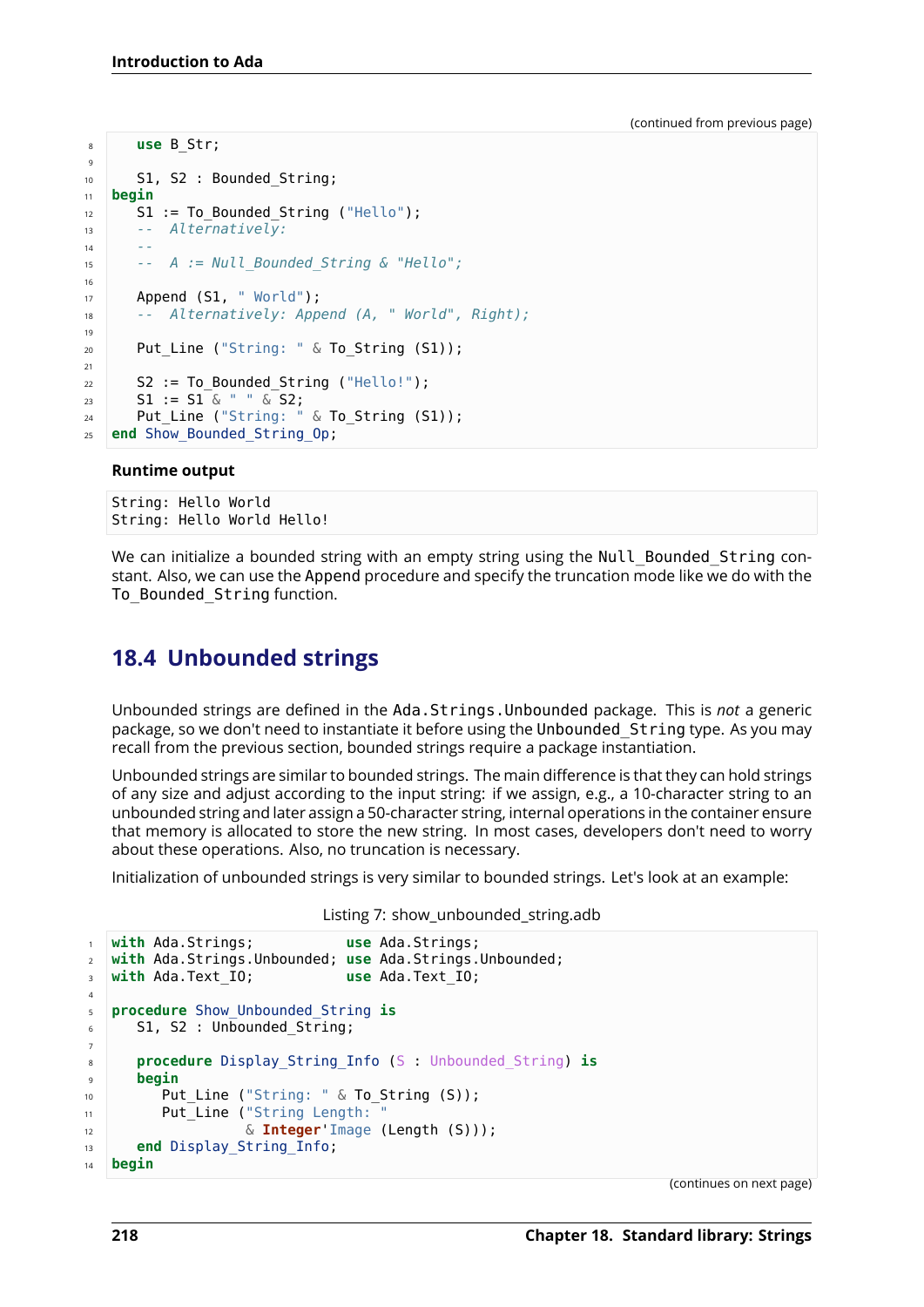(continued from previous page)

```ada
   use B_Str;

   S1, S2 : Bounded_String;
begin
   S1 := To_Bounded_String ("Hello");
   --  Alternatively:
   --
   --  A := Null_Bounded_String & "Hello";

   Append (S1, " World");
   --  Alternatively: Append (A, " World", Right);

   Put_Line ("String: " & To_String (S1));

   S2 := To_Bounded_String ("Hello!");
   S1 := S1 & " " & S2;
   Put_Line ("String: " & To_String (S1));
end Show_Bounded_String_Op;
```

**Runtime output**

```
String: Hello World
String: Hello World Hello!
```

We can initialize a bounded string with an empty string using the `Null_Bounded_String` constant. Also, we can use the `Append` procedure and specify the truncation mode like we do with the `To_Bounded_String` function.

## 18.4 Unbounded strings

Unbounded strings are defined in the `Ada.Strings.Unbounded` package. This is *not* a generic package, so we don't need to instantiate it before using the `Unbounded_String` type. As you may recall from the previous section, bounded strings require a package instantiation.

Unbounded strings are similar to bounded strings. The main difference is that they can hold strings of any size and adjust according to the input string: if we assign, e.g., a 10-character string to an unbounded string and later assign a 50-character string, internal operations in the container ensure that memory is allocated to store the new string. In most cases, developers don't need to worry about these operations. Also, no truncation is necessary.

Initialization of unbounded strings is very similar to bounded strings. Let's look at an example:

Listing 7: show_unbounded_string.adb

```ada
with Ada.Strings;           use Ada.Strings;
with Ada.Strings.Unbounded; use Ada.Strings.Unbounded;
with Ada.Text_IO;           use Ada.Text_IO;

procedure Show_Unbounded_String is
   S1, S2 : Unbounded_String;

   procedure Display_String_Info (S : Unbounded_String) is
   begin
      Put_Line ("String: " & To_String (S));
      Put_Line ("String Length: "
                & Integer'Image (Length (S)));
   end Display_String_Info;
begin
```

(continues on next page)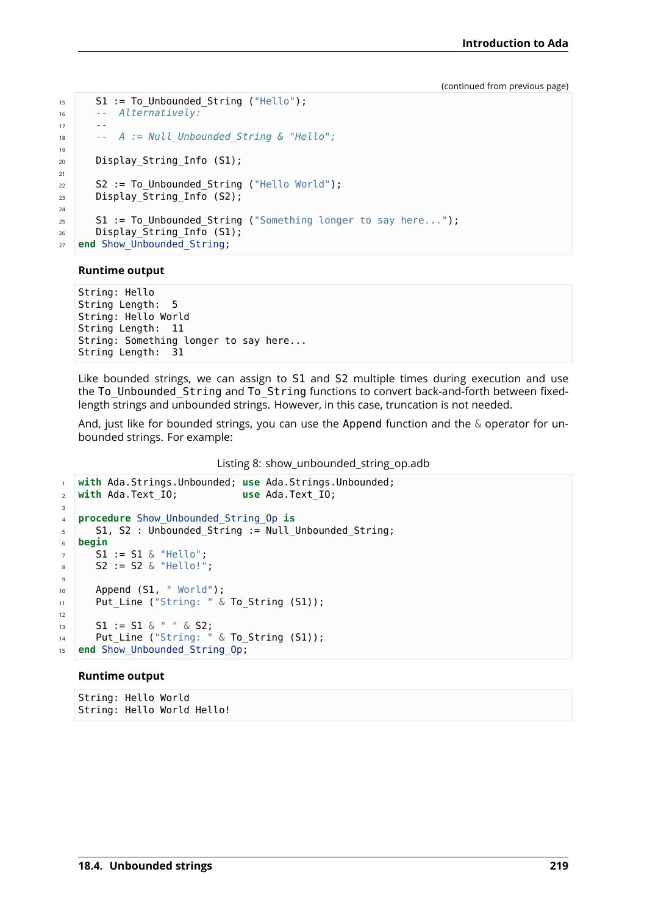(continued from previous page)

```ada
   S1 := To_Unbounded_String ("Hello");
   --  Alternatively:
   --
   --  A := Null_Unbounded_String & "Hello";

   Display_String_Info (S1);

   S2 := To_Unbounded_String ("Hello World");
   Display_String_Info (S2);

   S1 := To_Unbounded_String ("Something longer to say here...");
   Display_String_Info (S1);
end Show_Unbounded_String;
```

**Runtime output**

```
String: Hello
String Length:  5
String: Hello World
String Length:  11
String: Something longer to say here...
String Length:  31
```

Like bounded strings, we can assign to `S1` and `S2` multiple times during execution and use the `To_Unbounded_String` and `To_String` functions to convert back-and-forth between fixed-length strings and unbounded strings. However, in this case, truncation is not needed.

And, just like for bounded strings, you can use the `Append` function and the `&` operator for unbounded strings. For example:

Listing 8: show_unbounded_string_op.adb

```ada
with Ada.Strings.Unbounded; use Ada.Strings.Unbounded;
with Ada.Text_IO;           use Ada.Text_IO;

procedure Show_Unbounded_String_Op is
   S1, S2 : Unbounded_String := Null_Unbounded_String;
begin
   S1 := S1 & "Hello";
   S2 := S2 & "Hello!";

   Append (S1, " World");
   Put_Line ("String: " & To_String (S1));

   S1 := S1 & " " & S2;
   Put_Line ("String: " & To_String (S1));
end Show_Unbounded_String_Op;
```

**Runtime output**

```
String: Hello World
String: Hello World Hello!
```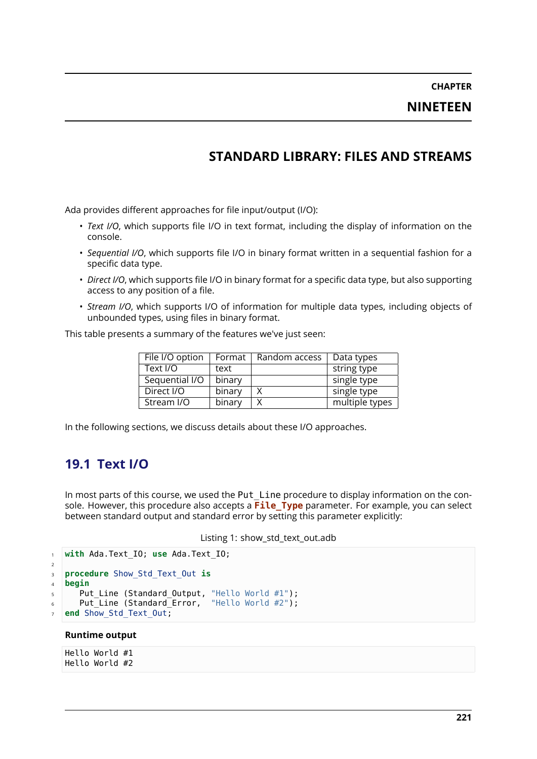# CHAPTER NINETEEN

# STANDARD LIBRARY: FILES AND STREAMS

Ada provides different approaches for file input/output (I/O):

- *Text I/O*, which supports file I/O in text format, including the display of information on the console.
- *Sequential I/O*, which supports file I/O in binary format written in a sequential fashion for a specific data type.
- *Direct I/O*, which supports file I/O in binary format for a specific data type, but also supporting access to any position of a file.
- *Stream I/O*, which supports I/O of information for multiple data types, including objects of unbounded types, using files in binary format.

This table presents a summary of the features we've just seen:

| File I/O option | Format | Random access | Data types |
|---|---|---|---|
| Text I/O | text | | string type |
| Sequential I/O | binary | | single type |
| Direct I/O | binary | X | single type |
| Stream I/O | binary | X | multiple types |

In the following sections, we discuss details about these I/O approaches.

## 19.1 Text I/O

In most parts of this course, we used the `Put_Line` procedure to display information on the console. However, this procedure also accepts a **File_Type** parameter. For example, you can select between standard output and standard error by setting this parameter explicitly:

Listing 1: show_std_text_out.adb

```
with Ada.Text_IO; use Ada.Text_IO;

procedure Show_Std_Text_Out is
begin
   Put_Line (Standard_Output, "Hello World #1");
   Put_Line (Standard_Error,  "Hello World #2");
end Show_Std_Text_Out;
```

**Runtime output**

```
Hello World #1
Hello World #2
```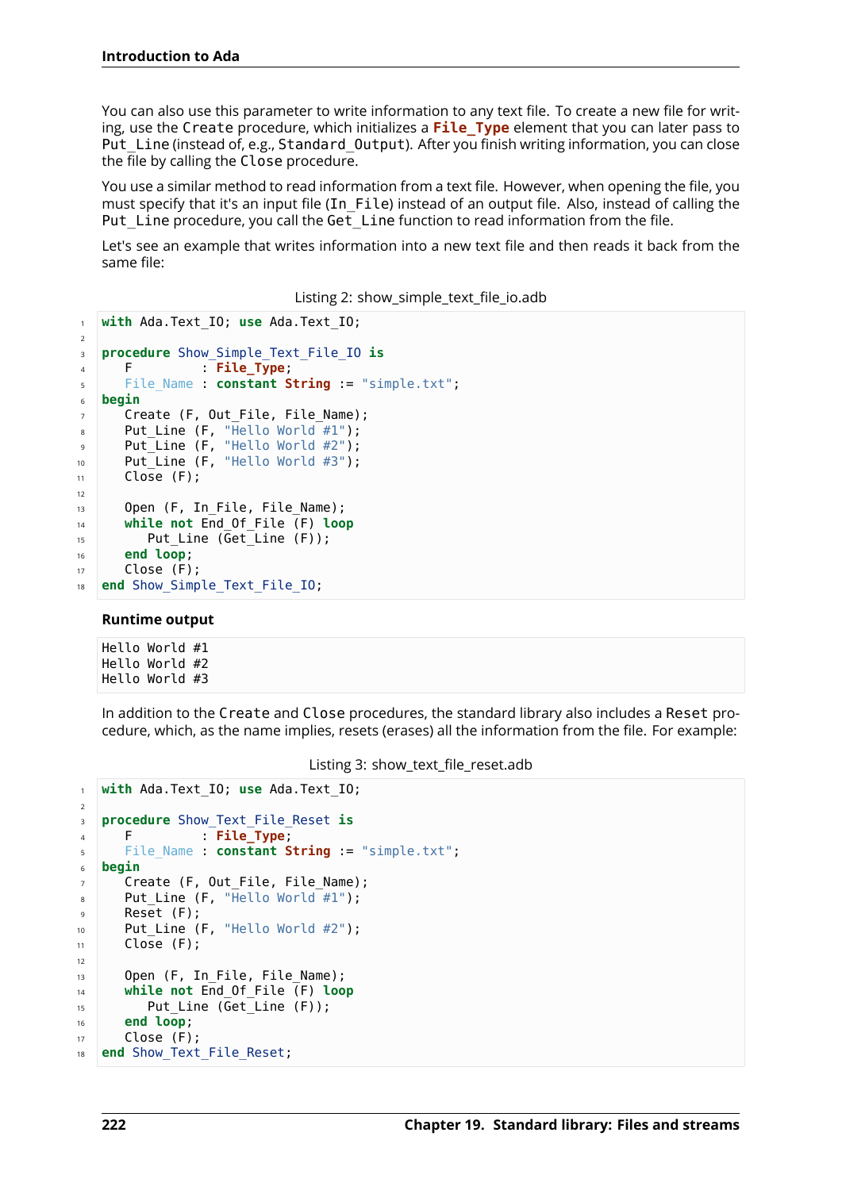You can also use this parameter to write information to any text file. To create a new file for writing, use the `Create` procedure, which initializes a `File_Type` element that you can later pass to `Put_Line` (instead of, e.g., `Standard_Output`). After you finish writing information, you can close the file by calling the `Close` procedure.

You use a similar method to read information from a text file. However, when opening the file, you must specify that it's an input file (`In_File`) instead of an output file. Also, instead of calling the `Put_Line` procedure, you call the `Get_Line` function to read information from the file.

Let's see an example that writes information into a new text file and then reads it back from the same file:

Listing 2: show_simple_text_file_io.adb

```ada
with Ada.Text_IO; use Ada.Text_IO;

procedure Show_Simple_Text_File_IO is
   F         : File_Type;
   File_Name : constant String := "simple.txt";
begin
   Create (F, Out_File, File_Name);
   Put_Line (F, "Hello World #1");
   Put_Line (F, "Hello World #2");
   Put_Line (F, "Hello World #3");
   Close (F);

   Open (F, In_File, File_Name);
   while not End_Of_File (F) loop
      Put_Line (Get_Line (F));
   end loop;
   Close (F);
end Show_Simple_Text_File_IO;
```

**Runtime output**

```
Hello World #1
Hello World #2
Hello World #3
```

In addition to the `Create` and `Close` procedures, the standard library also includes a `Reset` procedure, which, as the name implies, resets (erases) all the information from the file. For example:

Listing 3: show_text_file_reset.adb

```ada
with Ada.Text_IO; use Ada.Text_IO;

procedure Show_Text_File_Reset is
   F         : File_Type;
   File_Name : constant String := "simple.txt";
begin
   Create (F, Out_File, File_Name);
   Put_Line (F, "Hello World #1");
   Reset (F);
   Put_Line (F, "Hello World #2");
   Close (F);

   Open (F, In_File, File_Name);
   while not End_Of_File (F) loop
      Put_Line (Get_Line (F));
   end loop;
   Close (F);
end Show_Text_File_Reset;
```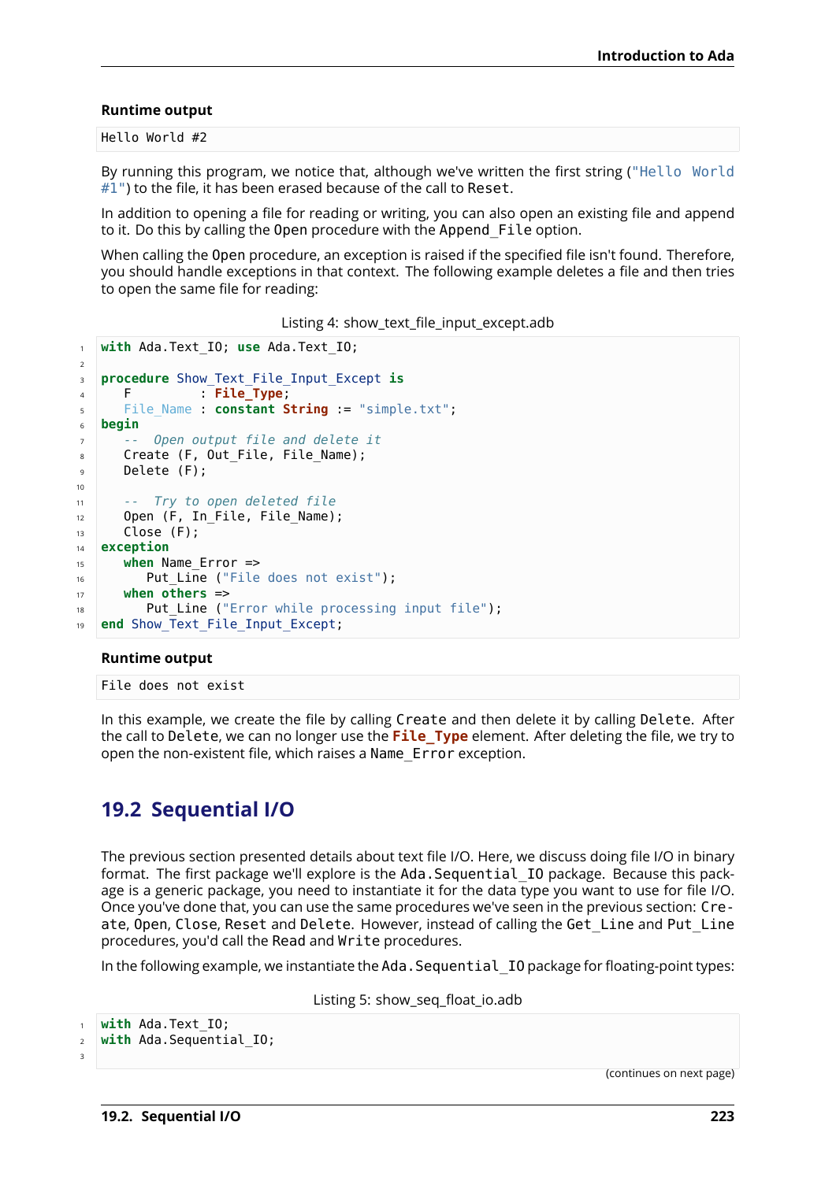**Runtime output**

```
Hello World #2
```

By running this program, we notice that, although we've written the first string ("Hello World #1") to the file, it has been erased because of the call to Reset.

In addition to opening a file for reading or writing, you can also open an existing file and append to it. Do this by calling the Open procedure with the Append_File option.

When calling the Open procedure, an exception is raised if the specified file isn't found. Therefore, you should handle exceptions in that context. The following example deletes a file and then tries to open the same file for reading:

Listing 4: show_text_file_input_except.adb

```ada
with Ada.Text_IO; use Ada.Text_IO;

procedure Show_Text_File_Input_Except is
   F         : File_Type;
   File_Name : constant String := "simple.txt";
begin
   --  Open output file and delete it
   Create (F, Out_File, File_Name);
   Delete (F);

   --  Try to open deleted file
   Open (F, In_File, File_Name);
   Close (F);
exception
   when Name_Error =>
      Put_Line ("File does not exist");
   when others =>
      Put_Line ("Error while processing input file");
end Show_Text_File_Input_Except;
```

**Runtime output**

```
File does not exist
```

In this example, we create the file by calling Create and then delete it by calling Delete. After the call to Delete, we can no longer use the **File_Type** element. After deleting the file, we try to open the non-existent file, which raises a Name_Error exception.

## 19.2 Sequential I/O

The previous section presented details about text file I/O. Here, we discuss doing file I/O in binary format. The first package we'll explore is the Ada.Sequential_IO package. Because this package is a generic package, you need to instantiate it for the data type you want to use for file I/O. Once you've done that, you can use the same procedures we've seen in the previous section: Create, Open, Close, Reset and Delete. However, instead of calling the Get_Line and Put_Line procedures, you'd call the Read and Write procedures.

In the following example, we instantiate the Ada.Sequential_IO package for floating-point types:

Listing 5: show_seq_float_io.adb

```ada
with Ada.Text_IO;
with Ada.Sequential_IO;

```

(continues on next page)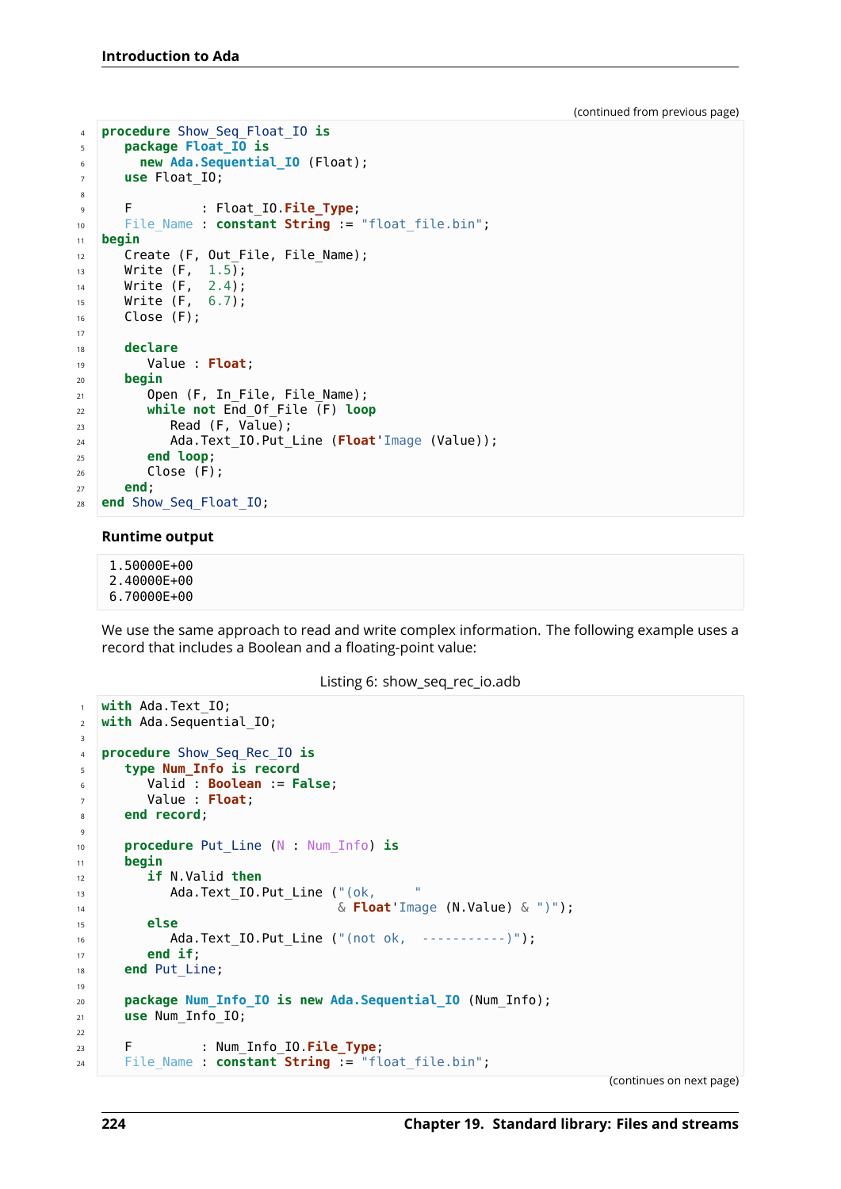(continued from previous page)

```ada
procedure Show_Seq_Float_IO is
   package Float_IO is
     new Ada.Sequential_IO (Float);
   use Float_IO;

   F         : Float_IO.File_Type;
   File_Name : constant String := "float_file.bin";
begin
   Create (F, Out_File, File_Name);
   Write (F,  1.5);
   Write (F,  2.4);
   Write (F,  6.7);
   Close (F);

   declare
      Value : Float;
   begin
      Open (F, In_File, File_Name);
      while not End_Of_File (F) loop
         Read (F, Value);
         Ada.Text_IO.Put_Line (Float'Image (Value));
      end loop;
      Close (F);
   end;
end Show_Seq_Float_IO;
```

**Runtime output**

```
 1.50000E+00
 2.40000E+00
 6.70000E+00
```

We use the same approach to read and write complex information. The following example uses a record that includes a Boolean and a floating-point value:

Listing 6: show_seq_rec_io.adb

```ada
with Ada.Text_IO;
with Ada.Sequential_IO;

procedure Show_Seq_Rec_IO is
   type Num_Info is record
      Valid : Boolean := False;
      Value : Float;
   end record;

   procedure Put_Line (N : Num_Info) is
   begin
      if N.Valid then
         Ada.Text_IO.Put_Line ("(ok,     "
                               & Float'Image (N.Value) & ")");
      else
         Ada.Text_IO.Put_Line ("(not ok,  -----------)");
      end if;
   end Put_Line;

   package Num_Info_IO is new Ada.Sequential_IO (Num_Info);
   use Num_Info_IO;

   F         : Num_Info_IO.File_Type;
   File_Name : constant String := "float_file.bin";
```

(continues on next page)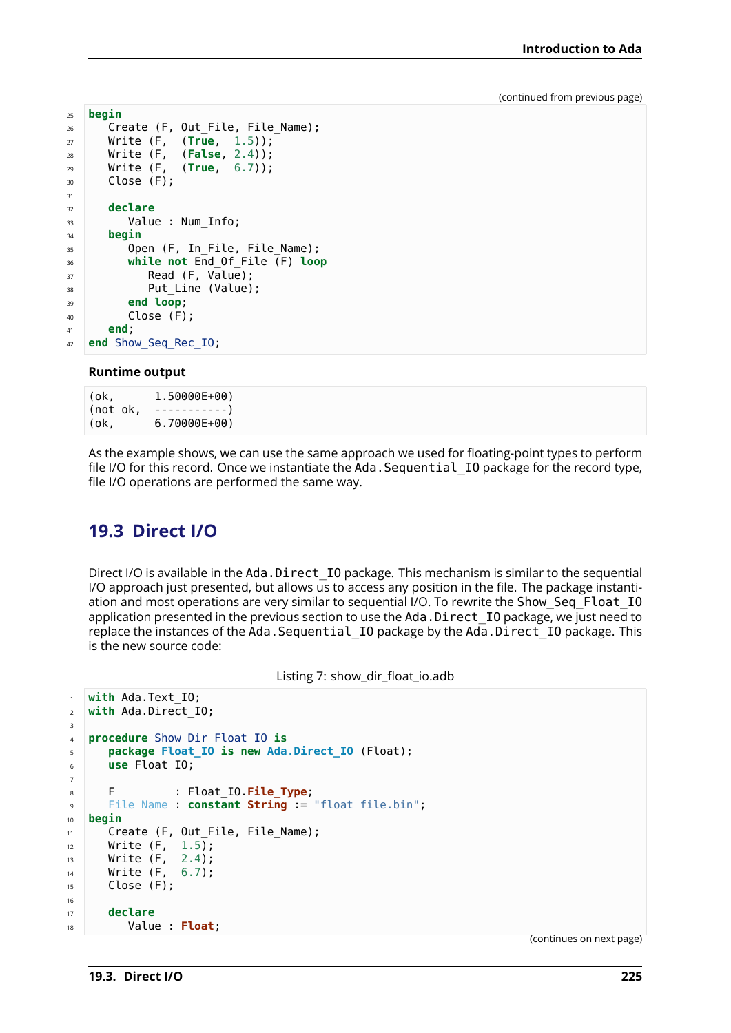(continued from previous page)

```
begin
   Create (F, Out_File, File_Name);
   Write (F,  (True,  1.5));
   Write (F,  (False, 2.4));
   Write (F,  (True,  6.7));
   Close (F);

   declare
      Value : Num_Info;
   begin
      Open (F, In_File, File_Name);
      while not End_Of_File (F) loop
         Read (F, Value);
         Put_Line (Value);
      end loop;
      Close (F);
   end;
end Show_Seq_Rec_IO;
```

**Runtime output**

```
(ok,      1.50000E+00)
(not ok,  -----------)
(ok,      6.70000E+00)
```

As the example shows, we can use the same approach we used for floating-point types to perform file I/O for this record. Once we instantiate the `Ada.Sequential_IO` package for the record type, file I/O operations are performed the same way.

## 19.3 Direct I/O

Direct I/O is available in the `Ada.Direct_IO` package. This mechanism is similar to the sequential I/O approach just presented, but allows us to access any position in the file. The package instantiation and most operations are very similar to sequential I/O. To rewrite the `Show_Seq_Float_IO` application presented in the previous section to use the `Ada.Direct_IO` package, we just need to replace the instances of the `Ada.Sequential_IO` package by the `Ada.Direct_IO` package. This is the new source code:

Listing 7: show_dir_float_io.adb

```
with Ada.Text_IO;
with Ada.Direct_IO;

procedure Show_Dir_Float_IO is
   package Float_IO is new Ada.Direct_IO (Float);
   use Float_IO;

   F         : Float_IO.File_Type;
   File_Name : constant String := "float_file.bin";
begin
   Create (F, Out_File, File_Name);
   Write (F,  1.5);
   Write (F,  2.4);
   Write (F,  6.7);
   Close (F);

   declare
      Value : Float;
```

(continues on next page)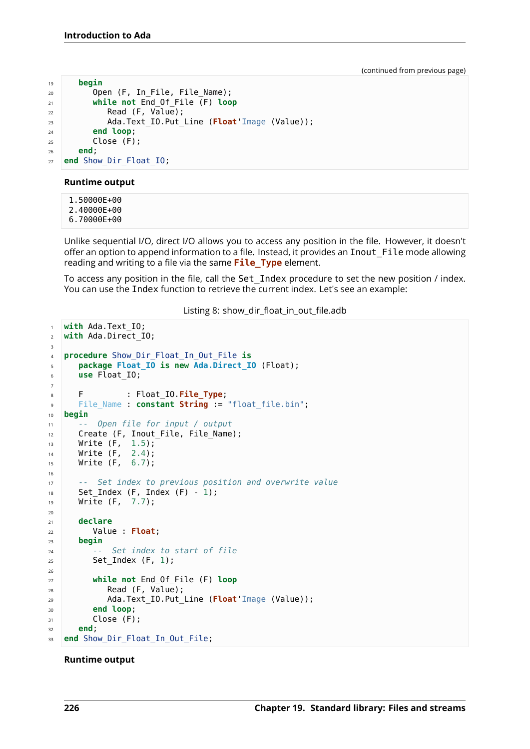(continued from previous page)

```
   begin
      Open (F, In_File, File_Name);
      while not End_Of_File (F) loop
         Read (F, Value);
         Ada.Text_IO.Put_Line (Float'Image (Value));
      end loop;
      Close (F);
   end;
end Show_Dir_Float_IO;
```

**Runtime output**

```
1.50000E+00
2.40000E+00
6.70000E+00
```

Unlike sequential I/O, direct I/O allows you to access any position in the file. However, it doesn't offer an option to append information to a file. Instead, it provides an `Inout_File` mode allowing reading and writing to a file via the same `File_Type` element.

To access any position in the file, call the `Set_Index` procedure to set the new position / index. You can use the `Index` function to retrieve the current index. Let's see an example:

Listing 8: show_dir_float_in_out_file.adb

```
with Ada.Text_IO;
with Ada.Direct_IO;

procedure Show_Dir_Float_In_Out_File is
   package Float_IO is new Ada.Direct_IO (Float);
   use Float_IO;

   F         : Float_IO.File_Type;
   File_Name : constant String := "float_file.bin";
begin
   --  Open file for input / output
   Create (F, Inout_File, File_Name);
   Write (F,  1.5);
   Write (F,  2.4);
   Write (F,  6.7);

   --  Set index to previous position and overwrite value
   Set_Index (F, Index (F) - 1);
   Write (F,  7.7);

   declare
      Value : Float;
   begin
      --  Set index to start of file
      Set_Index (F, 1);

      while not End_Of_File (F) loop
         Read (F, Value);
         Ada.Text_IO.Put_Line (Float'Image (Value));
      end loop;
      Close (F);
   end;
end Show_Dir_Float_In_Out_File;
```

**Runtime output**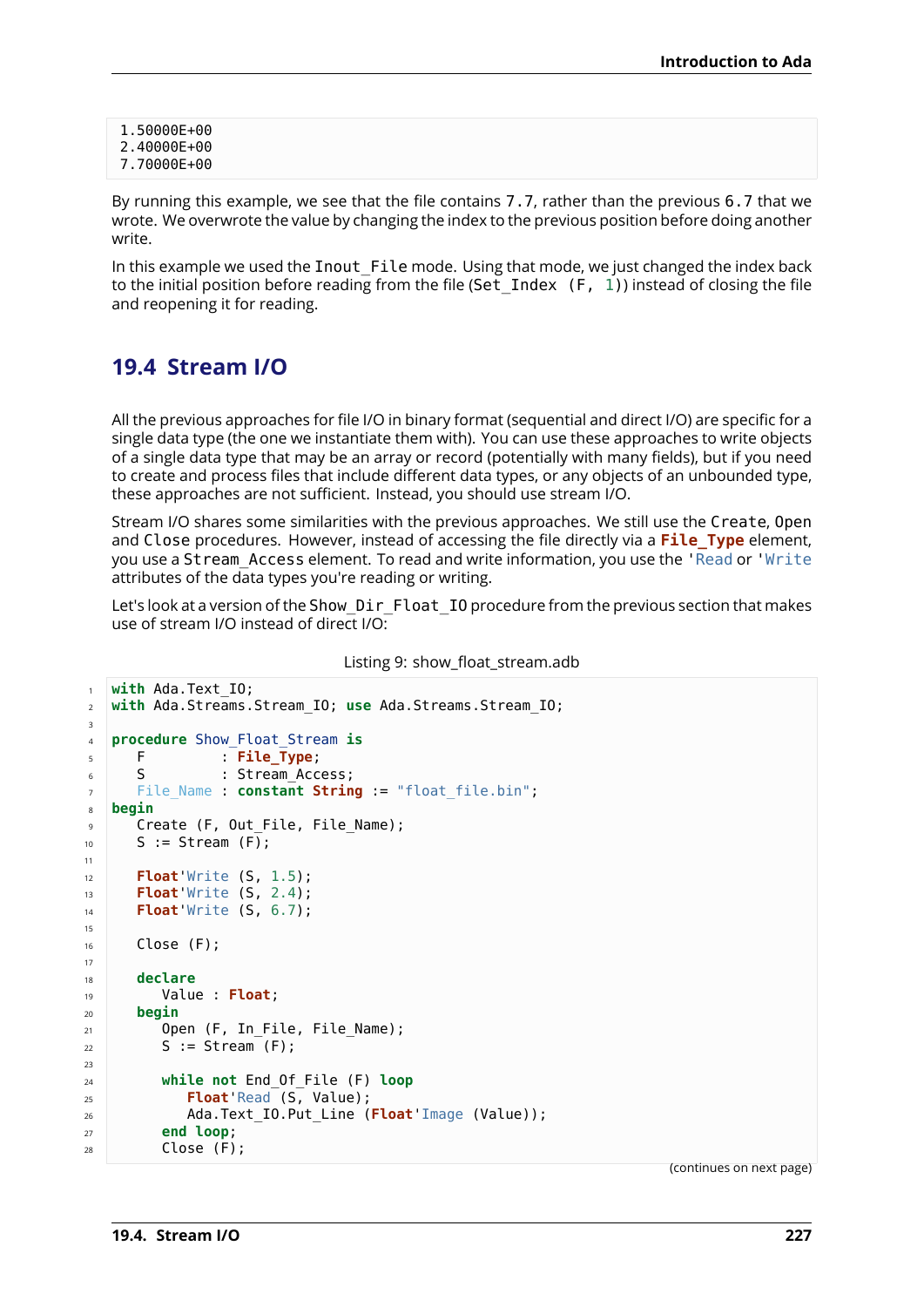```
1.50000E+00
2.40000E+00
7.70000E+00
```

By running this example, we see that the file contains `7.7`, rather than the previous `6.7` that we wrote. We overwrote the value by changing the index to the previous position before doing another write.

In this example we used the `Inout_File` mode. Using that mode, we just changed the index back to the initial position before reading from the file (`Set_Index (F, 1)`) instead of closing the file and reopening it for reading.

## 19.4 Stream I/O

All the previous approaches for file I/O in binary format (sequential and direct I/O) are specific for a single data type (the one we instantiate them with). You can use these approaches to write objects of a single data type that may be an array or record (potentially with many fields), but if you need to create and process files that include different data types, or any objects of an unbounded type, these approaches are not sufficient. Instead, you should use stream I/O.

Stream I/O shares some similarities with the previous approaches. We still use the `Create`, `Open` and `Close` procedures. However, instead of accessing the file directly via a `File_Type` element, you use a `Stream_Access` element. To read and write information, you use the `'Read` or `'Write` attributes of the data types you're reading or writing.

Let's look at a version of the `Show_Dir_Float_IO` procedure from the previous section that makes use of stream I/O instead of direct I/O:

Listing 9: show_float_stream.adb

```
with Ada.Text_IO;
with Ada.Streams.Stream_IO; use Ada.Streams.Stream_IO;

procedure Show_Float_Stream is
   F         : File_Type;
   S         : Stream_Access;
   File_Name : constant String := "float_file.bin";
begin
   Create (F, Out_File, File_Name);
   S := Stream (F);

   Float'Write (S, 1.5);
   Float'Write (S, 2.4);
   Float'Write (S, 6.7);

   Close (F);

   declare
      Value : Float;
   begin
      Open (F, In_File, File_Name);
      S := Stream (F);

      while not End_Of_File (F) loop
         Float'Read (S, Value);
         Ada.Text_IO.Put_Line (Float'Image (Value));
      end loop;
      Close (F);
```

(continues on next page)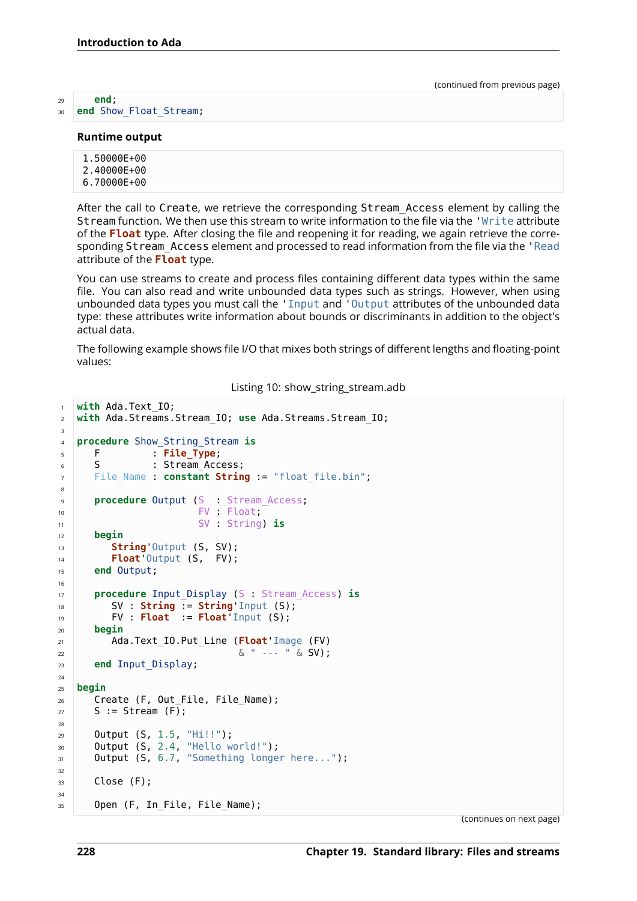(continued from previous page)

```
   end;
end Show_Float_Stream;
```

**Runtime output**

```
1.50000E+00
2.40000E+00
6.70000E+00
```

After the call to Create, we retrieve the corresponding Stream_Access element by calling the Stream function. We then use this stream to write information to the file via the 'Write attribute of the **Float** type. After closing the file and reopening it for reading, we again retrieve the corresponding Stream_Access element and processed to read information from the file via the 'Read attribute of the **Float** type.

You can use streams to create and process files containing different data types within the same file. You can also read and write unbounded data types such as strings. However, when using unbounded data types you must call the 'Input and 'Output attributes of the unbounded data type: these attributes write information about bounds or discriminants in addition to the object's actual data.

The following example shows file I/O that mixes both strings of different lengths and floating-point values:

Listing 10: show_string_stream.adb

```
with Ada.Text_IO;
with Ada.Streams.Stream_IO; use Ada.Streams.Stream_IO;

procedure Show_String_Stream is
   F         : File_Type;
   S         : Stream_Access;
   File_Name : constant String := "float_file.bin";

   procedure Output (S  : Stream_Access;
                     FV : Float;
                     SV : String) is
   begin
      String'Output (S, SV);
      Float'Output (S,  FV);
   end Output;

   procedure Input_Display (S : Stream_Access) is
      SV : String := String'Input (S);
      FV : Float  := Float'Input (S);
   begin
      Ada.Text_IO.Put_Line (Float'Image (FV)
                            & " --- " & SV);
   end Input_Display;

begin
   Create (F, Out_File, File_Name);
   S := Stream (F);

   Output (S, 1.5, "Hi!!");
   Output (S, 2.4, "Hello world!");
   Output (S, 6.7, "Something longer here...");

   Close (F);

   Open (F, In_File, File_Name);
```

(continues on next page)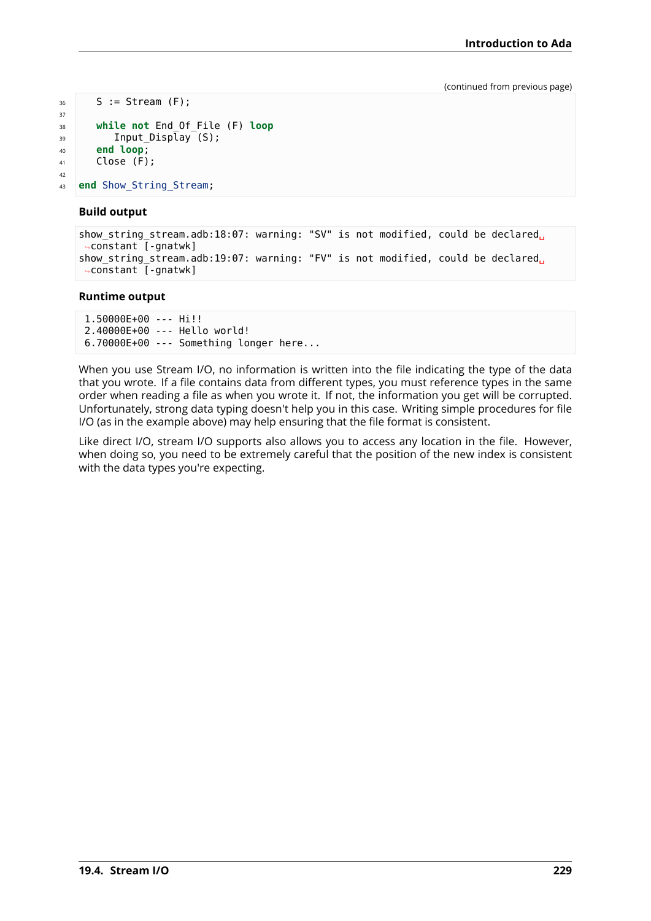(continued from previous page)

```ada
   S := Stream (F);

   while not End_Of_File (F) loop
      Input_Display (S);
   end loop;
   Close (F);

end Show_String_Stream;
```

**Build output**

```
show_string_stream.adb:18:07: warning: "SV" is not modified, could be declared constant [-gnatwk]
show_string_stream.adb:19:07: warning: "FV" is not modified, could be declared constant [-gnatwk]
```

**Runtime output**

```
 1.50000E+00 --- Hi!!
 2.40000E+00 --- Hello world!
 6.70000E+00 --- Something longer here...
```

When you use Stream I/O, no information is written into the file indicating the type of the data that you wrote. If a file contains data from different types, you must reference types in the same order when reading a file as when you wrote it. If not, the information you get will be corrupted. Unfortunately, strong data typing doesn't help you in this case. Writing simple procedures for file I/O (as in the example above) may help ensuring that the file format is consistent.

Like direct I/O, stream I/O supports also allows you to access any location in the file. However, when doing so, you need to be extremely careful that the position of the new index is consistent with the data types you're expecting.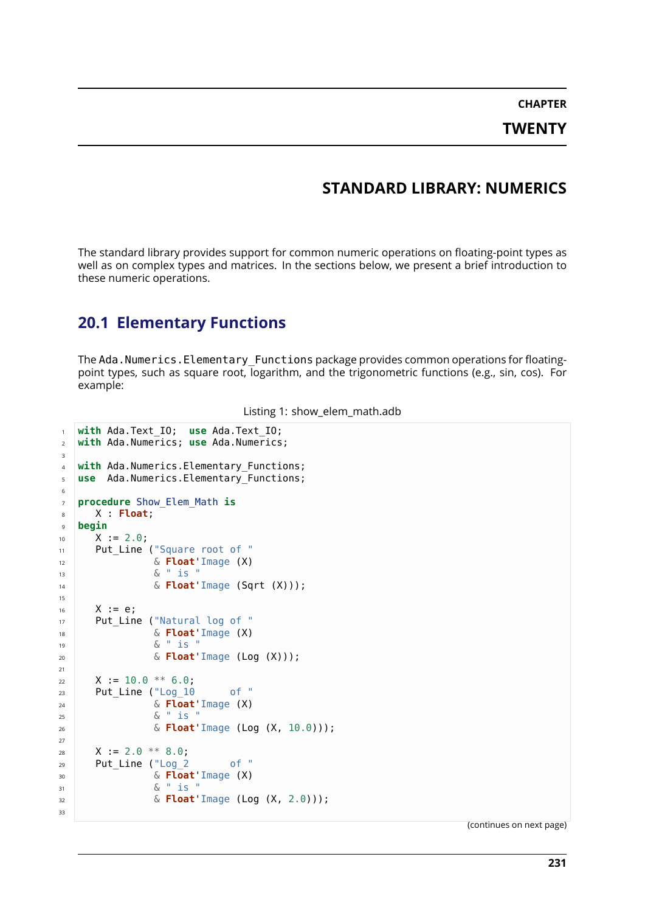# CHAPTER TWENTY

# STANDARD LIBRARY: NUMERICS

The standard library provides support for common numeric operations on floating-point types as well as on complex types and matrices. In the sections below, we present a brief introduction to these numeric operations.

## 20.1 Elementary Functions

The `Ada.Numerics.Elementary_Functions` package provides common operations for floating-point types, such as square root, logarithm, and the trigonometric functions (e.g., sin, cos). For example:

Listing 1: show_elem_math.adb

```ada
with Ada.Text_IO;  use Ada.Text_IO;
with Ada.Numerics; use Ada.Numerics;

with Ada.Numerics.Elementary_Functions;
use  Ada.Numerics.Elementary_Functions;

procedure Show_Elem_Math is
   X : Float;
begin
   X := 2.0;
   Put_Line ("Square root of "
             & Float'Image (X)
             & " is "
             & Float'Image (Sqrt (X)));

   X := e;
   Put_Line ("Natural log of "
             & Float'Image (X)
             & " is "
             & Float'Image (Log (X)));

   X := 10.0 ** 6.0;
   Put_Line ("Log_10      of "
             & Float'Image (X)
             & " is "
             & Float'Image (Log (X, 10.0)));

   X := 2.0 ** 8.0;
   Put_Line ("Log_2       of "
             & Float'Image (X)
             & " is "
             & Float'Image (Log (X, 2.0)));

```

(continues on next page)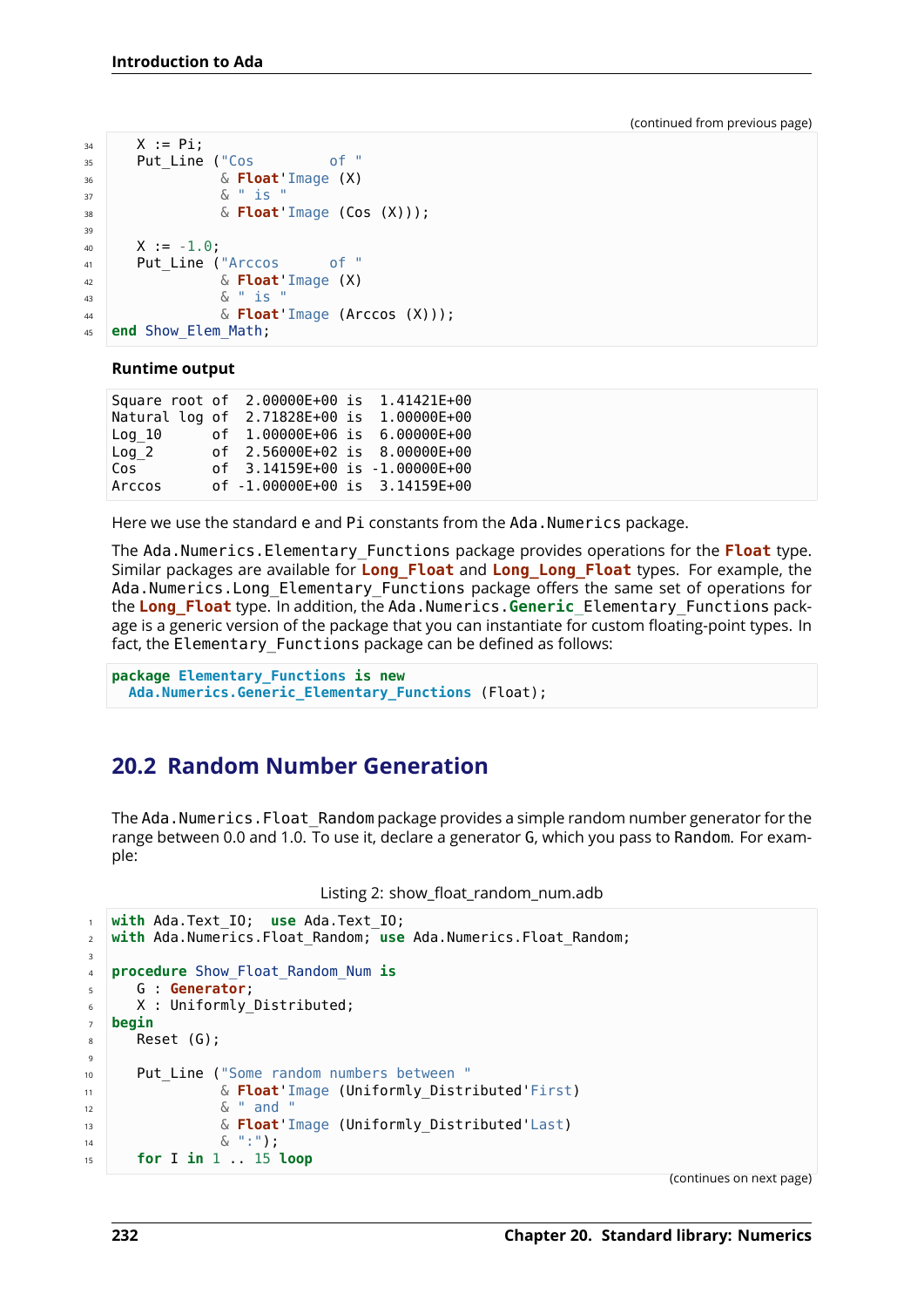(continued from previous page)

```
   X := Pi;
   Put_Line ("Cos         of "
             & Float'Image (X)
             & " is "
             & Float'Image (Cos (X)));

   X := -1.0;
   Put_Line ("Arccos      of "
             & Float'Image (X)
             & " is "
             & Float'Image (Arccos (X)));
end Show_Elem_Math;
```

**Runtime output**

```
Square root of  2.00000E+00 is  1.41421E+00
Natural log of  2.71828E+00 is  1.00000E+00
Log_10      of  1.00000E+06 is  6.00000E+00
Log_2       of  2.56000E+02 is  8.00000E+00
Cos         of  3.14159E+00 is -1.00000E+00
Arccos      of -1.00000E+00 is  3.14159E+00
```

Here we use the standard e and Pi constants from the Ada.Numerics package.

The Ada.Numerics.Elementary_Functions package provides operations for the **Float** type. Similar packages are available for **Long_Float** and **Long_Long_Float** types. For example, the Ada.Numerics.Long_Elementary_Functions package offers the same set of operations for the **Long_Float** type. In addition, the Ada.Numerics.Generic_Elementary_Functions package is a generic version of the package that you can instantiate for custom floating-point types. In fact, the Elementary_Functions package can be defined as follows:

```
package Elementary_Functions is new
  Ada.Numerics.Generic_Elementary_Functions (Float);
```

## 20.2 Random Number Generation

The Ada.Numerics.Float_Random package provides a simple random number generator for the range between 0.0 and 1.0. To use it, declare a generator G, which you pass to Random. For example:

Listing 2: show_float_random_num.adb

```
with Ada.Text_IO;  use Ada.Text_IO;
with Ada.Numerics.Float_Random; use Ada.Numerics.Float_Random;

procedure Show_Float_Random_Num is
   G : Generator;
   X : Uniformly_Distributed;
begin
   Reset (G);

   Put_Line ("Some random numbers between "
             & Float'Image (Uniformly_Distributed'First)
             & " and "
             & Float'Image (Uniformly_Distributed'Last)
             & ":");
   for I in 1 .. 15 loop
```

(continues on next page)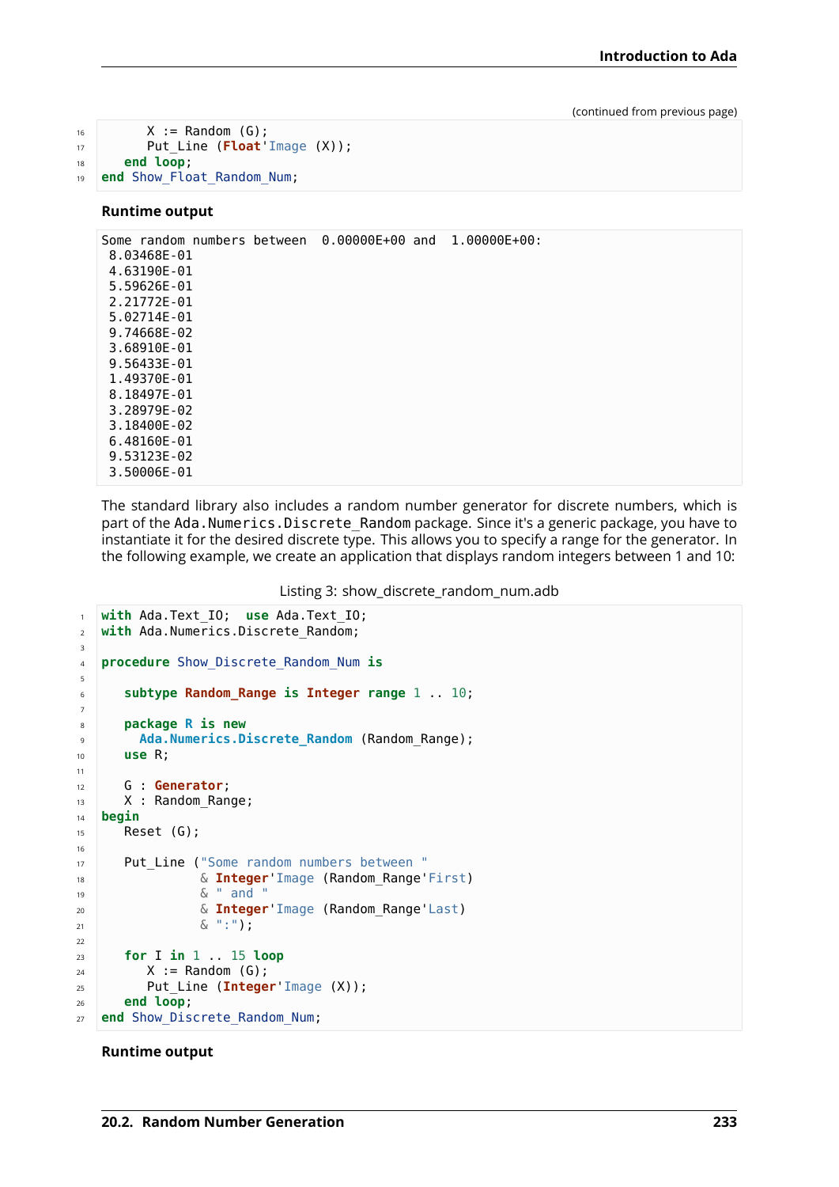(continued from previous page)

```ada
      X := Random (G);
      Put_Line (Float'Image (X));
   end loop;
end Show_Float_Random_Num;
```

**Runtime output**

```
Some random numbers between  0.00000E+00 and  1.00000E+00:
 8.03468E-01
 4.63190E-01
 5.59626E-01
 2.21772E-01
 5.02714E-01
 9.74668E-02
 3.68910E-01
 9.56433E-01
 1.49370E-01
 8.18497E-01
 3.28979E-02
 3.18400E-02
 6.48160E-01
 9.53123E-02
 3.50006E-01
```

The standard library also includes a random number generator for discrete numbers, which is part of the `Ada.Numerics.Discrete_Random` package. Since it's a generic package, you have to instantiate it for the desired discrete type. This allows you to specify a range for the generator. In the following example, we create an application that displays random integers between 1 and 10:

Listing 3: show_discrete_random_num.adb

```ada
with Ada.Text_IO;  use Ada.Text_IO;
with Ada.Numerics.Discrete_Random;

procedure Show_Discrete_Random_Num is

   subtype Random_Range is Integer range 1 .. 10;

   package R is new
     Ada.Numerics.Discrete_Random (Random_Range);
   use R;

   G : Generator;
   X : Random_Range;
begin
   Reset (G);

   Put_Line ("Some random numbers between "
             & Integer'Image (Random_Range'First)
             & " and "
             & Integer'Image (Random_Range'Last)
             & ":");

   for I in 1 .. 15 loop
      X := Random (G);
      Put_Line (Integer'Image (X));
   end loop;
end Show_Discrete_Random_Num;
```

**Runtime output**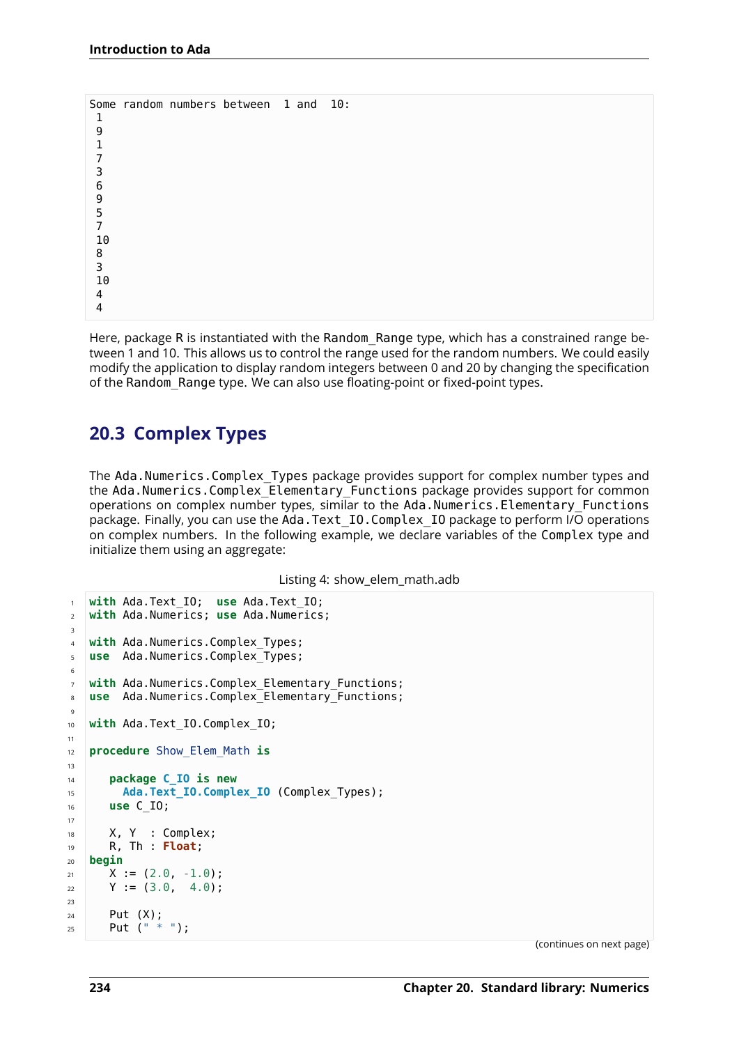```
Some random numbers between  1 and  10:
 1
 9
 1
 7
 3
 6
 9
 5
 7
 10
 8
 3
 10
 4
 4
```

Here, package R is instantiated with the Random_Range type, which has a constrained range between 1 and 10. This allows us to control the range used for the random numbers. We could easily modify the application to display random integers between 0 and 20 by changing the specification of the Random_Range type. We can also use floating-point or fixed-point types.

## 20.3 Complex Types

The Ada.Numerics.Complex_Types package provides support for complex number types and the Ada.Numerics.Complex_Elementary_Functions package provides support for common operations on complex number types, similar to the Ada.Numerics.Elementary_Functions package. Finally, you can use the Ada.Text_IO.Complex_IO package to perform I/O operations on complex numbers. In the following example, we declare variables of the Complex type and initialize them using an aggregate:

Listing 4: show_elem_math.adb

```
with Ada.Text_IO;  use Ada.Text_IO;
with Ada.Numerics; use Ada.Numerics;

with Ada.Numerics.Complex_Types;
use  Ada.Numerics.Complex_Types;

with Ada.Numerics.Complex_Elementary_Functions;
use  Ada.Numerics.Complex_Elementary_Functions;

with Ada.Text_IO.Complex_IO;

procedure Show_Elem_Math is

   package C_IO is new
     Ada.Text_IO.Complex_IO (Complex_Types);
   use C_IO;

   X, Y  : Complex;
   R, Th : Float;
begin
   X := (2.0, -1.0);
   Y := (3.0,  4.0);

   Put (X);
   Put (" * ");
```

(continues on next page)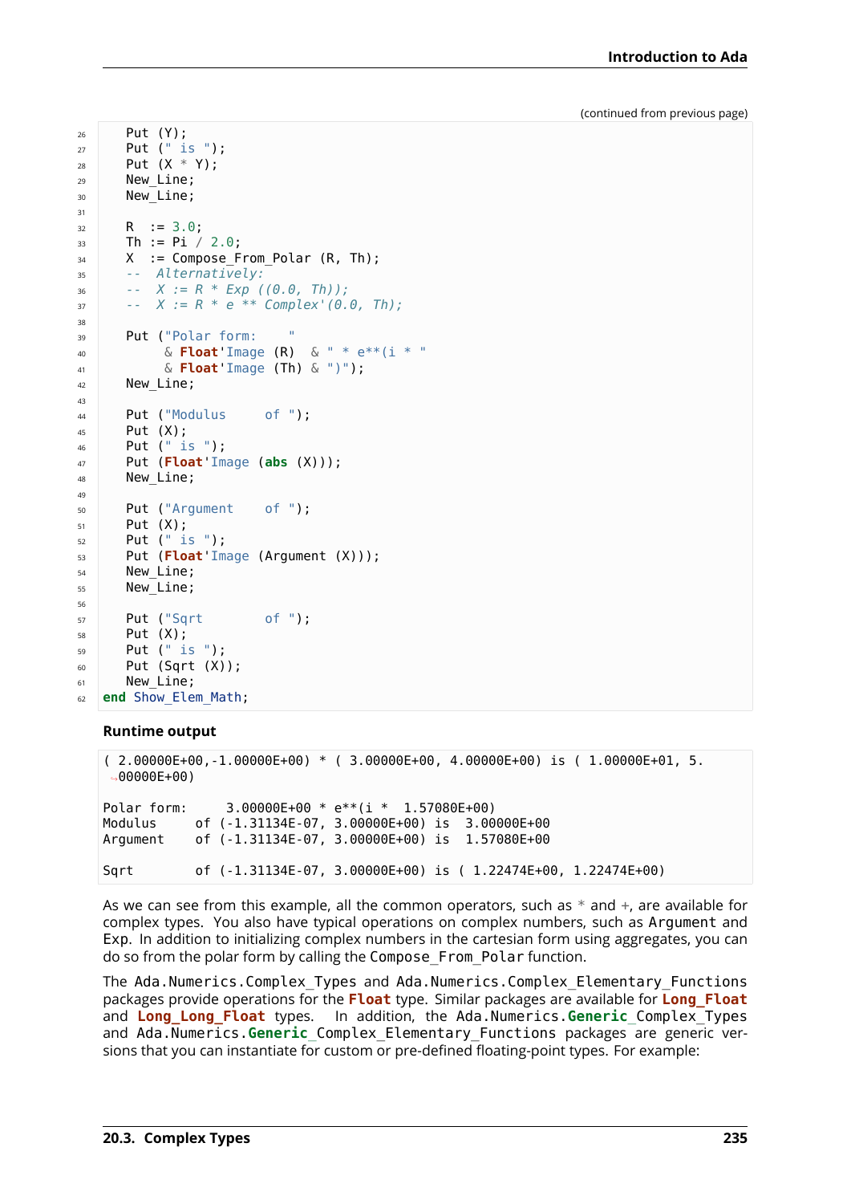(continued from previous page)

```ada
   Put (Y);
   Put (" is ");
   Put (X * Y);
   New_Line;
   New_Line;

   R  := 3.0;
   Th := Pi / 2.0;
   X  := Compose_From_Polar (R, Th);
   --  Alternatively:
   --  X := R * Exp ((0.0, Th));
   --  X := R * e ** Complex'(0.0, Th);

   Put ("Polar form:    "
        & Float'Image (R)  & " * e**(i * "
        & Float'Image (Th) & ")");
   New_Line;

   Put ("Modulus     of ");
   Put (X);
   Put (" is ");
   Put (Float'Image (abs (X)));
   New_Line;

   Put ("Argument    of ");
   Put (X);
   Put (" is ");
   Put (Float'Image (Argument (X)));
   New_Line;
   New_Line;

   Put ("Sqrt        of ");
   Put (X);
   Put (" is ");
   Put (Sqrt (X));
   New_Line;
end Show_Elem_Math;
```

**Runtime output**

```
( 2.00000E+00,-1.00000E+00) * ( 3.00000E+00, 4.00000E+00) is ( 1.00000E+01, 5.
→00000E+00)

Polar form:     3.00000E+00 * e**(i *  1.57080E+00)
Modulus     of (-1.31134E-07, 3.00000E+00) is  3.00000E+00
Argument    of (-1.31134E-07, 3.00000E+00) is  1.57080E+00

Sqrt        of (-1.31134E-07, 3.00000E+00) is ( 1.22474E+00, 1.22474E+00)
```

As we can see from this example, all the common operators, such as `*` and `+`, are available for complex types. You also have typical operations on complex numbers, such as `Argument` and `Exp`. In addition to initializing complex numbers in the cartesian form using aggregates, you can do so from the polar form by calling the `Compose_From_Polar` function.

The `Ada.Numerics.Complex_Types` and `Ada.Numerics.Complex_Elementary_Functions` packages provide operations for the **Float** type. Similar packages are available for **Long_Float** and **Long_Long_Float** types. In addition, the `Ada.Numerics.Generic_Complex_Types` and `Ada.Numerics.Generic_Complex_Elementary_Functions` packages are generic versions that you can instantiate for custom or pre-defined floating-point types. For example: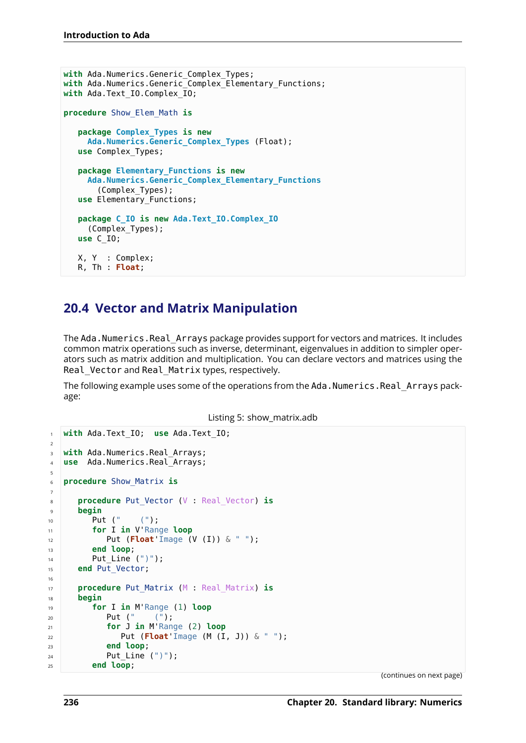```ada
with Ada.Numerics.Generic_Complex_Types;
with Ada.Numerics.Generic_Complex_Elementary_Functions;
with Ada.Text_IO.Complex_IO;

procedure Show_Elem_Math is

   package Complex_Types is new
     Ada.Numerics.Generic_Complex_Types (Float);
   use Complex_Types;

   package Elementary_Functions is new
     Ada.Numerics.Generic_Complex_Elementary_Functions
       (Complex_Types);
   use Elementary_Functions;

   package C_IO is new Ada.Text_IO.Complex_IO
     (Complex_Types);
   use C_IO;

   X, Y  : Complex;
   R, Th : Float;
```

## 20.4 Vector and Matrix Manipulation

The `Ada.Numerics.Real_Arrays` package provides support for vectors and matrices. It includes common matrix operations such as inverse, determinant, eigenvalues in addition to simpler operators such as matrix addition and multiplication. You can declare vectors and matrices using the `Real_Vector` and `Real_Matrix` types, respectively.

The following example uses some of the operations from the `Ada.Numerics.Real_Arrays` package:

Listing 5: show_matrix.adb

```ada
with Ada.Text_IO;  use Ada.Text_IO;

with Ada.Numerics.Real_Arrays;
use  Ada.Numerics.Real_Arrays;

procedure Show_Matrix is

   procedure Put_Vector (V : Real_Vector) is
   begin
      Put ("    (");
      for I in V'Range loop
         Put (Float'Image (V (I)) & " ");
      end loop;
      Put_Line (")");
   end Put_Vector;

   procedure Put_Matrix (M : Real_Matrix) is
   begin
      for I in M'Range (1) loop
         Put ("    (");
         for J in M'Range (2) loop
            Put (Float'Image (M (I, J)) & " ");
         end loop;
         Put_Line (")");
      end loop;
```

(continues on next page)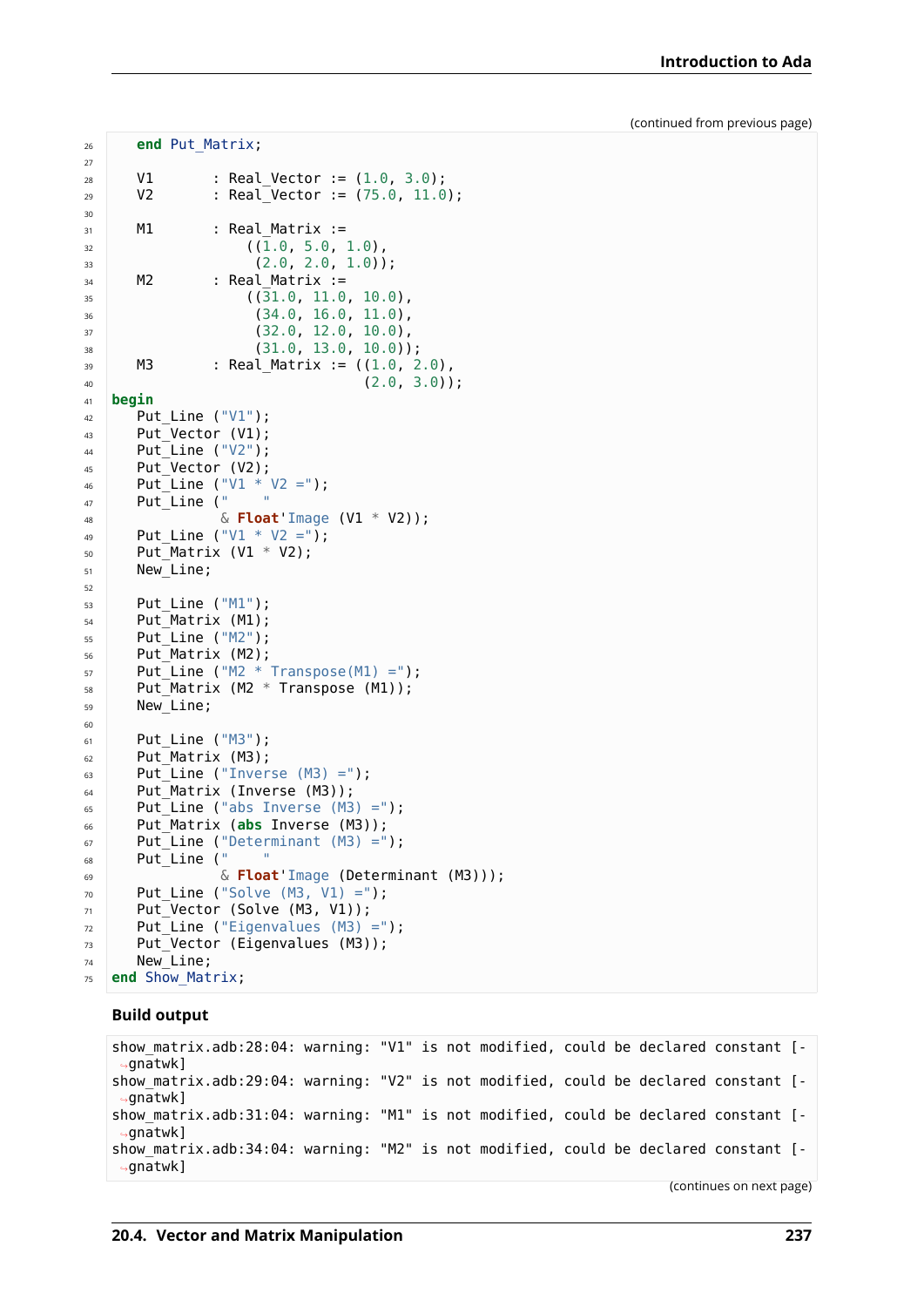(continued from previous page)

```ada
   end Put_Matrix;

   V1       : Real_Vector := (1.0, 3.0);
   V2       : Real_Vector := (75.0, 11.0);

   M1       : Real_Matrix :=
                ((1.0, 5.0, 1.0),
                 (2.0, 2.0, 1.0));
   M2       : Real_Matrix :=
                ((31.0, 11.0, 10.0),
                 (34.0, 16.0, 11.0),
                 (32.0, 12.0, 10.0),
                 (31.0, 13.0, 10.0));
   M3       : Real_Matrix := ((1.0, 2.0),
                              (2.0, 3.0));
begin
   Put_Line ("V1");
   Put_Vector (V1);
   Put_Line ("V2");
   Put_Vector (V2);
   Put_Line ("V1 * V2 =");
   Put_Line ("    "
             & Float'Image (V1 * V2));
   Put_Line ("V1 * V2 =");
   Put_Matrix (V1 * V2);
   New_Line;

   Put_Line ("M1");
   Put_Matrix (M1);
   Put_Line ("M2");
   Put_Matrix (M2);
   Put_Line ("M2 * Transpose(M1) =");
   Put_Matrix (M2 * Transpose (M1));
   New_Line;

   Put_Line ("M3");
   Put_Matrix (M3);
   Put_Line ("Inverse (M3) =");
   Put_Matrix (Inverse (M3));
   Put_Line ("abs Inverse (M3) =");
   Put_Matrix (abs Inverse (M3));
   Put_Line ("Determinant (M3) =");
   Put_Line ("    "
             & Float'Image (Determinant (M3)));
   Put_Line ("Solve (M3, V1) =");
   Put_Vector (Solve (M3, V1));
   Put_Line ("Eigenvalues (M3) =");
   Put_Vector (Eigenvalues (M3));
   New_Line;
end Show_Matrix;
```

**Build output**

```
show_matrix.adb:28:04: warning: "V1" is not modified, could be declared constant [-gnatwk]
show_matrix.adb:29:04: warning: "V2" is not modified, could be declared constant [-gnatwk]
show_matrix.adb:31:04: warning: "M1" is not modified, could be declared constant [-gnatwk]
show_matrix.adb:34:04: warning: "M2" is not modified, could be declared constant [-gnatwk]
```

(continues on next page)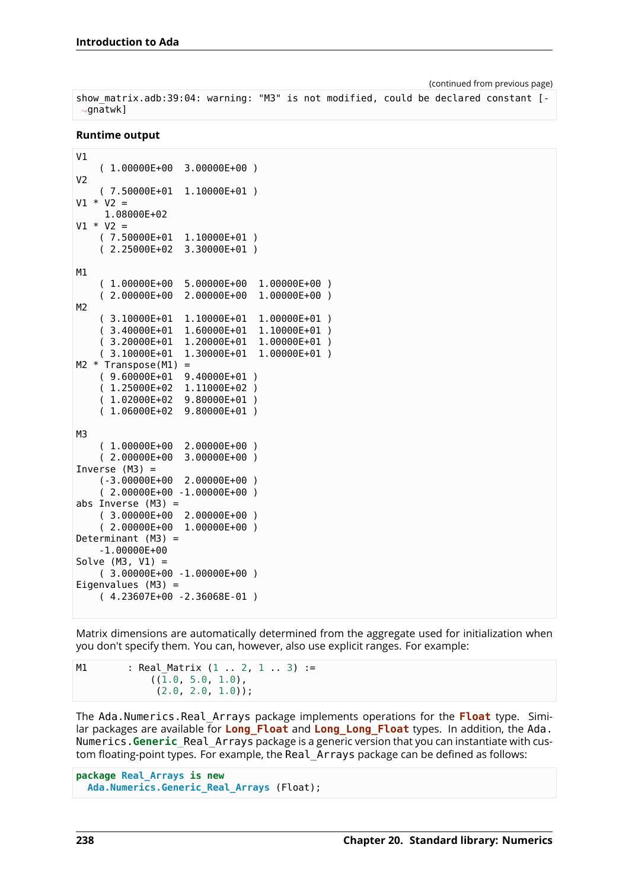(continued from previous page)

```
show_matrix.adb:39:04: warning: "M3" is not modified, could be declared constant [-gnatwk]
```

**Runtime output**

```
V1
    ( 1.00000E+00  3.00000E+00 )
V2
    ( 7.50000E+01  1.10000E+01 )
V1 * V2 =
     1.08000E+02
V1 * V2 =
    ( 7.50000E+01  1.10000E+01 )
    ( 2.25000E+02  3.30000E+01 )

M1
    ( 1.00000E+00  5.00000E+00  1.00000E+00 )
    ( 2.00000E+00  2.00000E+00  1.00000E+00 )
M2
    ( 3.10000E+01  1.10000E+01  1.00000E+01 )
    ( 3.40000E+01  1.60000E+01  1.10000E+01 )
    ( 3.20000E+01  1.20000E+01  1.00000E+01 )
    ( 3.10000E+01  1.30000E+01  1.00000E+01 )
M2 * Transpose(M1) =
    ( 9.60000E+01  9.40000E+01 )
    ( 1.25000E+02  1.11000E+02 )
    ( 1.02000E+02  9.80000E+01 )
    ( 1.06000E+02  9.80000E+01 )

M3
    ( 1.00000E+00  2.00000E+00 )
    ( 2.00000E+00  3.00000E+00 )
Inverse (M3) =
    (-3.00000E+00  2.00000E+00 )
    ( 2.00000E+00 -1.00000E+00 )
abs Inverse (M3) =
    ( 3.00000E+00  2.00000E+00 )
    ( 2.00000E+00  1.00000E+00 )
Determinant (M3) =
    -1.00000E+00
Solve (M3, V1) =
    ( 3.00000E+00 -1.00000E+00 )
Eigenvalues (M3) =
    ( 4.23607E+00 -2.36068E-01 )
```

Matrix dimensions are automatically determined from the aggregate used for initialization when you don't specify them. You can, however, also use explicit ranges. For example:

```
M1       : Real_Matrix (1 .. 2, 1 .. 3) :=
              ((1.0, 5.0, 1.0),
               (2.0, 2.0, 1.0));
```

The `Ada.Numerics.Real_Arrays` package implements operations for the `Float` type. Similar packages are available for `Long_Float` and `Long_Long_Float` types. In addition, the `Ada.Numerics.Generic_Real_Arrays` package is a generic version that you can instantiate with custom floating-point types. For example, the `Real_Arrays` package can be defined as follows:

```
package Real_Arrays is new
  Ada.Numerics.Generic_Real_Arrays (Float);
```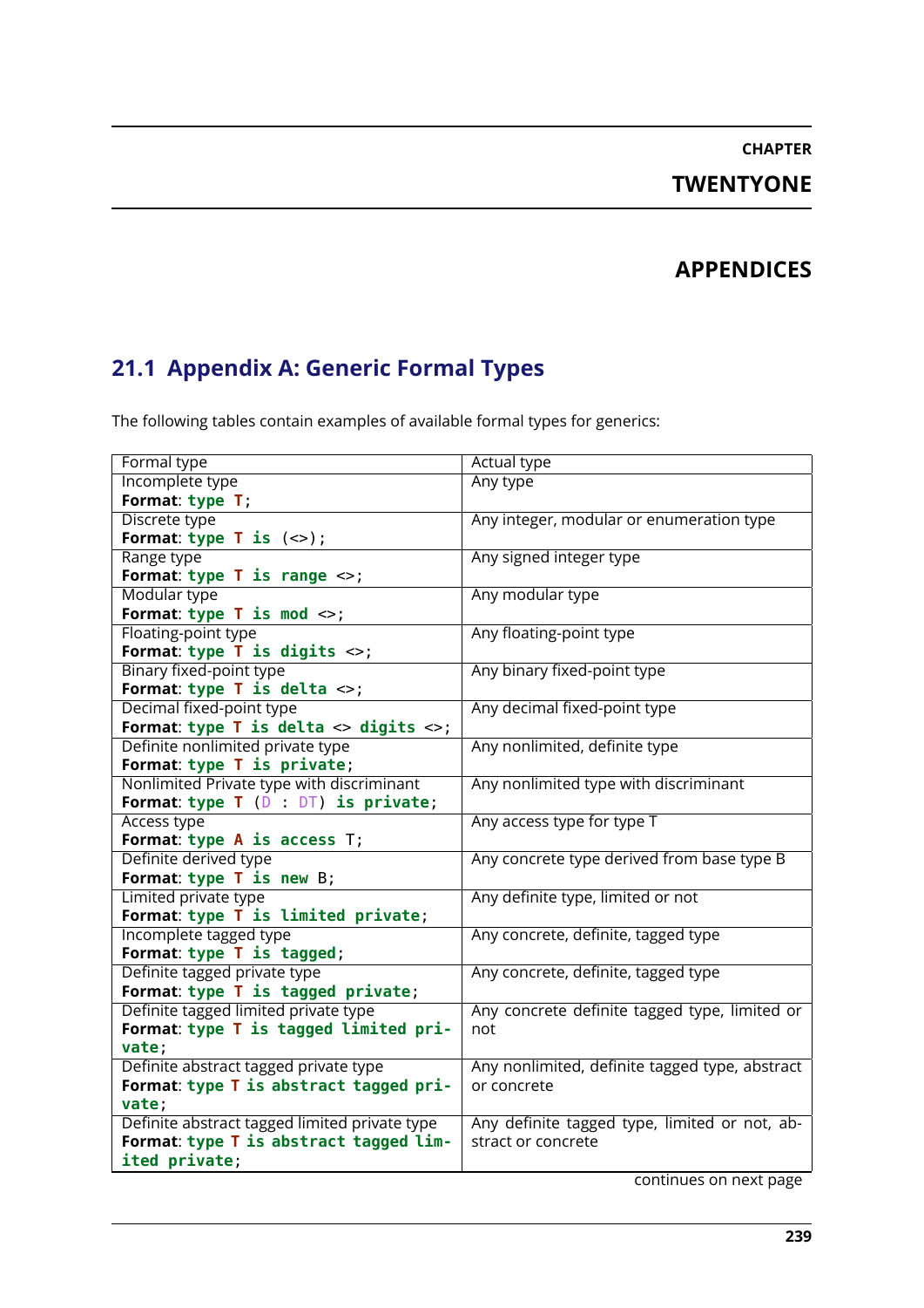# CHAPTER TWENTYONE

# APPENDICES

## 21.1 Appendix A: Generic Formal Types

The following tables contain examples of available formal types for generics:

| Formal type | Actual type |
|---|---|
| Incomplete type<br>**Format**: `type T;` | Any type |
| Discrete type<br>**Format**: `type T is (<>);` | Any integer, modular or enumeration type |
| Range type<br>**Format**: `type T is range <>;` | Any signed integer type |
| Modular type<br>**Format**: `type T is mod <>;` | Any modular type |
| Floating-point type<br>**Format**: `type T is digits <>;` | Any floating-point type |
| Binary fixed-point type<br>**Format**: `type T is delta <>;` | Any binary fixed-point type |
| Decimal fixed-point type<br>**Format**: `type T is delta <> digits <>;` | Any decimal fixed-point type |
| Definite nonlimited private type<br>**Format**: `type T is private;` | Any nonlimited, definite type |
| Nonlimited Private type with discriminant<br>**Format**: `type T (D : DT) is private;` | Any nonlimited type with discriminant |
| Access type<br>**Format**: `type A is access T;` | Any access type for type T |
| Definite derived type<br>**Format**: `type T is new B;` | Any concrete type derived from base type B |
| Limited private type<br>**Format**: `type T is limited private;` | Any definite type, limited or not |
| Incomplete tagged type<br>**Format**: `type T is tagged;` | Any concrete, definite, tagged type |
| Definite tagged private type<br>**Format**: `type T is tagged private;` | Any concrete, definite, tagged type |
| Definite tagged limited private type<br>**Format**: `type T is tagged limited private;` | Any concrete definite tagged type, limited or not |
| Definite abstract tagged private type<br>**Format**: `type T is abstract tagged private;` | Any nonlimited, definite tagged type, abstract or concrete |
| Definite abstract tagged limited private type<br>**Format**: `type T is abstract tagged limited private;` | Any definite tagged type, limited or not, abstract or concrete |

continues on next page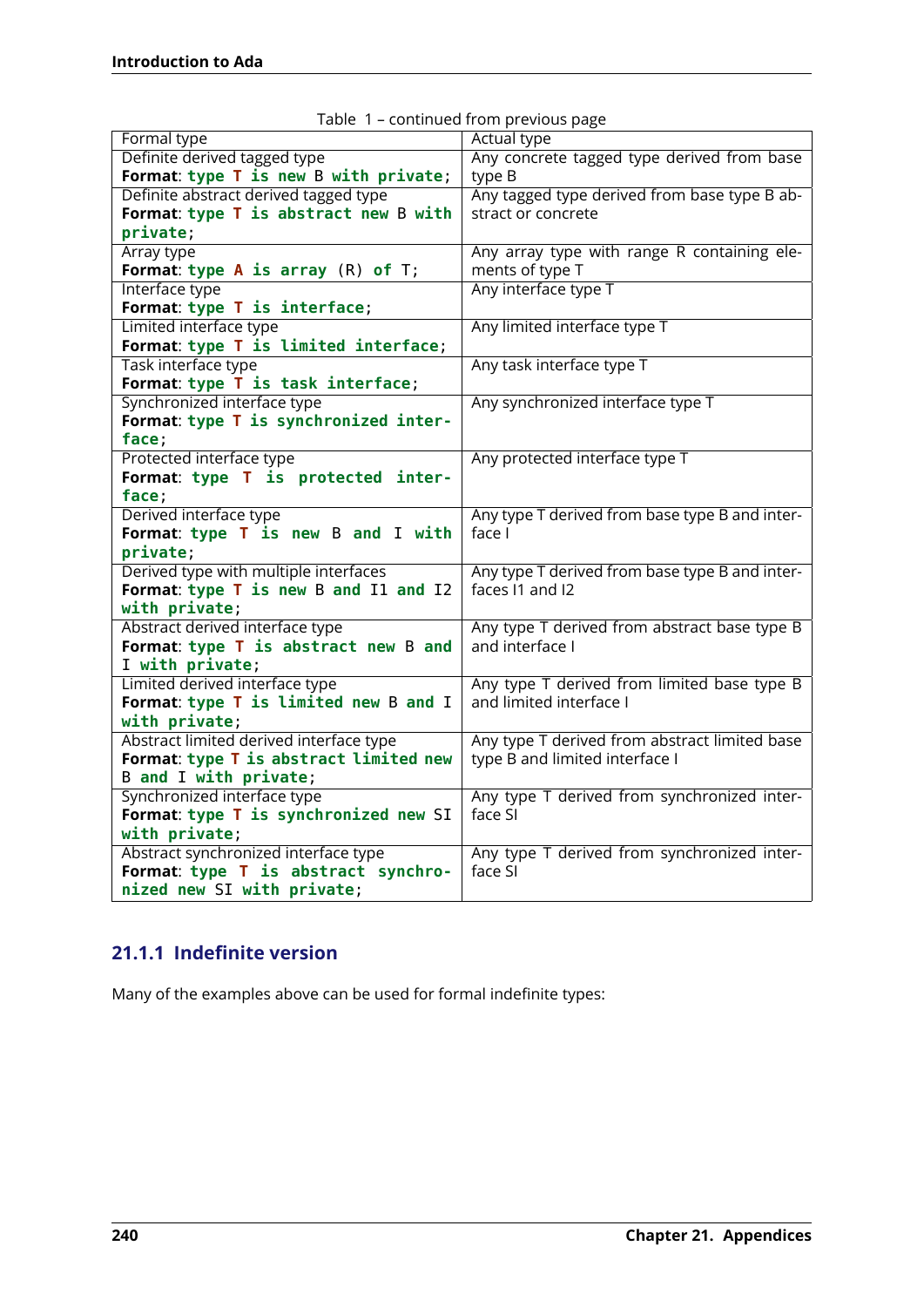Table 1 – continued from previous page

| Formal type | Actual type |
|---|---|
| Definite derived tagged type **Format**: `type T is new B with private;` | Any concrete tagged type derived from base type B |
| Definite abstract derived tagged type **Format**: `type T is abstract new B with private;` | Any tagged type derived from base type B abstract or concrete |
| Array type **Format**: `type A is array (R) of T;` | Any array type with range R containing elements of type T |
| Interface type **Format**: `type T is interface;` | Any interface type T |
| Limited interface type **Format**: `type T is limited interface;` | Any limited interface type T |
| Task interface type **Format**: `type T is task interface;` | Any task interface type T |
| Synchronized interface type **Format**: `type T is synchronized interface;` | Any synchronized interface type T |
| Protected interface type **Format**: `type T is protected interface;` | Any protected interface type T |
| Derived interface type **Format**: `type T is new B and I with private;` | Any type T derived from base type B and interface I |
| Derived type with multiple interfaces **Format**: `type T is new B and I1 and I2 with private;` | Any type T derived from base type B and interfaces I1 and I2 |
| Abstract derived interface type **Format**: `type T is abstract new B and I with private;` | Any type T derived from abstract base type B and interface I |
| Limited derived interface type **Format**: `type T is limited new B and I with private;` | Any type T derived from limited base type B and limited interface I |
| Abstract limited derived interface type **Format**: `type T is abstract limited new B and I with private;` | Any type T derived from abstract limited base type B and limited interface I |
| Synchronized interface type **Format**: `type T is synchronized new SI with private;` | Any type T derived from synchronized interface SI |
| Abstract synchronized interface type **Format**: `type T is abstract synchronized new SI with private;` | Any type T derived from synchronized interface SI |

### 21.1.1 Indefinite version

Many of the examples above can be used for formal indefinite types: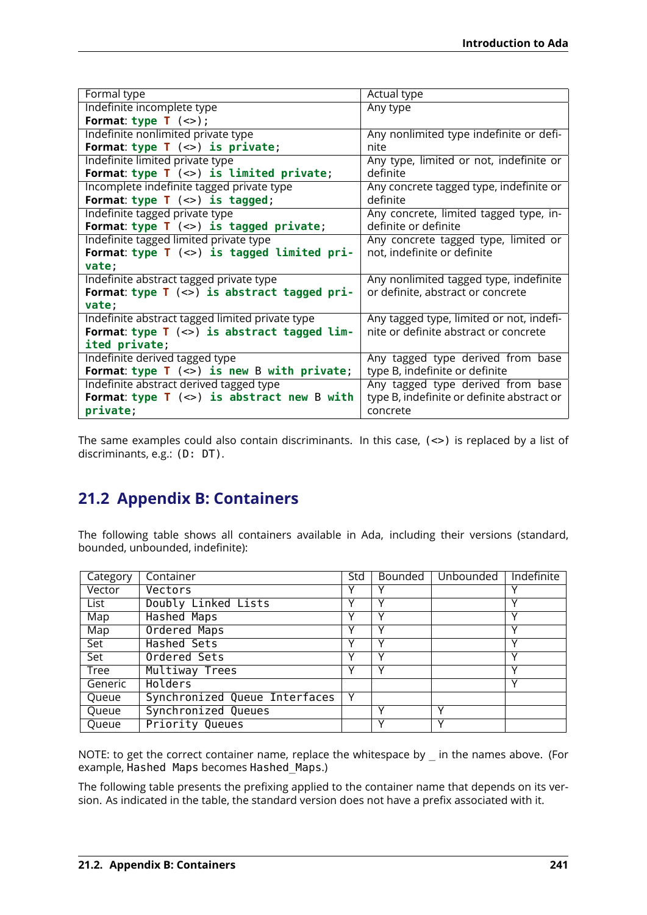| Formal type | Actual type |
|---|---|
| Indefinite incomplete type<br>**Format**: `type T (<>);` | Any type |
| Indefinite nonlimited private type<br>**Format**: `type T (<>) is private;` | Any nonlimited type indefinite or definite |
| Indefinite limited private type<br>**Format**: `type T (<>) is limited private;` | Any type, limited or not, indefinite or definite |
| Incomplete indefinite tagged private type<br>**Format**: `type T (<>) is tagged;` | Any concrete tagged type, indefinite or definite |
| Indefinite tagged private type<br>**Format**: `type T (<>) is tagged private;` | Any concrete, limited tagged type, indefinite or definite |
| Indefinite tagged limited private type<br>**Format**: `type T (<>) is tagged limited private;` | Any concrete tagged type, limited or not, indefinite or definite |
| Indefinite abstract tagged private type<br>**Format**: `type T (<>) is abstract tagged private;` | Any nonlimited tagged type, indefinite or definite, abstract or concrete |
| Indefinite abstract tagged limited private type<br>**Format**: `type T (<>) is abstract tagged limited private;` | Any tagged type, limited or not, indefinite or definite abstract or concrete |
| Indefinite derived tagged type<br>**Format**: `type T (<>) is new B with private;` | Any tagged type derived from base type B, indefinite or definite |
| Indefinite abstract derived tagged type<br>**Format**: `type T (<>) is abstract new B with private;` | Any tagged type derived from base type B, indefinite or definite abstract or concrete |

The same examples could also contain discriminants. In this case, `(<>)` is replaced by a list of discriminants, e.g.: `(D: DT)`.

## 21.2 Appendix B: Containers

The following table shows all containers available in Ada, including their versions (standard, bounded, unbounded, indefinite):

| Category | Container | Std | Bounded | Unbounded | Indefinite |
|---|---|---|---|---|---|
| Vector | `Vectors` | Y | Y | | Y |
| List | `Doubly Linked Lists` | Y | Y | | Y |
| Map | `Hashed Maps` | Y | Y | | Y |
| Map | `Ordered Maps` | Y | Y | | Y |
| Set | `Hashed Sets` | Y | Y | | Y |
| Set | `Ordered Sets` | Y | Y | | Y |
| Tree | `Multiway Trees` | Y | Y | | Y |
| Generic | `Holders` | | | | Y |
| Queue | `Synchronized Queue Interfaces` | Y | | | |
| Queue | `Synchronized Queues` | | Y | Y | |
| Queue | `Priority Queues` | | Y | Y | |

NOTE: to get the correct container name, replace the whitespace by _ in the names above. (For example, `Hashed Maps` becomes `Hashed_Maps`.)

The following table presents the prefixing applied to the container name that depends on its version. As indicated in the table, the standard version does not have a prefix associated with it.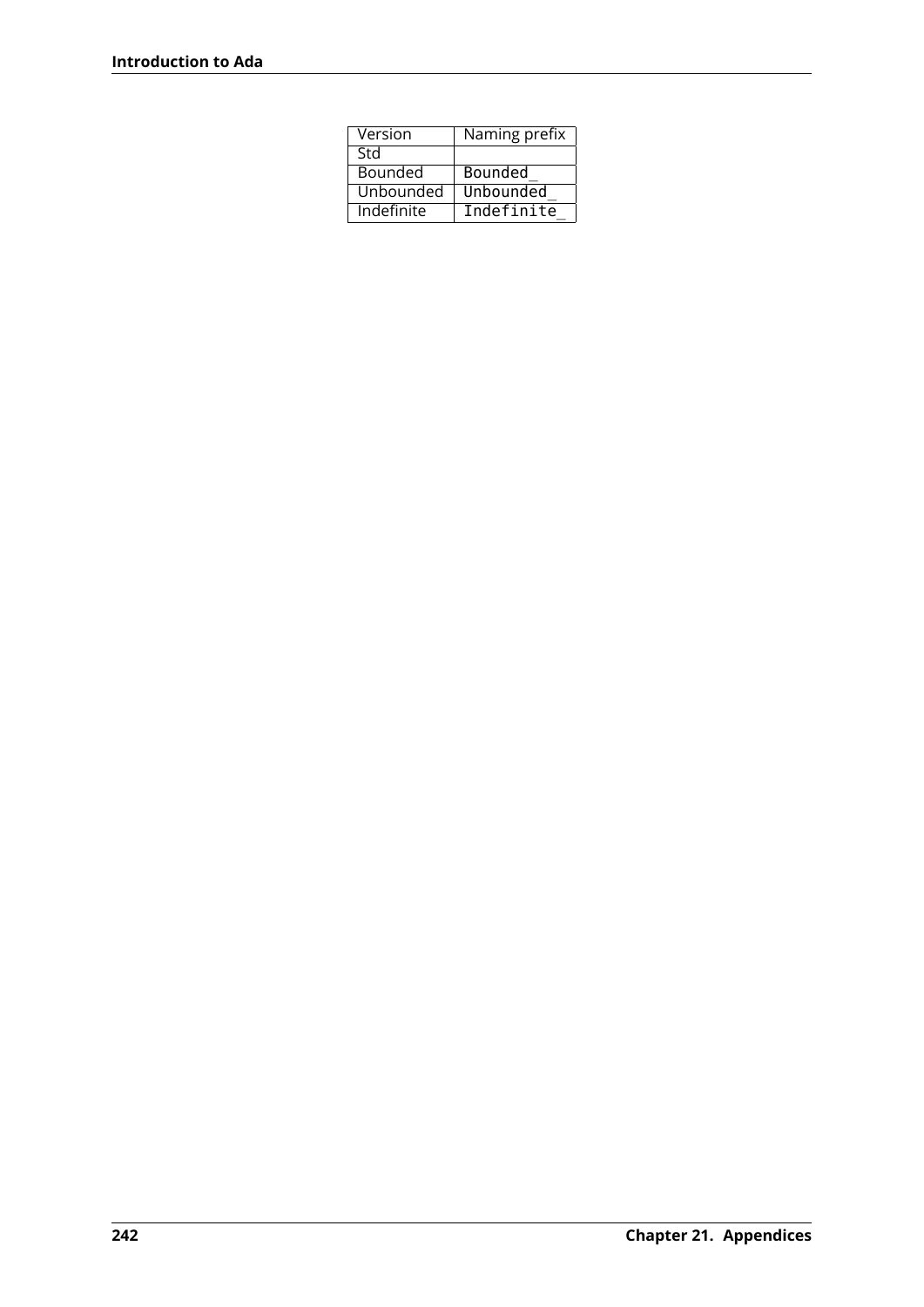| Version | Naming prefix |
| --- | --- |
| Std | |
| Bounded | `Bounded_` |
| Unbounded | `Unbounded_` |
| Indefinite | `Indefinite_` |